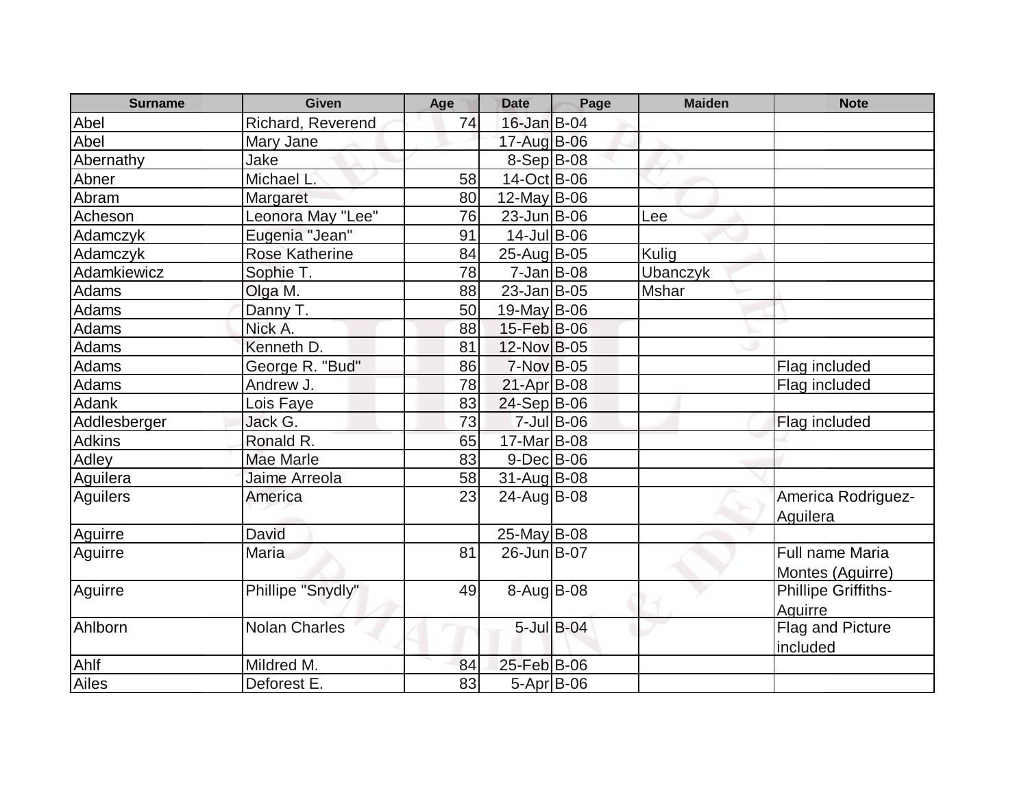| Surname | Given | Age | Date | Page | Maiden | Note |
|---|---|---|---|---|---|---|
| Abel | Richard, Reverend | 74 | 16-Jan | B-04 | | |
| Abel | Mary Jane | | 17-Aug | B-06 | | |
| Abernathy | Jake | | 8-Sep | B-08 | | |
| Abner | Michael L. | 58 | 14-Oct | B-06 | | |
| Abram | Margaret | 80 | 12-May | B-06 | | |
| Acheson | Leonora May "Lee" | 76 | 23-Jun | B-06 | Lee | |
| Adamczyk | Eugenia "Jean" | 91 | 14-Jul | B-06 | | |
| Adamczyk | Rose Katherine | 84 | 25-Aug | B-05 | Kulig | |
| Adamkiewicz | Sophie T. | 78 | 7-Jan | B-08 | Ubanczyk | |
| Adams | Olga M. | 88 | 23-Jan | B-05 | Mshar | |
| Adams | Danny T. | 50 | 19-May | B-06 | | |
| Adams | Nick A. | 88 | 15-Feb | B-06 | | |
| Adams | Kenneth D. | 81 | 12-Nov | B-05 | | |
| Adams | George R. "Bud" | 86 | 7-Nov | B-05 | | Flag included |
| Adams | Andrew J. | 78 | 21-Apr | B-08 | | Flag included |
| Adank | Lois Faye | 83 | 24-Sep | B-06 | | |
| Addlesberger | Jack G. | 73 | 7-Jul | B-06 | | Flag included |
| Adkins | Ronald R. | 65 | 17-Mar | B-08 | | |
| Adley | Mae Marle | 83 | 9-Dec | B-06 | | |
| Aguilera | Jaime Arreola | 58 | 31-Aug | B-08 | | |
| Aguilers | America | 23 | 24-Aug | B-08 | | America Rodriguez-Aguilera |
| Aguirre | David | | 25-May | B-08 | | |
| Aguirre | Maria | 81 | 26-Jun | B-07 | | Full name Maria Montes (Aguirre) |
| Aguirre | Phillipe "Snydly" | 49 | 8-Aug | B-08 | | Phillipe Griffiths-Aguirre |
| Ahlborn | Nolan Charles | | 5-Jul | B-04 | | Flag and Picture included |
| Ahlf | Mildred M. | 84 | 25-Feb | B-06 | | |
| Ailes | Deforest E. | 83 | 5-Apr | B-06 | | |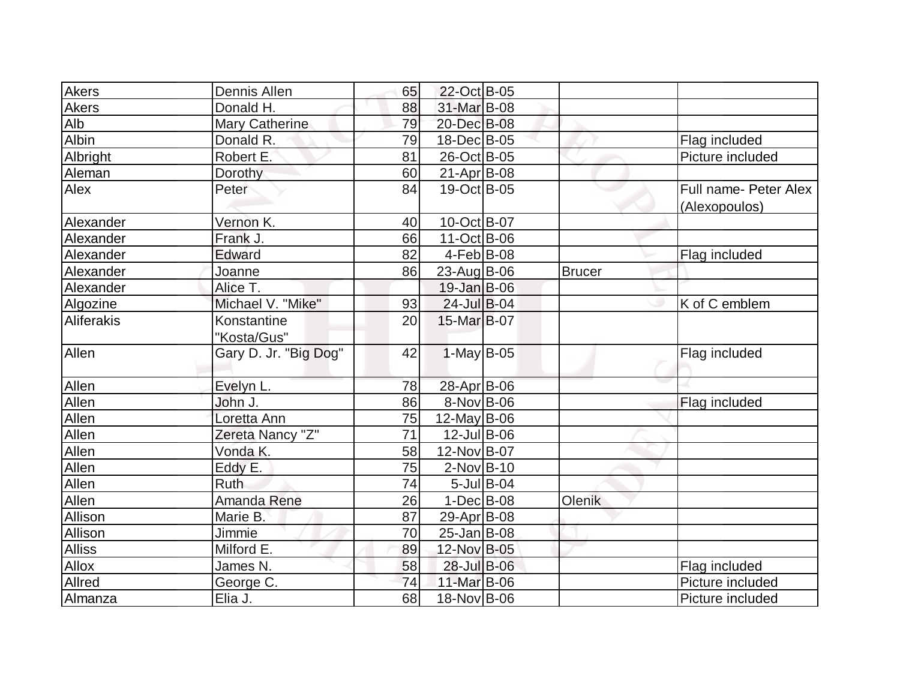| Akers | Dennis Allen | 65 | 22-Oct | B-05 | | |
|---|---|---|---|---|---|---|
| Akers | Donald H. | 88 | 31-Mar | B-08 | | |
| Alb | Mary Catherine | 79 | 20-Dec | B-08 | | |
| Albin | Donald R. | 79 | 18-Dec | B-05 | | Flag included |
| Albright | Robert E. | 81 | 26-Oct | B-05 | | Picture included |
| Aleman | Dorothy | 60 | 21-Apr | B-08 | | |
| Alex | Peter | 84 | 19-Oct | B-05 | | Full name- Peter Alex (Alexopoulos) |
| Alexander | Vernon K. | 40 | 10-Oct | B-07 | | |
| Alexander | Frank J. | 66 | 11-Oct | B-06 | | |
| Alexander | Edward | 82 | 4-Feb | B-08 | | Flag included |
| Alexander | Joanne | 86 | 23-Aug | B-06 | Brucer | |
| Alexander | Alice T. | | 19-Jan | B-06 | | |
| Algozine | Michael V. "Mike" | 93 | 24-Jul | B-04 | | K of C emblem |
| Aliferakis | Konstantine "Kosta/Gus" | 20 | 15-Mar | B-07 | | |
| Allen | Gary D. Jr. "Big Dog" | 42 | 1-May | B-05 | | Flag included |
| Allen | Evelyn L. | 78 | 28-Apr | B-06 | | |
| Allen | John J. | 86 | 8-Nov | B-06 | | Flag included |
| Allen | Loretta Ann | 75 | 12-May | B-06 | | |
| Allen | Zereta Nancy "Z" | 71 | 12-Jul | B-06 | | |
| Allen | Vonda K. | 58 | 12-Nov | B-07 | | |
| Allen | Eddy E. | 75 | 2-Nov | B-10 | | |
| Allen | Ruth | 74 | 5-Jul | B-04 | | |
| Allen | Amanda Rene | 26 | 1-Dec | B-08 | Olenik | |
| Allison | Marie B. | 87 | 29-Apr | B-08 | | |
| Allison | Jimmie | 70 | 25-Jan | B-08 | | |
| Alliss | Milford E. | 89 | 12-Nov | B-05 | | |
| Allox | James N. | 58 | 28-Jul | B-06 | | Flag included |
| Allred | George C. | 74 | 11-Mar | B-06 | | Picture included |
| Almanza | Elia J. | 68 | 18-Nov | B-06 | | Picture included |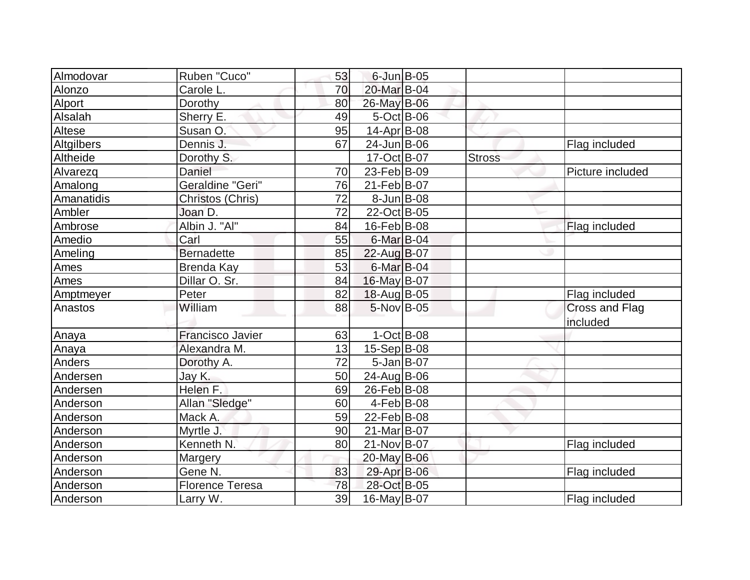| | | | | | | |
|---|---|---|---|---|---|---|
| Almodovar | Ruben "Cuco" | 53 | 6-Jun | B-05 | | |
| Alonzo | Carole L. | 70 | 20-Mar | B-04 | | |
| Alport | Dorothy | 80 | 26-May | B-06 | | |
| Alsalah | Sherry E. | 49 | 5-Oct | B-06 | | |
| Altese | Susan O. | 95 | 14-Apr | B-08 | | |
| Altgilbers | Dennis J. | 67 | 24-Jun | B-06 | | Flag included |
| Altheide | Dorothy S. | | 17-Oct | B-07 | Stross | |
| Alvarezq | Daniel | 70 | 23-Feb | B-09 | | Picture included |
| Amalong | Geraldine "Geri" | 76 | 21-Feb | B-07 | | |
| Amanatidis | Christos (Chris) | 72 | 8-Jun | B-08 | | |
| Ambler | Joan D. | 72 | 22-Oct | B-05 | | |
| Ambrose | Albin J. "Al" | 84 | 16-Feb | B-08 | | Flag included |
| Amedio | Carl | 55 | 6-Mar | B-04 | | |
| Ameling | Bernadette | 85 | 22-Aug | B-07 | | |
| Ames | Brenda Kay | 53 | 6-Mar | B-04 | | |
| Ames | Dillar O. Sr. | 84 | 16-May | B-07 | | |
| Amptmeyer | Peter | 82 | 18-Aug | B-05 | | Flag included |
| Anastos | William | 88 | 5-Nov | B-05 | | Cross and Flag included |
| Anaya | Francisco Javier | 63 | 1-Oct | B-08 | | |
| Anaya | Alexandra M. | 13 | 15-Sep | B-08 | | |
| Anders | Dorothy A. | 72 | 5-Jan | B-07 | | |
| Andersen | Jay K. | 50 | 24-Aug | B-06 | | |
| Andersen | Helen F. | 69 | 26-Feb | B-08 | | |
| Anderson | Allan "Sledge" | 60 | 4-Feb | B-08 | | |
| Anderson | Mack A. | 59 | 22-Feb | B-08 | | |
| Anderson | Myrtle J. | 90 | 21-Mar | B-07 | | |
| Anderson | Kenneth N. | 80 | 21-Nov | B-07 | | Flag included |
| Anderson | Margery | | 20-May | B-06 | | |
| Anderson | Gene N. | 83 | 29-Apr | B-06 | | Flag included |
| Anderson | Florence Teresa | 78 | 28-Oct | B-05 | | |
| Anderson | Larry W. | 39 | 16-May | B-07 | | Flag included |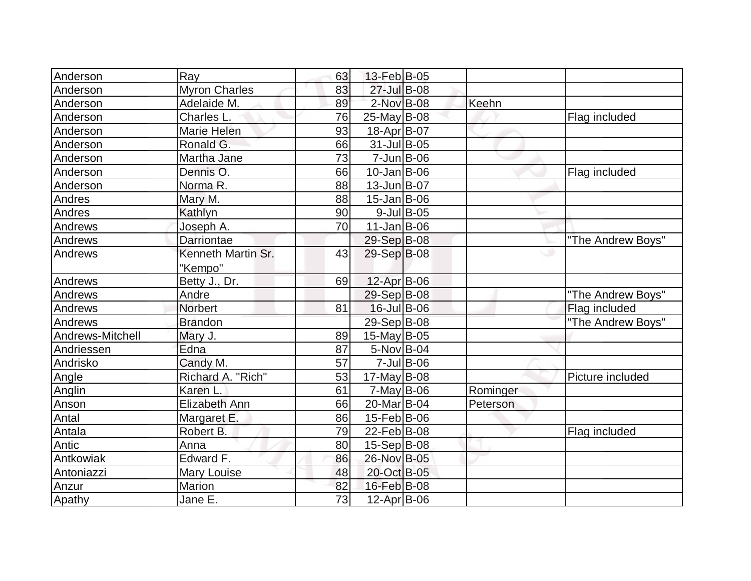| | | | | | | |
|---|---|---|---|---|---|---|
| Anderson | Ray | 63 | 13-Feb | B-05 | | |
| Anderson | Myron Charles | 83 | 27-Jul | B-08 | | |
| Anderson | Adelaide M. | 89 | 2-Nov | B-08 | Keehn | |
| Anderson | Charles L. | 76 | 25-May | B-08 | | Flag included |
| Anderson | Marie Helen | 93 | 18-Apr | B-07 | | |
| Anderson | Ronald G. | 66 | 31-Jul | B-05 | | |
| Anderson | Martha Jane | 73 | 7-Jun | B-06 | | |
| Anderson | Dennis O. | 66 | 10-Jan | B-06 | | Flag included |
| Anderson | Norma R. | 88 | 13-Jun | B-07 | | |
| Andres | Mary M. | 88 | 15-Jan | B-06 | | |
| Andres | Kathlyn | 90 | 9-Jul | B-05 | | |
| Andrews | Joseph A. | 70 | 11-Jan | B-06 | | |
| Andrews | Darriontae | | 29-Sep | B-08 | | "The Andrew Boys" |
| Andrews | Kenneth Martin Sr. "Kempo" | 43 | 29-Sep | B-08 | | |
| Andrews | Betty J., Dr. | 69 | 12-Apr | B-06 | | |
| Andrews | Andre | | 29-Sep | B-08 | | "The Andrew Boys" |
| Andrews | Norbert | 81 | 16-Jul | B-06 | | Flag included |
| Andrews | Brandon | | 29-Sep | B-08 | | "The Andrew Boys" |
| Andrews-Mitchell | Mary J. | 89 | 15-May | B-05 | | |
| Andriessen | Edna | 87 | 5-Nov | B-04 | | |
| Andrisko | Candy M. | 57 | 7-Jul | B-06 | | |
| Angle | Richard A. "Rich" | 53 | 17-May | B-08 | | Picture included |
| Anglin | Karen L. | 61 | 7-May | B-06 | Rominger | |
| Anson | Elizabeth Ann | 66 | 20-Mar | B-04 | Peterson | |
| Antal | Margaret E. | 86 | 15-Feb | B-06 | | |
| Antala | Robert B. | 79 | 22-Feb | B-08 | | Flag included |
| Antic | Anna | 80 | 15-Sep | B-08 | | |
| Antkowiak | Edward F. | 86 | 26-Nov | B-05 | | |
| Antoniazzi | Mary Louise | 48 | 20-Oct | B-05 | | |
| Anzur | Marion | 82 | 16-Feb | B-08 | | |
| Apathy | Jane E. | 73 | 12-Apr | B-06 | | |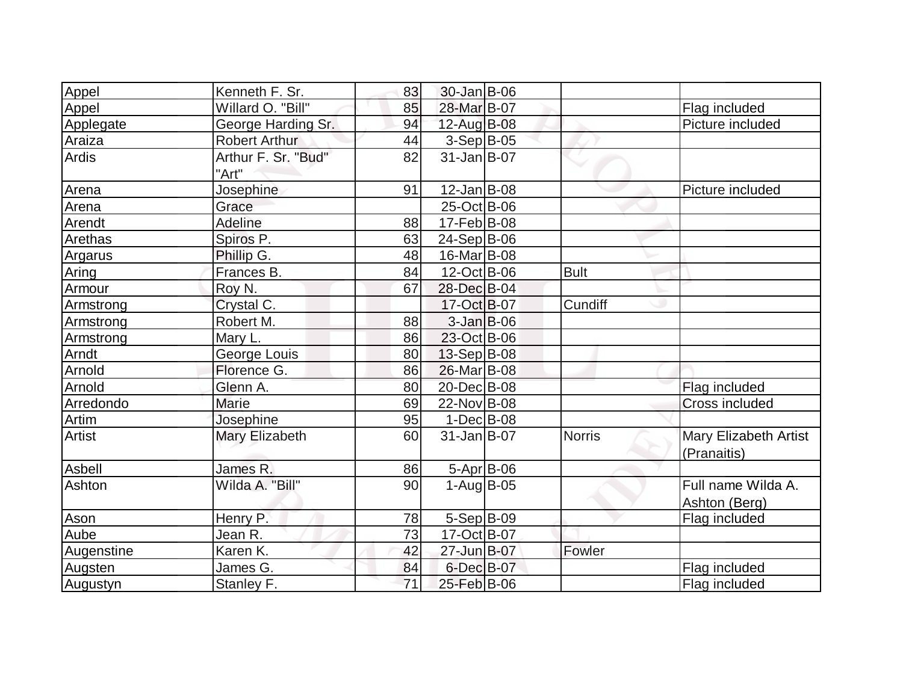| | | | | | | |
|---|---|---|---|---|---|---|
| Appel | Kenneth F. Sr. | 83 | 30-Jan | B-06 | | |
| Appel | Willard O. "Bill" | 85 | 28-Mar | B-07 | | Flag included |
| Applegate | George Harding Sr. | 94 | 12-Aug | B-08 | | Picture included |
| Araiza | Robert Arthur | 44 | 3-Sep | B-05 | | |
| Ardis | Arthur F. Sr. "Bud" "Art" | 82 | 31-Jan | B-07 | | |
| Arena | Josephine | 91 | 12-Jan | B-08 | | Picture included |
| Arena | Grace | | 25-Oct | B-06 | | |
| Arendt | Adeline | 88 | 17-Feb | B-08 | | |
| Arethas | Spiros P. | 63 | 24-Sep | B-06 | | |
| Argarus | Phillip G. | 48 | 16-Mar | B-08 | | |
| Aring | Frances B. | 84 | 12-Oct | B-06 | Bult | |
| Armour | Roy N. | 67 | 28-Dec | B-04 | | |
| Armstrong | Crystal C. | | 17-Oct | B-07 | Cundiff | |
| Armstrong | Robert M. | 88 | 3-Jan | B-06 | | |
| Armstrong | Mary L. | 86 | 23-Oct | B-06 | | |
| Arndt | George Louis | 80 | 13-Sep | B-08 | | |
| Arnold | Florence G. | 86 | 26-Mar | B-08 | | |
| Arnold | Glenn A. | 80 | 20-Dec | B-08 | | Flag included |
| Arredondo | Marie | 69 | 22-Nov | B-08 | | Cross included |
| Artim | Josephine | 95 | 1-Dec | B-08 | | |
| Artist | Mary Elizabeth | 60 | 31-Jan | B-07 | Norris | Mary Elizabeth Artist (Pranaitis) |
| Asbell | James R. | 86 | 5-Apr | B-06 | | |
| Ashton | Wilda A. "Bill" | 90 | 1-Aug | B-05 | | Full name Wilda A. Ashton (Berg) |
| Ason | Henry P. | 78 | 5-Sep | B-09 | | Flag included |
| Aube | Jean R. | 73 | 17-Oct | B-07 | | |
| Augenstine | Karen K. | 42 | 27-Jun | B-07 | Fowler | |
| Augsten | James G. | 84 | 6-Dec | B-07 | | Flag included |
| Augustyn | Stanley F. | 71 | 25-Feb | B-06 | | Flag included |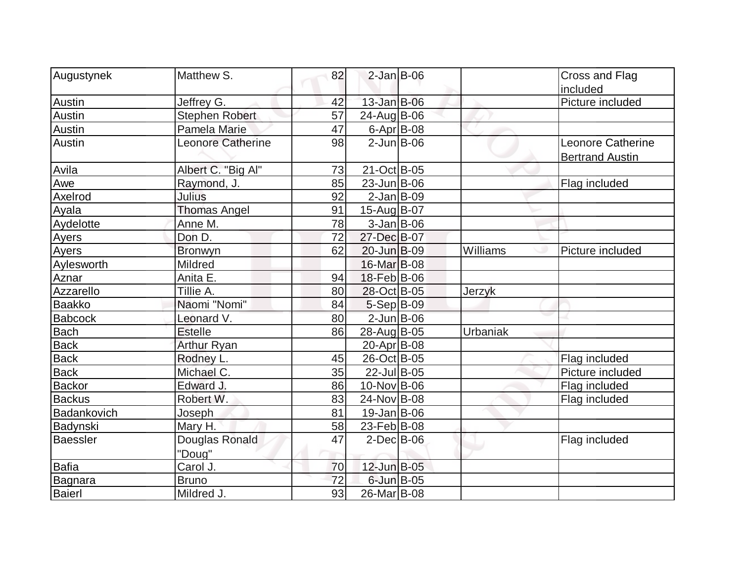| Augustynek | Matthew S. | 82 | 2-Jan | B-06 | | Cross and Flag included |
|---|---|---|---|---|---|---|
| Austin | Jeffrey G. | 42 | 13-Jan | B-06 | | Picture included |
| Austin | Stephen Robert | 57 | 24-Aug | B-06 | | |
| Austin | Pamela Marie | 47 | 6-Apr | B-08 | | |
| Austin | Leonore Catherine | 98 | 2-Jun | B-06 | | Leonore Catherine Bertrand Austin |
| Avila | Albert C. "Big Al" | 73 | 21-Oct | B-05 | | |
| Awe | Raymond, J. | 85 | 23-Jun | B-06 | | Flag included |
| Axelrod | Julius | 92 | 2-Jan | B-09 | | |
| Ayala | Thomas Angel | 91 | 15-Aug | B-07 | | |
| Aydelotte | Anne M. | 78 | 3-Jan | B-06 | | |
| Ayers | Don D. | 72 | 27-Dec | B-07 | | |
| Ayers | Bronwyn | 62 | 20-Jun | B-09 | Williams | Picture included |
| Aylesworth | Mildred | | 16-Mar | B-08 | | |
| Aznar | Anita E. | 94 | 18-Feb | B-06 | | |
| Azzarello | Tillie A. | 80 | 28-Oct | B-05 | Jerzyk | |
| Baakko | Naomi "Nomi" | 84 | 5-Sep | B-09 | | |
| Babcock | Leonard V. | 80 | 2-Jun | B-06 | | |
| Bach | Estelle | 86 | 28-Aug | B-05 | Urbaniak | |
| Back | Arthur Ryan | | 20-Apr | B-08 | | |
| Back | Rodney L. | 45 | 26-Oct | B-05 | | Flag included |
| Back | Michael C. | 35 | 22-Jul | B-05 | | Picture included |
| Backor | Edward J. | 86 | 10-Nov | B-06 | | Flag included |
| Backus | Robert W. | 83 | 24-Nov | B-08 | | Flag included |
| Badankovich | Joseph | 81 | 19-Jan | B-06 | | |
| Badynski | Mary H. | 58 | 23-Feb | B-08 | | |
| Baessler | Douglas Ronald "Doug" | 47 | 2-Dec | B-06 | | Flag included |
| Bafia | Carol J. | 70 | 12-Jun | B-05 | | |
| Bagnara | Bruno | 72 | 6-Jun | B-05 | | |
| Baierl | Mildred J. | 93 | 26-Mar | B-08 | | |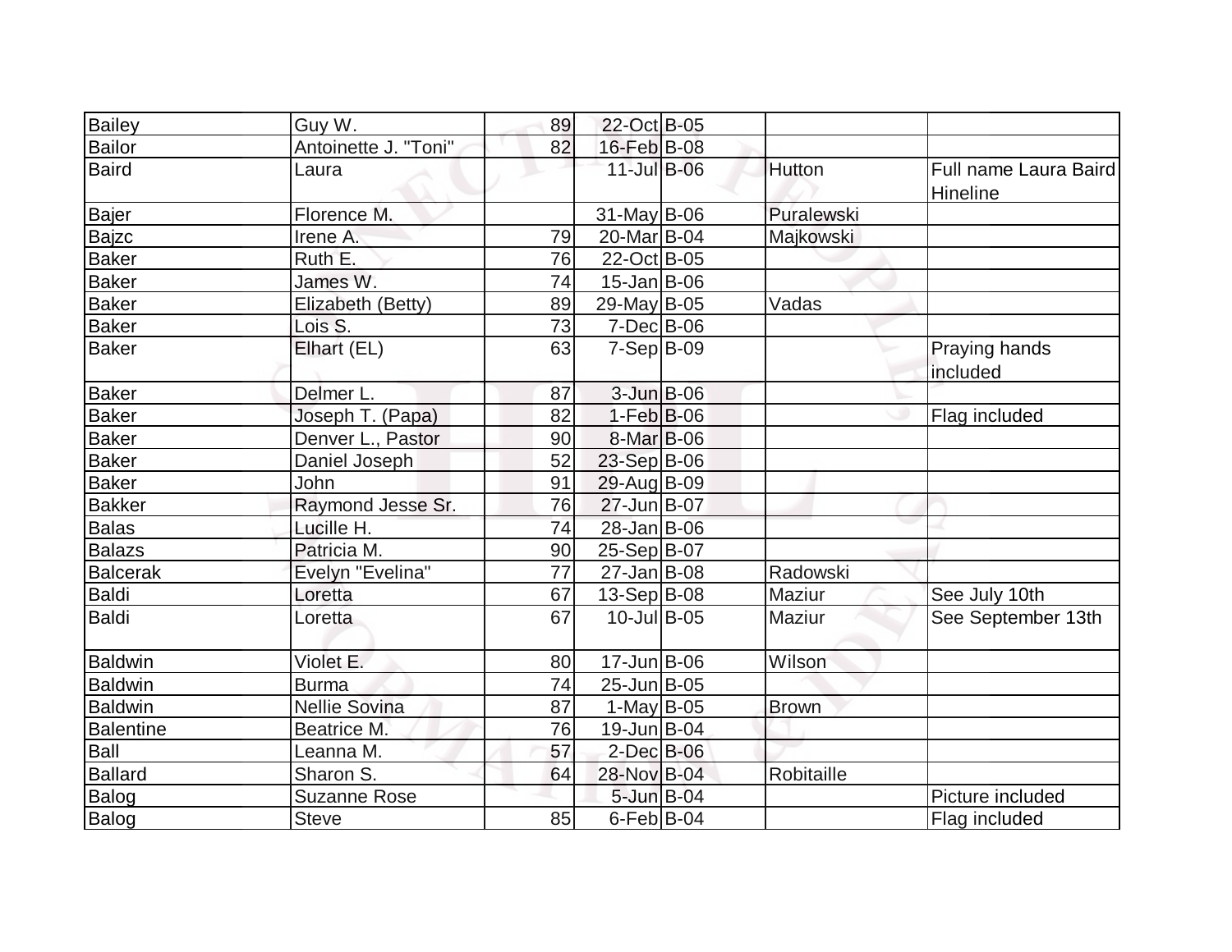| Bailey | Guy W. | 89 | 22-Oct | B-05 | | |
|---|---|---|---|---|---|---|
| Bailor | Antoinette J. "Toni" | 82 | 16-Feb | B-08 | | |
| Baird | Laura | | 11-Jul | B-06 | Hutton | Full name Laura Baird Hineline |
| Bajer | Florence M. | | 31-May | B-06 | Puralewski | |
| Bajzc | Irene A. | 79 | 20-Mar | B-04 | Majkowski | |
| Baker | Ruth E. | 76 | 22-Oct | B-05 | | |
| Baker | James W. | 74 | 15-Jan | B-06 | | |
| Baker | Elizabeth (Betty) | 89 | 29-May | B-05 | Vadas | |
| Baker | Lois S. | 73 | 7-Dec | B-06 | | |
| Baker | Elhart (EL) | 63 | 7-Sep | B-09 | | Praying hands included |
| Baker | Delmer L. | 87 | 3-Jun | B-06 | | |
| Baker | Joseph T. (Papa) | 82 | 1-Feb | B-06 | | Flag included |
| Baker | Denver L., Pastor | 90 | 8-Mar | B-06 | | |
| Baker | Daniel Joseph | 52 | 23-Sep | B-06 | | |
| Baker | John | 91 | 29-Aug | B-09 | | |
| Bakker | Raymond Jesse Sr. | 76 | 27-Jun | B-07 | | |
| Balas | Lucille H. | 74 | 28-Jan | B-06 | | |
| Balazs | Patricia M. | 90 | 25-Sep | B-07 | | |
| Balcerak | Evelyn "Evelina" | 77 | 27-Jan | B-08 | Radowski | |
| Baldi | Loretta | 67 | 13-Sep | B-08 | Maziur | See July 10th |
| Baldi | Loretta | 67 | 10-Jul | B-05 | Maziur | See September 13th |
| Baldwin | Violet E. | 80 | 17-Jun | B-06 | Wilson | |
| Baldwin | Burma | 74 | 25-Jun | B-05 | | |
| Baldwin | Nellie Sovina | 87 | 1-May | B-05 | Brown | |
| Balentine | Beatrice M. | 76 | 19-Jun | B-04 | | |
| Ball | Leanna M. | 57 | 2-Dec | B-06 | | |
| Ballard | Sharon S. | 64 | 28-Nov | B-04 | Robitaille | |
| Balog | Suzanne Rose | | 5-Jun | B-04 | | Picture included |
| Balog | Steve | 85 | 6-Feb | B-04 | | Flag included |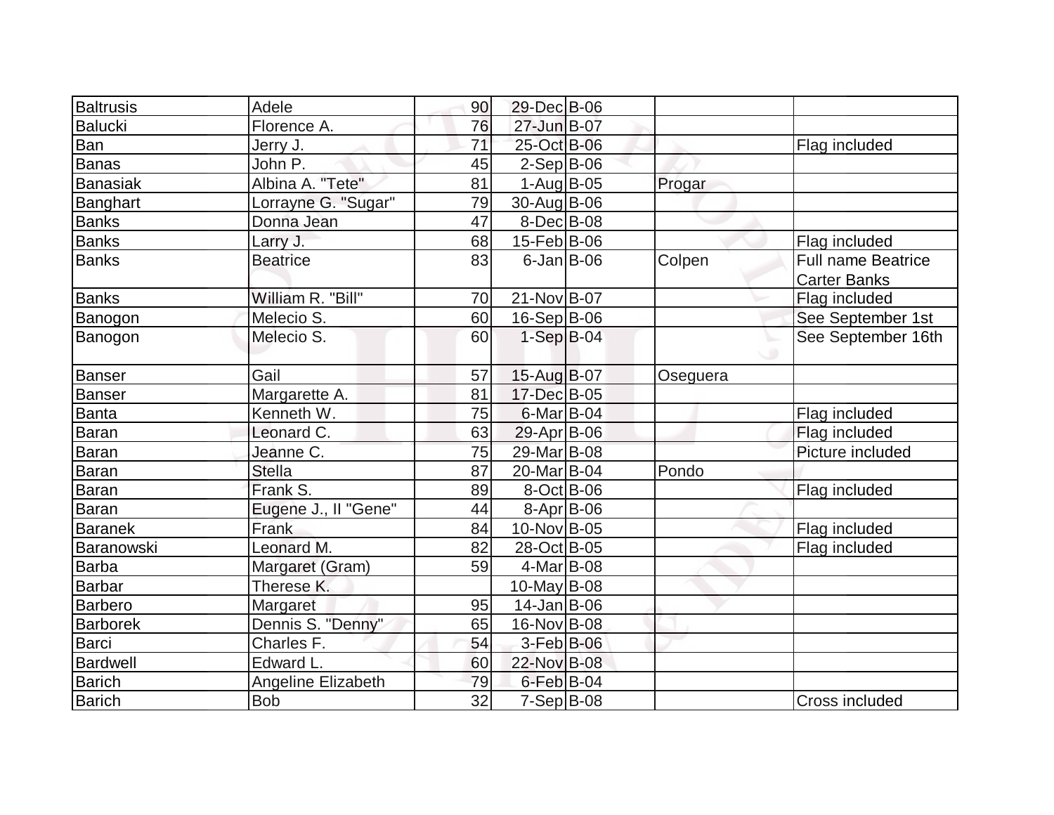| | | | | | | |
|---|---|---|---|---|---|---|
| Baltrusis | Adele | 90 | 29-Dec | B-06 | | |
| Balucki | Florence A. | 76 | 27-Jun | B-07 | | |
| Ban | Jerry J. | 71 | 25-Oct | B-06 | | Flag included |
| Banas | John P. | 45 | 2-Sep | B-06 | | |
| Banasiak | Albina A. "Tete" | 81 | 1-Aug | B-05 | Progar | |
| Banghart | Lorrayne G. "Sugar" | 79 | 30-Aug | B-06 | | |
| Banks | Donna Jean | 47 | 8-Dec | B-08 | | |
| Banks | Larry J. | 68 | 15-Feb | B-06 | | Flag included |
| Banks | Beatrice | 83 | 6-Jan | B-06 | Colpen | Full name Beatrice Carter Banks |
| Banks | William R. "Bill" | 70 | 21-Nov | B-07 | | Flag included |
| Banogon | Melecio S. | 60 | 16-Sep | B-06 | | See September 1st |
| Banogon | Melecio S. | 60 | 1-Sep | B-04 | | See September 16th |
| Banser | Gail | 57 | 15-Aug | B-07 | Oseguera | |
| Banser | Margarette A. | 81 | 17-Dec | B-05 | | |
| Banta | Kenneth W. | 75 | 6-Mar | B-04 | | Flag included |
| Baran | Leonard C. | 63 | 29-Apr | B-06 | | Flag included |
| Baran | Jeanne C. | 75 | 29-Mar | B-08 | | Picture included |
| Baran | Stella | 87 | 20-Mar | B-04 | Pondo | |
| Baran | Frank S. | 89 | 8-Oct | B-06 | | Flag included |
| Baran | Eugene J., II "Gene" | 44 | 8-Apr | B-06 | | |
| Baranek | Frank | 84 | 10-Nov | B-05 | | Flag included |
| Baranowski | Leonard M. | 82 | 28-Oct | B-05 | | Flag included |
| Barba | Margaret (Gram) | 59 | 4-Mar | B-08 | | |
| Barbar | Therese K. | | 10-May | B-08 | | |
| Barbero | Margaret | 95 | 14-Jan | B-06 | | |
| Barborek | Dennis S. "Denny" | 65 | 16-Nov | B-08 | | |
| Barci | Charles F. | 54 | 3-Feb | B-06 | | |
| Bardwell | Edward L. | 60 | 22-Nov | B-08 | | |
| Barich | Angeline Elizabeth | 79 | 6-Feb | B-04 | | |
| Barich | Bob | 32 | 7-Sep | B-08 | | Cross included |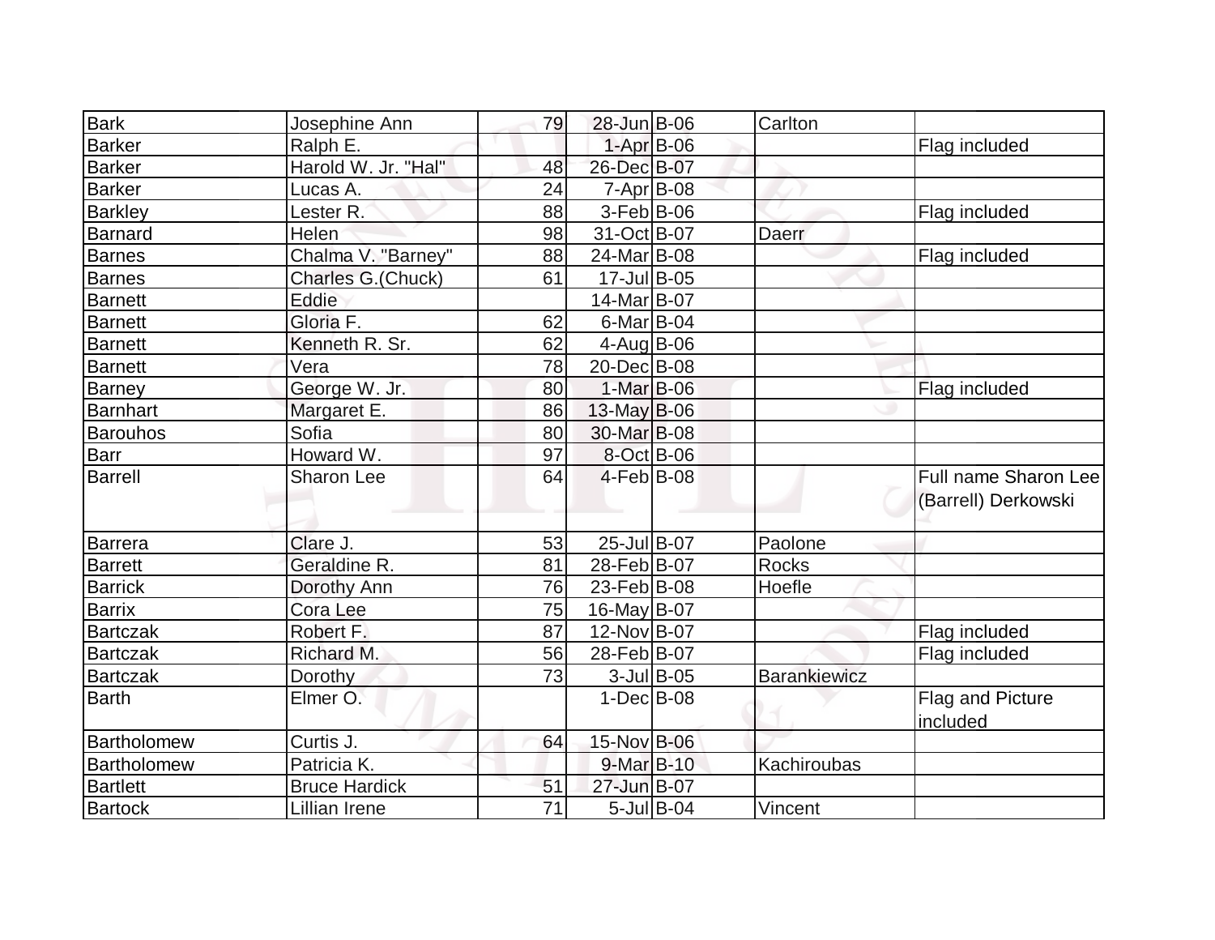| | | | | | | |
|---|---|---|---|---|---|---|
| Bark | Josephine Ann | 79 | 28-Jun | B-06 | Carlton | |
| Barker | Ralph E. | | 1-Apr | B-06 | | Flag included |
| Barker | Harold W. Jr. "Hal" | 48 | 26-Dec | B-07 | | |
| Barker | Lucas A. | 24 | 7-Apr | B-08 | | |
| Barkley | Lester R. | 88 | 3-Feb | B-06 | | Flag included |
| Barnard | Helen | 98 | 31-Oct | B-07 | Daerr | |
| Barnes | Chalma V. "Barney" | 88 | 24-Mar | B-08 | | Flag included |
| Barnes | Charles G.(Chuck) | 61 | 17-Jul | B-05 | | |
| Barnett | Eddie | | 14-Mar | B-07 | | |
| Barnett | Gloria F. | 62 | 6-Mar | B-04 | | |
| Barnett | Kenneth R. Sr. | 62 | 4-Aug | B-06 | | |
| Barnett | Vera | 78 | 20-Dec | B-08 | | |
| Barney | George W. Jr. | 80 | 1-Mar | B-06 | | Flag included |
| Barnhart | Margaret E. | 86 | 13-May | B-06 | | |
| Barouhos | Sofia | 80 | 30-Mar | B-08 | | |
| Barr | Howard W. | 97 | 8-Oct | B-06 | | |
| Barrell | Sharon Lee | 64 | 4-Feb | B-08 | | Full name Sharon Lee (Barrell) Derkowski |
| Barrera | Clare J. | 53 | 25-Jul | B-07 | Paolone | |
| Barrett | Geraldine R. | 81 | 28-Feb | B-07 | Rocks | |
| Barrick | Dorothy Ann | 76 | 23-Feb | B-08 | Hoefle | |
| Barrix | Cora Lee | 75 | 16-May | B-07 | | |
| Bartczak | Robert F. | 87 | 12-Nov | B-07 | | Flag included |
| Bartczak | Richard M. | 56 | 28-Feb | B-07 | | Flag included |
| Bartczak | Dorothy | 73 | 3-Jul | B-05 | Barankiewicz | |
| Barth | Elmer O. | | 1-Dec | B-08 | | Flag and Picture included |
| Bartholomew | Curtis J. | 64 | 15-Nov | B-06 | | |
| Bartholomew | Patricia K. | | 9-Mar | B-10 | Kachiroubas | |
| Bartlett | Bruce Hardick | 51 | 27-Jun | B-07 | | |
| Bartock | Lillian Irene | 71 | 5-Jul | B-04 | Vincent | |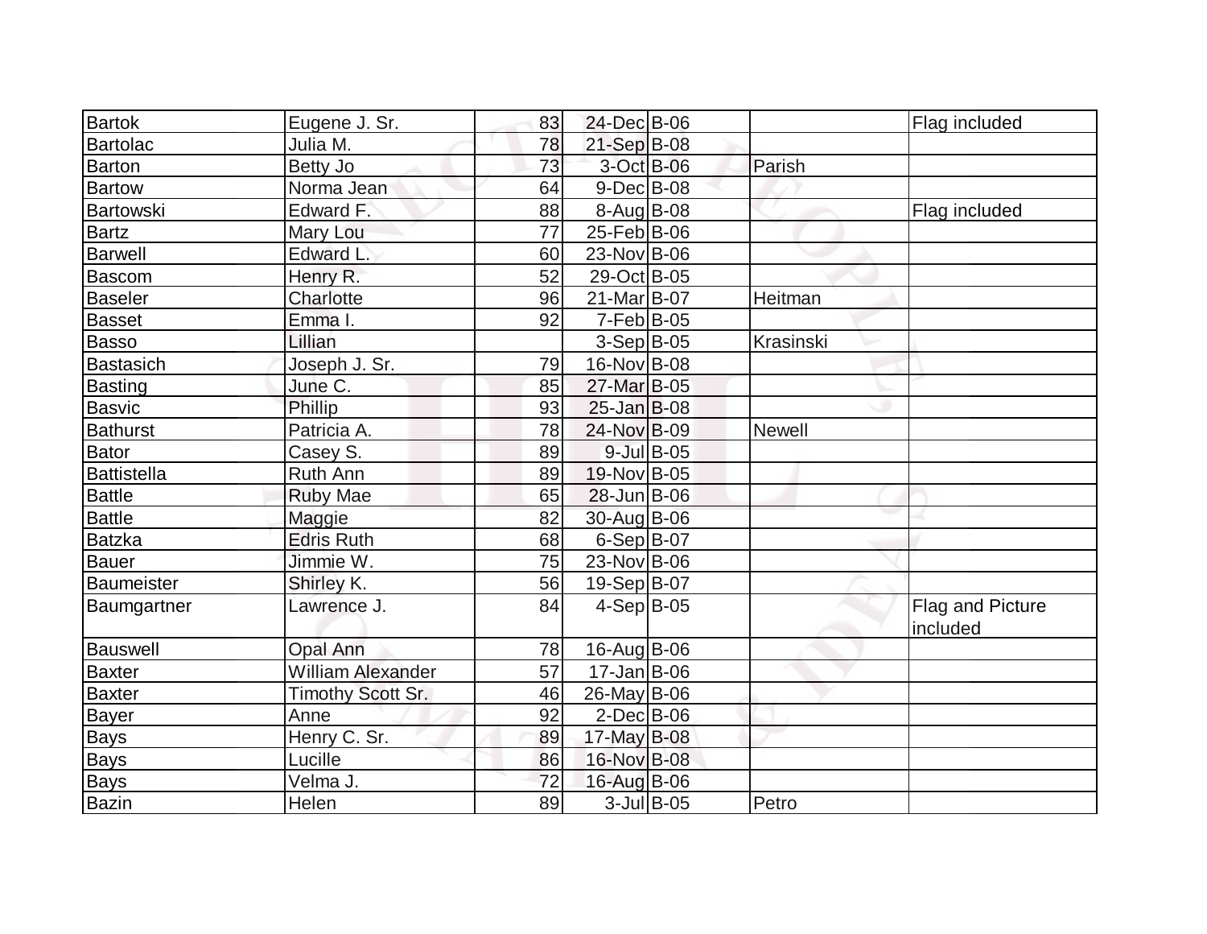| | | | | | | |
|---|---|---|---|---|---|---|
| Bartok | Eugene J. Sr. | 83 | 24-Dec | B-06 | | Flag included |
| Bartolac | Julia M. | 78 | 21-Sep | B-08 | | |
| Barton | Betty Jo | 73 | 3-Oct | B-06 | Parish | |
| Bartow | Norma Jean | 64 | 9-Dec | B-08 | | |
| Bartowski | Edward F. | 88 | 8-Aug | B-08 | | Flag included |
| Bartz | Mary Lou | 77 | 25-Feb | B-06 | | |
| Barwell | Edward L. | 60 | 23-Nov | B-06 | | |
| Bascom | Henry R. | 52 | 29-Oct | B-05 | | |
| Baseler | Charlotte | 96 | 21-Mar | B-07 | Heitman | |
| Basset | Emma I. | 92 | 7-Feb | B-05 | | |
| Basso | Lillian | | 3-Sep | B-05 | Krasinski | |
| Bastasich | Joseph J. Sr. | 79 | 16-Nov | B-08 | | |
| Basting | June C. | 85 | 27-Mar | B-05 | | |
| Basvic | Phillip | 93 | 25-Jan | B-08 | | |
| Bathurst | Patricia A. | 78 | 24-Nov | B-09 | Newell | |
| Bator | Casey S. | 89 | 9-Jul | B-05 | | |
| Battistella | Ruth Ann | 89 | 19-Nov | B-05 | | |
| Battle | Ruby Mae | 65 | 28-Jun | B-06 | | |
| Battle | Maggie | 82 | 30-Aug | B-06 | | |
| Batzka | Edris Ruth | 68 | 6-Sep | B-07 | | |
| Bauer | Jimmie W. | 75 | 23-Nov | B-06 | | |
| Baumeister | Shirley K. | 56 | 19-Sep | B-07 | | |
| Baumgartner | Lawrence J. | 84 | 4-Sep | B-05 | | Flag and Picture included |
| Bauswell | Opal Ann | 78 | 16-Aug | B-06 | | |
| Baxter | William Alexander | 57 | 17-Jan | B-06 | | |
| Baxter | Timothy Scott Sr. | 46 | 26-May | B-06 | | |
| Bayer | Anne | 92 | 2-Dec | B-06 | | |
| Bays | Henry C. Sr. | 89 | 17-May | B-08 | | |
| Bays | Lucille | 86 | 16-Nov | B-08 | | |
| Bays | Velma J. | 72 | 16-Aug | B-06 | | |
| Bazin | Helen | 89 | 3-Jul | B-05 | Petro | |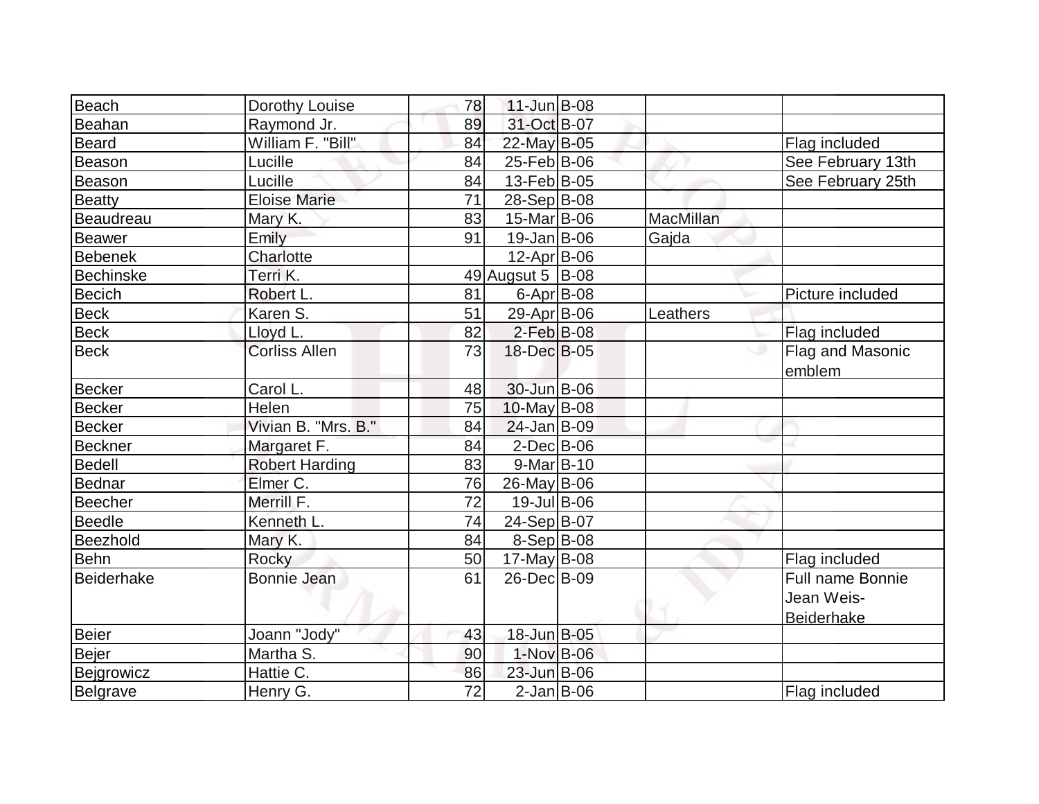| | | | | | | |
|---|---|---|---|---|---|---|
| Beach | Dorothy Louise | 78 | 11-Jun | B-08 | | |
| Beahan | Raymond Jr. | 89 | 31-Oct | B-07 | | |
| Beard | William F. "Bill" | 84 | 22-May | B-05 | | Flag included |
| Beason | Lucille | 84 | 25-Feb | B-06 | | See February 13th |
| Beason | Lucille | 84 | 13-Feb | B-05 | | See February 25th |
| Beatty | Eloise Marie | 71 | 28-Sep | B-08 | | |
| Beaudreau | Mary K. | 83 | 15-Mar | B-06 | MacMillan | |
| Beawer | Emily | 91 | 19-Jan | B-06 | Gajda | |
| Bebenek | Charlotte | | 12-Apr | B-06 | | |
| Bechinske | Terri K. | 49 | Augsut 5 | B-08 | | |
| Becich | Robert L. | 81 | 6-Apr | B-08 | | Picture included |
| Beck | Karen S. | 51 | 29-Apr | B-06 | Leathers | |
| Beck | Lloyd L. | 82 | 2-Feb | B-08 | | Flag included |
| Beck | Corliss Allen | 73 | 18-Dec | B-05 | | Flag and Masonic emblem |
| Becker | Carol L. | 48 | 30-Jun | B-06 | | |
| Becker | Helen | 75 | 10-May | B-08 | | |
| Becker | Vivian B. "Mrs. B." | 84 | 24-Jan | B-09 | | |
| Beckner | Margaret F. | 84 | 2-Dec | B-06 | | |
| Bedell | Robert Harding | 83 | 9-Mar | B-10 | | |
| Bednar | Elmer C. | 76 | 26-May | B-06 | | |
| Beecher | Merrill F. | 72 | 19-Jul | B-06 | | |
| Beedle | Kenneth L. | 74 | 24-Sep | B-07 | | |
| Beezhold | Mary K. | 84 | 8-Sep | B-08 | | |
| Behn | Rocky | 50 | 17-May | B-08 | | Flag included |
| Beiderhake | Bonnie Jean | 61 | 26-Dec | B-09 | | Full name Bonnie Jean Weis-Beiderhake |
| Beier | Joann "Jody" | 43 | 18-Jun | B-05 | | |
| Bejer | Martha S. | 90 | 1-Nov | B-06 | | |
| Bejgrowicz | Hattie C. | 86 | 23-Jun | B-06 | | |
| Belgrave | Henry G. | 72 | 2-Jan | B-06 | | Flag included |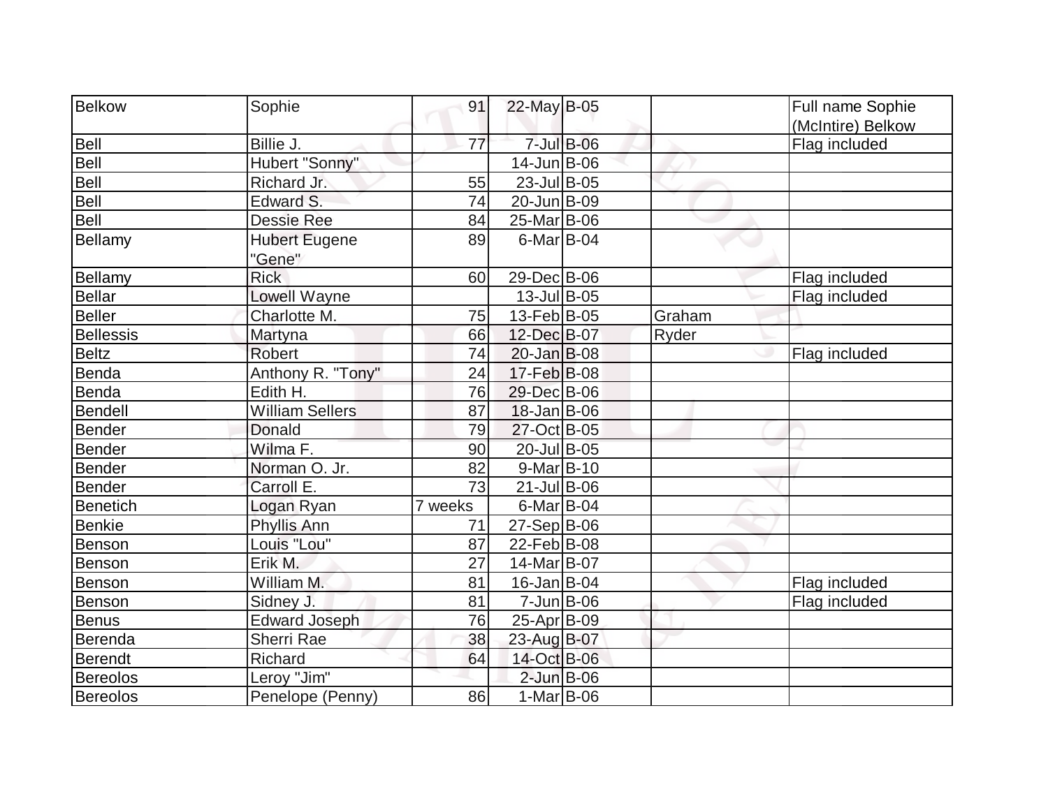| Belkow | Sophie | 91 | 22-May | B-05 | | Full name Sophie (McIntire) Belkow |
|---|---|---|---|---|---|---|
| Bell | Billie J. | 77 | 7-Jul | B-06 | | Flag included |
| Bell | Hubert "Sonny" | | 14-Jun | B-06 | | |
| Bell | Richard Jr. | 55 | 23-Jul | B-05 | | |
| Bell | Edward S. | 74 | 20-Jun | B-09 | | |
| Bell | Dessie Ree | 84 | 25-Mar | B-06 | | |
| Bellamy | Hubert Eugene "Gene" | 89 | 6-Mar | B-04 | | |
| Bellamy | Rick | 60 | 29-Dec | B-06 | | Flag included |
| Bellar | Lowell Wayne | | 13-Jul | B-05 | | Flag included |
| Beller | Charlotte M. | 75 | 13-Feb | B-05 | Graham | |
| Bellessis | Martyna | 66 | 12-Dec | B-07 | Ryder | |
| Beltz | Robert | 74 | 20-Jan | B-08 | | Flag included |
| Benda | Anthony R. "Tony" | 24 | 17-Feb | B-08 | | |
| Benda | Edith H. | 76 | 29-Dec | B-06 | | |
| Bendell | William Sellers | 87 | 18-Jan | B-06 | | |
| Bender | Donald | 79 | 27-Oct | B-05 | | |
| Bender | Wilma F. | 90 | 20-Jul | B-05 | | |
| Bender | Norman O. Jr. | 82 | 9-Mar | B-10 | | |
| Bender | Carroll E. | 73 | 21-Jul | B-06 | | |
| Benetich | Logan Ryan | 7 weeks | 6-Mar | B-04 | | |
| Benkie | Phyllis Ann | 71 | 27-Sep | B-06 | | |
| Benson | Louis "Lou" | 87 | 22-Feb | B-08 | | |
| Benson | Erik M. | 27 | 14-Mar | B-07 | | |
| Benson | William M. | 81 | 16-Jan | B-04 | | Flag included |
| Benson | Sidney J. | 81 | 7-Jun | B-06 | | Flag included |
| Benus | Edward Joseph | 76 | 25-Apr | B-09 | | |
| Berenda | Sherri Rae | 38 | 23-Aug | B-07 | | |
| Berendt | Richard | 64 | 14-Oct | B-06 | | |
| Bereolos | Leroy "Jim" | | 2-Jun | B-06 | | |
| Bereolos | Penelope (Penny) | 86 | 1-Mar | B-06 | | |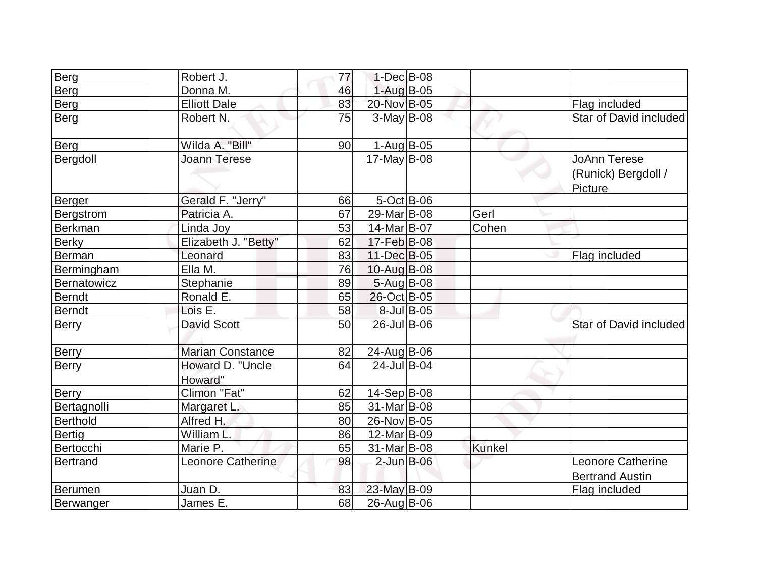| | | | | | | |
|---|---|---|---|---|---|---|
| Berg | Robert J. | 77 | 1-Dec | B-08 | | |
| Berg | Donna M. | 46 | 1-Aug | B-05 | | |
| Berg | Elliott Dale | 83 | 20-Nov | B-05 | | Flag included |
| Berg | Robert N. | 75 | 3-May | B-08 | | Star of David included |
| Berg | Wilda A. "Bill" | 90 | 1-Aug | B-05 | | |
| Bergdoll | Joann Terese | | 17-May | B-08 | | JoAnn Terese (Runick) Bergdoll / Picture |
| Berger | Gerald F. "Jerry" | 66 | 5-Oct | B-06 | | |
| Bergstrom | Patricia A. | 67 | 29-Mar | B-08 | Gerl | |
| Berkman | Linda Joy | 53 | 14-Mar | B-07 | Cohen | |
| Berky | Elizabeth J. "Betty" | 62 | 17-Feb | B-08 | | |
| Berman | Leonard | 83 | 11-Dec | B-05 | | Flag included |
| Bermingham | Ella M. | 76 | 10-Aug | B-08 | | |
| Bernatowicz | Stephanie | 89 | 5-Aug | B-08 | | |
| Berndt | Ronald E. | 65 | 26-Oct | B-05 | | |
| Berndt | Lois E. | 58 | 8-Jul | B-05 | | |
| Berry | David Scott | 50 | 26-Jul | B-06 | | Star of David included |
| Berry | Marian Constance | 82 | 24-Aug | B-06 | | |
| Berry | Howard D. "Uncle Howard" | 64 | 24-Jul | B-04 | | |
| Berry | Climon "Fat" | 62 | 14-Sep | B-08 | | |
| Bertagnolli | Margaret L. | 85 | 31-Mar | B-08 | | |
| Berthold | Alfred H. | 80 | 26-Nov | B-05 | | |
| Bertig | William L. | 86 | 12-Mar | B-09 | | |
| Bertocchi | Marie P. | 65 | 31-Mar | B-08 | Kunkel | |
| Bertrand | Leonore Catherine | 98 | 2-Jun | B-06 | | Leonore Catherine Bertrand Austin |
| Berumen | Juan D. | 83 | 23-May | B-09 | | Flag included |
| Berwanger | James E. | 68 | 26-Aug | B-06 | | |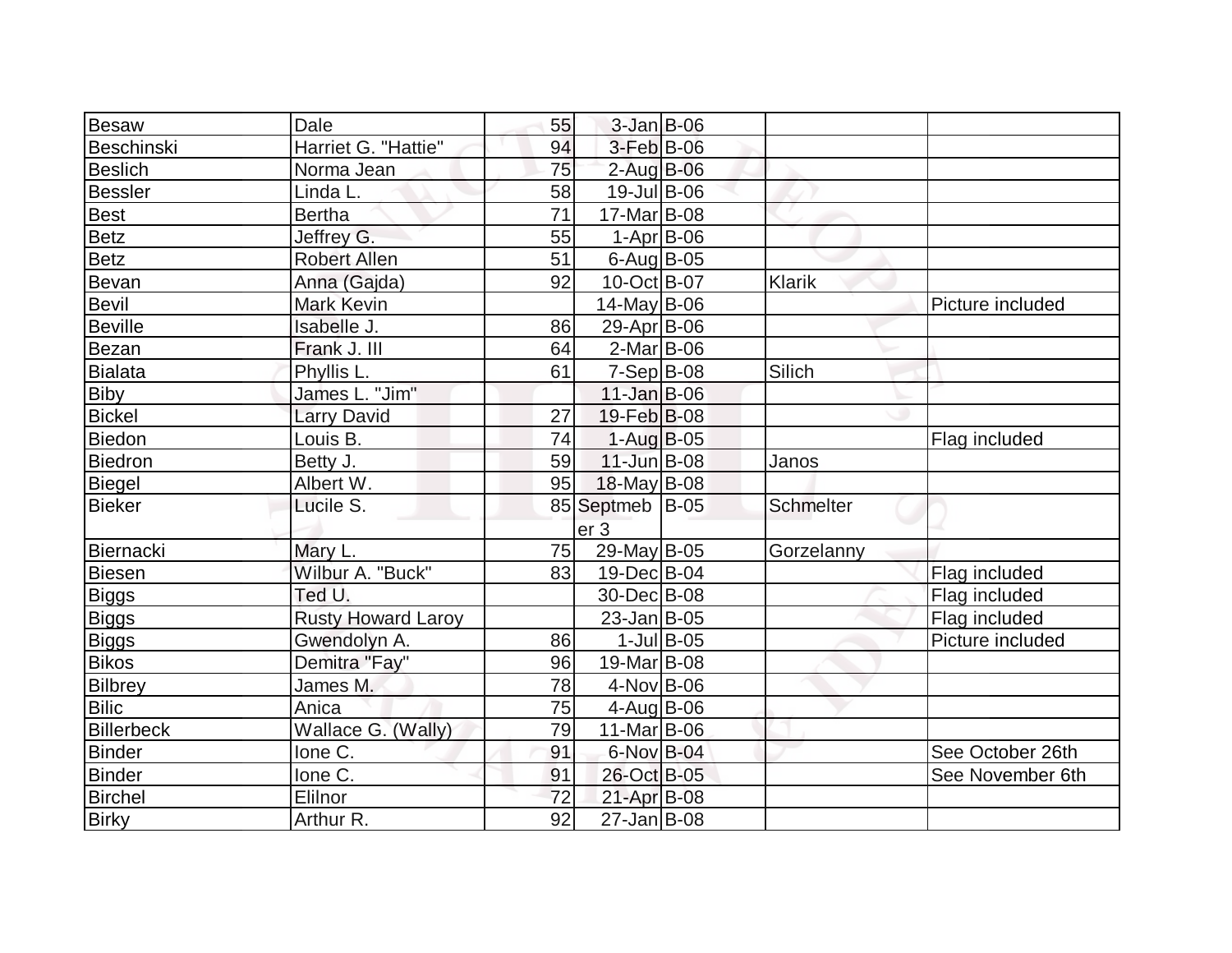| Besaw | Dale | 55 | 3-Jan | B-06 | | |
|---|---|---|---|---|---|---|
| Beschinski | Harriet G. "Hattie" | 94 | 3-Feb | B-06 | | |
| Beslich | Norma Jean | 75 | 2-Aug | B-06 | | |
| Bessler | Linda L. | 58 | 19-Jul | B-06 | | |
| Best | Bertha | 71 | 17-Mar | B-08 | | |
| Betz | Jeffrey G. | 55 | 1-Apr | B-06 | | |
| Betz | Robert Allen | 51 | 6-Aug | B-05 | | |
| Bevan | Anna (Gajda) | 92 | 10-Oct | B-07 | Klarik | |
| Bevil | Mark Kevin | | 14-May | B-06 | | Picture included |
| Beville | Isabelle J. | 86 | 29-Apr | B-06 | | |
| Bezan | Frank J. III | 64 | 2-Mar | B-06 | | |
| Bialata | Phyllis L. | 61 | 7-Sep | B-08 | Silich | |
| Biby | James L. "Jim" | | 11-Jan | B-06 | | |
| Bickel | Larry David | 27 | 19-Feb | B-08 | | |
| Biedon | Louis B. | 74 | 1-Aug | B-05 | | Flag included |
| Biedron | Betty J. | 59 | 11-Jun | B-08 | Janos | |
| Biegel | Albert W. | 95 | 18-May | B-08 | | |
| Bieker | Lucile S. | 85 | Septmeb er 3 | B-05 | Schmelter | |
| Biernacki | Mary L. | 75 | 29-May | B-05 | Gorzelanny | |
| Biesen | Wilbur A. "Buck" | 83 | 19-Dec | B-04 | | Flag included |
| Biggs | Ted U. | | 30-Dec | B-08 | | Flag included |
| Biggs | Rusty Howard Laroy | | 23-Jan | B-05 | | Flag included |
| Biggs | Gwendolyn A. | 86 | 1-Jul | B-05 | | Picture included |
| Bikos | Demitra "Fay" | 96 | 19-Mar | B-08 | | |
| Bilbrey | James M. | 78 | 4-Nov | B-06 | | |
| Bilic | Anica | 75 | 4-Aug | B-06 | | |
| Billerbeck | Wallace G. (Wally) | 79 | 11-Mar | B-06 | | |
| Binder | Ione C. | 91 | 6-Nov | B-04 | | See October 26th |
| Binder | Ione C. | 91 | 26-Oct | B-05 | | See November 6th |
| Birchel | Elilnor | 72 | 21-Apr | B-08 | | |
| Birky | Arthur R. | 92 | 27-Jan | B-08 | | |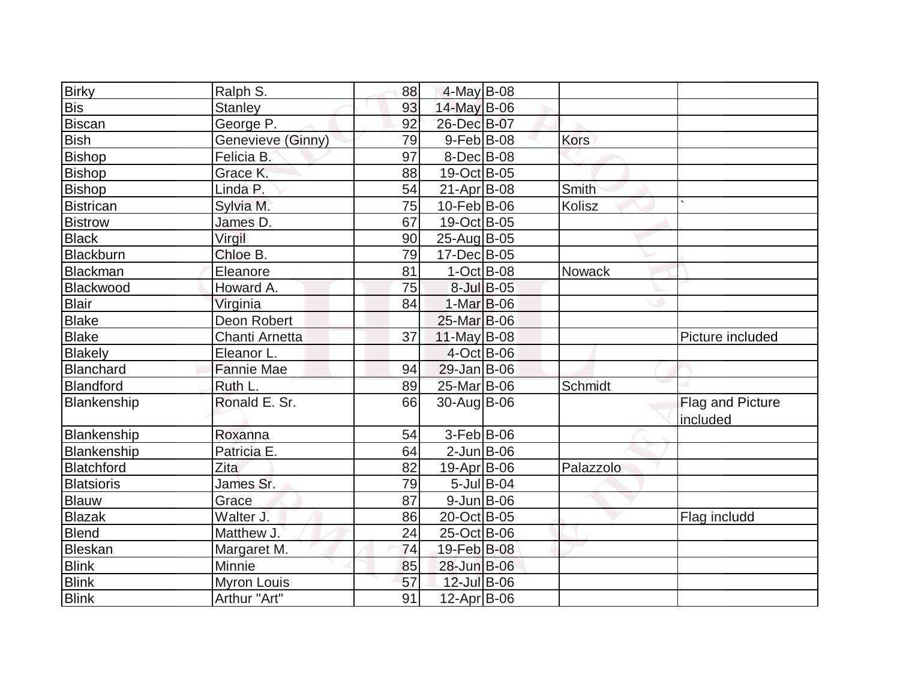| | | | | | | |
|---|---|---|---|---|---|---|
| Birky | Ralph S. | 88 | 4-May | B-08 | | |
| Bis | Stanley | 93 | 14-May | B-06 | | |
| Biscan | George P. | 92 | 26-Dec | B-07 | | |
| Bish | Genevieve (Ginny) | 79 | 9-Feb | B-08 | Kors | |
| Bishop | Felicia B. | 97 | 8-Dec | B-08 | | |
| Bishop | Grace K. | 88 | 19-Oct | B-05 | | |
| Bishop | Linda P. | 54 | 21-Apr | B-08 | Smith | |
| Bistrican | Sylvia M. | 75 | 10-Feb | B-06 | Kolisz | ` |
| Bistrow | James D. | 67 | 19-Oct | B-05 | | |
| Black | Virgil | 90 | 25-Aug | B-05 | | |
| Blackburn | Chloe B. | 79 | 17-Dec | B-05 | | |
| Blackman | Eleanore | 81 | 1-Oct | B-08 | Nowack | |
| Blackwood | Howard A. | 75 | 8-Jul | B-05 | | |
| Blair | Virginia | 84 | 1-Mar | B-06 | | |
| Blake | Deon Robert | | 25-Mar | B-06 | | |
| Blake | Chanti Arnetta | 37 | 11-May | B-08 | | Picture included |
| Blakely | Eleanor L. | | 4-Oct | B-06 | | |
| Blanchard | Fannie Mae | 94 | 29-Jan | B-06 | | |
| Blandford | Ruth L. | 89 | 25-Mar | B-06 | Schmidt | |
| Blankenship | Ronald E. Sr. | 66 | 30-Aug | B-06 | | Flag and Picture included |
| Blankenship | Roxanna | 54 | 3-Feb | B-06 | | |
| Blankenship | Patricia E. | 64 | 2-Jun | B-06 | | |
| Blatchford | Zita | 82 | 19-Apr | B-06 | Palazzolo | |
| Blatsioris | James Sr. | 79 | 5-Jul | B-04 | | |
| Blauw | Grace | 87 | 9-Jun | B-06 | | |
| Blazak | Walter J. | 86 | 20-Oct | B-05 | | Flag includd |
| Blend | Matthew J. | 24 | 25-Oct | B-06 | | |
| Bleskan | Margaret M. | 74 | 19-Feb | B-08 | | |
| Blink | Minnie | 85 | 28-Jun | B-06 | | |
| Blink | Myron Louis | 57 | 12-Jul | B-06 | | |
| Blink | Arthur "Art" | 91 | 12-Apr | B-06 | | |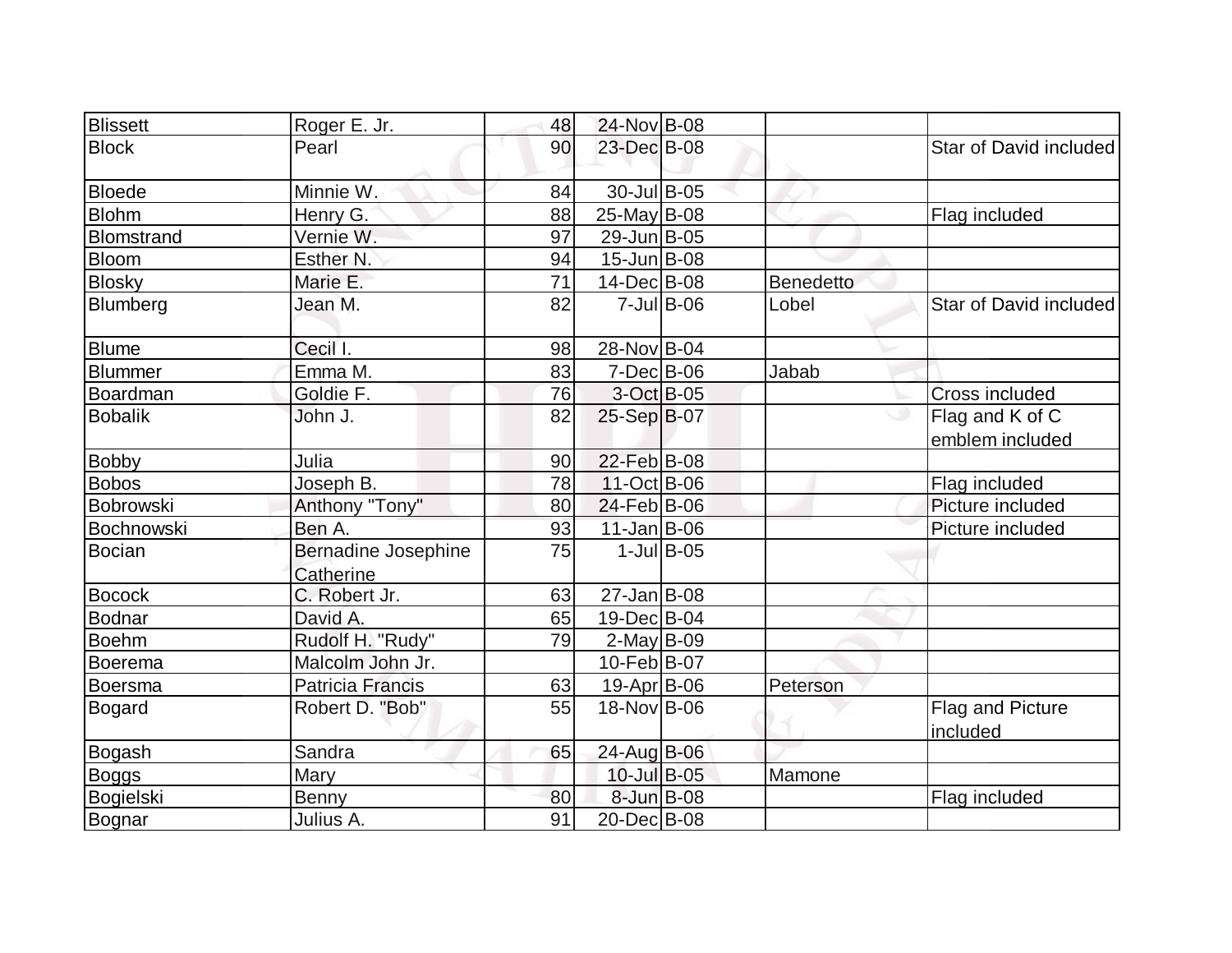| | | | | | | |
|---|---|---|---|---|---|---|
| Blissett | Roger E. Jr. | 48 | 24-Nov | B-08 | | |
| Block | Pearl | 90 | 23-Dec | B-08 | | Star of David included |
| Bloede | Minnie W. | 84 | 30-Jul | B-05 | | |
| Blohm | Henry G. | 88 | 25-May | B-08 | | Flag included |
| Blomstrand | Vernie W. | 97 | 29-Jun | B-05 | | |
| Bloom | Esther N. | 94 | 15-Jun | B-08 | | |
| Blosky | Marie E. | 71 | 14-Dec | B-08 | Benedetto | |
| Blumberg | Jean M. | 82 | 7-Jul | B-06 | Lobel | Star of David included |
| Blume | Cecil I. | 98 | 28-Nov | B-04 | | |
| Blummer | Emma M. | 83 | 7-Dec | B-06 | Jabab | |
| Boardman | Goldie F. | 76 | 3-Oct | B-05 | | Cross included |
| Bobalik | John J. | 82 | 25-Sep | B-07 | | Flag and K of C emblem included |
| Bobby | Julia | 90 | 22-Feb | B-08 | | |
| Bobos | Joseph B. | 78 | 11-Oct | B-06 | | Flag included |
| Bobrowski | Anthony "Tony" | 80 | 24-Feb | B-06 | | Picture included |
| Bochnowski | Ben A. | 93 | 11-Jan | B-06 | | Picture included |
| Bocian | Bernadine Josephine Catherine | 75 | 1-Jul | B-05 | | |
| Bocock | C. Robert Jr. | 63 | 27-Jan | B-08 | | |
| Bodnar | David A. | 65 | 19-Dec | B-04 | | |
| Boehm | Rudolf H. "Rudy" | 79 | 2-May | B-09 | | |
| Boerema | Malcolm John Jr. | | 10-Feb | B-07 | | |
| Boersma | Patricia Francis | 63 | 19-Apr | B-06 | Peterson | |
| Bogard | Robert D. "Bob" | 55 | 18-Nov | B-06 | | Flag and Picture included |
| Bogash | Sandra | 65 | 24-Aug | B-06 | | |
| Boggs | Mary | | 10-Jul | B-05 | Mamone | |
| Bogielski | Benny | 80 | 8-Jun | B-08 | | Flag included |
| Bognar | Julius A. | 91 | 20-Dec | B-08 | | |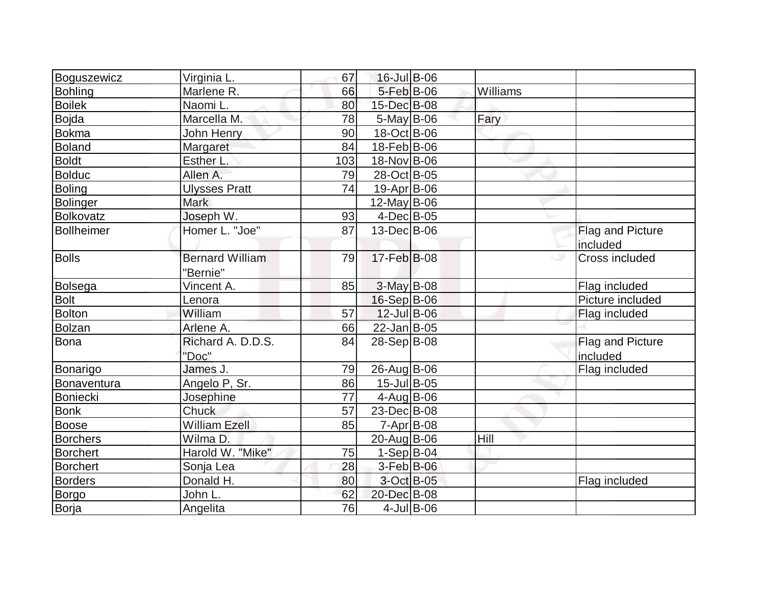| | | | | | | |
|---|---|---|---|---|---|---|
| Boguszewicz | Virginia L. | 67 | 16-Jul | B-06 | | |
| Bohling | Marlene R. | 66 | 5-Feb | B-06 | Williams | |
| Boilek | Naomi L. | 80 | 15-Dec | B-08 | | |
| Bojda | Marcella M. | 78 | 5-May | B-06 | Fary | |
| Bokma | John Henry | 90 | 18-Oct | B-06 | | |
| Boland | Margaret | 84 | 18-Feb | B-06 | | |
| Boldt | Esther L. | 103 | 18-Nov | B-06 | | |
| Bolduc | Allen A. | 79 | 28-Oct | B-05 | | |
| Boling | Ulysses Pratt | 74 | 19-Apr | B-06 | | |
| Bolinger | Mark | | 12-May | B-06 | | |
| Bolkovatz | Joseph W. | 93 | 4-Dec | B-05 | | |
| Bollheimer | Homer L. "Joe" | 87 | 13-Dec | B-06 | | Flag and Picture included |
| Bolls | Bernard William "Bernie" | 79 | 17-Feb | B-08 | | Cross included |
| Bolsega | Vincent A. | 85 | 3-May | B-08 | | Flag included |
| Bolt | Lenora | | 16-Sep | B-06 | | Picture included |
| Bolton | William | 57 | 12-Jul | B-06 | | Flag included |
| Bolzan | Arlene A. | 66 | 22-Jan | B-05 | | |
| Bona | Richard A. D.D.S. "Doc" | 84 | 28-Sep | B-08 | | Flag and Picture included |
| Bonarigo | James J. | 79 | 26-Aug | B-06 | | Flag included |
| Bonaventura | Angelo P, Sr. | 86 | 15-Jul | B-05 | | |
| Boniecki | Josephine | 77 | 4-Aug | B-06 | | |
| Bonk | Chuck | 57 | 23-Dec | B-08 | | |
| Boose | William Ezell | 85 | 7-Apr | B-08 | | |
| Borchers | Wilma D. | | 20-Aug | B-06 | Hill | |
| Borchert | Harold W. "Mike" | 75 | 1-Sep | B-04 | | |
| Borchert | Sonja Lea | 28 | 3-Feb | B-06 | | |
| Borders | Donald H. | 80 | 3-Oct | B-05 | | Flag included |
| Borgo | John L. | 62 | 20-Dec | B-08 | | |
| Borja | Angelita | 76 | 4-Jul | B-06 | | |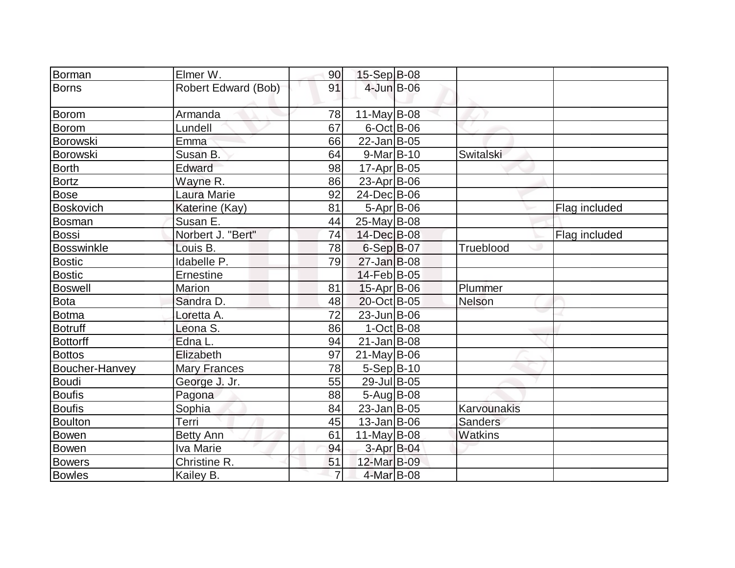| | | | | | | |
|---|---|---|---|---|---|---|
| Borman | Elmer W. | 90 | 15-Sep | B-08 | | |
| Borns | Robert Edward (Bob) | 91 | 4-Jun | B-06 | | |
| Borom | Armanda | 78 | 11-May | B-08 | | |
| Borom | Lundell | 67 | 6-Oct | B-06 | | |
| Borowski | Emma | 66 | 22-Jan | B-05 | | |
| Borowski | Susan B. | 64 | 9-Mar | B-10 | Switalski | |
| Borth | Edward | 98 | 17-Apr | B-05 | | |
| Bortz | Wayne R. | 86 | 23-Apr | B-06 | | |
| Bose | Laura Marie | 92 | 24-Dec | B-06 | | |
| Boskovich | Katerine (Kay) | 81 | 5-Apr | B-06 | | Flag included |
| Bosman | Susan E. | 44 | 25-May | B-08 | | |
| Bossi | Norbert J. "Bert" | 74 | 14-Dec | B-08 | | Flag included |
| Bosswinkle | Louis B. | 78 | 6-Sep | B-07 | Trueblood | |
| Bostic | Idabelle P. | 79 | 27-Jan | B-08 | | |
| Bostic | Ernestine | | 14-Feb | B-05 | | |
| Boswell | Marion | 81 | 15-Apr | B-06 | Plummer | |
| Bota | Sandra D. | 48 | 20-Oct | B-05 | Nelson | |
| Botma | Loretta A. | 72 | 23-Jun | B-06 | | |
| Botruff | Leona S. | 86 | 1-Oct | B-08 | | |
| Bottorff | Edna L. | 94 | 21-Jan | B-08 | | |
| Bottos | Elizabeth | 97 | 21-May | B-06 | | |
| Boucher-Hanvey | Mary Frances | 78 | 5-Sep | B-10 | | |
| Boudi | George J. Jr. | 55 | 29-Jul | B-05 | | |
| Boufis | Pagona | 88 | 5-Aug | B-08 | | |
| Boufis | Sophia | 84 | 23-Jan | B-05 | Karvounakis | |
| Boulton | Terri | 45 | 13-Jan | B-06 | Sanders | |
| Bowen | Betty Ann | 61 | 11-May | B-08 | Watkins | |
| Bowen | Iva Marie | 94 | 3-Apr | B-04 | | |
| Bowers | Christine R. | 51 | 12-Mar | B-09 | | |
| Bowles | Kailey B. | 7 | 4-Mar | B-08 | | |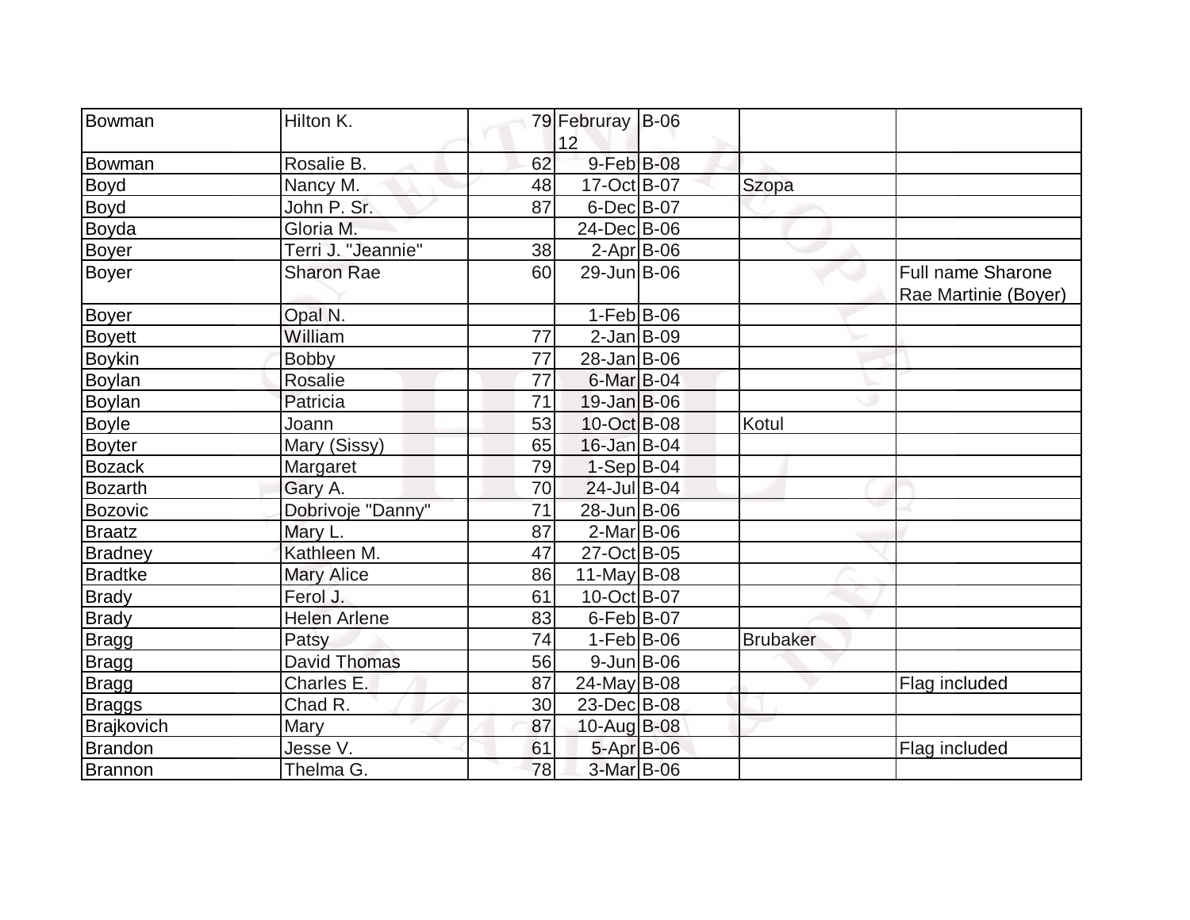| | | | | | | |
|---|---|---|---|---|---|---|
| Bowman | Hilton K. | 79 | Februray 12 | B-06 | | |
| Bowman | Rosalie B. | 62 | 9-Feb | B-08 | | |
| Boyd | Nancy M. | 48 | 17-Oct | B-07 | Szopa | |
| Boyd | John P. Sr. | 87 | 6-Dec | B-07 | | |
| Boyda | Gloria M. | | 24-Dec | B-06 | | |
| Boyer | Terri J. "Jeannie" | 38 | 2-Apr | B-06 | | |
| Boyer | Sharon Rae | 60 | 29-Jun | B-06 | | Full name Sharone Rae Martinie (Boyer) |
| Boyer | Opal N. | | 1-Feb | B-06 | | |
| Boyett | William | 77 | 2-Jan | B-09 | | |
| Boykin | Bobby | 77 | 28-Jan | B-06 | | |
| Boylan | Rosalie | 77 | 6-Mar | B-04 | | |
| Boylan | Patricia | 71 | 19-Jan | B-06 | | |
| Boyle | Joann | 53 | 10-Oct | B-08 | Kotul | |
| Boyter | Mary (Sissy) | 65 | 16-Jan | B-04 | | |
| Bozack | Margaret | 79 | 1-Sep | B-04 | | |
| Bozarth | Gary A. | 70 | 24-Jul | B-04 | | |
| Bozovic | Dobrivoje "Danny" | 71 | 28-Jun | B-06 | | |
| Braatz | Mary L. | 87 | 2-Mar | B-06 | | |
| Bradney | Kathleen M. | 47 | 27-Oct | B-05 | | |
| Bradtke | Mary Alice | 86 | 11-May | B-08 | | |
| Brady | Ferol J. | 61 | 10-Oct | B-07 | | |
| Brady | Helen Arlene | 83 | 6-Feb | B-07 | | |
| Bragg | Patsy | 74 | 1-Feb | B-06 | Brubaker | |
| Bragg | David Thomas | 56 | 9-Jun | B-06 | | |
| Bragg | Charles E. | 87 | 24-May | B-08 | | Flag included |
| Braggs | Chad R. | 30 | 23-Dec | B-08 | | |
| Brajkovich | Mary | 87 | 10-Aug | B-08 | | |
| Brandon | Jesse V. | 61 | 5-Apr | B-06 | | Flag included |
| Brannon | Thelma G. | 78 | 3-Mar | B-06 | | |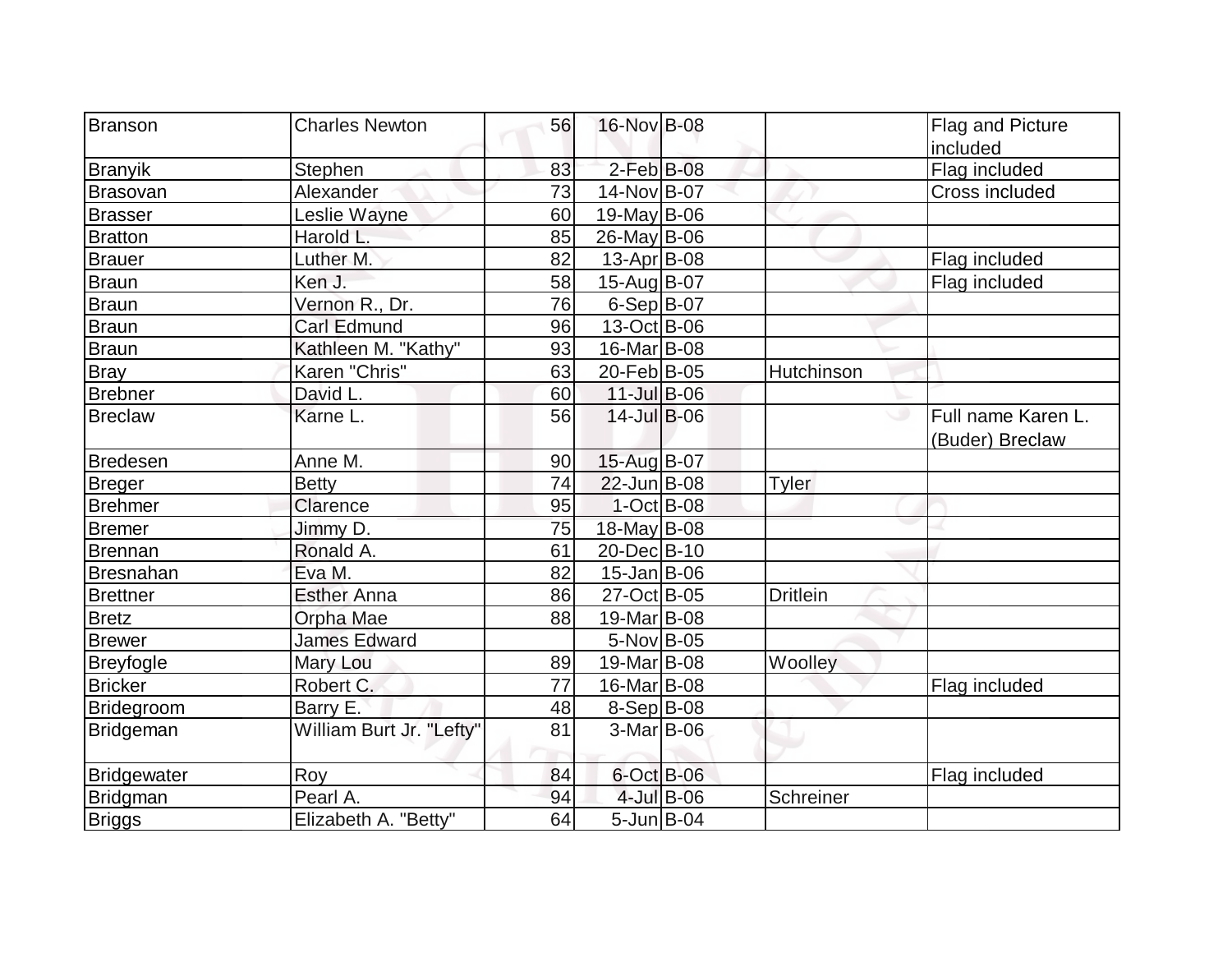| Branson | Charles Newton | 56 | 16-Nov | B-08 | | Flag and Picture included |
|---|---|---|---|---|---|---|
| Branyik | Stephen | 83 | 2-Feb | B-08 | | Flag included |
| Brasovan | Alexander | 73 | 14-Nov | B-07 | | Cross included |
| Brasser | Leslie Wayne | 60 | 19-May | B-06 | | |
| Bratton | Harold L. | 85 | 26-May | B-06 | | |
| Brauer | Luther M. | 82 | 13-Apr | B-08 | | Flag included |
| Braun | Ken J. | 58 | 15-Aug | B-07 | | Flag included |
| Braun | Vernon R., Dr. | 76 | 6-Sep | B-07 | | |
| Braun | Carl Edmund | 96 | 13-Oct | B-06 | | |
| Braun | Kathleen M. "Kathy" | 93 | 16-Mar | B-08 | | |
| Bray | Karen "Chris" | 63 | 20-Feb | B-05 | Hutchinson | |
| Brebner | David L. | 60 | 11-Jul | B-06 | | |
| Breclaw | Karne L. | 56 | 14-Jul | B-06 | | Full name Karen L. (Buder) Breclaw |
| Bredesen | Anne M. | 90 | 15-Aug | B-07 | | |
| Breger | Betty | 74 | 22-Jun | B-08 | Tyler | |
| Brehmer | Clarence | 95 | 1-Oct | B-08 | | |
| Bremer | Jimmy D. | 75 | 18-May | B-08 | | |
| Brennan | Ronald A. | 61 | 20-Dec | B-10 | | |
| Bresnahan | Eva M. | 82 | 15-Jan | B-06 | | |
| Brettner | Esther Anna | 86 | 27-Oct | B-05 | Dritlein | |
| Bretz | Orpha Mae | 88 | 19-Mar | B-08 | | |
| Brewer | James Edward | | 5-Nov | B-05 | | |
| Breyfogle | Mary Lou | 89 | 19-Mar | B-08 | Woolley | |
| Bricker | Robert C. | 77 | 16-Mar | B-08 | | Flag included |
| Bridegroom | Barry E. | 48 | 8-Sep | B-08 | | |
| Bridgeman | William Burt Jr. "Lefty" | 81 | 3-Mar | B-06 | | |
| Bridgewater | Roy | 84 | 6-Oct | B-06 | | Flag included |
| Bridgman | Pearl A. | 94 | 4-Jul | B-06 | Schreiner | |
| Briggs | Elizabeth A. "Betty" | 64 | 5-Jun | B-04 | | |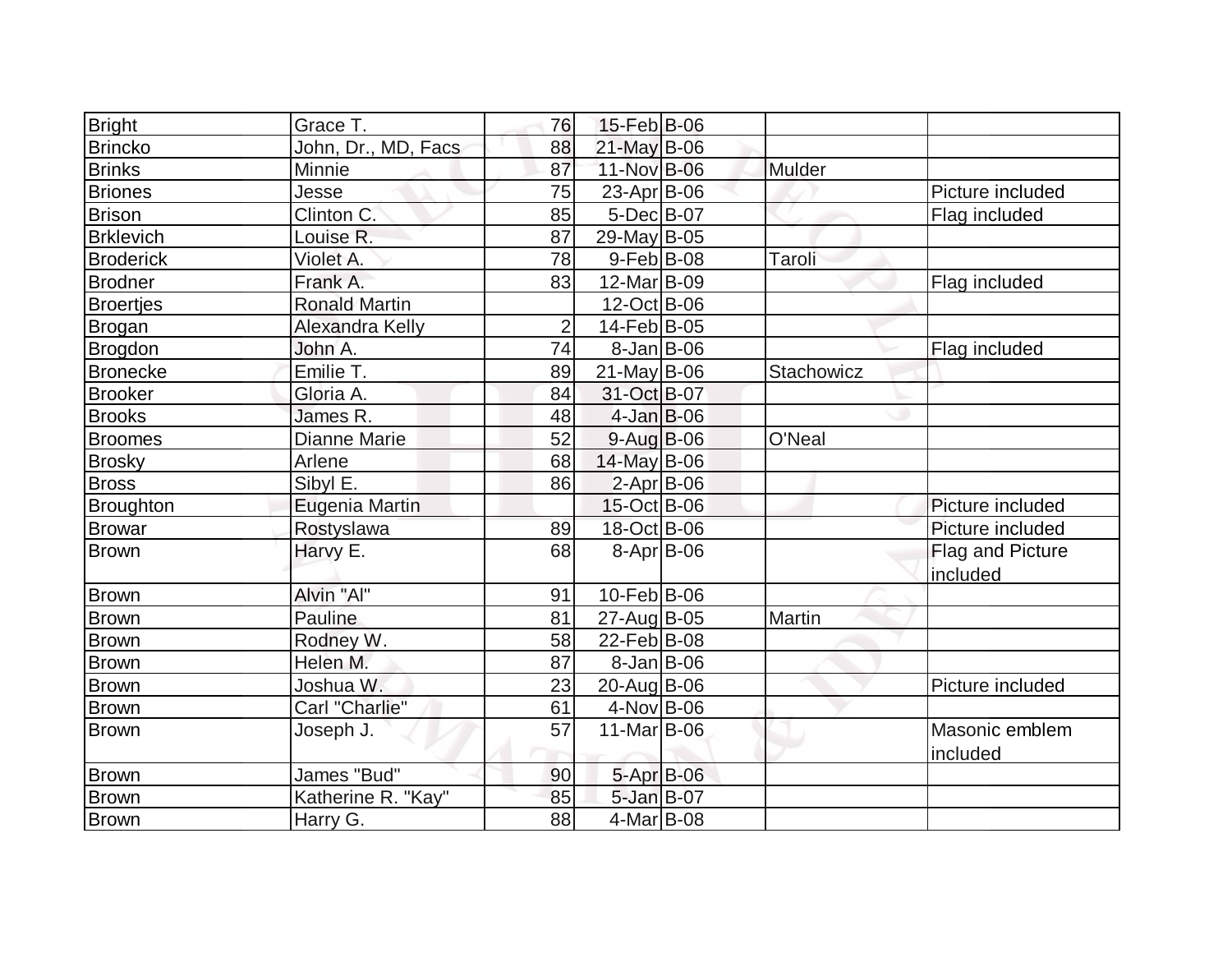| | | | | | | |
|---|---|---|---|---|---|---|
| Bright | Grace T. | 76 | 15-Feb | B-06 | | |
| Brincko | John, Dr., MD, Facs | 88 | 21-May | B-06 | | |
| Brinks | Minnie | 87 | 11-Nov | B-06 | Mulder | |
| Briones | Jesse | 75 | 23-Apr | B-06 | | Picture included |
| Brison | Clinton C. | 85 | 5-Dec | B-07 | | Flag included |
| Brklevich | Louise R. | 87 | 29-May | B-05 | | |
| Broderick | Violet A. | 78 | 9-Feb | B-08 | Taroli | |
| Brodner | Frank A. | 83 | 12-Mar | B-09 | | Flag included |
| Broertjes | Ronald Martin | | 12-Oct | B-06 | | |
| Brogan | Alexandra Kelly | 2 | 14-Feb | B-05 | | |
| Brogdon | John A. | 74 | 8-Jan | B-06 | | Flag included |
| Bronecke | Emilie T. | 89 | 21-May | B-06 | Stachowicz | |
| Brooker | Gloria A. | 84 | 31-Oct | B-07 | | |
| Brooks | James R. | 48 | 4-Jan | B-06 | | |
| Broomes | Dianne Marie | 52 | 9-Aug | B-06 | O'Neal | |
| Brosky | Arlene | 68 | 14-May | B-06 | | |
| Bross | Sibyl E. | 86 | 2-Apr | B-06 | | |
| Broughton | Eugenia Martin | | 15-Oct | B-06 | | Picture included |
| Browar | Rostyslawa | 89 | 18-Oct | B-06 | | Picture included |
| Brown | Harvy E. | 68 | 8-Apr | B-06 | | Flag and Picture included |
| Brown | Alvin "Al" | 91 | 10-Feb | B-06 | | |
| Brown | Pauline | 81 | 27-Aug | B-05 | Martin | |
| Brown | Rodney W. | 58 | 22-Feb | B-08 | | |
| Brown | Helen M. | 87 | 8-Jan | B-06 | | |
| Brown | Joshua W. | 23 | 20-Aug | B-06 | | Picture included |
| Brown | Carl "Charlie" | 61 | 4-Nov | B-06 | | |
| Brown | Joseph J. | 57 | 11-Mar | B-06 | | Masonic emblem included |
| Brown | James "Bud" | 90 | 5-Apr | B-06 | | |
| Brown | Katherine R. "Kay" | 85 | 5-Jan | B-07 | | |
| Brown | Harry G. | 88 | 4-Mar | B-08 | | |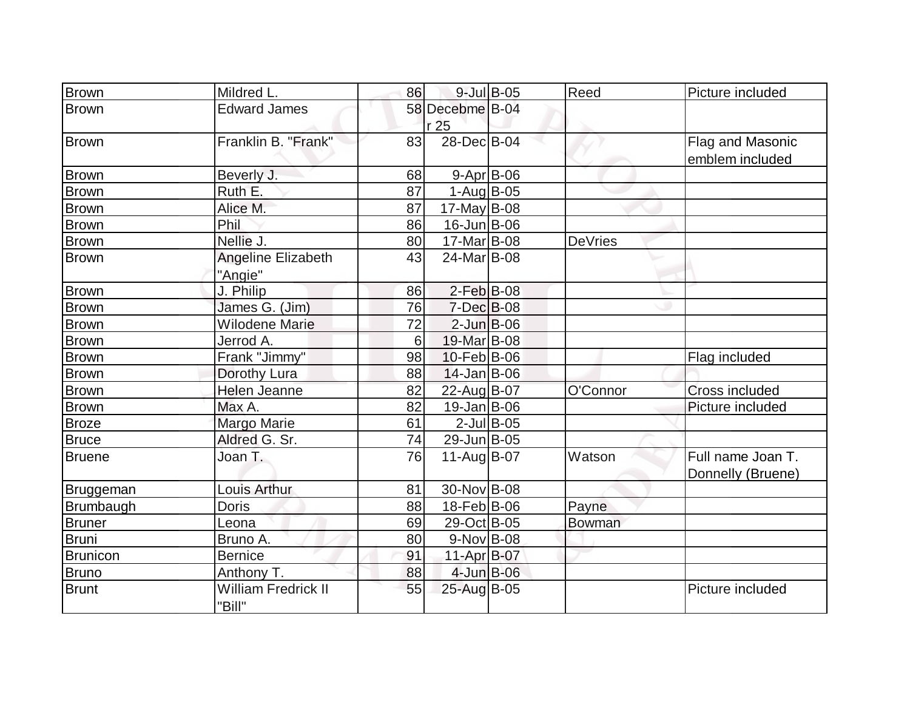| Brown | Mildred L. | 86 | 9-Jul | B-05 | Reed | Picture included |
|---|---|---|---|---|---|---|
| Brown | Edward James | 58 | Decebmer 25 | B-04 | | |
| Brown | Franklin B. "Frank" | 83 | 28-Dec | B-04 | | Flag and Masonic emblem included |
| Brown | Beverly J. | 68 | 9-Apr | B-06 | | |
| Brown | Ruth E. | 87 | 1-Aug | B-05 | | |
| Brown | Alice M. | 87 | 17-May | B-08 | | |
| Brown | Phil | 86 | 16-Jun | B-06 | | |
| Brown | Nellie J. | 80 | 17-Mar | B-08 | DeVries | |
| Brown | Angeline Elizabeth "Angie" | 43 | 24-Mar | B-08 | | |
| Brown | J. Philip | 86 | 2-Feb | B-08 | | |
| Brown | James G. (Jim) | 76 | 7-Dec | B-08 | | |
| Brown | Wilodene Marie | 72 | 2-Jun | B-06 | | |
| Brown | Jerrod A. | 6 | 19-Mar | B-08 | | |
| Brown | Frank "Jimmy" | 98 | 10-Feb | B-06 | | Flag included |
| Brown | Dorothy Lura | 88 | 14-Jan | B-06 | | |
| Brown | Helen Jeanne | 82 | 22-Aug | B-07 | O'Connor | Cross included |
| Brown | Max A. | 82 | 19-Jan | B-06 | | Picture included |
| Broze | Margo Marie | 61 | 2-Jul | B-05 | | |
| Bruce | Aldred G. Sr. | 74 | 29-Jun | B-05 | | |
| Bruene | Joan T. | 76 | 11-Aug | B-07 | Watson | Full name Joan T. Donnelly (Bruene) |
| Bruggeman | Louis Arthur | 81 | 30-Nov | B-08 | | |
| Brumbaugh | Doris | 88 | 18-Feb | B-06 | Payne | |
| Bruner | Leona | 69 | 29-Oct | B-05 | Bowman | |
| Bruni | Bruno A. | 80 | 9-Nov | B-08 | | |
| Brunicon | Bernice | 91 | 11-Apr | B-07 | | |
| Bruno | Anthony T. | 88 | 4-Jun | B-06 | | |
| Brunt | William Fredrick II "Bill" | 55 | 25-Aug | B-05 | | Picture included |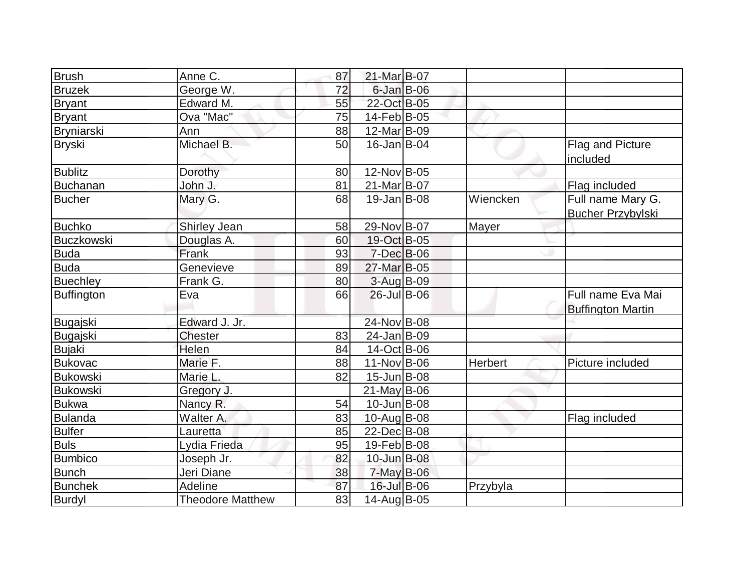| | | | | | | |
|---|---|---|---|---|---|---|
| Brush | Anne C. | 87 | 21-Mar | B-07 | | |
| Bruzek | George W. | 72 | 6-Jan | B-06 | | |
| Bryant | Edward M. | 55 | 22-Oct | B-05 | | |
| Bryant | Ova "Mac" | 75 | 14-Feb | B-05 | | |
| Bryniarski | Ann | 88 | 12-Mar | B-09 | | |
| Bryski | Michael B. | 50 | 16-Jan | B-04 | | Flag and Picture included |
| Bublitz | Dorothy | 80 | 12-Nov | B-05 | | |
| Buchanan | John J. | 81 | 21-Mar | B-07 | | Flag included |
| Bucher | Mary G. | 68 | 19-Jan | B-08 | Wiencken | Full name Mary G. Bucher Przybylski |
| Buchko | Shirley Jean | 58 | 29-Nov | B-07 | Mayer | |
| Buczkowski | Douglas A. | 60 | 19-Oct | B-05 | | |
| Buda | Frank | 93 | 7-Dec | B-06 | | |
| Buda | Genevieve | 89 | 27-Mar | B-05 | | |
| Buechley | Frank G. | 80 | 3-Aug | B-09 | | |
| Buffington | Eva | 66 | 26-Jul | B-06 | | Full name Eva Mai Buffington Martin |
| Bugajski | Edward J. Jr. | | 24-Nov | B-08 | | |
| Bugajski | Chester | 83 | 24-Jan | B-09 | | |
| Bujaki | Helen | 84 | 14-Oct | B-06 | | |
| Bukovac | Marie F. | 88 | 11-Nov | B-06 | Herbert | Picture included |
| Bukowski | Marie L. | 82 | 15-Jun | B-08 | | |
| Bukowski | Gregory J. | | 21-May | B-06 | | |
| Bukwa | Nancy R. | 54 | 10-Jun | B-08 | | |
| Bulanda | Walter A. | 83 | 10-Aug | B-08 | | Flag included |
| Bulfer | Lauretta | 85 | 22-Dec | B-08 | | |
| Buls | Lydia Frieda | 95 | 19-Feb | B-08 | | |
| Bumbico | Joseph Jr. | 82 | 10-Jun | B-08 | | |
| Bunch | Jeri Diane | 38 | 7-May | B-06 | | |
| Bunchek | Adeline | 87 | 16-Jul | B-06 | Przybyla | |
| Burdyl | Theodore Matthew | 83 | 14-Aug | B-05 | | |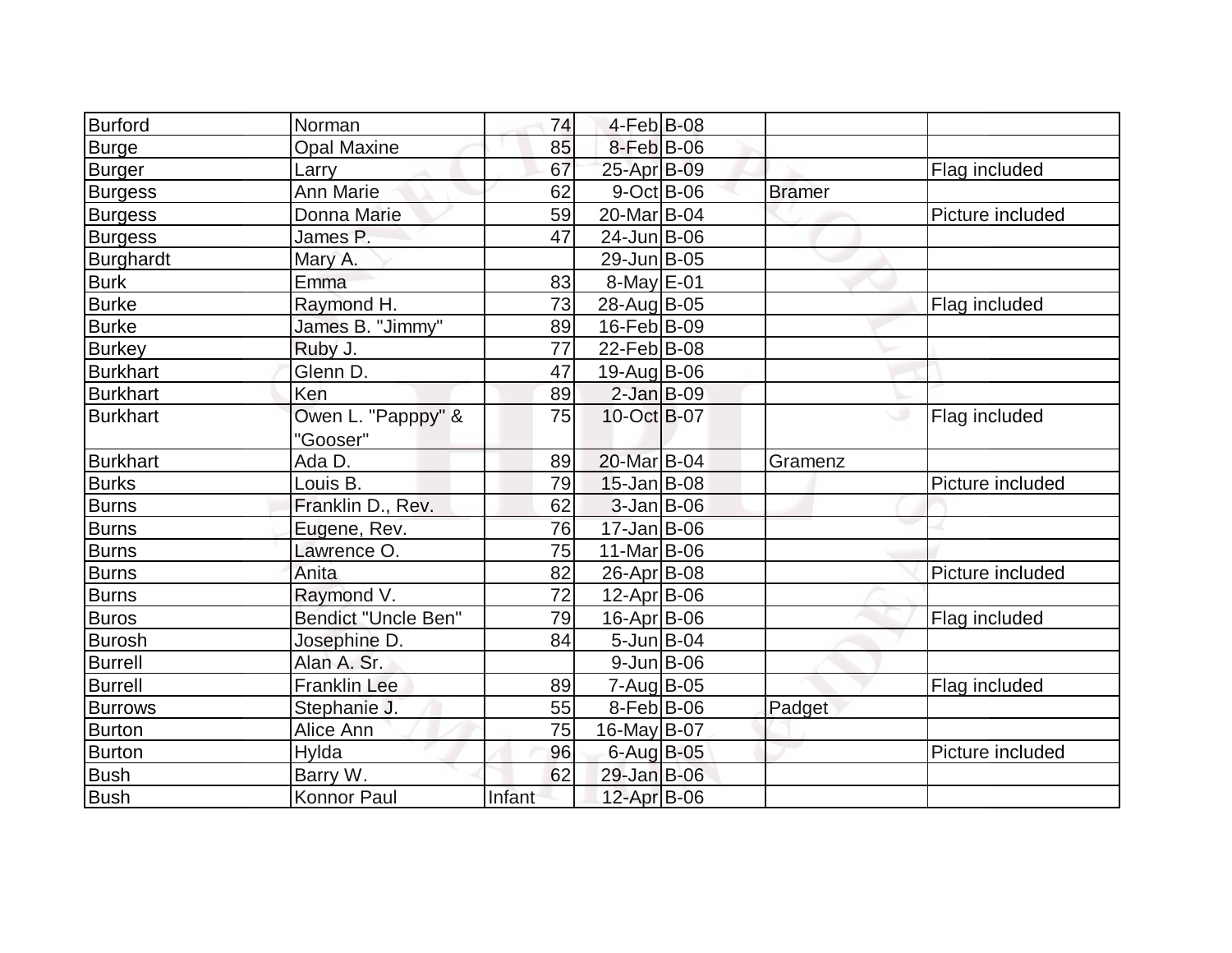| | | | | | | |
|---|---|---|---|---|---|---|
| Burford | Norman | 74 | 4-Feb | B-08 | | |
| Burge | Opal Maxine | 85 | 8-Feb | B-06 | | |
| Burger | Larry | 67 | 25-Apr | B-09 | | Flag included |
| Burgess | Ann Marie | 62 | 9-Oct | B-06 | Bramer | |
| Burgess | Donna Marie | 59 | 20-Mar | B-04 | | Picture included |
| Burgess | James P. | 47 | 24-Jun | B-06 | | |
| Burghardt | Mary A. | | 29-Jun | B-05 | | |
| Burk | Emma | 83 | 8-May | E-01 | | |
| Burke | Raymond H. | 73 | 28-Aug | B-05 | | Flag included |
| Burke | James B. "Jimmy" | 89 | 16-Feb | B-09 | | |
| Burkey | Ruby J. | 77 | 22-Feb | B-08 | | |
| Burkhart | Glenn D. | 47 | 19-Aug | B-06 | | |
| Burkhart | Ken | 89 | 2-Jan | B-09 | | |
| Burkhart | Owen L. "Papppy" & "Gooser" | 75 | 10-Oct | B-07 | | Flag included |
| Burkhart | Ada D. | 89 | 20-Mar | B-04 | Gramenz | |
| Burks | Louis B. | 79 | 15-Jan | B-08 | | Picture included |
| Burns | Franklin D., Rev. | 62 | 3-Jan | B-06 | | |
| Burns | Eugene, Rev. | 76 | 17-Jan | B-06 | | |
| Burns | Lawrence O. | 75 | 11-Mar | B-06 | | |
| Burns | Anita | 82 | 26-Apr | B-08 | | Picture included |
| Burns | Raymond V. | 72 | 12-Apr | B-06 | | |
| Buros | Bendict "Uncle Ben" | 79 | 16-Apr | B-06 | | Flag included |
| Burosh | Josephine D. | 84 | 5-Jun | B-04 | | |
| Burrell | Alan A. Sr. | | 9-Jun | B-06 | | |
| Burrell | Franklin Lee | 89 | 7-Aug | B-05 | | Flag included |
| Burrows | Stephanie J. | 55 | 8-Feb | B-06 | Padget | |
| Burton | Alice Ann | 75 | 16-May | B-07 | | |
| Burton | Hylda | 96 | 6-Aug | B-05 | | Picture included |
| Bush | Barry W. | 62 | 29-Jan | B-06 | | |
| Bush | Konnor Paul | Infant | 12-Apr | B-06 | | |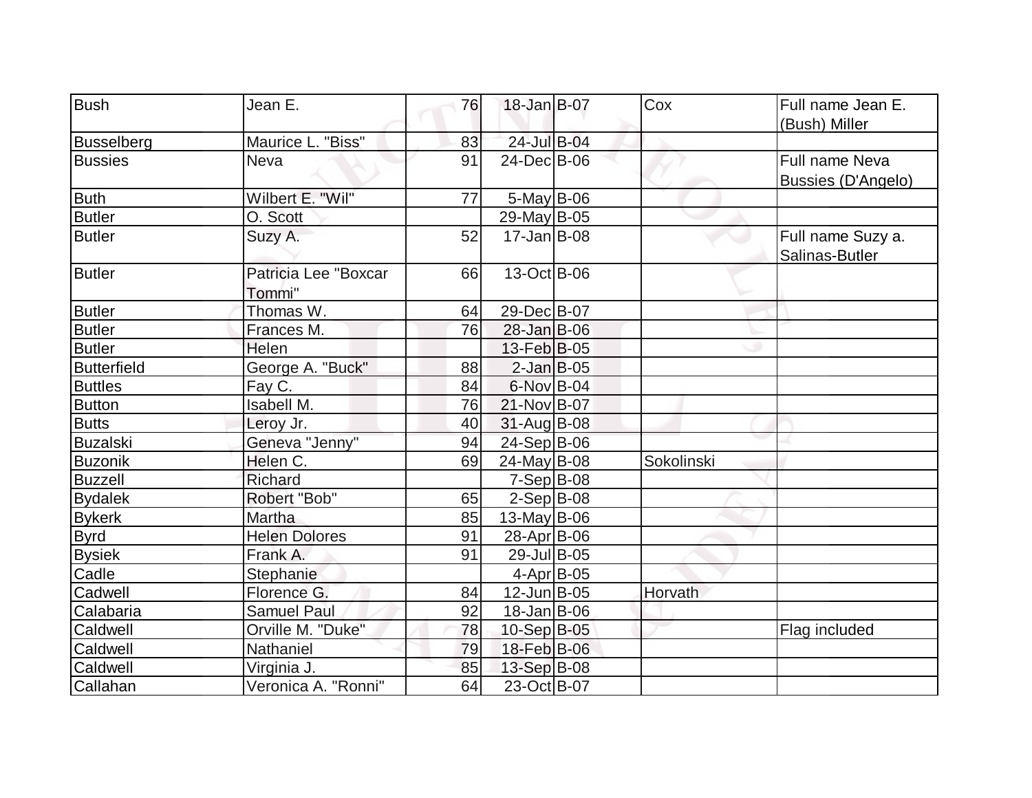| | | | | | | |
|---|---|---|---|---|---|---|
| Bush | Jean E. | 76 | 18-Jan | B-07 | Cox | Full name Jean E. (Bush) Miller |
| Busselberg | Maurice L. "Biss" | 83 | 24-Jul | B-04 | | |
| Bussies | Neva | 91 | 24-Dec | B-06 | | Full name Neva Bussies (D'Angelo) |
| Buth | Wilbert E. "Wil" | 77 | 5-May | B-06 | | |
| Butler | O. Scott | | 29-May | B-05 | | |
| Butler | Suzy A. | 52 | 17-Jan | B-08 | | Full name Suzy a. Salinas-Butler |
| Butler | Patricia Lee "Boxcar Tommi" | 66 | 13-Oct | B-06 | | |
| Butler | Thomas W. | 64 | 29-Dec | B-07 | | |
| Butler | Frances M. | 76 | 28-Jan | B-06 | | |
| Butler | Helen | | 13-Feb | B-05 | | |
| Butterfield | George A. "Buck" | 88 | 2-Jan | B-05 | | |
| Buttles | Fay C. | 84 | 6-Nov | B-04 | | |
| Button | Isabell M. | 76 | 21-Nov | B-07 | | |
| Butts | Leroy Jr. | 40 | 31-Aug | B-08 | | |
| Buzalski | Geneva "Jenny" | 94 | 24-Sep | B-06 | | |
| Buzonik | Helen C. | 69 | 24-May | B-08 | Sokolinski | |
| Buzzell | Richard | | 7-Sep | B-08 | | |
| Bydalek | Robert "Bob" | 65 | 2-Sep | B-08 | | |
| Bykerk | Martha | 85 | 13-May | B-06 | | |
| Byrd | Helen Dolores | 91 | 28-Apr | B-06 | | |
| Bysiek | Frank A. | 91 | 29-Jul | B-05 | | |
| Cadle | Stephanie | | 4-Apr | B-05 | | |
| Cadwell | Florence G. | 84 | 12-Jun | B-05 | Horvath | |
| Calabaria | Samuel Paul | 92 | 18-Jan | B-06 | | |
| Caldwell | Orville M. "Duke" | 78 | 10-Sep | B-05 | | Flag included |
| Caldwell | Nathaniel | 79 | 18-Feb | B-06 | | |
| Caldwell | Virginia J. | 85 | 13-Sep | B-08 | | |
| Callahan | Veronica A. "Ronni" | 64 | 23-Oct | B-07 | | |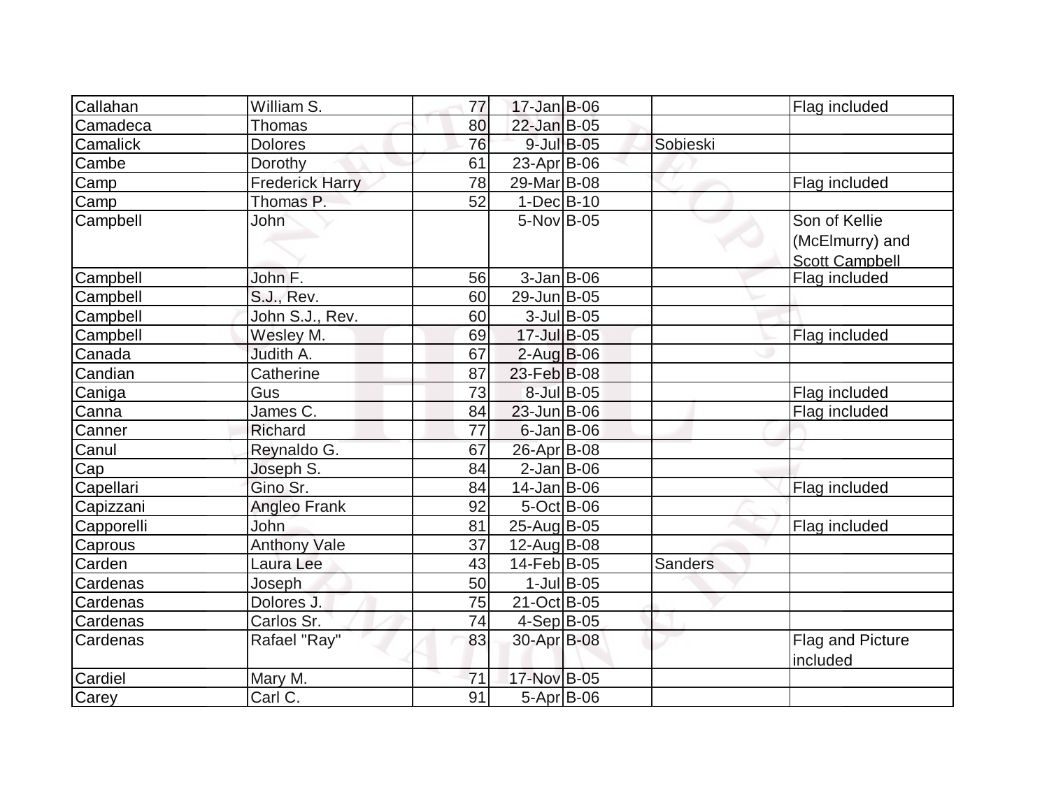| Callahan | William S. | 77 | 17-Jan | B-06 | | Flag included |
|---|---|---|---|---|---|---|
| Camadeca | Thomas | 80 | 22-Jan | B-05 | | |
| Camalick | Dolores | 76 | 9-Jul | B-05 | Sobieski | |
| Cambe | Dorothy | 61 | 23-Apr | B-06 | | |
| Camp | Frederick Harry | 78 | 29-Mar | B-08 | | Flag included |
| Camp | Thomas P. | 52 | 1-Dec | B-10 | | |
| Campbell | John | | 5-Nov | B-05 | | Son of Kellie (McElmurry) and Scott Campbell |
| Campbell | John F. | 56 | 3-Jan | B-06 | | Flag included |
| Campbell | S.J., Rev. | 60 | 29-Jun | B-05 | | |
| Campbell | John S.J., Rev. | 60 | 3-Jul | B-05 | | |
| Campbell | Wesley M. | 69 | 17-Jul | B-05 | | Flag included |
| Canada | Judith A. | 67 | 2-Aug | B-06 | | |
| Candian | Catherine | 87 | 23-Feb | B-08 | | |
| Caniga | Gus | 73 | 8-Jul | B-05 | | Flag included |
| Canna | James C. | 84 | 23-Jun | B-06 | | Flag included |
| Canner | Richard | 77 | 6-Jan | B-06 | | |
| Canul | Reynaldo G. | 67 | 26-Apr | B-08 | | |
| Cap | Joseph S. | 84 | 2-Jan | B-06 | | |
| Capellari | Gino Sr. | 84 | 14-Jan | B-06 | | Flag included |
| Capizzani | Angleo Frank | 92 | 5-Oct | B-06 | | |
| Capporelli | John | 81 | 25-Aug | B-05 | | Flag included |
| Caprous | Anthony Vale | 37 | 12-Aug | B-08 | | |
| Carden | Laura Lee | 43 | 14-Feb | B-05 | Sanders | |
| Cardenas | Joseph | 50 | 1-Jul | B-05 | | |
| Cardenas | Dolores J. | 75 | 21-Oct | B-05 | | |
| Cardenas | Carlos Sr. | 74 | 4-Sep | B-05 | | |
| Cardenas | Rafael "Ray" | 83 | 30-Apr | B-08 | | Flag and Picture included |
| Cardiel | Mary M. | 71 | 17-Nov | B-05 | | |
| Carey | Carl C. | 91 | 5-Apr | B-06 | | |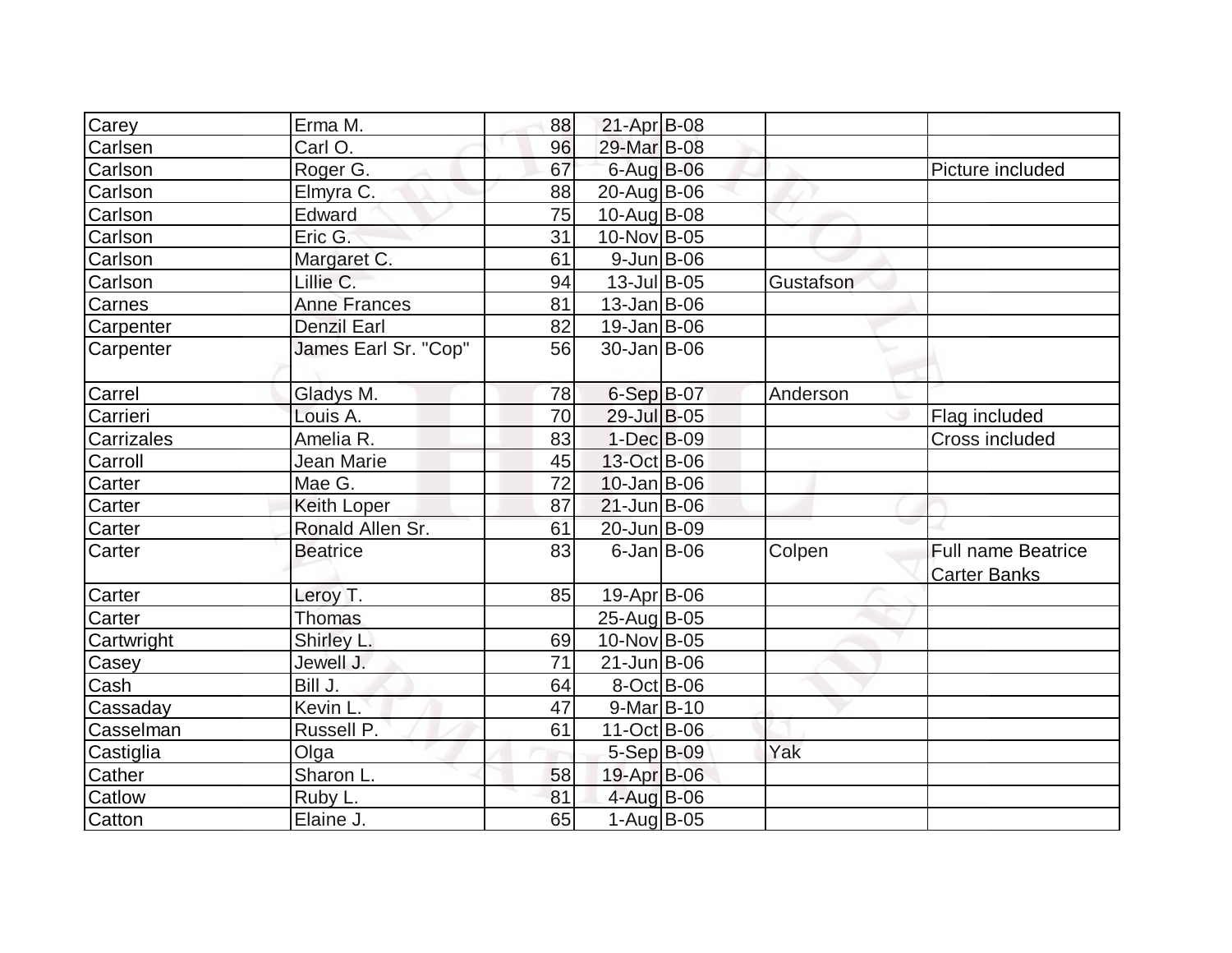| | | | | | | |
|---|---|---|---|---|---|---|
| Carey | Erma M. | 88 | 21-Apr | B-08 | | |
| Carlsen | Carl O. | 96 | 29-Mar | B-08 | | |
| Carlson | Roger G. | 67 | 6-Aug | B-06 | | Picture included |
| Carlson | Elmyra C. | 88 | 20-Aug | B-06 | | |
| Carlson | Edward | 75 | 10-Aug | B-08 | | |
| Carlson | Eric G. | 31 | 10-Nov | B-05 | | |
| Carlson | Margaret C. | 61 | 9-Jun | B-06 | | |
| Carlson | Lillie C. | 94 | 13-Jul | B-05 | Gustafson | |
| Carnes | Anne Frances | 81 | 13-Jan | B-06 | | |
| Carpenter | Denzil Earl | 82 | 19-Jan | B-06 | | |
| Carpenter | James Earl Sr. "Cop" | 56 | 30-Jan | B-06 | | |
| Carrel | Gladys M. | 78 | 6-Sep | B-07 | Anderson | |
| Carrieri | Louis A. | 70 | 29-Jul | B-05 | | Flag included |
| Carrizales | Amelia R. | 83 | 1-Dec | B-09 | | Cross included |
| Carroll | Jean Marie | 45 | 13-Oct | B-06 | | |
| Carter | Mae G. | 72 | 10-Jan | B-06 | | |
| Carter | Keith Loper | 87 | 21-Jun | B-06 | | |
| Carter | Ronald Allen Sr. | 61 | 20-Jun | B-09 | | |
| Carter | Beatrice | 83 | 6-Jan | B-06 | Colpen | Full name Beatrice Carter Banks |
| Carter | Leroy T. | 85 | 19-Apr | B-06 | | |
| Carter | Thomas | | 25-Aug | B-05 | | |
| Cartwright | Shirley L. | 69 | 10-Nov | B-05 | | |
| Casey | Jewell J. | 71 | 21-Jun | B-06 | | |
| Cash | Bill J. | 64 | 8-Oct | B-06 | | |
| Cassaday | Kevin L. | 47 | 9-Mar | B-10 | | |
| Casselman | Russell P. | 61 | 11-Oct | B-06 | | |
| Castiglia | Olga | | 5-Sep | B-09 | Yak | |
| Cather | Sharon L. | 58 | 19-Apr | B-06 | | |
| Catlow | Ruby L. | 81 | 4-Aug | B-06 | | |
| Catton | Elaine J. | 65 | 1-Aug | B-05 | | |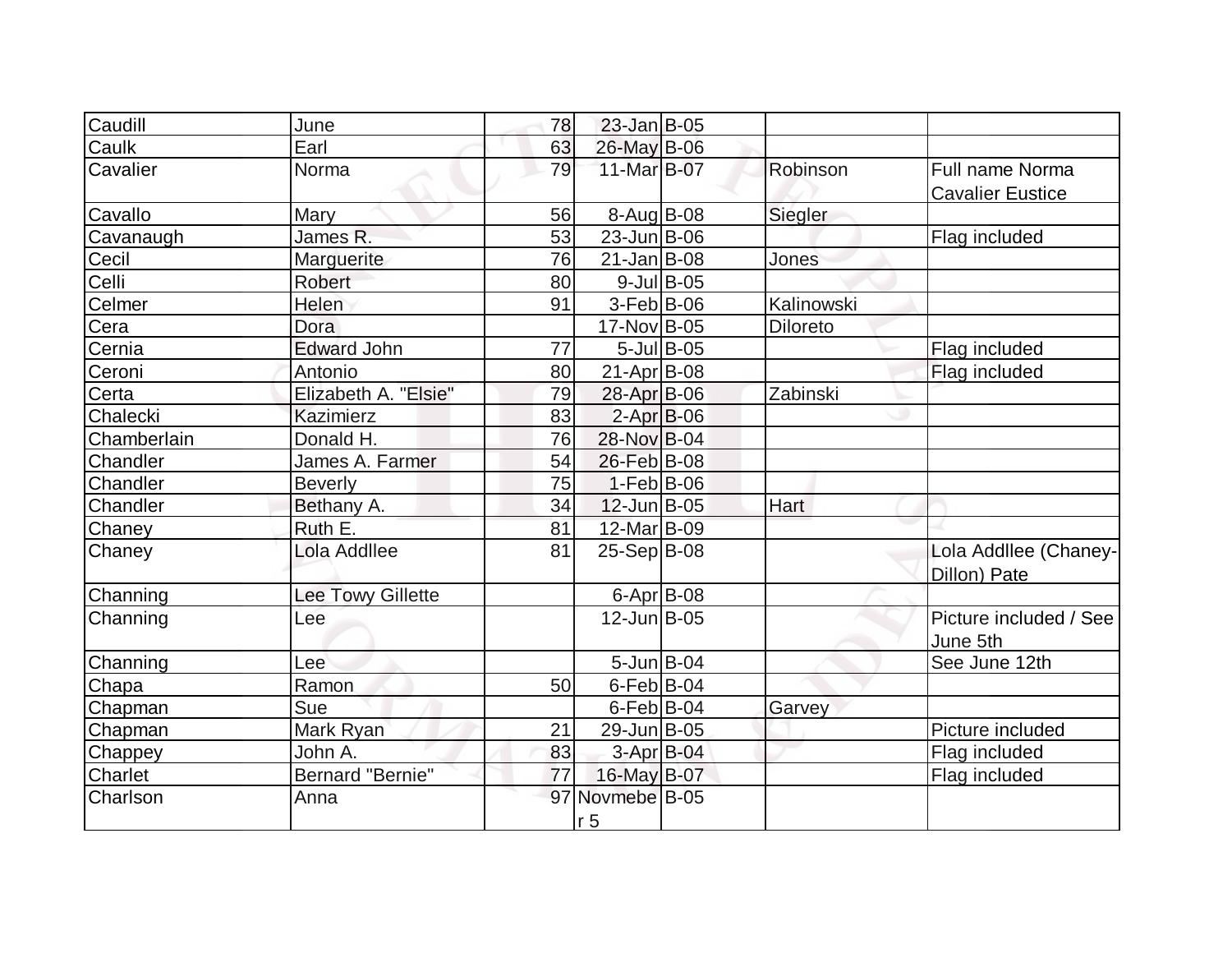| | | | | | | |
|---|---|---|---|---|---|---|
| Caudill | June | 78 | 23-Jan | B-05 | | |
| Caulk | Earl | 63 | 26-May | B-06 | | |
| Cavalier | Norma | 79 | 11-Mar | B-07 | Robinson | Full name Norma Cavalier Eustice |
| Cavallo | Mary | 56 | 8-Aug | B-08 | Siegler | |
| Cavanaugh | James R. | 53 | 23-Jun | B-06 | | Flag included |
| Cecil | Marguerite | 76 | 21-Jan | B-08 | Jones | |
| Celli | Robert | 80 | 9-Jul | B-05 | | |
| Celmer | Helen | 91 | 3-Feb | B-06 | Kalinowski | |
| Cera | Dora | | 17-Nov | B-05 | Diloreto | |
| Cernia | Edward John | 77 | 5-Jul | B-05 | | Flag included |
| Ceroni | Antonio | 80 | 21-Apr | B-08 | | Flag included |
| Certa | Elizabeth A. "Elsie" | 79 | 28-Apr | B-06 | Zabinski | |
| Chalecki | Kazimierz | 83 | 2-Apr | B-06 | | |
| Chamberlain | Donald H. | 76 | 28-Nov | B-04 | | |
| Chandler | James A. Farmer | 54 | 26-Feb | B-08 | | |
| Chandler | Beverly | 75 | 1-Feb | B-06 | | |
| Chandler | Bethany A. | 34 | 12-Jun | B-05 | Hart | |
| Chaney | Ruth E. | 81 | 12-Mar | B-09 | | |
| Chaney | Lola Addllee | 81 | 25-Sep | B-08 | | Lola Addllee (Chaney-Dillon) Pate |
| Channing | Lee Towy Gillette | | 6-Apr | B-08 | | |
| Channing | Lee | | 12-Jun | B-05 | | Picture included / See June 5th |
| Channing | Lee | | 5-Jun | B-04 | | See June 12th |
| Chapa | Ramon | 50 | 6-Feb | B-04 | | |
| Chapman | Sue | | 6-Feb | B-04 | Garvey | |
| Chapman | Mark Ryan | 21 | 29-Jun | B-05 | | Picture included |
| Chappey | John A. | 83 | 3-Apr | B-04 | | Flag included |
| Charlet | Bernard "Bernie" | 77 | 16-May | B-07 | | Flag included |
| Charlson | Anna | 97 | Novmeber 5 | B-05 | | |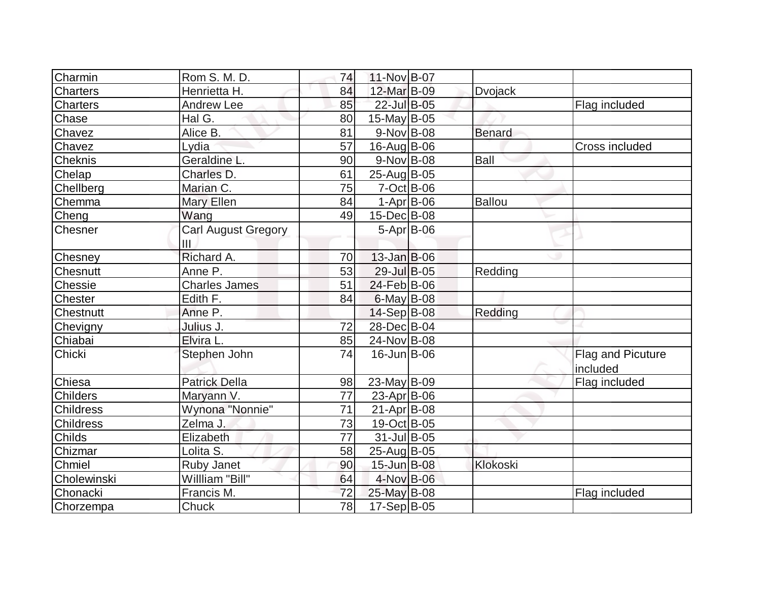| Charmin | Rom S. M. D. | 74 | 11-Nov | B-07 | | |
|---|---|---|---|---|---|---|
| Charters | Henrietta H. | 84 | 12-Mar | B-09 | Dvojack | |
| Charters | Andrew Lee | 85 | 22-Jul | B-05 | | Flag included |
| Chase | Hal G. | 80 | 15-May | B-05 | | |
| Chavez | Alice B. | 81 | 9-Nov | B-08 | Benard | |
| Chavez | Lydia | 57 | 16-Aug | B-06 | | Cross included |
| Cheknis | Geraldine L. | 90 | 9-Nov | B-08 | Ball | |
| Chelap | Charles D. | 61 | 25-Aug | B-05 | | |
| Chellberg | Marian C. | 75 | 7-Oct | B-06 | | |
| Chemma | Mary Ellen | 84 | 1-Apr | B-06 | Ballou | |
| Cheng | Wang | 49 | 15-Dec | B-08 | | |
| Chesner | Carl August Gregory III | | 5-Apr | B-06 | | |
| Chesney | Richard A. | 70 | 13-Jan | B-06 | | |
| Chesnutt | Anne P. | 53 | 29-Jul | B-05 | Redding | |
| Chessie | Charles James | 51 | 24-Feb | B-06 | | |
| Chester | Edith F. | 84 | 6-May | B-08 | | |
| Chestnutt | Anne P. | | 14-Sep | B-08 | Redding | |
| Chevigny | Julius J. | 72 | 28-Dec | B-04 | | |
| Chiabai | Elvira L. | 85 | 24-Nov | B-08 | | |
| Chicki | Stephen John | 74 | 16-Jun | B-06 | | Flag and Picuture included |
| Chiesa | Patrick Della | 98 | 23-May | B-09 | | Flag included |
| Childers | Maryann V. | 77 | 23-Apr | B-06 | | |
| Childress | Wynona "Nonnie" | 71 | 21-Apr | B-08 | | |
| Childress | Zelma J. | 73 | 19-Oct | B-05 | | |
| Childs | Elizabeth | 77 | 31-Jul | B-05 | | |
| Chizmar | Lolita S. | 58 | 25-Aug | B-05 | | |
| Chmiel | Ruby Janet | 90 | 15-Jun | B-08 | Klokoski | |
| Cholewinski | Willliam "Bill" | 64 | 4-Nov | B-06 | | |
| Chonacki | Francis M. | 72 | 25-May | B-08 | | Flag included |
| Chorzempa | Chuck | 78 | 17-Sep | B-05 | | |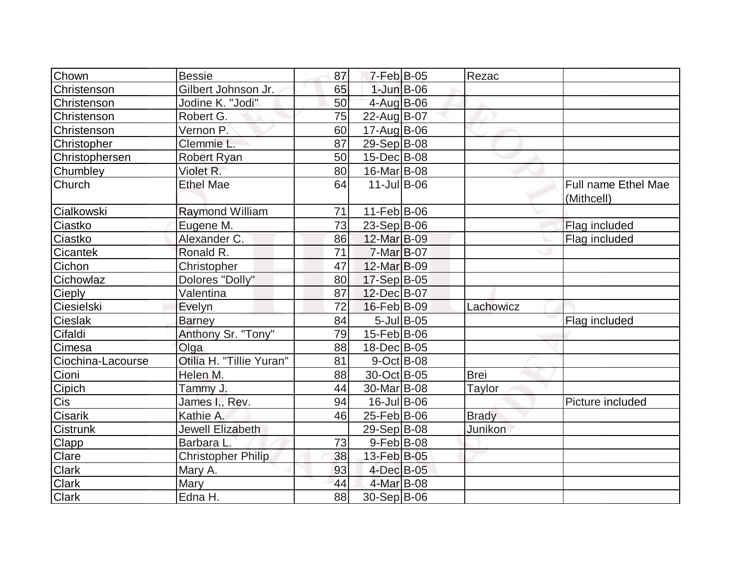| | | | | | | |
|---|---|---|---|---|---|---|
| Chown | Bessie | 87 | 7-Feb | B-05 | Rezac | |
| Christenson | Gilbert Johnson Jr. | 65 | 1-Jun | B-06 | | |
| Christenson | Jodine K. "Jodi" | 50 | 4-Aug | B-06 | | |
| Christenson | Robert G. | 75 | 22-Aug | B-07 | | |
| Christenson | Vernon P. | 60 | 17-Aug | B-06 | | |
| Christopher | Clemmie L. | 87 | 29-Sep | B-08 | | |
| Christophersen | Robert Ryan | 50 | 15-Dec | B-08 | | |
| Chumbley | Violet R. | 80 | 16-Mar | B-08 | | |
| Church | Ethel Mae | 64 | 11-Jul | B-06 | | Full name Ethel Mae (Mithcell) |
| Cialkowski | Raymond William | 71 | 11-Feb | B-06 | | |
| Ciastko | Eugene M. | 73 | 23-Sep | B-06 | | Flag included |
| Ciastko | Alexander C. | 86 | 12-Mar | B-09 | | Flag included |
| Cicantek | Ronald R. | 71 | 7-Mar | B-07 | | |
| Cichon | Christopher | 47 | 12-Mar | B-09 | | |
| Cichowlaz | Dolores "Dolly" | 80 | 17-Sep | B-05 | | |
| Cieply | Valentina | 87 | 12-Dec | B-07 | | |
| Ciesielski | Evelyn | 72 | 16-Feb | B-09 | Lachowicz | |
| Cieslak | Barney | 84 | 5-Jul | B-05 | | Flag included |
| Cifaldi | Anthony Sr. "Tony" | 79 | 15-Feb | B-06 | | |
| Cimesa | Olga | 88 | 18-Dec | B-05 | | |
| Ciochina-Lacourse | Otilia H. "Tillie Yuran" | 81 | 9-Oct | B-08 | | |
| Cioni | Helen M. | 88 | 30-Oct | B-05 | Brei | |
| Cipich | Tammy J. | 44 | 30-Mar | B-08 | Taylor | |
| Cis | James I,, Rev. | 94 | 16-Jul | B-06 | | Picture included |
| Cisarik | Kathie A. | 46 | 25-Feb | B-06 | Brady | |
| Cistrunk | Jewell Elizabeth | | 29-Sep | B-08 | Junikon | |
| Clapp | Barbara L. | 73 | 9-Feb | B-08 | | |
| Clare | Christopher Philip | 38 | 13-Feb | B-05 | | |
| Clark | Mary A. | 93 | 4-Dec | B-05 | | |
| Clark | Mary | 44 | 4-Mar | B-08 | | |
| Clark | Edna H. | 88 | 30-Sep | B-06 | | |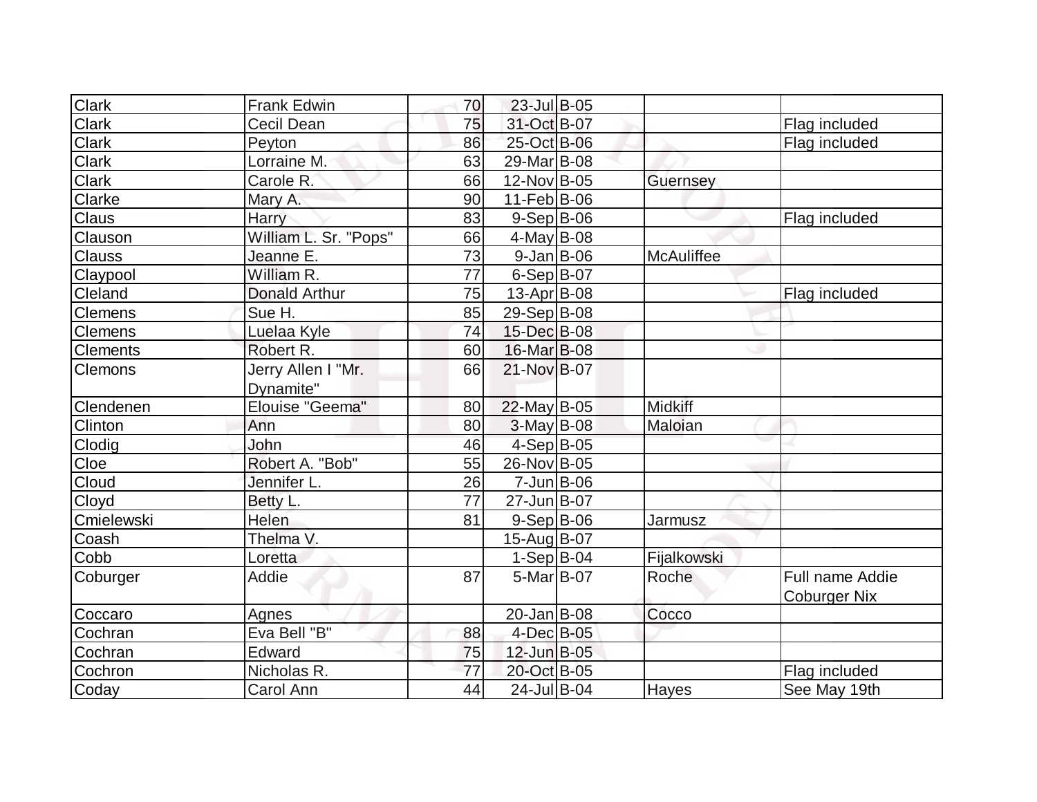| Clark | Frank Edwin | 70 | 23-Jul | B-05 | | |
|---|---|---|---|---|---|---|
| Clark | Cecil Dean | 75 | 31-Oct | B-07 | | Flag included |
| Clark | Peyton | 86 | 25-Oct | B-06 | | Flag included |
| Clark | Lorraine M. | 63 | 29-Mar | B-08 | | |
| Clark | Carole R. | 66 | 12-Nov | B-05 | Guernsey | |
| Clarke | Mary A. | 90 | 11-Feb | B-06 | | |
| Claus | Harry | 83 | 9-Sep | B-06 | | Flag included |
| Clauson | William L. Sr. "Pops" | 66 | 4-May | B-08 | | |
| Clauss | Jeanne E. | 73 | 9-Jan | B-06 | McAuliffee | |
| Claypool | William R. | 77 | 6-Sep | B-07 | | |
| Cleland | Donald Arthur | 75 | 13-Apr | B-08 | | Flag included |
| Clemens | Sue H. | 85 | 29-Sep | B-08 | | |
| Clemens | Luelaa Kyle | 74 | 15-Dec | B-08 | | |
| Clements | Robert R. | 60 | 16-Mar | B-08 | | |
| Clemons | Jerry Allen I "Mr. Dynamite" | 66 | 21-Nov | B-07 | | |
| Clendenen | Elouise "Geema" | 80 | 22-May | B-05 | Midkiff | |
| Clinton | Ann | 80 | 3-May | B-08 | Maloian | |
| Clodig | John | 46 | 4-Sep | B-05 | | |
| Cloe | Robert A. "Bob" | 55 | 26-Nov | B-05 | | |
| Cloud | Jennifer L. | 26 | 7-Jun | B-06 | | |
| Cloyd | Betty L. | 77 | 27-Jun | B-07 | | |
| Cmielewski | Helen | 81 | 9-Sep | B-06 | Jarmusz | |
| Coash | Thelma V. | | 15-Aug | B-07 | | |
| Cobb | Loretta | | 1-Sep | B-04 | Fijalkowski | |
| Coburger | Addie | 87 | 5-Mar | B-07 | Roche | Full name Addie Coburger Nix |
| Coccaro | Agnes | | 20-Jan | B-08 | Cocco | |
| Cochran | Eva Bell "B" | 88 | 4-Dec | B-05 | | |
| Cochran | Edward | 75 | 12-Jun | B-05 | | |
| Cochron | Nicholas R. | 77 | 20-Oct | B-05 | | Flag included |
| Coday | Carol Ann | 44 | 24-Jul | B-04 | Hayes | See May 19th |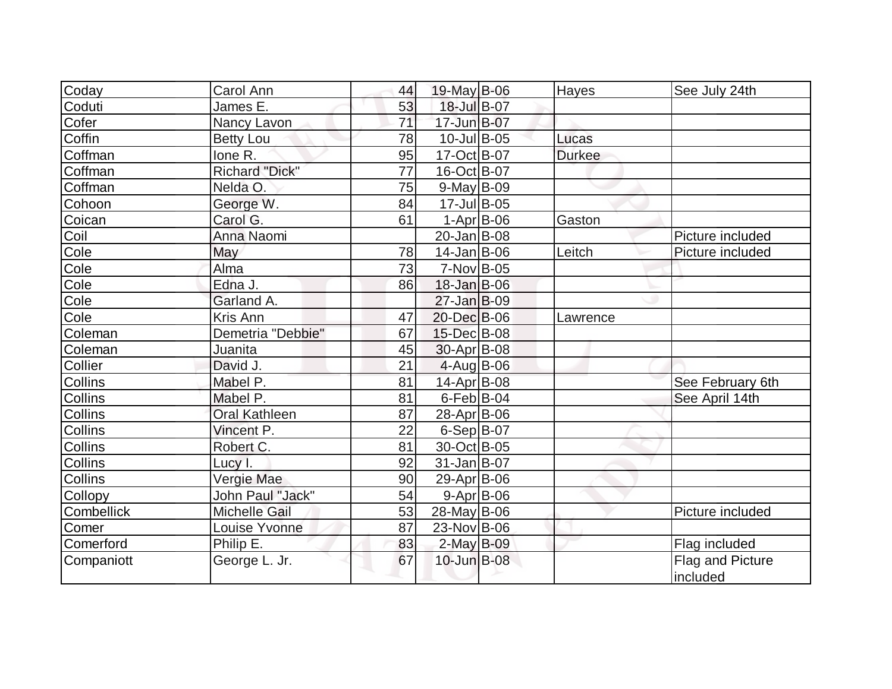| Coday | Carol Ann | 44 | 19-May | B-06 | Hayes | See July 24th |
|---|---|---|---|---|---|---|
| Coduti | James E. | 53 | 18-Jul | B-07 | | |
| Cofer | Nancy Lavon | 71 | 17-Jun | B-07 | | |
| Coffin | Betty Lou | 78 | 10-Jul | B-05 | Lucas | |
| Coffman | Ione R. | 95 | 17-Oct | B-07 | Durkee | |
| Coffman | Richard "Dick" | 77 | 16-Oct | B-07 | | |
| Coffman | Nelda O. | 75 | 9-May | B-09 | | |
| Cohoon | George W. | 84 | 17-Jul | B-05 | | |
| Coican | Carol G. | 61 | 1-Apr | B-06 | Gaston | |
| Coil | Anna Naomi | | 20-Jan | B-08 | | Picture included |
| Cole | May | 78 | 14-Jan | B-06 | Leitch | Picture included |
| Cole | Alma | 73 | 7-Nov | B-05 | | |
| Cole | Edna J. | 86 | 18-Jan | B-06 | | |
| Cole | Garland A. | | 27-Jan | B-09 | | |
| Cole | Kris Ann | 47 | 20-Dec | B-06 | Lawrence | |
| Coleman | Demetria "Debbie" | 67 | 15-Dec | B-08 | | |
| Coleman | Juanita | 45 | 30-Apr | B-08 | | |
| Collier | David J. | 21 | 4-Aug | B-06 | | |
| Collins | Mabel P. | 81 | 14-Apr | B-08 | | See February 6th |
| Collins | Mabel P. | 81 | 6-Feb | B-04 | | See April 14th |
| Collins | Oral Kathleen | 87 | 28-Apr | B-06 | | |
| Collins | Vincent P. | 22 | 6-Sep | B-07 | | |
| Collins | Robert C. | 81 | 30-Oct | B-05 | | |
| Collins | Lucy I. | 92 | 31-Jan | B-07 | | |
| Collins | Vergie Mae | 90 | 29-Apr | B-06 | | |
| Collopy | John Paul "Jack" | 54 | 9-Apr | B-06 | | |
| Combellick | Michelle Gail | 53 | 28-May | B-06 | | Picture included |
| Comer | Louise Yvonne | 87 | 23-Nov | B-06 | | |
| Comerford | Philip E. | 83 | 2-May | B-09 | | Flag included |
| Companiott | George L. Jr. | 67 | 10-Jun | B-08 | | Flag and Picture included |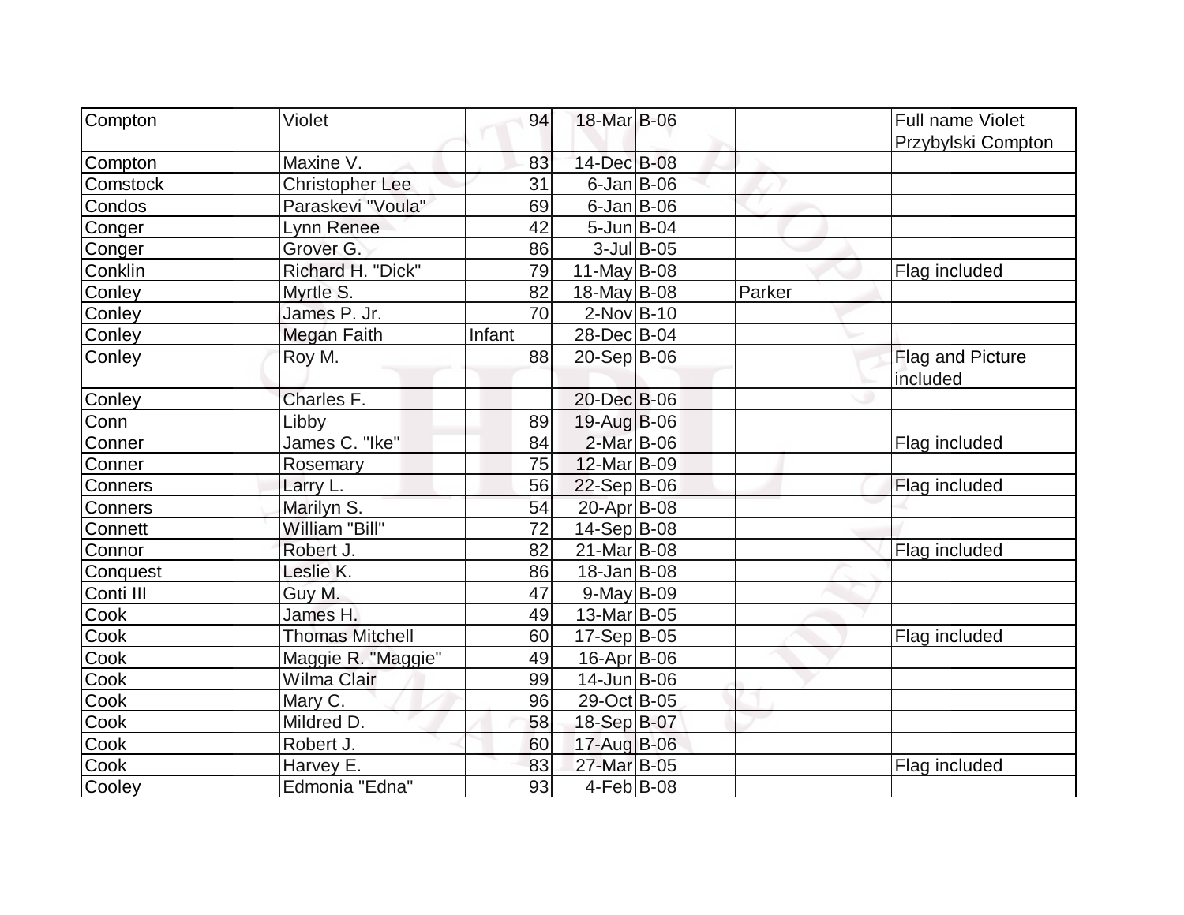| Compton | Violet | 94 | 18-Mar | B-06 | | Full name Violet Przybylski Compton |
|---|---|---|---|---|---|---|
| Compton | Maxine V. | 83 | 14-Dec | B-08 | | |
| Comstock | Christopher Lee | 31 | 6-Jan | B-06 | | |
| Condos | Paraskevi "Voula" | 69 | 6-Jan | B-06 | | |
| Conger | Lynn Renee | 42 | 5-Jun | B-04 | | |
| Conger | Grover G. | 86 | 3-Jul | B-05 | | |
| Conklin | Richard H. "Dick" | 79 | 11-May | B-08 | | Flag included |
| Conley | Myrtle S. | 82 | 18-May | B-08 | Parker | |
| Conley | James P. Jr. | 70 | 2-Nov | B-10 | | |
| Conley | Megan Faith | Infant | 28-Dec | B-04 | | |
| Conley | Roy M. | 88 | 20-Sep | B-06 | | Flag and Picture included |
| Conley | Charles F. | | 20-Dec | B-06 | | |
| Conn | Libby | 89 | 19-Aug | B-06 | | |
| Conner | James C. "Ike" | 84 | 2-Mar | B-06 | | Flag included |
| Conner | Rosemary | 75 | 12-Mar | B-09 | | |
| Conners | Larry L. | 56 | 22-Sep | B-06 | | Flag included |
| Conners | Marilyn S. | 54 | 20-Apr | B-08 | | |
| Connett | William "Bill" | 72 | 14-Sep | B-08 | | |
| Connor | Robert J. | 82 | 21-Mar | B-08 | | Flag included |
| Conquest | Leslie K. | 86 | 18-Jan | B-08 | | |
| Conti III | Guy M. | 47 | 9-May | B-09 | | |
| Cook | James H. | 49 | 13-Mar | B-05 | | |
| Cook | Thomas Mitchell | 60 | 17-Sep | B-05 | | Flag included |
| Cook | Maggie R. "Maggie" | 49 | 16-Apr | B-06 | | |
| Cook | Wilma Clair | 99 | 14-Jun | B-06 | | |
| Cook | Mary C. | 96 | 29-Oct | B-05 | | |
| Cook | Mildred D. | 58 | 18-Sep | B-07 | | |
| Cook | Robert J. | 60 | 17-Aug | B-06 | | |
| Cook | Harvey E. | 83 | 27-Mar | B-05 | | Flag included |
| Cooley | Edmonia "Edna" | 93 | 4-Feb | B-08 | | |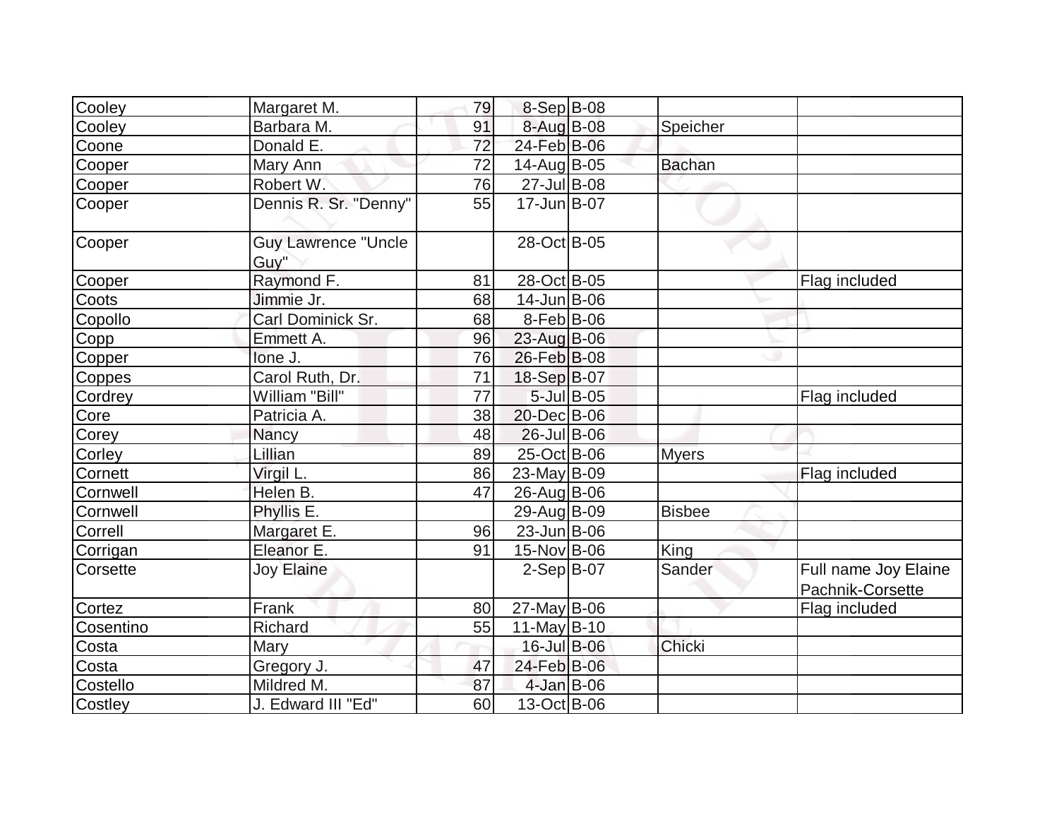| | | | | | | |
|---|---|---|---|---|---|---|
| Cooley | Margaret M. | 79 | 8-Sep | B-08 | | |
| Cooley | Barbara M. | 91 | 8-Aug | B-08 | Speicher | |
| Coone | Donald E. | 72 | 24-Feb | B-06 | | |
| Cooper | Mary Ann | 72 | 14-Aug | B-05 | Bachan | |
| Cooper | Robert W. | 76 | 27-Jul | B-08 | | |
| Cooper | Dennis R. Sr. "Denny" | 55 | 17-Jun | B-07 | | |
| Cooper | Guy Lawrence "Uncle Guy" | | 28-Oct | B-05 | | |
| Cooper | Raymond F. | 81 | 28-Oct | B-05 | | Flag included |
| Coots | Jimmie Jr. | 68 | 14-Jun | B-06 | | |
| Copollo | Carl Dominick Sr. | 68 | 8-Feb | B-06 | | |
| Copp | Emmett A. | 96 | 23-Aug | B-06 | | |
| Copper | Ione J. | 76 | 26-Feb | B-08 | | |
| Coppes | Carol Ruth, Dr. | 71 | 18-Sep | B-07 | | |
| Cordrey | William "Bill" | 77 | 5-Jul | B-05 | | Flag included |
| Core | Patricia A. | 38 | 20-Dec | B-06 | | |
| Corey | Nancy | 48 | 26-Jul | B-06 | | |
| Corley | Lillian | 89 | 25-Oct | B-06 | Myers | |
| Cornett | Virgil L. | 86 | 23-May | B-09 | | Flag included |
| Cornwell | Helen B. | 47 | 26-Aug | B-06 | | |
| Cornwell | Phyllis E. | | 29-Aug | B-09 | Bisbee | |
| Correll | Margaret E. | 96 | 23-Jun | B-06 | | |
| Corrigan | Eleanor E. | 91 | 15-Nov | B-06 | King | |
| Corsette | Joy Elaine | | 2-Sep | B-07 | Sander | Full name Joy Elaine Pachnik-Corsette |
| Cortez | Frank | 80 | 27-May | B-06 | | Flag included |
| Cosentino | Richard | 55 | 11-May | B-10 | | |
| Costa | Mary | | 16-Jul | B-06 | Chicki | |
| Costa | Gregory J. | 47 | 24-Feb | B-06 | | |
| Costello | Mildred M. | 87 | 4-Jan | B-06 | | |
| Costley | J. Edward III "Ed" | 60 | 13-Oct | B-06 | | |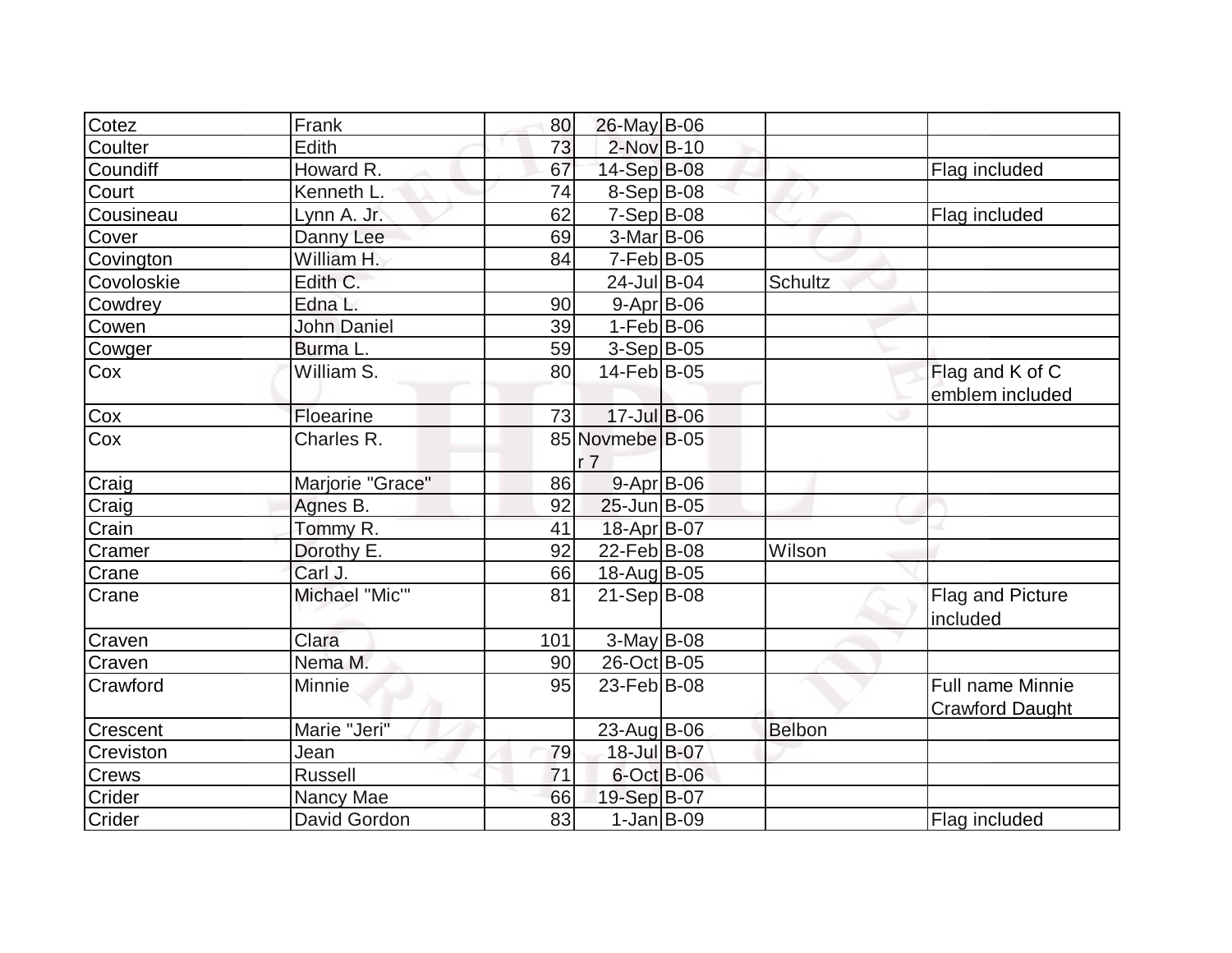| | | | | | | |
|---|---|---|---|---|---|---|
| Cotez | Frank | 80 | 26-May | B-06 | | |
| Coulter | Edith | 73 | 2-Nov | B-10 | | |
| Coundiff | Howard R. | 67 | 14-Sep | B-08 | | Flag included |
| Court | Kenneth L. | 74 | 8-Sep | B-08 | | |
| Cousineau | Lynn A. Jr. | 62 | 7-Sep | B-08 | | Flag included |
| Cover | Danny Lee | 69 | 3-Mar | B-06 | | |
| Covington | William H. | 84 | 7-Feb | B-05 | | |
| Covoloskie | Edith C. | | 24-Jul | B-04 | Schultz | |
| Cowdrey | Edna L. | 90 | 9-Apr | B-06 | | |
| Cowen | John Daniel | 39 | 1-Feb | B-06 | | |
| Cowger | Burma L. | 59 | 3-Sep | B-05 | | |
| Cox | William S. | 80 | 14-Feb | B-05 | | Flag and K of C emblem included |
| Cox | Floearine | 73 | 17-Jul | B-06 | | |
| Cox | Charles R. | 85 | Novmeber 7 | B-05 | | |
| Craig | Marjorie "Grace" | 86 | 9-Apr | B-06 | | |
| Craig | Agnes B. | 92 | 25-Jun | B-05 | | |
| Crain | Tommy R. | 41 | 18-Apr | B-07 | | |
| Cramer | Dorothy E. | 92 | 22-Feb | B-08 | Wilson | |
| Crane | Carl J. | 66 | 18-Aug | B-05 | | |
| Crane | Michael "Mic'" | 81 | 21-Sep | B-08 | | Flag and Picture included |
| Craven | Clara | 101 | 3-May | B-08 | | |
| Craven | Nema M. | 90 | 26-Oct | B-05 | | |
| Crawford | Minnie | 95 | 23-Feb | B-08 | | Full name Minnie Crawford Daught |
| Crescent | Marie "Jeri" | | 23-Aug | B-06 | Belbon | |
| Creviston | Jean | 79 | 18-Jul | B-07 | | |
| Crews | Russell | 71 | 6-Oct | B-06 | | |
| Crider | Nancy Mae | 66 | 19-Sep | B-07 | | |
| Crider | David Gordon | 83 | 1-Jan | B-09 | | Flag included |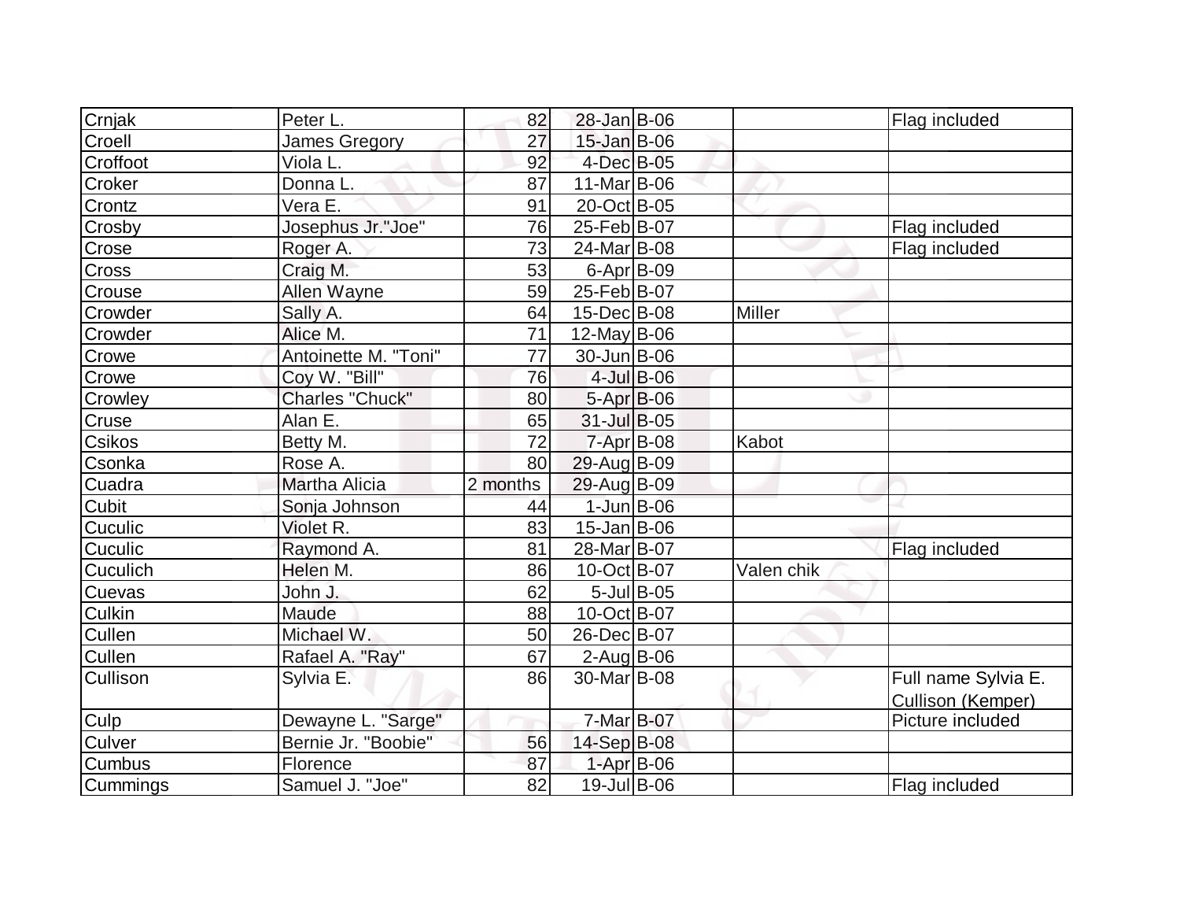| | | | | | | |
|---|---|---|---|---|---|---|
| Crnjak | Peter L. | 82 | 28-Jan | B-06 | | Flag included |
| Croell | James Gregory | 27 | 15-Jan | B-06 | | |
| Croffoot | Viola L. | 92 | 4-Dec | B-05 | | |
| Croker | Donna L. | 87 | 11-Mar | B-06 | | |
| Crontz | Vera E. | 91 | 20-Oct | B-05 | | |
| Crosby | Josephus Jr."Joe" | 76 | 25-Feb | B-07 | | Flag included |
| Crose | Roger A. | 73 | 24-Mar | B-08 | | Flag included |
| Cross | Craig M. | 53 | 6-Apr | B-09 | | |
| Crouse | Allen Wayne | 59 | 25-Feb | B-07 | | |
| Crowder | Sally A. | 64 | 15-Dec | B-08 | Miller | |
| Crowder | Alice M. | 71 | 12-May | B-06 | | |
| Crowe | Antoinette M. "Toni" | 77 | 30-Jun | B-06 | | |
| Crowe | Coy W. "Bill" | 76 | 4-Jul | B-06 | | |
| Crowley | Charles "Chuck" | 80 | 5-Apr | B-06 | | |
| Cruse | Alan E. | 65 | 31-Jul | B-05 | | |
| Csikos | Betty M. | 72 | 7-Apr | B-08 | Kabot | |
| Csonka | Rose A. | 80 | 29-Aug | B-09 | | |
| Cuadra | Martha Alicia | 2 months | 29-Aug | B-09 | | |
| Cubit | Sonja Johnson | 44 | 1-Jun | B-06 | | |
| Cuculic | Violet R. | 83 | 15-Jan | B-06 | | |
| Cuculic | Raymond A. | 81 | 28-Mar | B-07 | | Flag included |
| Cuculich | Helen M. | 86 | 10-Oct | B-07 | Valen chik | |
| Cuevas | John J. | 62 | 5-Jul | B-05 | | |
| Culkin | Maude | 88 | 10-Oct | B-07 | | |
| Cullen | Michael W. | 50 | 26-Dec | B-07 | | |
| Cullen | Rafael A. "Ray" | 67 | 2-Aug | B-06 | | |
| Cullison | Sylvia E. | 86 | 30-Mar | B-08 | | Full name Sylvia E. Cullison (Kemper) |
| Culp | Dewayne L. "Sarge" | | 7-Mar | B-07 | | Picture included |
| Culver | Bernie Jr. "Boobie" | 56 | 14-Sep | B-08 | | |
| Cumbus | Florence | 87 | 1-Apr | B-06 | | |
| Cummings | Samuel J. "Joe" | 82 | 19-Jul | B-06 | | Flag included |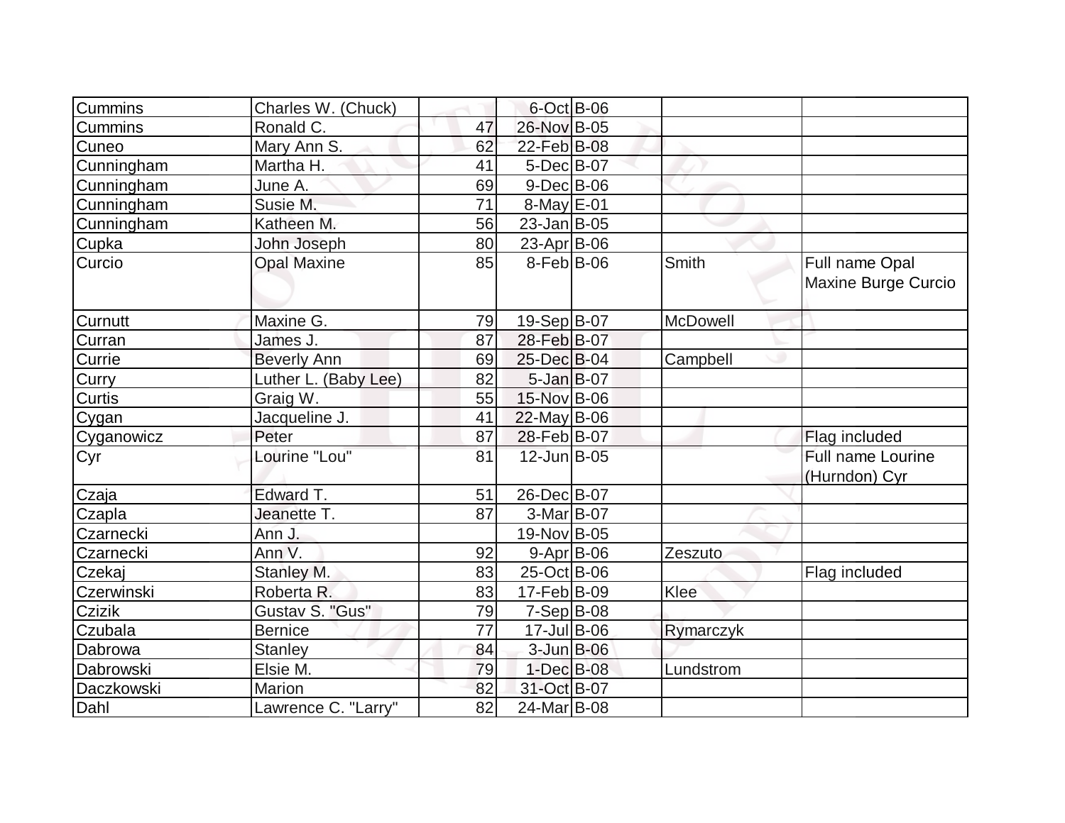| | | | | | | |
|---|---|---|---|---|---|---|
| Cummins | Charles W. (Chuck) | | 6-Oct | B-06 | | |
| Cummins | Ronald C. | 47 | 26-Nov | B-05 | | |
| Cuneo | Mary Ann S. | 62 | 22-Feb | B-08 | | |
| Cunningham | Martha H. | 41 | 5-Dec | B-07 | | |
| Cunningham | June A. | 69 | 9-Dec | B-06 | | |
| Cunningham | Susie M. | 71 | 8-May | E-01 | | |
| Cunningham | Katheen M. | 56 | 23-Jan | B-05 | | |
| Cupka | John Joseph | 80 | 23-Apr | B-06 | | |
| Curcio | Opal Maxine | 85 | 8-Feb | B-06 | Smith | Full name Opal Maxine Burge Curcio |
| Curnutt | Maxine G. | 79 | 19-Sep | B-07 | McDowell | |
| Curran | James J. | 87 | 28-Feb | B-07 | | |
| Currie | Beverly Ann | 69 | 25-Dec | B-04 | Campbell | |
| Curry | Luther L. (Baby Lee) | 82 | 5-Jan | B-07 | | |
| Curtis | Graig W. | 55 | 15-Nov | B-06 | | |
| Cygan | Jacqueline J. | 41 | 22-May | B-06 | | |
| Cyganowicz | Peter | 87 | 28-Feb | B-07 | | Flag included |
| Cyr | Lourine "Lou" | 81 | 12-Jun | B-05 | | Full name Lourine (Hurndon) Cyr |
| Czaja | Edward T. | 51 | 26-Dec | B-07 | | |
| Czapla | Jeanette T. | 87 | 3-Mar | B-07 | | |
| Czarnecki | Ann J. | | 19-Nov | B-05 | | |
| Czarnecki | Ann V. | 92 | 9-Apr | B-06 | Zeszuto | |
| Czekaj | Stanley M. | 83 | 25-Oct | B-06 | | Flag included |
| Czerwinski | Roberta R. | 83 | 17-Feb | B-09 | Klee | |
| Czizik | Gustav S. "Gus" | 79 | 7-Sep | B-08 | | |
| Czubala | Bernice | 77 | 17-Jul | B-06 | Rymarczyk | |
| Dabrowa | Stanley | 84 | 3-Jun | B-06 | | |
| Dabrowski | Elsie M. | 79 | 1-Dec | B-08 | Lundstrom | |
| Daczkowski | Marion | 82 | 31-Oct | B-07 | | |
| Dahl | Lawrence C. "Larry" | 82 | 24-Mar | B-08 | | |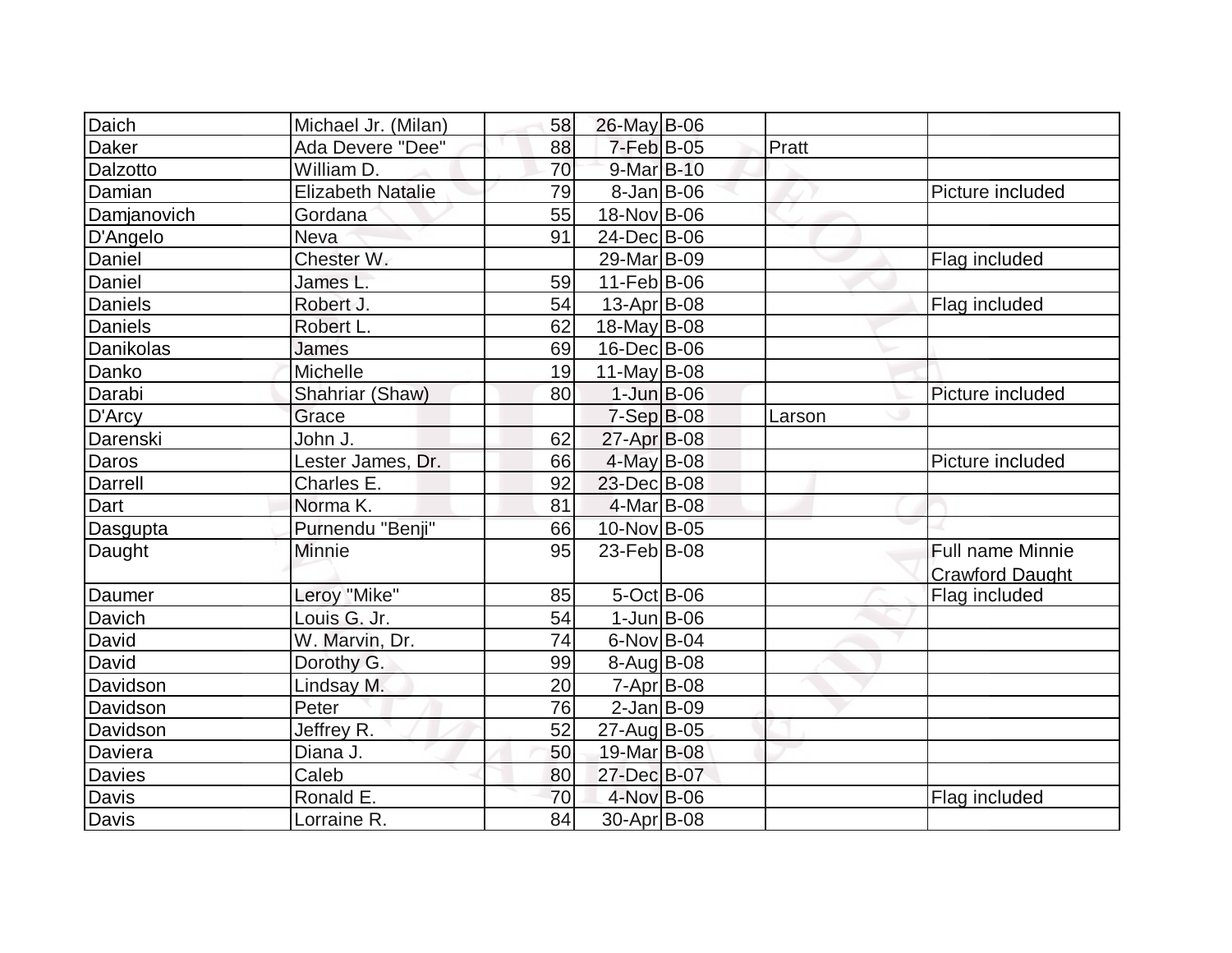| | | | | | | |
|---|---|---|---|---|---|---|
| Daich | Michael Jr. (Milan) | 58 | 26-May | B-06 | | |
| Daker | Ada Devere "Dee" | 88 | 7-Feb | B-05 | Pratt | |
| Dalzotto | William D. | 70 | 9-Mar | B-10 | | |
| Damian | Elizabeth Natalie | 79 | 8-Jan | B-06 | | Picture included |
| Damjanovich | Gordana | 55 | 18-Nov | B-06 | | |
| D'Angelo | Neva | 91 | 24-Dec | B-06 | | |
| Daniel | Chester W. | | 29-Mar | B-09 | | Flag included |
| Daniel | James L. | 59 | 11-Feb | B-06 | | |
| Daniels | Robert J. | 54 | 13-Apr | B-08 | | Flag included |
| Daniels | Robert L. | 62 | 18-May | B-08 | | |
| Danikolas | James | 69 | 16-Dec | B-06 | | |
| Danko | Michelle | 19 | 11-May | B-08 | | |
| Darabi | Shahriar (Shaw) | 80 | 1-Jun | B-06 | | Picture included |
| D'Arcy | Grace | | 7-Sep | B-08 | Larson | |
| Darenski | John J. | 62 | 27-Apr | B-08 | | |
| Daros | Lester James, Dr. | 66 | 4-May | B-08 | | Picture included |
| Darrell | Charles E. | 92 | 23-Dec | B-08 | | |
| Dart | Norma K. | 81 | 4-Mar | B-08 | | |
| Dasgupta | Purnendu "Benji" | 66 | 10-Nov | B-05 | | |
| Daught | Minnie | 95 | 23-Feb | B-08 | | Full name Minnie Crawford Daught |
| Daumer | Leroy "Mike" | 85 | 5-Oct | B-06 | | Flag included |
| Davich | Louis G. Jr. | 54 | 1-Jun | B-06 | | |
| David | W. Marvin, Dr. | 74 | 6-Nov | B-04 | | |
| David | Dorothy G. | 99 | 8-Aug | B-08 | | |
| Davidson | Lindsay M. | 20 | 7-Apr | B-08 | | |
| Davidson | Peter | 76 | 2-Jan | B-09 | | |
| Davidson | Jeffrey R. | 52 | 27-Aug | B-05 | | |
| Daviera | Diana J. | 50 | 19-Mar | B-08 | | |
| Davies | Caleb | 80 | 27-Dec | B-07 | | |
| Davis | Ronald E. | 70 | 4-Nov | B-06 | | Flag included |
| Davis | Lorraine R. | 84 | 30-Apr | B-08 | | |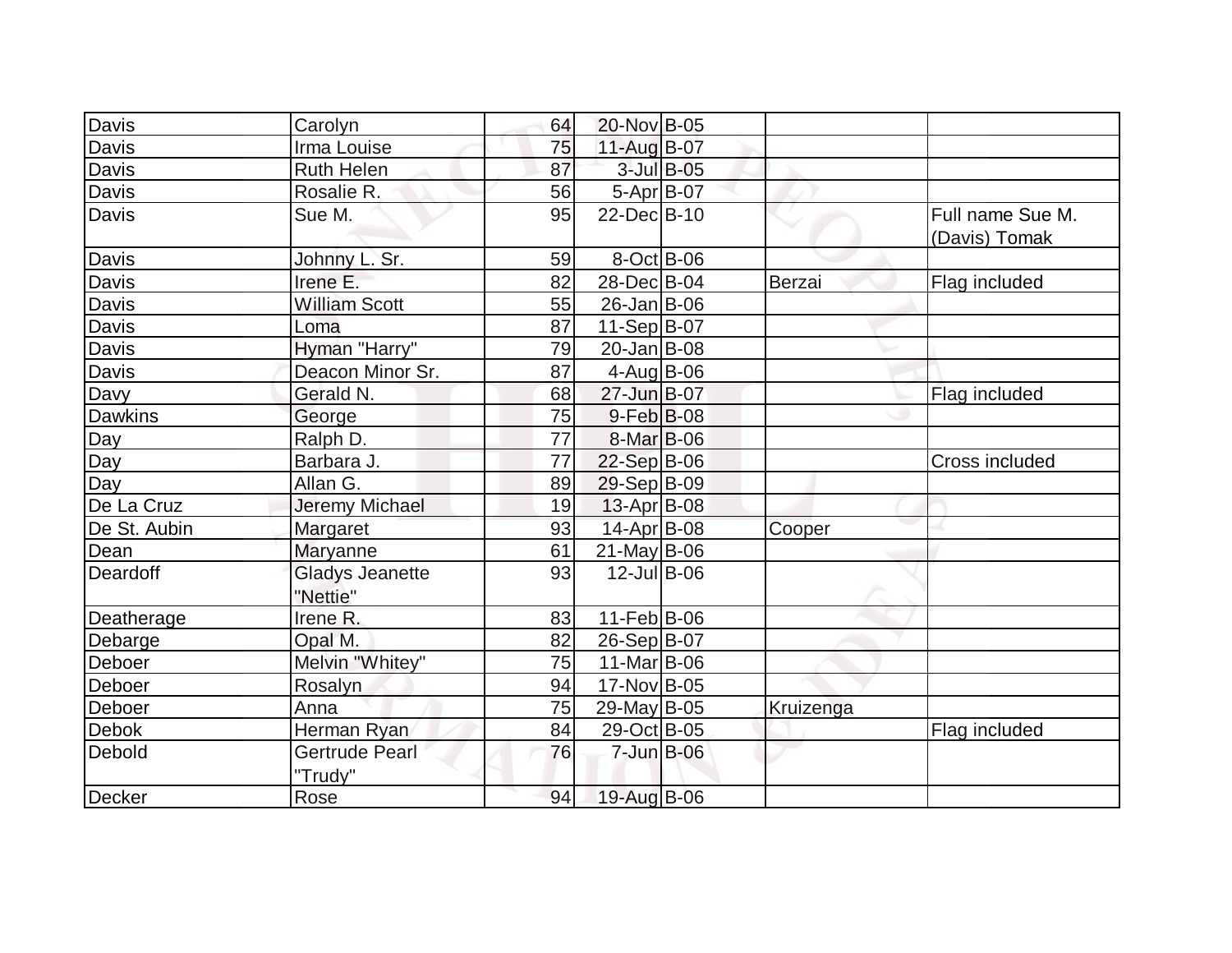| Davis | Carolyn | 64 | 20-Nov | B-05 | | |
|---|---|---|---|---|---|---|
| Davis | Irma Louise | 75 | 11-Aug | B-07 | | |
| Davis | Ruth Helen | 87 | 3-Jul | B-05 | | |
| Davis | Rosalie R. | 56 | 5-Apr | B-07 | | |
| Davis | Sue M. | 95 | 22-Dec | B-10 | | Full name Sue M. (Davis) Tomak |
| Davis | Johnny L. Sr. | 59 | 8-Oct | B-06 | | |
| Davis | Irene E. | 82 | 28-Dec | B-04 | Berzai | Flag included |
| Davis | William Scott | 55 | 26-Jan | B-06 | | |
| Davis | Loma | 87 | 11-Sep | B-07 | | |
| Davis | Hyman "Harry" | 79 | 20-Jan | B-08 | | |
| Davis | Deacon Minor Sr. | 87 | 4-Aug | B-06 | | |
| Davy | Gerald N. | 68 | 27-Jun | B-07 | | Flag included |
| Dawkins | George | 75 | 9-Feb | B-08 | | |
| Day | Ralph D. | 77 | 8-Mar | B-06 | | |
| Day | Barbara J. | 77 | 22-Sep | B-06 | | Cross included |
| Day | Allan G. | 89 | 29-Sep | B-09 | | |
| De La Cruz | Jeremy Michael | 19 | 13-Apr | B-08 | | |
| De St. Aubin | Margaret | 93 | 14-Apr | B-08 | Cooper | |
| Dean | Maryanne | 61 | 21-May | B-06 | | |
| Deardoff | Gladys Jeanette "Nettie" | 93 | 12-Jul | B-06 | | |
| Deatherage | Irene R. | 83 | 11-Feb | B-06 | | |
| Debarge | Opal M. | 82 | 26-Sep | B-07 | | |
| Deboer | Melvin "Whitey" | 75 | 11-Mar | B-06 | | |
| Deboer | Rosalyn | 94 | 17-Nov | B-05 | | |
| Deboer | Anna | 75 | 29-May | B-05 | Kruizenga | |
| Debok | Herman Ryan | 84 | 29-Oct | B-05 | | Flag included |
| Debold | Gertrude Pearl "Trudy" | 76 | 7-Jun | B-06 | | |
| Decker | Rose | 94 | 19-Aug | B-06 | | |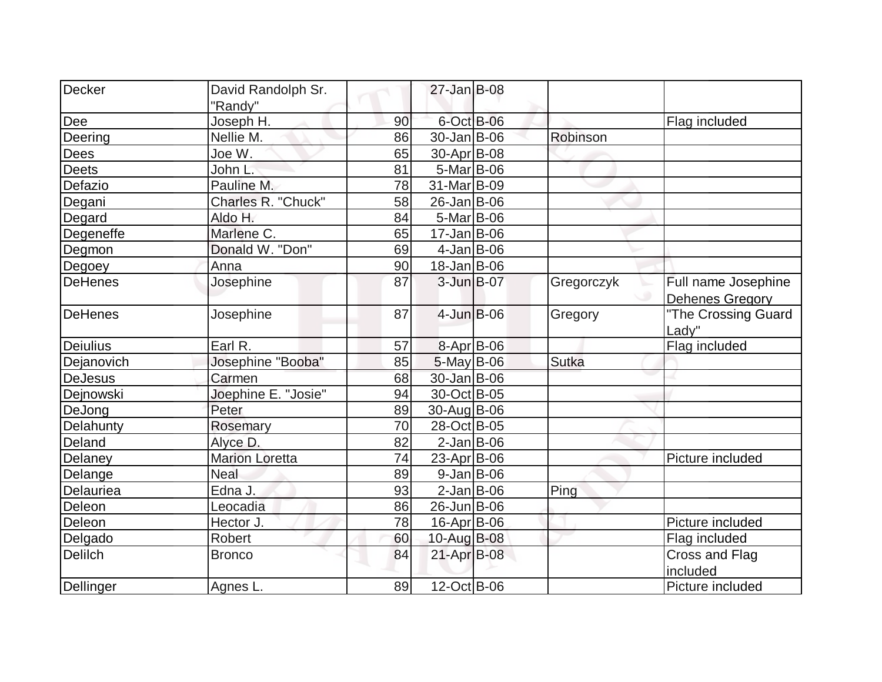| | | | | | | |
|---|---|---|---|---|---|---|
| Decker | David Randolph Sr. "Randy" | | 27-Jan | B-08 | | |
| Dee | Joseph H. | 90 | 6-Oct | B-06 | | Flag included |
| Deering | Nellie M. | 86 | 30-Jan | B-06 | Robinson | |
| Dees | Joe W. | 65 | 30-Apr | B-08 | | |
| Deets | John L. | 81 | 5-Mar | B-06 | | |
| Defazio | Pauline M. | 78 | 31-Mar | B-09 | | |
| Degani | Charles R. "Chuck" | 58 | 26-Jan | B-06 | | |
| Degard | Aldo H. | 84 | 5-Mar | B-06 | | |
| Degeneffe | Marlene C. | 65 | 17-Jan | B-06 | | |
| Degmon | Donald W. "Don" | 69 | 4-Jan | B-06 | | |
| Degoey | Anna | 90 | 18-Jan | B-06 | | |
| DeHenes | Josephine | 87 | 3-Jun | B-07 | Gregorczyk | Full name Josephine Dehenes Gregory |
| DeHenes | Josephine | 87 | 4-Jun | B-06 | Gregory | "The Crossing Guard Lady" |
| Deiulius | Earl R. | 57 | 8-Apr | B-06 | | Flag included |
| Dejanovich | Josephine "Booba" | 85 | 5-May | B-06 | Sutka | |
| DeJesus | Carmen | 68 | 30-Jan | B-06 | | |
| Dejnowski | Joephine E. "Josie" | 94 | 30-Oct | B-05 | | |
| DeJong | Peter | 89 | 30-Aug | B-06 | | |
| Delahunty | Rosemary | 70 | 28-Oct | B-05 | | |
| Deland | Alyce D. | 82 | 2-Jan | B-06 | | |
| Delaney | Marion Loretta | 74 | 23-Apr | B-06 | | Picture included |
| Delange | Neal | 89 | 9-Jan | B-06 | | |
| Delauriea | Edna J. | 93 | 2-Jan | B-06 | Ping | |
| Deleon | Leocadia | 86 | 26-Jun | B-06 | | |
| Deleon | Hector J. | 78 | 16-Apr | B-06 | | Picture included |
| Delgado | Robert | 60 | 10-Aug | B-08 | | Flag included |
| Delilch | Bronco | 84 | 21-Apr | B-08 | | Cross and Flag included |
| Dellinger | Agnes L. | 89 | 12-Oct | B-06 | | Picture included |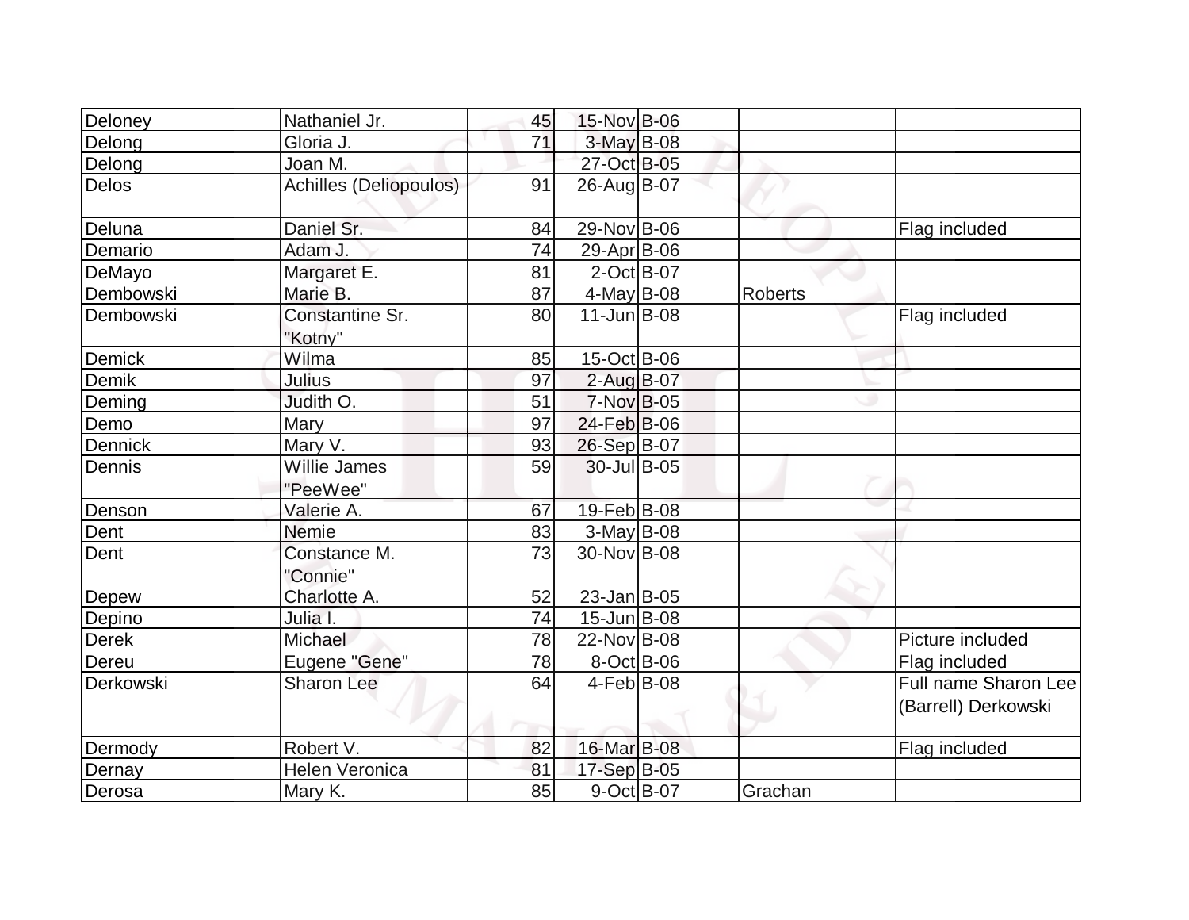| Deloney | Nathaniel Jr. | 45 | 15-Nov | B-06 | | |
|---|---|---|---|---|---|---|
| Delong | Gloria J. | 71 | 3-May | B-08 | | |
| Delong | Joan M. | | 27-Oct | B-05 | | |
| Delos | Achilles (Deliopoulos) | 91 | 26-Aug | B-07 | | |
| Deluna | Daniel Sr. | 84 | 29-Nov | B-06 | | Flag included |
| Demario | Adam J. | 74 | 29-Apr | B-06 | | |
| DeMayo | Margaret E. | 81 | 2-Oct | B-07 | | |
| Dembowski | Marie B. | 87 | 4-May | B-08 | Roberts | |
| Dembowski | Constantine Sr. "Kotny" | 80 | 11-Jun | B-08 | | Flag included |
| Demick | Wilma | 85 | 15-Oct | B-06 | | |
| Demik | Julius | 97 | 2-Aug | B-07 | | |
| Deming | Judith O. | 51 | 7-Nov | B-05 | | |
| Demo | Mary | 97 | 24-Feb | B-06 | | |
| Dennick | Mary V. | 93 | 26-Sep | B-07 | | |
| Dennis | Willie James "PeeWee" | 59 | 30-Jul | B-05 | | |
| Denson | Valerie A. | 67 | 19-Feb | B-08 | | |
| Dent | Nemie | 83 | 3-May | B-08 | | |
| Dent | Constance M. "Connie" | 73 | 30-Nov | B-08 | | |
| Depew | Charlotte A. | 52 | 23-Jan | B-05 | | |
| Depino | Julia I. | 74 | 15-Jun | B-08 | | |
| Derek | Michael | 78 | 22-Nov | B-08 | | Picture included |
| Dereu | Eugene "Gene" | 78 | 8-Oct | B-06 | | Flag included |
| Derkowski | Sharon Lee | 64 | 4-Feb | B-08 | | Full name Sharon Lee (Barrell) Derkowski |
| Dermody | Robert V. | 82 | 16-Mar | B-08 | | Flag included |
| Dernay | Helen Veronica | 81 | 17-Sep | B-05 | | |
| Derosa | Mary K. | 85 | 9-Oct | B-07 | Grachan | |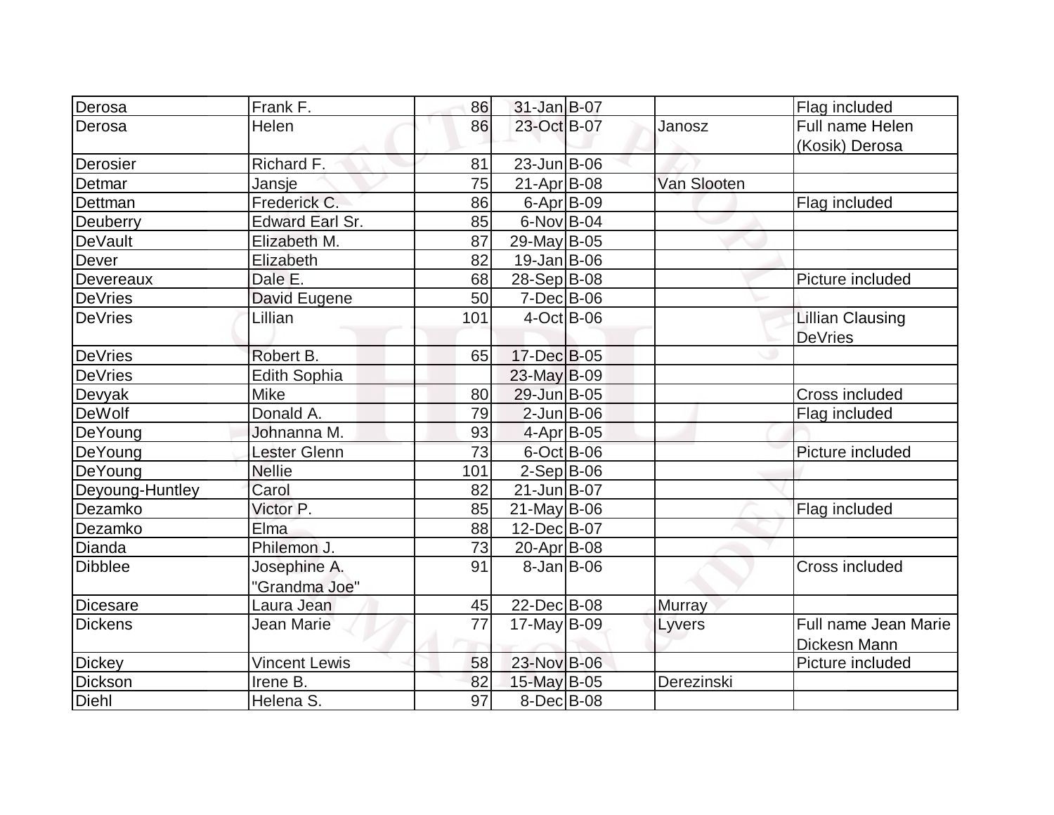| Derosa | Frank F. | 86 | 31-Jan | B-07 | | Flag included |
|---|---|---|---|---|---|---|
| Derosa | Helen | 86 | 23-Oct | B-07 | Janosz | Full name Helen (Kosik) Derosa |
| Derosier | Richard F. | 81 | 23-Jun | B-06 | | |
| Detmar | Jansje | 75 | 21-Apr | B-08 | Van Slooten | |
| Dettman | Frederick C. | 86 | 6-Apr | B-09 | | Flag included |
| Deuberry | Edward Earl Sr. | 85 | 6-Nov | B-04 | | |
| DeVault | Elizabeth M. | 87 | 29-May | B-05 | | |
| Dever | Elizabeth | 82 | 19-Jan | B-06 | | |
| Devereaux | Dale E. | 68 | 28-Sep | B-08 | | Picture included |
| DeVries | David Eugene | 50 | 7-Dec | B-06 | | |
| DeVries | Lillian | 101 | 4-Oct | B-06 | | Lillian Clausing DeVries |
| DeVries | Robert B. | 65 | 17-Dec | B-05 | | |
| DeVries | Edith Sophia | | 23-May | B-09 | | |
| Devyak | Mike | 80 | 29-Jun | B-05 | | Cross included |
| DeWolf | Donald A. | 79 | 2-Jun | B-06 | | Flag included |
| DeYoung | Johnanna M. | 93 | 4-Apr | B-05 | | |
| DeYoung | Lester Glenn | 73 | 6-Oct | B-06 | | Picture included |
| DeYoung | Nellie | 101 | 2-Sep | B-06 | | |
| Deyoung-Huntley | Carol | 82 | 21-Jun | B-07 | | |
| Dezamko | Victor P. | 85 | 21-May | B-06 | | Flag included |
| Dezamko | Elma | 88 | 12-Dec | B-07 | | |
| Dianda | Philemon J. | 73 | 20-Apr | B-08 | | |
| Dibblee | Josephine A. "Grandma Joe" | 91 | 8-Jan | B-06 | | Cross included |
| Dicesare | Laura Jean | 45 | 22-Dec | B-08 | Murray | |
| Dickens | Jean Marie | 77 | 17-May | B-09 | Lyvers | Full name Jean Marie Dickesn Mann |
| Dickey | Vincent Lewis | 58 | 23-Nov | B-06 | | Picture included |
| Dickson | Irene B. | 82 | 15-May | B-05 | Derezinski | |
| Diehl | Helena S. | 97 | 8-Dec | B-08 | | |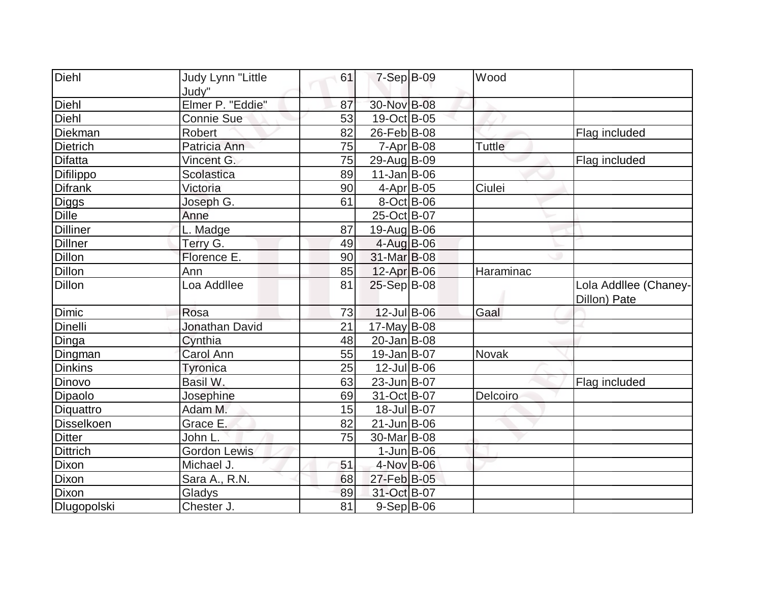| | | | | | | |
|---|---|---|---|---|---|---|
| Diehl | Judy Lynn "Little Judy" | 61 | 7-Sep | B-09 | Wood | |
| Diehl | Elmer P. "Eddie" | 87 | 30-Nov | B-08 | | |
| Diehl | Connie Sue | 53 | 19-Oct | B-05 | | |
| Diekman | Robert | 82 | 26-Feb | B-08 | | Flag included |
| Dietrich | Patricia Ann | 75 | 7-Apr | B-08 | Tuttle | |
| Difatta | Vincent G. | 75 | 29-Aug | B-09 | | Flag included |
| Difilippo | Scolastica | 89 | 11-Jan | B-06 | | |
| Difrank | Victoria | 90 | 4-Apr | B-05 | Ciulei | |
| Diggs | Joseph G. | 61 | 8-Oct | B-06 | | |
| Dille | Anne | | 25-Oct | B-07 | | |
| Dilliner | L. Madge | 87 | 19-Aug | B-06 | | |
| Dillner | Terry G. | 49 | 4-Aug | B-06 | | |
| Dillon | Florence E. | 90 | 31-Mar | B-08 | | |
| Dillon | Ann | 85 | 12-Apr | B-06 | Haraminac | |
| Dillon | Loa Addllee | 81 | 25-Sep | B-08 | | Lola Addllee (Chaney-Dillon) Pate |
| Dimic | Rosa | 73 | 12-Jul | B-06 | Gaal | |
| Dinelli | Jonathan David | 21 | 17-May | B-08 | | |
| Dinga | Cynthia | 48 | 20-Jan | B-08 | | |
| Dingman | Carol Ann | 55 | 19-Jan | B-07 | Novak | |
| Dinkins | Tyronica | 25 | 12-Jul | B-06 | | |
| Dinovo | Basil W. | 63 | 23-Jun | B-07 | | Flag included |
| Dipaolo | Josephine | 69 | 31-Oct | B-07 | Delcoiro | |
| Diquattro | Adam M. | 15 | 18-Jul | B-07 | | |
| Disselkoen | Grace E. | 82 | 21-Jun | B-06 | | |
| Ditter | John L. | 75 | 30-Mar | B-08 | | |
| Dittrich | Gordon Lewis | | 1-Jun | B-06 | | |
| Dixon | Michael J. | 51 | 4-Nov | B-06 | | |
| Dixon | Sara A., R.N. | 68 | 27-Feb | B-05 | | |
| Dixon | Gladys | 89 | 31-Oct | B-07 | | |
| Dlugopolski | Chester J. | 81 | 9-Sep | B-06 | | |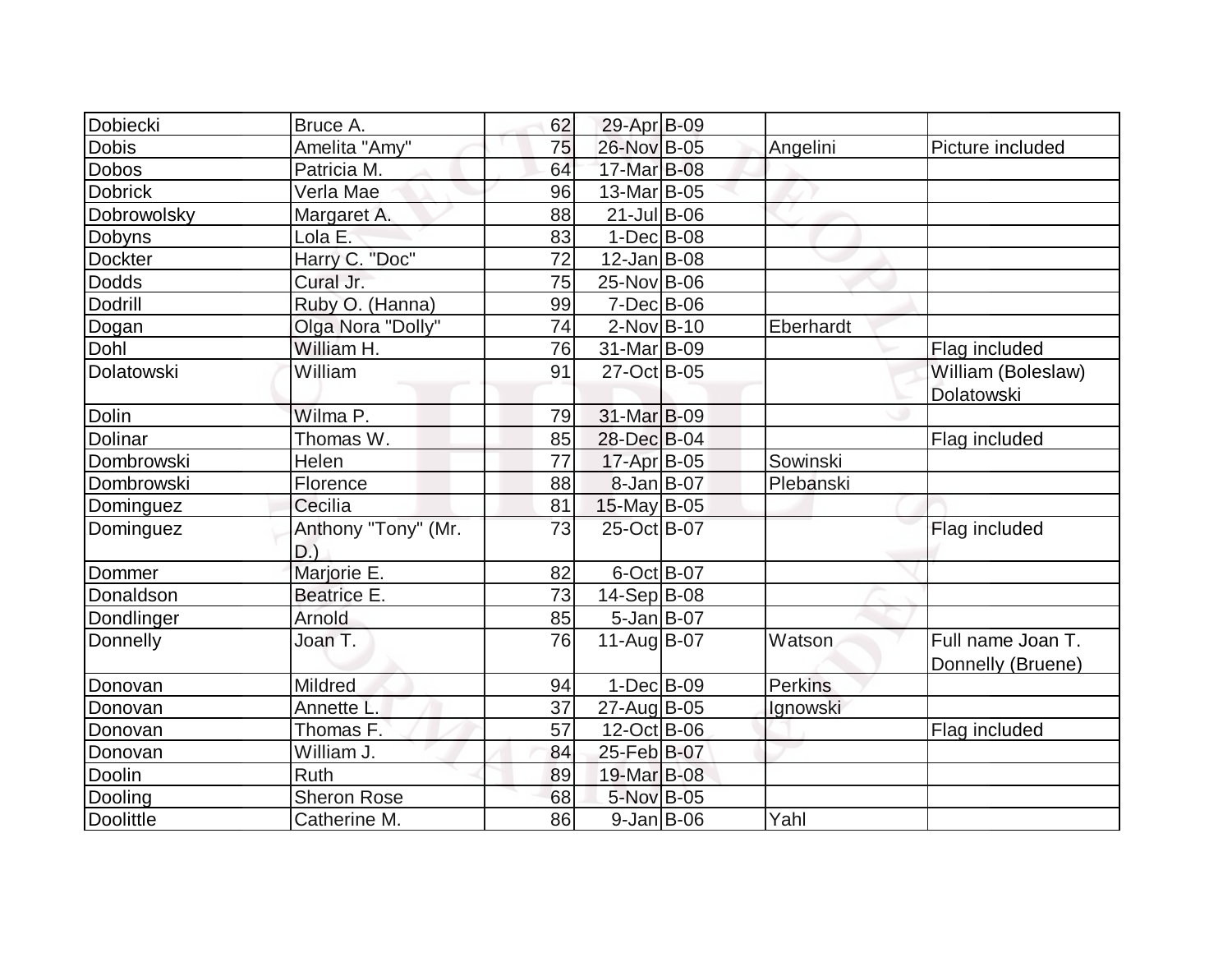| | | | | | | |
|---|---|---|---|---|---|---|
| Dobiecki | Bruce A. | 62 | 29-Apr | B-09 | | |
| Dobis | Amelita "Amy" | 75 | 26-Nov | B-05 | Angelini | Picture included |
| Dobos | Patricia M. | 64 | 17-Mar | B-08 | | |
| Dobrick | Verla Mae | 96 | 13-Mar | B-05 | | |
| Dobrowolsky | Margaret A. | 88 | 21-Jul | B-06 | | |
| Dobyns | Lola E. | 83 | 1-Dec | B-08 | | |
| Dockter | Harry C. "Doc" | 72 | 12-Jan | B-08 | | |
| Dodds | Cural Jr. | 75 | 25-Nov | B-06 | | |
| Dodrill | Ruby O. (Hanna) | 99 | 7-Dec | B-06 | | |
| Dogan | Olga Nora "Dolly" | 74 | 2-Nov | B-10 | Eberhardt | |
| Dohl | William H. | 76 | 31-Mar | B-09 | | Flag included |
| Dolatowski | William | 91 | 27-Oct | B-05 | | William (Boleslaw) Dolatowski |
| Dolin | Wilma P. | 79 | 31-Mar | B-09 | | |
| Dolinar | Thomas W. | 85 | 28-Dec | B-04 | | Flag included |
| Dombrowski | Helen | 77 | 17-Apr | B-05 | Sowinski | |
| Dombrowski | Florence | 88 | 8-Jan | B-07 | Plebanski | |
| Dominguez | Cecilia | 81 | 15-May | B-05 | | |
| Dominguez | Anthony "Tony" (Mr. D.) | 73 | 25-Oct | B-07 | | Flag included |
| Dommer | Marjorie E. | 82 | 6-Oct | B-07 | | |
| Donaldson | Beatrice E. | 73 | 14-Sep | B-08 | | |
| Dondlinger | Arnold | 85 | 5-Jan | B-07 | | |
| Donnelly | Joan T. | 76 | 11-Aug | B-07 | Watson | Full name Joan T. Donnelly (Bruene) |
| Donovan | Mildred | 94 | 1-Dec | B-09 | Perkins | |
| Donovan | Annette L. | 37 | 27-Aug | B-05 | Ignowski | |
| Donovan | Thomas F. | 57 | 12-Oct | B-06 | | Flag included |
| Donovan | William J. | 84 | 25-Feb | B-07 | | |
| Doolin | Ruth | 89 | 19-Mar | B-08 | | |
| Dooling | Sheron Rose | 68 | 5-Nov | B-05 | | |
| Doolittle | Catherine M. | 86 | 9-Jan | B-06 | Yahl | |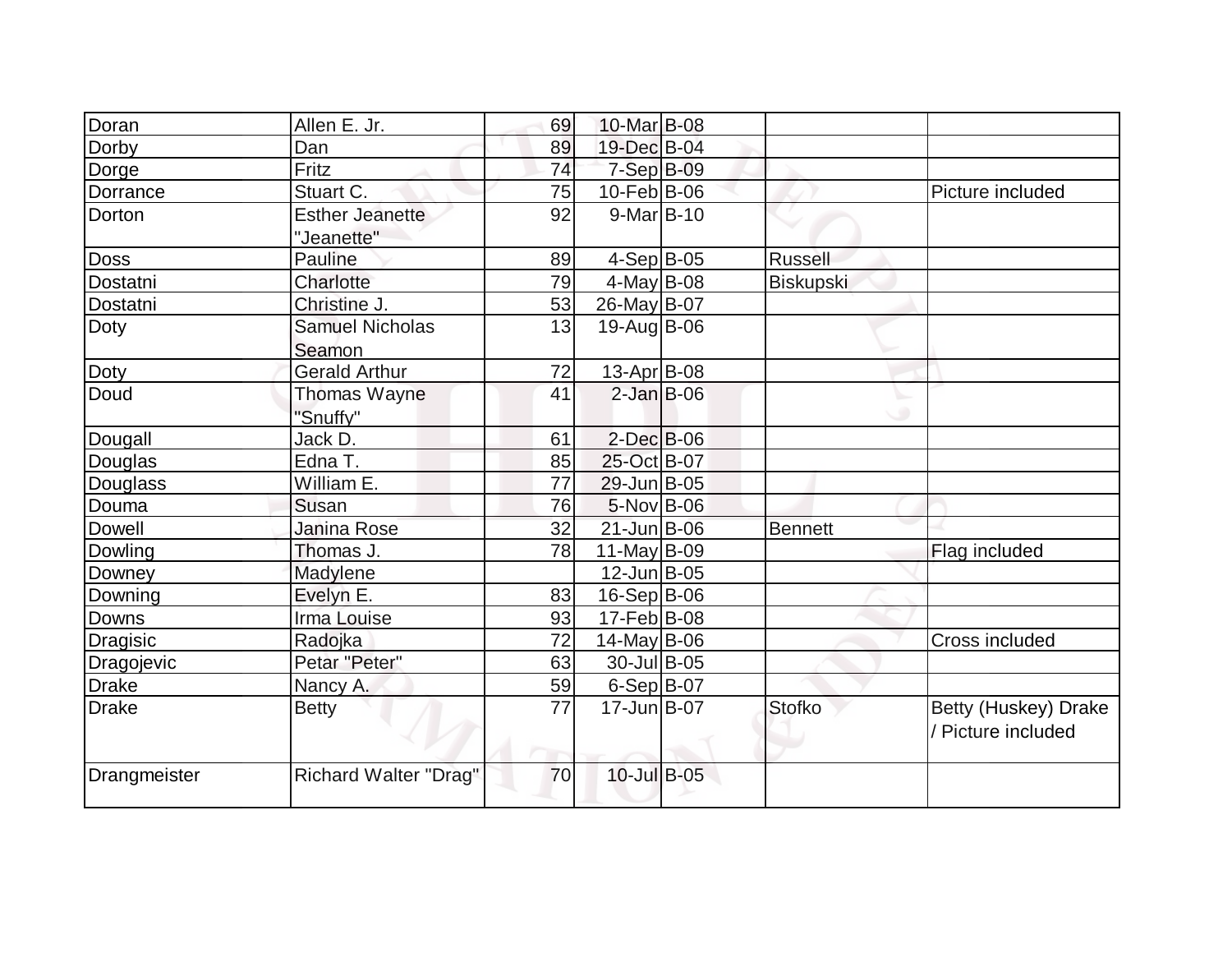| | | | | | | |
|---|---|---|---|---|---|---|
| Doran | Allen E. Jr. | 69 | 10-Mar | B-08 | | |
| Dorby | Dan | 89 | 19-Dec | B-04 | | |
| Dorge | Fritz | 74 | 7-Sep | B-09 | | |
| Dorrance | Stuart C. | 75 | 10-Feb | B-06 | | Picture included |
| Dorton | Esther Jeanette "Jeanette" | 92 | 9-Mar | B-10 | | |
| Doss | Pauline | 89 | 4-Sep | B-05 | Russell | |
| Dostatni | Charlotte | 79 | 4-May | B-08 | Biskupski | |
| Dostatni | Christine J. | 53 | 26-May | B-07 | | |
| Doty | Samuel Nicholas Seamon | 13 | 19-Aug | B-06 | | |
| Doty | Gerald Arthur | 72 | 13-Apr | B-08 | | |
| Doud | Thomas Wayne "Snuffy" | 41 | 2-Jan | B-06 | | |
| Dougall | Jack D. | 61 | 2-Dec | B-06 | | |
| Douglas | Edna T. | 85 | 25-Oct | B-07 | | |
| Douglass | William E. | 77 | 29-Jun | B-05 | | |
| Douma | Susan | 76 | 5-Nov | B-06 | | |
| Dowell | Janina Rose | 32 | 21-Jun | B-06 | Bennett | |
| Dowling | Thomas J. | 78 | 11-May | B-09 | | Flag included |
| Downey | Madylene | | 12-Jun | B-05 | | |
| Downing | Evelyn E. | 83 | 16-Sep | B-06 | | |
| Downs | Irma Louise | 93 | 17-Feb | B-08 | | |
| Dragisic | Radojka | 72 | 14-May | B-06 | | Cross included |
| Dragojevic | Petar "Peter" | 63 | 30-Jul | B-05 | | |
| Drake | Nancy A. | 59 | 6-Sep | B-07 | | |
| Drake | Betty | 77 | 17-Jun | B-07 | Stofko | Betty (Huskey) Drake / Picture included |
| Drangmeister | Richard Walter "Drag" | 70 | 10-Jul | B-05 | | |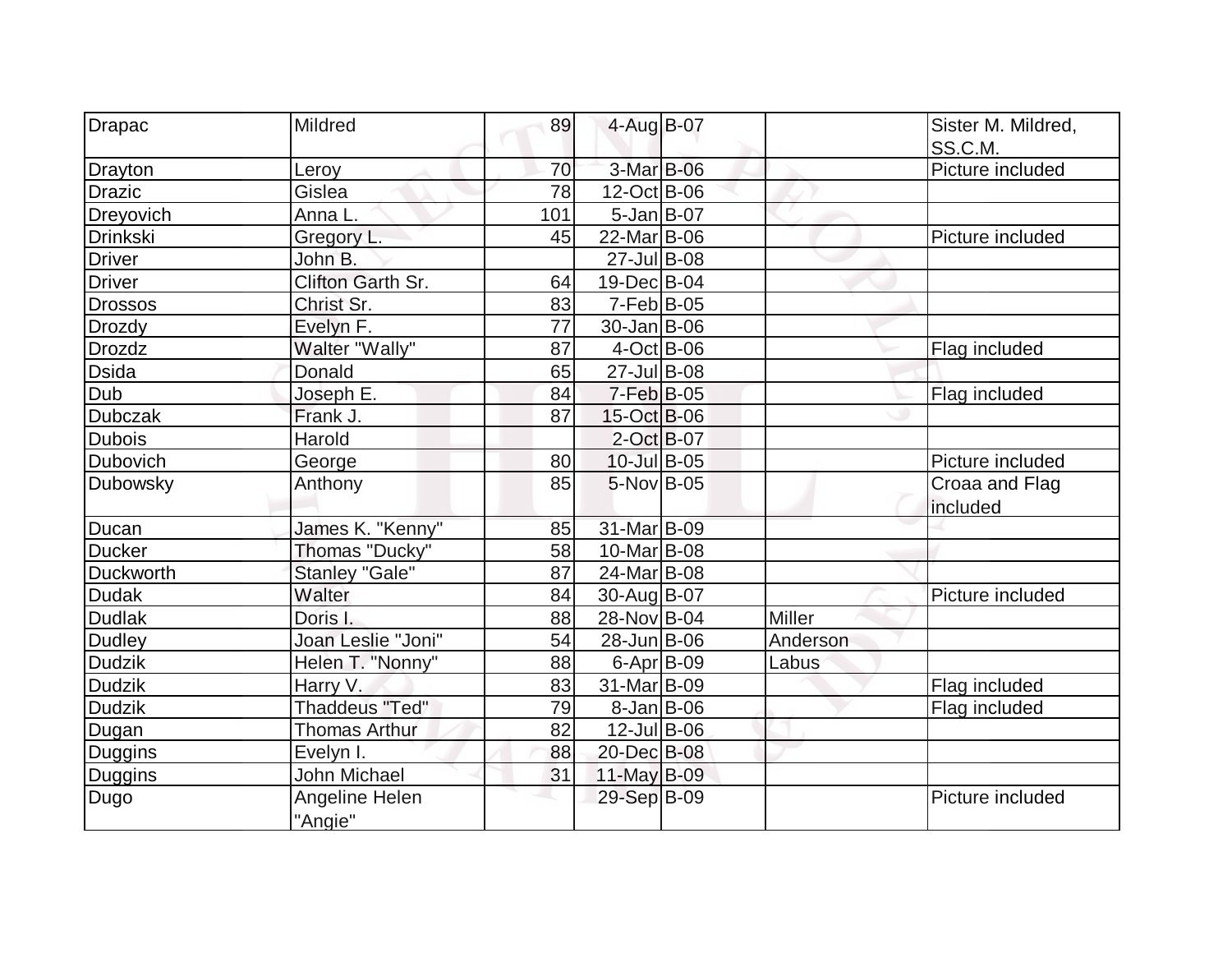| Drapac | Mildred | 89 | 4-Aug | B-07 | | Sister M. Mildred, SS.C.M. |
|---|---|---|---|---|---|---|
| Drayton | Leroy | 70 | 3-Mar | B-06 | | Picture included |
| Drazic | Gislea | 78 | 12-Oct | B-06 | | |
| Dreyovich | Anna L. | 101 | 5-Jan | B-07 | | |
| Drinkski | Gregory L. | 45 | 22-Mar | B-06 | | Picture included |
| Driver | John B. | | 27-Jul | B-08 | | |
| Driver | Clifton Garth Sr. | 64 | 19-Dec | B-04 | | |
| Drossos | Christ Sr. | 83 | 7-Feb | B-05 | | |
| Drozdy | Evelyn F. | 77 | 30-Jan | B-06 | | |
| Drozdz | Walter "Wally" | 87 | 4-Oct | B-06 | | Flag included |
| Dsida | Donald | 65 | 27-Jul | B-08 | | |
| Dub | Joseph E. | 84 | 7-Feb | B-05 | | Flag included |
| Dubczak | Frank J. | 87 | 15-Oct | B-06 | | |
| Dubois | Harold | | 2-Oct | B-07 | | |
| Dubovich | George | 80 | 10-Jul | B-05 | | Picture included |
| Dubowsky | Anthony | 85 | 5-Nov | B-05 | | Croaa and Flag included |
| Ducan | James K. "Kenny" | 85 | 31-Mar | B-09 | | |
| Ducker | Thomas "Ducky" | 58 | 10-Mar | B-08 | | |
| Duckworth | Stanley "Gale" | 87 | 24-Mar | B-08 | | |
| Dudak | Walter | 84 | 30-Aug | B-07 | | Picture included |
| Dudlak | Doris I. | 88 | 28-Nov | B-04 | Miller | |
| Dudley | Joan Leslie "Joni" | 54 | 28-Jun | B-06 | Anderson | |
| Dudzik | Helen T. "Nonny" | 88 | 6-Apr | B-09 | Labus | |
| Dudzik | Harry V. | 83 | 31-Mar | B-09 | | Flag included |
| Dudzik | Thaddeus "Ted" | 79 | 8-Jan | B-06 | | Flag included |
| Dugan | Thomas Arthur | 82 | 12-Jul | B-06 | | |
| Duggins | Evelyn I. | 88 | 20-Dec | B-08 | | |
| Duggins | John Michael | 31 | 11-May | B-09 | | |
| Dugo | Angeline Helen "Angie" | | 29-Sep | B-09 | | Picture included |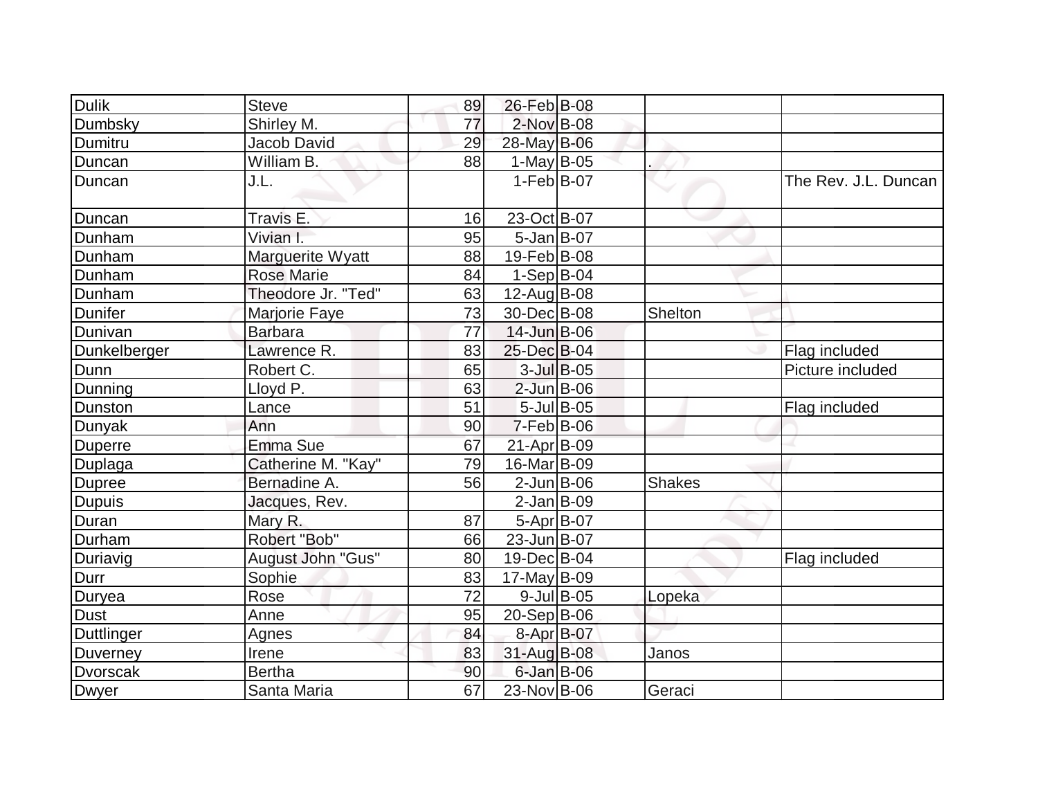| | | | | | | |
|---|---|---|---|---|---|---|
| Dulik | Steve | 89 | 26-Feb | B-08 | | |
| Dumbsky | Shirley M. | 77 | 2-Nov | B-08 | | |
| Dumitru | Jacob David | 29 | 28-May | B-06 | | |
| Duncan | William B. | 88 | 1-May | B-05 | . | |
| Duncan | J.L. | | 1-Feb | B-07 | | The Rev. J.L. Duncan |
| Duncan | Travis E. | 16 | 23-Oct | B-07 | | |
| Dunham | Vivian I. | 95 | 5-Jan | B-07 | | |
| Dunham | Marguerite Wyatt | 88 | 19-Feb | B-08 | | |
| Dunham | Rose Marie | 84 | 1-Sep | B-04 | | |
| Dunham | Theodore Jr. "Ted" | 63 | 12-Aug | B-08 | | |
| Dunifer | Marjorie Faye | 73 | 30-Dec | B-08 | Shelton | |
| Dunivan | Barbara | 77 | 14-Jun | B-06 | | |
| Dunkelberger | Lawrence R. | 83 | 25-Dec | B-04 | | Flag included |
| Dunn | Robert C. | 65 | 3-Jul | B-05 | | Picture included |
| Dunning | Lloyd P. | 63 | 2-Jun | B-06 | | |
| Dunston | Lance | 51 | 5-Jul | B-05 | | Flag included |
| Dunyak | Ann | 90 | 7-Feb | B-06 | | |
| Duperre | Emma Sue | 67 | 21-Apr | B-09 | | |
| Duplaga | Catherine M. "Kay" | 79 | 16-Mar | B-09 | | |
| Dupree | Bernadine A. | 56 | 2-Jun | B-06 | Shakes | |
| Dupuis | Jacques, Rev. | | 2-Jan | B-09 | | |
| Duran | Mary R. | 87 | 5-Apr | B-07 | | |
| Durham | Robert "Bob" | 66 | 23-Jun | B-07 | | |
| Duriavig | August John "Gus" | 80 | 19-Dec | B-04 | | Flag included |
| Durr | Sophie | 83 | 17-May | B-09 | | |
| Duryea | Rose | 72 | 9-Jul | B-05 | Lopeka | |
| Dust | Anne | 95 | 20-Sep | B-06 | | |
| Duttlinger | Agnes | 84 | 8-Apr | B-07 | | |
| Duverney | Irene | 83 | 31-Aug | B-08 | Janos | |
| Dvorscak | Bertha | 90 | 6-Jan | B-06 | | |
| Dwyer | Santa Maria | 67 | 23-Nov | B-06 | Geraci | |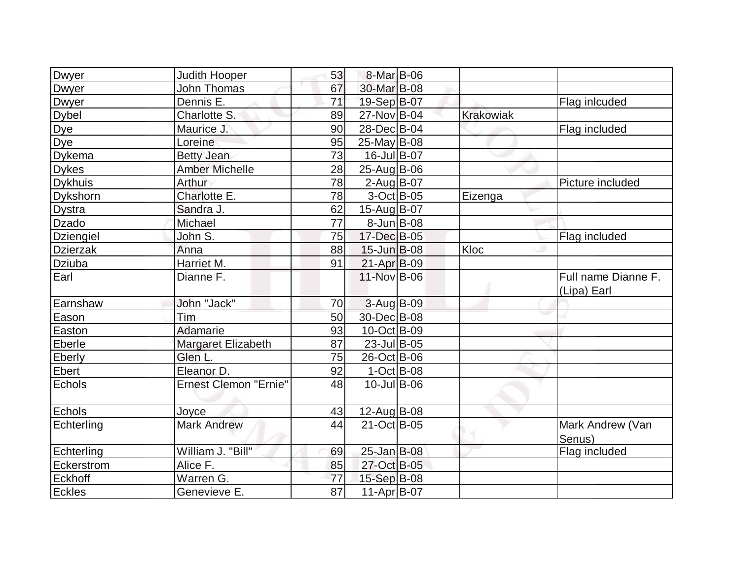| | | | | | | |
|---|---|---|---|---|---|---|
| Dwyer | Judith Hooper | 53 | 8-Mar | B-06 | | |
| Dwyer | John Thomas | 67 | 30-Mar | B-08 | | |
| Dwyer | Dennis E. | 71 | 19-Sep | B-07 | | Flag inlcuded |
| Dybel | Charlotte S. | 89 | 27-Nov | B-04 | Krakowiak | |
| Dye | Maurice J. | 90 | 28-Dec | B-04 | | Flag included |
| Dye | Loreine | 95 | 25-May | B-08 | | |
| Dykema | Betty Jean | 73 | 16-Jul | B-07 | | |
| Dykes | Amber Michelle | 28 | 25-Aug | B-06 | | |
| Dykhuis | Arthur | 78 | 2-Aug | B-07 | | Picture included |
| Dykshorn | Charlotte E. | 78 | 3-Oct | B-05 | Eizenga | |
| Dystra | Sandra J. | 62 | 15-Aug | B-07 | | |
| Dzado | Michael | 77 | 8-Jun | B-08 | | |
| Dziengiel | John S. | 75 | 17-Dec | B-05 | | Flag included |
| Dzierzak | Anna | 88 | 15-Jun | B-08 | Kloc | |
| Dziuba | Harriet M. | 91 | 21-Apr | B-09 | | |
| Earl | Dianne F. | | 11-Nov | B-06 | | Full name Dianne F. (Lipa) Earl |
| Earnshaw | John "Jack" | 70 | 3-Aug | B-09 | | |
| Eason | Tim | 50 | 30-Dec | B-08 | | |
| Easton | Adamarie | 93 | 10-Oct | B-09 | | |
| Eberle | Margaret Elizabeth | 87 | 23-Jul | B-05 | | |
| Eberly | Glen L. | 75 | 26-Oct | B-06 | | |
| Ebert | Eleanor D. | 92 | 1-Oct | B-08 | | |
| Echols | Ernest Clemon "Ernie" | 48 | 10-Jul | B-06 | | |
| Echols | Joyce | 43 | 12-Aug | B-08 | | |
| Echterling | Mark Andrew | 44 | 21-Oct | B-05 | | Mark Andrew (Van Senus) |
| Echterling | William J. "Bill" | 69 | 25-Jan | B-08 | | Flag included |
| Eckerstrom | Alice F. | 85 | 27-Oct | B-05 | | |
| Eckhoff | Warren G. | 77 | 15-Sep | B-08 | | |
| Eckles | Genevieve E. | 87 | 11-Apr | B-07 | | |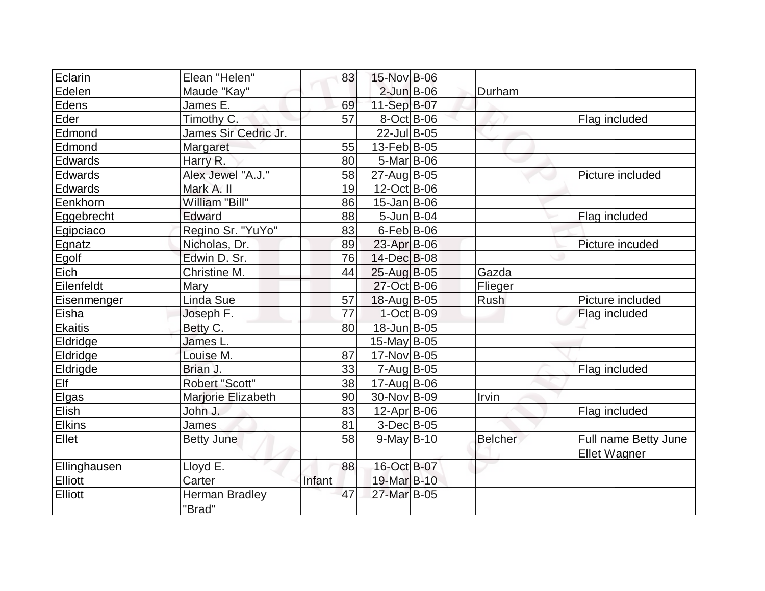| | | | | | | |
|---|---|---|---|---|---|---|
| Eclarin | Elean "Helen" | 83 | 15-Nov | B-06 | | |
| Edelen | Maude "Kay" | | 2-Jun | B-06 | Durham | |
| Edens | James E. | 69 | 11-Sep | B-07 | | |
| Eder | Timothy C. | 57 | 8-Oct | B-06 | | Flag included |
| Edmond | James Sir Cedric Jr. | | 22-Jul | B-05 | | |
| Edmond | Margaret | 55 | 13-Feb | B-05 | | |
| Edwards | Harry R. | 80 | 5-Mar | B-06 | | |
| Edwards | Alex Jewel "A.J." | 58 | 27-Aug | B-05 | | Picture included |
| Edwards | Mark A. II | 19 | 12-Oct | B-06 | | |
| Eenkhorn | William "Bill" | 86 | 15-Jan | B-06 | | |
| Eggebrecht | Edward | 88 | 5-Jun | B-04 | | Flag included |
| Egipciaco | Regino Sr. "YuYo" | 83 | 6-Feb | B-06 | | |
| Egnatz | Nicholas, Dr. | 89 | 23-Apr | B-06 | | Picture incuded |
| Egolf | Edwin D. Sr. | 76 | 14-Dec | B-08 | | |
| Eich | Christine M. | 44 | 25-Aug | B-05 | Gazda | |
| Eilenfeldt | Mary | | 27-Oct | B-06 | Flieger | |
| Eisenmenger | Linda Sue | 57 | 18-Aug | B-05 | Rush | Picture included |
| Eisha | Joseph F. | 77 | 1-Oct | B-09 | | Flag included |
| Ekaitis | Betty C. | 80 | 18-Jun | B-05 | | |
| Eldridge | James L. | | 15-May | B-05 | | |
| Eldridge | Louise M. | 87 | 17-Nov | B-05 | | |
| Eldrigde | Brian J. | 33 | 7-Aug | B-05 | | Flag included |
| Elf | Robert "Scott" | 38 | 17-Aug | B-06 | | |
| Elgas | Marjorie Elizabeth | 90 | 30-Nov | B-09 | Irvin | |
| Elish | John J. | 83 | 12-Apr | B-06 | | Flag included |
| Elkins | James | 81 | 3-Dec | B-05 | | |
| Ellet | Betty June | 58 | 9-May | B-10 | Belcher | Full name Betty June Ellet Wagner |
| Ellinghausen | Lloyd E. | 88 | 16-Oct | B-07 | | |
| Elliott | Carter | Infant | 19-Mar | B-10 | | |
| Elliott | Herman Bradley "Brad" | 47 | 27-Mar | B-05 | | |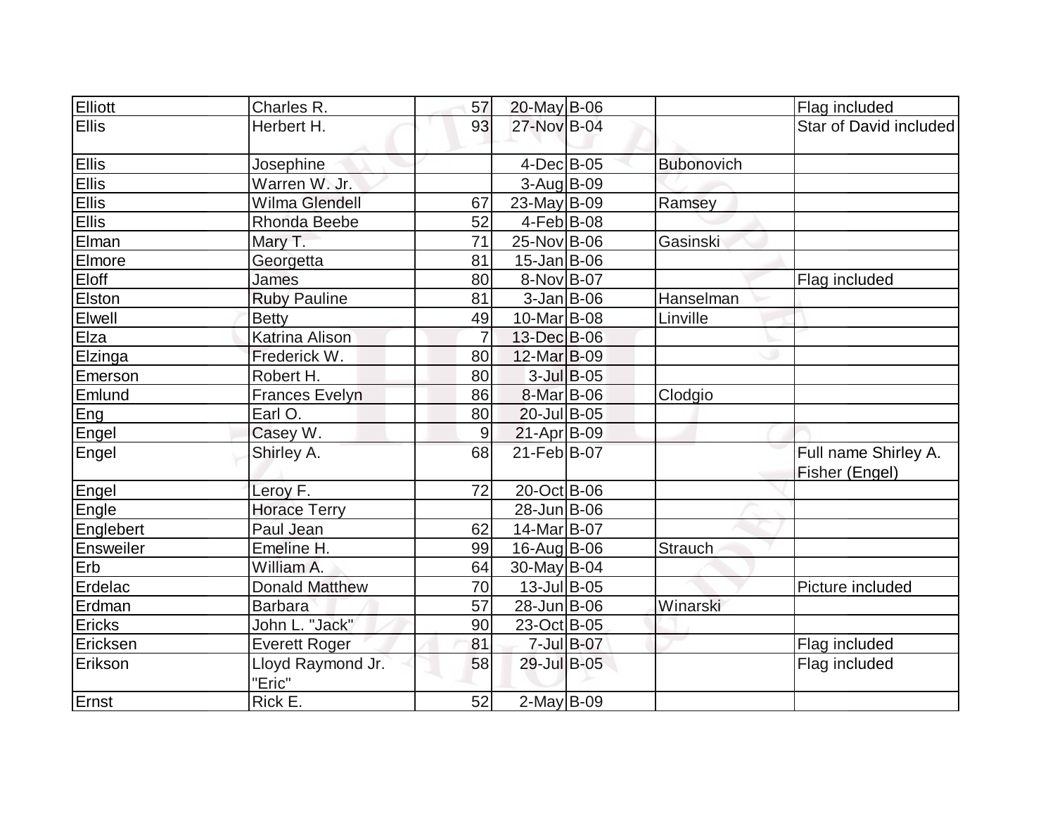| | | | | | | |
|---|---|---|---|---|---|---|
| Elliott | Charles R. | 57 | 20-May | B-06 | | Flag included |
| Ellis | Herbert H. | 93 | 27-Nov | B-04 | | Star of David included |
| Ellis | Josephine | | 4-Dec | B-05 | Bubonovich | |
| Ellis | Warren W. Jr. | | 3-Aug | B-09 | | |
| Ellis | Wilma Glendell | 67 | 23-May | B-09 | Ramsey | |
| Ellis | Rhonda Beebe | 52 | 4-Feb | B-08 | | |
| Elman | Mary T. | 71 | 25-Nov | B-06 | Gasinski | |
| Elmore | Georgetta | 81 | 15-Jan | B-06 | | |
| Eloff | James | 80 | 8-Nov | B-07 | | Flag included |
| Elston | Ruby Pauline | 81 | 3-Jan | B-06 | Hanselman | |
| Elwell | Betty | 49 | 10-Mar | B-08 | Linville | |
| Elza | Katrina Alison | 7 | 13-Dec | B-06 | | |
| Elzinga | Frederick W. | 80 | 12-Mar | B-09 | | |
| Emerson | Robert H. | 80 | 3-Jul | B-05 | | |
| Emlund | Frances Evelyn | 86 | 8-Mar | B-06 | Clodgio | |
| Eng | Earl O. | 80 | 20-Jul | B-05 | | |
| Engel | Casey W. | 9 | 21-Apr | B-09 | | |
| Engel | Shirley A. | 68 | 21-Feb | B-07 | | Full name Shirley A. Fisher (Engel) |
| Engel | Leroy F. | 72 | 20-Oct | B-06 | | |
| Engle | Horace Terry | | 28-Jun | B-06 | | |
| Englebert | Paul Jean | 62 | 14-Mar | B-07 | | |
| Ensweiler | Emeline H. | 99 | 16-Aug | B-06 | Strauch | |
| Erb | William A. | 64 | 30-May | B-04 | | |
| Erdelac | Donald Matthew | 70 | 13-Jul | B-05 | | Picture included |
| Erdman | Barbara | 57 | 28-Jun | B-06 | Winarski | |
| Ericks | John L. "Jack" | 90 | 23-Oct | B-05 | | |
| Ericksen | Everett Roger | 81 | 7-Jul | B-07 | | Flag included |
| Erikson | Lloyd Raymond Jr. "Eric" | 58 | 29-Jul | B-05 | | Flag included |
| Ernst | Rick E. | 52 | 2-May | B-09 | | |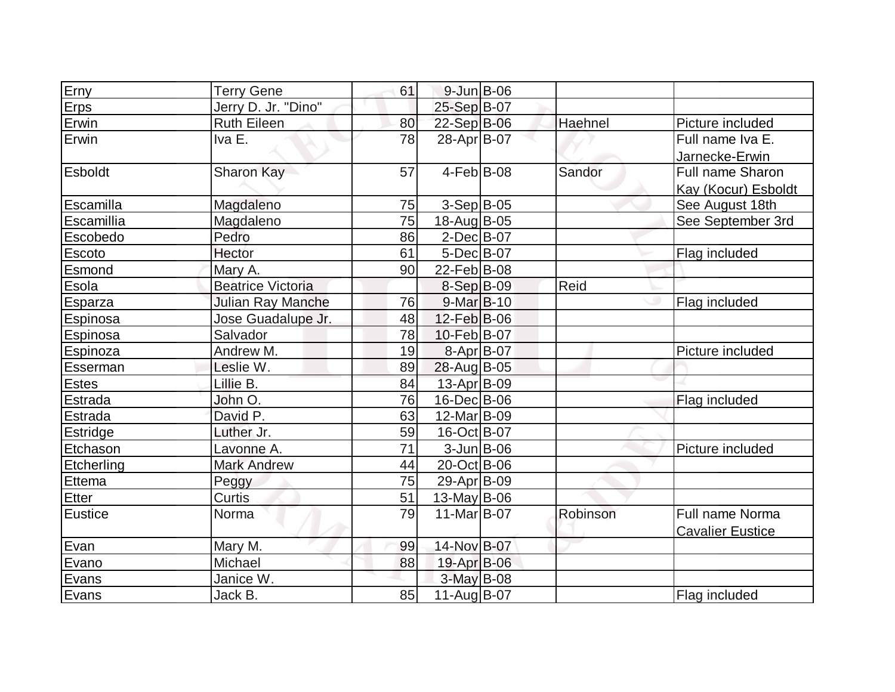| | | | | | | |
|---|---|---|---|---|---|---|
| Erny | Terry Gene | 61 | 9-Jun | B-06 | | |
| Erps | Jerry D. Jr. "Dino" | | 25-Sep | B-07 | | |
| Erwin | Ruth Eileen | 80 | 22-Sep | B-06 | Haehnel | Picture included |
| Erwin | Iva E. | 78 | 28-Apr | B-07 | | Full name Iva E. Jarnecke-Erwin |
| Esboldt | Sharon Kay | 57 | 4-Feb | B-08 | Sandor | Full name Sharon Kay (Kocur) Esboldt |
| Escamilla | Magdaleno | 75 | 3-Sep | B-05 | | See August 18th |
| Escamillia | Magdaleno | 75 | 18-Aug | B-05 | | See September 3rd |
| Escobedo | Pedro | 86 | 2-Dec | B-07 | | |
| Escoto | Hector | 61 | 5-Dec | B-07 | | Flag included |
| Esmond | Mary A. | 90 | 22-Feb | B-08 | | |
| Esola | Beatrice Victoria | | 8-Sep | B-09 | Reid | |
| Esparza | Julian Ray Manche | 76 | 9-Mar | B-10 | | Flag included |
| Espinosa | Jose Guadalupe Jr. | 48 | 12-Feb | B-06 | | |
| Espinosa | Salvador | 78 | 10-Feb | B-07 | | |
| Espinoza | Andrew M. | 19 | 8-Apr | B-07 | | Picture included |
| Esserman | Leslie W. | 89 | 28-Aug | B-05 | | |
| Estes | Lillie B. | 84 | 13-Apr | B-09 | | |
| Estrada | John O. | 76 | 16-Dec | B-06 | | Flag included |
| Estrada | David P. | 63 | 12-Mar | B-09 | | |
| Estridge | Luther Jr. | 59 | 16-Oct | B-07 | | |
| Etchason | Lavonne A. | 71 | 3-Jun | B-06 | | Picture included |
| Etcherling | Mark Andrew | 44 | 20-Oct | B-06 | | |
| Ettema | Peggy | 75 | 29-Apr | B-09 | | |
| Etter | Curtis | 51 | 13-May | B-06 | | |
| Eustice | Norma | 79 | 11-Mar | B-07 | Robinson | Full name Norma Cavalier Eustice |
| Evan | Mary M. | 99 | 14-Nov | B-07 | | |
| Evano | Michael | 88 | 19-Apr | B-06 | | |
| Evans | Janice W. | | 3-May | B-08 | | |
| Evans | Jack B. | 85 | 11-Aug | B-07 | | Flag included |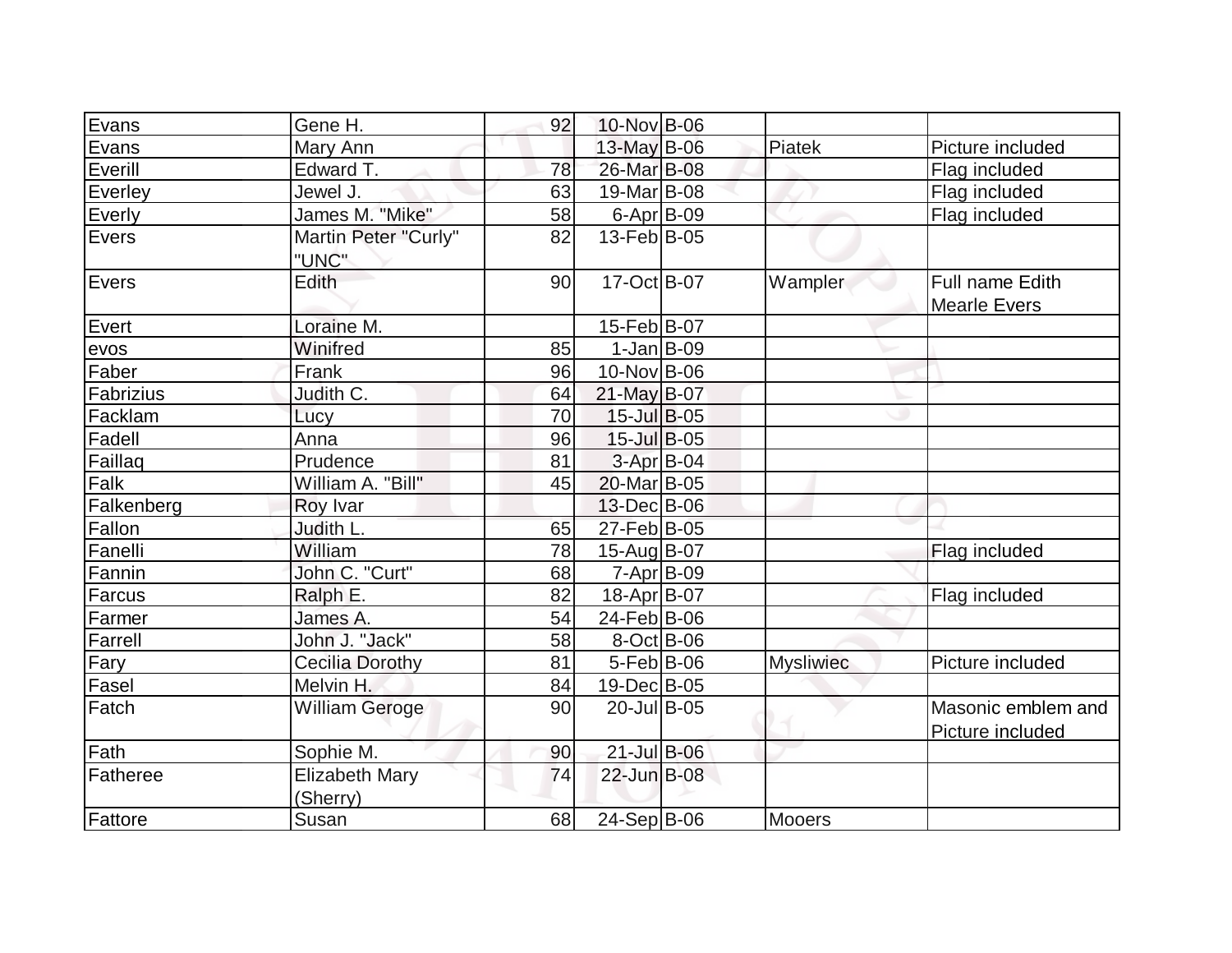| | | | | | | |
|---|---|---|---|---|---|---|
| Evans | Gene H. | 92 | 10-Nov | B-06 | | |
| Evans | Mary Ann | | 13-May | B-06 | Piatek | Picture included |
| Everill | Edward T. | 78 | 26-Mar | B-08 | | Flag included |
| Everley | Jewel J. | 63 | 19-Mar | B-08 | | Flag included |
| Everly | James M. "Mike" | 58 | 6-Apr | B-09 | | Flag included |
| Evers | Martin Peter "Curly" "UNC" | 82 | 13-Feb | B-05 | | |
| Evers | Edith | 90 | 17-Oct | B-07 | Wampler | Full name Edith Mearle Evers |
| Evert | Loraine M. | | 15-Feb | B-07 | | |
| evos | Winifred | 85 | 1-Jan | B-09 | | |
| Faber | Frank | 96 | 10-Nov | B-06 | | |
| Fabrizius | Judith C. | 64 | 21-May | B-07 | | |
| Facklam | Lucy | 70 | 15-Jul | B-05 | | |
| Fadell | Anna | 96 | 15-Jul | B-05 | | |
| Faillaq | Prudence | 81 | 3-Apr | B-04 | | |
| Falk | William A. "Bill" | 45 | 20-Mar | B-05 | | |
| Falkenberg | Roy Ivar | | 13-Dec | B-06 | | |
| Fallon | Judith L. | 65 | 27-Feb | B-05 | | |
| Fanelli | William | 78 | 15-Aug | B-07 | | Flag included |
| Fannin | John C. "Curt" | 68 | 7-Apr | B-09 | | |
| Farcus | Ralph E. | 82 | 18-Apr | B-07 | | Flag included |
| Farmer | James A. | 54 | 24-Feb | B-06 | | |
| Farrell | John J. "Jack" | 58 | 8-Oct | B-06 | | |
| Fary | Cecilia Dorothy | 81 | 5-Feb | B-06 | Mysliwiec | Picture included |
| Fasel | Melvin H. | 84 | 19-Dec | B-05 | | |
| Fatch | William Geroge | 90 | 20-Jul | B-05 | | Masonic emblem and Picture included |
| Fath | Sophie M. | 90 | 21-Jul | B-06 | | |
| Fatheree | Elizabeth Mary (Sherry) | 74 | 22-Jun | B-08 | | |
| Fattore | Susan | 68 | 24-Sep | B-06 | Mooers | |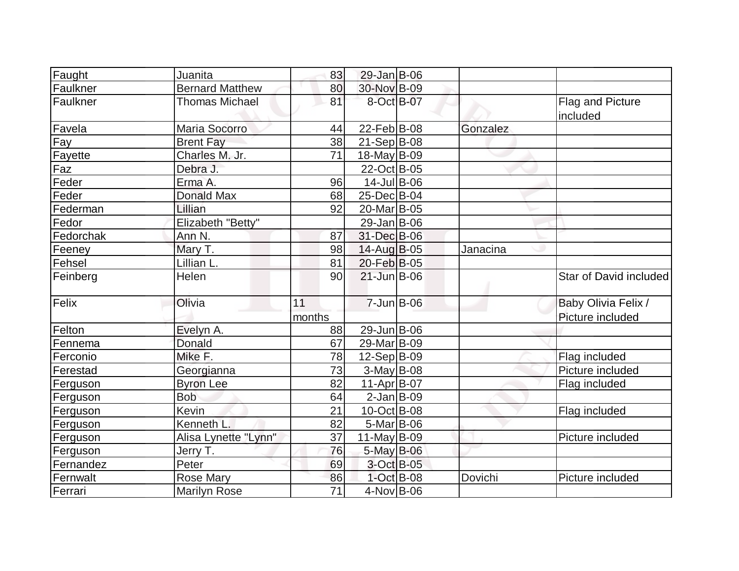| | | | | | | |
|---|---|---|---|---|---|---|
| Faught | Juanita | 83 | 29-Jan | B-06 | | |
| Faulkner | Bernard Matthew | 80 | 30-Nov | B-09 | | |
| Faulkner | Thomas Michael | 81 | 8-Oct | B-07 | | Flag and Picture included |
| Favela | Maria Socorro | 44 | 22-Feb | B-08 | Gonzalez | |
| Fay | Brent Fay | 38 | 21-Sep | B-08 | | |
| Fayette | Charles M. Jr. | 71 | 18-May | B-09 | | |
| Faz | Debra J. | | 22-Oct | B-05 | | |
| Feder | Erma A. | 96 | 14-Jul | B-06 | | |
| Feder | Donald Max | 68 | 25-Dec | B-04 | | |
| Federman | Lillian | 92 | 20-Mar | B-05 | | |
| Fedor | Elizabeth "Betty" | | 29-Jan | B-06 | | |
| Fedorchak | Ann N. | 87 | 31-Dec | B-06 | | |
| Feeney | Mary T. | 98 | 14-Aug | B-05 | Janacina | |
| Fehsel | Lillian L. | 81 | 20-Feb | B-05 | | |
| Feinberg | Helen | 90 | 21-Jun | B-06 | | Star of David included |
| Felix | Olivia | 11 months | 7-Jun | B-06 | | Baby Olivia Felix / Picture included |
| Felton | Evelyn A. | 88 | 29-Jun | B-06 | | |
| Fennema | Donald | 67 | 29-Mar | B-09 | | |
| Ferconio | Mike F. | 78 | 12-Sep | B-09 | | Flag included |
| Ferestad | Georgianna | 73 | 3-May | B-08 | | Picture included |
| Ferguson | Byron Lee | 82 | 11-Apr | B-07 | | Flag included |
| Ferguson | Bob | 64 | 2-Jan | B-09 | | |
| Ferguson | Kevin | 21 | 10-Oct | B-08 | | Flag included |
| Ferguson | Kenneth L. | 82 | 5-Mar | B-06 | | |
| Ferguson | Alisa Lynette "Lynn" | 37 | 11-May | B-09 | | Picture included |
| Ferguson | Jerry T. | 76 | 5-May | B-06 | | |
| Fernandez | Peter | 69 | 3-Oct | B-05 | | |
| Fernwalt | Rose Mary | 86 | 1-Oct | B-08 | Dovichi | Picture included |
| Ferrari | Marilyn Rose | 71 | 4-Nov | B-06 | | |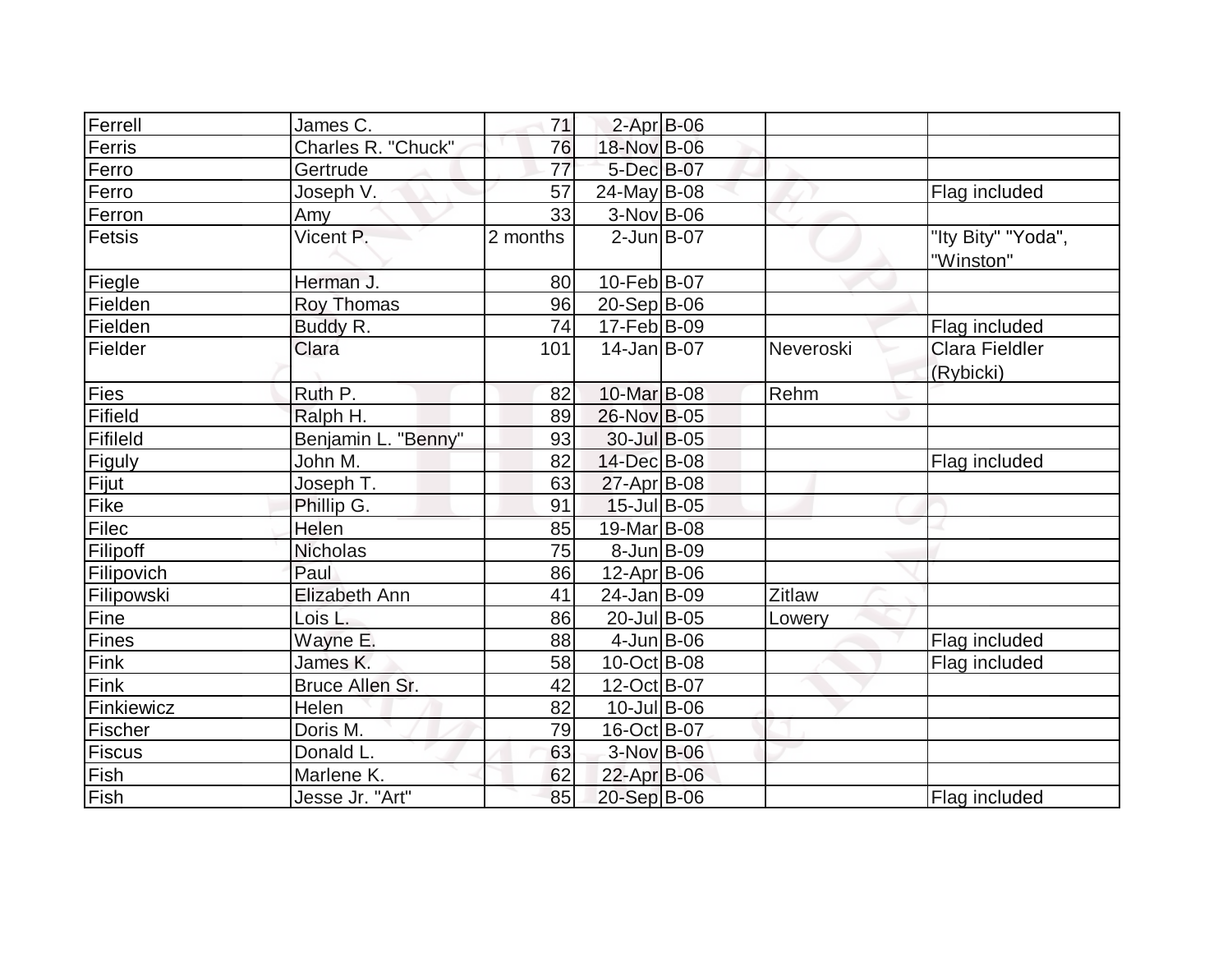| | | | | | | |
|---|---|---|---|---|---|---|
| Ferrell | James C. | 71 | 2-Apr | B-06 | | |
| Ferris | Charles R. "Chuck" | 76 | 18-Nov | B-06 | | |
| Ferro | Gertrude | 77 | 5-Dec | B-07 | | |
| Ferro | Joseph V. | 57 | 24-May | B-08 | | Flag included |
| Ferron | Amy | 33 | 3-Nov | B-06 | | |
| Fetsis | Vicent P. | 2 months | 2-Jun | B-07 | | "Ity Bity" "Yoda", "Winston" |
| Fiegle | Herman J. | 80 | 10-Feb | B-07 | | |
| Fielden | Roy Thomas | 96 | 20-Sep | B-06 | | |
| Fielden | Buddy R. | 74 | 17-Feb | B-09 | | Flag included |
| Fielder | Clara | 101 | 14-Jan | B-07 | Neveroski | Clara Fieldler (Rybicki) |
| Fies | Ruth P. | 82 | 10-Mar | B-08 | Rehm | |
| Fifield | Ralph H. | 89 | 26-Nov | B-05 | | |
| Fifileld | Benjamin L. "Benny" | 93 | 30-Jul | B-05 | | |
| Figuly | John M. | 82 | 14-Dec | B-08 | | Flag included |
| Fijut | Joseph T. | 63 | 27-Apr | B-08 | | |
| Fike | Phillip G. | 91 | 15-Jul | B-05 | | |
| Filec | Helen | 85 | 19-Mar | B-08 | | |
| Filipoff | Nicholas | 75 | 8-Jun | B-09 | | |
| Filipovich | Paul | 86 | 12-Apr | B-06 | | |
| Filipowski | Elizabeth Ann | 41 | 24-Jan | B-09 | Zitlaw | |
| Fine | Lois L. | 86 | 20-Jul | B-05 | Lowery | |
| Fines | Wayne E. | 88 | 4-Jun | B-06 | | Flag included |
| Fink | James K. | 58 | 10-Oct | B-08 | | Flag included |
| Fink | Bruce Allen Sr. | 42 | 12-Oct | B-07 | | |
| Finkiewicz | Helen | 82 | 10-Jul | B-06 | | |
| Fischer | Doris M. | 79 | 16-Oct | B-07 | | |
| Fiscus | Donald L. | 63 | 3-Nov | B-06 | | |
| Fish | Marlene K. | 62 | 22-Apr | B-06 | | |
| Fish | Jesse Jr. "Art" | 85 | 20-Sep | B-06 | | Flag included |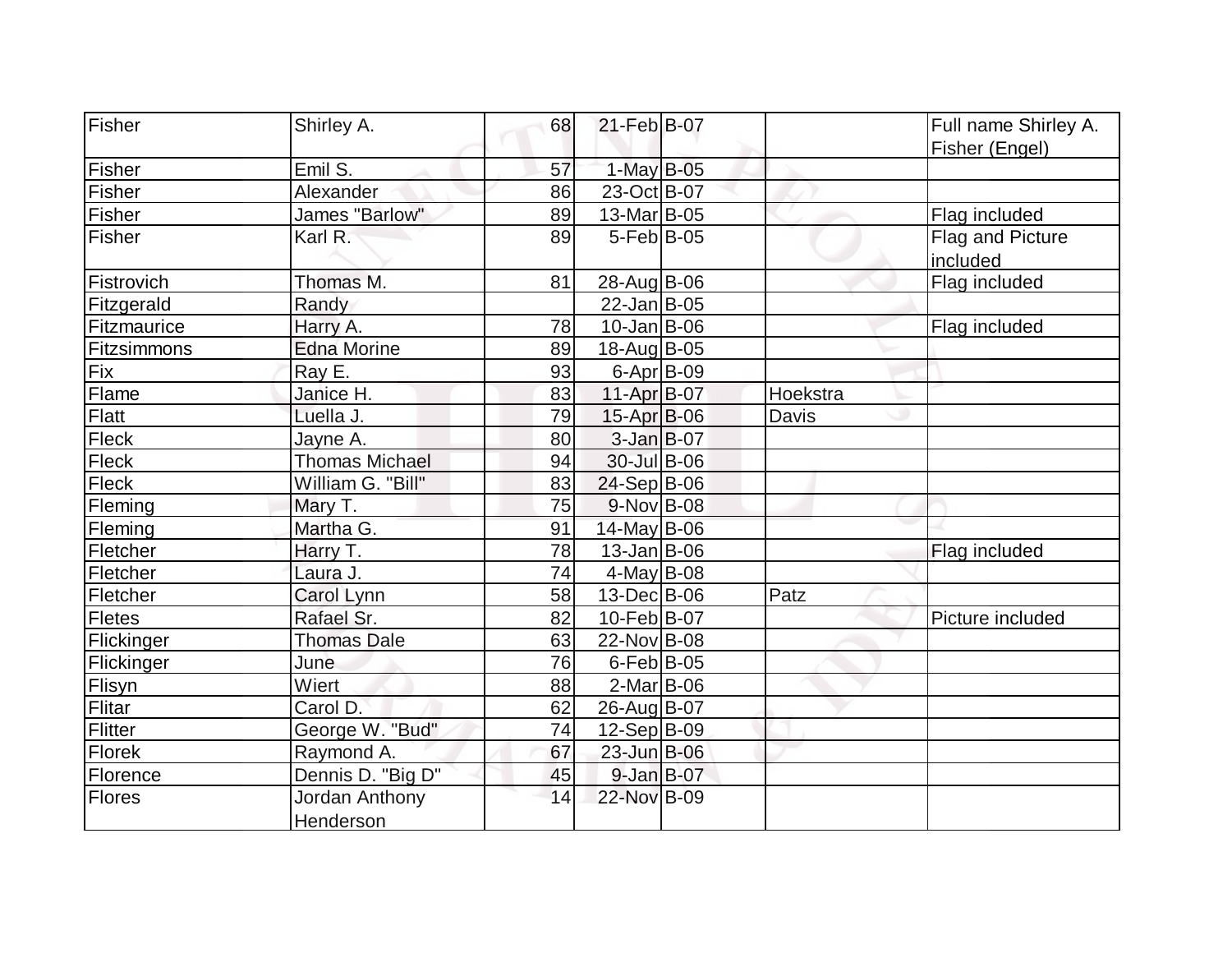| Fisher | Shirley A. | 68 | 21-Feb | B-07 | | Full name Shirley A. Fisher (Engel) |
|---|---|---|---|---|---|---|
| Fisher | Emil S. | 57 | 1-May | B-05 | | |
| Fisher | Alexander | 86 | 23-Oct | B-07 | | |
| Fisher | James "Barlow" | 89 | 13-Mar | B-05 | | Flag included |
| Fisher | Karl R. | 89 | 5-Feb | B-05 | | Flag and Picture included |
| Fistrovich | Thomas M. | 81 | 28-Aug | B-06 | | Flag included |
| Fitzgerald | Randy | | 22-Jan | B-05 | | |
| Fitzmaurice | Harry A. | 78 | 10-Jan | B-06 | | Flag included |
| Fitzsimmons | Edna Morine | 89 | 18-Aug | B-05 | | |
| Fix | Ray E. | 93 | 6-Apr | B-09 | | |
| Flame | Janice H. | 83 | 11-Apr | B-07 | Hoekstra | |
| Flatt | Luella J. | 79 | 15-Apr | B-06 | Davis | |
| Fleck | Jayne A. | 80 | 3-Jan | B-07 | | |
| Fleck | Thomas Michael | 94 | 30-Jul | B-06 | | |
| Fleck | William G. "Bill" | 83 | 24-Sep | B-06 | | |
| Fleming | Mary T. | 75 | 9-Nov | B-08 | | |
| Fleming | Martha G. | 91 | 14-May | B-06 | | |
| Fletcher | Harry T. | 78 | 13-Jan | B-06 | | Flag included |
| Fletcher | Laura J. | 74 | 4-May | B-08 | | |
| Fletcher | Carol Lynn | 58 | 13-Dec | B-06 | Patz | |
| Fletes | Rafael Sr. | 82 | 10-Feb | B-07 | | Picture included |
| Flickinger | Thomas Dale | 63 | 22-Nov | B-08 | | |
| Flickinger | June | 76 | 6-Feb | B-05 | | |
| Flisyn | Wiert | 88 | 2-Mar | B-06 | | |
| Flitar | Carol D. | 62 | 26-Aug | B-07 | | |
| Flitter | George W. "Bud" | 74 | 12-Sep | B-09 | | |
| Florek | Raymond A. | 67 | 23-Jun | B-06 | | |
| Florence | Dennis D. "Big D" | 45 | 9-Jan | B-07 | | |
| Flores | Jordan Anthony Henderson | 14 | 22-Nov | B-09 | | |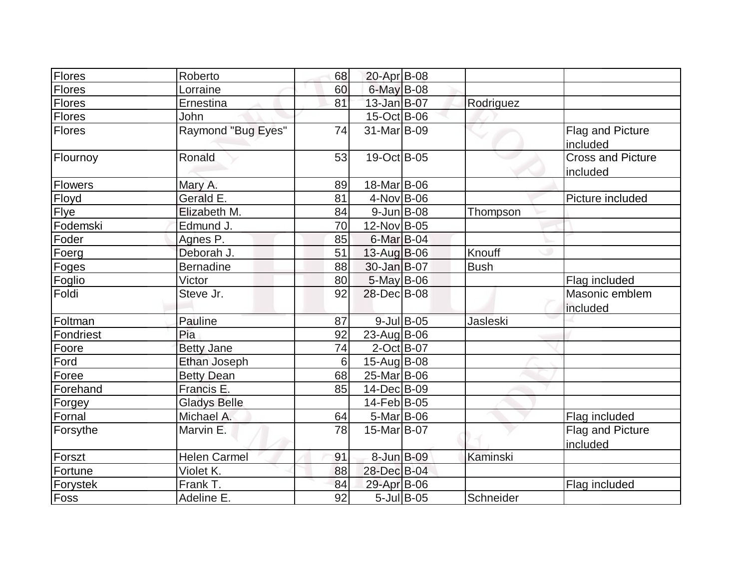| | | | | | | |
|---|---|---|---|---|---|---|
| Flores | Roberto | 68 | 20-Apr | B-08 | | |
| Flores | Lorraine | 60 | 6-May | B-08 | | |
| Flores | Ernestina | 81 | 13-Jan | B-07 | Rodriguez | |
| Flores | John | | 15-Oct | B-06 | | |
| Flores | Raymond "Bug Eyes" | 74 | 31-Mar | B-09 | | Flag and Picture included |
| Flournoy | Ronald | 53 | 19-Oct | B-05 | | Cross and Picture included |
| Flowers | Mary A. | 89 | 18-Mar | B-06 | | |
| Floyd | Gerald E. | 81 | 4-Nov | B-06 | | Picture included |
| Flye | Elizabeth M. | 84 | 9-Jun | B-08 | Thompson | |
| Fodemski | Edmund J. | 70 | 12-Nov | B-05 | | |
| Foder | Agnes P. | 85 | 6-Mar | B-04 | | |
| Foerg | Deborah J. | 51 | 13-Aug | B-06 | Knouff | |
| Foges | Bernadine | 88 | 30-Jan | B-07 | Bush | |
| Foglio | Victor | 80 | 5-May | B-06 | | Flag included |
| Foldi | Steve Jr. | 92 | 28-Dec | B-08 | | Masonic emblem included |
| Foltman | Pauline | 87 | 9-Jul | B-05 | Jasleski | |
| Fondriest | Pia | 92 | 23-Aug | B-06 | | |
| Foore | Betty Jane | 74 | 2-Oct | B-07 | | |
| Ford | Ethan Joseph | 6 | 15-Aug | B-08 | | |
| Foree | Betty Dean | 68 | 25-Mar | B-06 | | |
| Forehand | Francis E. | 85 | 14-Dec | B-09 | | |
| Forgey | Gladys Belle | | 14-Feb | B-05 | | |
| Fornal | Michael A. | 64 | 5-Mar | B-06 | | Flag included |
| Forsythe | Marvin E. | 78 | 15-Mar | B-07 | | Flag and Picture included |
| Forszt | Helen Carmel | 91 | 8-Jun | B-09 | Kaminski | |
| Fortune | Violet K. | 88 | 28-Dec | B-04 | | |
| Forystek | Frank T. | 84 | 29-Apr | B-06 | | Flag included |
| Foss | Adeline E. | 92 | 5-Jul | B-05 | Schneider | |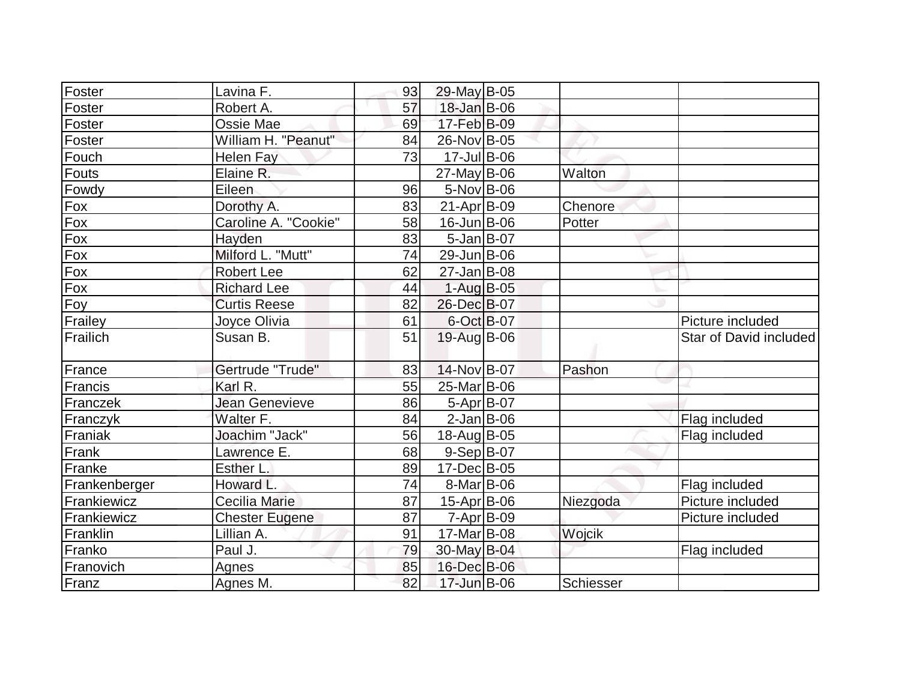| | | | | | | |
|---|---|---|---|---|---|---|
| Foster | Lavina F. | 93 | 29-May | B-05 | | |
| Foster | Robert A. | 57 | 18-Jan | B-06 | | |
| Foster | Ossie Mae | 69 | 17-Feb | B-09 | | |
| Foster | William H. "Peanut" | 84 | 26-Nov | B-05 | | |
| Fouch | Helen Fay | 73 | 17-Jul | B-06 | | |
| Fouts | Elaine R. | | 27-May | B-06 | Walton | |
| Fowdy | Eileen | 96 | 5-Nov | B-06 | | |
| Fox | Dorothy A. | 83 | 21-Apr | B-09 | Chenore | |
| Fox | Caroline A. "Cookie" | 58 | 16-Jun | B-06 | Potter | |
| Fox | Hayden | 83 | 5-Jan | B-07 | | |
| Fox | Milford L. "Mutt" | 74 | 29-Jun | B-06 | | |
| Fox | Robert Lee | 62 | 27-Jan | B-08 | | |
| Fox | Richard Lee | 44 | 1-Aug | B-05 | | |
| Foy | Curtis Reese | 82 | 26-Dec | B-07 | | |
| Frailey | Joyce Olivia | 61 | 6-Oct | B-07 | | Picture included |
| Frailich | Susan B. | 51 | 19-Aug | B-06 | | Star of David included |
| France | Gertrude "Trude" | 83 | 14-Nov | B-07 | Pashon | |
| Francis | Karl R. | 55 | 25-Mar | B-06 | | |
| Franczek | Jean Genevieve | 86 | 5-Apr | B-07 | | |
| Franczyk | Walter F. | 84 | 2-Jan | B-06 | | Flag included |
| Franiak | Joachim "Jack" | 56 | 18-Aug | B-05 | | Flag included |
| Frank | Lawrence E. | 68 | 9-Sep | B-07 | | |
| Franke | Esther L. | 89 | 17-Dec | B-05 | | |
| Frankenberger | Howard L. | 74 | 8-Mar | B-06 | | Flag included |
| Frankiewicz | Cecilia Marie | 87 | 15-Apr | B-06 | Niezgoda | Picture included |
| Frankiewicz | Chester Eugene | 87 | 7-Apr | B-09 | | Picture included |
| Franklin | Lillian A. | 91 | 17-Mar | B-08 | Wojcik | |
| Franko | Paul J. | 79 | 30-May | B-04 | | Flag included |
| Franovich | Agnes | 85 | 16-Dec | B-06 | | |
| Franz | Agnes M. | 82 | 17-Jun | B-06 | Schiesser | |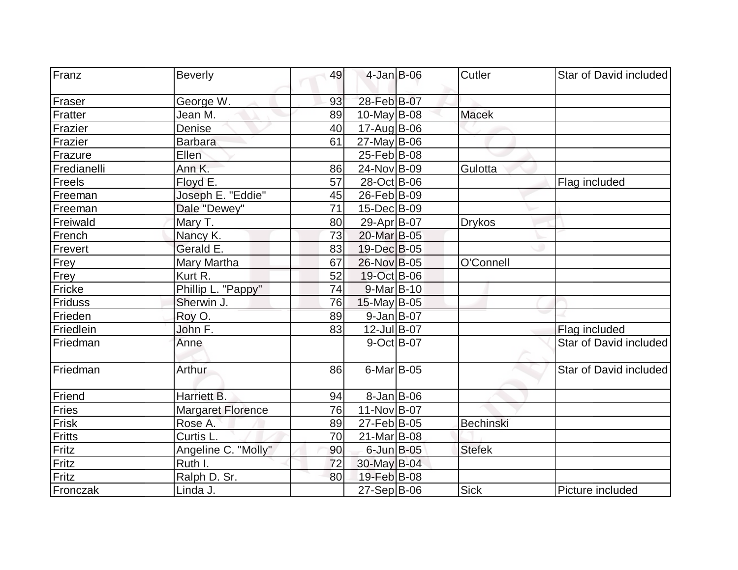| Franz | Beverly | 49 | 4-Jan | B-06 | Cutler | Star of David included |
|---|---|---|---|---|---|---|
| Fraser | George W. | 93 | 28-Feb | B-07 | | |
| Fratter | Jean M. | 89 | 10-May | B-08 | Macek | |
| Frazier | Denise | 40 | 17-Aug | B-06 | | |
| Frazier | Barbara | 61 | 27-May | B-06 | | |
| Frazure | Ellen | | 25-Feb | B-08 | | |
| Fredianelli | Ann K. | 86 | 24-Nov | B-09 | Gulotta | |
| Freels | Floyd E. | 57 | 28-Oct | B-06 | | Flag included |
| Freeman | Joseph E. "Eddie" | 45 | 26-Feb | B-09 | | |
| Freeman | Dale "Dewey" | 71 | 15-Dec | B-09 | | |
| Freiwald | Mary T. | 80 | 29-Apr | B-07 | Drykos | |
| French | Nancy K. | 73 | 20-Mar | B-05 | | |
| Frevert | Gerald E. | 83 | 19-Dec | B-05 | | |
| Frey | Mary Martha | 67 | 26-Nov | B-05 | O'Connell | |
| Frey | Kurt R. | 52 | 19-Oct | B-06 | | |
| Fricke | Phillip L. "Pappy" | 74 | 9-Mar | B-10 | | |
| Friduss | Sherwin J. | 76 | 15-May | B-05 | | |
| Frieden | Roy O. | 89 | 9-Jan | B-07 | | |
| Friedlein | John F. | 83 | 12-Jul | B-07 | | Flag included |
| Friedman | Anne | | 9-Oct | B-07 | | Star of David included |
| Friedman | Arthur | 86 | 6-Mar | B-05 | | Star of David included |
| Friend | Harriett B. | 94 | 8-Jan | B-06 | | |
| Fries | Margaret Florence | 76 | 11-Nov | B-07 | | |
| Frisk | Rose A. | 89 | 27-Feb | B-05 | Bechinski | |
| Fritts | Curtis L. | 70 | 21-Mar | B-08 | | |
| Fritz | Angeline C. "Molly" | 90 | 6-Jun | B-05 | Stefek | |
| Fritz | Ruth I. | 72 | 30-May | B-04 | | |
| Fritz | Ralph D. Sr. | 80 | 19-Feb | B-08 | | |
| Fronczak | Linda J. | | 27-Sep | B-06 | Sick | Picture included |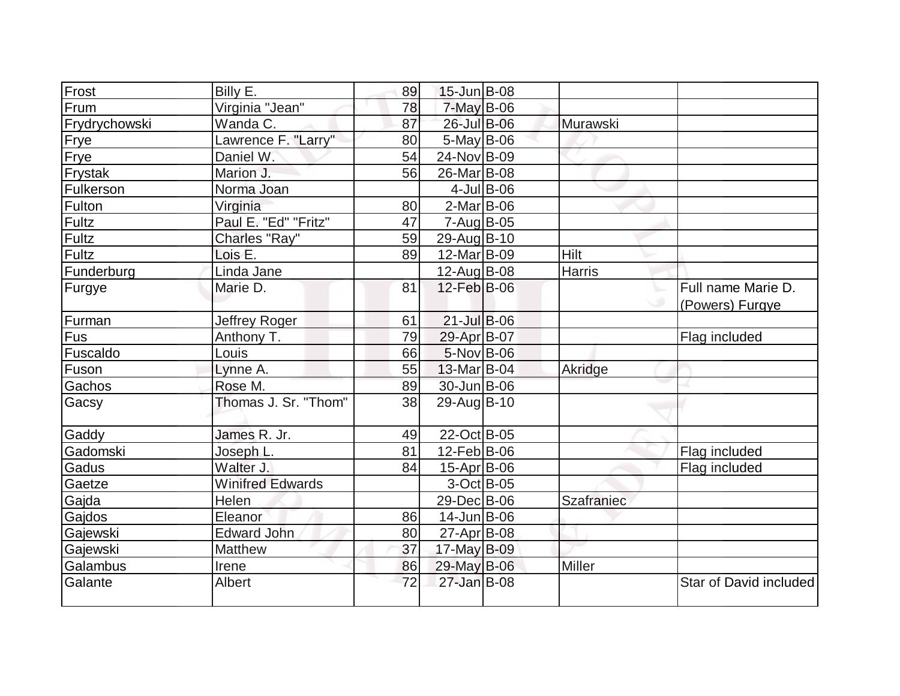| Frost | Billy E. | 89 | 15-Jun | B-08 | | |
|---|---|---|---|---|---|---|
| Frum | Virginia "Jean" | 78 | 7-May | B-06 | | |
| Frydrychowski | Wanda C. | 87 | 26-Jul | B-06 | Murawski | |
| Frye | Lawrence F. "Larry" | 80 | 5-May | B-06 | | |
| Frye | Daniel W. | 54 | 24-Nov | B-09 | | |
| Frystak | Marion J. | 56 | 26-Mar | B-08 | | |
| Fulkerson | Norma Joan | | 4-Jul | B-06 | | |
| Fulton | Virginia | 80 | 2-Mar | B-06 | | |
| Fultz | Paul E. "Ed" "Fritz" | 47 | 7-Aug | B-05 | | |
| Fultz | Charles "Ray" | 59 | 29-Aug | B-10 | | |
| Fultz | Lois E. | 89 | 12-Mar | B-09 | Hilt | |
| Funderburg | Linda Jane | | 12-Aug | B-08 | Harris | |
| Furgye | Marie D. | 81 | 12-Feb | B-06 | | Full name Marie D. (Powers) Furgye |
| Furman | Jeffrey Roger | 61 | 21-Jul | B-06 | | |
| Fus | Anthony T. | 79 | 29-Apr | B-07 | | Flag included |
| Fuscaldo | Louis | 66 | 5-Nov | B-06 | | |
| Fuson | Lynne A. | 55 | 13-Mar | B-04 | Akridge | |
| Gachos | Rose M. | 89 | 30-Jun | B-06 | | |
| Gacsy | Thomas J. Sr. "Thom" | 38 | 29-Aug | B-10 | | |
| Gaddy | James R. Jr. | 49 | 22-Oct | B-05 | | |
| Gadomski | Joseph L. | 81 | 12-Feb | B-06 | | Flag included |
| Gadus | Walter J. | 84 | 15-Apr | B-06 | | Flag included |
| Gaetze | Winifred Edwards | | 3-Oct | B-05 | | |
| Gajda | Helen | | 29-Dec | B-06 | Szafraniec | |
| Gajdos | Eleanor | 86 | 14-Jun | B-06 | | |
| Gajewski | Edward John | 80 | 27-Apr | B-08 | | |
| Gajewski | Matthew | 37 | 17-May | B-09 | | |
| Galambus | Irene | 86 | 29-May | B-06 | Miller | |
| Galante | Albert | 72 | 27-Jan | B-08 | | Star of David included |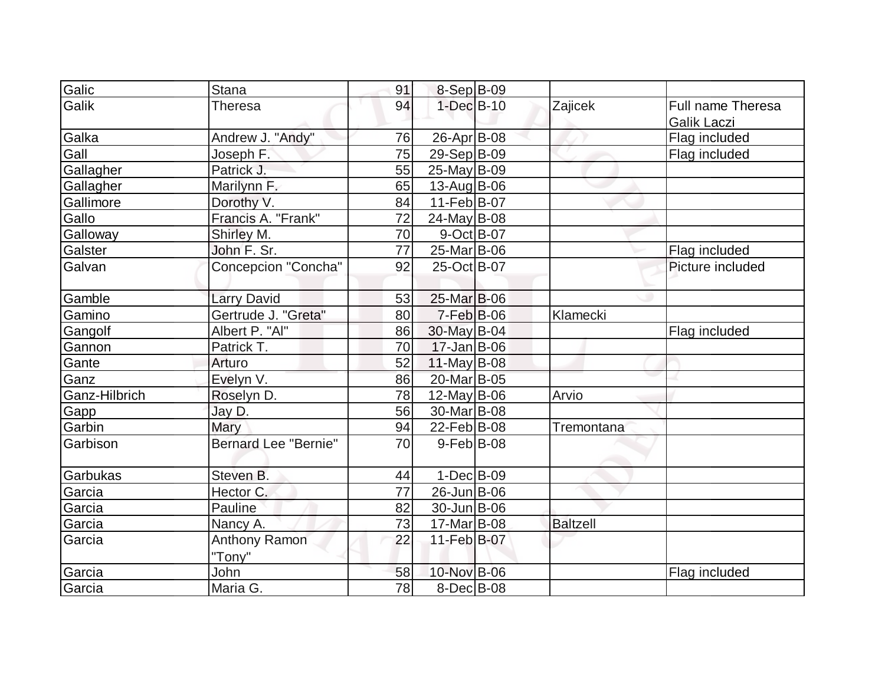| | | | | | | |
|---|---|---|---|---|---|---|
| Galic | Stana | 91 | 8-Sep | B-09 | | |
| Galik | Theresa | 94 | 1-Dec | B-10 | Zajicek | Full name Theresa Galik Laczi |
| Galka | Andrew J. "Andy" | 76 | 26-Apr | B-08 | | Flag included |
| Gall | Joseph F. | 75 | 29-Sep | B-09 | | Flag included |
| Gallagher | Patrick J. | 55 | 25-May | B-09 | | |
| Gallagher | Marilynn F. | 65 | 13-Aug | B-06 | | |
| Gallimore | Dorothy V. | 84 | 11-Feb | B-07 | | |
| Gallo | Francis A. "Frank" | 72 | 24-May | B-08 | | |
| Galloway | Shirley M. | 70 | 9-Oct | B-07 | | |
| Galster | John F. Sr. | 77 | 25-Mar | B-06 | | Flag included |
| Galvan | Concepcion "Concha" | 92 | 25-Oct | B-07 | | Picture included |
| Gamble | Larry David | 53 | 25-Mar | B-06 | | |
| Gamino | Gertrude J. "Greta" | 80 | 7-Feb | B-06 | Klamecki | |
| Gangolf | Albert P. "Al" | 86 | 30-May | B-04 | | Flag included |
| Gannon | Patrick T. | 70 | 17-Jan | B-06 | | |
| Gante | Arturo | 52 | 11-May | B-08 | | |
| Ganz | Evelyn V. | 86 | 20-Mar | B-05 | | |
| Ganz-Hilbrich | Roselyn D. | 78 | 12-May | B-06 | Arvio | |
| Gapp | Jay D. | 56 | 30-Mar | B-08 | | |
| Garbin | Mary | 94 | 22-Feb | B-08 | Tremontana | |
| Garbison | Bernard Lee "Bernie" | 70 | 9-Feb | B-08 | | |
| Garbukas | Steven B. | 44 | 1-Dec | B-09 | | |
| Garcia | Hector C. | 77 | 26-Jun | B-06 | | |
| Garcia | Pauline | 82 | 30-Jun | B-06 | | |
| Garcia | Nancy A. | 73 | 17-Mar | B-08 | Baltzell | |
| Garcia | Anthony Ramon "Tony" | 22 | 11-Feb | B-07 | | |
| Garcia | John | 58 | 10-Nov | B-06 | | Flag included |
| Garcia | Maria G. | 78 | 8-Dec | B-08 | | |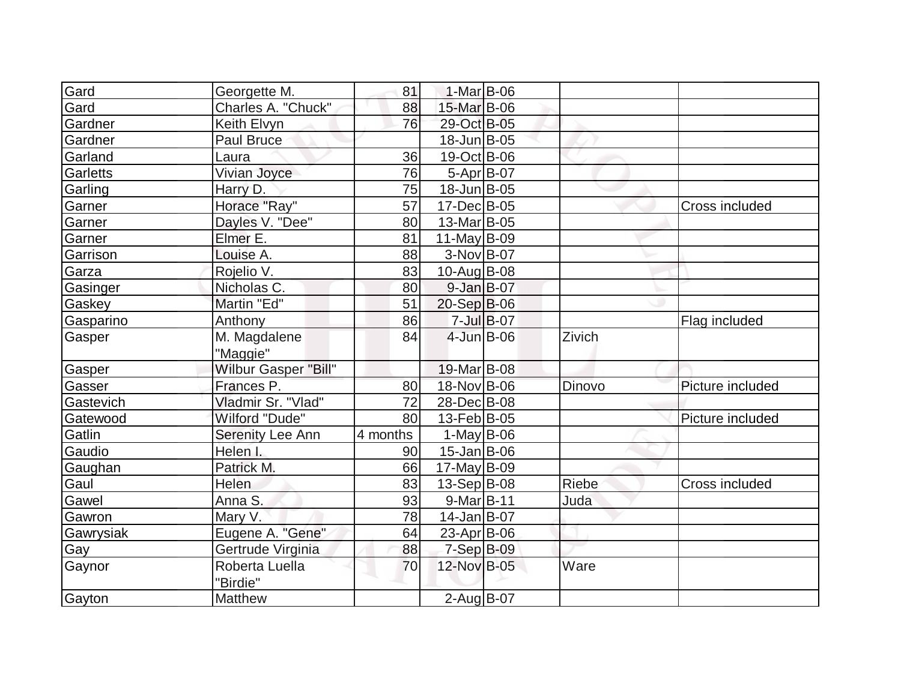| | | | | | | |
|---|---|---|---|---|---|---|
| Gard | Georgette M. | 81 | 1-Mar | B-06 | | |
| Gard | Charles A. "Chuck" | 88 | 15-Mar | B-06 | | |
| Gardner | Keith Elvyn | 76 | 29-Oct | B-05 | | |
| Gardner | Paul Bruce | | 18-Jun | B-05 | | |
| Garland | Laura | 36 | 19-Oct | B-06 | | |
| Garletts | Vivian Joyce | 76 | 5-Apr | B-07 | | |
| Garling | Harry D. | 75 | 18-Jun | B-05 | | |
| Garner | Horace "Ray" | 57 | 17-Dec | B-05 | | Cross included |
| Garner | Dayles V. "Dee" | 80 | 13-Mar | B-05 | | |
| Garner | Elmer E. | 81 | 11-May | B-09 | | |
| Garrison | Louise A. | 88 | 3-Nov | B-07 | | |
| Garza | Rojelio V. | 83 | 10-Aug | B-08 | | |
| Gasinger | Nicholas C. | 80 | 9-Jan | B-07 | | |
| Gaskey | Martin "Ed" | 51 | 20-Sep | B-06 | | |
| Gasparino | Anthony | 86 | 7-Jul | B-07 | | Flag included |
| Gasper | M. Magdalene "Maggie" | 84 | 4-Jun | B-06 | Zivich | |
| Gasper | Wilbur Gasper "Bill" | | 19-Mar | B-08 | | |
| Gasser | Frances P. | 80 | 18-Nov | B-06 | Dinovo | Picture included |
| Gastevich | Vladmir Sr. "Vlad" | 72 | 28-Dec | B-08 | | |
| Gatewood | Wilford "Dude" | 80 | 13-Feb | B-05 | | Picture included |
| Gatlin | Serenity Lee Ann | 4 months | 1-May | B-06 | | |
| Gaudio | Helen I. | 90 | 15-Jan | B-06 | | |
| Gaughan | Patrick M. | 66 | 17-May | B-09 | | |
| Gaul | Helen | 83 | 13-Sep | B-08 | Riebe | Cross included |
| Gawel | Anna S. | 93 | 9-Mar | B-11 | Juda | |
| Gawron | Mary V. | 78 | 14-Jan | B-07 | | |
| Gawrysiak | Eugene A. "Gene" | 64 | 23-Apr | B-06 | | |
| Gay | Gertrude Virginia | 88 | 7-Sep | B-09 | | |
| Gaynor | Roberta Luella "Birdie" | 70 | 12-Nov | B-05 | Ware | |
| Gayton | Matthew | | 2-Aug | B-07 | | |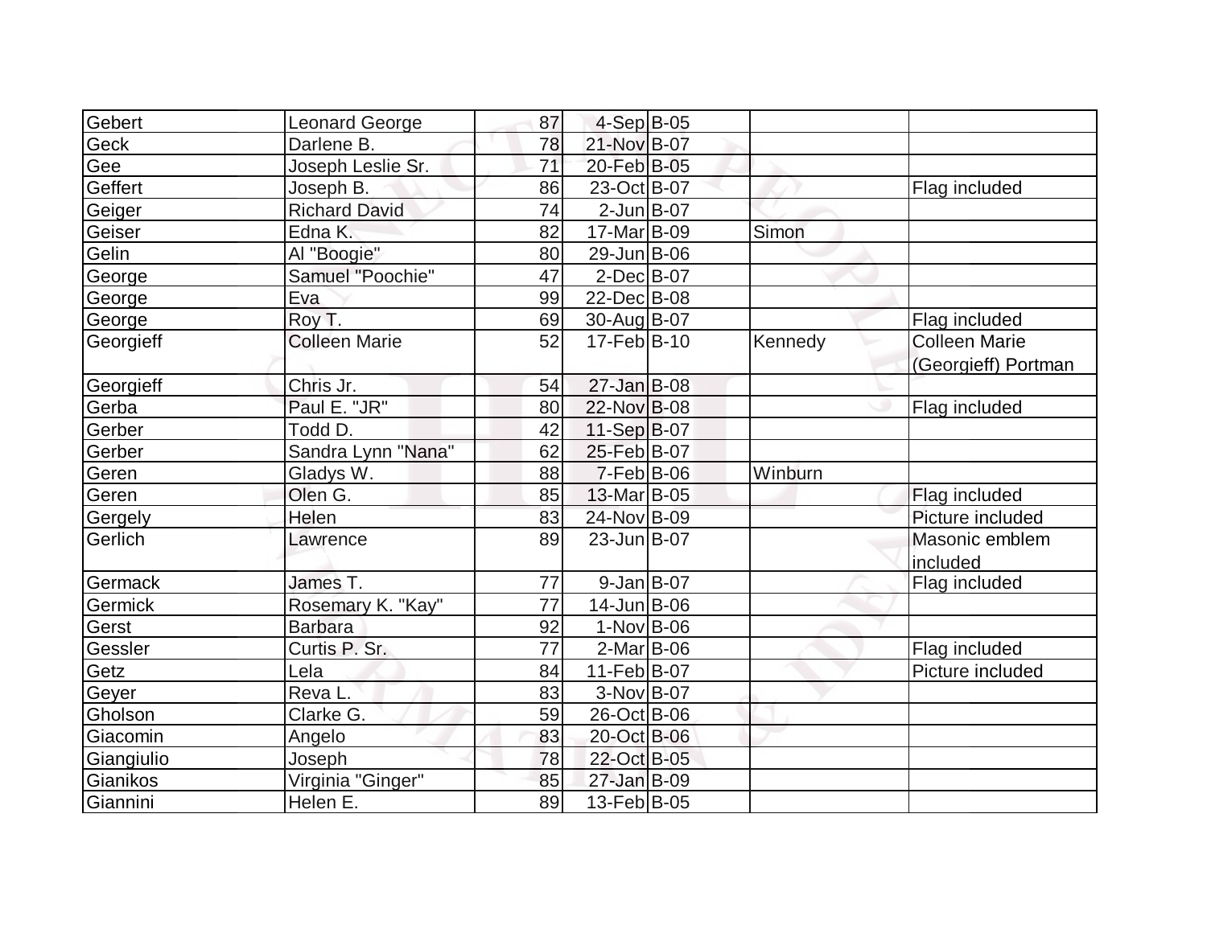| | | | | | | |
|---|---|---|---|---|---|---|
| Gebert | Leonard George | 87 | 4-Sep | B-05 | | |
| Geck | Darlene B. | 78 | 21-Nov | B-07 | | |
| Gee | Joseph Leslie Sr. | 71 | 20-Feb | B-05 | | |
| Geffert | Joseph B. | 86 | 23-Oct | B-07 | | Flag included |
| Geiger | Richard David | 74 | 2-Jun | B-07 | | |
| Geiser | Edna K. | 82 | 17-Mar | B-09 | Simon | |
| Gelin | Al "Boogie" | 80 | 29-Jun | B-06 | | |
| George | Samuel "Poochie" | 47 | 2-Dec | B-07 | | |
| George | Eva | 99 | 22-Dec | B-08 | | |
| George | Roy T. | 69 | 30-Aug | B-07 | | Flag included |
| Georgieff | Colleen Marie | 52 | 17-Feb | B-10 | Kennedy | Colleen Marie (Georgieff) Portman |
| Georgieff | Chris Jr. | 54 | 27-Jan | B-08 | | |
| Gerba | Paul E. "JR" | 80 | 22-Nov | B-08 | | Flag included |
| Gerber | Todd D. | 42 | 11-Sep | B-07 | | |
| Gerber | Sandra Lynn "Nana" | 62 | 25-Feb | B-07 | | |
| Geren | Gladys W. | 88 | 7-Feb | B-06 | Winburn | |
| Geren | Olen G. | 85 | 13-Mar | B-05 | | Flag included |
| Gergely | Helen | 83 | 24-Nov | B-09 | | Picture included |
| Gerlich | Lawrence | 89 | 23-Jun | B-07 | | Masonic emblem included |
| Germack | James T. | 77 | 9-Jan | B-07 | | Flag included |
| Germick | Rosemary K. "Kay" | 77 | 14-Jun | B-06 | | |
| Gerst | Barbara | 92 | 1-Nov | B-06 | | |
| Gessler | Curtis P. Sr. | 77 | 2-Mar | B-06 | | Flag included |
| Getz | Lela | 84 | 11-Feb | B-07 | | Picture included |
| Geyer | Reva L. | 83 | 3-Nov | B-07 | | |
| Gholson | Clarke G. | 59 | 26-Oct | B-06 | | |
| Giacomin | Angelo | 83 | 20-Oct | B-06 | | |
| Giangiulio | Joseph | 78 | 22-Oct | B-05 | | |
| Gianikos | Virginia "Ginger" | 85 | 27-Jan | B-09 | | |
| Giannini | Helen E. | 89 | 13-Feb | B-05 | | |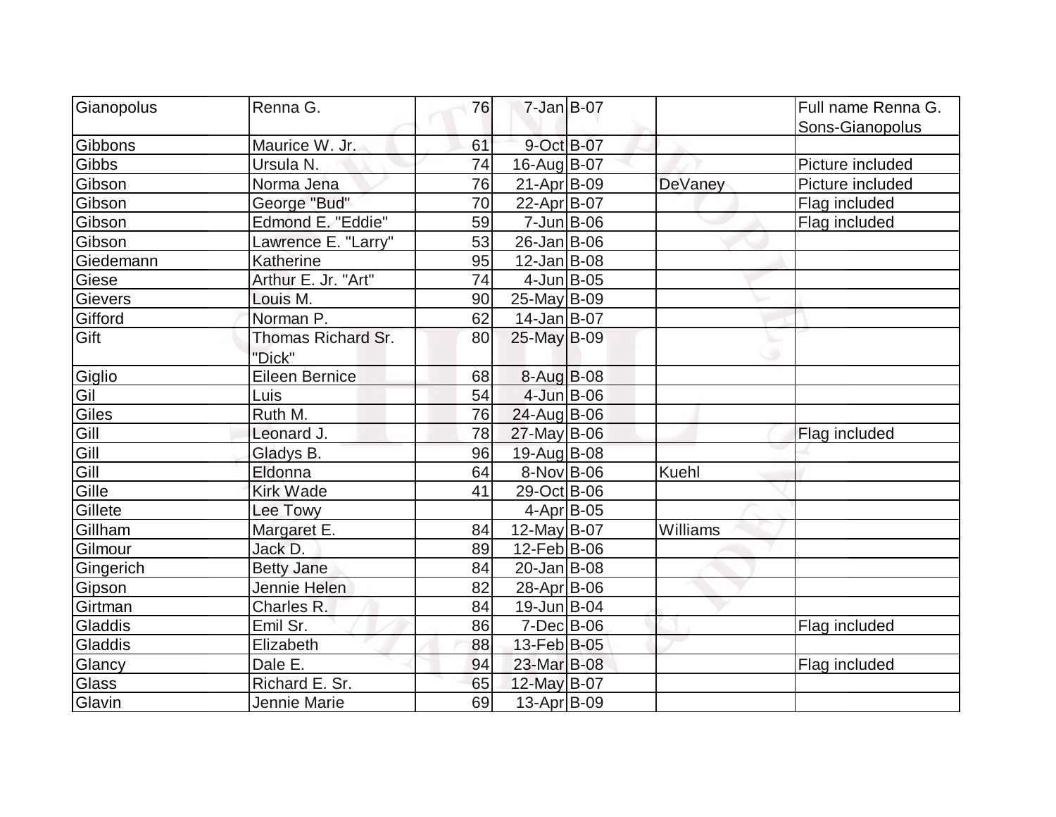| Gianopolus | Renna G. | 76 | 7-Jan | B-07 | | Full name Renna G. Sons-Gianopolus |
|---|---|---|---|---|---|---|
| Gibbons | Maurice W. Jr. | 61 | 9-Oct | B-07 | | |
| Gibbs | Ursula N. | 74 | 16-Aug | B-07 | | Picture included |
| Gibson | Norma Jena | 76 | 21-Apr | B-09 | DeVaney | Picture included |
| Gibson | George "Bud" | 70 | 22-Apr | B-07 | | Flag included |
| Gibson | Edmond E. "Eddie" | 59 | 7-Jun | B-06 | | Flag included |
| Gibson | Lawrence E. "Larry" | 53 | 26-Jan | B-06 | | |
| Giedemann | Katherine | 95 | 12-Jan | B-08 | | |
| Giese | Arthur E. Jr. "Art" | 74 | 4-Jun | B-05 | | |
| Gievers | Louis M. | 90 | 25-May | B-09 | | |
| Gifford | Norman P. | 62 | 14-Jan | B-07 | | |
| Gift | Thomas Richard Sr. "Dick" | 80 | 25-May | B-09 | | |
| Giglio | Eileen Bernice | 68 | 8-Aug | B-08 | | |
| Gil | Luis | 54 | 4-Jun | B-06 | | |
| Giles | Ruth M. | 76 | 24-Aug | B-06 | | |
| Gill | Leonard J. | 78 | 27-May | B-06 | | Flag included |
| Gill | Gladys B. | 96 | 19-Aug | B-08 | | |
| Gill | Eldonna | 64 | 8-Nov | B-06 | Kuehl | |
| Gille | Kirk Wade | 41 | 29-Oct | B-06 | | |
| Gillete | Lee Towy | | 4-Apr | B-05 | | |
| Gillham | Margaret E. | 84 | 12-May | B-07 | Williams | |
| Gilmour | Jack D. | 89 | 12-Feb | B-06 | | |
| Gingerich | Betty Jane | 84 | 20-Jan | B-08 | | |
| Gipson | Jennie Helen | 82 | 28-Apr | B-06 | | |
| Girtman | Charles R. | 84 | 19-Jun | B-04 | | |
| Gladdis | Emil Sr. | 86 | 7-Dec | B-06 | | Flag included |
| Gladdis | Elizabeth | 88 | 13-Feb | B-05 | | |
| Glancy | Dale E. | 94 | 23-Mar | B-08 | | Flag included |
| Glass | Richard E. Sr. | 65 | 12-May | B-07 | | |
| Glavin | Jennie Marie | 69 | 13-Apr | B-09 | | |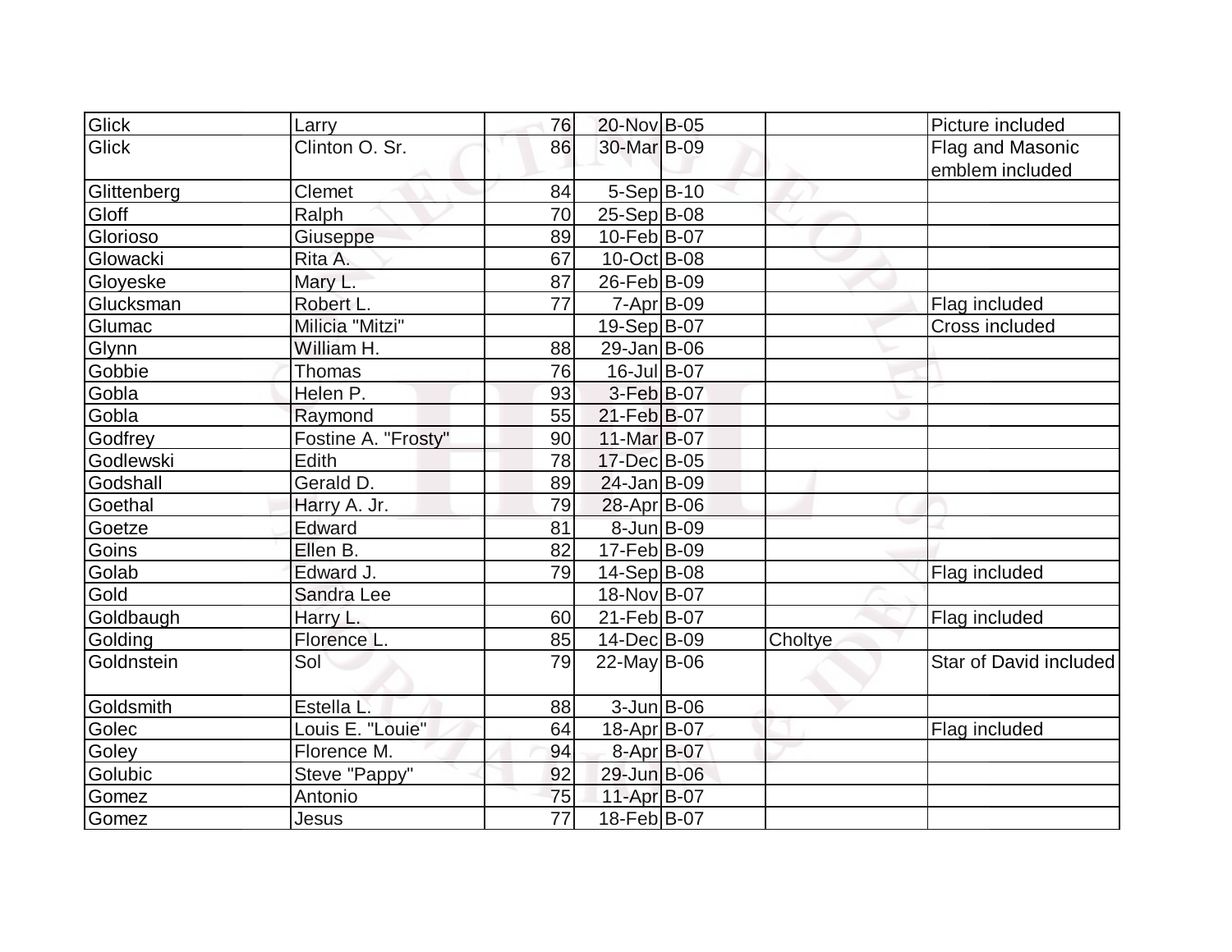| | | | | | | |
|---|---|---|---|---|---|---|
| Glick | Larry | 76 | 20-Nov | B-05 | | Picture included |
| Glick | Clinton O. Sr. | 86 | 30-Mar | B-09 | | Flag and Masonic emblem included |
| Glittenberg | Clemet | 84 | 5-Sep | B-10 | | |
| Gloff | Ralph | 70 | 25-Sep | B-08 | | |
| Glorioso | Giuseppe | 89 | 10-Feb | B-07 | | |
| Glowacki | Rita A. | 67 | 10-Oct | B-08 | | |
| Gloyeske | Mary L. | 87 | 26-Feb | B-09 | | |
| Glucksman | Robert L. | 77 | 7-Apr | B-09 | | Flag included |
| Glumac | Milicia "Mitzi" | | 19-Sep | B-07 | | Cross included |
| Glynn | William H. | 88 | 29-Jan | B-06 | | |
| Gobbie | Thomas | 76 | 16-Jul | B-07 | | |
| Gobla | Helen P. | 93 | 3-Feb | B-07 | | |
| Gobla | Raymond | 55 | 21-Feb | B-07 | | |
| Godfrey | Fostine A. "Frosty" | 90 | 11-Mar | B-07 | | |
| Godlewski | Edith | 78 | 17-Dec | B-05 | | |
| Godshall | Gerald D. | 89 | 24-Jan | B-09 | | |
| Goethal | Harry A. Jr. | 79 | 28-Apr | B-06 | | |
| Goetze | Edward | 81 | 8-Jun | B-09 | | |
| Goins | Ellen B. | 82 | 17-Feb | B-09 | | |
| Golab | Edward J. | 79 | 14-Sep | B-08 | | Flag included |
| Gold | Sandra Lee | | 18-Nov | B-07 | | |
| Goldbaugh | Harry L. | 60 | 21-Feb | B-07 | | Flag included |
| Golding | Florence L. | 85 | 14-Dec | B-09 | Choltye | |
| Goldnstein | Sol | 79 | 22-May | B-06 | | Star of David included |
| Goldsmith | Estella L. | 88 | 3-Jun | B-06 | | |
| Golec | Louis E. "Louie" | 64 | 18-Apr | B-07 | | Flag included |
| Goley | Florence M. | 94 | 8-Apr | B-07 | | |
| Golubic | Steve "Pappy" | 92 | 29-Jun | B-06 | | |
| Gomez | Antonio | 75 | 11-Apr | B-07 | | |
| Gomez | Jesus | 77 | 18-Feb | B-07 | | |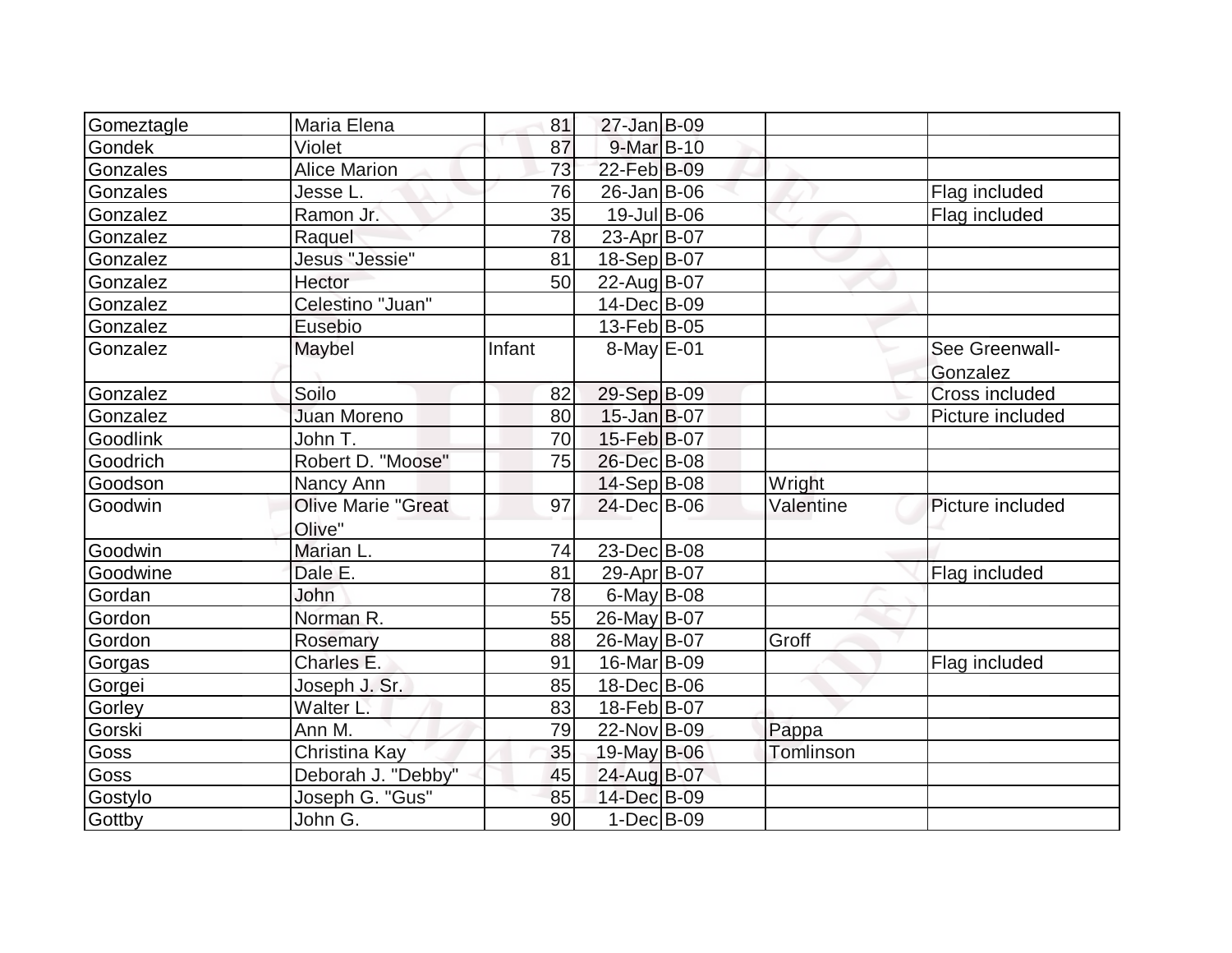| | | | | | | |
|---|---|---|---|---|---|---|
| Gomeztagle | Maria Elena | 81 | 27-Jan | B-09 | | |
| Gondek | Violet | 87 | 9-Mar | B-10 | | |
| Gonzales | Alice Marion | 73 | 22-Feb | B-09 | | |
| Gonzales | Jesse L. | 76 | 26-Jan | B-06 | | Flag included |
| Gonzalez | Ramon Jr. | 35 | 19-Jul | B-06 | | Flag included |
| Gonzalez | Raquel | 78 | 23-Apr | B-07 | | |
| Gonzalez | Jesus "Jessie" | 81 | 18-Sep | B-07 | | |
| Gonzalez | Hector | 50 | 22-Aug | B-07 | | |
| Gonzalez | Celestino "Juan" | | 14-Dec | B-09 | | |
| Gonzalez | Eusebio | | 13-Feb | B-05 | | |
| Gonzalez | Maybel | Infant | 8-May | E-01 | | See Greenwall-Gonzalez |
| Gonzalez | Soilo | 82 | 29-Sep | B-09 | | Cross included |
| Gonzalez | Juan Moreno | 80 | 15-Jan | B-07 | | Picture included |
| Goodlink | John T. | 70 | 15-Feb | B-07 | | |
| Goodrich | Robert D. "Moose" | 75 | 26-Dec | B-08 | | |
| Goodson | Nancy Ann | | 14-Sep | B-08 | Wright | |
| Goodwin | Olive Marie "Great Olive" | 97 | 24-Dec | B-06 | Valentine | Picture included |
| Goodwin | Marian L. | 74 | 23-Dec | B-08 | | |
| Goodwine | Dale E. | 81 | 29-Apr | B-07 | | Flag included |
| Gordan | John | 78 | 6-May | B-08 | | |
| Gordon | Norman R. | 55 | 26-May | B-07 | | |
| Gordon | Rosemary | 88 | 26-May | B-07 | Groff | |
| Gorgas | Charles E. | 91 | 16-Mar | B-09 | | Flag included |
| Gorgei | Joseph J. Sr. | 85 | 18-Dec | B-06 | | |
| Gorley | Walter L. | 83 | 18-Feb | B-07 | | |
| Gorski | Ann M. | 79 | 22-Nov | B-09 | Pappa | |
| Goss | Christina Kay | 35 | 19-May | B-06 | Tomlinson | |
| Goss | Deborah J. "Debby" | 45 | 24-Aug | B-07 | | |
| Gostylo | Joseph G. "Gus" | 85 | 14-Dec | B-09 | | |
| Gottby | John G. | 90 | 1-Dec | B-09 | | |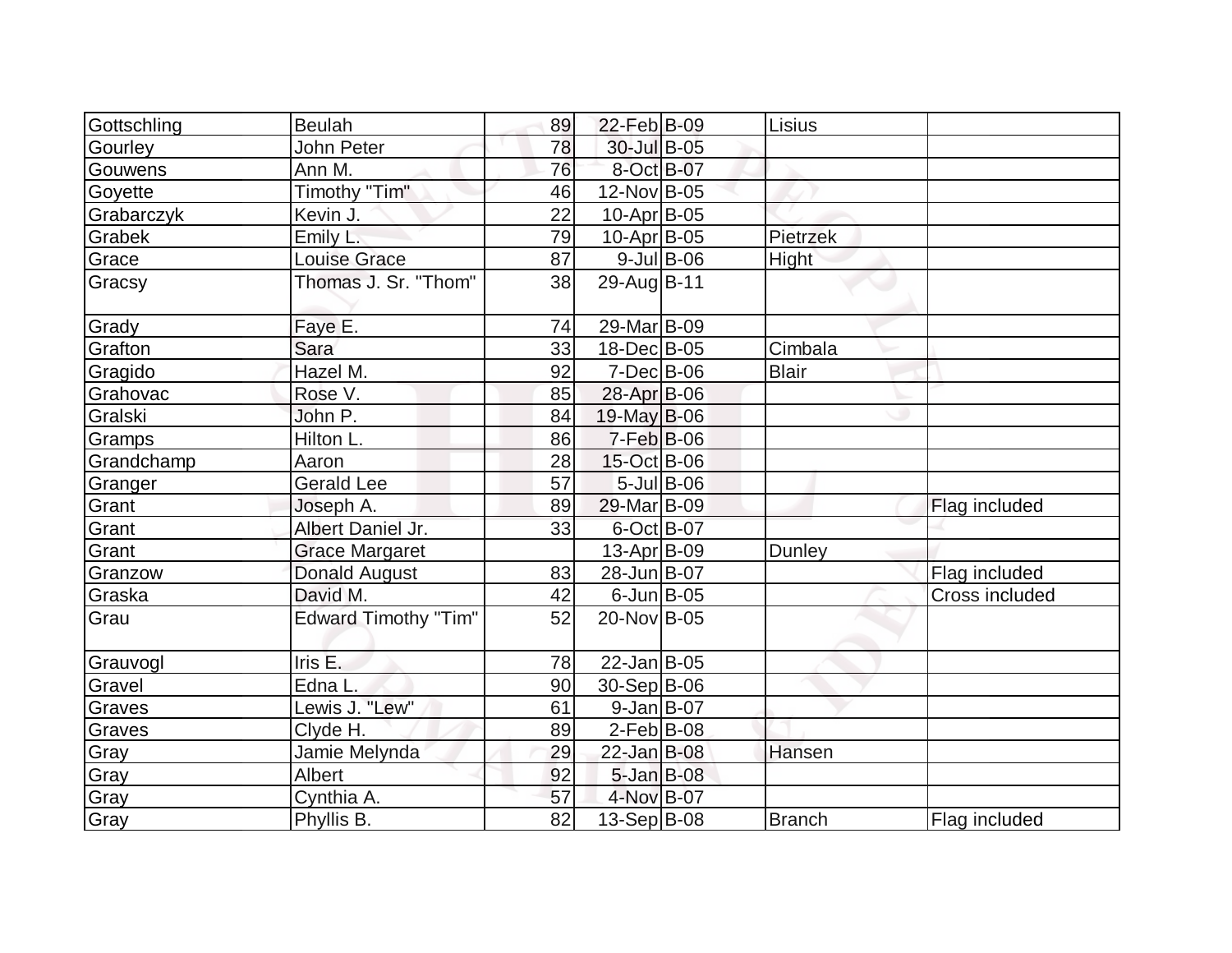| Gottschling | Beulah | 89 | 22-Feb | B-09 | Lisius | |
|---|---|---|---|---|---|---|
| Gourley | John Peter | 78 | 30-Jul | B-05 | | |
| Gouwens | Ann M. | 76 | 8-Oct | B-07 | | |
| Goyette | Timothy "Tim" | 46 | 12-Nov | B-05 | | |
| Grabarczyk | Kevin J. | 22 | 10-Apr | B-05 | | |
| Grabek | Emily L. | 79 | 10-Apr | B-05 | Pietrzek | |
| Grace | Louise Grace | 87 | 9-Jul | B-06 | Hight | |
| Gracsy | Thomas J. Sr. "Thom" | 38 | 29-Aug | B-11 | | |
| Grady | Faye E. | 74 | 29-Mar | B-09 | | |
| Grafton | Sara | 33 | 18-Dec | B-05 | Cimbala | |
| Gragido | Hazel M. | 92 | 7-Dec | B-06 | Blair | |
| Grahovac | Rose V. | 85 | 28-Apr | B-06 | | |
| Gralski | John P. | 84 | 19-May | B-06 | | |
| Gramps | Hilton L. | 86 | 7-Feb | B-06 | | |
| Grandchamp | Aaron | 28 | 15-Oct | B-06 | | |
| Granger | Gerald Lee | 57 | 5-Jul | B-06 | | |
| Grant | Joseph A. | 89 | 29-Mar | B-09 | | Flag included |
| Grant | Albert Daniel Jr. | 33 | 6-Oct | B-07 | | |
| Grant | Grace Margaret | | 13-Apr | B-09 | Dunley | |
| Granzow | Donald August | 83 | 28-Jun | B-07 | | Flag included |
| Graska | David M. | 42 | 6-Jun | B-05 | | Cross included |
| Grau | Edward Timothy "Tim" | 52 | 20-Nov | B-05 | | |
| Grauvogl | Iris E. | 78 | 22-Jan | B-05 | | |
| Gravel | Edna L. | 90 | 30-Sep | B-06 | | |
| Graves | Lewis J. "Lew" | 61 | 9-Jan | B-07 | | |
| Graves | Clyde H. | 89 | 2-Feb | B-08 | | |
| Gray | Jamie Melynda | 29 | 22-Jan | B-08 | Hansen | |
| Gray | Albert | 92 | 5-Jan | B-08 | | |
| Gray | Cynthia A. | 57 | 4-Nov | B-07 | | |
| Gray | Phyllis B. | 82 | 13-Sep | B-08 | Branch | Flag included |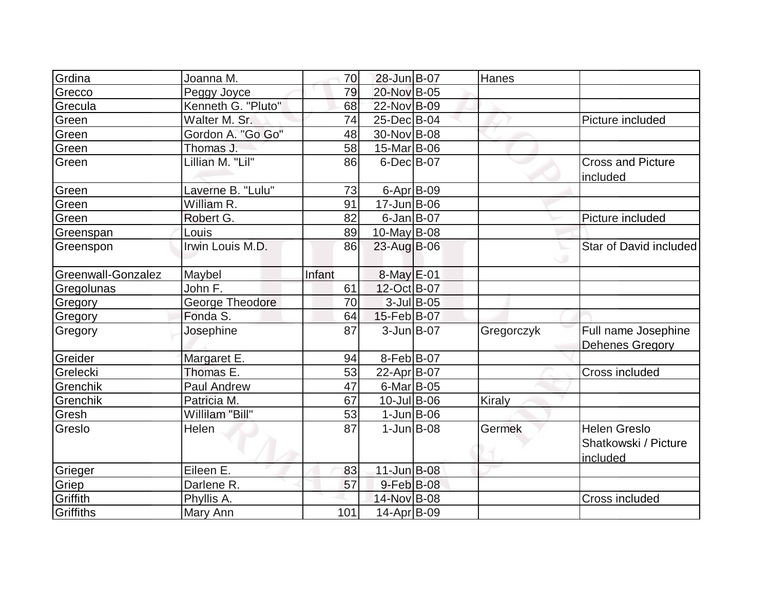| Grdina | Joanna M. | 70 | 28-Jun | B-07 | Hanes | |
|---|---|---|---|---|---|---|
| Grecco | Peggy Joyce | 79 | 20-Nov | B-05 | | |
| Grecula | Kenneth G. "Pluto" | 68 | 22-Nov | B-09 | | |
| Green | Walter M. Sr. | 74 | 25-Dec | B-04 | | Picture included |
| Green | Gordon A. "Go Go" | 48 | 30-Nov | B-08 | | |
| Green | Thomas J. | 58 | 15-Mar | B-06 | | |
| Green | Lillian M. "Lil" | 86 | 6-Dec | B-07 | | Cross and Picture included |
| Green | Laverne B. "Lulu" | 73 | 6-Apr | B-09 | | |
| Green | William R. | 91 | 17-Jun | B-06 | | |
| Green | Robert G. | 82 | 6-Jan | B-07 | | Picture included |
| Greenspan | Louis | 89 | 10-May | B-08 | | |
| Greenspon | Irwin Louis M.D. | 86 | 23-Aug | B-06 | | Star of David included |
| Greenwall-Gonzalez | Maybel | Infant | 8-May | E-01 | | |
| Gregolunas | John F. | 61 | 12-Oct | B-07 | | |
| Gregory | George Theodore | 70 | 3-Jul | B-05 | | |
| Gregory | Fonda S. | 64 | 15-Feb | B-07 | | |
| Gregory | Josephine | 87 | 3-Jun | B-07 | Gregorczyk | Full name Josephine Dehenes Gregory |
| Greider | Margaret E. | 94 | 8-Feb | B-07 | | |
| Grelecki | Thomas E. | 53 | 22-Apr | B-07 | | Cross included |
| Grenchik | Paul Andrew | 47 | 6-Mar | B-05 | | |
| Grenchik | Patricia M. | 67 | 10-Jul | B-06 | Kiraly | |
| Gresh | Willilam "Bill" | 53 | 1-Jun | B-06 | | |
| Greslo | Helen | 87 | 1-Jun | B-08 | Germek | Helen Greslo Shatkowski / Picture included |
| Grieger | Eileen E. | 83 | 11-Jun | B-08 | | |
| Griep | Darlene R. | 57 | 9-Feb | B-08 | | |
| Griffith | Phyllis A. | | 14-Nov | B-08 | | Cross included |
| Griffiths | Mary Ann | 101 | 14-Apr | B-09 | | |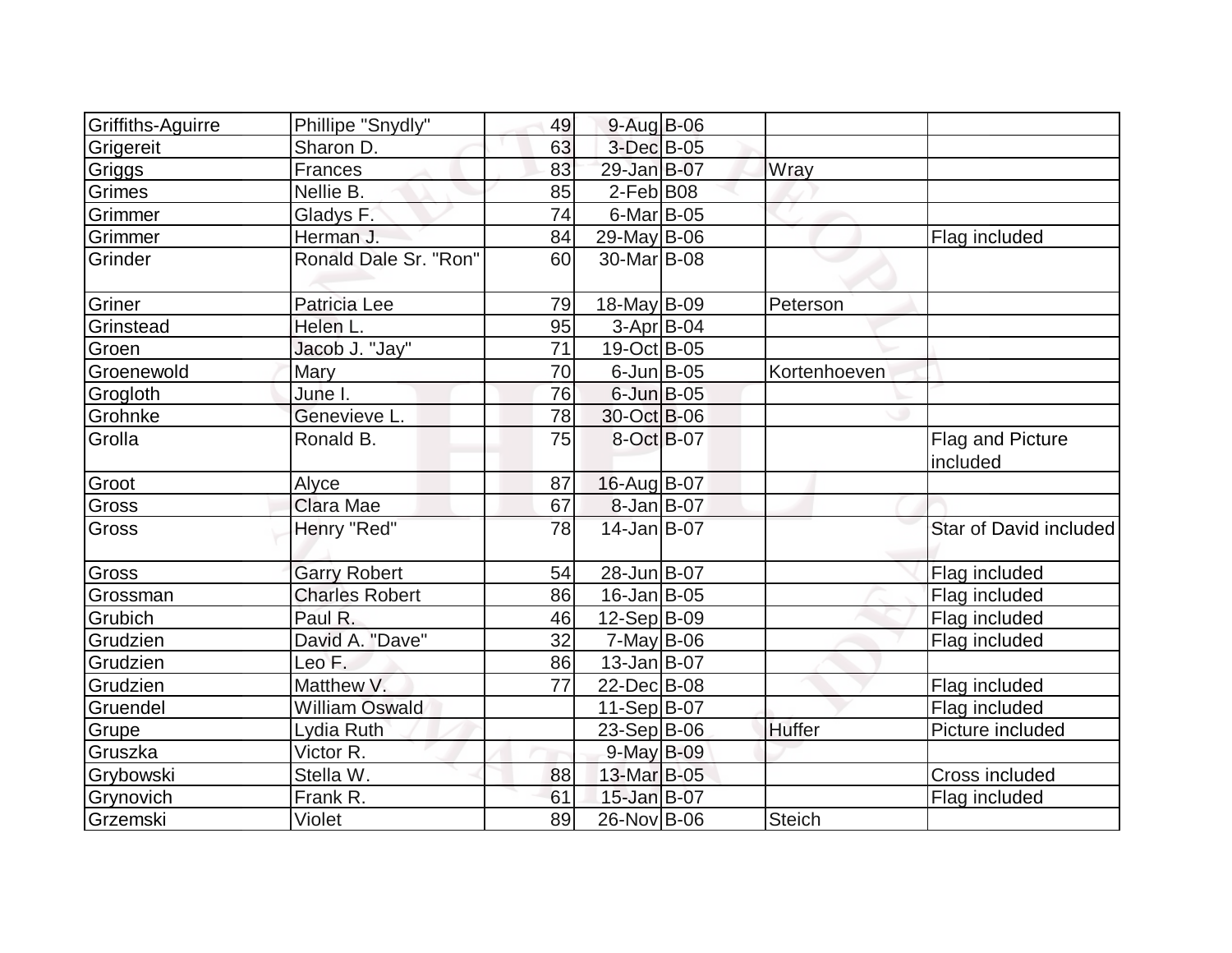| Griffiths-Aguirre | Phillipe "Snydly" | 49 | 9-Aug | B-06 | | |
|---|---|---|---|---|---|---|
| Grigereit | Sharon D. | 63 | 3-Dec | B-05 | | |
| Griggs | Frances | 83 | 29-Jan | B-07 | Wray | |
| Grimes | Nellie B. | 85 | 2-Feb | B08 | | |
| Grimmer | Gladys F. | 74 | 6-Mar | B-05 | | |
| Grimmer | Herman J. | 84 | 29-May | B-06 | | Flag included |
| Grinder | Ronald Dale Sr. "Ron" | 60 | 30-Mar | B-08 | | |
| Griner | Patricia Lee | 79 | 18-May | B-09 | Peterson | |
| Grinstead | Helen L. | 95 | 3-Apr | B-04 | | |
| Groen | Jacob J. "Jay" | 71 | 19-Oct | B-05 | | |
| Groenewold | Mary | 70 | 6-Jun | B-05 | Kortenhoeven | |
| Grogloth | June I. | 76 | 6-Jun | B-05 | | |
| Grohnke | Genevieve L. | 78 | 30-Oct | B-06 | | |
| Grolla | Ronald B. | 75 | 8-Oct | B-07 | | Flag and Picture included |
| Groot | Alyce | 87 | 16-Aug | B-07 | | |
| Gross | Clara Mae | 67 | 8-Jan | B-07 | | |
| Gross | Henry "Red" | 78 | 14-Jan | B-07 | | Star of David included |
| Gross | Garry Robert | 54 | 28-Jun | B-07 | | Flag included |
| Grossman | Charles Robert | 86 | 16-Jan | B-05 | | Flag included |
| Grubich | Paul R. | 46 | 12-Sep | B-09 | | Flag included |
| Grudzien | David A. "Dave" | 32 | 7-May | B-06 | | Flag included |
| Grudzien | Leo F. | 86 | 13-Jan | B-07 | | |
| Grudzien | Matthew V. | 77 | 22-Dec | B-08 | | Flag included |
| Gruendel | William Oswald | | 11-Sep | B-07 | | Flag included |
| Grupe | Lydia Ruth | | 23-Sep | B-06 | Huffer | Picture included |
| Gruszka | Victor R. | | 9-May | B-09 | | |
| Grybowski | Stella W. | 88 | 13-Mar | B-05 | | Cross included |
| Grynovich | Frank R. | 61 | 15-Jan | B-07 | | Flag included |
| Grzemski | Violet | 89 | 26-Nov | B-06 | Steich | |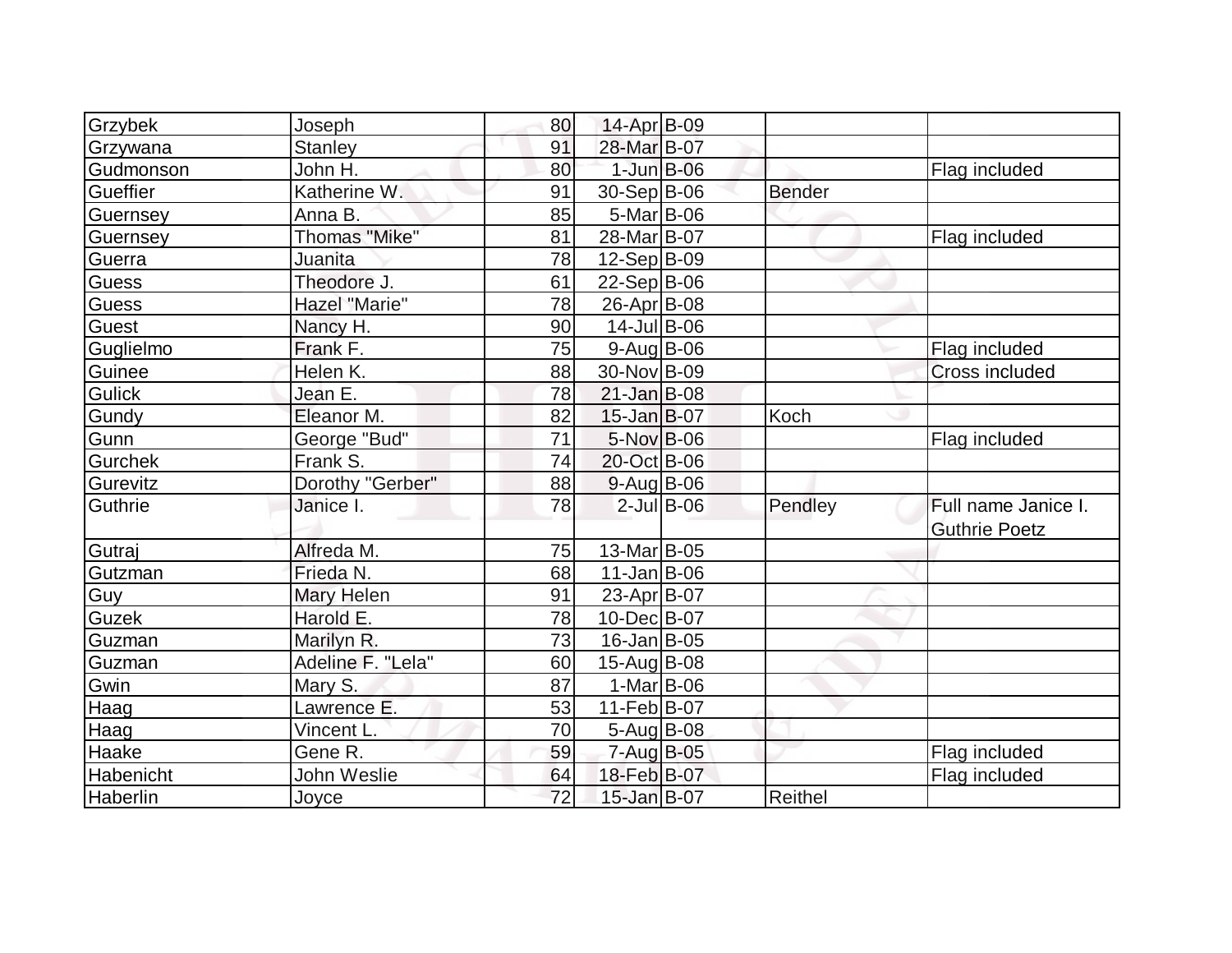| | | | | | | |
|---|---|---|---|---|---|---|
| Grzybek | Joseph | 80 | 14-Apr | B-09 | | |
| Grzywana | Stanley | 91 | 28-Mar | B-07 | | |
| Gudmonson | John H. | 80 | 1-Jun | B-06 | | Flag included |
| Gueffier | Katherine W. | 91 | 30-Sep | B-06 | Bender | |
| Guernsey | Anna B. | 85 | 5-Mar | B-06 | | |
| Guernsey | Thomas "Mike" | 81 | 28-Mar | B-07 | | Flag included |
| Guerra | Juanita | 78 | 12-Sep | B-09 | | |
| Guess | Theodore J. | 61 | 22-Sep | B-06 | | |
| Guess | Hazel "Marie" | 78 | 26-Apr | B-08 | | |
| Guest | Nancy H. | 90 | 14-Jul | B-06 | | |
| Guglielmo | Frank F. | 75 | 9-Aug | B-06 | | Flag included |
| Guinee | Helen K. | 88 | 30-Nov | B-09 | | Cross included |
| Gulick | Jean E. | 78 | 21-Jan | B-08 | | |
| Gundy | Eleanor M. | 82 | 15-Jan | B-07 | Koch | |
| Gunn | George "Bud" | 71 | 5-Nov | B-06 | | Flag included |
| Gurchek | Frank S. | 74 | 20-Oct | B-06 | | |
| Gurevitz | Dorothy "Gerber" | 88 | 9-Aug | B-06 | | |
| Guthrie | Janice I. | 78 | 2-Jul | B-06 | Pendley | Full name Janice I. Guthrie Poetz |
| Gutraj | Alfreda M. | 75 | 13-Mar | B-05 | | |
| Gutzman | Frieda N. | 68 | 11-Jan | B-06 | | |
| Guy | Mary Helen | 91 | 23-Apr | B-07 | | |
| Guzek | Harold E. | 78 | 10-Dec | B-07 | | |
| Guzman | Marilyn R. | 73 | 16-Jan | B-05 | | |
| Guzman | Adeline F. "Lela" | 60 | 15-Aug | B-08 | | |
| Gwin | Mary S. | 87 | 1-Mar | B-06 | | |
| Haag | Lawrence E. | 53 | 11-Feb | B-07 | | |
| Haag | Vincent L. | 70 | 5-Aug | B-08 | | |
| Haake | Gene R. | 59 | 7-Aug | B-05 | | Flag included |
| Habenicht | John Weslie | 64 | 18-Feb | B-07 | | Flag included |
| Haberlin | Joyce | 72 | 15-Jan | B-07 | Reithel | |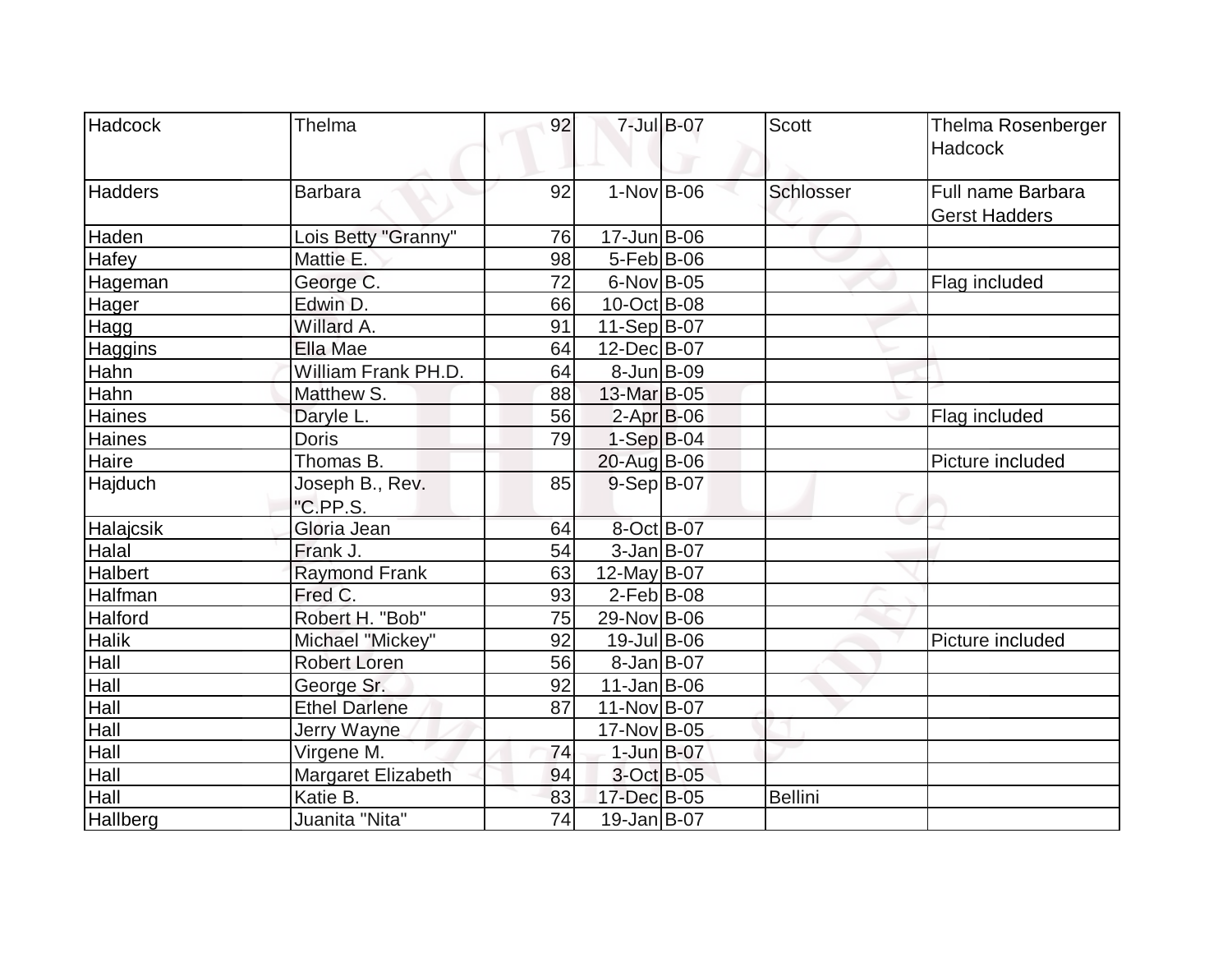| Hadcock | Thelma | 92 | 7-Jul | B-07 | Scott | Thelma Rosenberger Hadcock |
|---|---|---|---|---|---|---|
| Hadders | Barbara | 92 | 1-Nov | B-06 | Schlosser | Full name Barbara Gerst Hadders |
| Haden | Lois Betty "Granny" | 76 | 17-Jun | B-06 | | |
| Hafey | Mattie E. | 98 | 5-Feb | B-06 | | |
| Hageman | George C. | 72 | 6-Nov | B-05 | | Flag included |
| Hager | Edwin D. | 66 | 10-Oct | B-08 | | |
| Hagg | Willard A. | 91 | 11-Sep | B-07 | | |
| Haggins | Ella Mae | 64 | 12-Dec | B-07 | | |
| Hahn | William Frank PH.D. | 64 | 8-Jun | B-09 | | |
| Hahn | Matthew S. | 88 | 13-Mar | B-05 | | |
| Haines | Daryle L. | 56 | 2-Apr | B-06 | | Flag included |
| Haines | Doris | 79 | 1-Sep | B-04 | | |
| Haire | Thomas B. | | 20-Aug | B-06 | | Picture included |
| Hajduch | Joseph B., Rev. "C.PP.S. | 85 | 9-Sep | B-07 | | |
| Halajcsik | Gloria Jean | 64 | 8-Oct | B-07 | | |
| Halal | Frank J. | 54 | 3-Jan | B-07 | | |
| Halbert | Raymond Frank | 63 | 12-May | B-07 | | |
| Halfman | Fred C. | 93 | 2-Feb | B-08 | | |
| Halford | Robert H. "Bob" | 75 | 29-Nov | B-06 | | |
| Halik | Michael "Mickey" | 92 | 19-Jul | B-06 | | Picture included |
| Hall | Robert Loren | 56 | 8-Jan | B-07 | | |
| Hall | George Sr. | 92 | 11-Jan | B-06 | | |
| Hall | Ethel Darlene | 87 | 11-Nov | B-07 | | |
| Hall | Jerry Wayne | | 17-Nov | B-05 | | |
| Hall | Virgene M. | 74 | 1-Jun | B-07 | | |
| Hall | Margaret Elizabeth | 94 | 3-Oct | B-05 | | |
| Hall | Katie B. | 83 | 17-Dec | B-05 | Bellini | |
| Hallberg | Juanita "Nita" | 74 | 19-Jan | B-07 | | |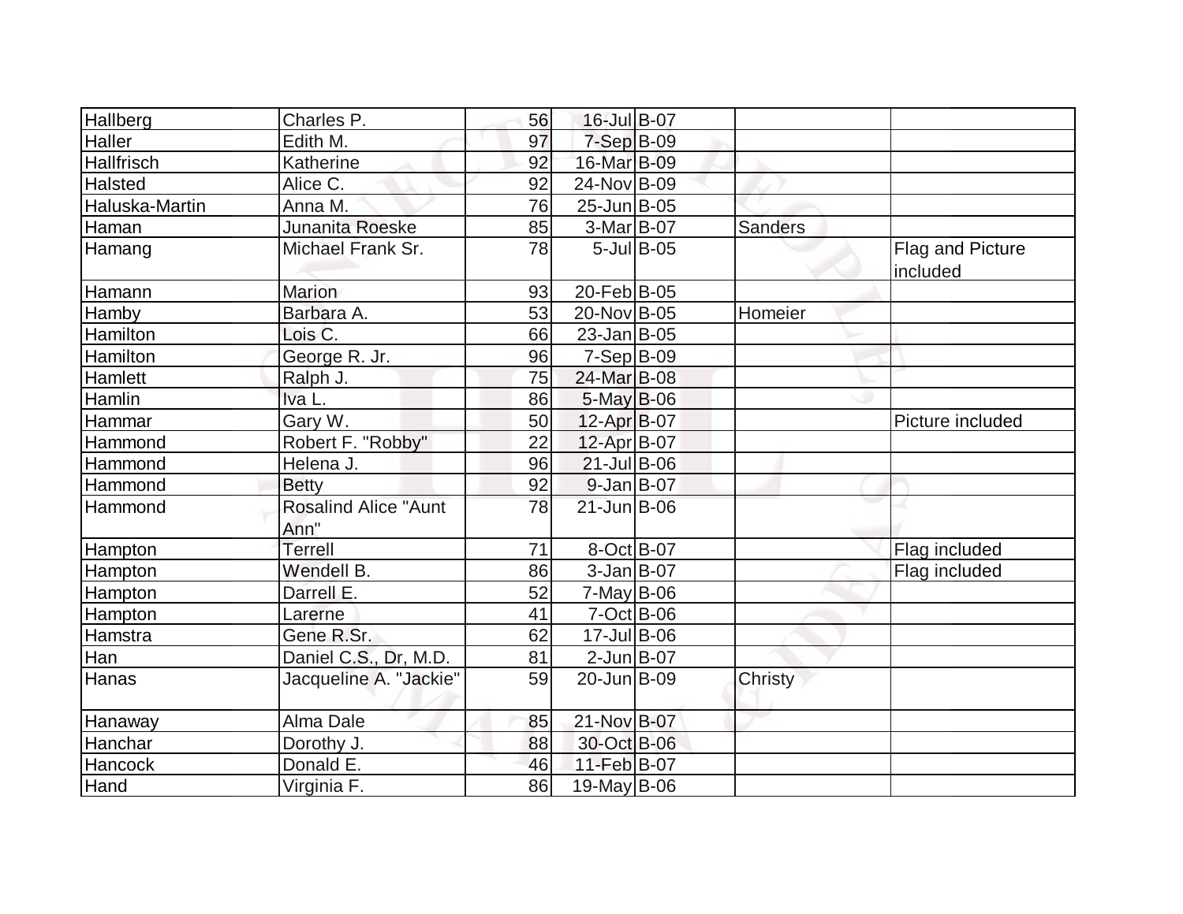| Hallberg | Charles P. | 56 | 16-Jul | B-07 | | |
|---|---|---|---|---|---|---|
| Haller | Edith M. | 97 | 7-Sep | B-09 | | |
| Hallfrisch | Katherine | 92 | 16-Mar | B-09 | | |
| Halsted | Alice C. | 92 | 24-Nov | B-09 | | |
| Haluska-Martin | Anna M. | 76 | 25-Jun | B-05 | | |
| Haman | Junanita Roeske | 85 | 3-Mar | B-07 | Sanders | |
| Hamang | Michael Frank Sr. | 78 | 5-Jul | B-05 | | Flag and Picture included |
| Hamann | Marion | 93 | 20-Feb | B-05 | | |
| Hamby | Barbara A. | 53 | 20-Nov | B-05 | Homeier | |
| Hamilton | Lois C. | 66 | 23-Jan | B-05 | | |
| Hamilton | George R. Jr. | 96 | 7-Sep | B-09 | | |
| Hamlett | Ralph J. | 75 | 24-Mar | B-08 | | |
| Hamlin | Iva L. | 86 | 5-May | B-06 | | |
| Hammar | Gary W. | 50 | 12-Apr | B-07 | | Picture included |
| Hammond | Robert F. "Robby" | 22 | 12-Apr | B-07 | | |
| Hammond | Helena J. | 96 | 21-Jul | B-06 | | |
| Hammond | Betty | 92 | 9-Jan | B-07 | | |
| Hammond | Rosalind Alice "Aunt Ann" | 78 | 21-Jun | B-06 | | |
| Hampton | Terrell | 71 | 8-Oct | B-07 | | Flag included |
| Hampton | Wendell B. | 86 | 3-Jan | B-07 | | Flag included |
| Hampton | Darrell E. | 52 | 7-May | B-06 | | |
| Hampton | Larerne | 41 | 7-Oct | B-06 | | |
| Hamstra | Gene R.Sr. | 62 | 17-Jul | B-06 | | |
| Han | Daniel C.S., Dr, M.D. | 81 | 2-Jun | B-07 | | |
| Hanas | Jacqueline A. "Jackie" | 59 | 20-Jun | B-09 | Christy | |
| Hanaway | Alma Dale | 85 | 21-Nov | B-07 | | |
| Hanchar | Dorothy J. | 88 | 30-Oct | B-06 | | |
| Hancock | Donald E. | 46 | 11-Feb | B-07 | | |
| Hand | Virginia F. | 86 | 19-May | B-06 | | |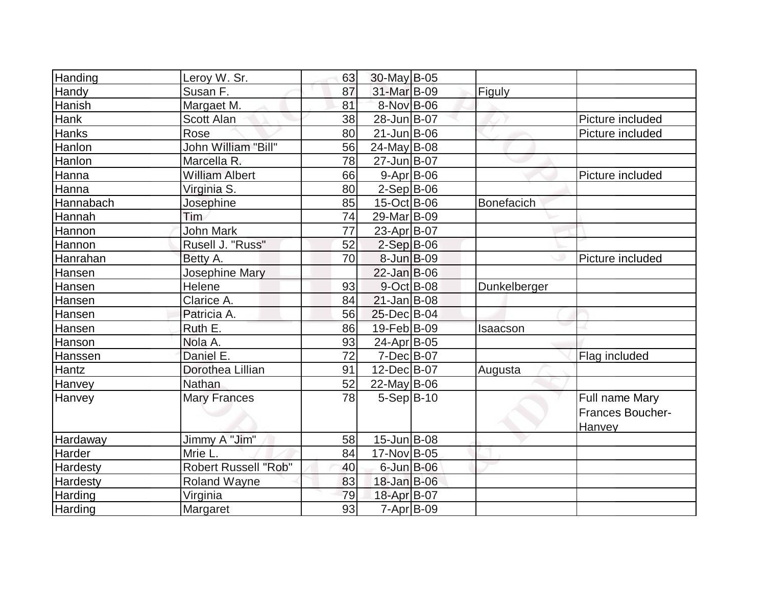| Handing | Leroy W. Sr. | 63 | 30-May | B-05 | | |
|---|---|---|---|---|---|---|
| Handy | Susan F. | 87 | 31-Mar | B-09 | Figuly | |
| Hanish | Margaet M. | 81 | 8-Nov | B-06 | | |
| Hank | Scott Alan | 38 | 28-Jun | B-07 | | Picture included |
| Hanks | Rose | 80 | 21-Jun | B-06 | | Picture included |
| Hanlon | John William "Bill" | 56 | 24-May | B-08 | | |
| Hanlon | Marcella R. | 78 | 27-Jun | B-07 | | |
| Hanna | William Albert | 66 | 9-Apr | B-06 | | Picture included |
| Hanna | Virginia S. | 80 | 2-Sep | B-06 | | |
| Hannabach | Josephine | 85 | 15-Oct | B-06 | Bonefacich | |
| Hannah | Tim | 74 | 29-Mar | B-09 | | |
| Hannon | John Mark | 77 | 23-Apr | B-07 | | |
| Hannon | Rusell J. "Russ" | 52 | 2-Sep | B-06 | | |
| Hanrahan | Betty A. | 70 | 8-Jun | B-09 | | Picture included |
| Hansen | Josephine Mary | | 22-Jan | B-06 | | |
| Hansen | Helene | 93 | 9-Oct | B-08 | Dunkelberger | |
| Hansen | Clarice A. | 84 | 21-Jan | B-08 | | |
| Hansen | Patricia A. | 56 | 25-Dec | B-04 | | |
| Hansen | Ruth E. | 86 | 19-Feb | B-09 | Isaacson | |
| Hanson | Nola A. | 93 | 24-Apr | B-05 | | |
| Hanssen | Daniel E. | 72 | 7-Dec | B-07 | | Flag included |
| Hantz | Dorothea Lillian | 91 | 12-Dec | B-07 | Augusta | |
| Hanvey | Nathan | 52 | 22-May | B-06 | | |
| Hanvey | Mary Frances | 78 | 5-Sep | B-10 | | Full name Mary Frances Boucher-Hanvey |
| Hardaway | Jimmy A "Jim" | 58 | 15-Jun | B-08 | | |
| Harder | Mrie L. | 84 | 17-Nov | B-05 | | |
| Hardesty | Robert Russell "Rob" | 40 | 6-Jun | B-06 | | |
| Hardesty | Roland Wayne | 83 | 18-Jan | B-06 | | |
| Harding | Virginia | 79 | 18-Apr | B-07 | | |
| Harding | Margaret | 93 | 7-Apr | B-09 | | |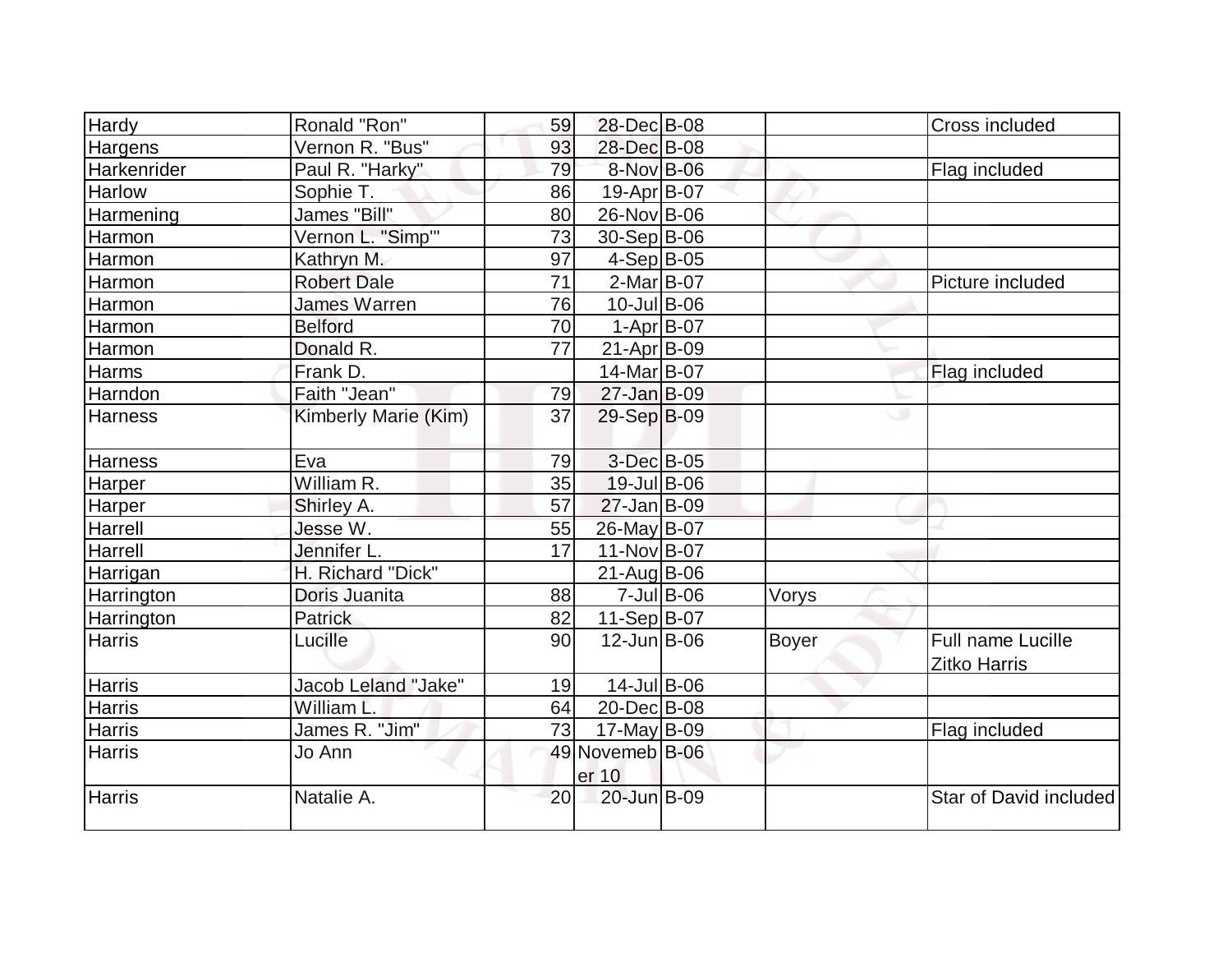| Hardy | Ronald "Ron" | 59 | 28-Dec | B-08 | | Cross included |
|---|---|---|---|---|---|---|
| Hargens | Vernon R. "Bus" | 93 | 28-Dec | B-08 | | |
| Harkenrider | Paul R. "Harky" | 79 | 8-Nov | B-06 | | Flag included |
| Harlow | Sophie T. | 86 | 19-Apr | B-07 | | |
| Harmening | James "Bill" | 80 | 26-Nov | B-06 | | |
| Harmon | Vernon L. "Simp'" | 73 | 30-Sep | B-06 | | |
| Harmon | Kathryn M. | 97 | 4-Sep | B-05 | | |
| Harmon | Robert Dale | 71 | 2-Mar | B-07 | | Picture included |
| Harmon | James Warren | 76 | 10-Jul | B-06 | | |
| Harmon | Belford | 70 | 1-Apr | B-07 | | |
| Harmon | Donald R. | 77 | 21-Apr | B-09 | | |
| Harms | Frank D. | | 14-Mar | B-07 | | Flag included |
| Harndon | Faith "Jean" | 79 | 27-Jan | B-09 | | |
| Harness | Kimberly Marie (Kim) | 37 | 29-Sep | B-09 | | |
| Harness | Eva | 79 | 3-Dec | B-05 | | |
| Harper | William R. | 35 | 19-Jul | B-06 | | |
| Harper | Shirley A. | 57 | 27-Jan | B-09 | | |
| Harrell | Jesse W. | 55 | 26-May | B-07 | | |
| Harrell | Jennifer L. | 17 | 11-Nov | B-07 | | |
| Harrigan | H. Richard "Dick" | | 21-Aug | B-06 | | |
| Harrington | Doris Juanita | 88 | 7-Jul | B-06 | Vorys | |
| Harrington | Patrick | 82 | 11-Sep | B-07 | | |
| Harris | Lucille | 90 | 12-Jun | B-06 | Boyer | Full name Lucille Zitko Harris |
| Harris | Jacob Leland "Jake" | 19 | 14-Jul | B-06 | | |
| Harris | William L. | 64 | 20-Dec | B-08 | | |
| Harris | James R. "Jim" | 73 | 17-May | B-09 | | Flag included |
| Harris | Jo Ann | 49 | Novemeber 10 | B-06 | | |
| Harris | Natalie A. | 20 | 20-Jun | B-09 | | Star of David included |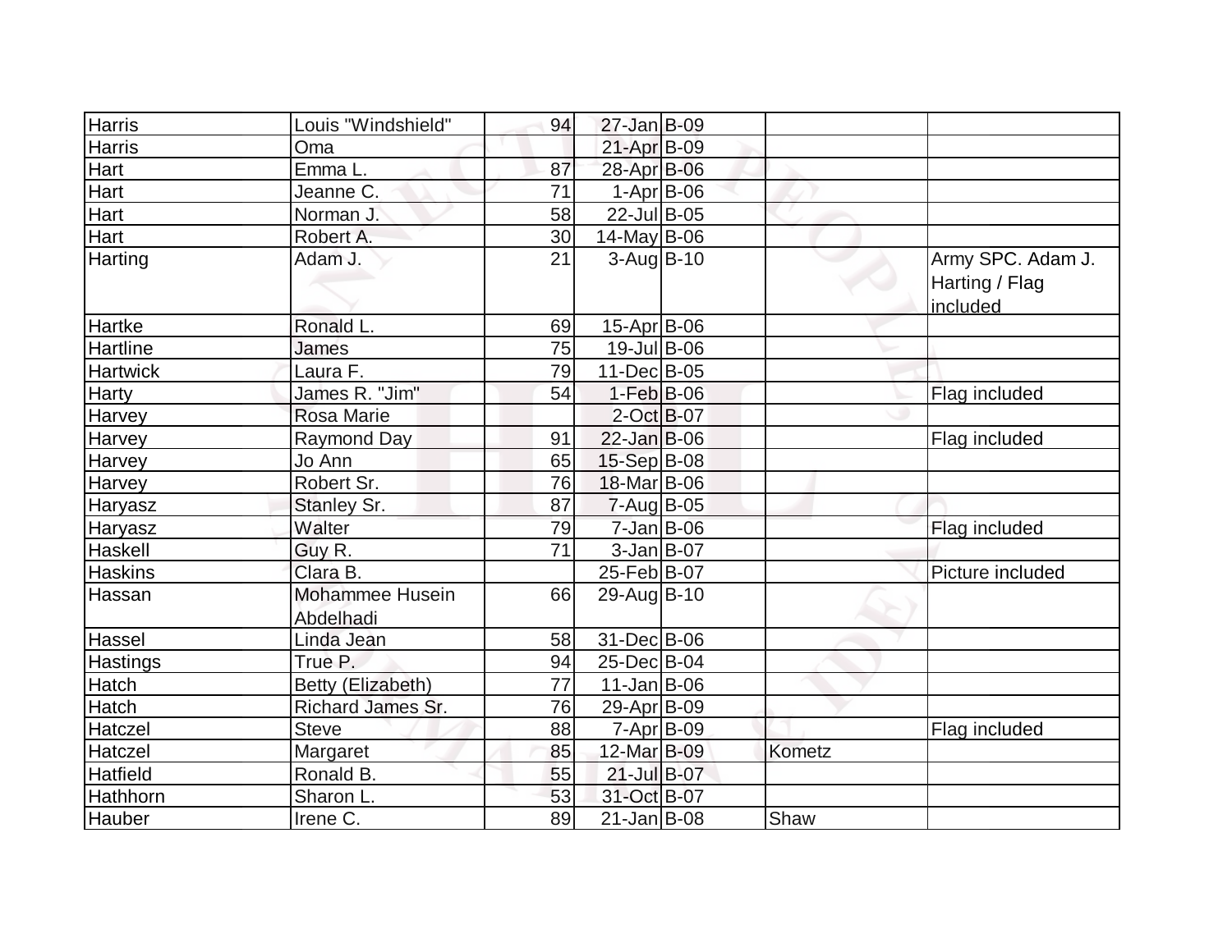| | | | | | | |
|---|---|---|---|---|---|---|
| Harris | Louis "Windshield" | 94 | 27-Jan | B-09 | | |
| Harris | Oma | | 21-Apr | B-09 | | |
| Hart | Emma L. | 87 | 28-Apr | B-06 | | |
| Hart | Jeanne C. | 71 | 1-Apr | B-06 | | |
| Hart | Norman J. | 58 | 22-Jul | B-05 | | |
| Hart | Robert A. | 30 | 14-May | B-06 | | |
| Harting | Adam J. | 21 | 3-Aug | B-10 | | Army SPC. Adam J. Harting / Flag included |
| Hartke | Ronald L. | 69 | 15-Apr | B-06 | | |
| Hartline | James | 75 | 19-Jul | B-06 | | |
| Hartwick | Laura F. | 79 | 11-Dec | B-05 | | |
| Harty | James R. "Jim" | 54 | 1-Feb | B-06 | | Flag included |
| Harvey | Rosa Marie | | 2-Oct | B-07 | | |
| Harvey | Raymond Day | 91 | 22-Jan | B-06 | | Flag included |
| Harvey | Jo Ann | 65 | 15-Sep | B-08 | | |
| Harvey | Robert Sr. | 76 | 18-Mar | B-06 | | |
| Haryasz | Stanley Sr. | 87 | 7-Aug | B-05 | | |
| Haryasz | Walter | 79 | 7-Jan | B-06 | | Flag included |
| Haskell | Guy R. | 71 | 3-Jan | B-07 | | |
| Haskins | Clara B. | | 25-Feb | B-07 | | Picture included |
| Hassan | Mohammee Husein Abdelhadi | 66 | 29-Aug | B-10 | | |
| Hassel | Linda Jean | 58 | 31-Dec | B-06 | | |
| Hastings | True P. | 94 | 25-Dec | B-04 | | |
| Hatch | Betty (Elizabeth) | 77 | 11-Jan | B-06 | | |
| Hatch | Richard James Sr. | 76 | 29-Apr | B-09 | | |
| Hatczel | Steve | 88 | 7-Apr | B-09 | | Flag included |
| Hatczel | Margaret | 85 | 12-Mar | B-09 | Kometz | |
| Hatfield | Ronald B. | 55 | 21-Jul | B-07 | | |
| Hathhorn | Sharon L. | 53 | 31-Oct | B-07 | | |
| Hauber | Irene C. | 89 | 21-Jan | B-08 | Shaw | |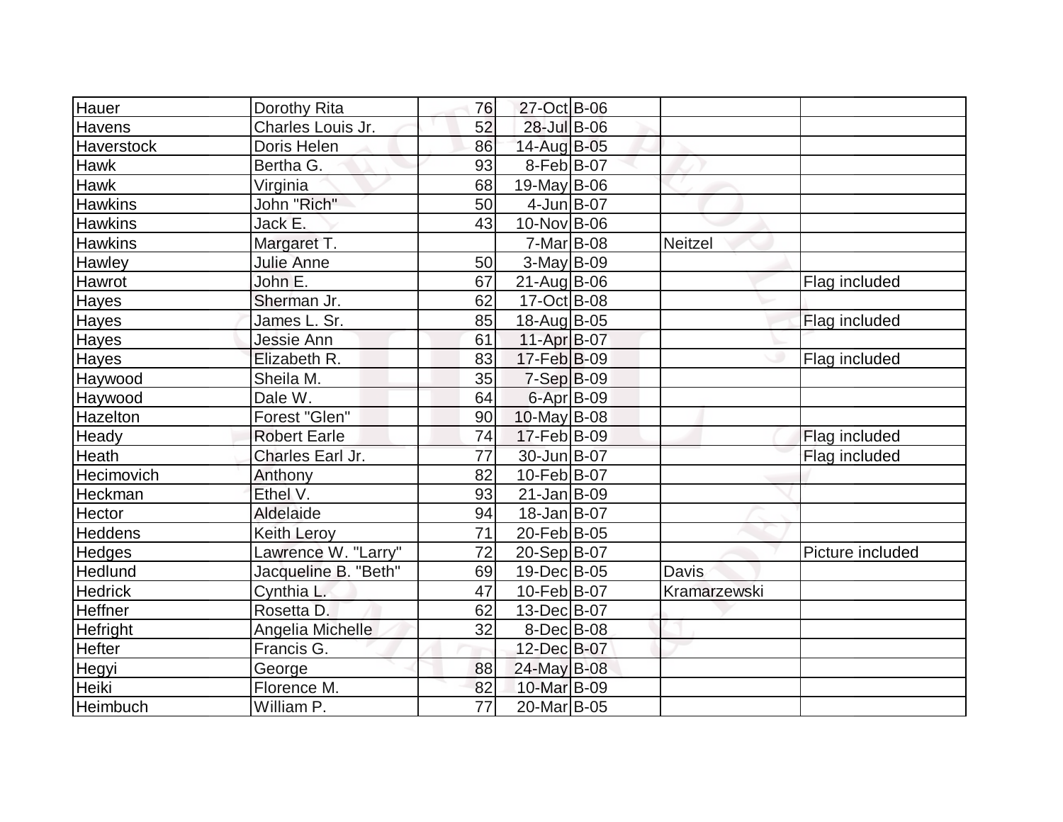| | | | | | | |
|---|---|---|---|---|---|---|
| Hauer | Dorothy Rita | 76 | 27-Oct | B-06 | | |
| Havens | Charles Louis Jr. | 52 | 28-Jul | B-06 | | |
| Haverstock | Doris Helen | 86 | 14-Aug | B-05 | | |
| Hawk | Bertha G. | 93 | 8-Feb | B-07 | | |
| Hawk | Virginia | 68 | 19-May | B-06 | | |
| Hawkins | John "Rich" | 50 | 4-Jun | B-07 | | |
| Hawkins | Jack E. | 43 | 10-Nov | B-06 | | |
| Hawkins | Margaret T. | | 7-Mar | B-08 | Neitzel | |
| Hawley | Julie Anne | 50 | 3-May | B-09 | | |
| Hawrot | John E. | 67 | 21-Aug | B-06 | | Flag included |
| Hayes | Sherman Jr. | 62 | 17-Oct | B-08 | | |
| Hayes | James L. Sr. | 85 | 18-Aug | B-05 | | Flag included |
| Hayes | Jessie Ann | 61 | 11-Apr | B-07 | | |
| Hayes | Elizabeth R. | 83 | 17-Feb | B-09 | | Flag included |
| Haywood | Sheila M. | 35 | 7-Sep | B-09 | | |
| Haywood | Dale W. | 64 | 6-Apr | B-09 | | |
| Hazelton | Forest "Glen" | 90 | 10-May | B-08 | | |
| Heady | Robert Earle | 74 | 17-Feb | B-09 | | Flag included |
| Heath | Charles Earl Jr. | 77 | 30-Jun | B-07 | | Flag included |
| Hecimovich | Anthony | 82 | 10-Feb | B-07 | | |
| Heckman | Ethel V. | 93 | 21-Jan | B-09 | | |
| Hector | Aldelaide | 94 | 18-Jan | B-07 | | |
| Heddens | Keith Leroy | 71 | 20-Feb | B-05 | | |
| Hedges | Lawrence W. "Larry" | 72 | 20-Sep | B-07 | | Picture included |
| Hedlund | Jacqueline B. "Beth" | 69 | 19-Dec | B-05 | Davis | |
| Hedrick | Cynthia L. | 47 | 10-Feb | B-07 | Kramarzewski | |
| Heffner | Rosetta D. | 62 | 13-Dec | B-07 | | |
| Hefright | Angelia Michelle | 32 | 8-Dec | B-08 | | |
| Hefter | Francis G. | | 12-Dec | B-07 | | |
| Hegyi | George | 88 | 24-May | B-08 | | |
| Heiki | Florence M. | 82 | 10-Mar | B-09 | | |
| Heimbuch | William P. | 77 | 20-Mar | B-05 | | |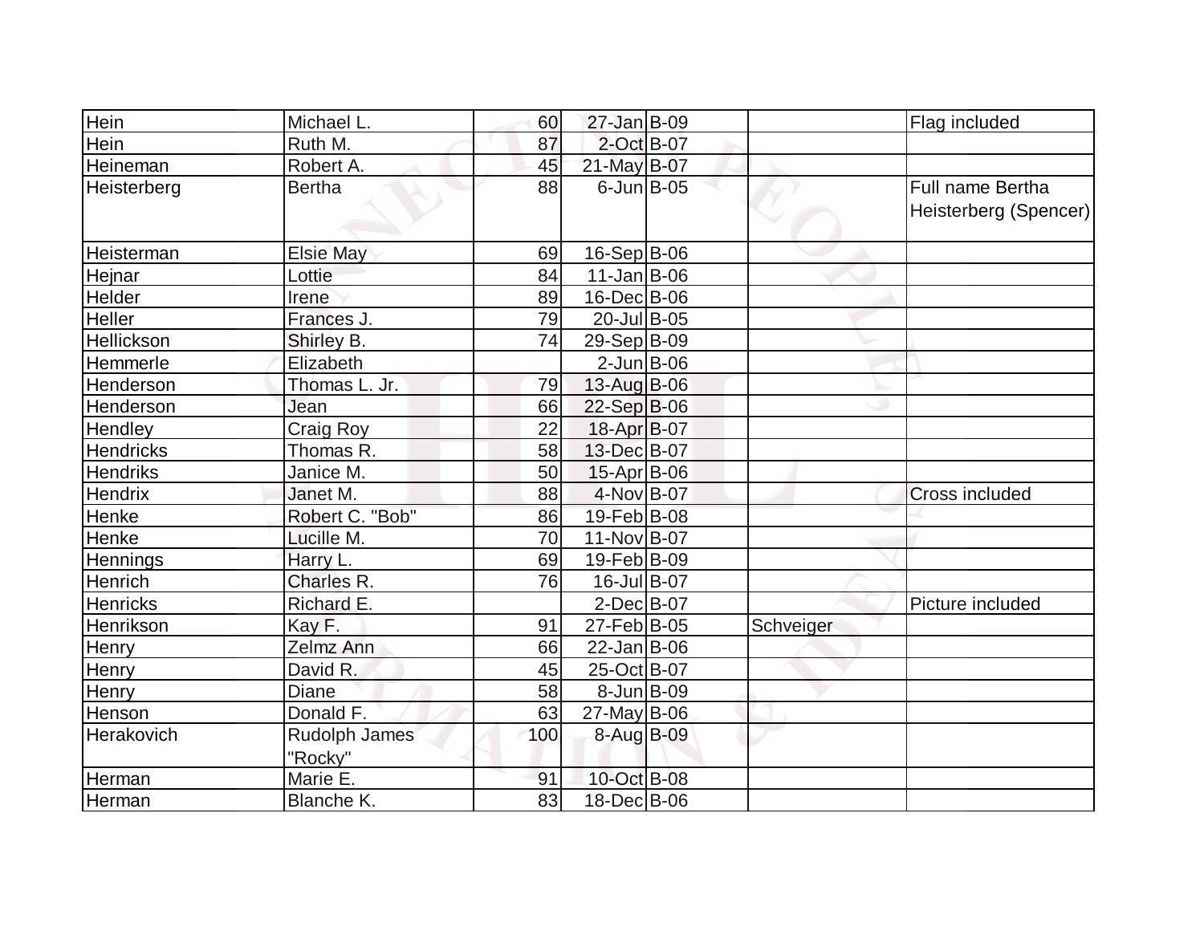| | | | | | | |
|---|---|---|---|---|---|---|
| Hein | Michael L. | 60 | 27-Jan | B-09 | | Flag included |
| Hein | Ruth M. | 87 | 2-Oct | B-07 | | |
| Heineman | Robert A. | 45 | 21-May | B-07 | | |
| Heisterberg | Bertha | 88 | 6-Jun | B-05 | | Full name Bertha Heisterberg (Spencer) |
| Heisterman | Elsie May | 69 | 16-Sep | B-06 | | |
| Hejnar | Lottie | 84 | 11-Jan | B-06 | | |
| Helder | Irene | 89 | 16-Dec | B-06 | | |
| Heller | Frances J. | 79 | 20-Jul | B-05 | | |
| Hellickson | Shirley B. | 74 | 29-Sep | B-09 | | |
| Hemmerle | Elizabeth | | 2-Jun | B-06 | | |
| Henderson | Thomas L. Jr. | 79 | 13-Aug | B-06 | | |
| Henderson | Jean | 66 | 22-Sep | B-06 | | |
| Hendley | Craig Roy | 22 | 18-Apr | B-07 | | |
| Hendricks | Thomas R. | 58 | 13-Dec | B-07 | | |
| Hendriks | Janice M. | 50 | 15-Apr | B-06 | | |
| Hendrix | Janet M. | 88 | 4-Nov | B-07 | | Cross included |
| Henke | Robert C. "Bob" | 86 | 19-Feb | B-08 | | |
| Henke | Lucille M. | 70 | 11-Nov | B-07 | | |
| Hennings | Harry L. | 69 | 19-Feb | B-09 | | |
| Henrich | Charles R. | 76 | 16-Jul | B-07 | | |
| Henricks | Richard E. | | 2-Dec | B-07 | | Picture included |
| Henrikson | Kay F. | 91 | 27-Feb | B-05 | Schveiger | |
| Henry | Zelmz Ann | 66 | 22-Jan | B-06 | | |
| Henry | David R. | 45 | 25-Oct | B-07 | | |
| Henry | Diane | 58 | 8-Jun | B-09 | | |
| Henson | Donald F. | 63 | 27-May | B-06 | | |
| Herakovich | Rudolph James "Rocky" | 100 | 8-Aug | B-09 | | |
| Herman | Marie E. | 91 | 10-Oct | B-08 | | |
| Herman | Blanche K. | 83 | 18-Dec | B-06 | | |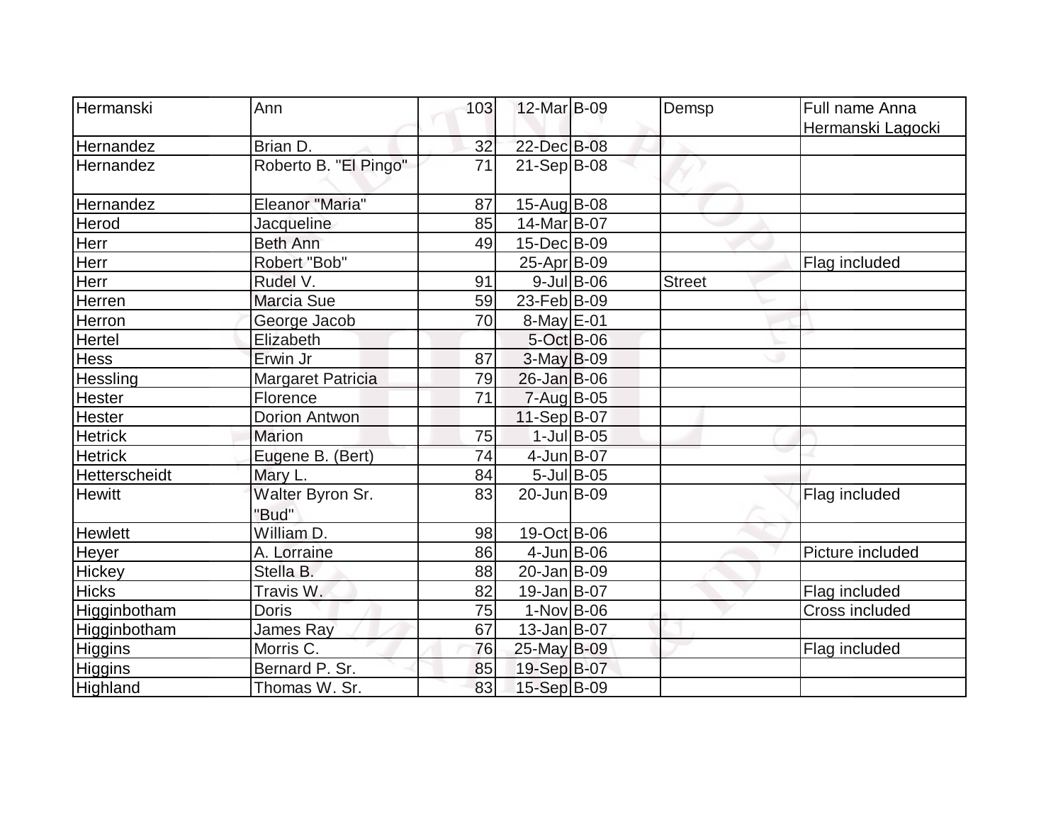| Hermanski | Ann | 103 | 12-Mar | B-09 | Demsp | Full name Anna Hermanski Lagocki |
|---|---|---|---|---|---|---|
| Hernandez | Brian D. | 32 | 22-Dec | B-08 | | |
| Hernandez | Roberto B. "El Pingo" | 71 | 21-Sep | B-08 | | |
| Hernandez | Eleanor "Maria" | 87 | 15-Aug | B-08 | | |
| Herod | Jacqueline | 85 | 14-Mar | B-07 | | |
| Herr | Beth Ann | 49 | 15-Dec | B-09 | | |
| Herr | Robert "Bob" | | 25-Apr | B-09 | | Flag included |
| Herr | Rudel V. | 91 | 9-Jul | B-06 | Street | |
| Herren | Marcia Sue | 59 | 23-Feb | B-09 | | |
| Herron | George Jacob | 70 | 8-May | E-01 | | |
| Hertel | Elizabeth | | 5-Oct | B-06 | | |
| Hess | Erwin Jr | 87 | 3-May | B-09 | | |
| Hessling | Margaret Patricia | 79 | 26-Jan | B-06 | | |
| Hester | Florence | 71 | 7-Aug | B-05 | | |
| Hester | Dorion Antwon | | 11-Sep | B-07 | | |
| Hetrick | Marion | 75 | 1-Jul | B-05 | | |
| Hetrick | Eugene B. (Bert) | 74 | 4-Jun | B-07 | | |
| Hetterscheidt | Mary L. | 84 | 5-Jul | B-05 | | |
| Hewitt | Walter Byron Sr. "Bud" | 83 | 20-Jun | B-09 | | Flag included |
| Hewlett | William D. | 98 | 19-Oct | B-06 | | |
| Heyer | A. Lorraine | 86 | 4-Jun | B-06 | | Picture included |
| Hickey | Stella B. | 88 | 20-Jan | B-09 | | |
| Hicks | Travis W. | 82 | 19-Jan | B-07 | | Flag included |
| Higginbotham | Doris | 75 | 1-Nov | B-06 | | Cross included |
| Higginbotham | James Ray | 67 | 13-Jan | B-07 | | |
| Higgins | Morris C. | 76 | 25-May | B-09 | | Flag included |
| Higgins | Bernard P. Sr. | 85 | 19-Sep | B-07 | | |
| Highland | Thomas W. Sr. | 83 | 15-Sep | B-09 | | |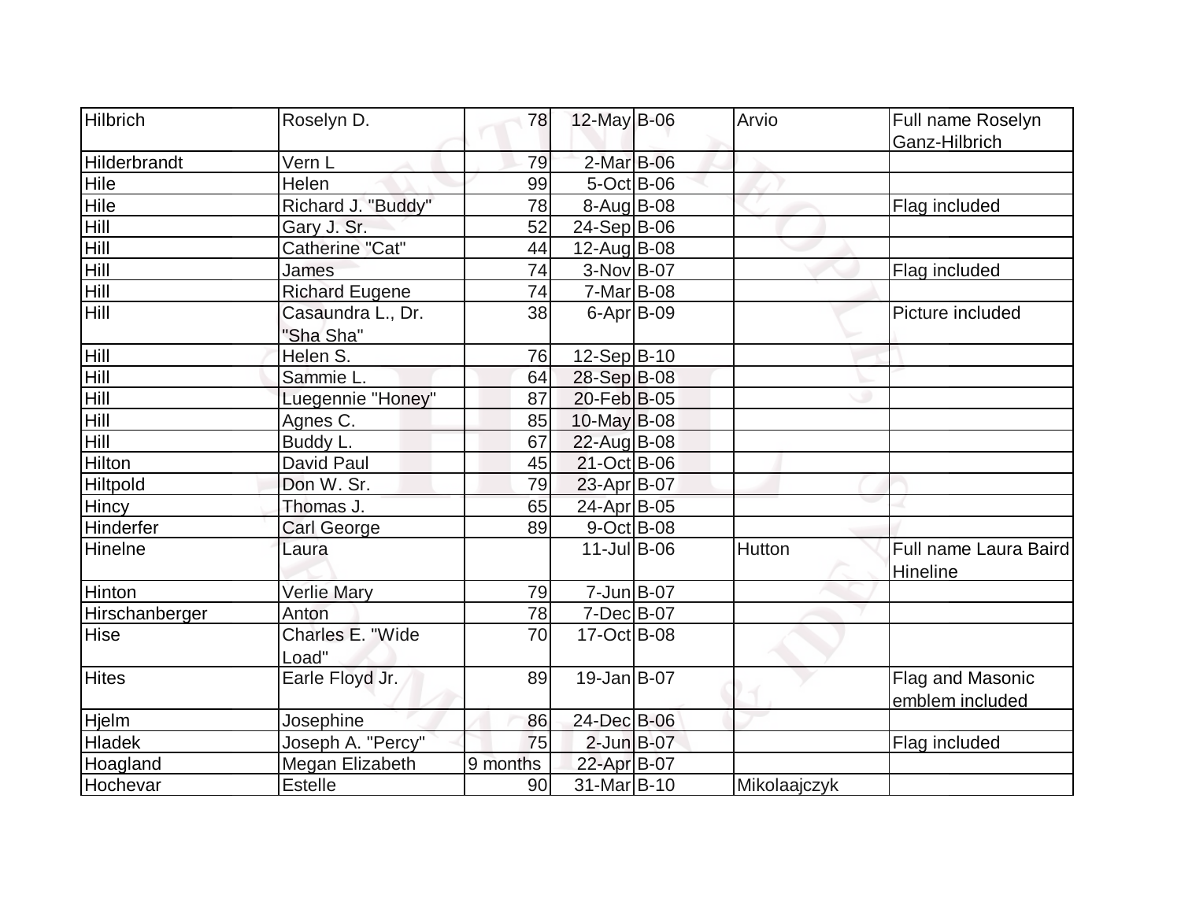| Hilbrich | Roselyn D. | 78 | 12-May | B-06 | Arvio | Full name Roselyn Ganz-Hilbrich |
|---|---|---|---|---|---|---|
| Hilderbrandt | Vern L | 79 | 2-Mar | B-06 | | |
| Hile | Helen | 99 | 5-Oct | B-06 | | |
| Hile | Richard J. "Buddy" | 78 | 8-Aug | B-08 | | Flag included |
| Hill | Gary J. Sr. | 52 | 24-Sep | B-06 | | |
| Hill | Catherine "Cat" | 44 | 12-Aug | B-08 | | |
| Hill | James | 74 | 3-Nov | B-07 | | Flag included |
| Hill | Richard Eugene | 74 | 7-Mar | B-08 | | |
| Hill | Casaundra L., Dr. "Sha Sha" | 38 | 6-Apr | B-09 | | Picture included |
| Hill | Helen S. | 76 | 12-Sep | B-10 | | |
| Hill | Sammie L. | 64 | 28-Sep | B-08 | | |
| Hill | Luegennie "Honey" | 87 | 20-Feb | B-05 | | |
| Hill | Agnes C. | 85 | 10-May | B-08 | | |
| Hill | Buddy L. | 67 | 22-Aug | B-08 | | |
| Hilton | David Paul | 45 | 21-Oct | B-06 | | |
| Hiltpold | Don W. Sr. | 79 | 23-Apr | B-07 | | |
| Hincy | Thomas J. | 65 | 24-Apr | B-05 | | |
| Hinderfer | Carl George | 89 | 9-Oct | B-08 | | |
| Hinelne | Laura | | 11-Jul | B-06 | Hutton | Full name Laura Baird Hineline |
| Hinton | Verlie Mary | 79 | 7-Jun | B-07 | | |
| Hirschanberger | Anton | 78 | 7-Dec | B-07 | | |
| Hise | Charles E. "Wide Load" | 70 | 17-Oct | B-08 | | |
| Hites | Earle Floyd Jr. | 89 | 19-Jan | B-07 | | Flag and Masonic emblem included |
| Hjelm | Josephine | 86 | 24-Dec | B-06 | | |
| Hladek | Joseph A. "Percy" | 75 | 2-Jun | B-07 | | Flag included |
| Hoagland | Megan Elizabeth | 9 months | 22-Apr | B-07 | | |
| Hochevar | Estelle | 90 | 31-Mar | B-10 | Mikolaajczyk | |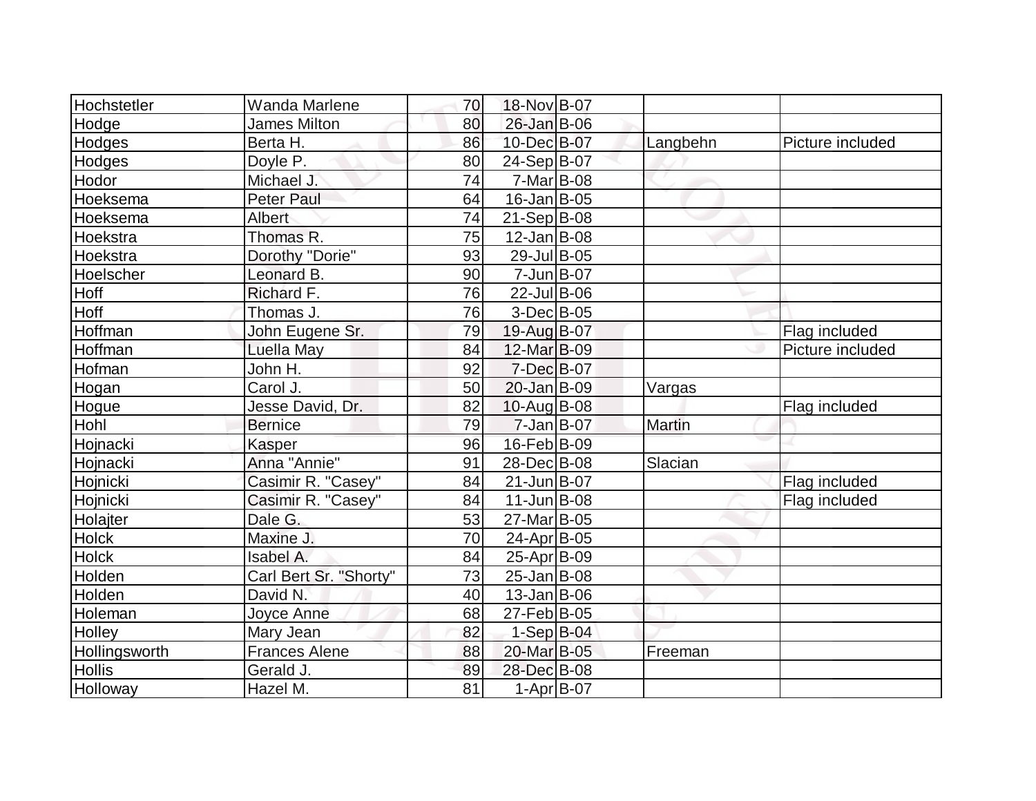| | | | | | | |
|---|---|---|---|---|---|---|
| Hochstetler | Wanda Marlene | 70 | 18-Nov | B-07 | | |
| Hodge | James Milton | 80 | 26-Jan | B-06 | | |
| Hodges | Berta H. | 86 | 10-Dec | B-07 | Langbehn | Picture included |
| Hodges | Doyle P. | 80 | 24-Sep | B-07 | | |
| Hodor | Michael J. | 74 | 7-Mar | B-08 | | |
| Hoeksema | Peter Paul | 64 | 16-Jan | B-05 | | |
| Hoeksema | Albert | 74 | 21-Sep | B-08 | | |
| Hoekstra | Thomas R. | 75 | 12-Jan | B-08 | | |
| Hoekstra | Dorothy "Dorie" | 93 | 29-Jul | B-05 | | |
| Hoelscher | Leonard B. | 90 | 7-Jun | B-07 | | |
| Hoff | Richard F. | 76 | 22-Jul | B-06 | | |
| Hoff | Thomas J. | 76 | 3-Dec | B-05 | | |
| Hoffman | John Eugene Sr. | 79 | 19-Aug | B-07 | | Flag included |
| Hoffman | Luella May | 84 | 12-Mar | B-09 | | Picture included |
| Hofman | John H. | 92 | 7-Dec | B-07 | | |
| Hogan | Carol J. | 50 | 20-Jan | B-09 | Vargas | |
| Hogue | Jesse David, Dr. | 82 | 10-Aug | B-08 | | Flag included |
| Hohl | Bernice | 79 | 7-Jan | B-07 | Martin | |
| Hojnacki | Kasper | 96 | 16-Feb | B-09 | | |
| Hojnacki | Anna "Annie" | 91 | 28-Dec | B-08 | Slacian | |
| Hojnicki | Casimir R. "Casey" | 84 | 21-Jun | B-07 | | Flag included |
| Hojnicki | Casimir R. "Casey" | 84 | 11-Jun | B-08 | | Flag included |
| Holajter | Dale G. | 53 | 27-Mar | B-05 | | |
| Holck | Maxine J. | 70 | 24-Apr | B-05 | | |
| Holck | Isabel A. | 84 | 25-Apr | B-09 | | |
| Holden | Carl Bert Sr. "Shorty" | 73 | 25-Jan | B-08 | | |
| Holden | David N. | 40 | 13-Jan | B-06 | | |
| Holeman | Joyce Anne | 68 | 27-Feb | B-05 | | |
| Holley | Mary Jean | 82 | 1-Sep | B-04 | | |
| Hollingsworth | Frances Alene | 88 | 20-Mar | B-05 | Freeman | |
| Hollis | Gerald J. | 89 | 28-Dec | B-08 | | |
| Holloway | Hazel M. | 81 | 1-Apr | B-07 | | |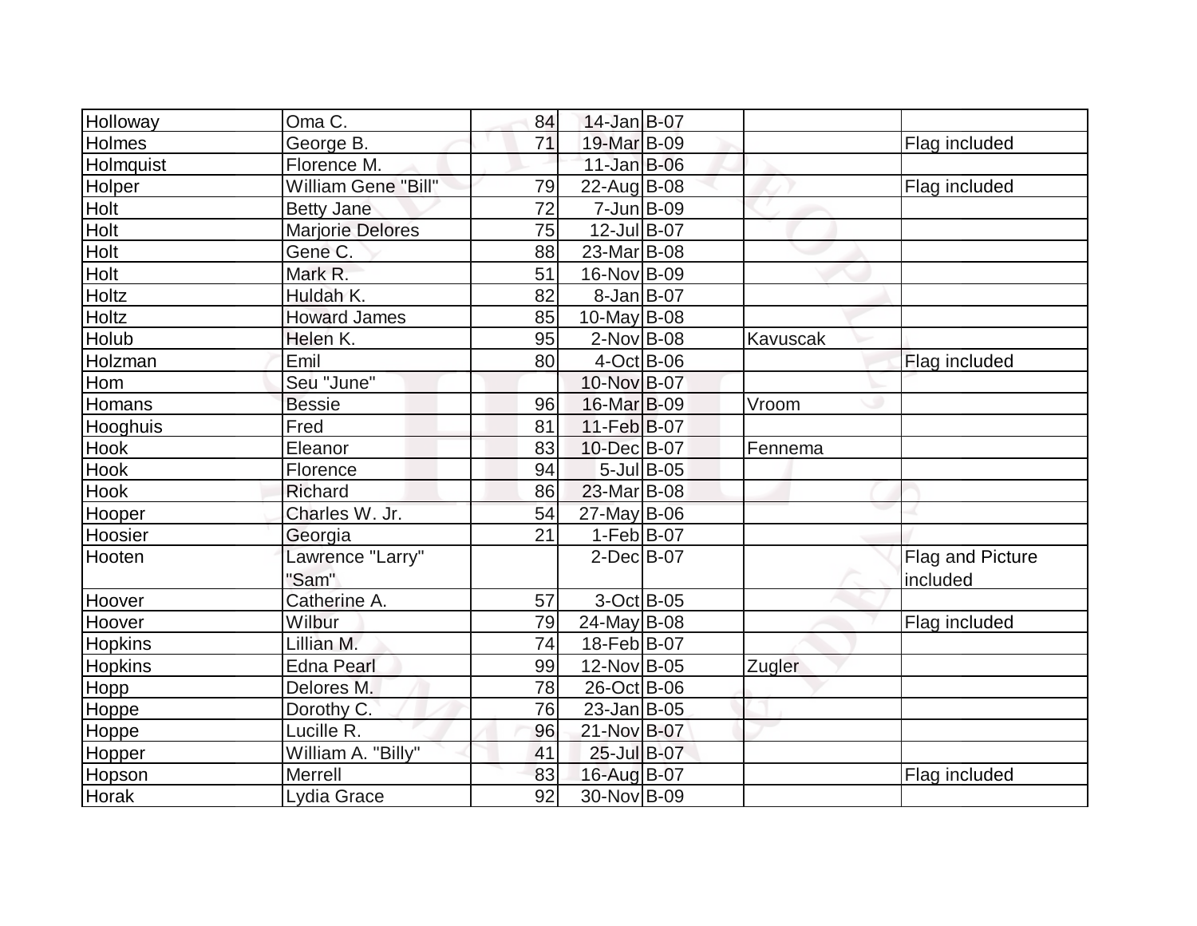| | | | | | | |
|---|---|---|---|---|---|---|
| Holloway | Oma C. | 84 | 14-Jan | B-07 | | |
| Holmes | George B. | 71 | 19-Mar | B-09 | | Flag included |
| Holmquist | Florence M. | | 11-Jan | B-06 | | |
| Holper | William Gene "Bill" | 79 | 22-Aug | B-08 | | Flag included |
| Holt | Betty Jane | 72 | 7-Jun | B-09 | | |
| Holt | Marjorie Delores | 75 | 12-Jul | B-07 | | |
| Holt | Gene C. | 88 | 23-Mar | B-08 | | |
| Holt | Mark R. | 51 | 16-Nov | B-09 | | |
| Holtz | Huldah K. | 82 | 8-Jan | B-07 | | |
| Holtz | Howard James | 85 | 10-May | B-08 | | |
| Holub | Helen K. | 95 | 2-Nov | B-08 | Kavuscak | |
| Holzman | Emil | 80 | 4-Oct | B-06 | | Flag included |
| Hom | Seu "June" | | 10-Nov | B-07 | | |
| Homans | Bessie | 96 | 16-Mar | B-09 | Vroom | |
| Hooghuis | Fred | 81 | 11-Feb | B-07 | | |
| Hook | Eleanor | 83 | 10-Dec | B-07 | Fennema | |
| Hook | Florence | 94 | 5-Jul | B-05 | | |
| Hook | Richard | 86 | 23-Mar | B-08 | | |
| Hooper | Charles W. Jr. | 54 | 27-May | B-06 | | |
| Hoosier | Georgia | 21 | 1-Feb | B-07 | | |
| Hooten | Lawrence "Larry" "Sam" | | 2-Dec | B-07 | | Flag and Picture included |
| Hoover | Catherine A. | 57 | 3-Oct | B-05 | | |
| Hoover | Wilbur | 79 | 24-May | B-08 | | Flag included |
| Hopkins | Lillian M. | 74 | 18-Feb | B-07 | | |
| Hopkins | Edna Pearl | 99 | 12-Nov | B-05 | Zugler | |
| Hopp | Delores M. | 78 | 26-Oct | B-06 | | |
| Hoppe | Dorothy C. | 76 | 23-Jan | B-05 | | |
| Hoppe | Lucille R. | 96 | 21-Nov | B-07 | | |
| Hopper | William A. "Billy" | 41 | 25-Jul | B-07 | | |
| Hopson | Merrell | 83 | 16-Aug | B-07 | | Flag included |
| Horak | Lydia Grace | 92 | 30-Nov | B-09 | | |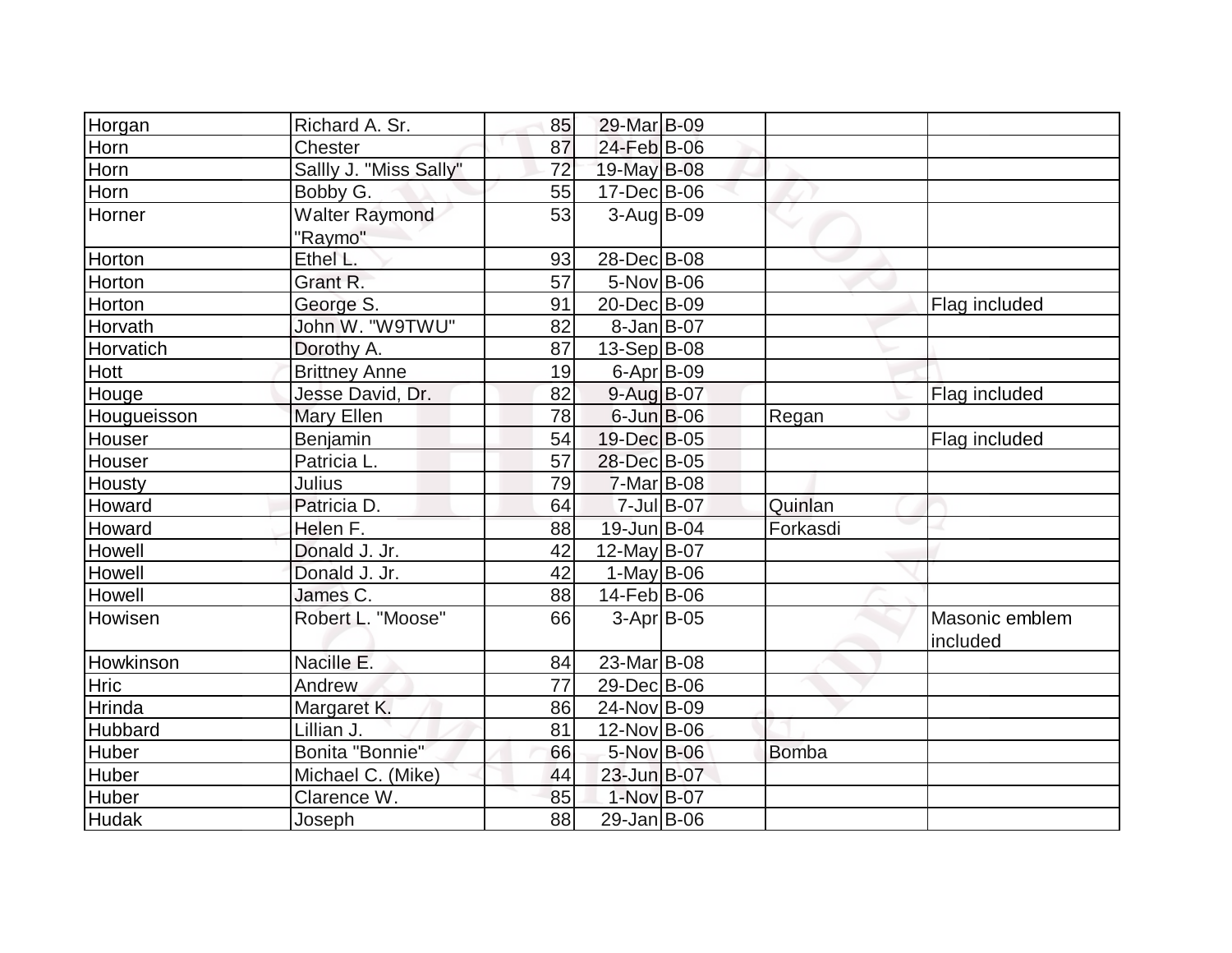| Horgan | Richard A. Sr. | 85 | 29-Mar | B-09 | | |
|---|---|---|---|---|---|---|
| Horn | Chester | 87 | 24-Feb | B-06 | | |
| Horn | Sallly J. "Miss Sally" | 72 | 19-May | B-08 | | |
| Horn | Bobby G. | 55 | 17-Dec | B-06 | | |
| Horner | Walter Raymond "Raymo" | 53 | 3-Aug | B-09 | | |
| Horton | Ethel L. | 93 | 28-Dec | B-08 | | |
| Horton | Grant R. | 57 | 5-Nov | B-06 | | |
| Horton | George S. | 91 | 20-Dec | B-09 | | Flag included |
| Horvath | John W. "W9TWU" | 82 | 8-Jan | B-07 | | |
| Horvatich | Dorothy A. | 87 | 13-Sep | B-08 | | |
| Hott | Brittney Anne | 19 | 6-Apr | B-09 | | |
| Houge | Jesse David, Dr. | 82 | 9-Aug | B-07 | | Flag included |
| Hougueisson | Mary Ellen | 78 | 6-Jun | B-06 | Regan | |
| Houser | Benjamin | 54 | 19-Dec | B-05 | | Flag included |
| Houser | Patricia L. | 57 | 28-Dec | B-05 | | |
| Housty | Julius | 79 | 7-Mar | B-08 | | |
| Howard | Patricia D. | 64 | 7-Jul | B-07 | Quinlan | |
| Howard | Helen F. | 88 | 19-Jun | B-04 | Forkasdi | |
| Howell | Donald J. Jr. | 42 | 12-May | B-07 | | |
| Howell | Donald J. Jr. | 42 | 1-May | B-06 | | |
| Howell | James C. | 88 | 14-Feb | B-06 | | |
| Howisen | Robert L. "Moose" | 66 | 3-Apr | B-05 | | Masonic emblem included |
| Howkinson | Nacille E. | 84 | 23-Mar | B-08 | | |
| Hric | Andrew | 77 | 29-Dec | B-06 | | |
| Hrinda | Margaret K. | 86 | 24-Nov | B-09 | | |
| Hubbard | Lillian J. | 81 | 12-Nov | B-06 | | |
| Huber | Bonita "Bonnie" | 66 | 5-Nov | B-06 | Bomba | |
| Huber | Michael C. (Mike) | 44 | 23-Jun | B-07 | | |
| Huber | Clarence W. | 85 | 1-Nov | B-07 | | |
| Hudak | Joseph | 88 | 29-Jan | B-06 | | |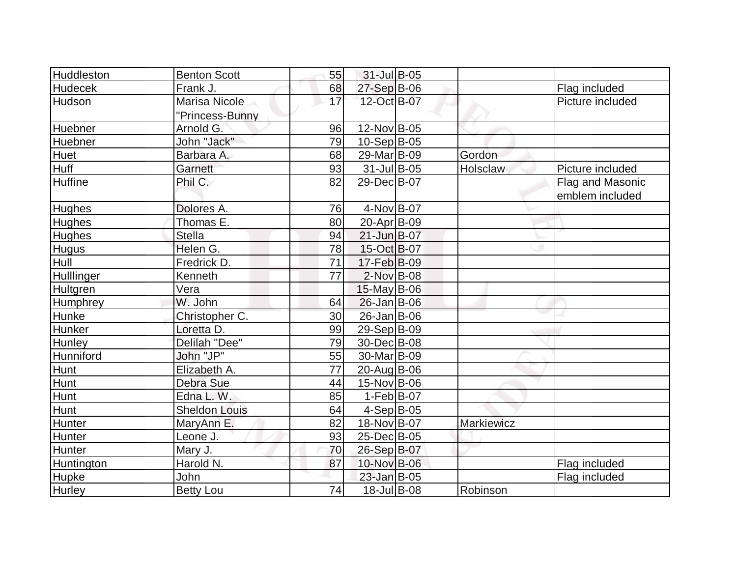| | | | | | | |
|---|---|---|---|---|---|---|
| Huddleston | Benton Scott | 55 | 31-Jul | B-05 | | |
| Hudecek | Frank J. | 68 | 27-Sep | B-06 | | Flag included |
| Hudson | Marisa Nicole "Princess-Bunny | 17 | 12-Oct | B-07 | | Picture included |
| Huebner | Arnold G. | 96 | 12-Nov | B-05 | | |
| Huebner | John "Jack" | 79 | 10-Sep | B-05 | | |
| Huet | Barbara A. | 68 | 29-Mar | B-09 | Gordon | |
| Huff | Garnett | 93 | 31-Jul | B-05 | Holsclaw | Picture included |
| Huffine | Phil C. | 82 | 29-Dec | B-07 | | Flag and Masonic emblem included |
| Hughes | Dolores A. | 76 | 4-Nov | B-07 | | |
| Hughes | Thomas E. | 80 | 20-Apr | B-09 | | |
| Hughes | Stella | 94 | 21-Jun | B-07 | | |
| Hugus | Helen G. | 78 | 15-Oct | B-07 | | |
| Hull | Fredrick D. | 71 | 17-Feb | B-09 | | |
| Hulllinger | Kenneth | 77 | 2-Nov | B-08 | | |
| Hultgren | Vera | | 15-May | B-06 | | |
| Humphrey | W. John | 64 | 26-Jan | B-06 | | |
| Hunke | Christopher C. | 30 | 26-Jan | B-06 | | |
| Hunker | Loretta D. | 99 | 29-Sep | B-09 | | |
| Hunley | Delilah "Dee" | 79 | 30-Dec | B-08 | | |
| Hunniford | John "JP" | 55 | 30-Mar | B-09 | | |
| Hunt | Elizabeth A. | 77 | 20-Aug | B-06 | | |
| Hunt | Debra Sue | 44 | 15-Nov | B-06 | | |
| Hunt | Edna L. W. | 85 | 1-Feb | B-07 | | |
| Hunt | Sheldon Louis | 64 | 4-Sep | B-05 | | |
| Hunter | MaryAnn E. | 82 | 18-Nov | B-07 | Markiewicz | |
| Hunter | Leone J. | 93 | 25-Dec | B-05 | | |
| Hunter | Mary J. | 70 | 26-Sep | B-07 | | |
| Huntington | Harold N. | 87 | 10-Nov | B-06 | | Flag included |
| Hupke | John | | 23-Jan | B-05 | | Flag included |
| Hurley | Betty Lou | 74 | 18-Jul | B-08 | Robinson | |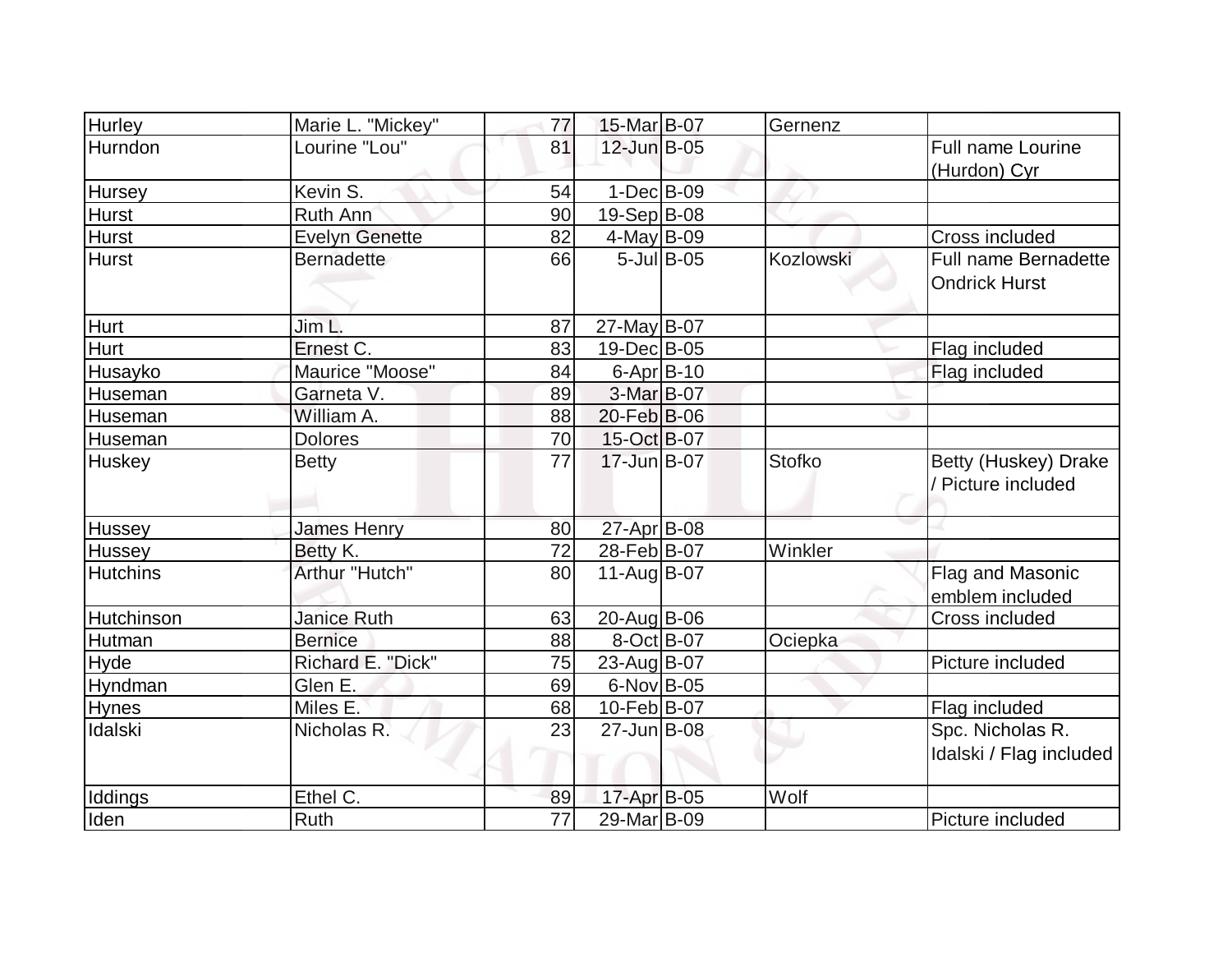| Hurley | Marie L. "Mickey" | 77 | 15-Mar | B-07 | Gernenz | |
|---|---|---|---|---|---|---|
| Hurndon | Lourine "Lou" | 81 | 12-Jun | B-05 | | Full name Lourine (Hurdon) Cyr |
| Hursey | Kevin S. | 54 | 1-Dec | B-09 | | |
| Hurst | Ruth Ann | 90 | 19-Sep | B-08 | | |
| Hurst | Evelyn Genette | 82 | 4-May | B-09 | | Cross included |
| Hurst | Bernadette | 66 | 5-Jul | B-05 | Kozlowski | Full name Bernadette Ondrick Hurst |
| Hurt | Jim L. | 87 | 27-May | B-07 | | |
| Hurt | Ernest C. | 83 | 19-Dec | B-05 | | Flag included |
| Husayko | Maurice "Moose" | 84 | 6-Apr | B-10 | | Flag included |
| Huseman | Garneta V. | 89 | 3-Mar | B-07 | | |
| Huseman | William A. | 88 | 20-Feb | B-06 | | |
| Huseman | Dolores | 70 | 15-Oct | B-07 | | |
| Huskey | Betty | 77 | 17-Jun | B-07 | Stofko | Betty (Huskey) Drake / Picture included |
| Hussey | James Henry | 80 | 27-Apr | B-08 | | |
| Hussey | Betty K. | 72 | 28-Feb | B-07 | Winkler | |
| Hutchins | Arthur "Hutch" | 80 | 11-Aug | B-07 | | Flag and Masonic emblem included |
| Hutchinson | Janice Ruth | 63 | 20-Aug | B-06 | | Cross included |
| Hutman | Bernice | 88 | 8-Oct | B-07 | Ociepka | |
| Hyde | Richard E. "Dick" | 75 | 23-Aug | B-07 | | Picture included |
| Hyndman | Glen E. | 69 | 6-Nov | B-05 | | |
| Hynes | Miles E. | 68 | 10-Feb | B-07 | | Flag included |
| Idalski | Nicholas R. | 23 | 27-Jun | B-08 | | Spc. Nicholas R. Idalski / Flag included |
| Iddings | Ethel C. | 89 | 17-Apr | B-05 | Wolf | |
| Iden | Ruth | 77 | 29-Mar | B-09 | | Picture included |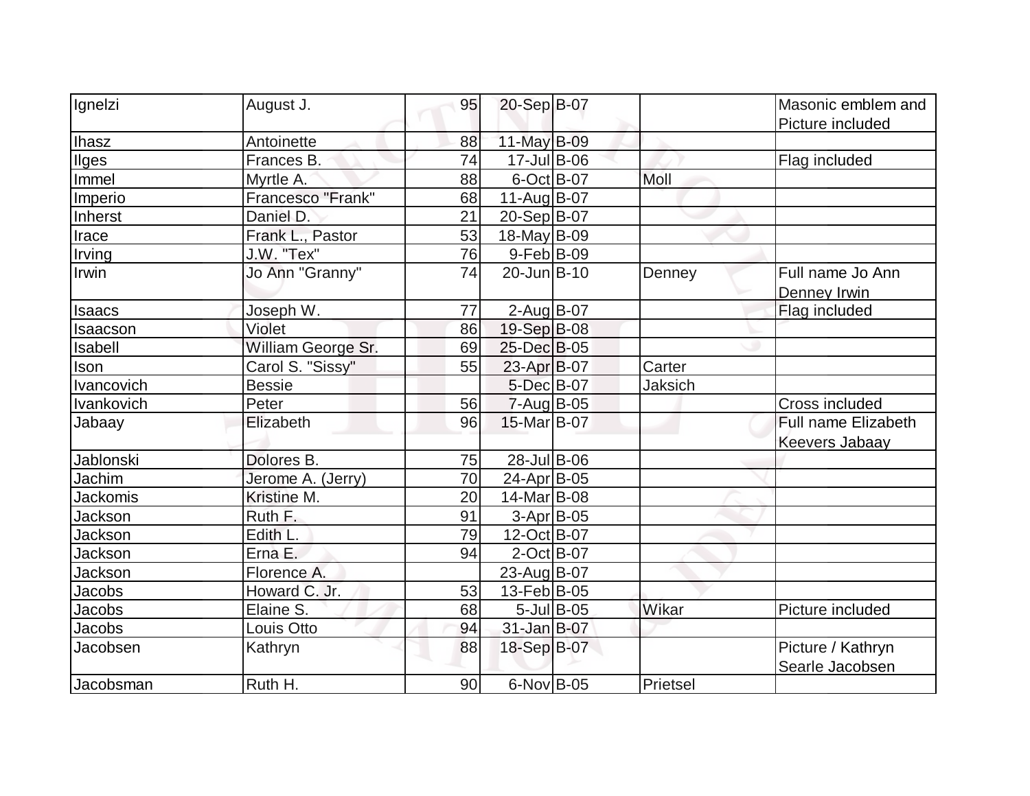| | | | | | | |
|---|---|---|---|---|---|---|
| Ignelzi | August J. | 95 | 20-Sep | B-07 | | Masonic emblem and Picture included |
| Ihasz | Antoinette | 88 | 11-May | B-09 | | |
| Ilges | Frances B. | 74 | 17-Jul | B-06 | | Flag included |
| Immel | Myrtle A. | 88 | 6-Oct | B-07 | Moll | |
| Imperio | Francesco "Frank" | 68 | 11-Aug | B-07 | | |
| Inherst | Daniel D. | 21 | 20-Sep | B-07 | | |
| Irace | Frank L., Pastor | 53 | 18-May | B-09 | | |
| Irving | J.W. "Tex" | 76 | 9-Feb | B-09 | | |
| Irwin | Jo Ann "Granny" | 74 | 20-Jun | B-10 | Denney | Full name Jo Ann Denney Irwin |
| Isaacs | Joseph W. | 77 | 2-Aug | B-07 | | Flag included |
| Isaacson | Violet | 86 | 19-Sep | B-08 | | |
| Isabell | William George Sr. | 69 | 25-Dec | B-05 | | |
| Ison | Carol S. "Sissy" | 55 | 23-Apr | B-07 | Carter | |
| Ivancovich | Bessie | | 5-Dec | B-07 | Jaksich | |
| Ivankovich | Peter | 56 | 7-Aug | B-05 | | Cross included |
| Jabaay | Elizabeth | 96 | 15-Mar | B-07 | | Full name Elizabeth Keevers Jabaay |
| Jablonski | Dolores B. | 75 | 28-Jul | B-06 | | |
| Jachim | Jerome A. (Jerry) | 70 | 24-Apr | B-05 | | |
| Jackomis | Kristine M. | 20 | 14-Mar | B-08 | | |
| Jackson | Ruth F. | 91 | 3-Apr | B-05 | | |
| Jackson | Edith L. | 79 | 12-Oct | B-07 | | |
| Jackson | Erna E. | 94 | 2-Oct | B-07 | | |
| Jackson | Florence A. | | 23-Aug | B-07 | | |
| Jacobs | Howard C. Jr. | 53 | 13-Feb | B-05 | | |
| Jacobs | Elaine S. | 68 | 5-Jul | B-05 | Wikar | Picture included |
| Jacobs | Louis Otto | 94 | 31-Jan | B-07 | | |
| Jacobsen | Kathryn | 88 | 18-Sep | B-07 | | Picture / Kathryn Searle Jacobsen |
| Jacobsman | Ruth H. | 90 | 6-Nov | B-05 | Prietsel | |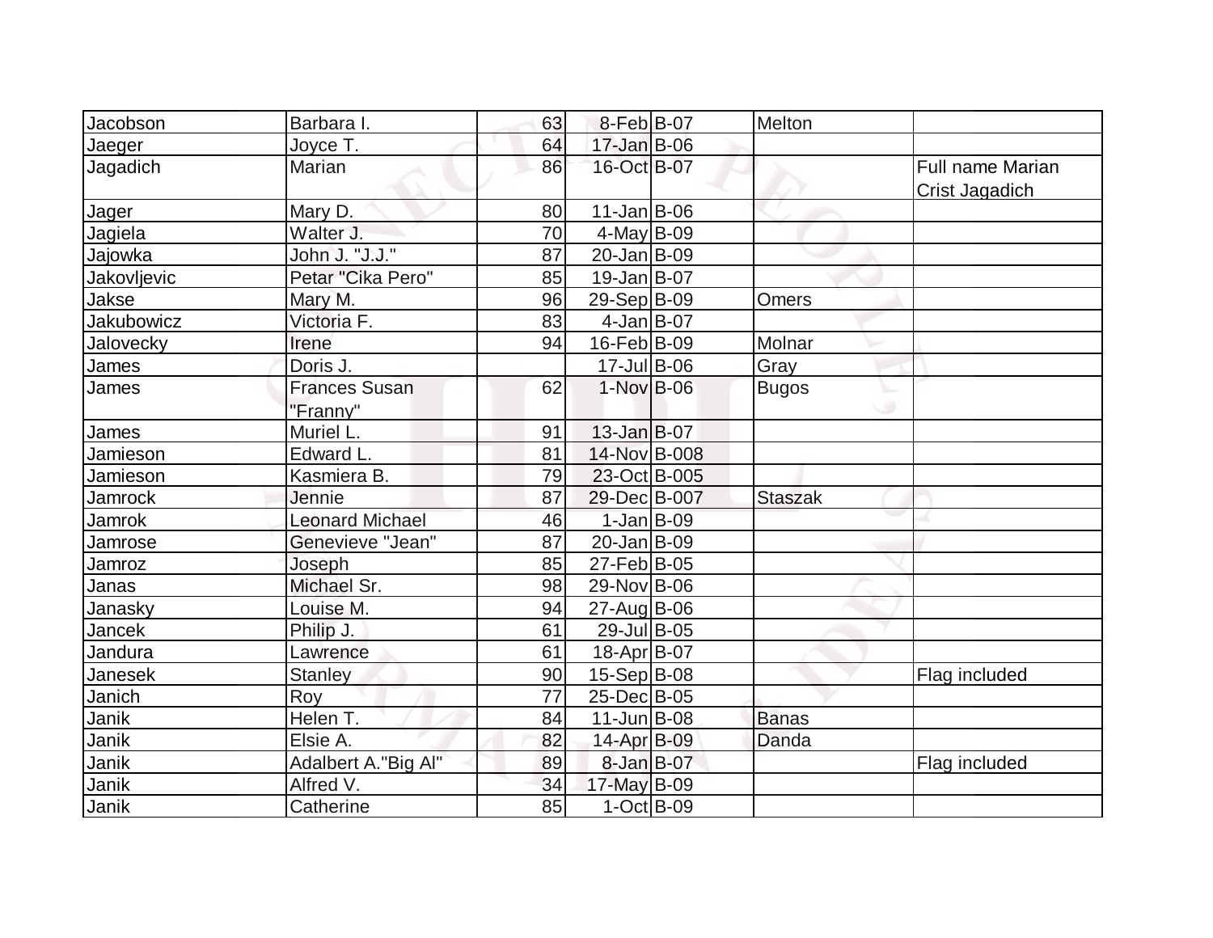| | | | | | | |
|---|---|---|---|---|---|---|
| Jacobson | Barbara I. | 63 | 8-Feb | B-07 | Melton | |
| Jaeger | Joyce T. | 64 | 17-Jan | B-06 | | |
| Jagadich | Marian | 86 | 16-Oct | B-07 | | Full name Marian Crist Jagadich |
| Jager | Mary D. | 80 | 11-Jan | B-06 | | |
| Jagiela | Walter J. | 70 | 4-May | B-09 | | |
| Jajowka | John J. "J.J." | 87 | 20-Jan | B-09 | | |
| Jakovljevic | Petar "Cika Pero" | 85 | 19-Jan | B-07 | | |
| Jakse | Mary M. | 96 | 29-Sep | B-09 | Omers | |
| Jakubowicz | Victoria F. | 83 | 4-Jan | B-07 | | |
| Jalovecky | Irene | 94 | 16-Feb | B-09 | Molnar | |
| James | Doris J. | | 17-Jul | B-06 | Gray | |
| James | Frances Susan "Franny" | 62 | 1-Nov | B-06 | Bugos | |
| James | Muriel L. | 91 | 13-Jan | B-07 | | |
| Jamieson | Edward L. | 81 | 14-Nov | B-008 | | |
| Jamieson | Kasmiera B. | 79 | 23-Oct | B-005 | | |
| Jamrock | Jennie | 87 | 29-Dec | B-007 | Staszak | |
| Jamrok | Leonard Michael | 46 | 1-Jan | B-09 | | |
| Jamrose | Genevieve "Jean" | 87 | 20-Jan | B-09 | | |
| Jamroz | Joseph | 85 | 27-Feb | B-05 | | |
| Janas | Michael Sr. | 98 | 29-Nov | B-06 | | |
| Janasky | Louise M. | 94 | 27-Aug | B-06 | | |
| Jancek | Philip J. | 61 | 29-Jul | B-05 | | |
| Jandura | Lawrence | 61 | 18-Apr | B-07 | | |
| Janesek | Stanley | 90 | 15-Sep | B-08 | | Flag included |
| Janich | Roy | 77 | 25-Dec | B-05 | | |
| Janik | Helen T. | 84 | 11-Jun | B-08 | Banas | |
| Janik | Elsie A. | 82 | 14-Apr | B-09 | Danda | |
| Janik | Adalbert A."Big Al" | 89 | 8-Jan | B-07 | | Flag included |
| Janik | Alfred V. | 34 | 17-May | B-09 | | |
| Janik | Catherine | 85 | 1-Oct | B-09 | | |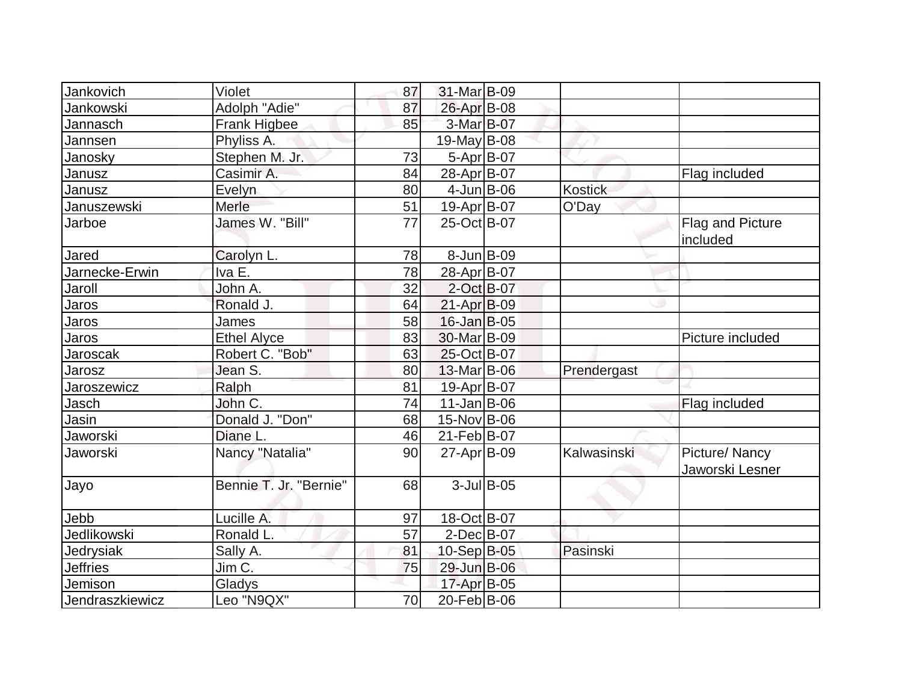| | | | | | | |
|---|---|---|---|---|---|---|
| Jankovich | Violet | 87 | 31-Mar | B-09 | | |
| Jankowski | Adolph "Adie" | 87 | 26-Apr | B-08 | | |
| Jannasch | Frank Higbee | 85 | 3-Mar | B-07 | | |
| Jannsen | Phyliss A. | | 19-May | B-08 | | |
| Janosky | Stephen M. Jr. | 73 | 5-Apr | B-07 | | |
| Janusz | Casimir A. | 84 | 28-Apr | B-07 | | Flag included |
| Janusz | Evelyn | 80 | 4-Jun | B-06 | Kostick | |
| Januszewski | Merle | 51 | 19-Apr | B-07 | O'Day | |
| Jarboe | James W. "Bill" | 77 | 25-Oct | B-07 | | Flag and Picture included |
| Jared | Carolyn L. | 78 | 8-Jun | B-09 | | |
| Jarnecke-Erwin | Iva E. | 78 | 28-Apr | B-07 | | |
| Jaroll | John A. | 32 | 2-Oct | B-07 | | |
| Jaros | Ronald J. | 64 | 21-Apr | B-09 | | |
| Jaros | James | 58 | 16-Jan | B-05 | | |
| Jaros | Ethel Alyce | 83 | 30-Mar | B-09 | | Picture included |
| Jaroscak | Robert C. "Bob" | 63 | 25-Oct | B-07 | | |
| Jarosz | Jean S. | 80 | 13-Mar | B-06 | Prendergast | |
| Jaroszewicz | Ralph | 81 | 19-Apr | B-07 | | |
| Jasch | John C. | 74 | 11-Jan | B-06 | | Flag included |
| Jasin | Donald J. "Don" | 68 | 15-Nov | B-06 | | |
| Jaworski | Diane L. | 46 | 21-Feb | B-07 | | |
| Jaworski | Nancy "Natalia" | 90 | 27-Apr | B-09 | Kalwasinski | Picture/ Nancy Jaworski Lesner |
| Jayo | Bennie T. Jr. "Bernie" | 68 | 3-Jul | B-05 | | |
| Jebb | Lucille A. | 97 | 18-Oct | B-07 | | |
| Jedlikowski | Ronald L. | 57 | 2-Dec | B-07 | | |
| Jedrysiak | Sally A. | 81 | 10-Sep | B-05 | Pasinski | |
| Jeffries | Jim C. | 75 | 29-Jun | B-06 | | |
| Jemison | Gladys | | 17-Apr | B-05 | | |
| Jendraszkiewicz | Leo "N9QX" | 70 | 20-Feb | B-06 | | |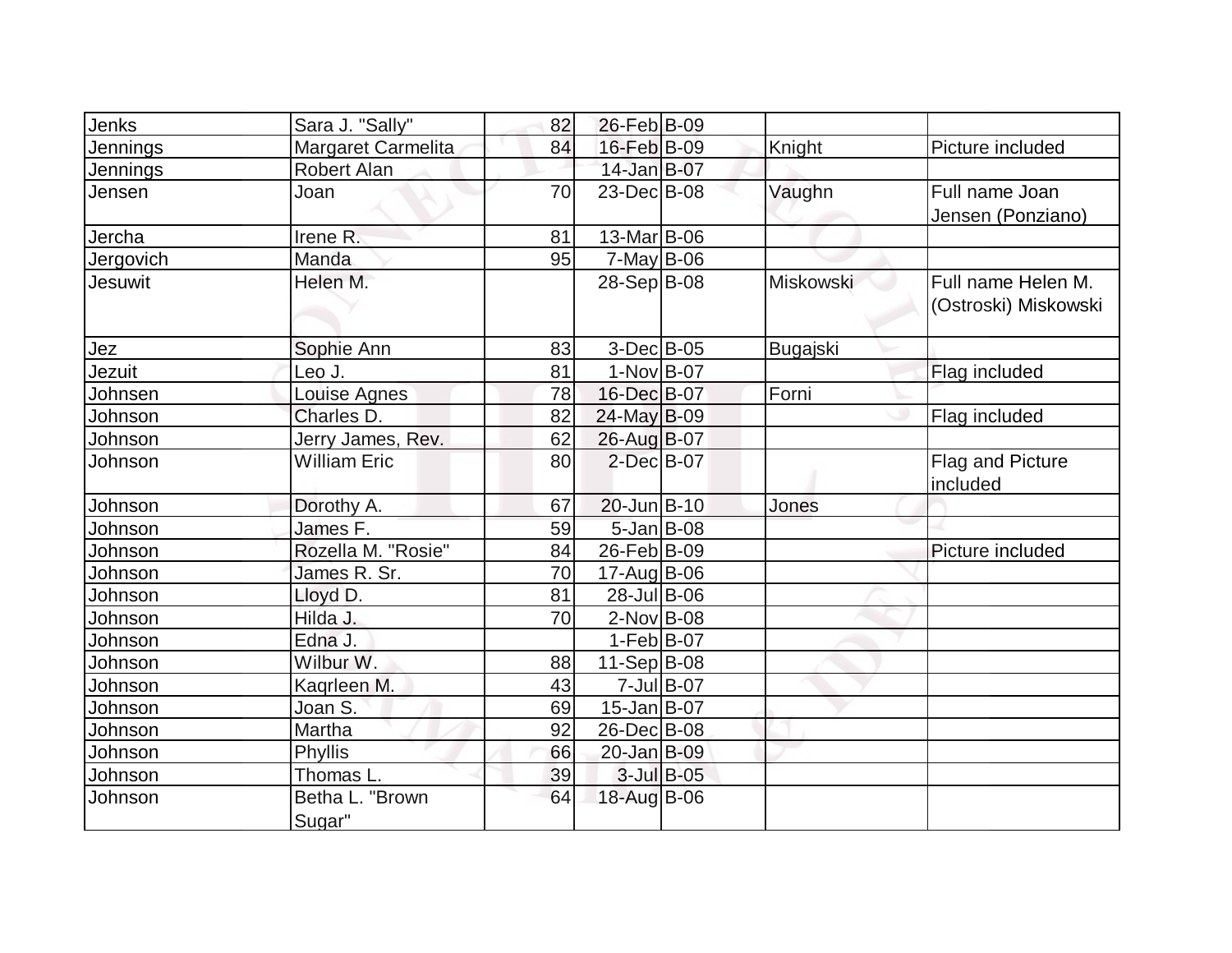| | | | | | | |
|---|---|---|---|---|---|---|
| Jenks | Sara J. "Sally" | 82 | 26-Feb | B-09 | | |
| Jennings | Margaret Carmelita | 84 | 16-Feb | B-09 | Knight | Picture included |
| Jennings | Robert Alan | | 14-Jan | B-07 | | |
| Jensen | Joan | 70 | 23-Dec | B-08 | Vaughn | Full name Joan Jensen (Ponziano) |
| Jercha | Irene R. | 81 | 13-Mar | B-06 | | |
| Jergovich | Manda | 95 | 7-May | B-06 | | |
| Jesuwit | Helen M. | | 28-Sep | B-08 | Miskowski | Full name Helen M. (Ostroski) Miskowski |
| Jez | Sophie Ann | 83 | 3-Dec | B-05 | Bugajski | |
| Jezuit | Leo J. | 81 | 1-Nov | B-07 | | Flag included |
| Johnsen | Louise Agnes | 78 | 16-Dec | B-07 | Forni | |
| Johnson | Charles D. | 82 | 24-May | B-09 | | Flag included |
| Johnson | Jerry James, Rev. | 62 | 26-Aug | B-07 | | |
| Johnson | William Eric | 80 | 2-Dec | B-07 | | Flag and Picture included |
| Johnson | Dorothy A. | 67 | 20-Jun | B-10 | Jones | |
| Johnson | James F. | 59 | 5-Jan | B-08 | | |
| Johnson | Rozella M. "Rosie" | 84 | 26-Feb | B-09 | | Picture included |
| Johnson | James R. Sr. | 70 | 17-Aug | B-06 | | |
| Johnson | Lloyd D. | 81 | 28-Jul | B-06 | | |
| Johnson | Hilda J. | 70 | 2-Nov | B-08 | | |
| Johnson | Edna J. | | 1-Feb | B-07 | | |
| Johnson | Wilbur W. | 88 | 11-Sep | B-08 | | |
| Johnson | Kaqrleen M. | 43 | 7-Jul | B-07 | | |
| Johnson | Joan S. | 69 | 15-Jan | B-07 | | |
| Johnson | Martha | 92 | 26-Dec | B-08 | | |
| Johnson | Phyllis | 66 | 20-Jan | B-09 | | |
| Johnson | Thomas L. | 39 | 3-Jul | B-05 | | |
| Johnson | Betha L. "Brown Sugar" | 64 | 18-Aug | B-06 | | |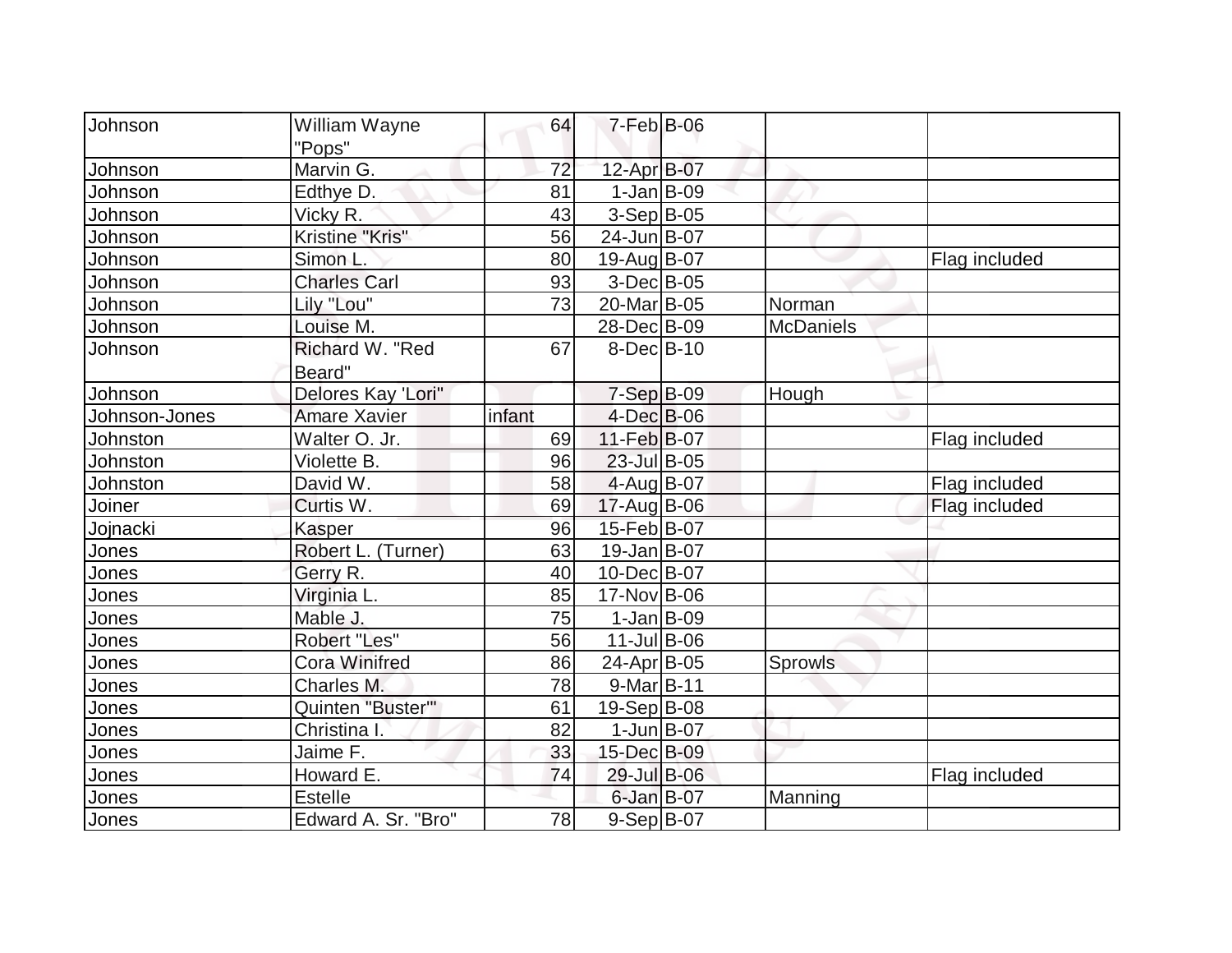| | | | | | | |
|---|---|---|---|---|---|---|
| Johnson | William Wayne "Pops" | 64 | 7-Feb | B-06 | | |
| Johnson | Marvin G. | 72 | 12-Apr | B-07 | | |
| Johnson | Edthye D. | 81 | 1-Jan | B-09 | | |
| Johnson | Vicky R. | 43 | 3-Sep | B-05 | | |
| Johnson | Kristine "Kris" | 56 | 24-Jun | B-07 | | |
| Johnson | Simon L. | 80 | 19-Aug | B-07 | | Flag included |
| Johnson | Charles Carl | 93 | 3-Dec | B-05 | | |
| Johnson | Lily "Lou" | 73 | 20-Mar | B-05 | Norman | |
| Johnson | Louise M. | | 28-Dec | B-09 | McDaniels | |
| Johnson | Richard W. "Red Beard" | 67 | 8-Dec | B-10 | | |
| Johnson | Delores Kay 'Lori" | | 7-Sep | B-09 | Hough | |
| Johnson-Jones | Amare Xavier | infant | 4-Dec | B-06 | | |
| Johnston | Walter O. Jr. | 69 | 11-Feb | B-07 | | Flag included |
| Johnston | Violette B. | 96 | 23-Jul | B-05 | | |
| Johnston | David W. | 58 | 4-Aug | B-07 | | Flag included |
| Joiner | Curtis W. | 69 | 17-Aug | B-06 | | Flag included |
| Jojnacki | Kasper | 96 | 15-Feb | B-07 | | |
| Jones | Robert L. (Turner) | 63 | 19-Jan | B-07 | | |
| Jones | Gerry R. | 40 | 10-Dec | B-07 | | |
| Jones | Virginia L. | 85 | 17-Nov | B-06 | | |
| Jones | Mable J. | 75 | 1-Jan | B-09 | | |
| Jones | Robert "Les" | 56 | 11-Jul | B-06 | | |
| Jones | Cora Winifred | 86 | 24-Apr | B-05 | Sprowls | |
| Jones | Charles M. | 78 | 9-Mar | B-11 | | |
| Jones | Quinten "Buster'" | 61 | 19-Sep | B-08 | | |
| Jones | Christina I. | 82 | 1-Jun | B-07 | | |
| Jones | Jaime F. | 33 | 15-Dec | B-09 | | |
| Jones | Howard E. | 74 | 29-Jul | B-06 | | Flag included |
| Jones | Estelle | | 6-Jan | B-07 | Manning | |
| Jones | Edward A. Sr. "Bro" | 78 | 9-Sep | B-07 | | |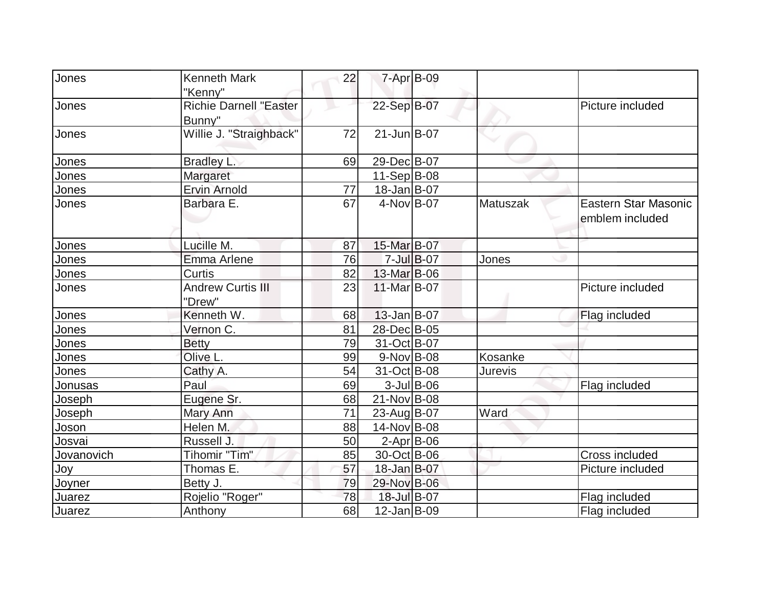| | | | | | | |
|---|---|---|---|---|---|---|
| Jones | Kenneth Mark "Kenny" | 22 | 7-Apr | B-09 | | |
| Jones | Richie Darnell "Easter Bunny" | | 22-Sep | B-07 | | Picture included |
| Jones | Willie J. "Straighback" | 72 | 21-Jun | B-07 | | |
| Jones | Bradley L. | 69 | 29-Dec | B-07 | | |
| Jones | Margaret | | 11-Sep | B-08 | | |
| Jones | Ervin Arnold | 77 | 18-Jan | B-07 | | |
| Jones | Barbara E. | 67 | 4-Nov | B-07 | Matuszak | Eastern Star Masonic emblem included |
| Jones | Lucille M. | 87 | 15-Mar | B-07 | | |
| Jones | Emma Arlene | 76 | 7-Jul | B-07 | Jones | |
| Jones | Curtis | 82 | 13-Mar | B-06 | | |
| Jones | Andrew Curtis III "Drew" | 23 | 11-Mar | B-07 | | Picture included |
| Jones | Kenneth W. | 68 | 13-Jan | B-07 | | Flag included |
| Jones | Vernon C. | 81 | 28-Dec | B-05 | | |
| Jones | Betty | 79 | 31-Oct | B-07 | | |
| Jones | Olive L. | 99 | 9-Nov | B-08 | Kosanke | |
| Jones | Cathy A. | 54 | 31-Oct | B-08 | Jurevis | |
| Jonusas | Paul | 69 | 3-Jul | B-06 | | Flag included |
| Joseph | Eugene Sr. | 68 | 21-Nov | B-08 | | |
| Joseph | Mary Ann | 71 | 23-Aug | B-07 | Ward | |
| Joson | Helen M. | 88 | 14-Nov | B-08 | | |
| Josvai | Russell J. | 50 | 2-Apr | B-06 | | |
| Jovanovich | Tihomir "Tim" | 85 | 30-Oct | B-06 | | Cross included |
| Joy | Thomas E. | 57 | 18-Jan | B-07 | | Picture included |
| Joyner | Betty J. | 79 | 29-Nov | B-06 | | |
| Juarez | Rojelio "Roger" | 78 | 18-Jul | B-07 | | Flag included |
| Juarez | Anthony | 68 | 12-Jan | B-09 | | Flag included |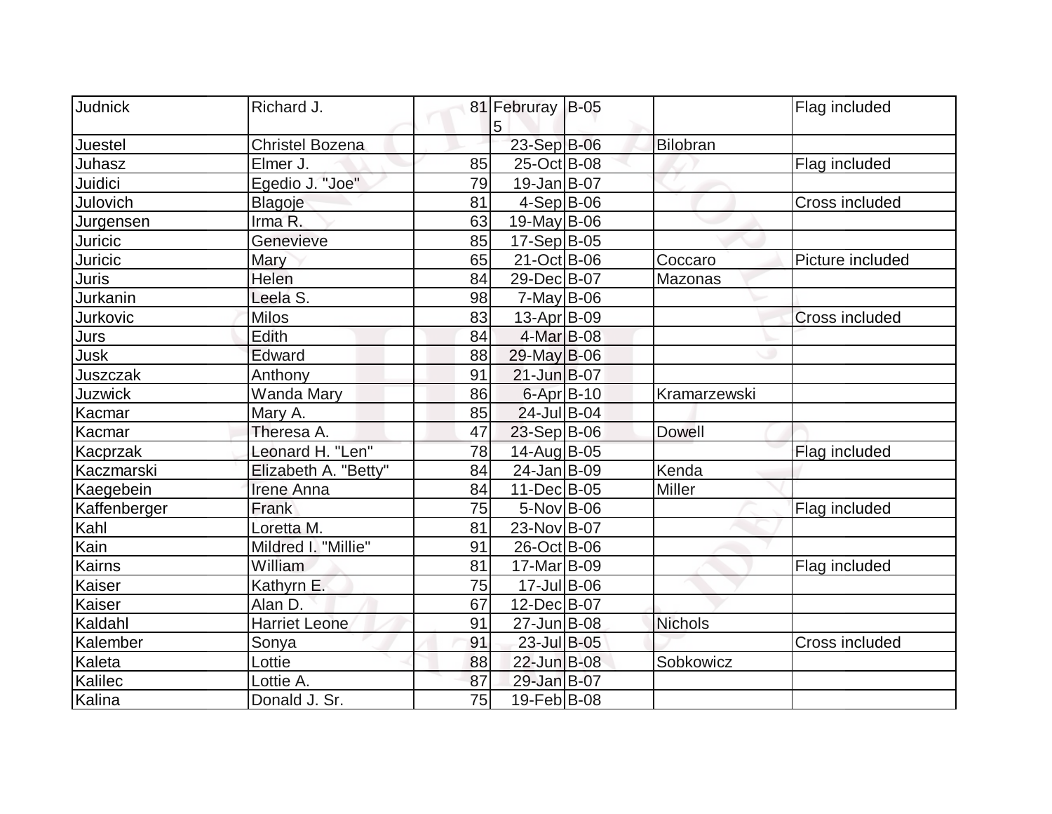| Judnick | Richard J. | 81 | Februray 5 | B-05 | | Flag included |
|---|---|---|---|---|---|---|
| Juestel | Christel Bozena | | 23-Sep | B-06 | Bilobran | |
| Juhasz | Elmer J. | 85 | 25-Oct | B-08 | | Flag included |
| Juidici | Egedio J. "Joe" | 79 | 19-Jan | B-07 | | |
| Julovich | Blagoje | 81 | 4-Sep | B-06 | | Cross included |
| Jurgensen | Irma R. | 63 | 19-May | B-06 | | |
| Juricic | Genevieve | 85 | 17-Sep | B-05 | | |
| Juricic | Mary | 65 | 21-Oct | B-06 | Coccaro | Picture included |
| Juris | Helen | 84 | 29-Dec | B-07 | Mazonas | |
| Jurkanin | Leela S. | 98 | 7-May | B-06 | | |
| Jurkovic | Milos | 83 | 13-Apr | B-09 | | Cross included |
| Jurs | Edith | 84 | 4-Mar | B-08 | | |
| Jusk | Edward | 88 | 29-May | B-06 | | |
| Juszczak | Anthony | 91 | 21-Jun | B-07 | | |
| Juzwick | Wanda Mary | 86 | 6-Apr | B-10 | Kramarzewski | |
| Kacmar | Mary A. | 85 | 24-Jul | B-04 | | |
| Kacmar | Theresa A. | 47 | 23-Sep | B-06 | Dowell | |
| Kacprzak | Leonard H. "Len" | 78 | 14-Aug | B-05 | | Flag included |
| Kaczmarski | Elizabeth A. "Betty" | 84 | 24-Jan | B-09 | Kenda | |
| Kaegebein | Irene Anna | 84 | 11-Dec | B-05 | Miller | |
| Kaffenberger | Frank | 75 | 5-Nov | B-06 | | Flag included |
| Kahl | Loretta M. | 81 | 23-Nov | B-07 | | |
| Kain | Mildred I. "Millie" | 91 | 26-Oct | B-06 | | |
| Kairns | William | 81 | 17-Mar | B-09 | | Flag included |
| Kaiser | Kathyrn E. | 75 | 17-Jul | B-06 | | |
| Kaiser | Alan D. | 67 | 12-Dec | B-07 | | |
| Kaldahl | Harriet Leone | 91 | 27-Jun | B-08 | Nichols | |
| Kalember | Sonya | 91 | 23-Jul | B-05 | | Cross included |
| Kaleta | Lottie | 88 | 22-Jun | B-08 | Sobkowicz | |
| Kalilec | Lottie A. | 87 | 29-Jan | B-07 | | |
| Kalina | Donald J. Sr. | 75 | 19-Feb | B-08 | | |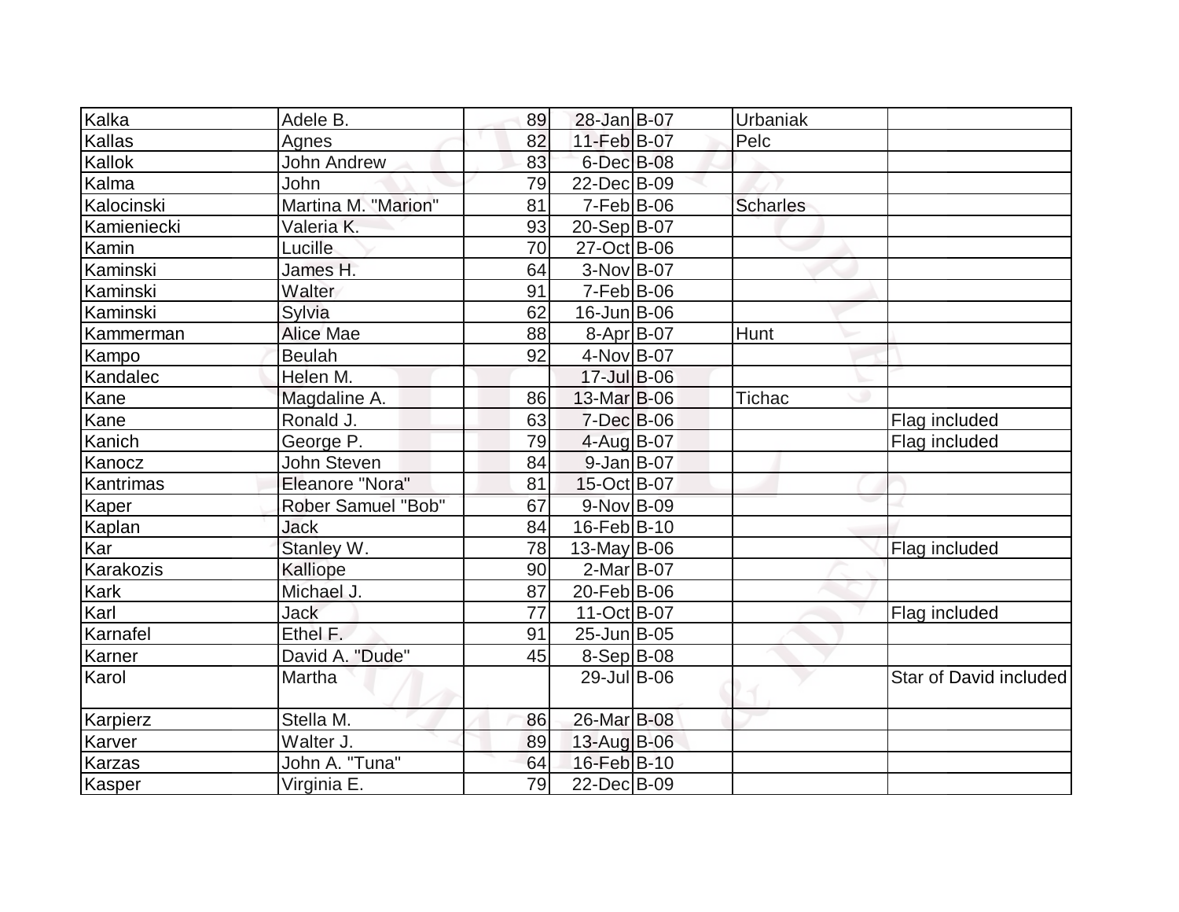| | | | | | | |
|---|---|---|---|---|---|---|
| Kalka | Adele B. | 89 | 28-Jan | B-07 | Urbaniak | |
| Kallas | Agnes | 82 | 11-Feb | B-07 | Pelc | |
| Kallok | John Andrew | 83 | 6-Dec | B-08 | | |
| Kalma | John | 79 | 22-Dec | B-09 | | |
| Kalocinski | Martina M. "Marion" | 81 | 7-Feb | B-06 | Scharles | |
| Kamieniecki | Valeria K. | 93 | 20-Sep | B-07 | | |
| Kamin | Lucille | 70 | 27-Oct | B-06 | | |
| Kaminski | James H. | 64 | 3-Nov | B-07 | | |
| Kaminski | Walter | 91 | 7-Feb | B-06 | | |
| Kaminski | Sylvia | 62 | 16-Jun | B-06 | | |
| Kammerman | Alice Mae | 88 | 8-Apr | B-07 | Hunt | |
| Kampo | Beulah | 92 | 4-Nov | B-07 | | |
| Kandalec | Helen M. | | 17-Jul | B-06 | | |
| Kane | Magdaline A. | 86 | 13-Mar | B-06 | Tichac | |
| Kane | Ronald J. | 63 | 7-Dec | B-06 | | Flag included |
| Kanich | George P. | 79 | 4-Aug | B-07 | | Flag included |
| Kanocz | John Steven | 84 | 9-Jan | B-07 | | |
| Kantrimas | Eleanore "Nora" | 81 | 15-Oct | B-07 | | |
| Kaper | Rober Samuel "Bob" | 67 | 9-Nov | B-09 | | |
| Kaplan | Jack | 84 | 16-Feb | B-10 | | |
| Kar | Stanley W. | 78 | 13-May | B-06 | | Flag included |
| Karakozis | Kalliope | 90 | 2-Mar | B-07 | | |
| Kark | Michael J. | 87 | 20-Feb | B-06 | | |
| Karl | Jack | 77 | 11-Oct | B-07 | | Flag included |
| Karnafel | Ethel F. | 91 | 25-Jun | B-05 | | |
| Karner | David A. "Dude" | 45 | 8-Sep | B-08 | | |
| Karol | Martha | | 29-Jul | B-06 | | Star of David included |
| Karpierz | Stella M. | 86 | 26-Mar | B-08 | | |
| Karver | Walter J. | 89 | 13-Aug | B-06 | | |
| Karzas | John A. "Tuna" | 64 | 16-Feb | B-10 | | |
| Kasper | Virginia E. | 79 | 22-Dec | B-09 | | |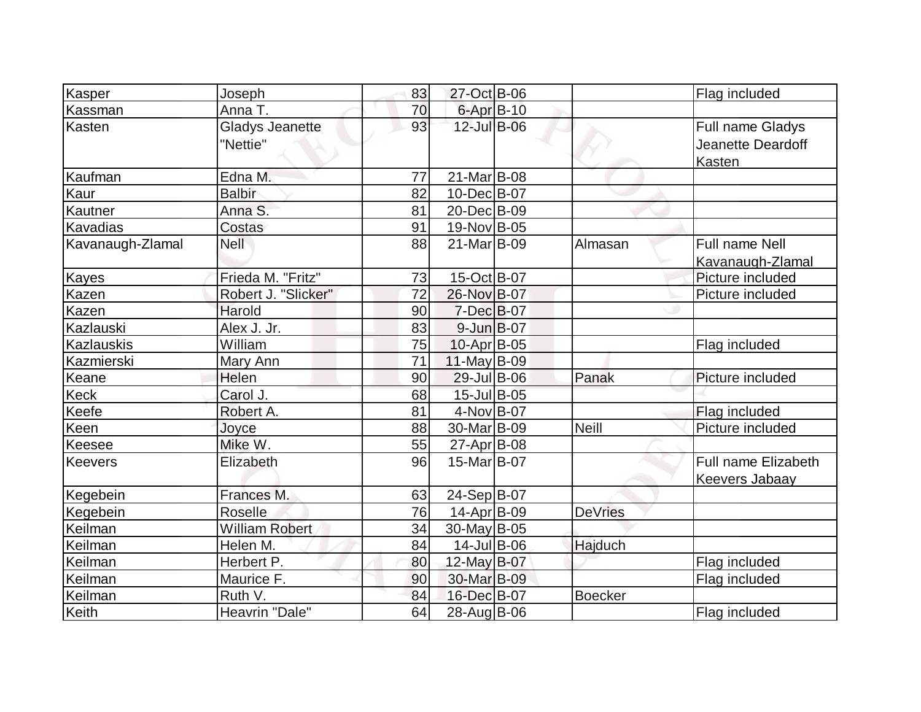| Kasper | Joseph | 83 | 27-Oct | B-06 | | Flag included |
|---|---|---|---|---|---|---|
| Kassman | Anna T. | 70 | 6-Apr | B-10 | | |
| Kasten | Gladys Jeanette "Nettie" | 93 | 12-Jul | B-06 | | Full name Gladys Jeanette Deardoff Kasten |
| Kaufman | Edna M. | 77 | 21-Mar | B-08 | | |
| Kaur | Balbir | 82 | 10-Dec | B-07 | | |
| Kautner | Anna S. | 81 | 20-Dec | B-09 | | |
| Kavadias | Costas | 91 | 19-Nov | B-05 | | |
| Kavanaugh-Zlamal | Nell | 88 | 21-Mar | B-09 | Almasan | Full name Nell Kavanaugh-Zlamal |
| Kayes | Frieda M. "Fritz" | 73 | 15-Oct | B-07 | | Picture included |
| Kazen | Robert J. "Slicker" | 72 | 26-Nov | B-07 | | Picture included |
| Kazen | Harold | 90 | 7-Dec | B-07 | | |
| Kazlauski | Alex J. Jr. | 83 | 9-Jun | B-07 | | |
| Kazlauskis | William | 75 | 10-Apr | B-05 | | Flag included |
| Kazmierski | Mary Ann | 71 | 11-May | B-09 | | |
| Keane | Helen | 90 | 29-Jul | B-06 | Panak | Picture included |
| Keck | Carol J. | 68 | 15-Jul | B-05 | | |
| Keefe | Robert A. | 81 | 4-Nov | B-07 | | Flag included |
| Keen | Joyce | 88 | 30-Mar | B-09 | Neill | Picture included |
| Keesee | Mike W. | 55 | 27-Apr | B-08 | | |
| Keevers | Elizabeth | 96 | 15-Mar | B-07 | | Full name Elizabeth Keevers Jabaay |
| Kegebein | Frances M. | 63 | 24-Sep | B-07 | | |
| Kegebein | Roselle | 76 | 14-Apr | B-09 | DeVries | |
| Keilman | William Robert | 34 | 30-May | B-05 | | |
| Keilman | Helen M. | 84 | 14-Jul | B-06 | Hajduch | |
| Keilman | Herbert P. | 80 | 12-May | B-07 | | Flag included |
| Keilman | Maurice F. | 90 | 30-Mar | B-09 | | Flag included |
| Keilman | Ruth V. | 84 | 16-Dec | B-07 | Boecker | |
| Keith | Heavrin "Dale" | 64 | 28-Aug | B-06 | | Flag included |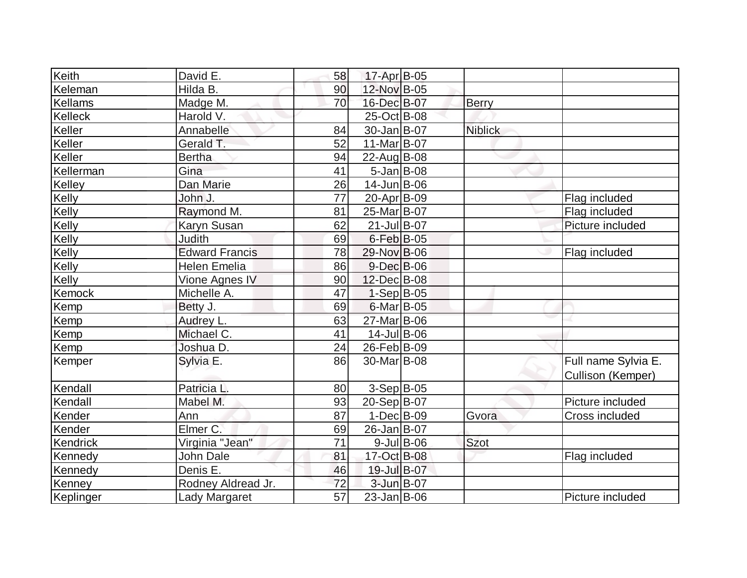| Keith | David E. | 58 | 17-Apr | B-05 | | |
|---|---|---|---|---|---|---|
| Keleman | Hilda B. | 90 | 12-Nov | B-05 | | |
| Kellams | Madge M. | 70 | 16-Dec | B-07 | Berry | |
| Kelleck | Harold V. | | 25-Oct | B-08 | | |
| Keller | Annabelle | 84 | 30-Jan | B-07 | Niblick | |
| Keller | Gerald T. | 52 | 11-Mar | B-07 | | |
| Keller | Bertha | 94 | 22-Aug | B-08 | | |
| Kellerman | Gina | 41 | 5-Jan | B-08 | | |
| Kelley | Dan Marie | 26 | 14-Jun | B-06 | | |
| Kelly | John J. | 77 | 20-Apr | B-09 | | Flag included |
| Kelly | Raymond M. | 81 | 25-Mar | B-07 | | Flag included |
| Kelly | Karyn Susan | 62 | 21-Jul | B-07 | | Picture included |
| Kelly | Judith | 69 | 6-Feb | B-05 | | |
| Kelly | Edward Francis | 78 | 29-Nov | B-06 | | Flag included |
| Kelly | Helen Emelia | 86 | 9-Dec | B-06 | | |
| Kelly | Vione Agnes IV | 90 | 12-Dec | B-08 | | |
| Kemock | Michelle A. | 47 | 1-Sep | B-05 | | |
| Kemp | Betty J. | 69 | 6-Mar | B-05 | | |
| Kemp | Audrey L. | 63 | 27-Mar | B-06 | | |
| Kemp | Michael C. | 41 | 14-Jul | B-06 | | |
| Kemp | Joshua D. | 24 | 26-Feb | B-09 | | |
| Kemper | Sylvia E. | 86 | 30-Mar | B-08 | | Full name Sylvia E. Cullison (Kemper) |
| Kendall | Patricia L. | 80 | 3-Sep | B-05 | | |
| Kendall | Mabel M. | 93 | 20-Sep | B-07 | | Picture included |
| Kender | Ann | 87 | 1-Dec | B-09 | Gvora | Cross included |
| Kender | Elmer C. | 69 | 26-Jan | B-07 | | |
| Kendrick | Virginia "Jean" | 71 | 9-Jul | B-06 | Szot | |
| Kennedy | John Dale | 81 | 17-Oct | B-08 | | Flag included |
| Kennedy | Denis E. | 46 | 19-Jul | B-07 | | |
| Kenney | Rodney Aldread Jr. | 72 | 3-Jun | B-07 | | |
| Keplinger | Lady Margaret | 57 | 23-Jan | B-06 | | Picture included |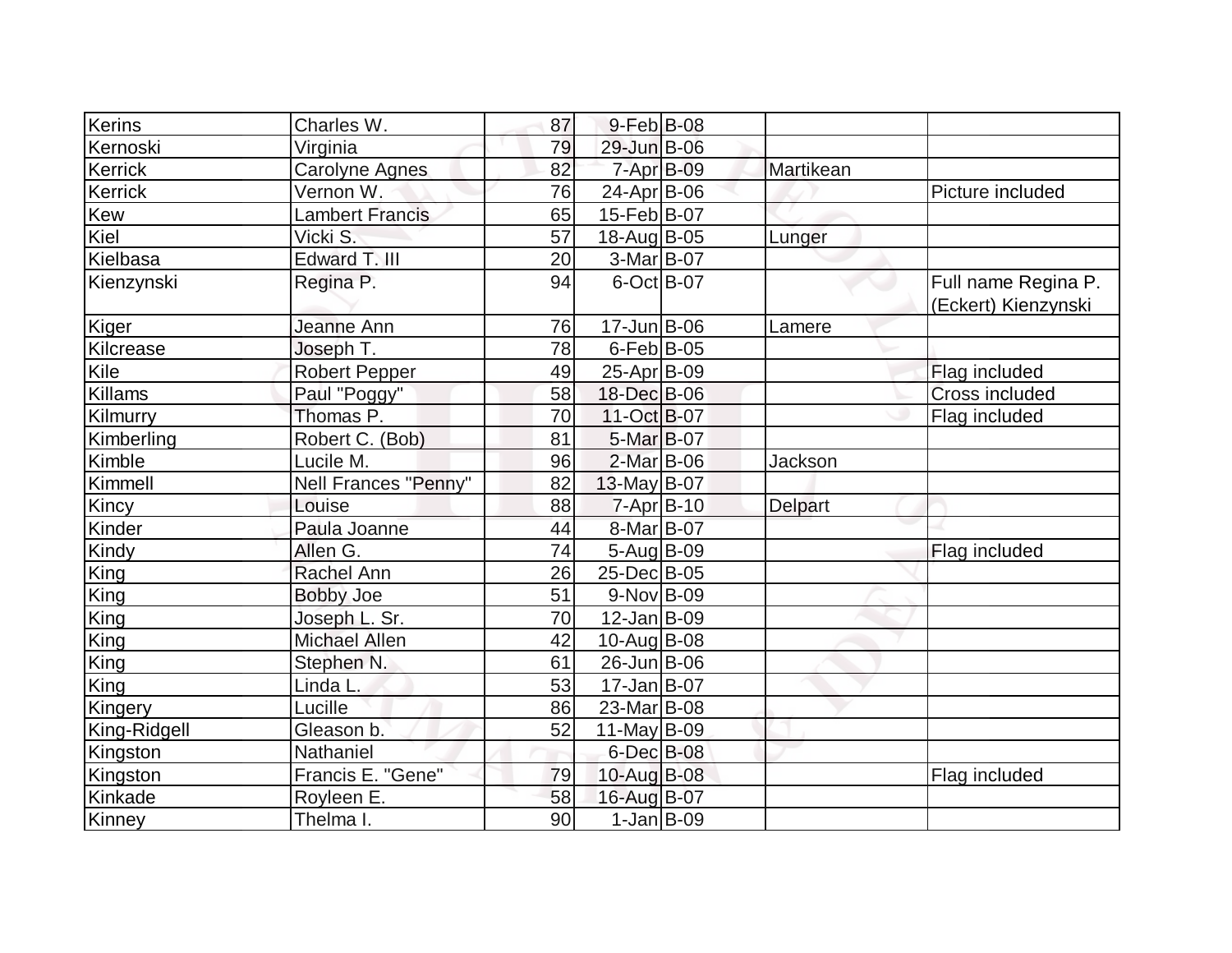| Kerins | Charles W. | 87 | 9-Feb | B-08 | | |
|---|---|---|---|---|---|---|
| Kernoski | Virginia | 79 | 29-Jun | B-06 | | |
| Kerrick | Carolyne Agnes | 82 | 7-Apr | B-09 | Martikean | |
| Kerrick | Vernon W. | 76 | 24-Apr | B-06 | | Picture included |
| Kew | Lambert Francis | 65 | 15-Feb | B-07 | | |
| Kiel | Vicki S. | 57 | 18-Aug | B-05 | Lunger | |
| Kielbasa | Edward T. III | 20 | 3-Mar | B-07 | | |
| Kienzynski | Regina P. | 94 | 6-Oct | B-07 | | Full name Regina P. (Eckert) Kienzynski |
| Kiger | Jeanne Ann | 76 | 17-Jun | B-06 | Lamere | |
| Kilcrease | Joseph T. | 78 | 6-Feb | B-05 | | |
| Kile | Robert Pepper | 49 | 25-Apr | B-09 | | Flag included |
| Killams | Paul "Poggy" | 58 | 18-Dec | B-06 | | Cross included |
| Kilmurry | Thomas P. | 70 | 11-Oct | B-07 | | Flag included |
| Kimberling | Robert C. (Bob) | 81 | 5-Mar | B-07 | | |
| Kimble | Lucile M. | 96 | 2-Mar | B-06 | Jackson | |
| Kimmell | Nell Frances "Penny" | 82 | 13-May | B-07 | | |
| Kincy | Louise | 88 | 7-Apr | B-10 | Delpart | |
| Kinder | Paula Joanne | 44 | 8-Mar | B-07 | | |
| Kindy | Allen G. | 74 | 5-Aug | B-09 | | Flag included |
| King | Rachel Ann | 26 | 25-Dec | B-05 | | |
| King | Bobby Joe | 51 | 9-Nov | B-09 | | |
| King | Joseph L. Sr. | 70 | 12-Jan | B-09 | | |
| King | Michael Allen | 42 | 10-Aug | B-08 | | |
| King | Stephen N. | 61 | 26-Jun | B-06 | | |
| King | Linda L. | 53 | 17-Jan | B-07 | | |
| Kingery | Lucille | 86 | 23-Mar | B-08 | | |
| King-Ridgell | Gleason b. | 52 | 11-May | B-09 | | |
| Kingston | Nathaniel | | 6-Dec | B-08 | | |
| Kingston | Francis E. "Gene" | 79 | 10-Aug | B-08 | | Flag included |
| Kinkade | Royleen E. | 58 | 16-Aug | B-07 | | |
| Kinney | Thelma I. | 90 | 1-Jan | B-09 | | |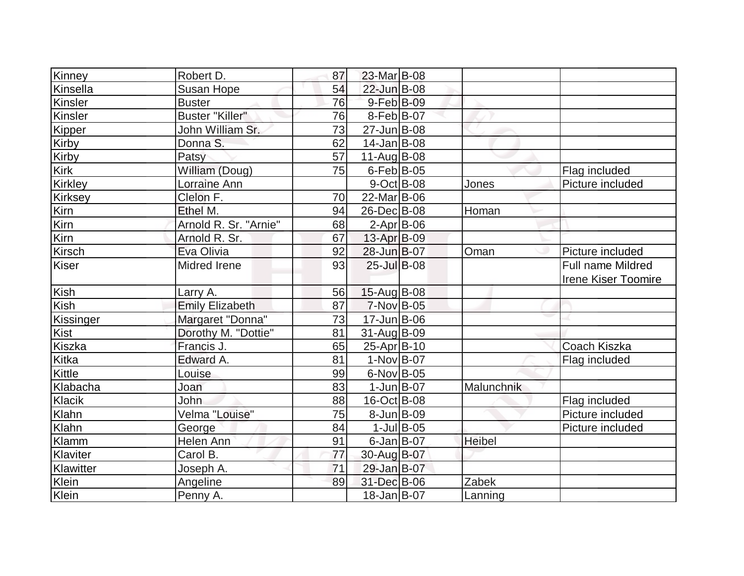| | | | | | | |
|---|---|---|---|---|---|---|
| Kinney | Robert D. | 87 | 23-Mar | B-08 | | |
| Kinsella | Susan Hope | 54 | 22-Jun | B-08 | | |
| Kinsler | Buster | 76 | 9-Feb | B-09 | | |
| Kinsler | Buster "Killer" | 76 | 8-Feb | B-07 | | |
| Kipper | John William Sr. | 73 | 27-Jun | B-08 | | |
| Kirby | Donna S. | 62 | 14-Jan | B-08 | | |
| Kirby | Patsy | 57 | 11-Aug | B-08 | | |
| Kirk | William (Doug) | 75 | 6-Feb | B-05 | | Flag included |
| Kirkley | Lorraine Ann | | 9-Oct | B-08 | Jones | Picture included |
| Kirksey | Clelon F. | 70 | 22-Mar | B-06 | | |
| Kirn | Ethel M. | 94 | 26-Dec | B-08 | Homan | |
| Kirn | Arnold R. Sr. "Arnie" | 68 | 2-Apr | B-06 | | |
| Kirn | Arnold R. Sr. | 67 | 13-Apr | B-09 | | |
| Kirsch | Eva Olivia | 92 | 28-Jun | B-07 | Oman | Picture included |
| Kiser | Midred Irene | 93 | 25-Jul | B-08 | | Full name Mildred Irene Kiser Toomire |
| Kish | Larry A. | 56 | 15-Aug | B-08 | | |
| Kish | Emily Elizabeth | 87 | 7-Nov | B-05 | | |
| Kissinger | Margaret "Donna" | 73 | 17-Jun | B-06 | | |
| Kist | Dorothy M. "Dottie" | 81 | 31-Aug | B-09 | | |
| Kiszka | Francis J. | 65 | 25-Apr | B-10 | | Coach Kiszka |
| Kitka | Edward A. | 81 | 1-Nov | B-07 | | Flag included |
| Kittle | Louise | 99 | 6-Nov | B-05 | | |
| Klabacha | Joan | 83 | 1-Jun | B-07 | Malunchnik | |
| Klacik | John | 88 | 16-Oct | B-08 | | Flag included |
| Klahn | Velma "Louise" | 75 | 8-Jun | B-09 | | Picture included |
| Klahn | George | 84 | 1-Jul | B-05 | | Picture included |
| Klamm | Helen Ann | 91 | 6-Jan | B-07 | Heibel | |
| Klaviter | Carol B. | 77 | 30-Aug | B-07 | | |
| Klawitter | Joseph A. | 71 | 29-Jan | B-07 | | |
| Klein | Angeline | 89 | 31-Dec | B-06 | Zabek | |
| Klein | Penny A. | | 18-Jan | B-07 | Lanning | |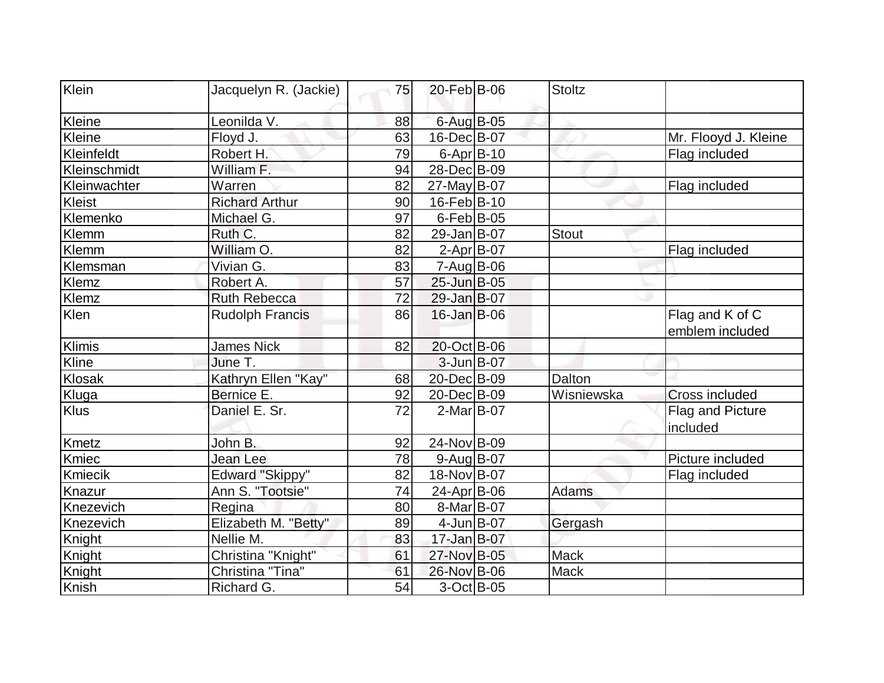| Klein | Jacquelyn R. (Jackie) | 75 | 20-Feb | B-06 | Stoltz | |
|---|---|---|---|---|---|---|
| Kleine | Leonilda V. | 88 | 6-Aug | B-05 | | |
| Kleine | Floyd J. | 63 | 16-Dec | B-07 | | Mr. Flooyd J. Kleine |
| Kleinfeldt | Robert H. | 79 | 6-Apr | B-10 | | Flag included |
| Kleinschmidt | William F. | 94 | 28-Dec | B-09 | | |
| Kleinwachter | Warren | 82 | 27-May | B-07 | | Flag included |
| Kleist | Richard Arthur | 90 | 16-Feb | B-10 | | |
| Klemenko | Michael G. | 97 | 6-Feb | B-05 | | |
| Klemm | Ruth C. | 82 | 29-Jan | B-07 | Stout | |
| Klemm | William O. | 82 | 2-Apr | B-07 | | Flag included |
| Klemsman | Vivian G. | 83 | 7-Aug | B-06 | | |
| Klemz | Robert A. | 57 | 25-Jun | B-05 | | |
| Klemz | Ruth Rebecca | 72 | 29-Jan | B-07 | | |
| Klen | Rudolph Francis | 86 | 16-Jan | B-06 | | Flag and K of C emblem included |
| Klimis | James Nick | 82 | 20-Oct | B-06 | | |
| Kline | June T. | | 3-Jun | B-07 | | |
| Klosak | Kathryn Ellen "Kay" | 68 | 20-Dec | B-09 | Dalton | |
| Kluga | Bernice E. | 92 | 20-Dec | B-09 | Wisniewska | Cross included |
| Klus | Daniel E. Sr. | 72 | 2-Mar | B-07 | | Flag and Picture included |
| Kmetz | John B. | 92 | 24-Nov | B-09 | | |
| Kmiec | Jean Lee | 78 | 9-Aug | B-07 | | Picture included |
| Kmiecik | Edward "Skippy" | 82 | 18-Nov | B-07 | | Flag included |
| Knazur | Ann S. "Tootsie" | 74 | 24-Apr | B-06 | Adams | |
| Knezevich | Regina | 80 | 8-Mar | B-07 | | |
| Knezevich | Elizabeth M. "Betty" | 89 | 4-Jun | B-07 | Gergash | |
| Knight | Nellie M. | 83 | 17-Jan | B-07 | | |
| Knight | Christina "Knight" | 61 | 27-Nov | B-05 | Mack | |
| Knight | Christina "Tina" | 61 | 26-Nov | B-06 | Mack | |
| Knish | Richard G. | 54 | 3-Oct | B-05 | | |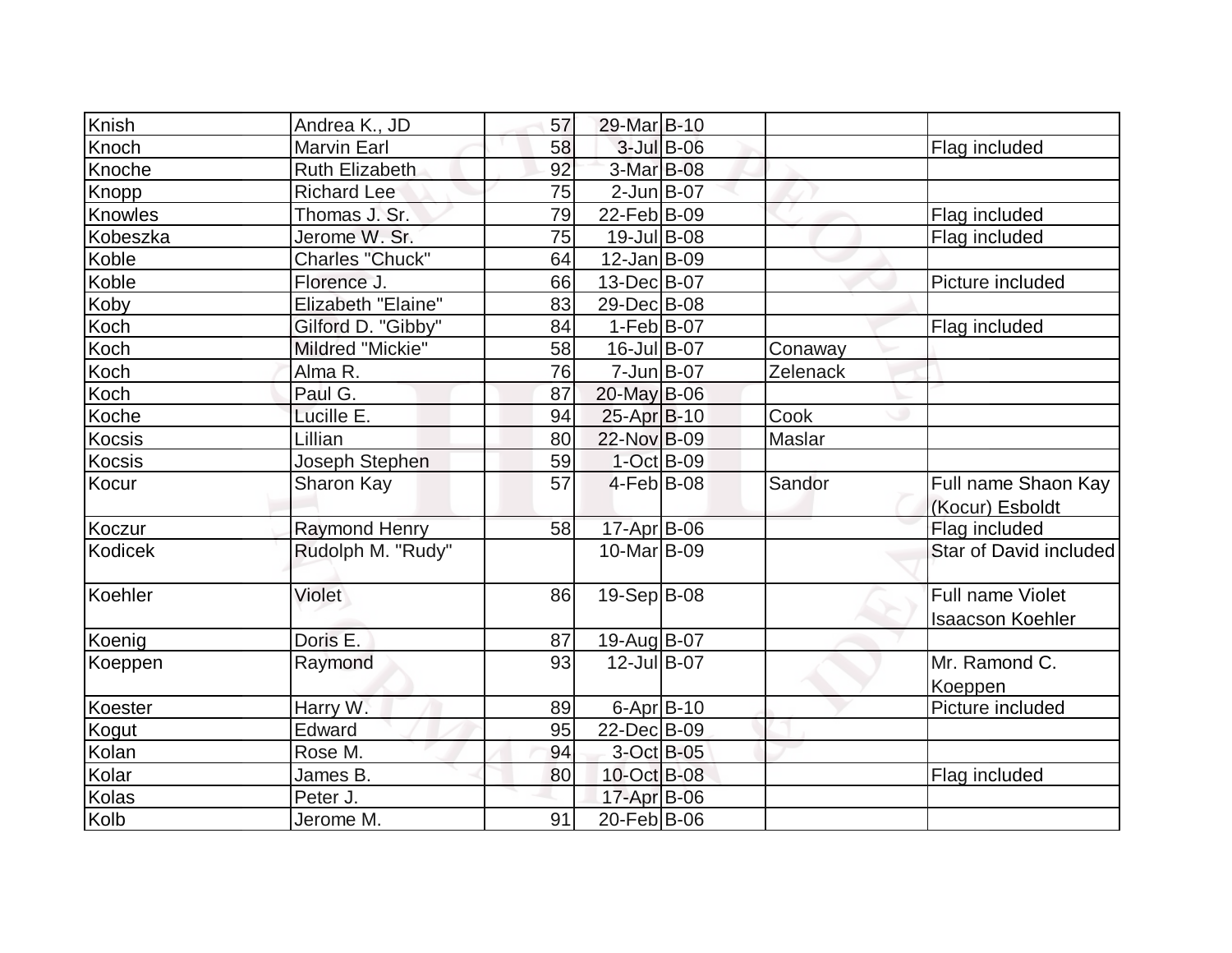| Knish | Andrea K., JD | 57 | 29-Mar | B-10 | | |
|---|---|---|---|---|---|---|
| Knoch | Marvin Earl | 58 | 3-Jul | B-06 | | Flag included |
| Knoche | Ruth Elizabeth | 92 | 3-Mar | B-08 | | |
| Knopp | Richard Lee | 75 | 2-Jun | B-07 | | |
| Knowles | Thomas J. Sr. | 79 | 22-Feb | B-09 | | Flag included |
| Kobeszka | Jerome W. Sr. | 75 | 19-Jul | B-08 | | Flag included |
| Koble | Charles "Chuck" | 64 | 12-Jan | B-09 | | |
| Koble | Florence J. | 66 | 13-Dec | B-07 | | Picture included |
| Koby | Elizabeth "Elaine" | 83 | 29-Dec | B-08 | | |
| Koch | Gilford D. "Gibby" | 84 | 1-Feb | B-07 | | Flag included |
| Koch | Mildred "Mickie" | 58 | 16-Jul | B-07 | Conaway | |
| Koch | Alma R. | 76 | 7-Jun | B-07 | Zelenack | |
| Koch | Paul G. | 87 | 20-May | B-06 | | |
| Koche | Lucille E. | 94 | 25-Apr | B-10 | Cook | |
| Kocsis | Lillian | 80 | 22-Nov | B-09 | Maslar | |
| Kocsis | Joseph Stephen | 59 | 1-Oct | B-09 | | |
| Kocur | Sharon Kay | 57 | 4-Feb | B-08 | Sandor | Full name Shaon Kay (Kocur) Esboldt |
| Koczur | Raymond Henry | 58 | 17-Apr | B-06 | | Flag included |
| Kodicek | Rudolph M. "Rudy" | | 10-Mar | B-09 | | Star of David included |
| Koehler | Violet | 86 | 19-Sep | B-08 | | Full name Violet Isaacson Koehler |
| Koenig | Doris E. | 87 | 19-Aug | B-07 | | |
| Koeppen | Raymond | 93 | 12-Jul | B-07 | | Mr. Ramond C. Koeppen |
| Koester | Harry W. | 89 | 6-Apr | B-10 | | Picture included |
| Kogut | Edward | 95 | 22-Dec | B-09 | | |
| Kolan | Rose M. | 94 | 3-Oct | B-05 | | |
| Kolar | James B. | 80 | 10-Oct | B-08 | | Flag included |
| Kolas | Peter J. | | 17-Apr | B-06 | | |
| Kolb | Jerome M. | 91 | 20-Feb | B-06 | | |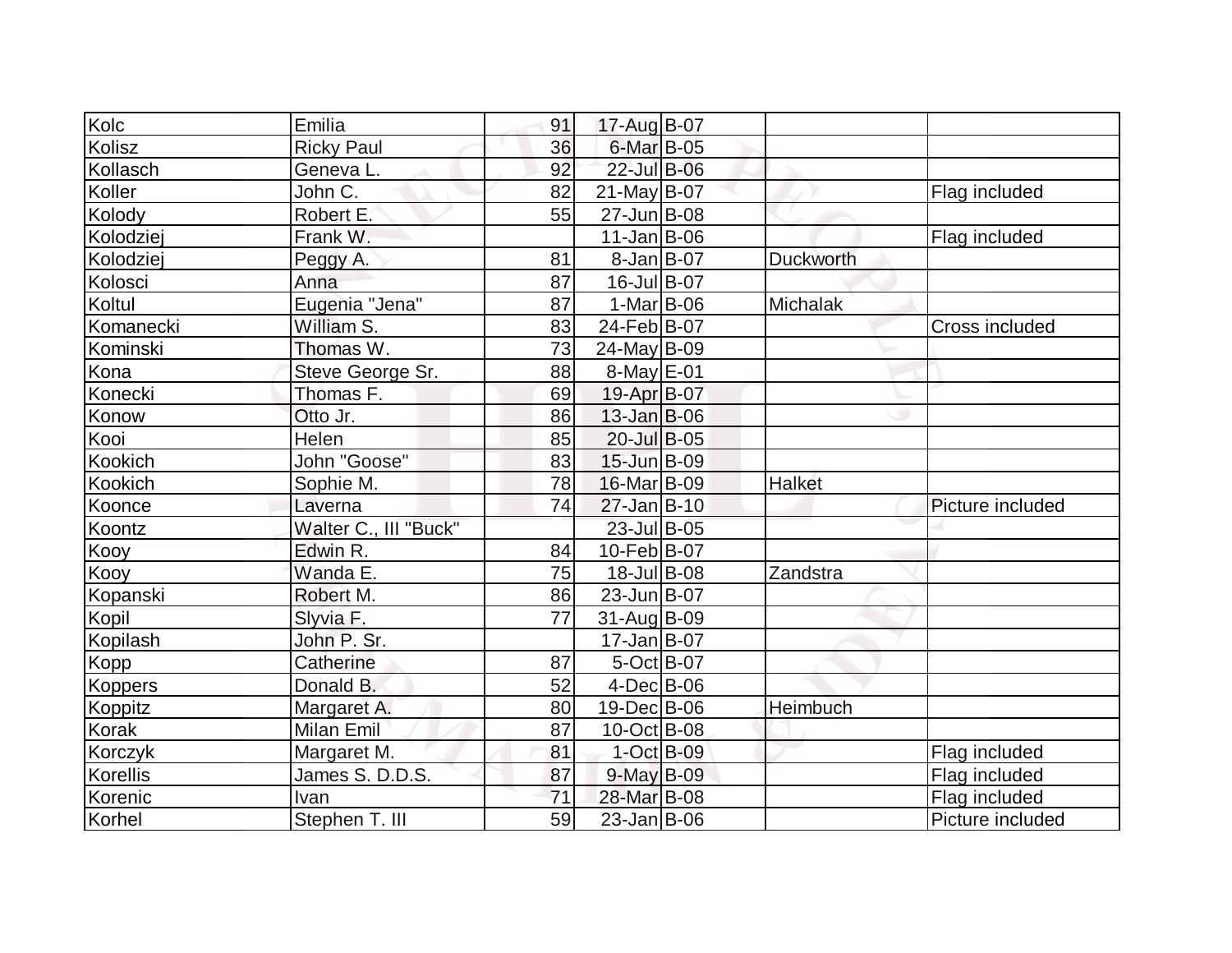| | | | | | | |
|---|---|---|---|---|---|---|
| Kolc | Emilia | 91 | 17-Aug | B-07 | | |
| Kolisz | Ricky Paul | 36 | 6-Mar | B-05 | | |
| Kollasch | Geneva L. | 92 | 22-Jul | B-06 | | |
| Koller | John C. | 82 | 21-May | B-07 | | Flag included |
| Kolody | Robert E. | 55 | 27-Jun | B-08 | | |
| Kolodziej | Frank W. | | 11-Jan | B-06 | | Flag included |
| Kolodziej | Peggy A. | 81 | 8-Jan | B-07 | Duckworth | |
| Kolosci | Anna | 87 | 16-Jul | B-07 | | |
| Koltul | Eugenia "Jena" | 87 | 1-Mar | B-06 | Michalak | |
| Komanecki | William S. | 83 | 24-Feb | B-07 | | Cross included |
| Kominski | Thomas W. | 73 | 24-May | B-09 | | |
| Kona | Steve George Sr. | 88 | 8-May | E-01 | | |
| Konecki | Thomas F. | 69 | 19-Apr | B-07 | | |
| Konow | Otto Jr. | 86 | 13-Jan | B-06 | | |
| Kooi | Helen | 85 | 20-Jul | B-05 | | |
| Kookich | John "Goose" | 83 | 15-Jun | B-09 | | |
| Kookich | Sophie M. | 78 | 16-Mar | B-09 | Halket | |
| Koonce | Laverna | 74 | 27-Jan | B-10 | | Picture included |
| Koontz | Walter C., III "Buck" | | 23-Jul | B-05 | | |
| Kooy | Edwin R. | 84 | 10-Feb | B-07 | | |
| Kooy | Wanda E. | 75 | 18-Jul | B-08 | Zandstra | |
| Kopanski | Robert M. | 86 | 23-Jun | B-07 | | |
| Kopil | Slyvia F. | 77 | 31-Aug | B-09 | | |
| Kopilash | John P. Sr. | | 17-Jan | B-07 | | |
| Kopp | Catherine | 87 | 5-Oct | B-07 | | |
| Koppers | Donald B. | 52 | 4-Dec | B-06 | | |
| Koppitz | Margaret A. | 80 | 19-Dec | B-06 | Heimbuch | |
| Korak | Milan Emil | 87 | 10-Oct | B-08 | | |
| Korczyk | Margaret M. | 81 | 1-Oct | B-09 | | Flag included |
| Korellis | James S. D.D.S. | 87 | 9-May | B-09 | | Flag included |
| Korenic | Ivan | 71 | 28-Mar | B-08 | | Flag included |
| Korhel | Stephen T. III | 59 | 23-Jan | B-06 | | Picture included |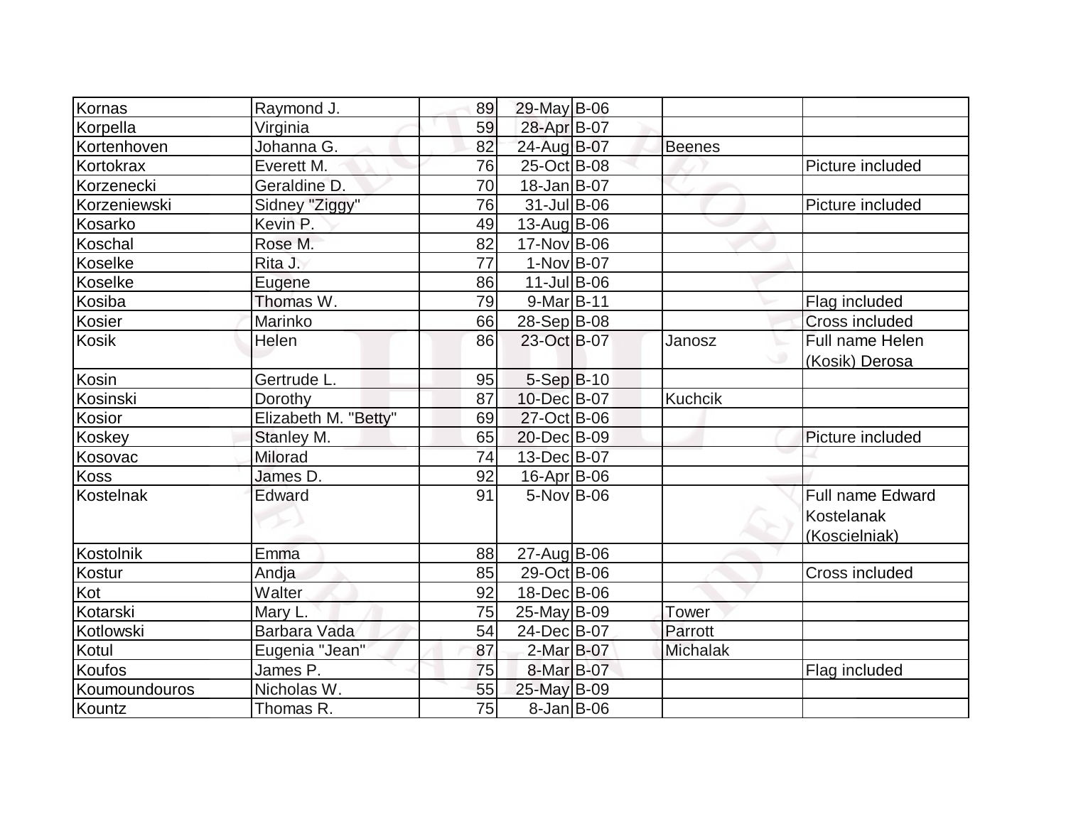| Kornas | Raymond J. | 89 | 29-May | B-06 | | |
|---|---|---|---|---|---|---|
| Korpella | Virginia | 59 | 28-Apr | B-07 | | |
| Kortenhoven | Johanna G. | 82 | 24-Aug | B-07 | Beenes | |
| Kortokrax | Everett M. | 76 | 25-Oct | B-08 | | Picture included |
| Korzenecki | Geraldine D. | 70 | 18-Jan | B-07 | | |
| Korzeniewski | Sidney "Ziggy" | 76 | 31-Jul | B-06 | | Picture included |
| Kosarko | Kevin P. | 49 | 13-Aug | B-06 | | |
| Koschal | Rose M. | 82 | 17-Nov | B-06 | | |
| Koselke | Rita J. | 77 | 1-Nov | B-07 | | |
| Koselke | Eugene | 86 | 11-Jul | B-06 | | |
| Kosiba | Thomas W. | 79 | 9-Mar | B-11 | | Flag included |
| Kosier | Marinko | 66 | 28-Sep | B-08 | | Cross included |
| Kosik | Helen | 86 | 23-Oct | B-07 | Janosz | Full name Helen (Kosik) Derosa |
| Kosin | Gertrude L. | 95 | 5-Sep | B-10 | | |
| Kosinski | Dorothy | 87 | 10-Dec | B-07 | Kuchcik | |
| Kosior | Elizabeth M. "Betty" | 69 | 27-Oct | B-06 | | |
| Koskey | Stanley M. | 65 | 20-Dec | B-09 | | Picture included |
| Kosovac | Milorad | 74 | 13-Dec | B-07 | | |
| Koss | James D. | 92 | 16-Apr | B-06 | | |
| Kostelnak | Edward | 91 | 5-Nov | B-06 | | Full name Edward Kostelanak (Koscielniak) |
| Kostolnik | Emma | 88 | 27-Aug | B-06 | | |
| Kostur | Andja | 85 | 29-Oct | B-06 | | Cross included |
| Kot | Walter | 92 | 18-Dec | B-06 | | |
| Kotarski | Mary L. | 75 | 25-May | B-09 | Tower | |
| Kotlowski | Barbara Vada | 54 | 24-Dec | B-07 | Parrott | |
| Kotul | Eugenia "Jean" | 87 | 2-Mar | B-07 | Michalak | |
| Koufos | James P. | 75 | 8-Mar | B-07 | | Flag included |
| Koumoundouros | Nicholas W. | 55 | 25-May | B-09 | | |
| Kountz | Thomas R. | 75 | 8-Jan | B-06 | | |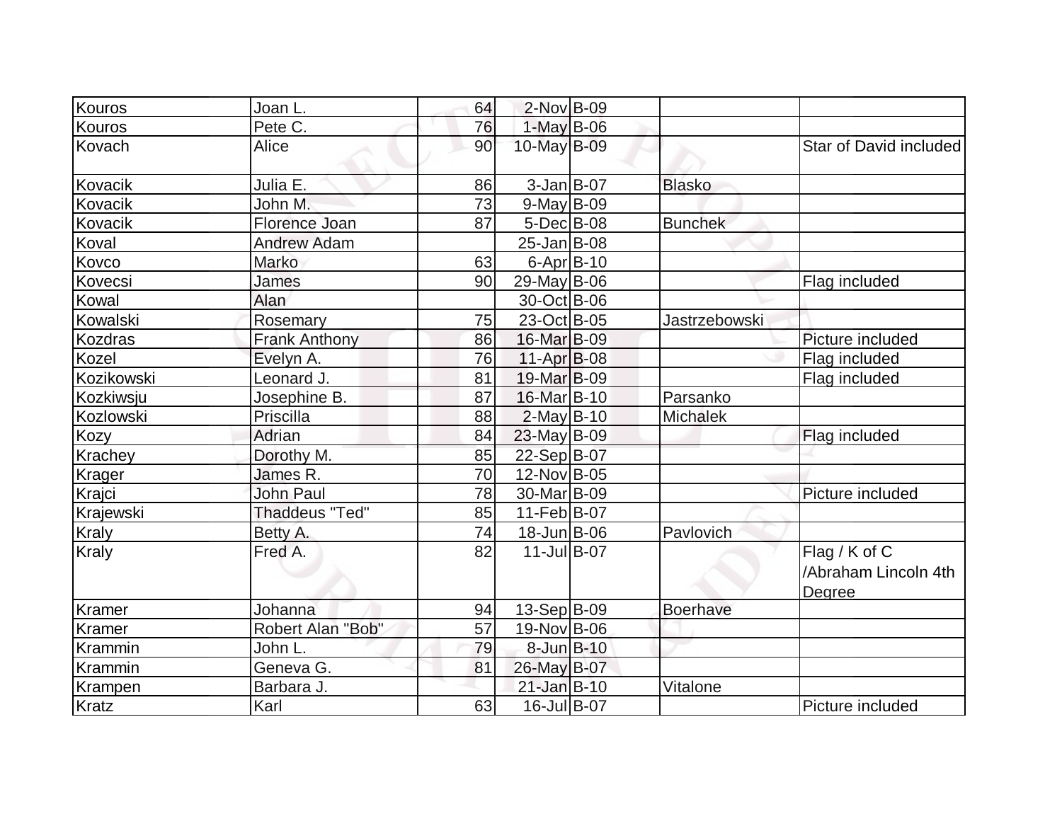| Kouros | Joan L. | 64 | 2-Nov | B-09 | | |
|---|---|---|---|---|---|---|
| Kouros | Pete C. | 76 | 1-May | B-06 | | |
| Kovach | Alice | 90 | 10-May | B-09 | | Star of David included |
| Kovacik | Julia E. | 86 | 3-Jan | B-07 | Blasko | |
| Kovacik | John M. | 73 | 9-May | B-09 | | |
| Kovacik | Florence Joan | 87 | 5-Dec | B-08 | Bunchek | |
| Koval | Andrew Adam | | 25-Jan | B-08 | | |
| Kovco | Marko | 63 | 6-Apr | B-10 | | |
| Kovecsi | James | 90 | 29-May | B-06 | | Flag included |
| Kowal | Alan | | 30-Oct | B-06 | | |
| Kowalski | Rosemary | 75 | 23-Oct | B-05 | Jastrzebowski | |
| Kozdras | Frank Anthony | 86 | 16-Mar | B-09 | | Picture included |
| Kozel | Evelyn A. | 76 | 11-Apr | B-08 | | Flag included |
| Kozikowski | Leonard J. | 81 | 19-Mar | B-09 | | Flag included |
| Kozkiwsju | Josephine B. | 87 | 16-Mar | B-10 | Parsanko | |
| Kozlowski | Priscilla | 88 | 2-May | B-10 | Michalek | |
| Kozy | Adrian | 84 | 23-May | B-09 | | Flag included |
| Krachey | Dorothy M. | 85 | 22-Sep | B-07 | | |
| Krager | James R. | 70 | 12-Nov | B-05 | | |
| Krajci | John Paul | 78 | 30-Mar | B-09 | | Picture included |
| Krajewski | Thaddeus "Ted" | 85 | 11-Feb | B-07 | | |
| Kraly | Betty A. | 74 | 18-Jun | B-06 | Pavlovich | |
| Kraly | Fred A. | 82 | 11-Jul | B-07 | | Flag / K of C /Abraham Lincoln 4th Degree |
| Kramer | Johanna | 94 | 13-Sep | B-09 | Boerhave | |
| Kramer | Robert Alan "Bob" | 57 | 19-Nov | B-06 | | |
| Krammin | John L. | 79 | 8-Jun | B-10 | | |
| Krammin | Geneva G. | 81 | 26-May | B-07 | | |
| Krampen | Barbara J. | | 21-Jan | B-10 | Vitalone | |
| Kratz | Karl | 63 | 16-Jul | B-07 | | Picture included |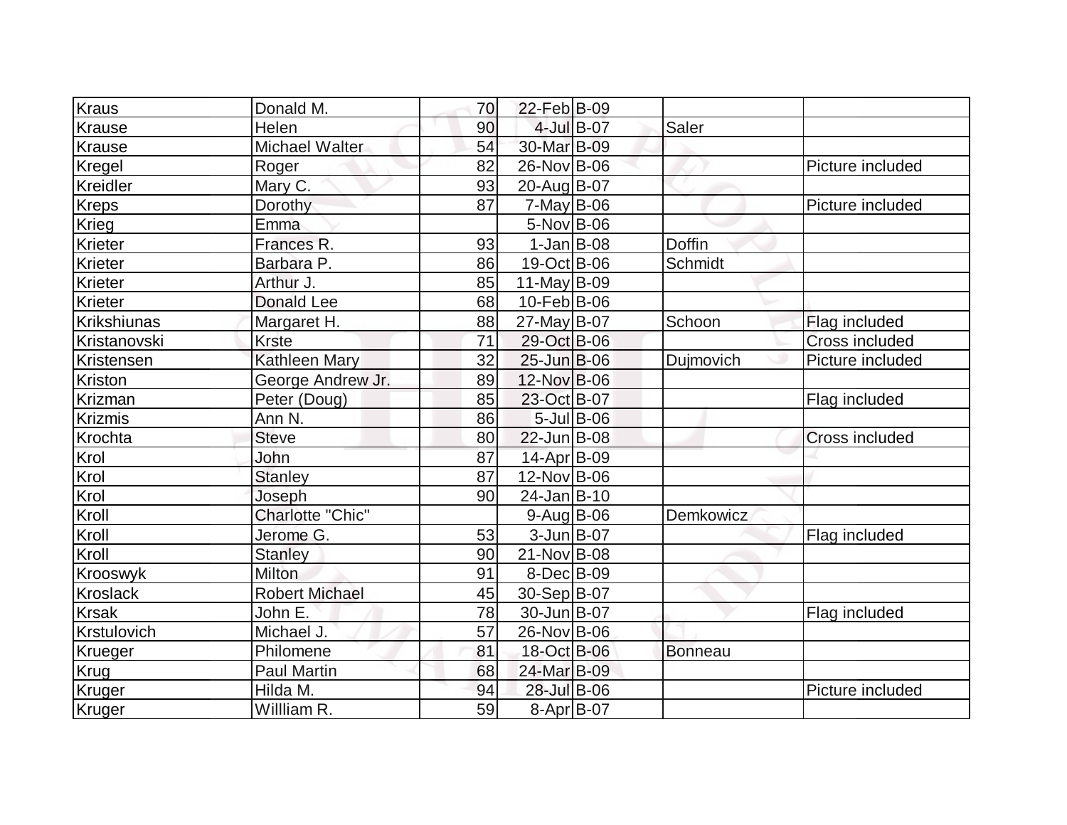| | | | | | | |
|---|---|---|---|---|---|---|
| Kraus | Donald M. | 70 | 22-Feb | B-09 | | |
| Krause | Helen | 90 | 4-Jul | B-07 | Saler | |
| Krause | Michael Walter | 54 | 30-Mar | B-09 | | |
| Kregel | Roger | 82 | 26-Nov | B-06 | | Picture included |
| Kreidler | Mary C. | 93 | 20-Aug | B-07 | | |
| Kreps | Dorothy | 87 | 7-May | B-06 | | Picture included |
| Krieg | Emma | | 5-Nov | B-06 | | |
| Krieter | Frances R. | 93 | 1-Jan | B-08 | Doffin | |
| Krieter | Barbara P. | 86 | 19-Oct | B-06 | Schmidt | |
| Krieter | Arthur J. | 85 | 11-May | B-09 | | |
| Krieter | Donald Lee | 68 | 10-Feb | B-06 | | |
| Krikshiunas | Margaret H. | 88 | 27-May | B-07 | Schoon | Flag included |
| Kristanovski | Krste | 71 | 29-Oct | B-06 | | Cross included |
| Kristensen | Kathleen Mary | 32 | 25-Jun | B-06 | Dujmovich | Picture included |
| Kriston | George Andrew Jr. | 89 | 12-Nov | B-06 | | |
| Krizman | Peter (Doug) | 85 | 23-Oct | B-07 | | Flag included |
| Krizmis | Ann N. | 86 | 5-Jul | B-06 | | |
| Krochta | Steve | 80 | 22-Jun | B-08 | | Cross included |
| Krol | John | 87 | 14-Apr | B-09 | | |
| Krol | Stanley | 87 | 12-Nov | B-06 | | |
| Krol | Joseph | 90 | 24-Jan | B-10 | | |
| Kroll | Charlotte "Chic" | | 9-Aug | B-06 | Demkowicz | |
| Kroll | Jerome G. | 53 | 3-Jun | B-07 | | Flag included |
| Kroll | Stanley | 90 | 21-Nov | B-08 | | |
| Krooswyk | Milton | 91 | 8-Dec | B-09 | | |
| Kroslack | Robert Michael | 45 | 30-Sep | B-07 | | |
| Krsak | John E. | 78 | 30-Jun | B-07 | | Flag included |
| Krstulovich | Michael J. | 57 | 26-Nov | B-06 | | |
| Krueger | Philomene | 81 | 18-Oct | B-06 | Bonneau | |
| Krug | Paul Martin | 68 | 24-Mar | B-09 | | |
| Kruger | Hilda M. | 94 | 28-Jul | B-06 | | Picture included |
| Kruger | Willliam R. | 59 | 8-Apr | B-07 | | |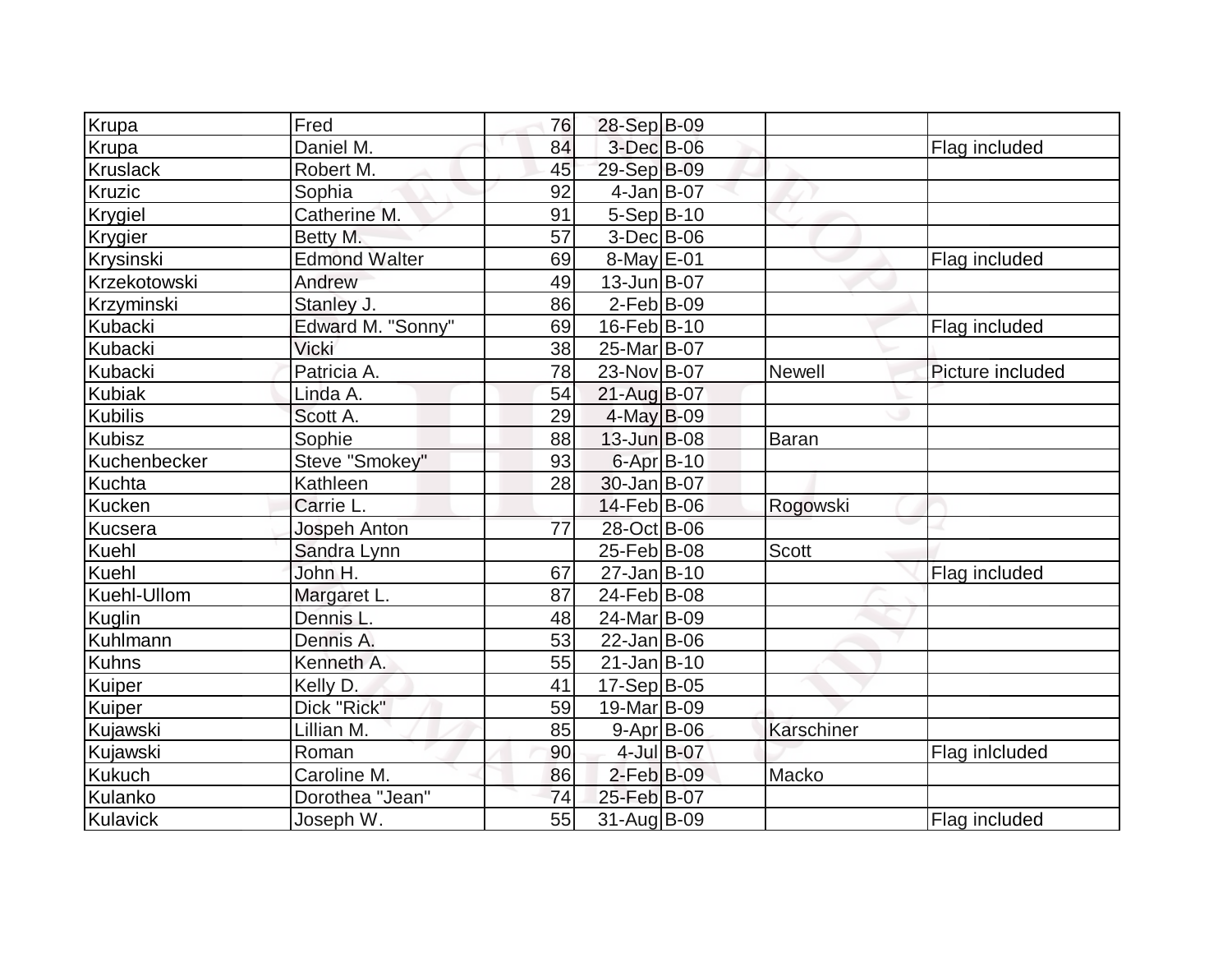| | | | | | | |
|---|---|---|---|---|---|---|
| Krupa | Fred | 76 | 28-Sep | B-09 | | |
| Krupa | Daniel M. | 84 | 3-Dec | B-06 | | Flag included |
| Kruslack | Robert M. | 45 | 29-Sep | B-09 | | |
| Kruzic | Sophia | 92 | 4-Jan | B-07 | | |
| Krygiel | Catherine M. | 91 | 5-Sep | B-10 | | |
| Krygier | Betty M. | 57 | 3-Dec | B-06 | | |
| Krysinski | Edmond Walter | 69 | 8-May | E-01 | | Flag included |
| Krzekotowski | Andrew | 49 | 13-Jun | B-07 | | |
| Krzyminski | Stanley J. | 86 | 2-Feb | B-09 | | |
| Kubacki | Edward M. "Sonny" | 69 | 16-Feb | B-10 | | Flag included |
| Kubacki | Vicki | 38 | 25-Mar | B-07 | | |
| Kubacki | Patricia A. | 78 | 23-Nov | B-07 | Newell | Picture included |
| Kubiak | Linda A. | 54 | 21-Aug | B-07 | | |
| Kubilis | Scott A. | 29 | 4-May | B-09 | | |
| Kubisz | Sophie | 88 | 13-Jun | B-08 | Baran | |
| Kuchenbecker | Steve "Smokey" | 93 | 6-Apr | B-10 | | |
| Kuchta | Kathleen | 28 | 30-Jan | B-07 | | |
| Kucken | Carrie L. | | 14-Feb | B-06 | Rogowski | |
| Kucsera | Jospeh Anton | 77 | 28-Oct | B-06 | | |
| Kuehl | Sandra Lynn | | 25-Feb | B-08 | Scott | |
| Kuehl | John H. | 67 | 27-Jan | B-10 | | Flag included |
| Kuehl-Ullom | Margaret L. | 87 | 24-Feb | B-08 | | |
| Kuglin | Dennis L. | 48 | 24-Mar | B-09 | | |
| Kuhlmann | Dennis A. | 53 | 22-Jan | B-06 | | |
| Kuhns | Kenneth A. | 55 | 21-Jan | B-10 | | |
| Kuiper | Kelly D. | 41 | 17-Sep | B-05 | | |
| Kuiper | Dick "Rick" | 59 | 19-Mar | B-09 | | |
| Kujawski | Lillian M. | 85 | 9-Apr | B-06 | Karschiner | |
| Kujawski | Roman | 90 | 4-Jul | B-07 | | Flag inlcluded |
| Kukuch | Caroline M. | 86 | 2-Feb | B-09 | Macko | |
| Kulanko | Dorothea "Jean" | 74 | 25-Feb | B-07 | | |
| Kulavick | Joseph W. | 55 | 31-Aug | B-09 | | Flag included |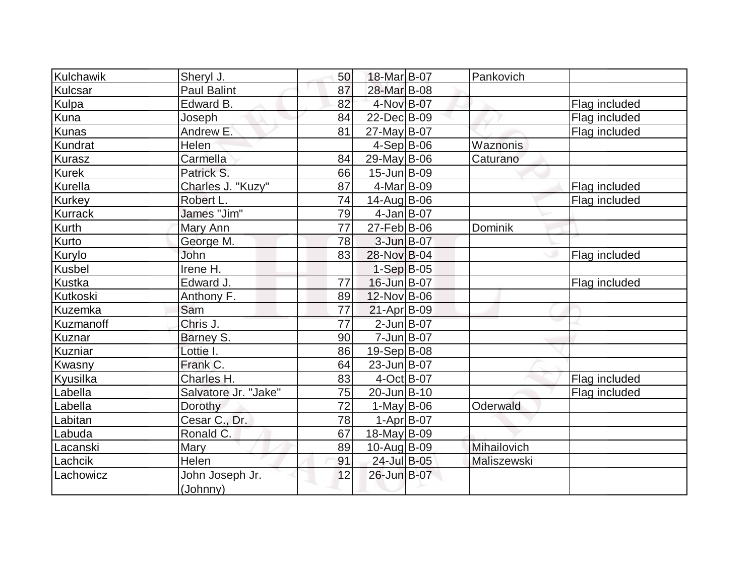| | | | | | | |
|---|---|---|---|---|---|---|
| Kulchawik | Sheryl J. | 50 | 18-Mar | B-07 | Pankovich | |
| Kulcsar | Paul Balint | 87 | 28-Mar | B-08 | | |
| Kulpa | Edward B. | 82 | 4-Nov | B-07 | | Flag included |
| Kuna | Joseph | 84 | 22-Dec | B-09 | | Flag included |
| Kunas | Andrew E. | 81 | 27-May | B-07 | | Flag included |
| Kundrat | Helen | | 4-Sep | B-06 | Waznonis | |
| Kurasz | Carmella | 84 | 29-May | B-06 | Caturano | |
| Kurek | Patrick S. | 66 | 15-Jun | B-09 | | |
| Kurella | Charles J. "Kuzy" | 87 | 4-Mar | B-09 | | Flag included |
| Kurkey | Robert L. | 74 | 14-Aug | B-06 | | Flag included |
| Kurrack | James "Jim" | 79 | 4-Jan | B-07 | | |
| Kurth | Mary Ann | 77 | 27-Feb | B-06 | Dominik | |
| Kurto | George M. | 78 | 3-Jun | B-07 | | |
| Kurylo | John | 83 | 28-Nov | B-04 | | Flag included |
| Kusbel | Irene H. | | 1-Sep | B-05 | | |
| Kustka | Edward J. | 77 | 16-Jun | B-07 | | Flag included |
| Kutkoski | Anthony F. | 89 | 12-Nov | B-06 | | |
| Kuzemka | Sam | 77 | 21-Apr | B-09 | | |
| Kuzmanoff | Chris J. | 77 | 2-Jun | B-07 | | |
| Kuznar | Barney S. | 90 | 7-Jun | B-07 | | |
| Kuzniar | Lottie I. | 86 | 19-Sep | B-08 | | |
| Kwasny | Frank C. | 64 | 23-Jun | B-07 | | |
| Kyusilka | Charles H. | 83 | 4-Oct | B-07 | | Flag included |
| Labella | Salvatore Jr. "Jake" | 75 | 20-Jun | B-10 | | Flag included |
| Labella | Dorothy | 72 | 1-May | B-06 | Oderwald | |
| Labitan | Cesar C., Dr. | 78 | 1-Apr | B-07 | | |
| Labuda | Ronald C. | 67 | 18-May | B-09 | | |
| Lacanski | Mary | 89 | 10-Aug | B-09 | Mihailovich | |
| Lachcik | Helen | 91 | 24-Jul | B-05 | Maliszewski | |
| Lachowicz | John Joseph Jr. (Johnny) | 12 | 26-Jun | B-07 | | |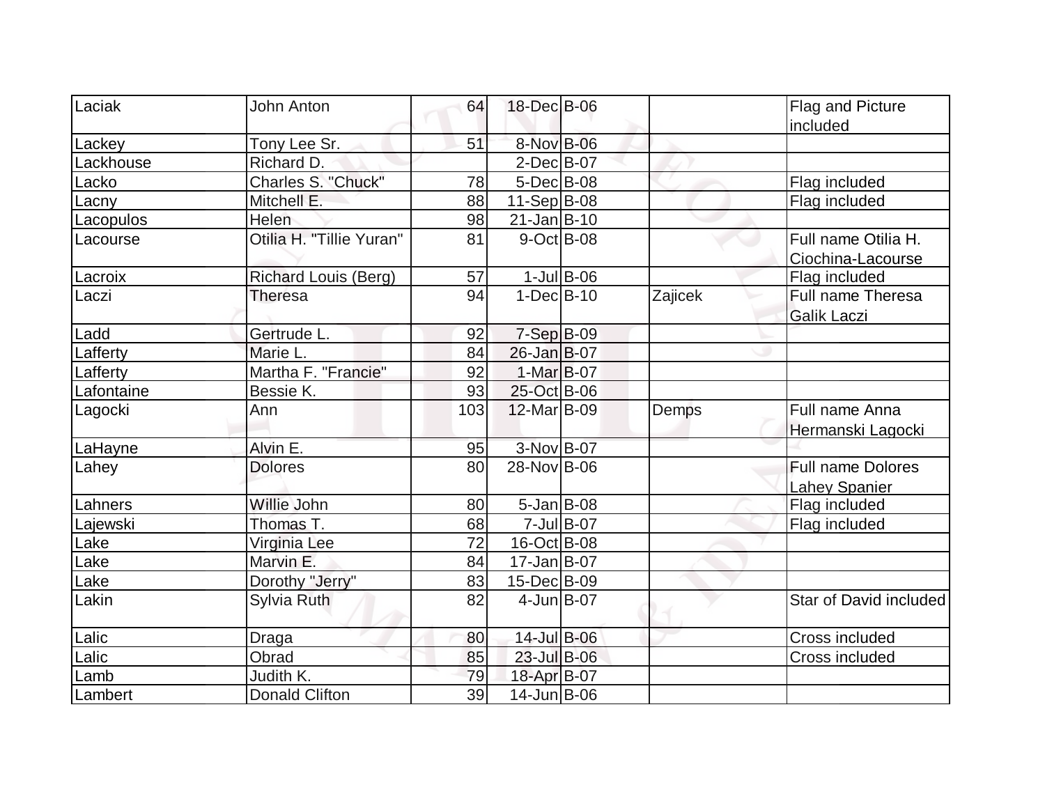| Laciak | John Anton | 64 | 18-Dec | B-06 | | Flag and Picture included |
|---|---|---|---|---|---|---|
| Lackey | Tony Lee Sr. | 51 | 8-Nov | B-06 | | |
| Lackhouse | Richard D. | | 2-Dec | B-07 | | |
| Lacko | Charles S. "Chuck" | 78 | 5-Dec | B-08 | | Flag included |
| Lacny | Mitchell E. | 88 | 11-Sep | B-08 | | Flag included |
| Lacopulos | Helen | 98 | 21-Jan | B-10 | | |
| Lacourse | Otilia H. "Tillie Yuran" | 81 | 9-Oct | B-08 | | Full name Otilia H. Ciochina-Lacourse |
| Lacroix | Richard Louis (Berg) | 57 | 1-Jul | B-06 | | Flag included |
| Laczi | Theresa | 94 | 1-Dec | B-10 | Zajicek | Full name Theresa Galik Laczi |
| Ladd | Gertrude L. | 92 | 7-Sep | B-09 | | |
| Lafferty | Marie L. | 84 | 26-Jan | B-07 | | |
| Lafferty | Martha F. "Francie" | 92 | 1-Mar | B-07 | | |
| Lafontaine | Bessie K. | 93 | 25-Oct | B-06 | | |
| Lagocki | Ann | 103 | 12-Mar | B-09 | Demps | Full name Anna Hermanski Lagocki |
| LaHayne | Alvin E. | 95 | 3-Nov | B-07 | | |
| Lahey | Dolores | 80 | 28-Nov | B-06 | | Full name Dolores Lahey Spanier |
| Lahners | Willie John | 80 | 5-Jan | B-08 | | Flag included |
| Lajewski | Thomas T. | 68 | 7-Jul | B-07 | | Flag included |
| Lake | Virginia Lee | 72 | 16-Oct | B-08 | | |
| Lake | Marvin E. | 84 | 17-Jan | B-07 | | |
| Lake | Dorothy "Jerry" | 83 | 15-Dec | B-09 | | |
| Lakin | Sylvia Ruth | 82 | 4-Jun | B-07 | | Star of David included |
| Lalic | Draga | 80 | 14-Jul | B-06 | | Cross included |
| Lalic | Obrad | 85 | 23-Jul | B-06 | | Cross included |
| Lamb | Judith K. | 79 | 18-Apr | B-07 | | |
| Lambert | Donald Clifton | 39 | 14-Jun | B-06 | | |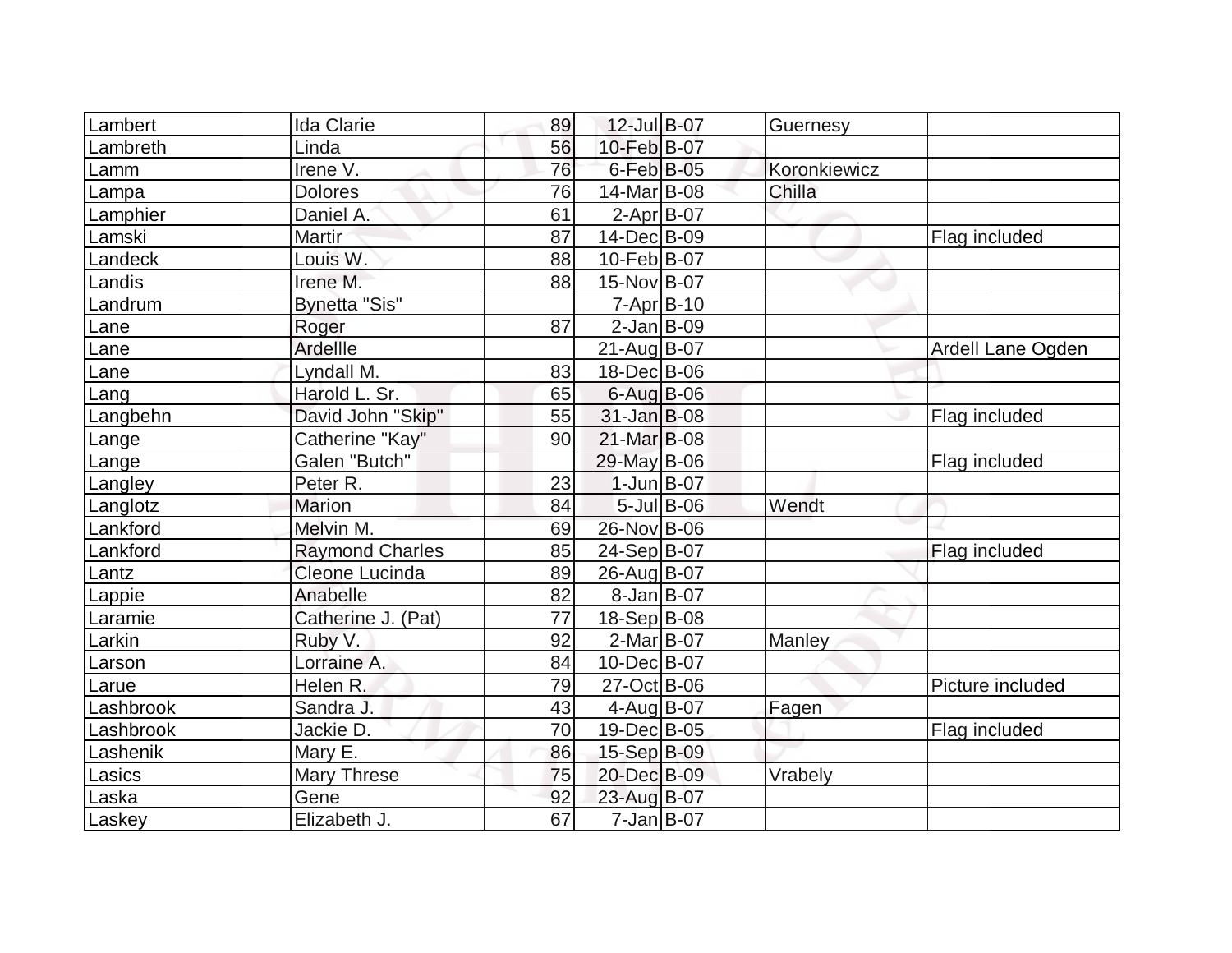| Lambert | Ida Clarie | 89 | 12-Jul | B-07 | Guernesy | |
|---|---|---|---|---|---|---|
| Lambreth | Linda | 56 | 10-Feb | B-07 | | |
| Lamm | Irene V. | 76 | 6-Feb | B-05 | Koronkiewicz | |
| Lampa | Dolores | 76 | 14-Mar | B-08 | Chilla | |
| Lamphier | Daniel A. | 61 | 2-Apr | B-07 | | |
| Lamski | Martir | 87 | 14-Dec | B-09 | | Flag included |
| Landeck | Louis W. | 88 | 10-Feb | B-07 | | |
| Landis | Irene M. | 88 | 15-Nov | B-07 | | |
| Landrum | Bynetta "Sis" | | 7-Apr | B-10 | | |
| Lane | Roger | 87 | 2-Jan | B-09 | | |
| Lane | Ardellle | | 21-Aug | B-07 | | Ardell Lane Ogden |
| Lane | Lyndall M. | 83 | 18-Dec | B-06 | | |
| Lang | Harold L. Sr. | 65 | 6-Aug | B-06 | | |
| Langbehn | David John "Skip" | 55 | 31-Jan | B-08 | | Flag included |
| Lange | Catherine "Kay" | 90 | 21-Mar | B-08 | | |
| Lange | Galen "Butch" | | 29-May | B-06 | | Flag included |
| Langley | Peter R. | 23 | 1-Jun | B-07 | | |
| Langlotz | Marion | 84 | 5-Jul | B-06 | Wendt | |
| Lankford | Melvin M. | 69 | 26-Nov | B-06 | | |
| Lankford | Raymond Charles | 85 | 24-Sep | B-07 | | Flag included |
| Lantz | Cleone Lucinda | 89 | 26-Aug | B-07 | | |
| Lappie | Anabelle | 82 | 8-Jan | B-07 | | |
| Laramie | Catherine J. (Pat) | 77 | 18-Sep | B-08 | | |
| Larkin | Ruby V. | 92 | 2-Mar | B-07 | Manley | |
| Larson | Lorraine A. | 84 | 10-Dec | B-07 | | |
| Larue | Helen R. | 79 | 27-Oct | B-06 | | Picture included |
| Lashbrook | Sandra J. | 43 | 4-Aug | B-07 | Fagen | |
| Lashbrook | Jackie D. | 70 | 19-Dec | B-05 | | Flag included |
| Lashenik | Mary E. | 86 | 15-Sep | B-09 | | |
| Lasics | Mary Threse | 75 | 20-Dec | B-09 | Vrabely | |
| Laska | Gene | 92 | 23-Aug | B-07 | | |
| Laskey | Elizabeth J. | 67 | 7-Jan | B-07 | | |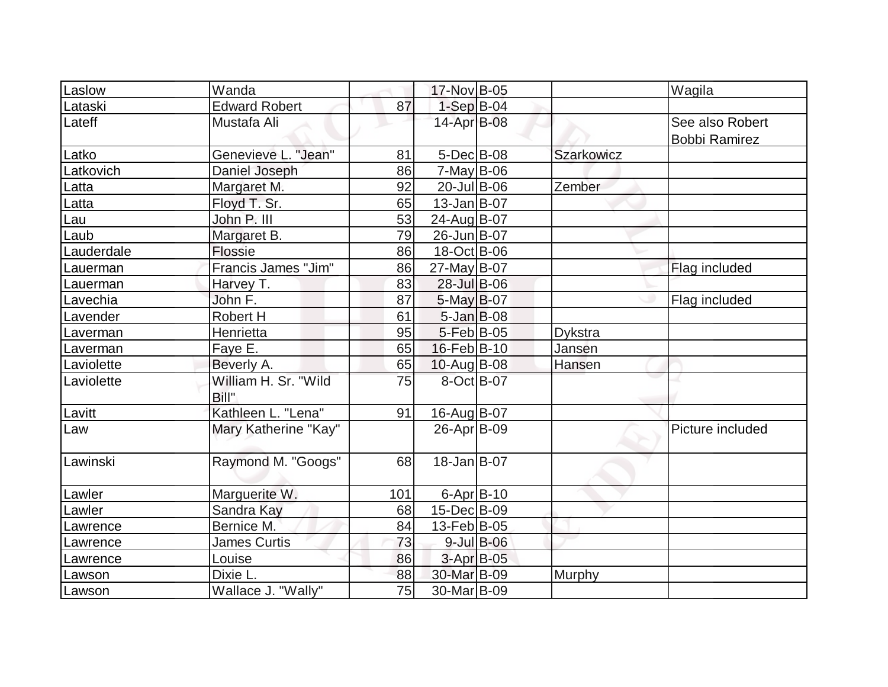| Laslow | Wanda | | 17-Nov | B-05 | | Wagila |
|---|---|---|---|---|---|---|
| Lataski | Edward Robert | 87 | 1-Sep | B-04 | | |
| Lateff | Mustafa Ali | | 14-Apr | B-08 | | See also Robert Bobbi Ramirez |
| Latko | Genevieve L. "Jean" | 81 | 5-Dec | B-08 | Szarkowicz | |
| Latkovich | Daniel Joseph | 86 | 7-May | B-06 | | |
| Latta | Margaret M. | 92 | 20-Jul | B-06 | Zember | |
| Latta | Floyd T. Sr. | 65 | 13-Jan | B-07 | | |
| Lau | John P. III | 53 | 24-Aug | B-07 | | |
| Laub | Margaret B. | 79 | 26-Jun | B-07 | | |
| Lauderdale | Flossie | 86 | 18-Oct | B-06 | | |
| Lauerman | Francis James "Jim" | 86 | 27-May | B-07 | | Flag included |
| Lauerman | Harvey T. | 83 | 28-Jul | B-06 | | |
| Lavechia | John F. | 87 | 5-May | B-07 | | Flag included |
| Lavender | Robert H | 61 | 5-Jan | B-08 | | |
| Laverman | Henrietta | 95 | 5-Feb | B-05 | Dykstra | |
| Laverman | Faye E. | 65 | 16-Feb | B-10 | Jansen | |
| Laviolette | Beverly A. | 65 | 10-Aug | B-08 | Hansen | |
| Laviolette | William H. Sr. "Wild Bill" | 75 | 8-Oct | B-07 | | |
| Lavitt | Kathleen L. "Lena" | 91 | 16-Aug | B-07 | | |
| Law | Mary Katherine "Kay" | | 26-Apr | B-09 | | Picture included |
| Lawinski | Raymond M. "Googs" | 68 | 18-Jan | B-07 | | |
| Lawler | Marguerite W. | 101 | 6-Apr | B-10 | | |
| Lawler | Sandra Kay | 68 | 15-Dec | B-09 | | |
| Lawrence | Bernice M. | 84 | 13-Feb | B-05 | | |
| Lawrence | James Curtis | 73 | 9-Jul | B-06 | | |
| Lawrence | Louise | 86 | 3-Apr | B-05 | | |
| Lawson | Dixie L. | 88 | 30-Mar | B-09 | Murphy | |
| Lawson | Wallace J. "Wally" | 75 | 30-Mar | B-09 | | |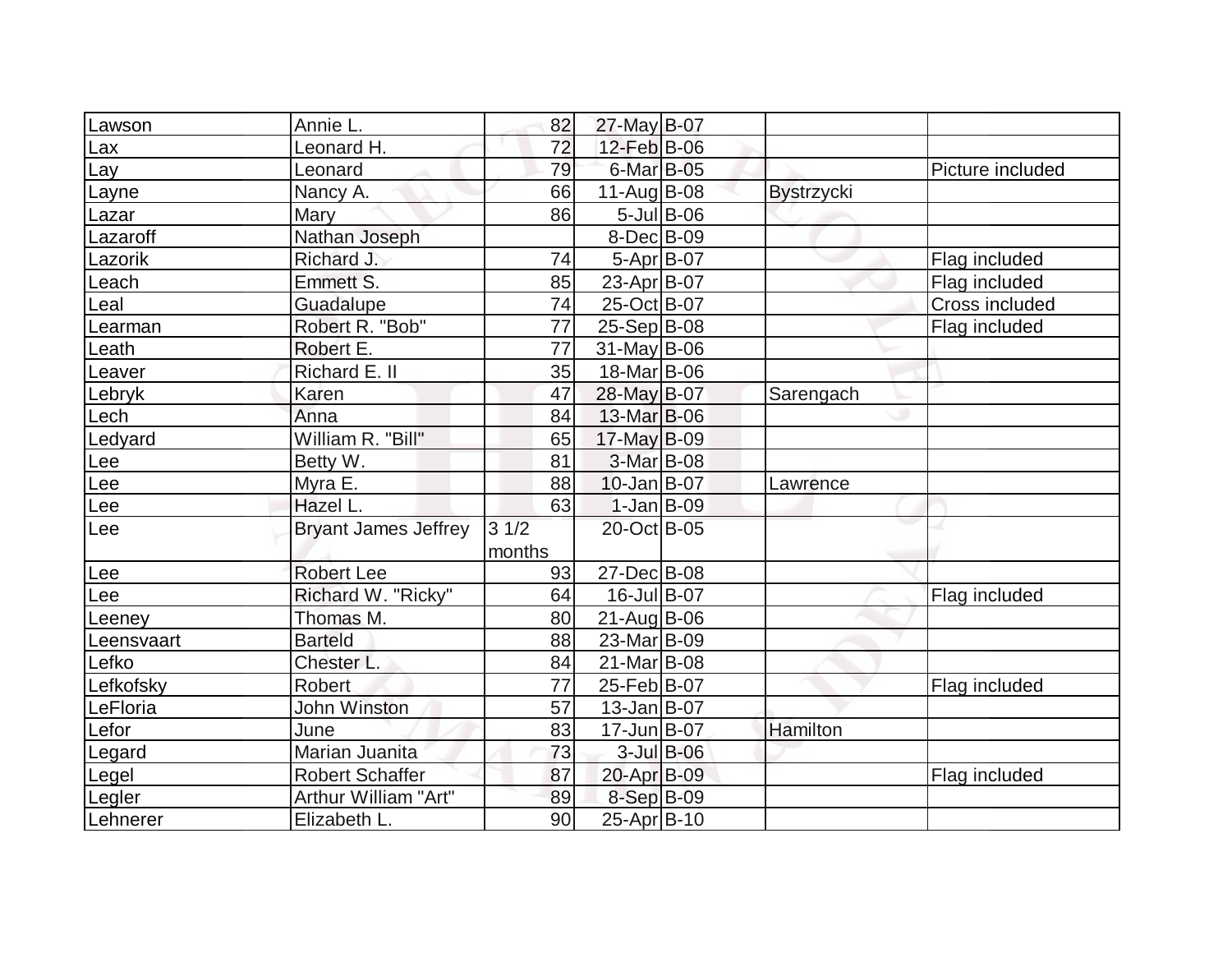| | | | | | | |
|---|---|---|---|---|---|---|
| Lawson | Annie L. | 82 | 27-May | B-07 | | |
| Lax | Leonard H. | 72 | 12-Feb | B-06 | | |
| Lay | Leonard | 79 | 6-Mar | B-05 | | Picture included |
| Layne | Nancy A. | 66 | 11-Aug | B-08 | Bystrzycki | |
| Lazar | Mary | 86 | 5-Jul | B-06 | | |
| Lazaroff | Nathan Joseph | | 8-Dec | B-09 | | |
| Lazorik | Richard J. | 74 | 5-Apr | B-07 | | Flag included |
| Leach | Emmett S. | 85 | 23-Apr | B-07 | | Flag included |
| Leal | Guadalupe | 74 | 25-Oct | B-07 | | Cross included |
| Learman | Robert R. "Bob" | 77 | 25-Sep | B-08 | | Flag included |
| Leath | Robert E. | 77 | 31-May | B-06 | | |
| Leaver | Richard E. II | 35 | 18-Mar | B-06 | | |
| Lebryk | Karen | 47 | 28-May | B-07 | Sarengach | |
| Lech | Anna | 84 | 13-Mar | B-06 | | |
| Ledyard | William R. "Bill" | 65 | 17-May | B-09 | | |
| Lee | Betty W. | 81 | 3-Mar | B-08 | | |
| Lee | Myra E. | 88 | 10-Jan | B-07 | Lawrence | |
| Lee | Hazel L. | 63 | 1-Jan | B-09 | | |
| Lee | Bryant James Jeffrey | 3 1/2 months | 20-Oct | B-05 | | |
| Lee | Robert Lee | 93 | 27-Dec | B-08 | | |
| Lee | Richard W. "Ricky" | 64 | 16-Jul | B-07 | | Flag included |
| Leeney | Thomas M. | 80 | 21-Aug | B-06 | | |
| Leensvaart | Barteld | 88 | 23-Mar | B-09 | | |
| Lefko | Chester L. | 84 | 21-Mar | B-08 | | |
| Lefkofsky | Robert | 77 | 25-Feb | B-07 | | Flag included |
| LeFloria | John Winston | 57 | 13-Jan | B-07 | | |
| Lefor | June | 83 | 17-Jun | B-07 | Hamilton | |
| Legard | Marian Juanita | 73 | 3-Jul | B-06 | | |
| Legel | Robert Schaffer | 87 | 20-Apr | B-09 | | Flag included |
| Legler | Arthur William "Art" | 89 | 8-Sep | B-09 | | |
| Lehnerer | Elizabeth L. | 90 | 25-Apr | B-10 | | |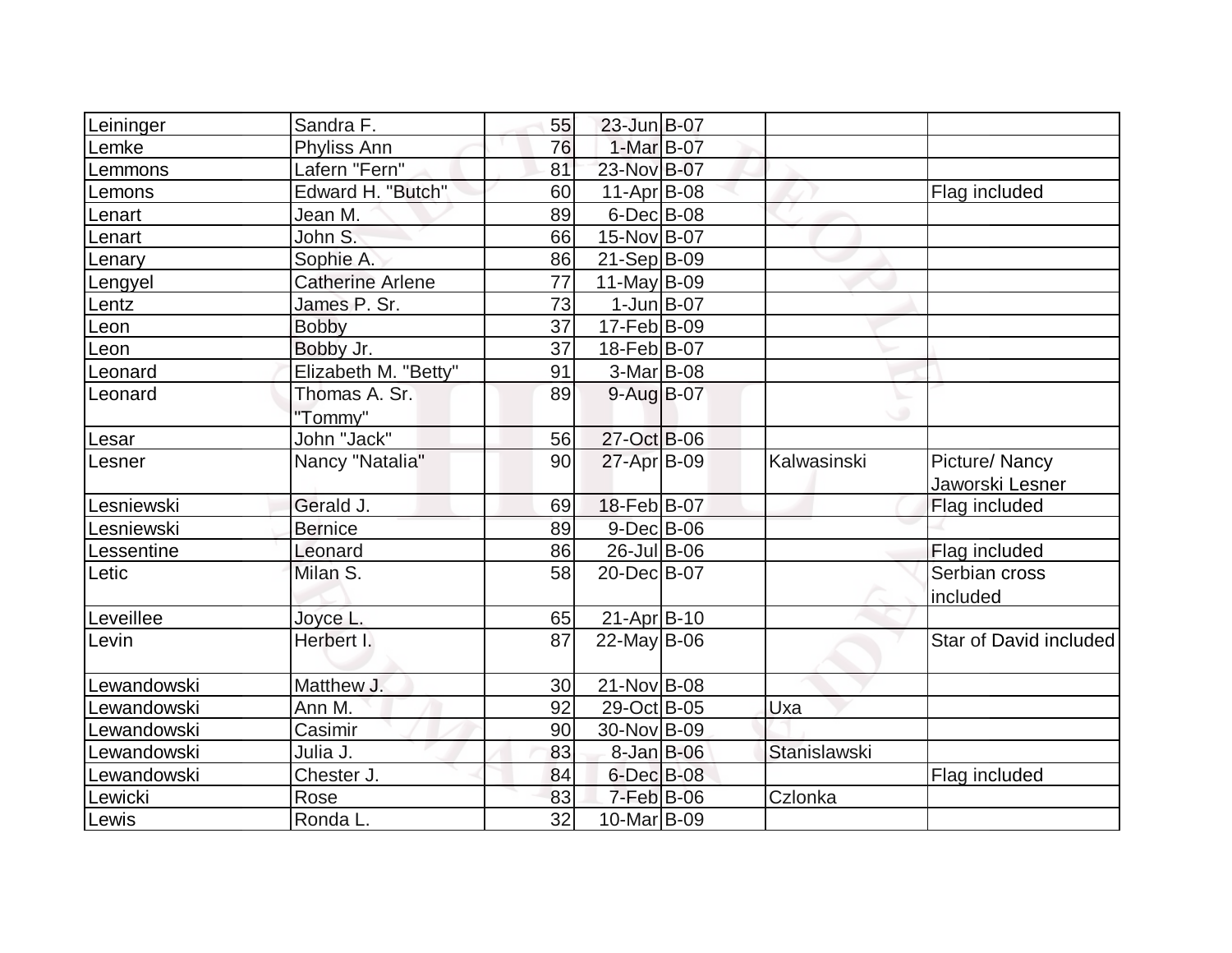| | | | | | | |
|---|---|---|---|---|---|---|
| Leininger | Sandra F. | 55 | 23-Jun | B-07 | | |
| Lemke | Phyliss Ann | 76 | 1-Mar | B-07 | | |
| Lemmons | Lafern "Fern" | 81 | 23-Nov | B-07 | | |
| Lemons | Edward H. "Butch" | 60 | 11-Apr | B-08 | | Flag included |
| Lenart | Jean M. | 89 | 6-Dec | B-08 | | |
| Lenart | John S. | 66 | 15-Nov | B-07 | | |
| Lenary | Sophie A. | 86 | 21-Sep | B-09 | | |
| Lengyel | Catherine Arlene | 77 | 11-May | B-09 | | |
| Lentz | James P. Sr. | 73 | 1-Jun | B-07 | | |
| Leon | Bobby | 37 | 17-Feb | B-09 | | |
| Leon | Bobby Jr. | 37 | 18-Feb | B-07 | | |
| Leonard | Elizabeth M. "Betty" | 91 | 3-Mar | B-08 | | |
| Leonard | Thomas A. Sr. "Tommy" | 89 | 9-Aug | B-07 | | |
| Lesar | John "Jack" | 56 | 27-Oct | B-06 | | |
| Lesner | Nancy "Natalia" | 90 | 27-Apr | B-09 | Kalwasinski | Picture/ Nancy Jaworski Lesner |
| Lesniewski | Gerald J. | 69 | 18-Feb | B-07 | | Flag included |
| Lesniewski | Bernice | 89 | 9-Dec | B-06 | | |
| Lessentine | Leonard | 86 | 26-Jul | B-06 | | Flag included |
| Letic | Milan S. | 58 | 20-Dec | B-07 | | Serbian cross included |
| Leveillee | Joyce L. | 65 | 21-Apr | B-10 | | |
| Levin | Herbert I. | 87 | 22-May | B-06 | | Star of David included |
| Lewandowski | Matthew J. | 30 | 21-Nov | B-08 | | |
| Lewandowski | Ann M. | 92 | 29-Oct | B-05 | Uxa | |
| Lewandowski | Casimir | 90 | 30-Nov | B-09 | | |
| Lewandowski | Julia J. | 83 | 8-Jan | B-06 | Stanislawski | |
| Lewandowski | Chester J. | 84 | 6-Dec | B-08 | | Flag included |
| Lewicki | Rose | 83 | 7-Feb | B-06 | Czlonka | |
| Lewis | Ronda L. | 32 | 10-Mar | B-09 | | |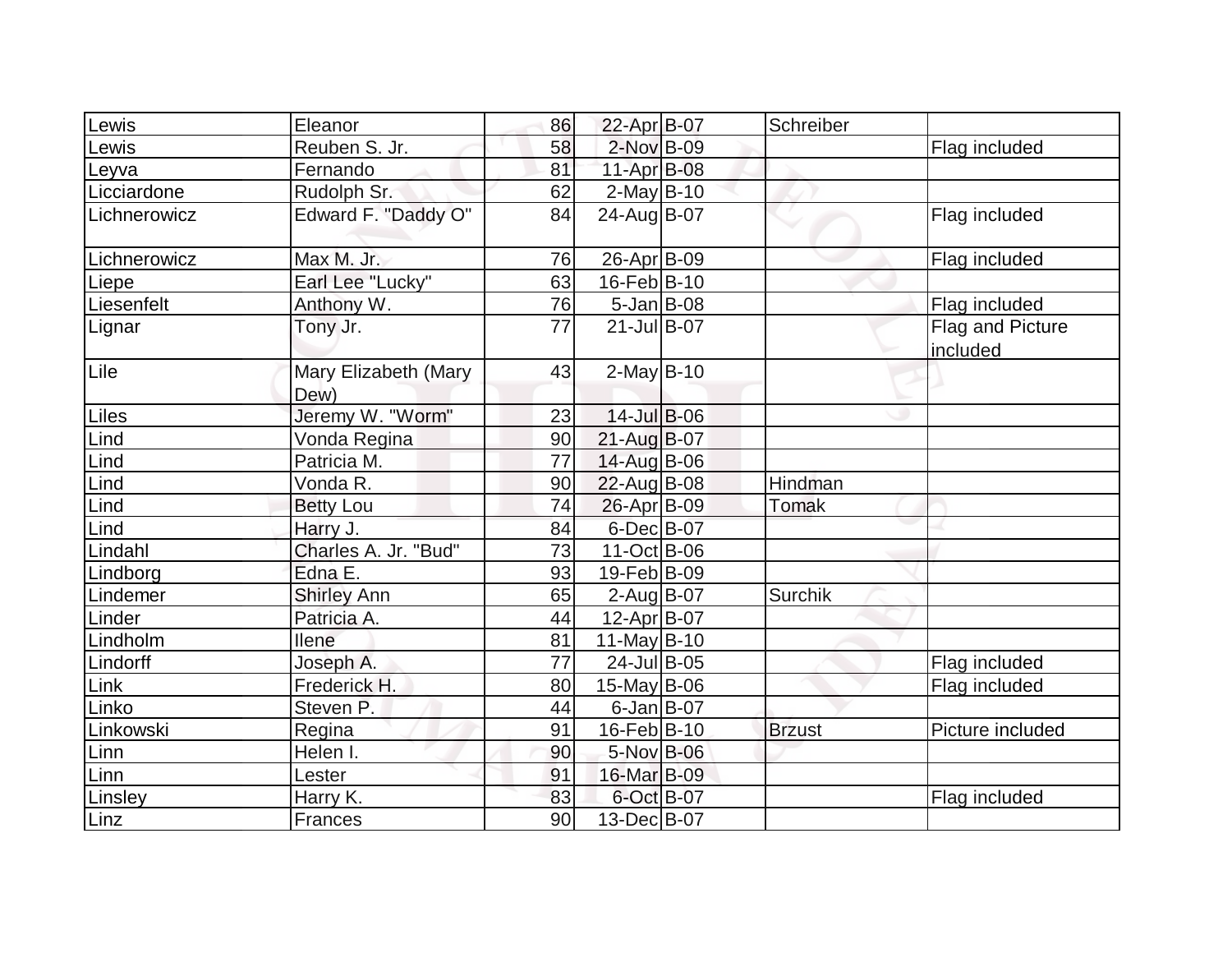| Lewis | Eleanor | 86 | 22-Apr | B-07 | Schreiber | |
|---|---|---|---|---|---|---|
| Lewis | Reuben S. Jr. | 58 | 2-Nov | B-09 | | Flag included |
| Leyva | Fernando | 81 | 11-Apr | B-08 | | |
| Licciardone | Rudolph Sr. | 62 | 2-May | B-10 | | |
| Lichnerowicz | Edward F. "Daddy O" | 84 | 24-Aug | B-07 | | Flag included |
| Lichnerowicz | Max M. Jr. | 76 | 26-Apr | B-09 | | Flag included |
| Liepe | Earl Lee "Lucky" | 63 | 16-Feb | B-10 | | |
| Liesenfelt | Anthony W. | 76 | 5-Jan | B-08 | | Flag included |
| Lignar | Tony Jr. | 77 | 21-Jul | B-07 | | Flag and Picture included |
| Lile | Mary Elizabeth (Mary Dew) | 43 | 2-May | B-10 | | |
| Liles | Jeremy W. "Worm" | 23 | 14-Jul | B-06 | | |
| Lind | Vonda Regina | 90 | 21-Aug | B-07 | | |
| Lind | Patricia M. | 77 | 14-Aug | B-06 | | |
| Lind | Vonda R. | 90 | 22-Aug | B-08 | Hindman | |
| Lind | Betty Lou | 74 | 26-Apr | B-09 | Tomak | |
| Lind | Harry J. | 84 | 6-Dec | B-07 | | |
| Lindahl | Charles A. Jr. "Bud" | 73 | 11-Oct | B-06 | | |
| Lindborg | Edna E. | 93 | 19-Feb | B-09 | | |
| Lindemer | Shirley Ann | 65 | 2-Aug | B-07 | Surchik | |
| Linder | Patricia A. | 44 | 12-Apr | B-07 | | |
| Lindholm | Ilene | 81 | 11-May | B-10 | | |
| Lindorff | Joseph A. | 77 | 24-Jul | B-05 | | Flag included |
| Link | Frederick H. | 80 | 15-May | B-06 | | Flag included |
| Linko | Steven P. | 44 | 6-Jan | B-07 | | |
| Linkowski | Regina | 91 | 16-Feb | B-10 | Brzust | Picture included |
| Linn | Helen I. | 90 | 5-Nov | B-06 | | |
| Linn | Lester | 91 | 16-Mar | B-09 | | |
| Linsley | Harry K. | 83 | 6-Oct | B-07 | | Flag included |
| Linz | Frances | 90 | 13-Dec | B-07 | | |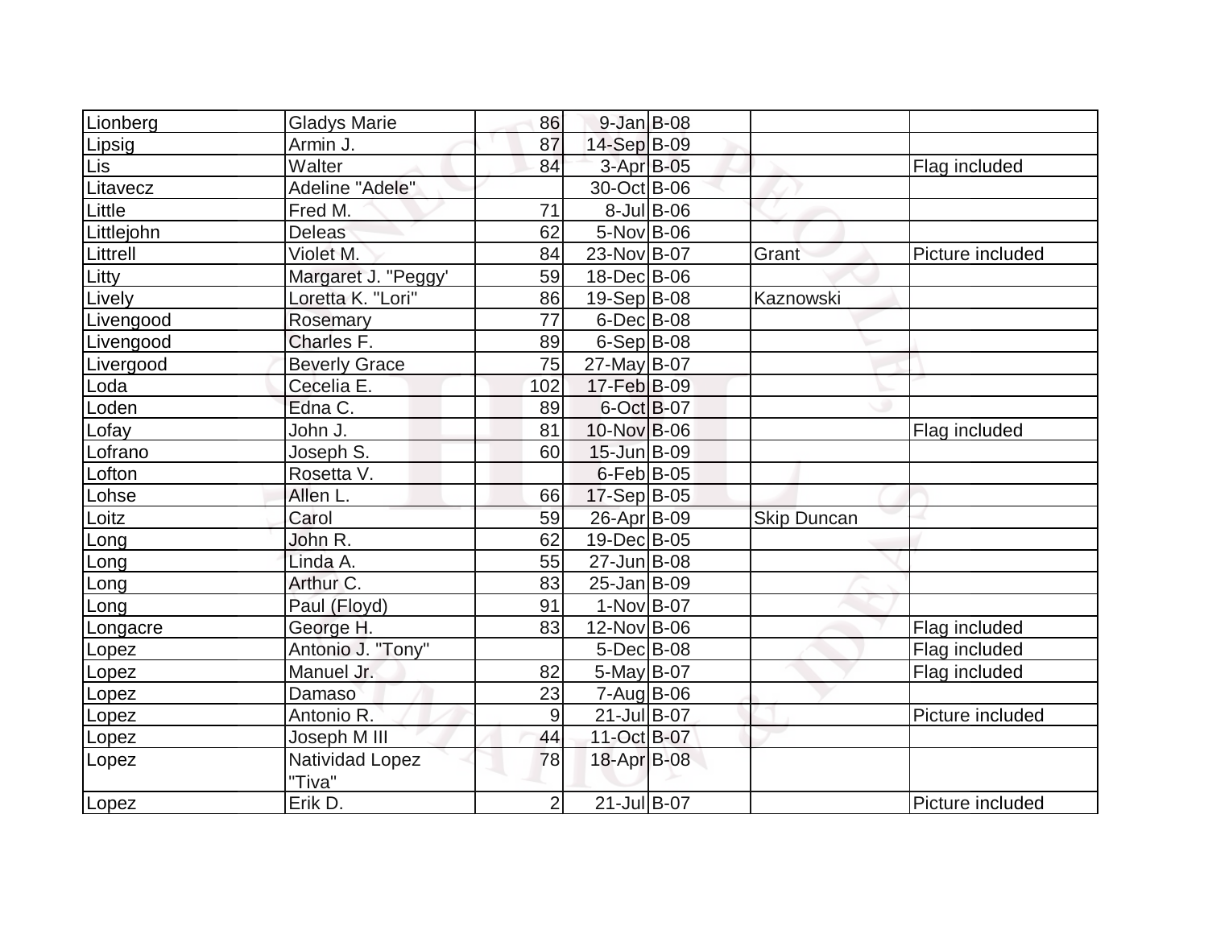| | | | | | | |
|---|---|---|---|---|---|---|
| Lionberg | Gladys Marie | 86 | 9-Jan | B-08 | | |
| Lipsig | Armin J. | 87 | 14-Sep | B-09 | | |
| Lis | Walter | 84 | 3-Apr | B-05 | | Flag included |
| Litavecz | Adeline "Adele" | | 30-Oct | B-06 | | |
| Little | Fred M. | 71 | 8-Jul | B-06 | | |
| Littlejohn | Deleas | 62 | 5-Nov | B-06 | | |
| Littrell | Violet M. | 84 | 23-Nov | B-07 | Grant | Picture included |
| Litty | Margaret J. "Peggy' | 59 | 18-Dec | B-06 | | |
| Lively | Loretta K. "Lori" | 86 | 19-Sep | B-08 | Kaznowski | |
| Livengood | Rosemary | 77 | 6-Dec | B-08 | | |
| Livengood | Charles F. | 89 | 6-Sep | B-08 | | |
| Livergood | Beverly Grace | 75 | 27-May | B-07 | | |
| Loda | Cecelia E. | 102 | 17-Feb | B-09 | | |
| Loden | Edna C. | 89 | 6-Oct | B-07 | | |
| Lofay | John J. | 81 | 10-Nov | B-06 | | Flag included |
| Lofrano | Joseph S. | 60 | 15-Jun | B-09 | | |
| Lofton | Rosetta V. | | 6-Feb | B-05 | | |
| Lohse | Allen L. | 66 | 17-Sep | B-05 | | |
| Loitz | Carol | 59 | 26-Apr | B-09 | Skip Duncan | |
| Long | John R. | 62 | 19-Dec | B-05 | | |
| Long | Linda A. | 55 | 27-Jun | B-08 | | |
| Long | Arthur C. | 83 | 25-Jan | B-09 | | |
| Long | Paul (Floyd) | 91 | 1-Nov | B-07 | | |
| Longacre | George H. | 83 | 12-Nov | B-06 | | Flag included |
| Lopez | Antonio J. "Tony" | | 5-Dec | B-08 | | Flag included |
| Lopez | Manuel Jr. | 82 | 5-May | B-07 | | Flag included |
| Lopez | Damaso | 23 | 7-Aug | B-06 | | |
| Lopez | Antonio R. | 9 | 21-Jul | B-07 | | Picture included |
| Lopez | Joseph M III | 44 | 11-Oct | B-07 | | |
| Lopez | Natividad Lopez "Tiva" | 78 | 18-Apr | B-08 | | |
| Lopez | Erik D. | 2 | 21-Jul | B-07 | | Picture included |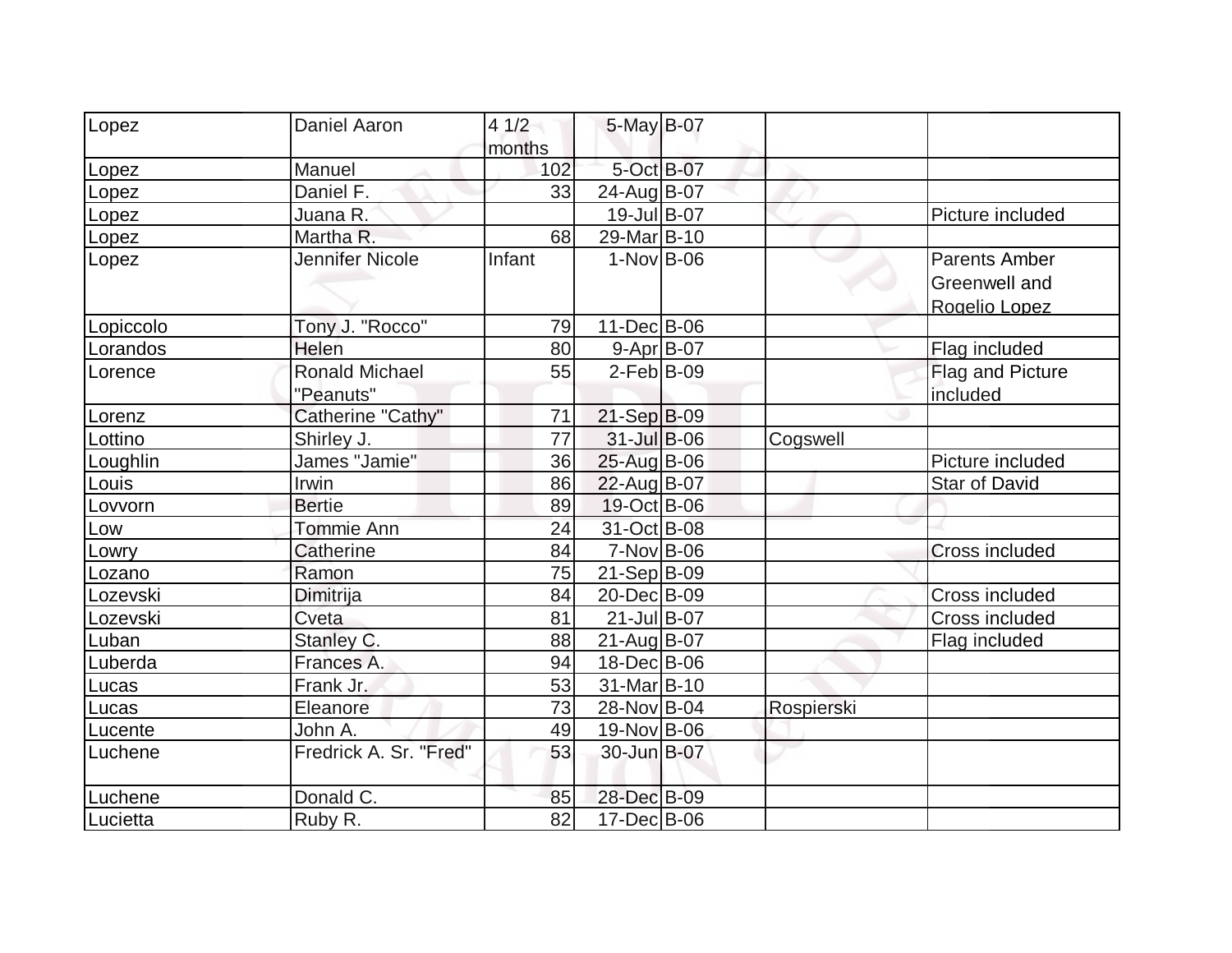| Lopez | Daniel Aaron | 4 1/2 months | 5-May | B-07 | | |
|---|---|---|---|---|---|---|
| Lopez | Manuel | 102 | 5-Oct | B-07 | | |
| Lopez | Daniel F. | 33 | 24-Aug | B-07 | | |
| Lopez | Juana R. | | 19-Jul | B-07 | | Picture included |
| Lopez | Martha R. | 68 | 29-Mar | B-10 | | |
| Lopez | Jennifer Nicole | Infant | 1-Nov | B-06 | | Parents Amber Greenwell and Rogelio Lopez |
| Lopiccolo | Tony J. "Rocco" | 79 | 11-Dec | B-06 | | |
| Lorandos | Helen | 80 | 9-Apr | B-07 | | Flag included |
| Lorence | Ronald Michael "Peanuts" | 55 | 2-Feb | B-09 | | Flag and Picture included |
| Lorenz | Catherine "Cathy" | 71 | 21-Sep | B-09 | | |
| Lottino | Shirley J. | 77 | 31-Jul | B-06 | Cogswell | |
| Loughlin | James "Jamie" | 36 | 25-Aug | B-06 | | Picture included |
| Louis | Irwin | 86 | 22-Aug | B-07 | | Star of David |
| Lovvorn | Bertie | 89 | 19-Oct | B-06 | | |
| Low | Tommie Ann | 24 | 31-Oct | B-08 | | |
| Lowry | Catherine | 84 | 7-Nov | B-06 | | Cross included |
| Lozano | Ramon | 75 | 21-Sep | B-09 | | |
| Lozevski | Dimitrija | 84 | 20-Dec | B-09 | | Cross included |
| Lozevski | Cveta | 81 | 21-Jul | B-07 | | Cross included |
| Luban | Stanley C. | 88 | 21-Aug | B-07 | | Flag included |
| Luberda | Frances A. | 94 | 18-Dec | B-06 | | |
| Lucas | Frank Jr. | 53 | 31-Mar | B-10 | | |
| Lucas | Eleanore | 73 | 28-Nov | B-04 | Rospierski | |
| Lucente | John A. | 49 | 19-Nov | B-06 | | |
| Luchene | Fredrick A. Sr. "Fred" | 53 | 30-Jun | B-07 | | |
| Luchene | Donald C. | 85 | 28-Dec | B-09 | | |
| Lucietta | Ruby R. | 82 | 17-Dec | B-06 | | |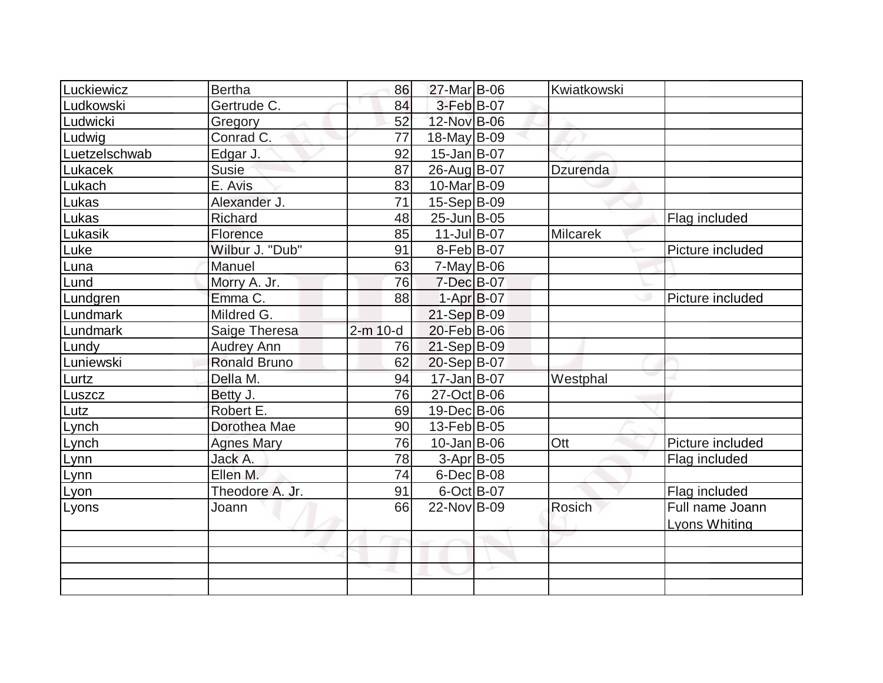| | | | | | | |
|---|---|---|---|---|---|---|
| Luckiewicz | Bertha | 86 | 27-Mar | B-06 | Kwiatkowski | |
| Ludkowski | Gertrude C. | 84 | 3-Feb | B-07 | | |
| Ludwicki | Gregory | 52 | 12-Nov | B-06 | | |
| Ludwig | Conrad C. | 77 | 18-May | B-09 | | |
| Luetzelschwab | Edgar J. | 92 | 15-Jan | B-07 | | |
| Lukacek | Susie | 87 | 26-Aug | B-07 | Dzurenda | |
| Lukach | E. Avis | 83 | 10-Mar | B-09 | | |
| Lukas | Alexander J. | 71 | 15-Sep | B-09 | | |
| Lukas | Richard | 48 | 25-Jun | B-05 | | Flag included |
| Lukasik | Florence | 85 | 11-Jul | B-07 | Milcarek | |
| Luke | Wilbur J. "Dub" | 91 | 8-Feb | B-07 | | Picture included |
| Luna | Manuel | 63 | 7-May | B-06 | | |
| Lund | Morry A. Jr. | 76 | 7-Dec | B-07 | | |
| Lundgren | Emma C. | 88 | 1-Apr | B-07 | | Picture included |
| Lundmark | Mildred G. | | 21-Sep | B-09 | | |
| Lundmark | Saige Theresa | 2-m 10-d | 20-Feb | B-06 | | |
| Lundy | Audrey Ann | 76 | 21-Sep | B-09 | | |
| Luniewski | Ronald Bruno | 62 | 20-Sep | B-07 | | |
| Lurtz | Della M. | 94 | 17-Jan | B-07 | Westphal | |
| Luszcz | Betty J. | 76 | 27-Oct | B-06 | | |
| Lutz | Robert E. | 69 | 19-Dec | B-06 | | |
| Lynch | Dorothea Mae | 90 | 13-Feb | B-05 | | |
| Lynch | Agnes Mary | 76 | 10-Jan | B-06 | Ott | Picture included |
| Lynn | Jack A. | 78 | 3-Apr | B-05 | | Flag included |
| Lynn | Ellen M. | 74 | 6-Dec | B-08 | | |
| Lyon | Theodore A. Jr. | 91 | 6-Oct | B-07 | | Flag included |
| Lyons | Joann | 66 | 22-Nov | B-09 | Rosich | Full name Joann Lyons Whiting |
| | | | | | | |
| | | | | | | |
| | | | | | | |
| | | | | | | |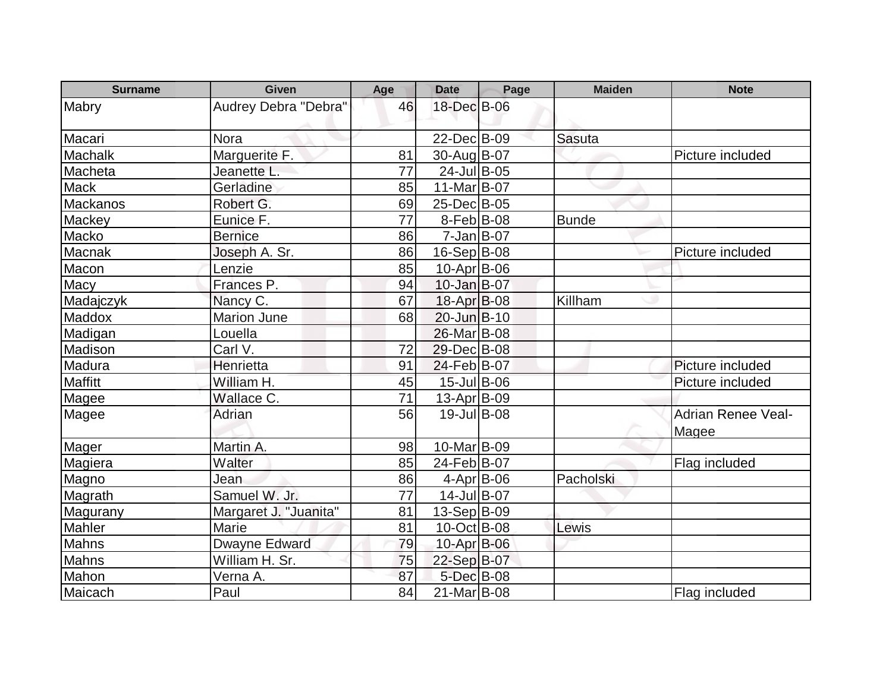| Surname | Given | Age | Date | Page | Maiden | Note |
|---|---|---|---|---|---|---|
| Mabry | Audrey Debra "Debra" | 46 | 18-Dec | B-06 | | |
| Macari | Nora | | 22-Dec | B-09 | Sasuta | |
| Machalk | Marguerite F. | 81 | 30-Aug | B-07 | | Picture included |
| Macheta | Jeanette L. | 77 | 24-Jul | B-05 | | |
| Mack | Gerladine | 85 | 11-Mar | B-07 | | |
| Mackanos | Robert G. | 69 | 25-Dec | B-05 | | |
| Mackey | Eunice F. | 77 | 8-Feb | B-08 | Bunde | |
| Macko | Bernice | 86 | 7-Jan | B-07 | | |
| Macnak | Joseph A. Sr. | 86 | 16-Sep | B-08 | | Picture included |
| Macon | Lenzie | 85 | 10-Apr | B-06 | | |
| Macy | Frances P. | 94 | 10-Jan | B-07 | | |
| Madajczyk | Nancy C. | 67 | 18-Apr | B-08 | Killham | |
| Maddox | Marion June | 68 | 20-Jun | B-10 | | |
| Madigan | Louella | | 26-Mar | B-08 | | |
| Madison | Carl V. | 72 | 29-Dec | B-08 | | |
| Madura | Henrietta | 91 | 24-Feb | B-07 | | Picture included |
| Maffitt | William H. | 45 | 15-Jul | B-06 | | Picture included |
| Magee | Wallace C. | 71 | 13-Apr | B-09 | | |
| Magee | Adrian | 56 | 19-Jul | B-08 | | Adrian Renee Veal-Magee |
| Mager | Martin A. | 98 | 10-Mar | B-09 | | |
| Magiera | Walter | 85 | 24-Feb | B-07 | | Flag included |
| Magno | Jean | 86 | 4-Apr | B-06 | Pacholski | |
| Magrath | Samuel W. Jr. | 77 | 14-Jul | B-07 | | |
| Magurany | Margaret J. "Juanita" | 81 | 13-Sep | B-09 | | |
| Mahler | Marie | 81 | 10-Oct | B-08 | Lewis | |
| Mahns | Dwayne Edward | 79 | 10-Apr | B-06 | | |
| Mahns | William H. Sr. | 75 | 22-Sep | B-07 | | |
| Mahon | Verna A. | 87 | 5-Dec | B-08 | | |
| Maicach | Paul | 84 | 21-Mar | B-08 | | Flag included |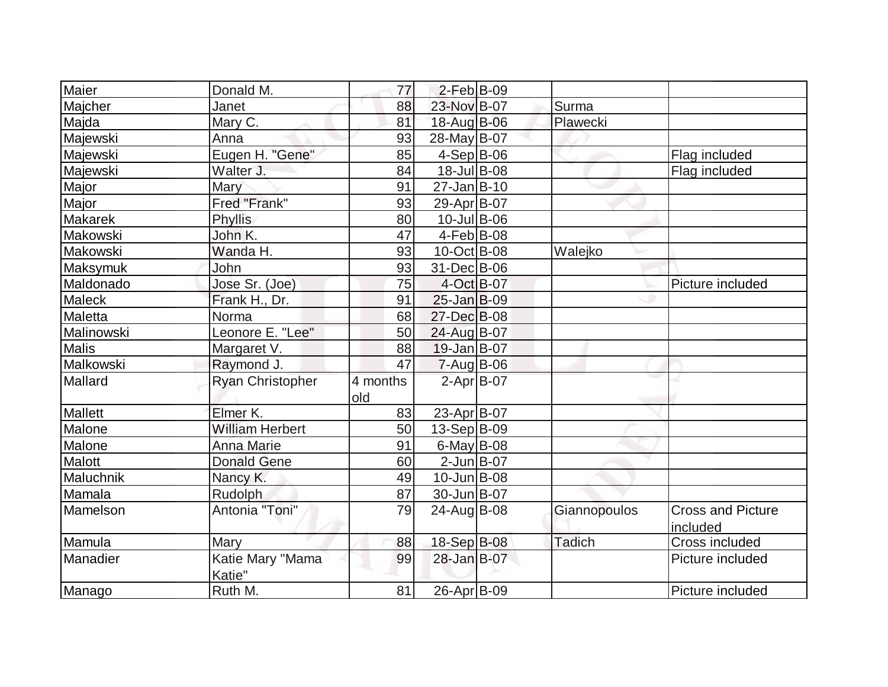| Maier | Donald M. | 77 | 2-Feb | B-09 | | |
|---|---|---|---|---|---|---|
| Majcher | Janet | 88 | 23-Nov | B-07 | Surma | |
| Majda | Mary C. | 81 | 18-Aug | B-06 | Plawecki | |
| Majewski | Anna | 93 | 28-May | B-07 | | |
| Majewski | Eugen H. "Gene" | 85 | 4-Sep | B-06 | | Flag included |
| Majewski | Walter J. | 84 | 18-Jul | B-08 | | Flag included |
| Major | Mary | 91 | 27-Jan | B-10 | | |
| Major | Fred "Frank" | 93 | 29-Apr | B-07 | | |
| Makarek | Phyllis | 80 | 10-Jul | B-06 | | |
| Makowski | John K. | 47 | 4-Feb | B-08 | | |
| Makowski | Wanda H. | 93 | 10-Oct | B-08 | Walejko | |
| Maksymuk | John | 93 | 31-Dec | B-06 | | |
| Maldonado | Jose Sr. (Joe) | 75 | 4-Oct | B-07 | | Picture included |
| Maleck | Frank H., Dr. | 91 | 25-Jan | B-09 | | |
| Maletta | Norma | 68 | 27-Dec | B-08 | | |
| Malinowski | Leonore E. "Lee" | 50 | 24-Aug | B-07 | | |
| Malis | Margaret V. | 88 | 19-Jan | B-07 | | |
| Malkowski | Raymond J. | 47 | 7-Aug | B-06 | | |
| Mallard | Ryan Christopher | 4 months old | 2-Apr | B-07 | | |
| Mallett | Elmer K. | 83 | 23-Apr | B-07 | | |
| Malone | William Herbert | 50 | 13-Sep | B-09 | | |
| Malone | Anna Marie | 91 | 6-May | B-08 | | |
| Malott | Donald Gene | 60 | 2-Jun | B-07 | | |
| Maluchnik | Nancy K. | 49 | 10-Jun | B-08 | | |
| Mamala | Rudolph | 87 | 30-Jun | B-07 | | |
| Mamelson | Antonia "Toni" | 79 | 24-Aug | B-08 | Giannopoulos | Cross and Picture included |
| Mamula | Mary | 88 | 18-Sep | B-08 | Tadich | Cross included |
| Manadier | Katie Mary "Mama Katie" | 99 | 28-Jan | B-07 | | Picture included |
| Manago | Ruth M. | 81 | 26-Apr | B-09 | | Picture included |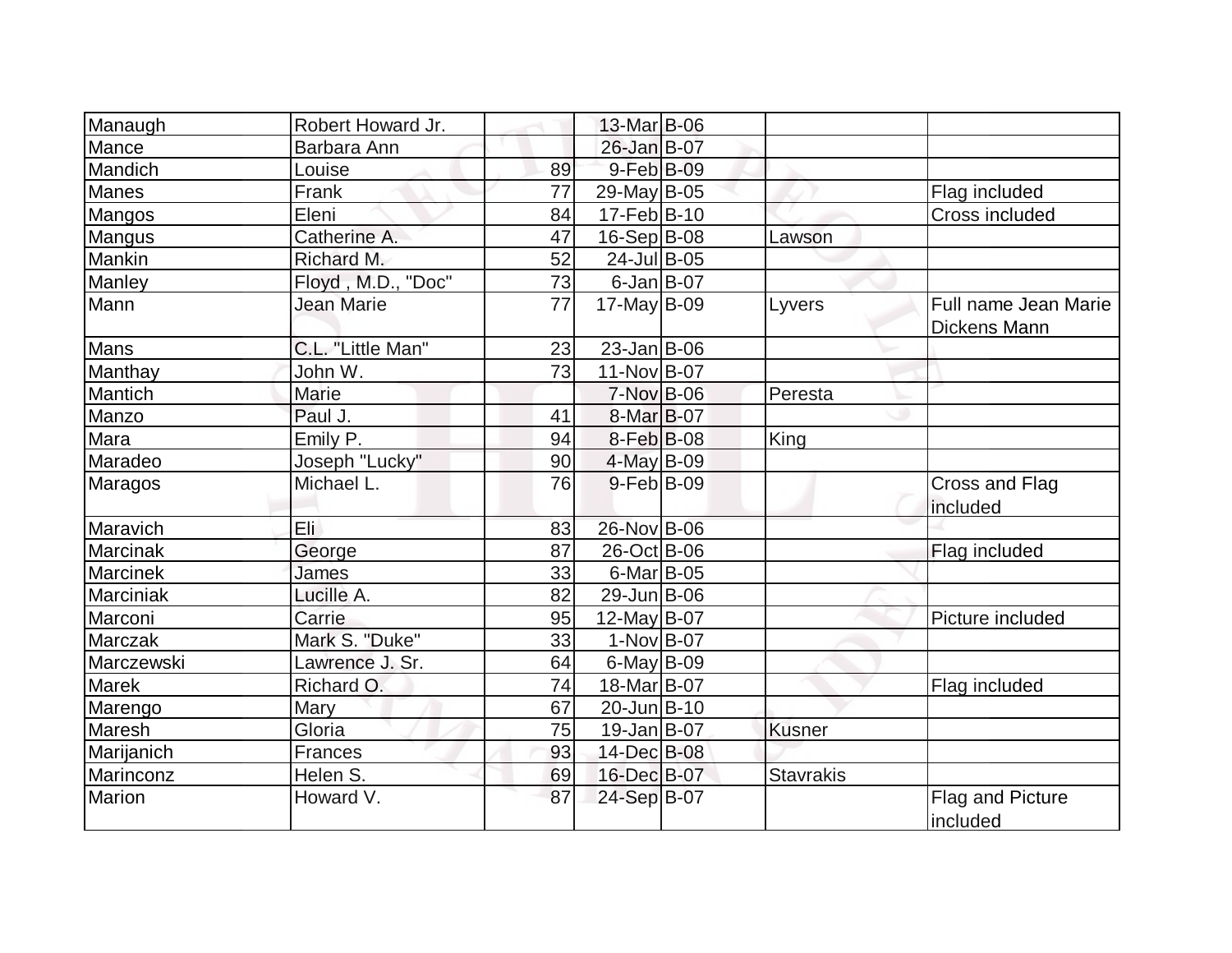| | | | | | | |
|---|---|---|---|---|---|---|
| Manaugh | Robert Howard Jr. | | 13-Mar | B-06 | | |
| Mance | Barbara Ann | | 26-Jan | B-07 | | |
| Mandich | Louise | 89 | 9-Feb | B-09 | | |
| Manes | Frank | 77 | 29-May | B-05 | | Flag included |
| Mangos | Eleni | 84 | 17-Feb | B-10 | | Cross included |
| Mangus | Catherine A. | 47 | 16-Sep | B-08 | Lawson | |
| Mankin | Richard M. | 52 | 24-Jul | B-05 | | |
| Manley | Floyd , M.D., "Doc" | 73 | 6-Jan | B-07 | | |
| Mann | Jean Marie | 77 | 17-May | B-09 | Lyvers | Full name Jean Marie Dickens Mann |
| Mans | C.L. "Little Man" | 23 | 23-Jan | B-06 | | |
| Manthay | John W. | 73 | 11-Nov | B-07 | | |
| Mantich | Marie | | 7-Nov | B-06 | Peresta | |
| Manzo | Paul J. | 41 | 8-Mar | B-07 | | |
| Mara | Emily P. | 94 | 8-Feb | B-08 | King | |
| Maradeo | Joseph "Lucky" | 90 | 4-May | B-09 | | |
| Maragos | Michael L. | 76 | 9-Feb | B-09 | | Cross and Flag included |
| Maravich | Eli | 83 | 26-Nov | B-06 | | |
| Marcinak | George | 87 | 26-Oct | B-06 | | Flag included |
| Marcinek | James | 33 | 6-Mar | B-05 | | |
| Marciniak | Lucille A. | 82 | 29-Jun | B-06 | | |
| Marconi | Carrie | 95 | 12-May | B-07 | | Picture included |
| Marczak | Mark S. "Duke" | 33 | 1-Nov | B-07 | | |
| Marczewski | Lawrence J. Sr. | 64 | 6-May | B-09 | | |
| Marek | Richard O. | 74 | 18-Mar | B-07 | | Flag included |
| Marengo | Mary | 67 | 20-Jun | B-10 | | |
| Maresh | Gloria | 75 | 19-Jan | B-07 | Kusner | |
| Marijanich | Frances | 93 | 14-Dec | B-08 | | |
| Marinconz | Helen S. | 69 | 16-Dec | B-07 | Stavrakis | |
| Marion | Howard V. | 87 | 24-Sep | B-07 | | Flag and Picture included |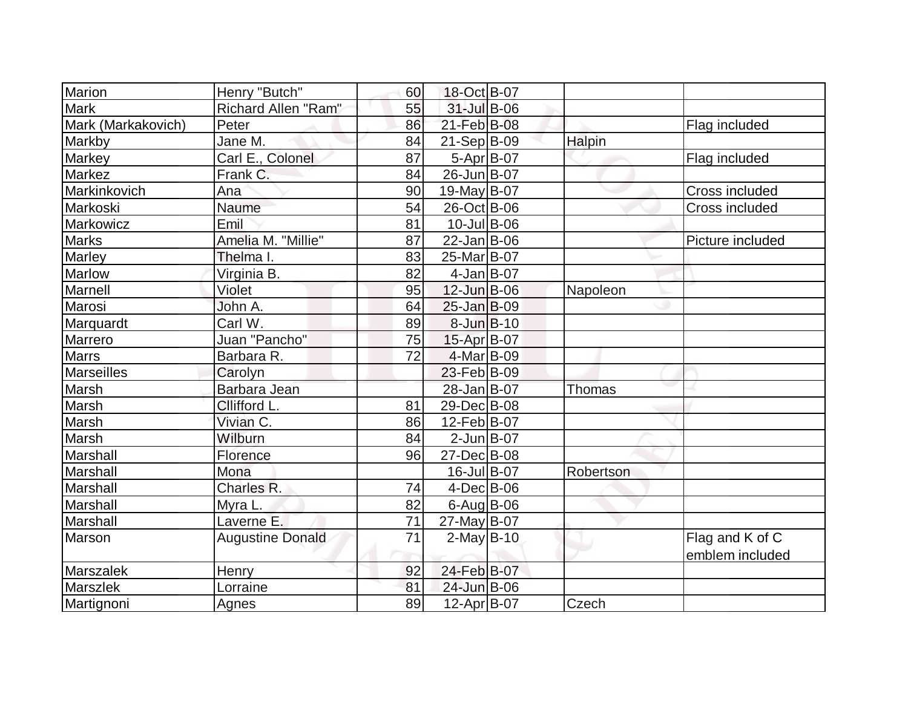| | | | | | | |
|---|---|---|---|---|---|---|
| Marion | Henry "Butch" | 60 | 18-Oct | B-07 | | |
| Mark | Richard Allen "Ram" | 55 | 31-Jul | B-06 | | |
| Mark (Markakovich) | Peter | 86 | 21-Feb | B-08 | | Flag included |
| Markby | Jane M. | 84 | 21-Sep | B-09 | Halpin | |
| Markey | Carl E., Colonel | 87 | 5-Apr | B-07 | | Flag included |
| Markez | Frank C. | 84 | 26-Jun | B-07 | | |
| Markinkovich | Ana | 90 | 19-May | B-07 | | Cross included |
| Markoski | Naume | 54 | 26-Oct | B-06 | | Cross included |
| Markowicz | Emil | 81 | 10-Jul | B-06 | | |
| Marks | Amelia M. "Millie" | 87 | 22-Jan | B-06 | | Picture included |
| Marley | Thelma I. | 83 | 25-Mar | B-07 | | |
| Marlow | Virginia B. | 82 | 4-Jan | B-07 | | |
| Marnell | Violet | 95 | 12-Jun | B-06 | Napoleon | |
| Marosi | John A. | 64 | 25-Jan | B-09 | | |
| Marquardt | Carl W. | 89 | 8-Jun | B-10 | | |
| Marrero | Juan "Pancho" | 75 | 15-Apr | B-07 | | |
| Marrs | Barbara R. | 72 | 4-Mar | B-09 | | |
| Marseilles | Carolyn | | 23-Feb | B-09 | | |
| Marsh | Barbara Jean | | 28-Jan | B-07 | Thomas | |
| Marsh | Cllifford L. | 81 | 29-Dec | B-08 | | |
| Marsh | Vivian C. | 86 | 12-Feb | B-07 | | |
| Marsh | Wilburn | 84 | 2-Jun | B-07 | | |
| Marshall | Florence | 96 | 27-Dec | B-08 | | |
| Marshall | Mona | | 16-Jul | B-07 | Robertson | |
| Marshall | Charles R. | 74 | 4-Dec | B-06 | | |
| Marshall | Myra L. | 82 | 6-Aug | B-06 | | |
| Marshall | Laverne E. | 71 | 27-May | B-07 | | |
| Marson | Augustine Donald | 71 | 2-May | B-10 | | Flag and K of C emblem included |
| Marszalek | Henry | 92 | 24-Feb | B-07 | | |
| Marszlek | Lorraine | 81 | 24-Jun | B-06 | | |
| Martignoni | Agnes | 89 | 12-Apr | B-07 | Czech | |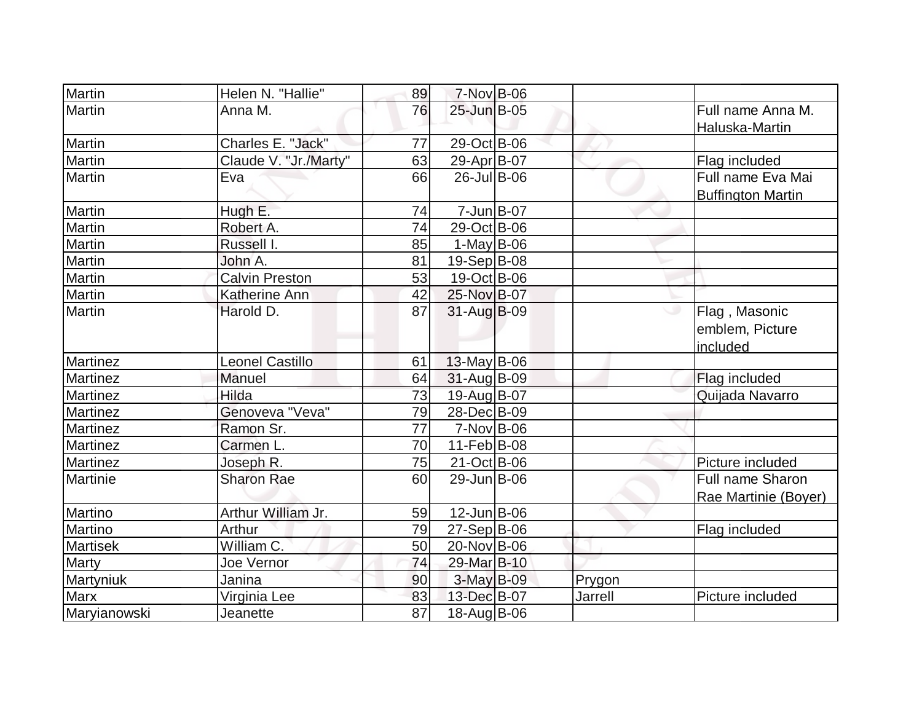| | | | | | | |
|---|---|---|---|---|---|---|
| Martin | Helen N. "Hallie" | 89 | 7-Nov | B-06 | | |
| Martin | Anna M. | 76 | 25-Jun | B-05 | | Full name Anna M. Haluska-Martin |
| Martin | Charles E. "Jack" | 77 | 29-Oct | B-06 | | |
| Martin | Claude V. "Jr./Marty" | 63 | 29-Apr | B-07 | | Flag included |
| Martin | Eva | 66 | 26-Jul | B-06 | | Full name Eva Mai Buffington Martin |
| Martin | Hugh E. | 74 | 7-Jun | B-07 | | |
| Martin | Robert A. | 74 | 29-Oct | B-06 | | |
| Martin | Russell I. | 85 | 1-May | B-06 | | |
| Martin | John A. | 81 | 19-Sep | B-08 | | |
| Martin | Calvin Preston | 53 | 19-Oct | B-06 | | |
| Martin | Katherine Ann | 42 | 25-Nov | B-07 | | |
| Martin | Harold D. | 87 | 31-Aug | B-09 | | Flag , Masonic emblem, Picture included |
| Martinez | Leonel Castillo | 61 | 13-May | B-06 | | |
| Martinez | Manuel | 64 | 31-Aug | B-09 | | Flag included |
| Martinez | Hilda | 73 | 19-Aug | B-07 | | Quijada Navarro |
| Martinez | Genoveva "Veva" | 79 | 28-Dec | B-09 | | |
| Martinez | Ramon Sr. | 77 | 7-Nov | B-06 | | |
| Martinez | Carmen L. | 70 | 11-Feb | B-08 | | |
| Martinez | Joseph R. | 75 | 21-Oct | B-06 | | Picture included |
| Martinie | Sharon Rae | 60 | 29-Jun | B-06 | | Full name Sharon Rae Martinie (Boyer) |
| Martino | Arthur William Jr. | 59 | 12-Jun | B-06 | | |
| Martino | Arthur | 79 | 27-Sep | B-06 | | Flag included |
| Martisek | William C. | 50 | 20-Nov | B-06 | | |
| Marty | Joe Vernor | 74 | 29-Mar | B-10 | | |
| Martyniuk | Janina | 90 | 3-May | B-09 | Prygon | |
| Marx | Virginia Lee | 83 | 13-Dec | B-07 | Jarrell | Picture included |
| Maryianowski | Jeanette | 87 | 18-Aug | B-06 | | |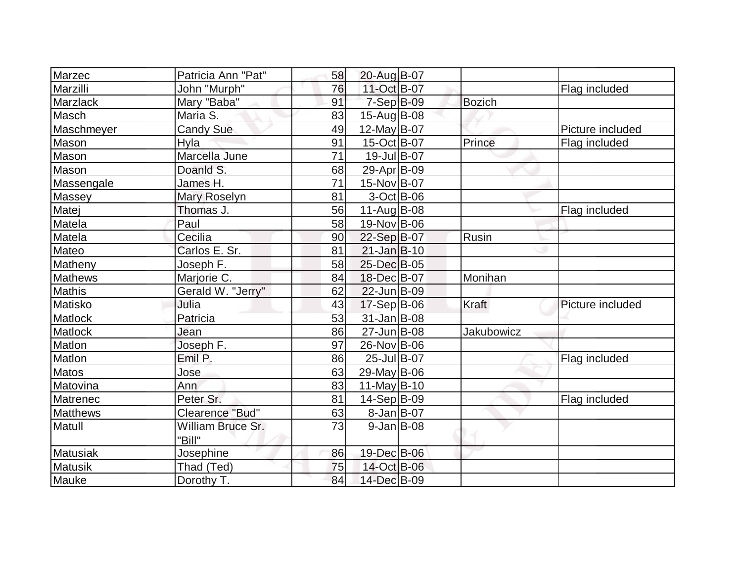| | | | | | | |
|---|---|---|---|---|---|---|
| Marzec | Patricia Ann "Pat" | 58 | 20-Aug | B-07 | | |
| Marzilli | John "Murph" | 76 | 11-Oct | B-07 | | Flag included |
| Marzlack | Mary "Baba" | 91 | 7-Sep | B-09 | Bozich | |
| Masch | Maria S. | 83 | 15-Aug | B-08 | | |
| Maschmeyer | Candy Sue | 49 | 12-May | B-07 | | Picture included |
| Mason | Hyla | 91 | 15-Oct | B-07 | Prince | Flag included |
| Mason | Marcella June | 71 | 19-Jul | B-07 | | |
| Mason | Doanld S. | 68 | 29-Apr | B-09 | | |
| Massengale | James H. | 71 | 15-Nov | B-07 | | |
| Massey | Mary Roselyn | 81 | 3-Oct | B-06 | | |
| Matej | Thomas J. | 56 | 11-Aug | B-08 | | Flag included |
| Matela | Paul | 58 | 19-Nov | B-06 | | |
| Matela | Cecilia | 90 | 22-Sep | B-07 | Rusin | |
| Mateo | Carlos E. Sr. | 81 | 21-Jan | B-10 | | |
| Matheny | Joseph F. | 58 | 25-Dec | B-05 | | |
| Mathews | Marjorie C. | 84 | 18-Dec | B-07 | Monihan | |
| Mathis | Gerald W. "Jerry" | 62 | 22-Jun | B-09 | | |
| Matisko | Julia | 43 | 17-Sep | B-06 | Kraft | Picture included |
| Matlock | Patricia | 53 | 31-Jan | B-08 | | |
| Matlock | Jean | 86 | 27-Jun | B-08 | Jakubowicz | |
| Matlon | Joseph F. | 97 | 26-Nov | B-06 | | |
| Matlon | Emil P. | 86 | 25-Jul | B-07 | | Flag included |
| Matos | Jose | 63 | 29-May | B-06 | | |
| Matovina | Ann | 83 | 11-May | B-10 | | |
| Matrenec | Peter Sr. | 81 | 14-Sep | B-09 | | Flag included |
| Matthews | Clearence "Bud" | 63 | 8-Jan | B-07 | | |
| Matull | William Bruce Sr. "Bill" | 73 | 9-Jan | B-08 | | |
| Matusiak | Josephine | 86 | 19-Dec | B-06 | | |
| Matusik | Thad (Ted) | 75 | 14-Oct | B-06 | | |
| Mauke | Dorothy T. | 84 | 14-Dec | B-09 | | |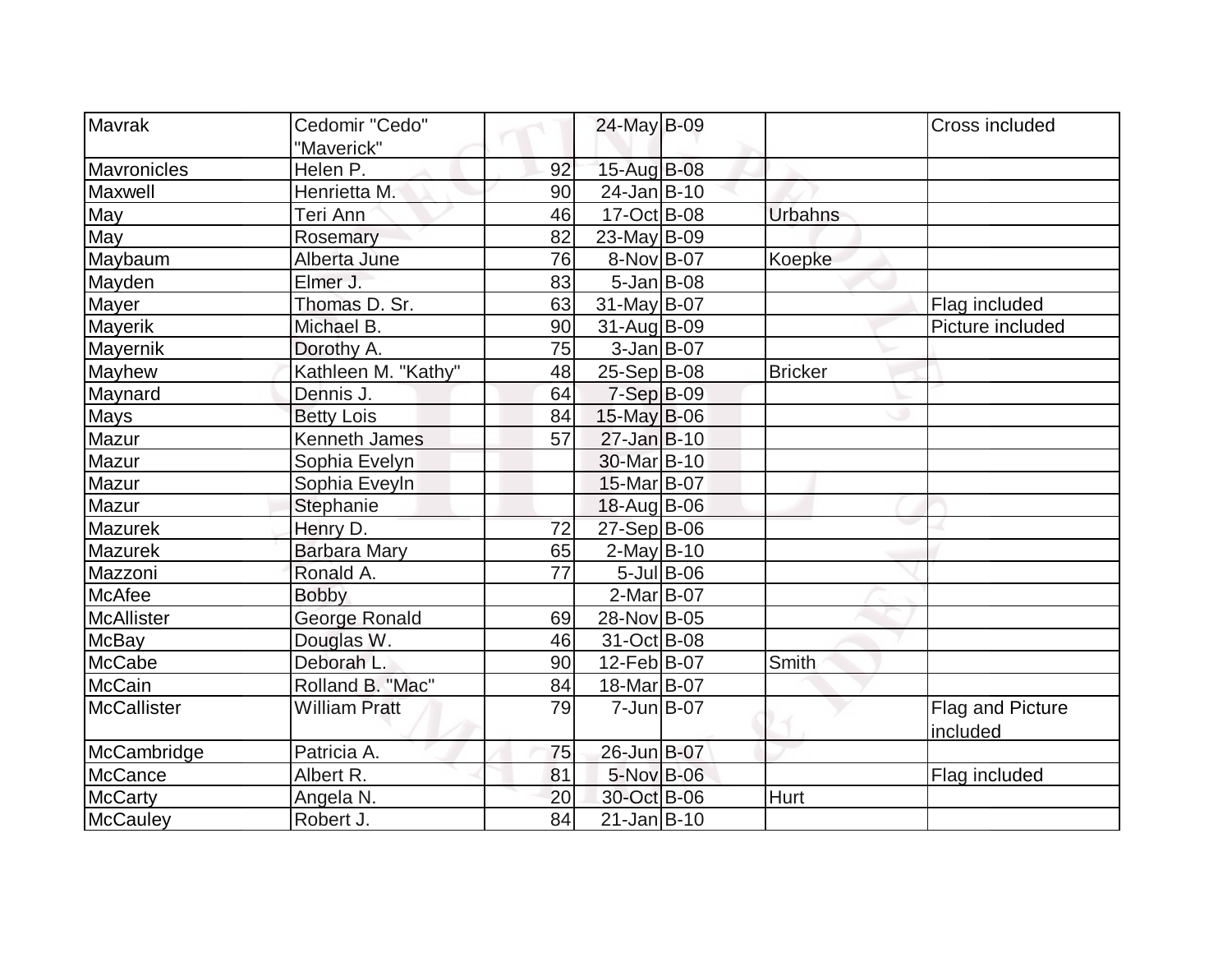| | | | | | | |
|---|---|---|---|---|---|---|
| Mavrak | Cedomir "Cedo" "Maverick" | | 24-May | B-09 | | Cross included |
| Mavronicles | Helen P. | 92 | 15-Aug | B-08 | | |
| Maxwell | Henrietta M. | 90 | 24-Jan | B-10 | | |
| May | Teri Ann | 46 | 17-Oct | B-08 | Urbahns | |
| May | Rosemary | 82 | 23-May | B-09 | | |
| Maybaum | Alberta June | 76 | 8-Nov | B-07 | Koepke | |
| Mayden | Elmer J. | 83 | 5-Jan | B-08 | | |
| Mayer | Thomas D. Sr. | 63 | 31-May | B-07 | | Flag included |
| Mayerik | Michael B. | 90 | 31-Aug | B-09 | | Picture included |
| Mayernik | Dorothy A. | 75 | 3-Jan | B-07 | | |
| Mayhew | Kathleen M. "Kathy" | 48 | 25-Sep | B-08 | Bricker | |
| Maynard | Dennis J. | 64 | 7-Sep | B-09 | | |
| Mays | Betty Lois | 84 | 15-May | B-06 | | |
| Mazur | Kenneth James | 57 | 27-Jan | B-10 | | |
| Mazur | Sophia Evelyn | | 30-Mar | B-10 | | |
| Mazur | Sophia Eveyln | | 15-Mar | B-07 | | |
| Mazur | Stephanie | | 18-Aug | B-06 | | |
| Mazurek | Henry D. | 72 | 27-Sep | B-06 | | |
| Mazurek | Barbara Mary | 65 | 2-May | B-10 | | |
| Mazzoni | Ronald A. | 77 | 5-Jul | B-06 | | |
| McAfee | Bobby | | 2-Mar | B-07 | | |
| McAllister | George Ronald | 69 | 28-Nov | B-05 | | |
| McBay | Douglas W. | 46 | 31-Oct | B-08 | | |
| McCabe | Deborah L. | 90 | 12-Feb | B-07 | Smith | |
| McCain | Rolland B. "Mac" | 84 | 18-Mar | B-07 | | |
| McCallister | William Pratt | 79 | 7-Jun | B-07 | | Flag and Picture included |
| McCambridge | Patricia A. | 75 | 26-Jun | B-07 | | |
| McCance | Albert R. | 81 | 5-Nov | B-06 | | Flag included |
| McCarty | Angela N. | 20 | 30-Oct | B-06 | Hurt | |
| McCauley | Robert J. | 84 | 21-Jan | B-10 | | |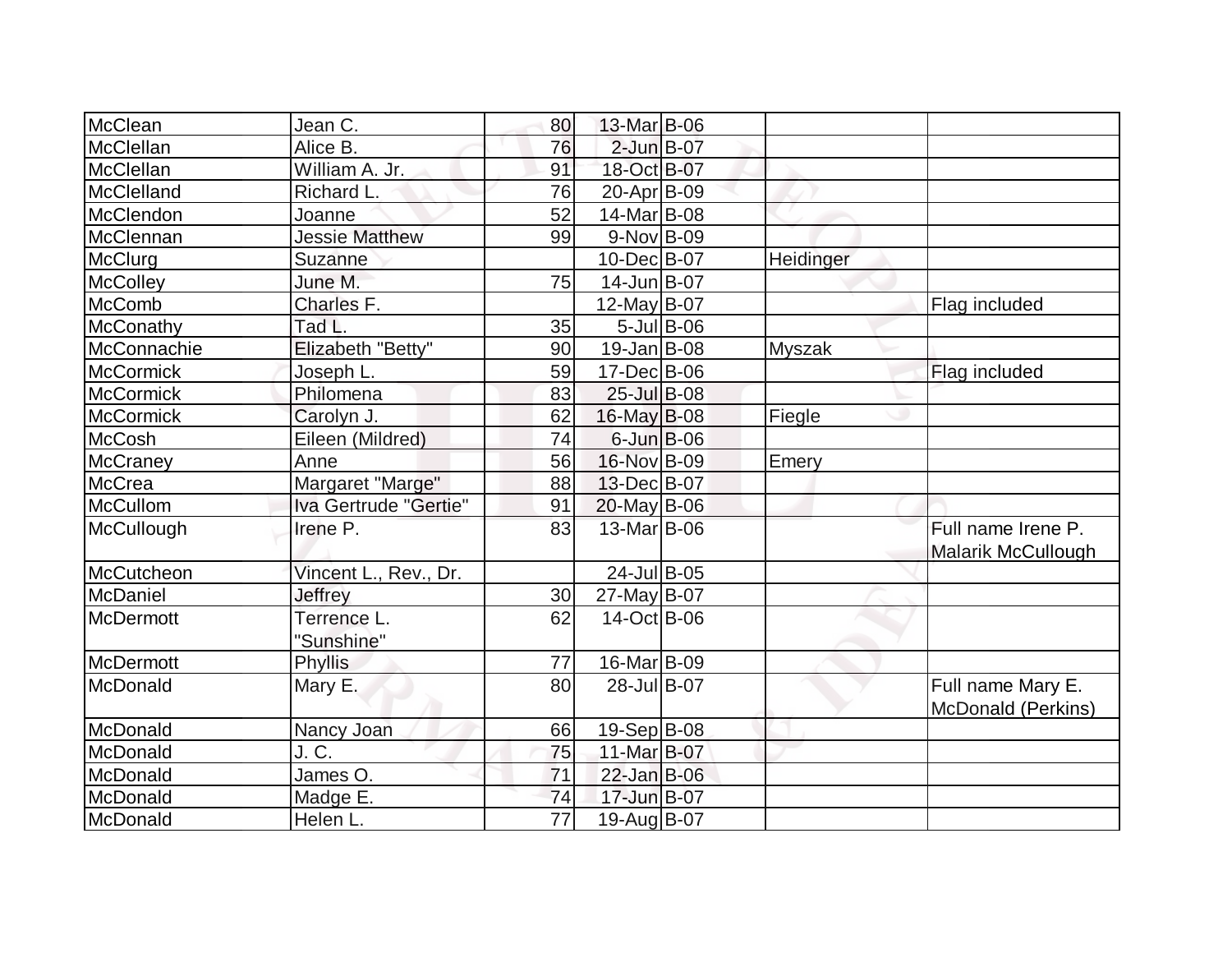| | | | | | | |
|---|---|---|---|---|---|---|
| McClean | Jean C. | 80 | 13-Mar | B-06 | | |
| McClellan | Alice B. | 76 | 2-Jun | B-07 | | |
| McClellan | William A. Jr. | 91 | 18-Oct | B-07 | | |
| McClelland | Richard L. | 76 | 20-Apr | B-09 | | |
| McClendon | Joanne | 52 | 14-Mar | B-08 | | |
| McClennan | Jessie Matthew | 99 | 9-Nov | B-09 | | |
| McClurg | Suzanne | | 10-Dec | B-07 | Heidinger | |
| McColley | June M. | 75 | 14-Jun | B-07 | | |
| McComb | Charles F. | | 12-May | B-07 | | Flag included |
| McConathy | Tad L. | 35 | 5-Jul | B-06 | | |
| McConnachie | Elizabeth "Betty" | 90 | 19-Jan | B-08 | Myszak | |
| McCormick | Joseph L. | 59 | 17-Dec | B-06 | | Flag included |
| McCormick | Philomena | 83 | 25-Jul | B-08 | | |
| McCormick | Carolyn J. | 62 | 16-May | B-08 | Fiegle | |
| McCosh | Eileen (Mildred) | 74 | 6-Jun | B-06 | | |
| McCraney | Anne | 56 | 16-Nov | B-09 | Emery | |
| McCrea | Margaret "Marge" | 88 | 13-Dec | B-07 | | |
| McCullom | Iva Gertrude "Gertie" | 91 | 20-May | B-06 | | |
| McCullough | Irene P. | 83 | 13-Mar | B-06 | | Full name Irene P. Malarik McCullough |
| McCutcheon | Vincent L., Rev., Dr. | | 24-Jul | B-05 | | |
| McDaniel | Jeffrey | 30 | 27-May | B-07 | | |
| McDermott | Terrence L. "Sunshine" | 62 | 14-Oct | B-06 | | |
| McDermott | Phyllis | 77 | 16-Mar | B-09 | | |
| McDonald | Mary E. | 80 | 28-Jul | B-07 | | Full name Mary E. McDonald (Perkins) |
| McDonald | Nancy Joan | 66 | 19-Sep | B-08 | | |
| McDonald | J. C. | 75 | 11-Mar | B-07 | | |
| McDonald | James O. | 71 | 22-Jan | B-06 | | |
| McDonald | Madge E. | 74 | 17-Jun | B-07 | | |
| McDonald | Helen L. | 77 | 19-Aug | B-07 | | |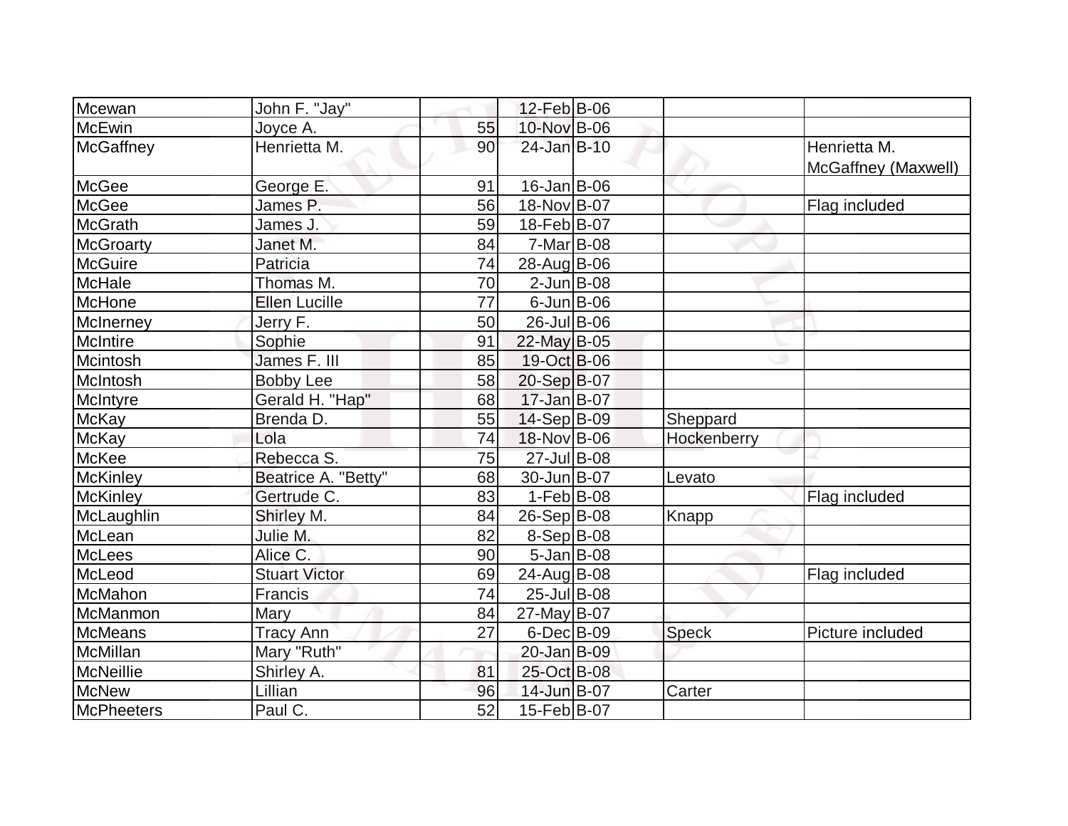| | | | | | | |
|---|---|---|---|---|---|---|
| Mcewan | John F. "Jay" | | 12-Feb | B-06 | | |
| McEwin | Joyce A. | 55 | 10-Nov | B-06 | | |
| McGaffney | Henrietta M. | 90 | 24-Jan | B-10 | | Henrietta M. McGaffney (Maxwell) |
| McGee | George E. | 91 | 16-Jan | B-06 | | |
| McGee | James P. | 56 | 18-Nov | B-07 | | Flag included |
| McGrath | James J. | 59 | 18-Feb | B-07 | | |
| McGroarty | Janet M. | 84 | 7-Mar | B-08 | | |
| McGuire | Patricia | 74 | 28-Aug | B-06 | | |
| McHale | Thomas M. | 70 | 2-Jun | B-08 | | |
| McHone | Ellen Lucille | 77 | 6-Jun | B-06 | | |
| McInerney | Jerry F. | 50 | 26-Jul | B-06 | | |
| McIntire | Sophie | 91 | 22-May | B-05 | | |
| Mcintosh | James F. III | 85 | 19-Oct | B-06 | | |
| McIntosh | Bobby Lee | 58 | 20-Sep | B-07 | | |
| McIntyre | Gerald H. "Hap" | 68 | 17-Jan | B-07 | | |
| McKay | Brenda D. | 55 | 14-Sep | B-09 | Sheppard | |
| McKay | Lola | 74 | 18-Nov | B-06 | Hockenberry | |
| McKee | Rebecca S. | 75 | 27-Jul | B-08 | | |
| McKinley | Beatrice A. "Betty" | 68 | 30-Jun | B-07 | Levato | |
| McKinley | Gertrude C. | 83 | 1-Feb | B-08 | | Flag included |
| McLaughlin | Shirley M. | 84 | 26-Sep | B-08 | Knapp | |
| McLean | Julie M. | 82 | 8-Sep | B-08 | | |
| McLees | Alice C. | 90 | 5-Jan | B-08 | | |
| McLeod | Stuart Victor | 69 | 24-Aug | B-08 | | Flag included |
| McMahon | Francis | 74 | 25-Jul | B-08 | | |
| McManmon | Mary | 84 | 27-May | B-07 | | |
| McMeans | Tracy Ann | 27 | 6-Dec | B-09 | Speck | Picture included |
| McMillan | Mary "Ruth" | | 20-Jan | B-09 | | |
| McNeillie | Shirley A. | 81 | 25-Oct | B-08 | | |
| McNew | Lillian | 96 | 14-Jun | B-07 | Carter | |
| McPheeters | Paul C. | 52 | 15-Feb | B-07 | | |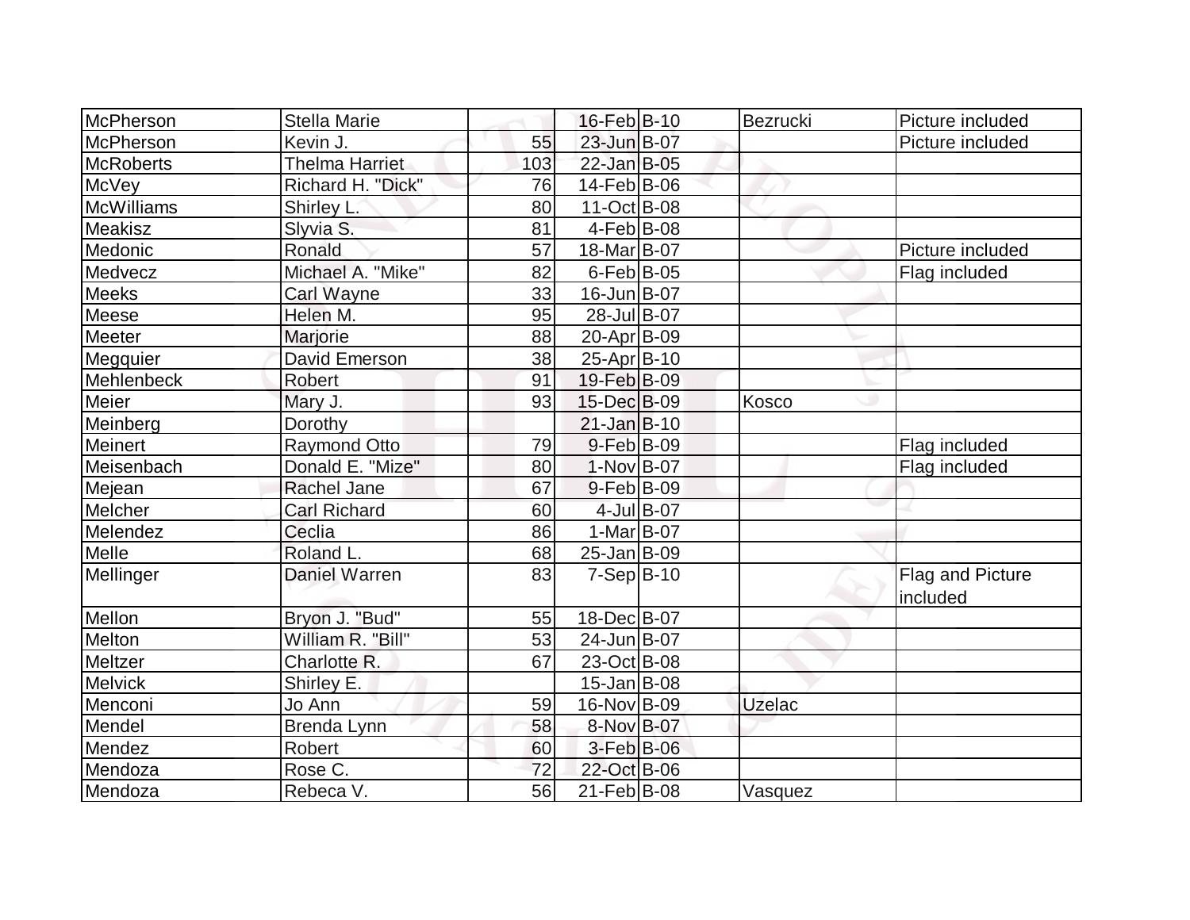| McPherson | Stella Marie | | 16-Feb | B-10 | Bezrucki | Picture included |
|---|---|---|---|---|---|---|
| McPherson | Kevin J. | 55 | 23-Jun | B-07 | | Picture included |
| McRoberts | Thelma Harriet | 103 | 22-Jan | B-05 | | |
| McVey | Richard H. "Dick" | 76 | 14-Feb | B-06 | | |
| McWilliams | Shirley L. | 80 | 11-Oct | B-08 | | |
| Meakisz | Slyvia S. | 81 | 4-Feb | B-08 | | |
| Medonic | Ronald | 57 | 18-Mar | B-07 | | Picture included |
| Medvecz | Michael A. "Mike" | 82 | 6-Feb | B-05 | | Flag included |
| Meeks | Carl Wayne | 33 | 16-Jun | B-07 | | |
| Meese | Helen M. | 95 | 28-Jul | B-07 | | |
| Meeter | Marjorie | 88 | 20-Apr | B-09 | | |
| Megquier | David Emerson | 38 | 25-Apr | B-10 | | |
| Mehlenbeck | Robert | 91 | 19-Feb | B-09 | | |
| Meier | Mary J. | 93 | 15-Dec | B-09 | Kosco | |
| Meinberg | Dorothy | | 21-Jan | B-10 | | |
| Meinert | Raymond Otto | 79 | 9-Feb | B-09 | | Flag included |
| Meisenbach | Donald E. "Mize" | 80 | 1-Nov | B-07 | | Flag included |
| Mejean | Rachel Jane | 67 | 9-Feb | B-09 | | |
| Melcher | Carl Richard | 60 | 4-Jul | B-07 | | |
| Melendez | Ceclia | 86 | 1-Mar | B-07 | | |
| Melle | Roland L. | 68 | 25-Jan | B-09 | | |
| Mellinger | Daniel Warren | 83 | 7-Sep | B-10 | | Flag and Picture included |
| Mellon | Bryon J. "Bud" | 55 | 18-Dec | B-07 | | |
| Melton | William R. "Bill" | 53 | 24-Jun | B-07 | | |
| Meltzer | Charlotte R. | 67 | 23-Oct | B-08 | | |
| Melvick | Shirley E. | | 15-Jan | B-08 | | |
| Menconi | Jo Ann | 59 | 16-Nov | B-09 | Uzelac | |
| Mendel | Brenda Lynn | 58 | 8-Nov | B-07 | | |
| Mendez | Robert | 60 | 3-Feb | B-06 | | |
| Mendoza | Rose C. | 72 | 22-Oct | B-06 | | |
| Mendoza | Rebeca V. | 56 | 21-Feb | B-08 | Vasquez | |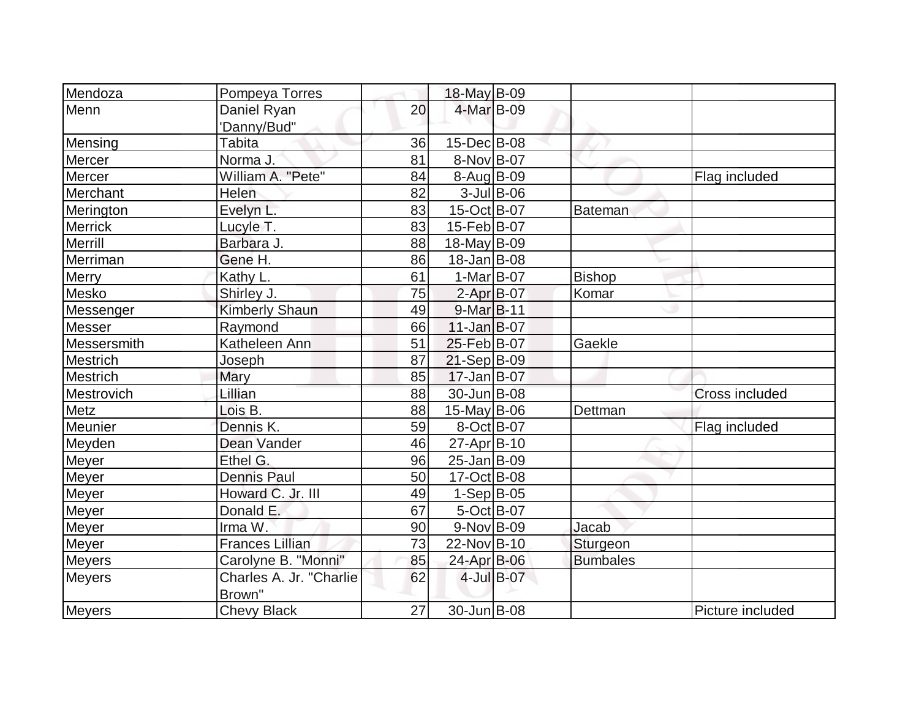| Mendoza | Pompeya Torres | | 18-May | B-09 | | |
|---|---|---|---|---|---|---|
| Menn | Daniel Ryan 'Danny/Bud" | 20 | 4-Mar | B-09 | | |
| Mensing | Tabita | 36 | 15-Dec | B-08 | | |
| Mercer | Norma J. | 81 | 8-Nov | B-07 | | |
| Mercer | William A. "Pete" | 84 | 8-Aug | B-09 | | Flag included |
| Merchant | Helen | 82 | 3-Jul | B-06 | | |
| Merington | Evelyn L. | 83 | 15-Oct | B-07 | Bateman | |
| Merrick | Lucyle T. | 83 | 15-Feb | B-07 | | |
| Merrill | Barbara J. | 88 | 18-May | B-09 | | |
| Merriman | Gene H. | 86 | 18-Jan | B-08 | | |
| Merry | Kathy L. | 61 | 1-Mar | B-07 | Bishop | |
| Mesko | Shirley J. | 75 | 2-Apr | B-07 | Komar | |
| Messenger | Kimberly Shaun | 49 | 9-Mar | B-11 | | |
| Messer | Raymond | 66 | 11-Jan | B-07 | | |
| Messersmith | Katheleen Ann | 51 | 25-Feb | B-07 | Gaekle | |
| Mestrich | Joseph | 87 | 21-Sep | B-09 | | |
| Mestrich | Mary | 85 | 17-Jan | B-07 | | |
| Mestrovich | Lillian | 88 | 30-Jun | B-08 | | Cross included |
| Metz | Lois B. | 88 | 15-May | B-06 | Dettman | |
| Meunier | Dennis K. | 59 | 8-Oct | B-07 | | Flag included |
| Meyden | Dean Vander | 46 | 27-Apr | B-10 | | |
| Meyer | Ethel G. | 96 | 25-Jan | B-09 | | |
| Meyer | Dennis Paul | 50 | 17-Oct | B-08 | | |
| Meyer | Howard C. Jr. III | 49 | 1-Sep | B-05 | | |
| Meyer | Donald E. | 67 | 5-Oct | B-07 | | |
| Meyer | Irma W. | 90 | 9-Nov | B-09 | Jacab | |
| Meyer | Frances Lillian | 73 | 22-Nov | B-10 | Sturgeon | |
| Meyers | Carolyne B. "Monni" | 85 | 24-Apr | B-06 | Bumbales | |
| Meyers | Charles A. Jr. "Charlie Brown" | 62 | 4-Jul | B-07 | | |
| Meyers | Chevy Black | 27 | 30-Jun | B-08 | | Picture included |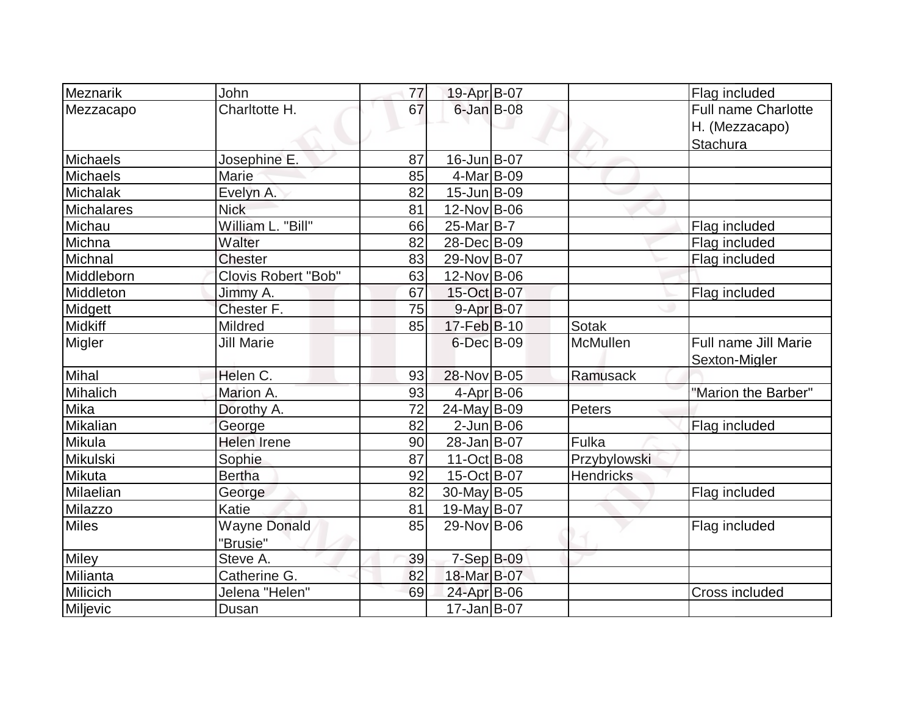| Meznarik | John | 77 | 19-Apr | B-07 | | Flag included |
|---|---|---|---|---|---|---|
| Mezzacapo | Charltotte H. | 67 | 6-Jan | B-08 | | Full name Charlotte H. (Mezzacapo) Stachura |
| Michaels | Josephine E. | 87 | 16-Jun | B-07 | | |
| Michaels | Marie | 85 | 4-Mar | B-09 | | |
| Michalak | Evelyn A. | 82 | 15-Jun | B-09 | | |
| Michalares | Nick | 81 | 12-Nov | B-06 | | |
| Michau | William L. "Bill" | 66 | 25-Mar | B-7 | | Flag included |
| Michna | Walter | 82 | 28-Dec | B-09 | | Flag included |
| Michnal | Chester | 83 | 29-Nov | B-07 | | Flag included |
| Middleborn | Clovis Robert "Bob" | 63 | 12-Nov | B-06 | | |
| Middleton | Jimmy A. | 67 | 15-Oct | B-07 | | Flag included |
| Midgett | Chester F. | 75 | 9-Apr | B-07 | | |
| Midkiff | Mildred | 85 | 17-Feb | B-10 | Sotak | |
| Migler | Jill Marie | | 6-Dec | B-09 | McMullen | Full name Jill Marie Sexton-Migler |
| Mihal | Helen C. | 93 | 28-Nov | B-05 | Ramusack | |
| Mihalich | Marion A. | 93 | 4-Apr | B-06 | | "Marion the Barber" |
| Mika | Dorothy A. | 72 | 24-May | B-09 | Peters | |
| Mikalian | George | 82 | 2-Jun | B-06 | | Flag included |
| Mikula | Helen Irene | 90 | 28-Jan | B-07 | Fulka | |
| Mikulski | Sophie | 87 | 11-Oct | B-08 | Przybylowski | |
| Mikuta | Bertha | 92 | 15-Oct | B-07 | Hendricks | |
| Milaelian | George | 82 | 30-May | B-05 | | Flag included |
| Milazzo | Katie | 81 | 19-May | B-07 | | |
| Miles | Wayne Donald "Brusie" | 85 | 29-Nov | B-06 | | Flag included |
| Miley | Steve A. | 39 | 7-Sep | B-09 | | |
| Milianta | Catherine G. | 82 | 18-Mar | B-07 | | |
| Milicich | Jelena "Helen" | 69 | 24-Apr | B-06 | | Cross included |
| Miljevic | Dusan | | 17-Jan | B-07 | | |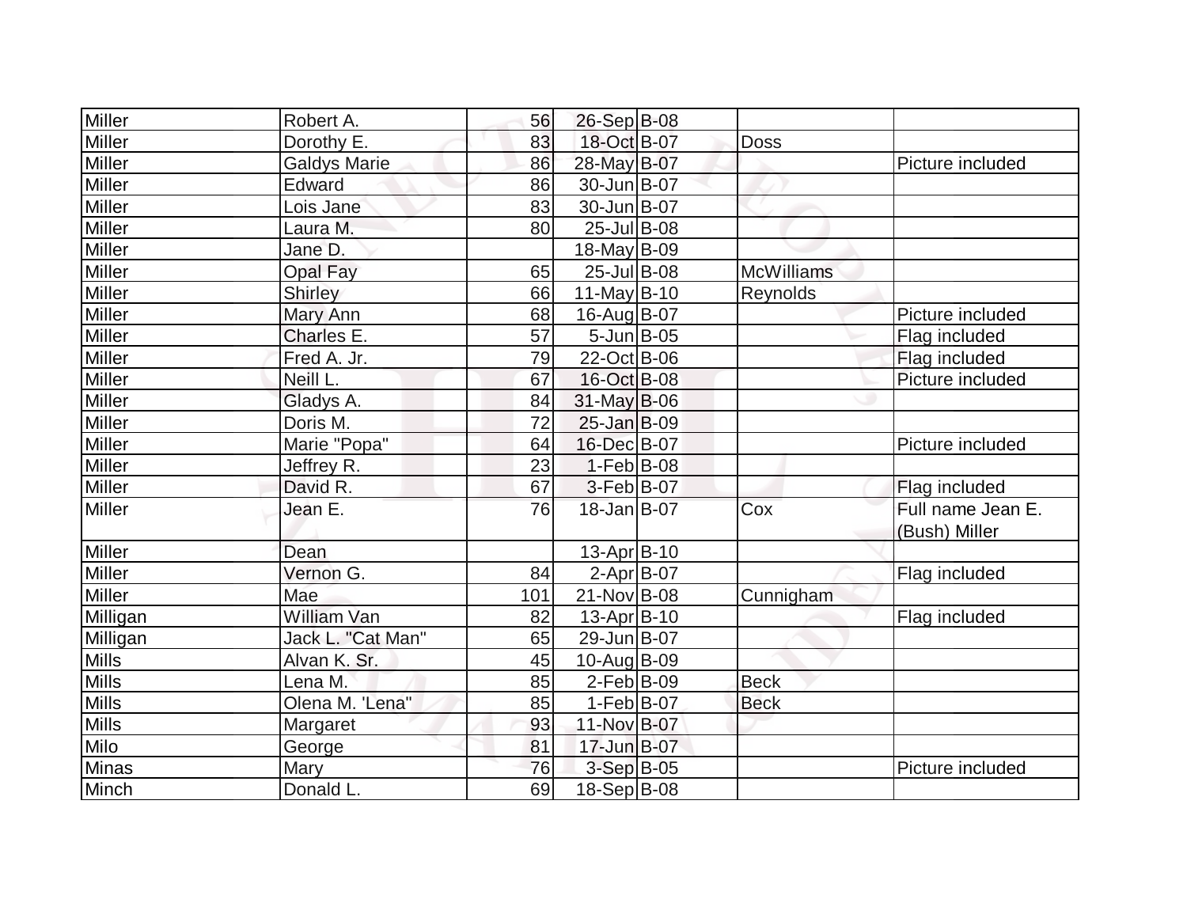| | | | | | | |
|---|---|---|---|---|---|---|
| Miller | Robert A. | 56 | 26-Sep | B-08 | | |
| Miller | Dorothy E. | 83 | 18-Oct | B-07 | Doss | |
| Miller | Galdys Marie | 86 | 28-May | B-07 | | Picture included |
| Miller | Edward | 86 | 30-Jun | B-07 | | |
| Miller | Lois Jane | 83 | 30-Jun | B-07 | | |
| Miller | Laura M. | 80 | 25-Jul | B-08 | | |
| Miller | Jane D. | | 18-May | B-09 | | |
| Miller | Opal Fay | 65 | 25-Jul | B-08 | McWilliams | |
| Miller | Shirley | 66 | 11-May | B-10 | Reynolds | |
| Miller | Mary Ann | 68 | 16-Aug | B-07 | | Picture included |
| Miller | Charles E. | 57 | 5-Jun | B-05 | | Flag included |
| Miller | Fred A. Jr. | 79 | 22-Oct | B-06 | | Flag included |
| Miller | Neill L. | 67 | 16-Oct | B-08 | | Picture included |
| Miller | Gladys A. | 84 | 31-May | B-06 | | |
| Miller | Doris M. | 72 | 25-Jan | B-09 | | |
| Miller | Marie "Popa" | 64 | 16-Dec | B-07 | | Picture included |
| Miller | Jeffrey R. | 23 | 1-Feb | B-08 | | |
| Miller | David R. | 67 | 3-Feb | B-07 | | Flag included |
| Miller | Jean E. | 76 | 18-Jan | B-07 | Cox | Full name Jean E. (Bush) Miller |
| Miller | Dean | | 13-Apr | B-10 | | |
| Miller | Vernon G. | 84 | 2-Apr | B-07 | | Flag included |
| Miller | Mae | 101 | 21-Nov | B-08 | Cunnigham | |
| Milligan | William Van | 82 | 13-Apr | B-10 | | Flag included |
| Milligan | Jack L. "Cat Man" | 65 | 29-Jun | B-07 | | |
| Mills | Alvan K. Sr. | 45 | 10-Aug | B-09 | | |
| Mills | Lena M. | 85 | 2-Feb | B-09 | Beck | |
| Mills | Olena M. 'Lena" | 85 | 1-Feb | B-07 | Beck | |
| Mills | Margaret | 93 | 11-Nov | B-07 | | |
| Milo | George | 81 | 17-Jun | B-07 | | |
| Minas | Mary | 76 | 3-Sep | B-05 | | Picture included |
| Minch | Donald L. | 69 | 18-Sep | B-08 | | |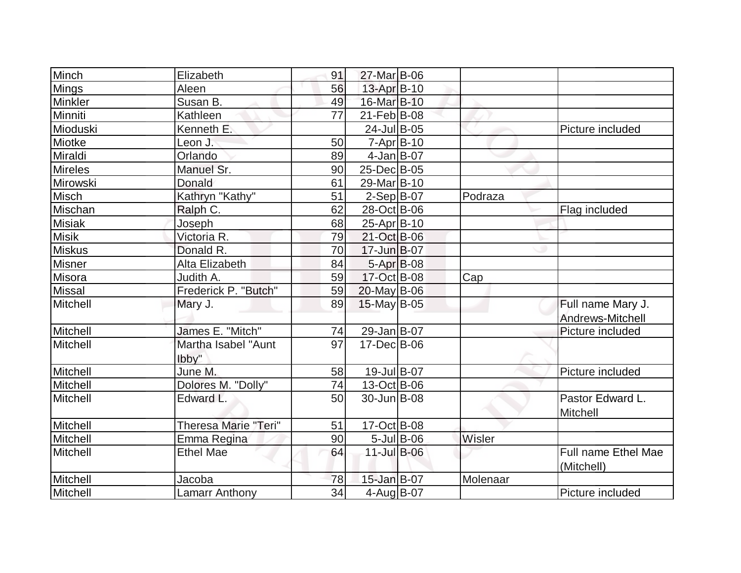| Minch | Elizabeth | 91 | 27-Mar | B-06 | | |
|---|---|---|---|---|---|---|
| Mings | Aleen | 56 | 13-Apr | B-10 | | |
| Minkler | Susan B. | 49 | 16-Mar | B-10 | | |
| Minniti | Kathleen | 77 | 21-Feb | B-08 | | |
| Mioduski | Kenneth E. | | 24-Jul | B-05 | | Picture included |
| Miotke | Leon J. | 50 | 7-Apr | B-10 | | |
| Miraldi | Orlando | 89 | 4-Jan | B-07 | | |
| Mireles | Manuel Sr. | 90 | 25-Dec | B-05 | | |
| Mirowski | Donald | 61 | 29-Mar | B-10 | | |
| Misch | Kathryn "Kathy" | 51 | 2-Sep | B-07 | Podraza | |
| Mischan | Ralph C. | 62 | 28-Oct | B-06 | | Flag included |
| Misiak | Joseph | 68 | 25-Apr | B-10 | | |
| Misik | Victoria R. | 79 | 21-Oct | B-06 | | |
| Miskus | Donald R. | 70 | 17-Jun | B-07 | | |
| Misner | Alta Elizabeth | 84 | 5-Apr | B-08 | | |
| Misora | Judith A. | 59 | 17-Oct | B-08 | Cap | |
| Missal | Frederick P. "Butch" | 59 | 20-May | B-06 | | |
| Mitchell | Mary J. | 89 | 15-May | B-05 | | Full name Mary J. Andrews-Mitchell |
| Mitchell | James E. "Mitch" | 74 | 29-Jan | B-07 | | Picture included |
| Mitchell | Martha Isabel "Aunt Ibby" | 97 | 17-Dec | B-06 | | |
| Mitchell | June M. | 58 | 19-Jul | B-07 | | Picture included |
| Mitchell | Dolores M. "Dolly" | 74 | 13-Oct | B-06 | | |
| Mitchell | Edward L. | 50 | 30-Jun | B-08 | | Pastor Edward L. Mitchell |
| Mitchell | Theresa Marie "Teri" | 51 | 17-Oct | B-08 | | |
| Mitchell | Emma Regina | 90 | 5-Jul | B-06 | Wisler | |
| Mitchell | Ethel Mae | 64 | 11-Jul | B-06 | | Full name Ethel Mae (Mitchell) |
| Mitchell | Jacoba | 78 | 15-Jan | B-07 | Molenaar | |
| Mitchell | Lamarr Anthony | 34 | 4-Aug | B-07 | | Picture included |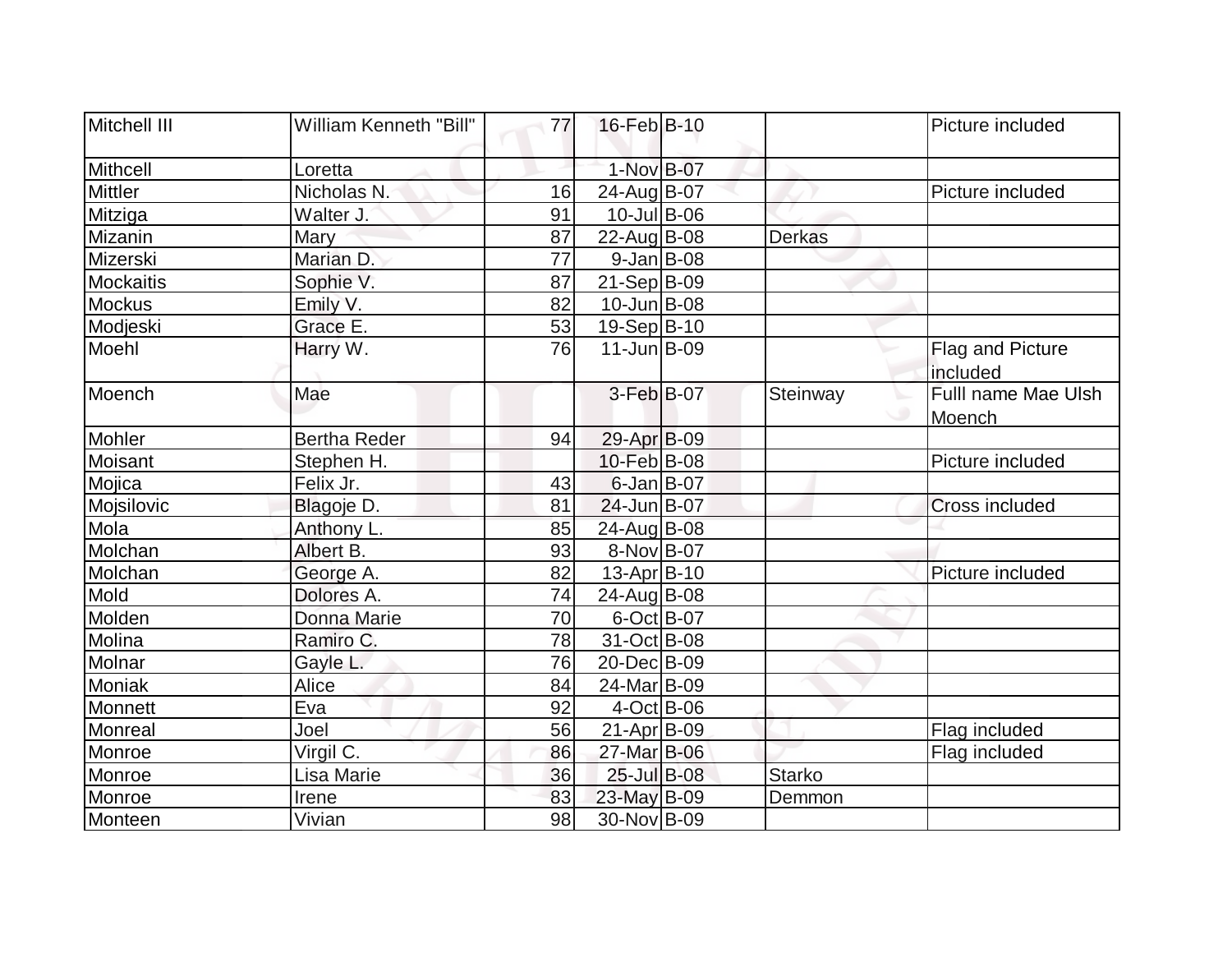| Mitchell III | William Kenneth "Bill" | 77 | 16-Feb | B-10 | | Picture included |
|---|---|---|---|---|---|---|
| Mithcell | Loretta | | 1-Nov | B-07 | | |
| Mittler | Nicholas N. | 16 | 24-Aug | B-07 | | Picture included |
| Mitziga | Walter J. | 91 | 10-Jul | B-06 | | |
| Mizanin | Mary | 87 | 22-Aug | B-08 | Derkas | |
| Mizerski | Marian D. | 77 | 9-Jan | B-08 | | |
| Mockaitis | Sophie V. | 87 | 21-Sep | B-09 | | |
| Mockus | Emily V. | 82 | 10-Jun | B-08 | | |
| Modjeski | Grace E. | 53 | 19-Sep | B-10 | | |
| Moehl | Harry W. | 76 | 11-Jun | B-09 | | Flag and Picture included |
| Moench | Mae | | 3-Feb | B-07 | Steinway | Fulll name Mae Ulsh Moench |
| Mohler | Bertha Reder | 94 | 29-Apr | B-09 | | |
| Moisant | Stephen H. | | 10-Feb | B-08 | | Picture included |
| Mojica | Felix Jr. | 43 | 6-Jan | B-07 | | |
| Mojsilovic | Blagoje D. | 81 | 24-Jun | B-07 | | Cross included |
| Mola | Anthony L. | 85 | 24-Aug | B-08 | | |
| Molchan | Albert B. | 93 | 8-Nov | B-07 | | |
| Molchan | George A. | 82 | 13-Apr | B-10 | | Picture included |
| Mold | Dolores A. | 74 | 24-Aug | B-08 | | |
| Molden | Donna Marie | 70 | 6-Oct | B-07 | | |
| Molina | Ramiro C. | 78 | 31-Oct | B-08 | | |
| Molnar | Gayle L. | 76 | 20-Dec | B-09 | | |
| Moniak | Alice | 84 | 24-Mar | B-09 | | |
| Monnett | Eva | 92 | 4-Oct | B-06 | | |
| Monreal | Joel | 56 | 21-Apr | B-09 | | Flag included |
| Monroe | Virgil C. | 86 | 27-Mar | B-06 | | Flag included |
| Monroe | Lisa Marie | 36 | 25-Jul | B-08 | Starko | |
| Monroe | Irene | 83 | 23-May | B-09 | Demmon | |
| Monteen | Vivian | 98 | 30-Nov | B-09 | | |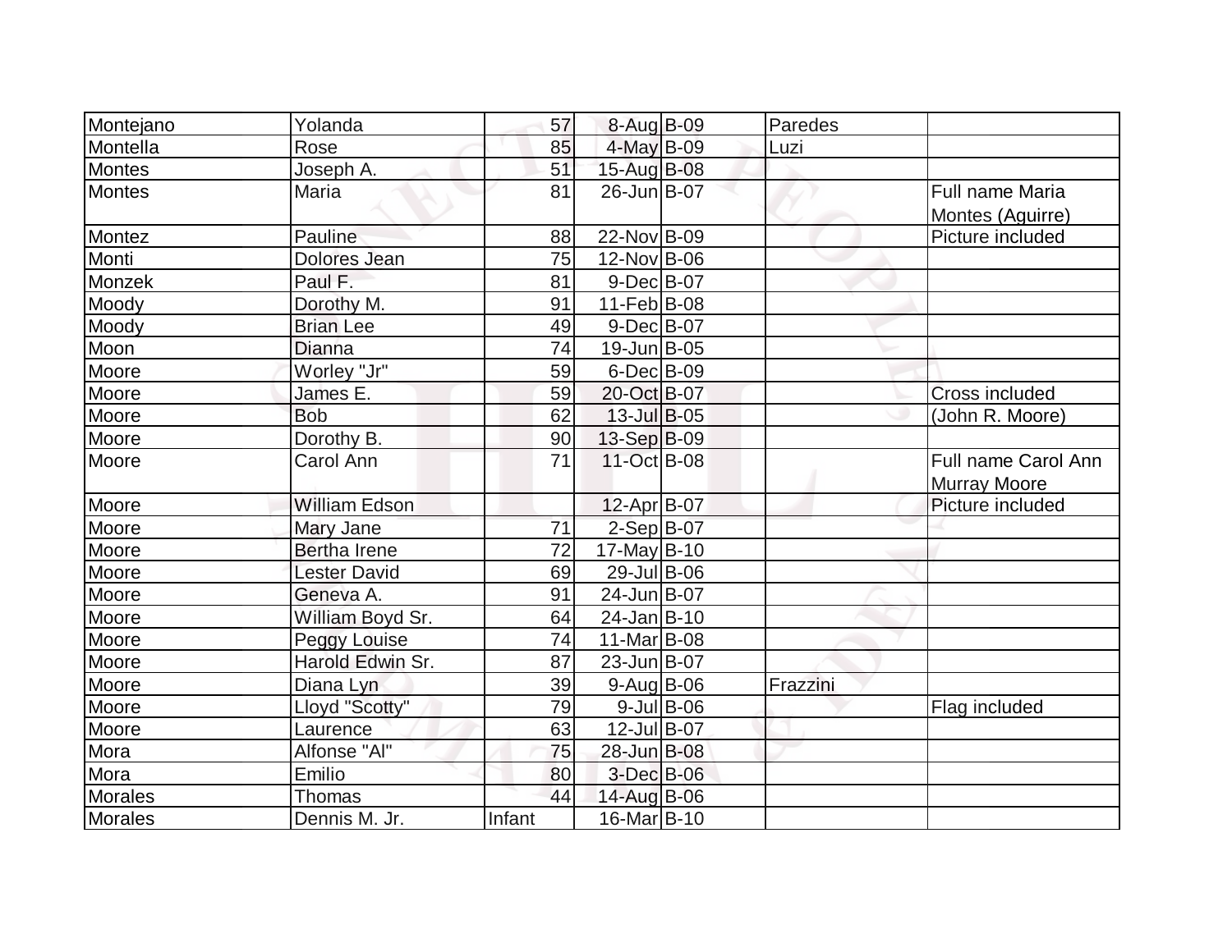| | | | | | | |
|---|---|---|---|---|---|---|
| Montejano | Yolanda | 57 | 8-Aug | B-09 | Paredes | |
| Montella | Rose | 85 | 4-May | B-09 | Luzi | |
| Montes | Joseph A. | 51 | 15-Aug | B-08 | | |
| Montes | Maria | 81 | 26-Jun | B-07 | | Full name Maria Montes (Aguirre) |
| Montez | Pauline | 88 | 22-Nov | B-09 | | Picture included |
| Monti | Dolores Jean | 75 | 12-Nov | B-06 | | |
| Monzek | Paul F. | 81 | 9-Dec | B-07 | | |
| Moody | Dorothy M. | 91 | 11-Feb | B-08 | | |
| Moody | Brian Lee | 49 | 9-Dec | B-07 | | |
| Moon | Dianna | 74 | 19-Jun | B-05 | | |
| Moore | Worley "Jr" | 59 | 6-Dec | B-09 | | |
| Moore | James E. | 59 | 20-Oct | B-07 | | Cross included |
| Moore | Bob | 62 | 13-Jul | B-05 | | (John R. Moore) |
| Moore | Dorothy B. | 90 | 13-Sep | B-09 | | |
| Moore | Carol Ann | 71 | 11-Oct | B-08 | | Full name Carol Ann Murray Moore |
| Moore | William Edson | | 12-Apr | B-07 | | Picture included |
| Moore | Mary Jane | 71 | 2-Sep | B-07 | | |
| Moore | Bertha Irene | 72 | 17-May | B-10 | | |
| Moore | Lester David | 69 | 29-Jul | B-06 | | |
| Moore | Geneva A. | 91 | 24-Jun | B-07 | | |
| Moore | William Boyd Sr. | 64 | 24-Jan | B-10 | | |
| Moore | Peggy Louise | 74 | 11-Mar | B-08 | | |
| Moore | Harold Edwin Sr. | 87 | 23-Jun | B-07 | | |
| Moore | Diana Lyn | 39 | 9-Aug | B-06 | Frazzini | |
| Moore | Lloyd "Scotty" | 79 | 9-Jul | B-06 | | Flag included |
| Moore | Laurence | 63 | 12-Jul | B-07 | | |
| Mora | Alfonse "Al" | 75 | 28-Jun | B-08 | | |
| Mora | Emilio | 80 | 3-Dec | B-06 | | |
| Morales | Thomas | 44 | 14-Aug | B-06 | | |
| Morales | Dennis M. Jr. | Infant | 16-Mar | B-10 | | |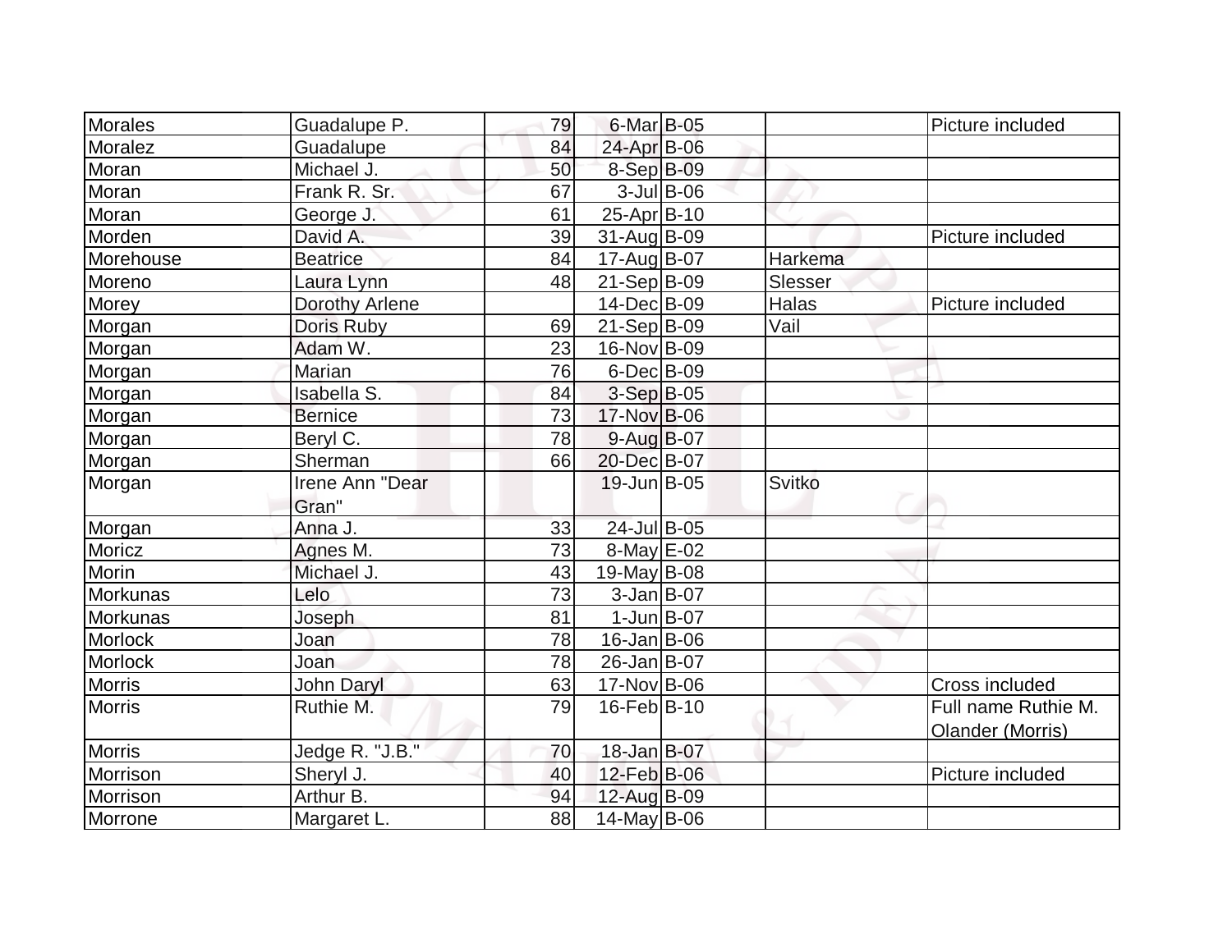| Morales | Guadalupe P. | 79 | 6-Mar | B-05 | | Picture included |
|---|---|---|---|---|---|---|
| Moralez | Guadalupe | 84 | 24-Apr | B-06 | | |
| Moran | Michael J. | 50 | 8-Sep | B-09 | | |
| Moran | Frank R. Sr. | 67 | 3-Jul | B-06 | | |
| Moran | George J. | 61 | 25-Apr | B-10 | | |
| Morden | David A. | 39 | 31-Aug | B-09 | | Picture included |
| Morehouse | Beatrice | 84 | 17-Aug | B-07 | Harkema | |
| Moreno | Laura Lynn | 48 | 21-Sep | B-09 | Slesser | |
| Morey | Dorothy Arlene | | 14-Dec | B-09 | Halas | Picture included |
| Morgan | Doris Ruby | 69 | 21-Sep | B-09 | Vail | |
| Morgan | Adam W. | 23 | 16-Nov | B-09 | | |
| Morgan | Marian | 76 | 6-Dec | B-09 | | |
| Morgan | Isabella S. | 84 | 3-Sep | B-05 | | |
| Morgan | Bernice | 73 | 17-Nov | B-06 | | |
| Morgan | Beryl C. | 78 | 9-Aug | B-07 | | |
| Morgan | Sherman | 66 | 20-Dec | B-07 | | |
| Morgan | Irene Ann "Dear Gran" | | 19-Jun | B-05 | Svitko | |
| Morgan | Anna J. | 33 | 24-Jul | B-05 | | |
| Moricz | Agnes M. | 73 | 8-May | E-02 | | |
| Morin | Michael J. | 43 | 19-May | B-08 | | |
| Morkunas | Lelo | 73 | 3-Jan | B-07 | | |
| Morkunas | Joseph | 81 | 1-Jun | B-07 | | |
| Morlock | Joan | 78 | 16-Jan | B-06 | | |
| Morlock | Joan | 78 | 26-Jan | B-07 | | |
| Morris | John Daryl | 63 | 17-Nov | B-06 | | Cross included |
| Morris | Ruthie M. | 79 | 16-Feb | B-10 | | Full name Ruthie M. Olander (Morris) |
| Morris | Jedge R. "J.B." | 70 | 18-Jan | B-07 | | |
| Morrison | Sheryl J. | 40 | 12-Feb | B-06 | | Picture included |
| Morrison | Arthur B. | 94 | 12-Aug | B-09 | | |
| Morrone | Margaret L. | 88 | 14-May | B-06 | | |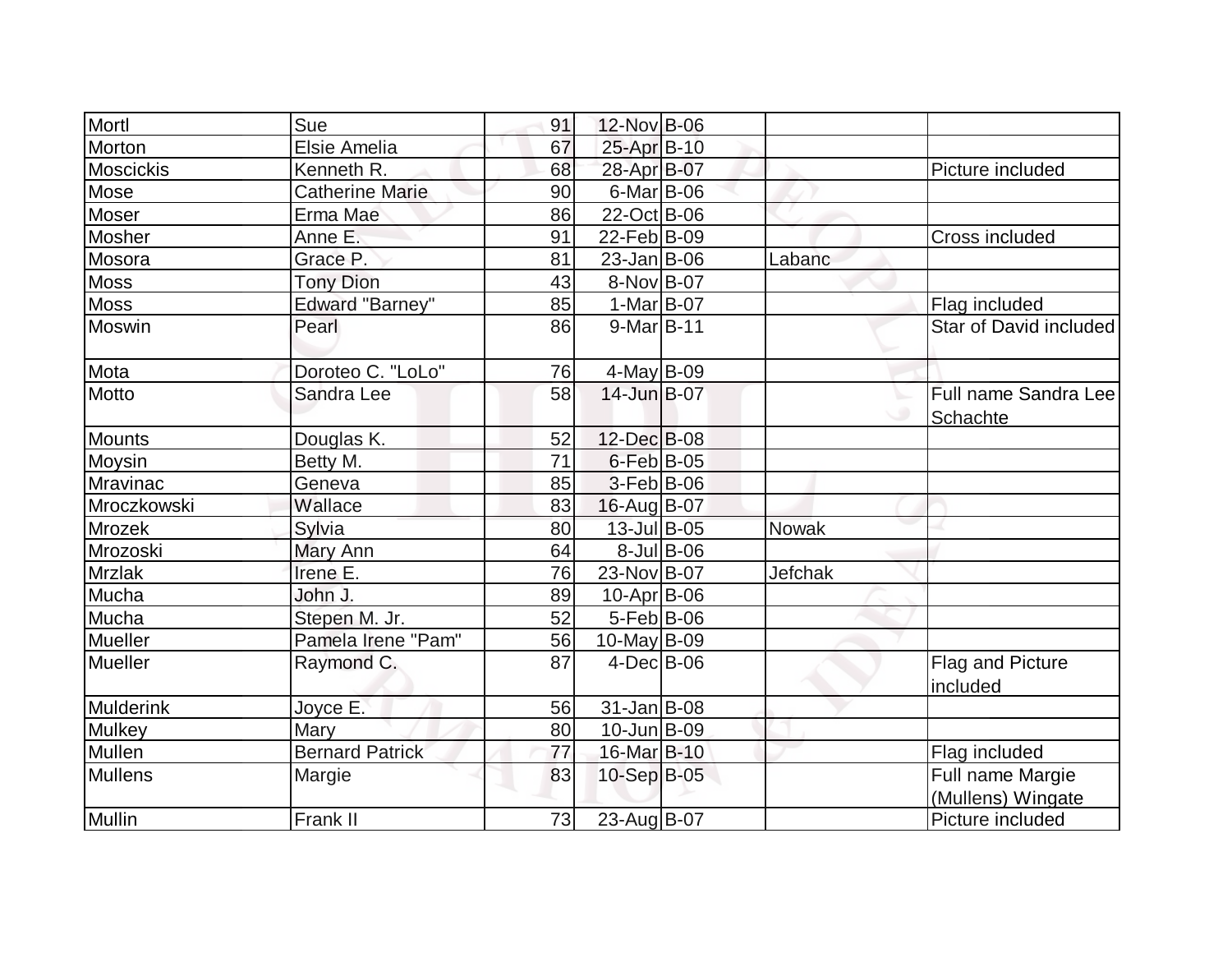| Mortl | Sue | 91 | 12-Nov | B-06 | | |
|---|---|---|---|---|---|---|
| Morton | Elsie Amelia | 67 | 25-Apr | B-10 | | |
| Moscickis | Kenneth R. | 68 | 28-Apr | B-07 | | Picture included |
| Mose | Catherine Marie | 90 | 6-Mar | B-06 | | |
| Moser | Erma Mae | 86 | 22-Oct | B-06 | | |
| Mosher | Anne E. | 91 | 22-Feb | B-09 | | Cross included |
| Mosora | Grace P. | 81 | 23-Jan | B-06 | Labanc | |
| Moss | Tony Dion | 43 | 8-Nov | B-07 | | |
| Moss | Edward "Barney" | 85 | 1-Mar | B-07 | | Flag included |
| Moswin | Pearl | 86 | 9-Mar | B-11 | | Star of David included |
| Mota | Doroteo C. "LoLo" | 76 | 4-May | B-09 | | |
| Motto | Sandra Lee | 58 | 14-Jun | B-07 | | Full name Sandra Lee Schachte |
| Mounts | Douglas K. | 52 | 12-Dec | B-08 | | |
| Moysin | Betty M. | 71 | 6-Feb | B-05 | | |
| Mravinac | Geneva | 85 | 3-Feb | B-06 | | |
| Mroczkowski | Wallace | 83 | 16-Aug | B-07 | | |
| Mrozek | Sylvia | 80 | 13-Jul | B-05 | Nowak | |
| Mrozoski | Mary Ann | 64 | 8-Jul | B-06 | | |
| Mrzlak | Irene E. | 76 | 23-Nov | B-07 | Jefchak | |
| Mucha | John J. | 89 | 10-Apr | B-06 | | |
| Mucha | Stepen M. Jr. | 52 | 5-Feb | B-06 | | |
| Mueller | Pamela Irene "Pam" | 56 | 10-May | B-09 | | |
| Mueller | Raymond C. | 87 | 4-Dec | B-06 | | Flag and Picture included |
| Mulderink | Joyce E. | 56 | 31-Jan | B-08 | | |
| Mulkey | Mary | 80 | 10-Jun | B-09 | | |
| Mullen | Bernard Patrick | 77 | 16-Mar | B-10 | | Flag included |
| Mullens | Margie | 83 | 10-Sep | B-05 | | Full name Margie (Mullens) Wingate |
| Mullin | Frank II | 73 | 23-Aug | B-07 | | Picture included |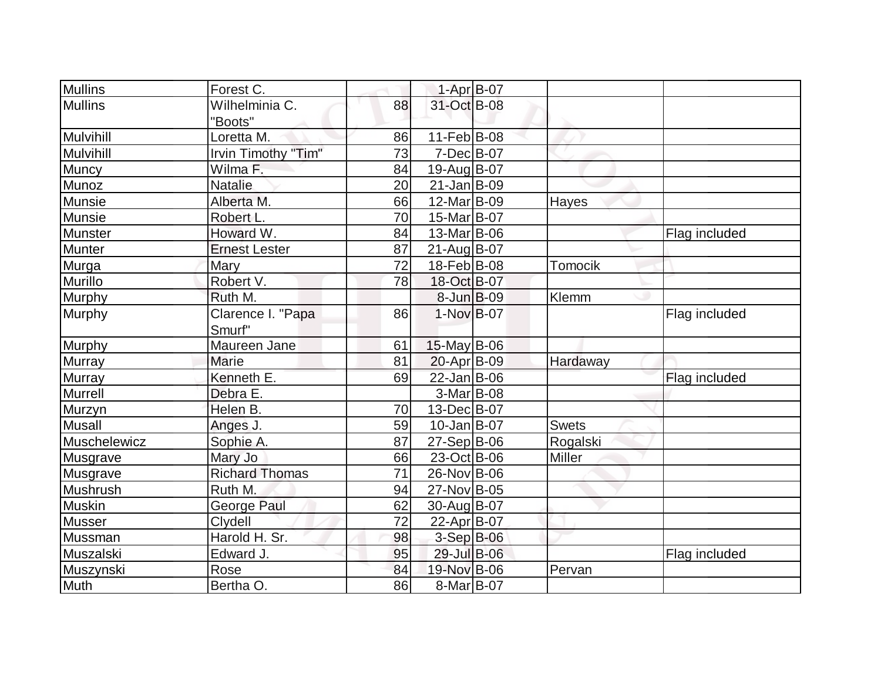| | | | | | | |
|---|---|---|---|---|---|---|
| Mullins | Forest C. | | 1-Apr | B-07 | | |
| Mullins | Wilhelminia C. "Boots" | 88 | 31-Oct | B-08 | | |
| Mulvihill | Loretta M. | 86 | 11-Feb | B-08 | | |
| Mulvihill | Irvin Timothy "Tim" | 73 | 7-Dec | B-07 | | |
| Muncy | Wilma F. | 84 | 19-Aug | B-07 | | |
| Munoz | Natalie | 20 | 21-Jan | B-09 | | |
| Munsie | Alberta M. | 66 | 12-Mar | B-09 | Hayes | |
| Munsie | Robert L. | 70 | 15-Mar | B-07 | | |
| Munster | Howard W. | 84 | 13-Mar | B-06 | | Flag included |
| Munter | Ernest Lester | 87 | 21-Aug | B-07 | | |
| Murga | Mary | 72 | 18-Feb | B-08 | Tomocik | |
| Murillo | Robert V. | 78 | 18-Oct | B-07 | | |
| Murphy | Ruth M. | | 8-Jun | B-09 | Klemm | |
| Murphy | Clarence I. "Papa Smurf" | 86 | 1-Nov | B-07 | | Flag included |
| Murphy | Maureen Jane | 61 | 15-May | B-06 | | |
| Murray | Marie | 81 | 20-Apr | B-09 | Hardaway | |
| Murray | Kenneth E. | 69 | 22-Jan | B-06 | | Flag included |
| Murrell | Debra E. | | 3-Mar | B-08 | | |
| Murzyn | Helen B. | 70 | 13-Dec | B-07 | | |
| Musall | Anges J. | 59 | 10-Jan | B-07 | Swets | |
| Muschelewicz | Sophie A. | 87 | 27-Sep | B-06 | Rogalski | |
| Musgrave | Mary Jo | 66 | 23-Oct | B-06 | Miller | |
| Musgrave | Richard Thomas | 71 | 26-Nov | B-06 | | |
| Mushrush | Ruth M. | 94 | 27-Nov | B-05 | | |
| Muskin | George Paul | 62 | 30-Aug | B-07 | | |
| Musser | Clydell | 72 | 22-Apr | B-07 | | |
| Mussman | Harold H. Sr. | 98 | 3-Sep | B-06 | | |
| Muszalski | Edward J. | 95 | 29-Jul | B-06 | | Flag included |
| Muszynski | Rose | 84 | 19-Nov | B-06 | Pervan | |
| Muth | Bertha O. | 86 | 8-Mar | B-07 | | |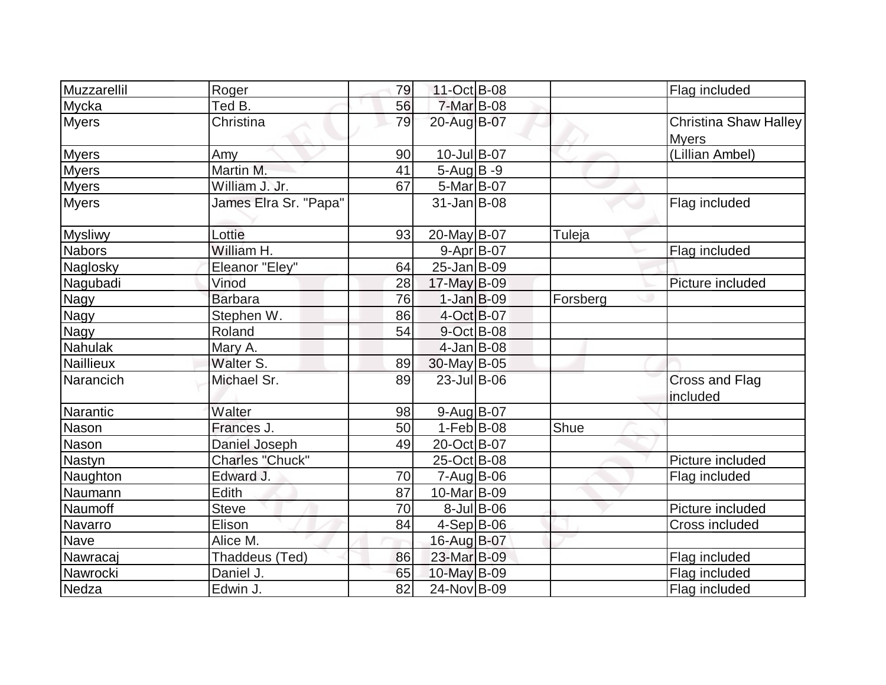| | | | | | | |
|---|---|---|---|---|---|---|
| Muzzarellil | Roger | 79 | 11-Oct | B-08 | | Flag included |
| Mycka | Ted B. | 56 | 7-Mar | B-08 | | |
| Myers | Christina | 79 | 20-Aug | B-07 | | Christina Shaw Halley Myers |
| Myers | Amy | 90 | 10-Jul | B-07 | | (Lillian Ambel) |
| Myers | Martin M. | 41 | 5-Aug | B -9 | | |
| Myers | William J. Jr. | 67 | 5-Mar | B-07 | | |
| Myers | James Elra Sr. "Papa" | | 31-Jan | B-08 | | Flag included |
| Mysliwy | Lottie | 93 | 20-May | B-07 | Tuleja | |
| Nabors | William H. | | 9-Apr | B-07 | | Flag included |
| Naglosky | Eleanor "Eley" | 64 | 25-Jan | B-09 | | |
| Nagubadi | Vinod | 28 | 17-May | B-09 | | Picture included |
| Nagy | Barbara | 76 | 1-Jan | B-09 | Forsberg | |
| Nagy | Stephen W. | 86 | 4-Oct | B-07 | | |
| Nagy | Roland | 54 | 9-Oct | B-08 | | |
| Nahulak | Mary A. | | 4-Jan | B-08 | | |
| Naillieux | Walter S. | 89 | 30-May | B-05 | | |
| Narancich | Michael Sr. | 89 | 23-Jul | B-06 | | Cross and Flag included |
| Narantic | Walter | 98 | 9-Aug | B-07 | | |
| Nason | Frances J. | 50 | 1-Feb | B-08 | Shue | |
| Nason | Daniel Joseph | 49 | 20-Oct | B-07 | | |
| Nastyn | Charles "Chuck" | | 25-Oct | B-08 | | Picture included |
| Naughton | Edward J. | 70 | 7-Aug | B-06 | | Flag included |
| Naumann | Edith | 87 | 10-Mar | B-09 | | |
| Naumoff | Steve | 70 | 8-Jul | B-06 | | Picture included |
| Navarro | Elison | 84 | 4-Sep | B-06 | | Cross included |
| Nave | Alice M. | | 16-Aug | B-07 | | |
| Nawracaj | Thaddeus (Ted) | 86 | 23-Mar | B-09 | | Flag included |
| Nawrocki | Daniel J. | 65 | 10-May | B-09 | | Flag included |
| Nedza | Edwin J. | 82 | 24-Nov | B-09 | | Flag included |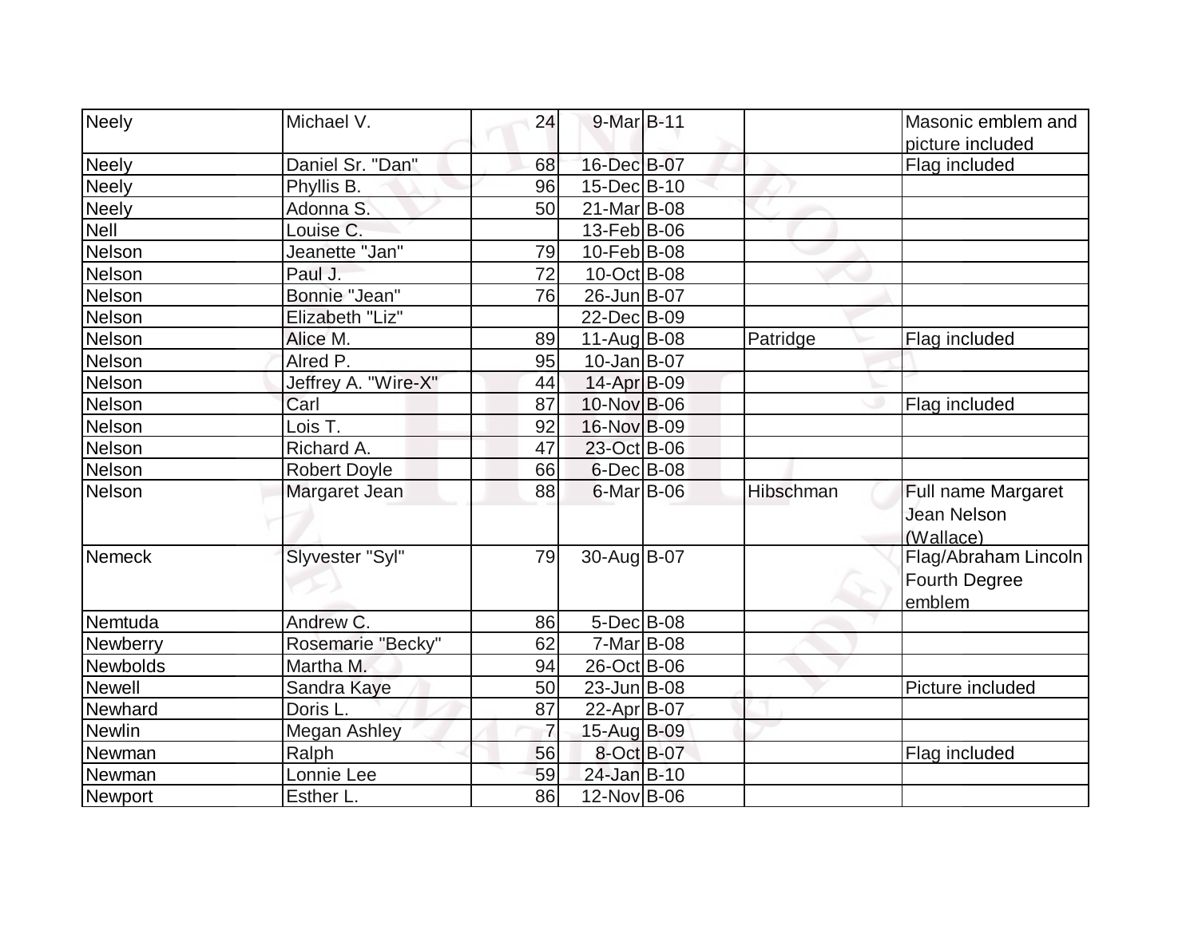| Neely | Michael V. | 24 | 9-Mar | B-11 | | Masonic emblem and picture included |
|---|---|---|---|---|---|---|
| Neely | Daniel Sr. "Dan" | 68 | 16-Dec | B-07 | | Flag included |
| Neely | Phyllis B. | 96 | 15-Dec | B-10 | | |
| Neely | Adonna S. | 50 | 21-Mar | B-08 | | |
| Nell | Louise C. | | 13-Feb | B-06 | | |
| Nelson | Jeanette "Jan" | 79 | 10-Feb | B-08 | | |
| Nelson | Paul J. | 72 | 10-Oct | B-08 | | |
| Nelson | Bonnie "Jean" | 76 | 26-Jun | B-07 | | |
| Nelson | Elizabeth "Liz" | | 22-Dec | B-09 | | |
| Nelson | Alice M. | 89 | 11-Aug | B-08 | Patridge | Flag included |
| Nelson | Alred P. | 95 | 10-Jan | B-07 | | |
| Nelson | Jeffrey A. "Wire-X" | 44 | 14-Apr | B-09 | | |
| Nelson | Carl | 87 | 10-Nov | B-06 | | Flag included |
| Nelson | Lois T. | 92 | 16-Nov | B-09 | | |
| Nelson | Richard A. | 47 | 23-Oct | B-06 | | |
| Nelson | Robert Doyle | 66 | 6-Dec | B-08 | | |
| Nelson | Margaret Jean | 88 | 6-Mar | B-06 | Hibschman | Full name Margaret Jean Nelson (Wallace) |
| Nemeck | Slyvester "Syl" | 79 | 30-Aug | B-07 | | Flag/Abraham Lincoln Fourth Degree emblem |
| Nemtuda | Andrew C. | 86 | 5-Dec | B-08 | | |
| Newberry | Rosemarie "Becky" | 62 | 7-Mar | B-08 | | |
| Newbolds | Martha M. | 94 | 26-Oct | B-06 | | |
| Newell | Sandra Kaye | 50 | 23-Jun | B-08 | | Picture included |
| Newhard | Doris L. | 87 | 22-Apr | B-07 | | |
| Newlin | Megan Ashley | 7 | 15-Aug | B-09 | | |
| Newman | Ralph | 56 | 8-Oct | B-07 | | Flag included |
| Newman | Lonnie Lee | 59 | 24-Jan | B-10 | | |
| Newport | Esther L. | 86 | 12-Nov | B-06 | | |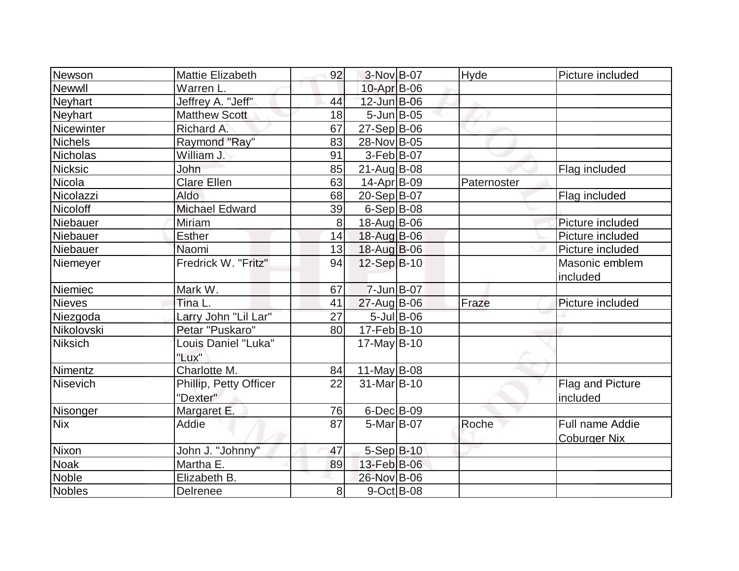| Newson | Mattie Elizabeth | 92 | 3-Nov | B-07 | Hyde | Picture included |
|---|---|---|---|---|---|---|
| Newwll | Warren L. | | 10-Apr | B-06 | | |
| Neyhart | Jeffrey A. "Jeff" | 44 | 12-Jun | B-06 | | |
| Neyhart | Matthew Scott | 18 | 5-Jun | B-05 | | |
| Nicewinter | Richard A. | 67 | 27-Sep | B-06 | | |
| Nichels | Raymond "Ray" | 83 | 28-Nov | B-05 | | |
| Nicholas | William J. | 91 | 3-Feb | B-07 | | |
| Nicksic | John | 85 | 21-Aug | B-08 | | Flag included |
| Nicola | Clare Ellen | 63 | 14-Apr | B-09 | Paternoster | |
| Nicolazzi | Aldo | 68 | 20-Sep | B-07 | | Flag included |
| Nicoloff | Michael Edward | 39 | 6-Sep | B-08 | | |
| Niebauer | Miriam | 8 | 18-Aug | B-06 | | Picture included |
| Niebauer | Esther | 14 | 18-Aug | B-06 | | Picture included |
| Niebauer | Naomi | 13 | 18-Aug | B-06 | | Picture included |
| Niemeyer | Fredrick W. "Fritz" | 94 | 12-Sep | B-10 | | Masonic emblem included |
| Niemiec | Mark W. | 67 | 7-Jun | B-07 | | |
| Nieves | Tina L. | 41 | 27-Aug | B-06 | Fraze | Picture included |
| Niezgoda | Larry John "Lil Lar" | 27 | 5-Jul | B-06 | | |
| Nikolovski | Petar "Puskaro" | 80 | 17-Feb | B-10 | | |
| Niksich | Louis Daniel "Luka" "Lux" | | 17-May | B-10 | | |
| Nimentz | Charlotte M. | 84 | 11-May | B-08 | | |
| Nisevich | Phillip, Petty Officer "Dexter" | 22 | 31-Mar | B-10 | | Flag and Picture included |
| Nisonger | Margaret E. | 76 | 6-Dec | B-09 | | |
| Nix | Addie | 87 | 5-Mar | B-07 | Roche | Full name Addie Coburger Nix |
| Nixon | John J. "Johnny" | 47 | 5-Sep | B-10 | | |
| Noak | Martha E. | 89 | 13-Feb | B-06 | | |
| Noble | Elizabeth B. | | 26-Nov | B-06 | | |
| Nobles | Delrenee | 8 | 9-Oct | B-08 | | |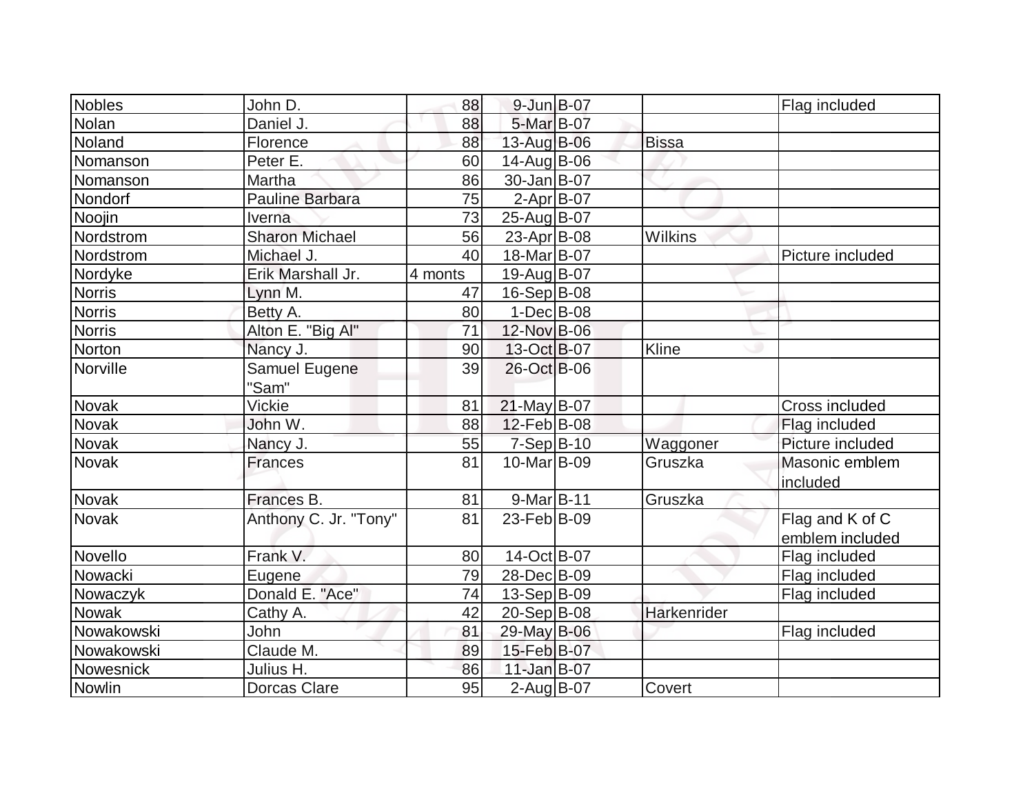| | | | | | | |
|---|---|---|---|---|---|---|
| Nobles | John D. | 88 | 9-Jun | B-07 | | Flag included |
| Nolan | Daniel J. | 88 | 5-Mar | B-07 | | |
| Noland | Florence | 88 | 13-Aug | B-06 | Bissa | |
| Nomanson | Peter E. | 60 | 14-Aug | B-06 | | |
| Nomanson | Martha | 86 | 30-Jan | B-07 | | |
| Nondorf | Pauline Barbara | 75 | 2-Apr | B-07 | | |
| Noojin | Iverna | 73 | 25-Aug | B-07 | | |
| Nordstrom | Sharon Michael | 56 | 23-Apr | B-08 | Wilkins | |
| Nordstrom | Michael J. | 40 | 18-Mar | B-07 | | Picture included |
| Nordyke | Erik Marshall Jr. | 4 monts | 19-Aug | B-07 | | |
| Norris | Lynn M. | 47 | 16-Sep | B-08 | | |
| Norris | Betty A. | 80 | 1-Dec | B-08 | | |
| Norris | Alton E. "Big Al" | 71 | 12-Nov | B-06 | | |
| Norton | Nancy J. | 90 | 13-Oct | B-07 | Kline | |
| Norville | Samuel Eugene "Sam" | 39 | 26-Oct | B-06 | | |
| Novak | Vickie | 81 | 21-May | B-07 | | Cross included |
| Novak | John W. | 88 | 12-Feb | B-08 | | Flag included |
| Novak | Nancy J. | 55 | 7-Sep | B-10 | Waggoner | Picture included |
| Novak | Frances | 81 | 10-Mar | B-09 | Gruszka | Masonic emblem included |
| Novak | Frances B. | 81 | 9-Mar | B-11 | Gruszka | |
| Novak | Anthony C. Jr. "Tony" | 81 | 23-Feb | B-09 | | Flag and K of C emblem included |
| Novello | Frank V. | 80 | 14-Oct | B-07 | | Flag included |
| Nowacki | Eugene | 79 | 28-Dec | B-09 | | Flag included |
| Nowaczyk | Donald E. "Ace" | 74 | 13-Sep | B-09 | | Flag included |
| Nowak | Cathy A. | 42 | 20-Sep | B-08 | Harkenrider | |
| Nowakowski | John | 81 | 29-May | B-06 | | Flag included |
| Nowakowski | Claude M. | 89 | 15-Feb | B-07 | | |
| Nowesnick | Julius H. | 86 | 11-Jan | B-07 | | |
| Nowlin | Dorcas Clare | 95 | 2-Aug | B-07 | Covert | |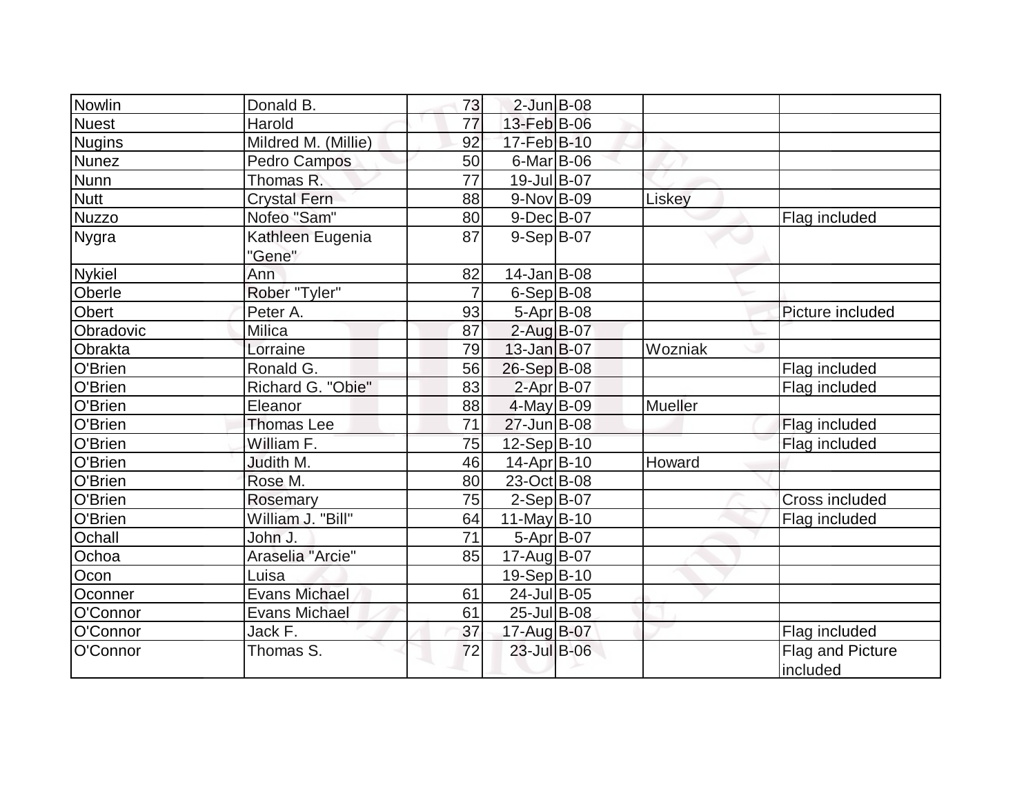| Nowlin | Donald B. | 73 | 2-Jun | B-08 | | |
|---|---|---|---|---|---|---|
| Nuest | Harold | 77 | 13-Feb | B-06 | | |
| Nugins | Mildred M. (Millie) | 92 | 17-Feb | B-10 | | |
| Nunez | Pedro Campos | 50 | 6-Mar | B-06 | | |
| Nunn | Thomas R. | 77 | 19-Jul | B-07 | | |
| Nutt | Crystal Fern | 88 | 9-Nov | B-09 | Liskey | |
| Nuzzo | Nofeo "Sam" | 80 | 9-Dec | B-07 | | Flag included |
| Nygra | Kathleen Eugenia "Gene" | 87 | 9-Sep | B-07 | | |
| Nykiel | Ann | 82 | 14-Jan | B-08 | | |
| Oberle | Rober "Tyler" | 7 | 6-Sep | B-08 | | |
| Obert | Peter A. | 93 | 5-Apr | B-08 | | Picture included |
| Obradovic | Milica | 87 | 2-Aug | B-07 | | |
| Obrakta | Lorraine | 79 | 13-Jan | B-07 | Wozniak | |
| O'Brien | Ronald G. | 56 | 26-Sep | B-08 | | Flag included |
| O'Brien | Richard G. "Obie" | 83 | 2-Apr | B-07 | | Flag included |
| O'Brien | Eleanor | 88 | 4-May | B-09 | Mueller | |
| O'Brien | Thomas Lee | 71 | 27-Jun | B-08 | | Flag included |
| O'Brien | William F. | 75 | 12-Sep | B-10 | | Flag included |
| O'Brien | Judith M. | 46 | 14-Apr | B-10 | Howard | |
| O'Brien | Rose M. | 80 | 23-Oct | B-08 | | |
| O'Brien | Rosemary | 75 | 2-Sep | B-07 | | Cross included |
| O'Brien | William J. "Bill" | 64 | 11-May | B-10 | | Flag included |
| Ochall | John J. | 71 | 5-Apr | B-07 | | |
| Ochoa | Araselia "Arcie" | 85 | 17-Aug | B-07 | | |
| Ocon | Luisa | | 19-Sep | B-10 | | |
| Oconner | Evans Michael | 61 | 24-Jul | B-05 | | |
| O'Connor | Evans Michael | 61 | 25-Jul | B-08 | | |
| O'Connor | Jack F. | 37 | 17-Aug | B-07 | | Flag included |
| O'Connor | Thomas S. | 72 | 23-Jul | B-06 | | Flag and Picture included |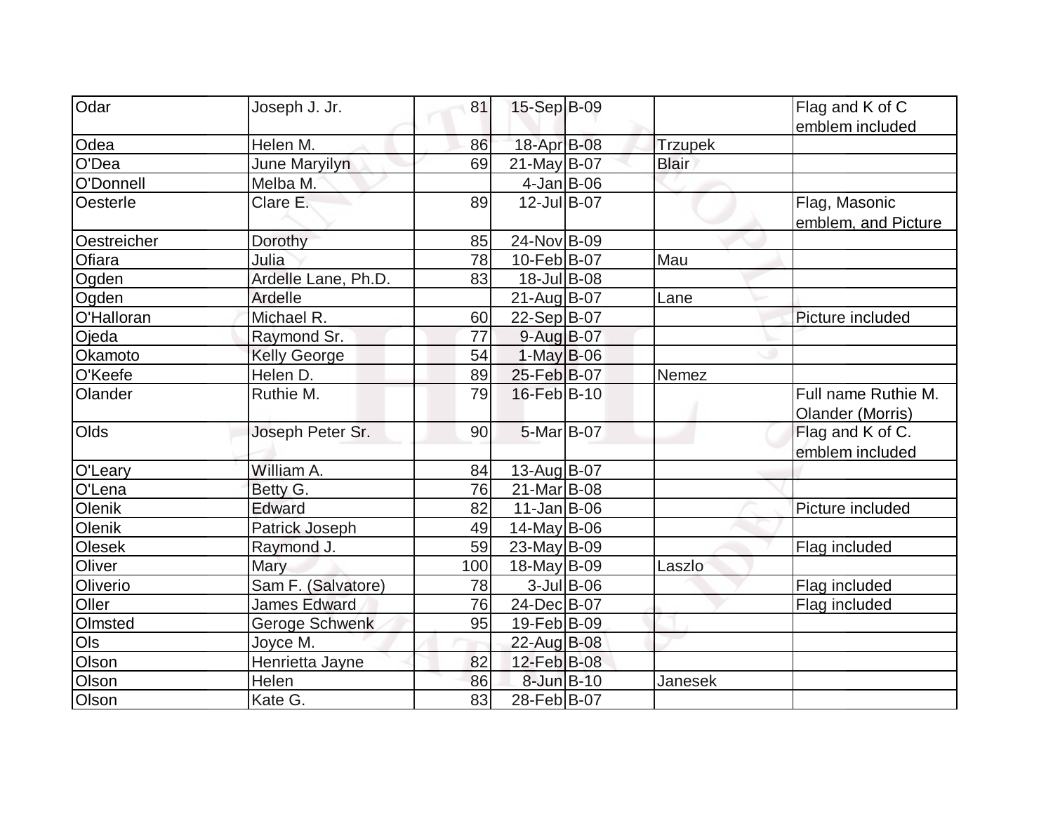| Odar | Joseph J. Jr. | 81 | 15-Sep | B-09 | | Flag and K of C emblem included |
|---|---|---|---|---|---|---|
| Odea | Helen M. | 86 | 18-Apr | B-08 | Trzupek | |
| O'Dea | June Maryilyn | 69 | 21-May | B-07 | Blair | |
| O'Donnell | Melba M. | | 4-Jan | B-06 | | |
| Oesterle | Clare E. | 89 | 12-Jul | B-07 | | Flag, Masonic emblem, and Picture |
| Oestreicher | Dorothy | 85 | 24-Nov | B-09 | | |
| Ofiara | Julia | 78 | 10-Feb | B-07 | Mau | |
| Ogden | Ardelle Lane, Ph.D. | 83 | 18-Jul | B-08 | | |
| Ogden | Ardelle | | 21-Aug | B-07 | Lane | |
| O'Halloran | Michael R. | 60 | 22-Sep | B-07 | | Picture included |
| Ojeda | Raymond Sr. | 77 | 9-Aug | B-07 | | |
| Okamoto | Kelly George | 54 | 1-May | B-06 | | |
| O'Keefe | Helen D. | 89 | 25-Feb | B-07 | Nemez | |
| Olander | Ruthie M. | 79 | 16-Feb | B-10 | | Full name Ruthie M. Olander (Morris) |
| Olds | Joseph Peter Sr. | 90 | 5-Mar | B-07 | | Flag and K of C. emblem included |
| O'Leary | William A. | 84 | 13-Aug | B-07 | | |
| O'Lena | Betty G. | 76 | 21-Mar | B-08 | | |
| Olenik | Edward | 82 | 11-Jan | B-06 | | Picture included |
| Olenik | Patrick Joseph | 49 | 14-May | B-06 | | |
| Olesek | Raymond J. | 59 | 23-May | B-09 | | Flag included |
| Oliver | Mary | 100 | 18-May | B-09 | Laszlo | |
| Oliverio | Sam F. (Salvatore) | 78 | 3-Jul | B-06 | | Flag included |
| Oller | James Edward | 76 | 24-Dec | B-07 | | Flag included |
| Olmsted | Geroge Schwenk | 95 | 19-Feb | B-09 | | |
| Ols | Joyce M. | | 22-Aug | B-08 | | |
| Olson | Henrietta Jayne | 82 | 12-Feb | B-08 | | |
| Olson | Helen | 86 | 8-Jun | B-10 | Janesek | |
| Olson | Kate G. | 83 | 28-Feb | B-07 | | |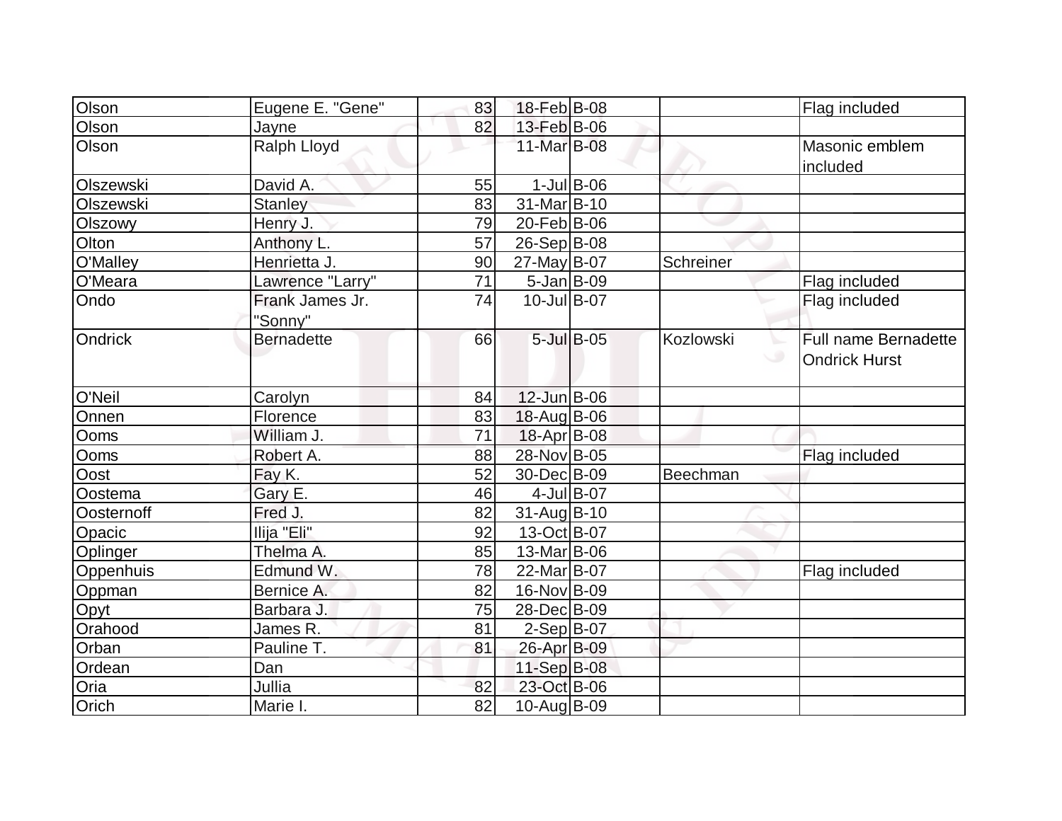| | | | | | | |
|---|---|---|---|---|---|---|
| Olson | Eugene E. "Gene" | 83 | 18-Feb | B-08 | | Flag included |
| Olson | Jayne | 82 | 13-Feb | B-06 | | |
| Olson | Ralph Lloyd | | 11-Mar | B-08 | | Masonic emblem included |
| Olszewski | David A. | 55 | 1-Jul | B-06 | | |
| Olszewski | Stanley | 83 | 31-Mar | B-10 | | |
| Olszowy | Henry J. | 79 | 20-Feb | B-06 | | |
| Olton | Anthony L. | 57 | 26-Sep | B-08 | | |
| O'Malley | Henrietta J. | 90 | 27-May | B-07 | Schreiner | |
| O'Meara | Lawrence "Larry" | 71 | 5-Jan | B-09 | | Flag included |
| Ondo | Frank James Jr. "Sonny" | 74 | 10-Jul | B-07 | | Flag included |
| Ondrick | Bernadette | 66 | 5-Jul | B-05 | Kozlowski | Full name Bernadette Ondrick Hurst |
| O'Neil | Carolyn | 84 | 12-Jun | B-06 | | |
| Onnen | Florence | 83 | 18-Aug | B-06 | | |
| Ooms | William J. | 71 | 18-Apr | B-08 | | |
| Ooms | Robert A. | 88 | 28-Nov | B-05 | | Flag included |
| Oost | Fay K. | 52 | 30-Dec | B-09 | Beechman | |
| Oostema | Gary E. | 46 | 4-Jul | B-07 | | |
| Oosternoff | Fred J. | 82 | 31-Aug | B-10 | | |
| Opacic | Ilija "Eli" | 92 | 13-Oct | B-07 | | |
| Oplinger | Thelma A. | 85 | 13-Mar | B-06 | | |
| Oppenhuis | Edmund W. | 78 | 22-Mar | B-07 | | Flag included |
| Oppman | Bernice A. | 82 | 16-Nov | B-09 | | |
| Opyt | Barbara J. | 75 | 28-Dec | B-09 | | |
| Orahood | James R. | 81 | 2-Sep | B-07 | | |
| Orban | Pauline T. | 81 | 26-Apr | B-09 | | |
| Ordean | Dan | | 11-Sep | B-08 | | |
| Oria | Jullia | 82 | 23-Oct | B-06 | | |
| Orich | Marie I. | 82 | 10-Aug | B-09 | | |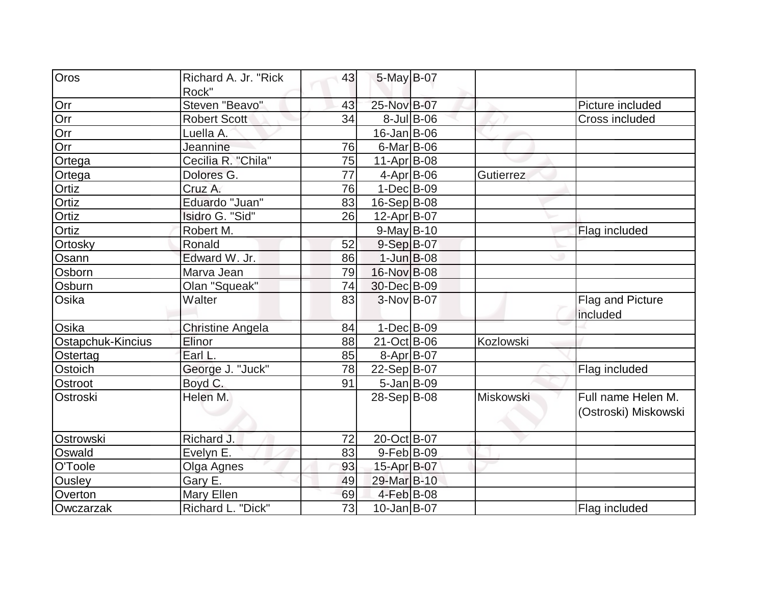| Oros | Richard A. Jr. "Rick Rock" | 43 | 5-May | B-07 | | |
|---|---|---|---|---|---|---|
| Orr | Steven "Beavo" | 43 | 25-Nov | B-07 | | Picture included |
| Orr | Robert Scott | 34 | 8-Jul | B-06 | | Cross included |
| Orr | Luella A. | | 16-Jan | B-06 | | |
| Orr | Jeannine | 76 | 6-Mar | B-06 | | |
| Ortega | Cecilia R. "Chila" | 75 | 11-Apr | B-08 | | |
| Ortega | Dolores G. | 77 | 4-Apr | B-06 | Gutierrez | |
| Ortiz | Cruz A. | 76 | 1-Dec | B-09 | | |
| Ortiz | Eduardo "Juan" | 83 | 16-Sep | B-08 | | |
| Ortiz | Isidro G. "Sid" | 26 | 12-Apr | B-07 | | |
| Ortiz | Robert M. | | 9-May | B-10 | | Flag included |
| Ortosky | Ronald | 52 | 9-Sep | B-07 | | |
| Osann | Edward W. Jr. | 86 | 1-Jun | B-08 | | |
| Osborn | Marva Jean | 79 | 16-Nov | B-08 | | |
| Osburn | Olan "Squeak" | 74 | 30-Dec | B-09 | | |
| Osika | Walter | 83 | 3-Nov | B-07 | | Flag and Picture included |
| Osika | Christine Angela | 84 | 1-Dec | B-09 | | |
| Ostapchuk-Kincius | Elinor | 88 | 21-Oct | B-06 | Kozlowski | |
| Ostertag | Earl L. | 85 | 8-Apr | B-07 | | |
| Ostoich | George J. "Juck" | 78 | 22-Sep | B-07 | | Flag included |
| Ostroot | Boyd C. | 91 | 5-Jan | B-09 | | |
| Ostroski | Helen M. | | 28-Sep | B-08 | Miskowski | Full name Helen M. (Ostroski) Miskowski |
| Ostrowski | Richard J. | 72 | 20-Oct | B-07 | | |
| Oswald | Evelyn E. | 83 | 9-Feb | B-09 | | |
| O'Toole | Olga Agnes | 93 | 15-Apr | B-07 | | |
| Ousley | Gary E. | 49 | 29-Mar | B-10 | | |
| Overton | Mary Ellen | 69 | 4-Feb | B-08 | | |
| Owczarzak | Richard L. "Dick" | 73 | 10-Jan | B-07 | | Flag included |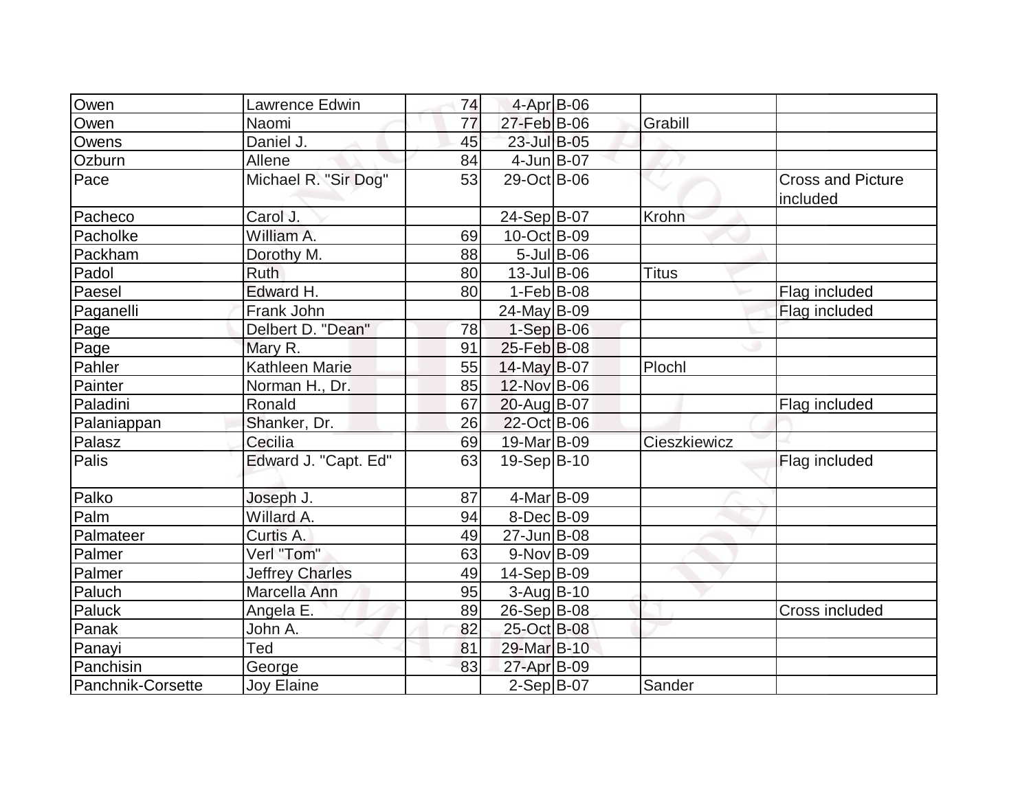| Owen | Lawrence Edwin | 74 | 4-Apr | B-06 | | |
|---|---|---|---|---|---|---|
| Owen | Naomi | 77 | 27-Feb | B-06 | Grabill | |
| Owens | Daniel J. | 45 | 23-Jul | B-05 | | |
| Ozburn | Allene | 84 | 4-Jun | B-07 | | |
| Pace | Michael R. "Sir Dog" | 53 | 29-Oct | B-06 | | Cross and Picture included |
| Pacheco | Carol J. | | 24-Sep | B-07 | Krohn | |
| Pacholke | William A. | 69 | 10-Oct | B-09 | | |
| Packham | Dorothy M. | 88 | 5-Jul | B-06 | | |
| Padol | Ruth | 80 | 13-Jul | B-06 | Titus | |
| Paesel | Edward H. | 80 | 1-Feb | B-08 | | Flag included |
| Paganelli | Frank John | | 24-May | B-09 | | Flag included |
| Page | Delbert D. "Dean" | 78 | 1-Sep | B-06 | | |
| Page | Mary R. | 91 | 25-Feb | B-08 | | |
| Pahler | Kathleen Marie | 55 | 14-May | B-07 | Plochl | |
| Painter | Norman H., Dr. | 85 | 12-Nov | B-06 | | |
| Paladini | Ronald | 67 | 20-Aug | B-07 | | Flag included |
| Palaniappan | Shanker, Dr. | 26 | 22-Oct | B-06 | | |
| Palasz | Cecilia | 69 | 19-Mar | B-09 | Cieszkiewicz | |
| Palis | Edward J. "Capt. Ed" | 63 | 19-Sep | B-10 | | Flag included |
| Palko | Joseph J. | 87 | 4-Mar | B-09 | | |
| Palm | Willard A. | 94 | 8-Dec | B-09 | | |
| Palmateer | Curtis A. | 49 | 27-Jun | B-08 | | |
| Palmer | Verl "Tom" | 63 | 9-Nov | B-09 | | |
| Palmer | Jeffrey Charles | 49 | 14-Sep | B-09 | | |
| Paluch | Marcella Ann | 95 | 3-Aug | B-10 | | |
| Paluck | Angela E. | 89 | 26-Sep | B-08 | | Cross included |
| Panak | John A. | 82 | 25-Oct | B-08 | | |
| Panayi | Ted | 81 | 29-Mar | B-10 | | |
| Panchisin | George | 83 | 27-Apr | B-09 | | |
| Panchnik-Corsette | Joy Elaine | | 2-Sep | B-07 | Sander | |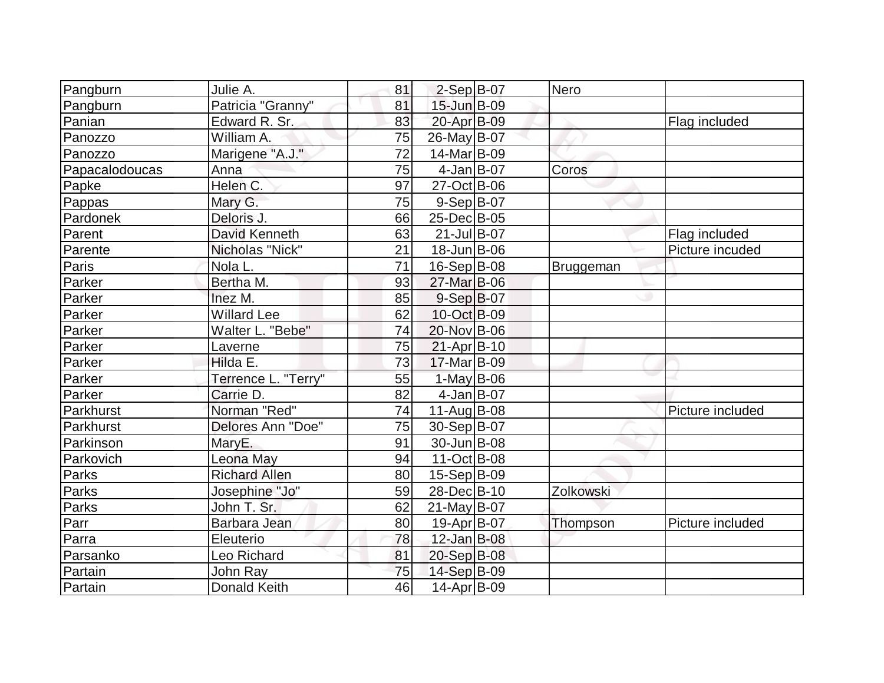| | | | | | | |
|---|---|---|---|---|---|---|
| Pangburn | Julie A. | 81 | 2-Sep | B-07 | Nero | |
| Pangburn | Patricia "Granny" | 81 | 15-Jun | B-09 | | |
| Panian | Edward R. Sr. | 83 | 20-Apr | B-09 | | Flag included |
| Panozzo | William A. | 75 | 26-May | B-07 | | |
| Panozzo | Marigene "A.J." | 72 | 14-Mar | B-09 | | |
| Papacalodoucas | Anna | 75 | 4-Jan | B-07 | Coros | |
| Papke | Helen C. | 97 | 27-Oct | B-06 | | |
| Pappas | Mary G. | 75 | 9-Sep | B-07 | | |
| Pardonek | Deloris J. | 66 | 25-Dec | B-05 | | |
| Parent | David Kenneth | 63 | 21-Jul | B-07 | | Flag included |
| Parente | Nicholas "Nick" | 21 | 18-Jun | B-06 | | Picture incuded |
| Paris | Nola L. | 71 | 16-Sep | B-08 | Bruggeman | |
| Parker | Bertha M. | 93 | 27-Mar | B-06 | | |
| Parker | Inez M. | 85 | 9-Sep | B-07 | | |
| Parker | Willard Lee | 62 | 10-Oct | B-09 | | |
| Parker | Walter L. "Bebe" | 74 | 20-Nov | B-06 | | |
| Parker | Laverne | 75 | 21-Apr | B-10 | | |
| Parker | Hilda E. | 73 | 17-Mar | B-09 | | |
| Parker | Terrence L. "Terry" | 55 | 1-May | B-06 | | |
| Parker | Carrie D. | 82 | 4-Jan | B-07 | | |
| Parkhurst | Norman "Red" | 74 | 11-Aug | B-08 | | Picture included |
| Parkhurst | Delores Ann "Doe" | 75 | 30-Sep | B-07 | | |
| Parkinson | MaryE. | 91 | 30-Jun | B-08 | | |
| Parkovich | Leona May | 94 | 11-Oct | B-08 | | |
| Parks | Richard Allen | 80 | 15-Sep | B-09 | | |
| Parks | Josephine "Jo" | 59 | 28-Dec | B-10 | Zolkowski | |
| Parks | John T. Sr. | 62 | 21-May | B-07 | | |
| Parr | Barbara Jean | 80 | 19-Apr | B-07 | Thompson | Picture included |
| Parra | Eleuterio | 78 | 12-Jan | B-08 | | |
| Parsanko | Leo Richard | 81 | 20-Sep | B-08 | | |
| Partain | John Ray | 75 | 14-Sep | B-09 | | |
| Partain | Donald Keith | 46 | 14-Apr | B-09 | | |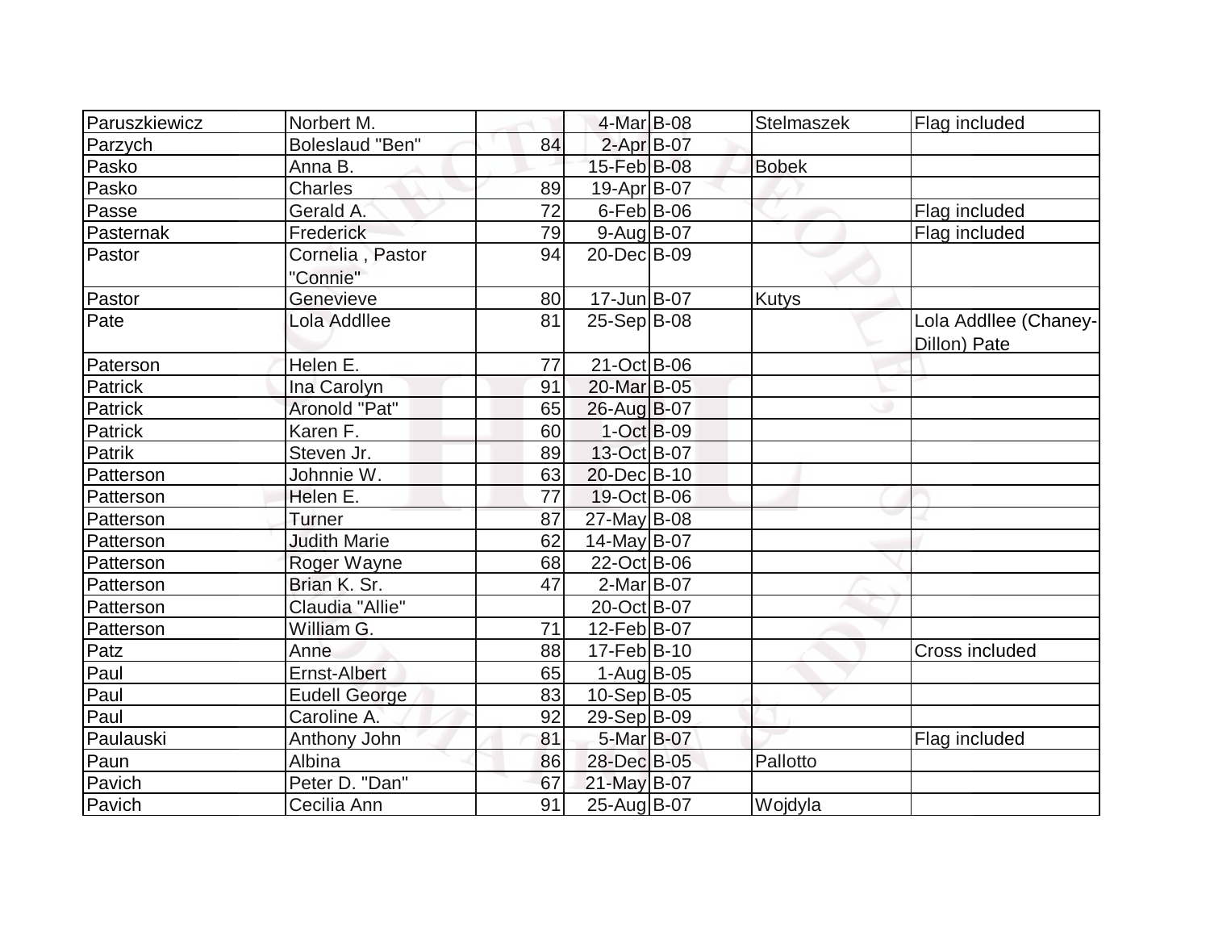| Paruszkiewicz | Norbert M. | | 4-Mar | B-08 | Stelmaszek | Flag included |
|---|---|---|---|---|---|---|
| Parzych | Boleslaud "Ben" | 84 | 2-Apr | B-07 | | |
| Pasko | Anna B. | | 15-Feb | B-08 | Bobek | |
| Pasko | Charles | 89 | 19-Apr | B-07 | | |
| Passe | Gerald A. | 72 | 6-Feb | B-06 | | Flag included |
| Pasternak | Frederick | 79 | 9-Aug | B-07 | | Flag included |
| Pastor | Cornelia , Pastor "Connie" | 94 | 20-Dec | B-09 | | |
| Pastor | Genevieve | 80 | 17-Jun | B-07 | Kutys | |
| Pate | Lola Addllee | 81 | 25-Sep | B-08 | | Lola Addllee (Chaney-Dillon) Pate |
| Paterson | Helen E. | 77 | 21-Oct | B-06 | | |
| Patrick | Ina Carolyn | 91 | 20-Mar | B-05 | | |
| Patrick | Aronold "Pat" | 65 | 26-Aug | B-07 | | |
| Patrick | Karen F. | 60 | 1-Oct | B-09 | | |
| Patrik | Steven Jr. | 89 | 13-Oct | B-07 | | |
| Patterson | Johnnie W. | 63 | 20-Dec | B-10 | | |
| Patterson | Helen E. | 77 | 19-Oct | B-06 | | |
| Patterson | Turner | 87 | 27-May | B-08 | | |
| Patterson | Judith Marie | 62 | 14-May | B-07 | | |
| Patterson | Roger Wayne | 68 | 22-Oct | B-06 | | |
| Patterson | Brian K. Sr. | 47 | 2-Mar | B-07 | | |
| Patterson | Claudia "Allie" | | 20-Oct | B-07 | | |
| Patterson | William G. | 71 | 12-Feb | B-07 | | |
| Patz | Anne | 88 | 17-Feb | B-10 | | Cross included |
| Paul | Ernst-Albert | 65 | 1-Aug | B-05 | | |
| Paul | Eudell George | 83 | 10-Sep | B-05 | | |
| Paul | Caroline A. | 92 | 29-Sep | B-09 | | |
| Paulauski | Anthony John | 81 | 5-Mar | B-07 | | Flag included |
| Paun | Albina | 86 | 28-Dec | B-05 | Pallotto | |
| Pavich | Peter D. "Dan" | 67 | 21-May | B-07 | | |
| Pavich | Cecilia Ann | 91 | 25-Aug | B-07 | Wojdyla | |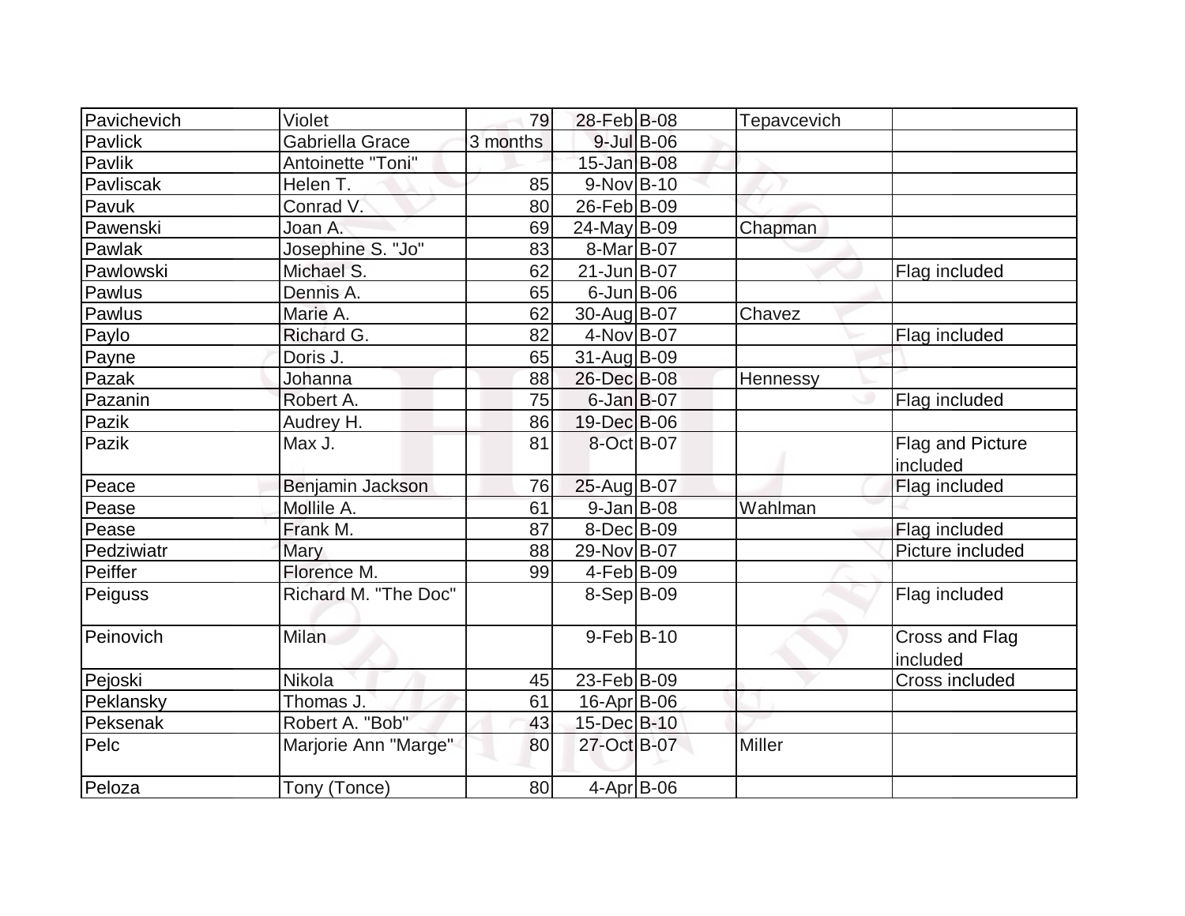| | | | | | | |
|---|---|---|---|---|---|---|
| Pavichevich | Violet | 79 | 28-Feb | B-08 | Tepavcevich | |
| Pavlick | Gabriella Grace | 3 months | 9-Jul | B-06 | | |
| Pavlik | Antoinette "Toni" | | 15-Jan | B-08 | | |
| Pavliscak | Helen T. | 85 | 9-Nov | B-10 | | |
| Pavuk | Conrad V. | 80 | 26-Feb | B-09 | | |
| Pawenski | Joan A. | 69 | 24-May | B-09 | Chapman | |
| Pawlak | Josephine S. "Jo" | 83 | 8-Mar | B-07 | | |
| Pawlowski | Michael S. | 62 | 21-Jun | B-07 | | Flag included |
| Pawlus | Dennis A. | 65 | 6-Jun | B-06 | | |
| Pawlus | Marie A. | 62 | 30-Aug | B-07 | Chavez | |
| Paylo | Richard G. | 82 | 4-Nov | B-07 | | Flag included |
| Payne | Doris J. | 65 | 31-Aug | B-09 | | |
| Pazak | Johanna | 88 | 26-Dec | B-08 | Hennessy | |
| Pazanin | Robert A. | 75 | 6-Jan | B-07 | | Flag included |
| Pazik | Audrey H. | 86 | 19-Dec | B-06 | | |
| Pazik | Max J. | 81 | 8-Oct | B-07 | | Flag and Picture included |
| Peace | Benjamin Jackson | 76 | 25-Aug | B-07 | | Flag included |
| Pease | Mollile A. | 61 | 9-Jan | B-08 | Wahlman | |
| Pease | Frank M. | 87 | 8-Dec | B-09 | | Flag included |
| Pedziwiatr | Mary | 88 | 29-Nov | B-07 | | Picture included |
| Peiffer | Florence M. | 99 | 4-Feb | B-09 | | |
| Peiguss | Richard M. "The Doc" | | 8-Sep | B-09 | | Flag included |
| Peinovich | Milan | | 9-Feb | B-10 | | Cross and Flag included |
| Pejoski | Nikola | 45 | 23-Feb | B-09 | | Cross included |
| Peklansky | Thomas J. | 61 | 16-Apr | B-06 | | |
| Peksenak | Robert A. "Bob" | 43 | 15-Dec | B-10 | | |
| Pelc | Marjorie Ann "Marge" | 80 | 27-Oct | B-07 | Miller | |
| Peloza | Tony (Tonce) | 80 | 4-Apr | B-06 | | |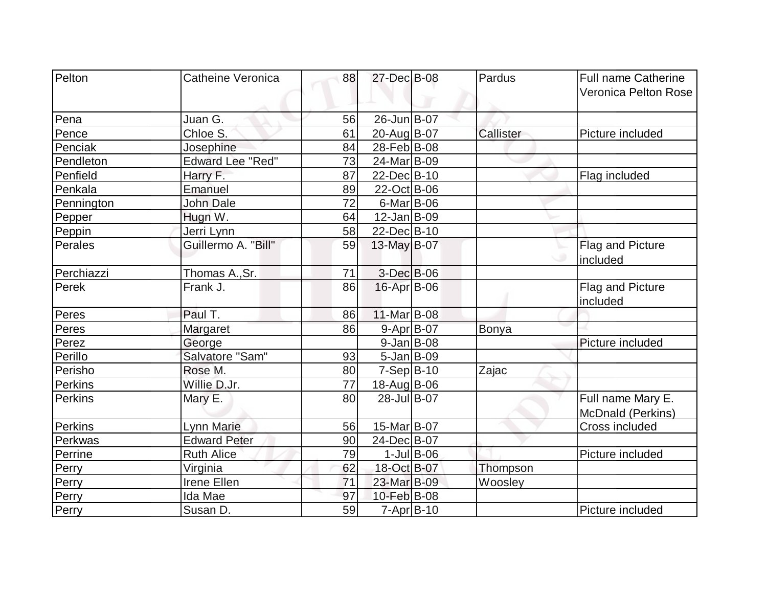| Pelton | Catheine Veronica | 88 | 27-Dec | B-08 | Pardus | Full name Catherine Veronica Pelton Rose |
|---|---|---|---|---|---|---|
| Pena | Juan G. | 56 | 26-Jun | B-07 | | |
| Pence | Chloe S. | 61 | 20-Aug | B-07 | Callister | Picture included |
| Penciak | Josephine | 84 | 28-Feb | B-08 | | |
| Pendleton | Edward Lee "Red" | 73 | 24-Mar | B-09 | | |
| Penfield | Harry F. | 87 | 22-Dec | B-10 | | Flag included |
| Penkala | Emanuel | 89 | 22-Oct | B-06 | | |
| Pennington | John Dale | 72 | 6-Mar | B-06 | | |
| Pepper | Hugn W. | 64 | 12-Jan | B-09 | | |
| Peppin | Jerri Lynn | 58 | 22-Dec | B-10 | | |
| Perales | Guillermo A. "Bill" | 59 | 13-May | B-07 | | Flag and Picture included |
| Perchiazzi | Thomas A.,Sr. | 71 | 3-Dec | B-06 | | |
| Perek | Frank J. | 86 | 16-Apr | B-06 | | Flag and Picture included |
| Peres | Paul T. | 86 | 11-Mar | B-08 | | |
| Peres | Margaret | 86 | 9-Apr | B-07 | Bonya | |
| Perez | George | | 9-Jan | B-08 | | Picture included |
| Perillo | Salvatore "Sam" | 93 | 5-Jan | B-09 | | |
| Perisho | Rose M. | 80 | 7-Sep | B-10 | Zajac | |
| Perkins | Willie D.Jr. | 77 | 18-Aug | B-06 | | |
| Perkins | Mary E. | 80 | 28-Jul | B-07 | | Full name Mary E. McDnald (Perkins) |
| Perkins | Lynn Marie | 56 | 15-Mar | B-07 | | Cross included |
| Perkwas | Edward Peter | 90 | 24-Dec | B-07 | | |
| Perrine | Ruth Alice | 79 | 1-Jul | B-06 | | Picture included |
| Perry | Virginia | 62 | 18-Oct | B-07 | Thompson | |
| Perry | Irene Ellen | 71 | 23-Mar | B-09 | Woosley | |
| Perry | Ida Mae | 97 | 10-Feb | B-08 | | |
| Perry | Susan D. | 59 | 7-Apr | B-10 | | Picture included |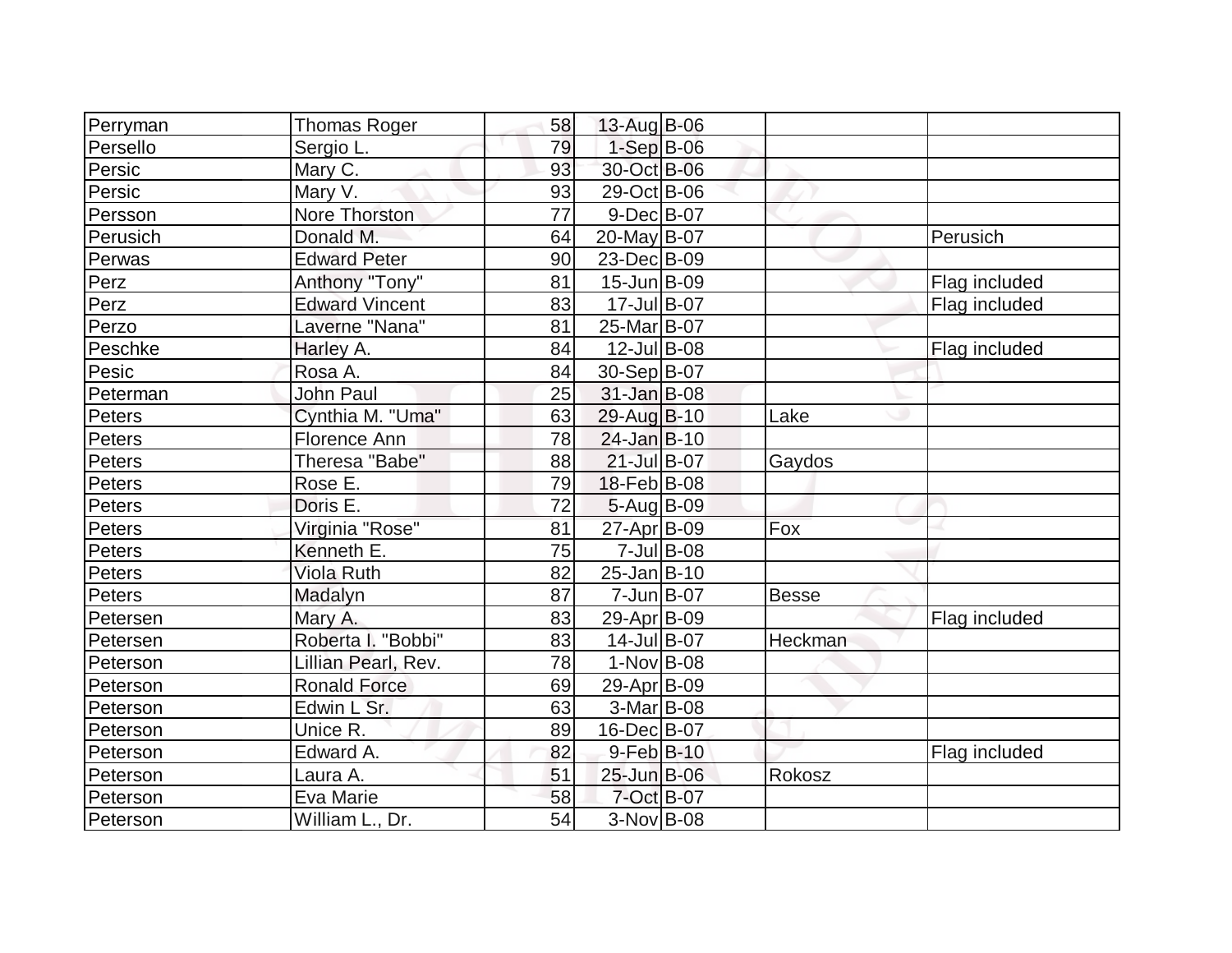| | | | | | | |
|---|---|---|---|---|---|---|
| Perryman | Thomas Roger | 58 | 13-Aug | B-06 | | |
| Persello | Sergio L. | 79 | 1-Sep | B-06 | | |
| Persic | Mary C. | 93 | 30-Oct | B-06 | | |
| Persic | Mary V. | 93 | 29-Oct | B-06 | | |
| Persson | Nore Thorston | 77 | 9-Dec | B-07 | | |
| Perusich | Donald M. | 64 | 20-May | B-07 | | Perusich |
| Perwas | Edward Peter | 90 | 23-Dec | B-09 | | |
| Perz | Anthony "Tony" | 81 | 15-Jun | B-09 | | Flag included |
| Perz | Edward Vincent | 83 | 17-Jul | B-07 | | Flag included |
| Perzo | Laverne "Nana" | 81 | 25-Mar | B-07 | | |
| Peschke | Harley A. | 84 | 12-Jul | B-08 | | Flag included |
| Pesic | Rosa A. | 84 | 30-Sep | B-07 | | |
| Peterman | John Paul | 25 | 31-Jan | B-08 | | |
| Peters | Cynthia M. "Uma" | 63 | 29-Aug | B-10 | Lake | |
| Peters | Florence Ann | 78 | 24-Jan | B-10 | | |
| Peters | Theresa "Babe" | 88 | 21-Jul | B-07 | Gaydos | |
| Peters | Rose E. | 79 | 18-Feb | B-08 | | |
| Peters | Doris E. | 72 | 5-Aug | B-09 | | |
| Peters | Virginia "Rose" | 81 | 27-Apr | B-09 | Fox | |
| Peters | Kenneth E. | 75 | 7-Jul | B-08 | | |
| Peters | Viola Ruth | 82 | 25-Jan | B-10 | | |
| Peters | Madalyn | 87 | 7-Jun | B-07 | Besse | |
| Petersen | Mary A. | 83 | 29-Apr | B-09 | | Flag included |
| Petersen | Roberta I. "Bobbi" | 83 | 14-Jul | B-07 | Heckman | |
| Peterson | Lillian Pearl, Rev. | 78 | 1-Nov | B-08 | | |
| Peterson | Ronald Force | 69 | 29-Apr | B-09 | | |
| Peterson | Edwin L Sr. | 63 | 3-Mar | B-08 | | |
| Peterson | Unice R. | 89 | 16-Dec | B-07 | | |
| Peterson | Edward A. | 82 | 9-Feb | B-10 | | Flag included |
| Peterson | Laura A. | 51 | 25-Jun | B-06 | Rokosz | |
| Peterson | Eva Marie | 58 | 7-Oct | B-07 | | |
| Peterson | William L., Dr. | 54 | 3-Nov | B-08 | | |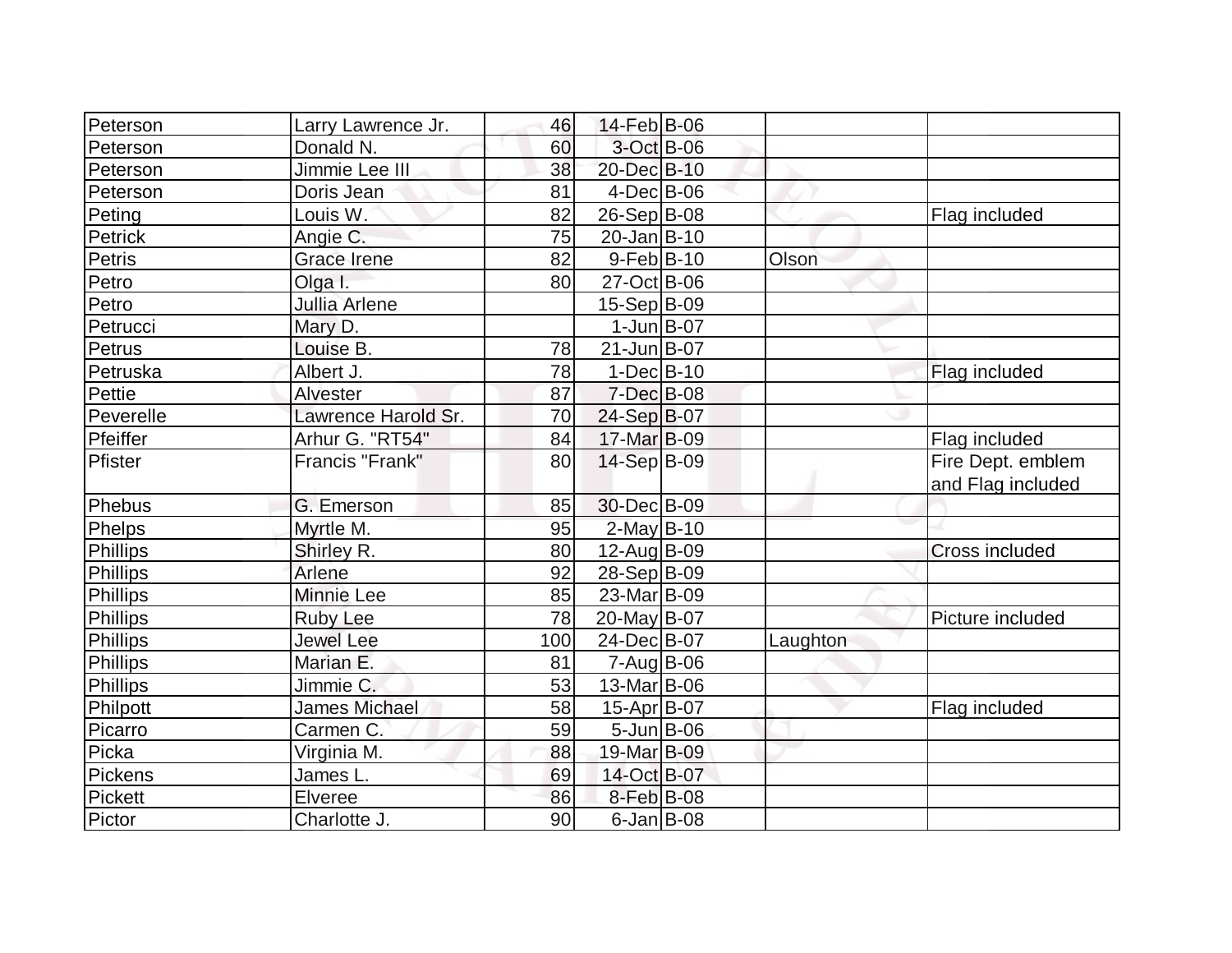| | | | | | | |
|---|---|---|---|---|---|---|
| Peterson | Larry Lawrence Jr. | 46 | 14-Feb | B-06 | | |
| Peterson | Donald N. | 60 | 3-Oct | B-06 | | |
| Peterson | Jimmie Lee III | 38 | 20-Dec | B-10 | | |
| Peterson | Doris Jean | 81 | 4-Dec | B-06 | | |
| Peting | Louis W. | 82 | 26-Sep | B-08 | | Flag included |
| Petrick | Angie C. | 75 | 20-Jan | B-10 | | |
| Petris | Grace Irene | 82 | 9-Feb | B-10 | Olson | |
| Petro | Olga I. | 80 | 27-Oct | B-06 | | |
| Petro | Jullia Arlene | | 15-Sep | B-09 | | |
| Petrucci | Mary D. | | 1-Jun | B-07 | | |
| Petrus | Louise B. | 78 | 21-Jun | B-07 | | |
| Petruska | Albert J. | 78 | 1-Dec | B-10 | | Flag included |
| Pettie | Alvester | 87 | 7-Dec | B-08 | | |
| Peverelle | Lawrence Harold Sr. | 70 | 24-Sep | B-07 | | |
| Pfeiffer | Arhur G. "RT54" | 84 | 17-Mar | B-09 | | Flag included |
| Pfister | Francis "Frank" | 80 | 14-Sep | B-09 | | Fire Dept. emblem and Flag included |
| Phebus | G. Emerson | 85 | 30-Dec | B-09 | | |
| Phelps | Myrtle M. | 95 | 2-May | B-10 | | |
| Phillips | Shirley R. | 80 | 12-Aug | B-09 | | Cross included |
| Phillips | Arlene | 92 | 28-Sep | B-09 | | |
| Phillips | Minnie Lee | 85 | 23-Mar | B-09 | | |
| Phillips | Ruby Lee | 78 | 20-May | B-07 | | Picture included |
| Phillips | Jewel Lee | 100 | 24-Dec | B-07 | Laughton | |
| Phillips | Marian E. | 81 | 7-Aug | B-06 | | |
| Phillips | Jimmie C. | 53 | 13-Mar | B-06 | | |
| Philpott | James Michael | 58 | 15-Apr | B-07 | | Flag included |
| Picarro | Carmen C. | 59 | 5-Jun | B-06 | | |
| Picka | Virginia M. | 88 | 19-Mar | B-09 | | |
| Pickens | James L. | 69 | 14-Oct | B-07 | | |
| Pickett | Elveree | 86 | 8-Feb | B-08 | | |
| Pictor | Charlotte J. | 90 | 6-Jan | B-08 | | |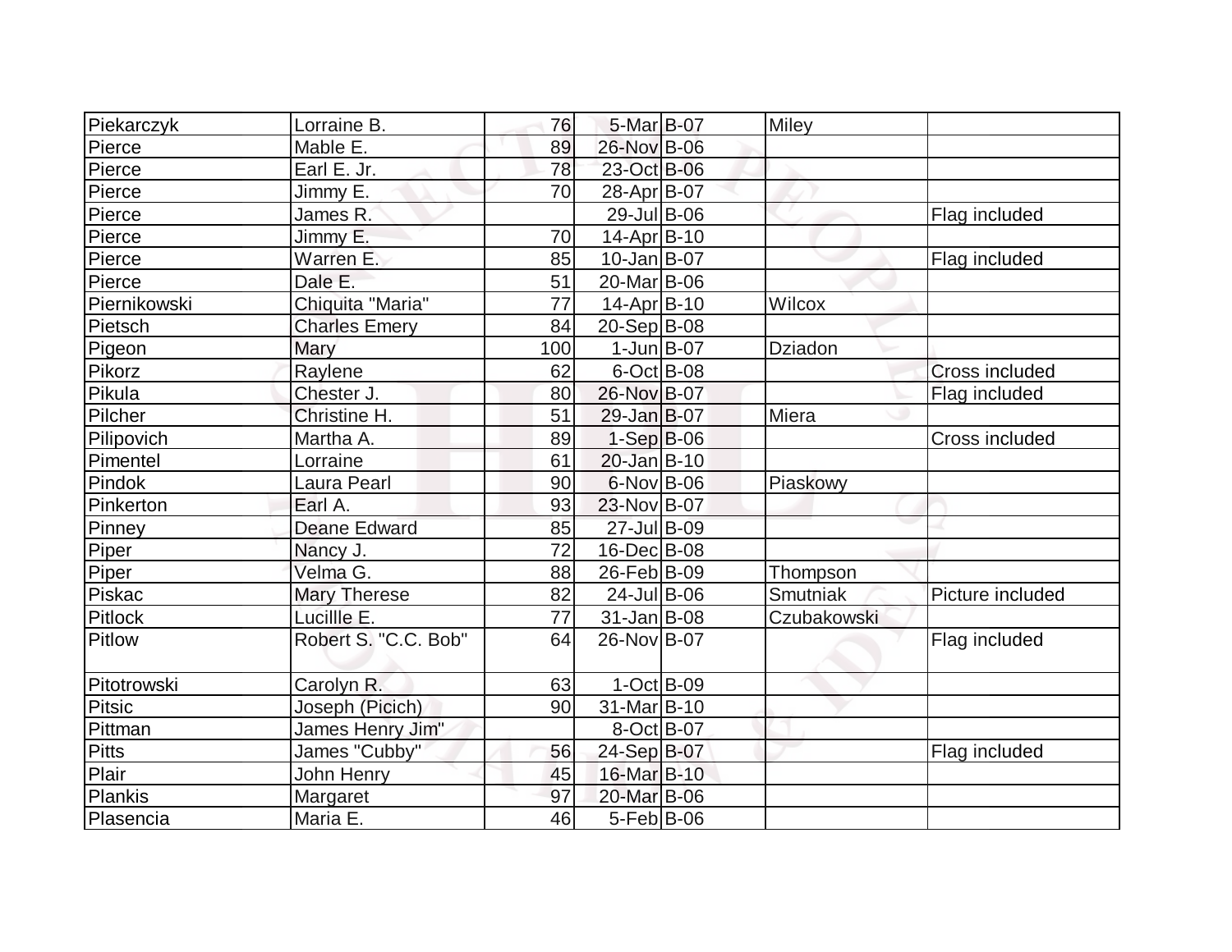| Piekarczyk | Lorraine B. | 76 | 5-Mar | B-07 | Miley | |
|---|---|---|---|---|---|---|
| Pierce | Mable E. | 89 | 26-Nov | B-06 | | |
| Pierce | Earl E. Jr. | 78 | 23-Oct | B-06 | | |
| Pierce | Jimmy E. | 70 | 28-Apr | B-07 | | |
| Pierce | James R. | | 29-Jul | B-06 | | Flag included |
| Pierce | Jimmy E. | 70 | 14-Apr | B-10 | | |
| Pierce | Warren E. | 85 | 10-Jan | B-07 | | Flag included |
| Pierce | Dale E. | 51 | 20-Mar | B-06 | | |
| Piernikowski | Chiquita "Maria" | 77 | 14-Apr | B-10 | Wilcox | |
| Pietsch | Charles Emery | 84 | 20-Sep | B-08 | | |
| Pigeon | Mary | 100 | 1-Jun | B-07 | Dziadon | |
| Pikorz | Raylene | 62 | 6-Oct | B-08 | | Cross included |
| Pikula | Chester J. | 80 | 26-Nov | B-07 | | Flag included |
| Pilcher | Christine H. | 51 | 29-Jan | B-07 | Miera | |
| Pilipovich | Martha A. | 89 | 1-Sep | B-06 | | Cross included |
| Pimentel | Lorraine | 61 | 20-Jan | B-10 | | |
| Pindok | Laura Pearl | 90 | 6-Nov | B-06 | Piaskowy | |
| Pinkerton | Earl A. | 93 | 23-Nov | B-07 | | |
| Pinney | Deane Edward | 85 | 27-Jul | B-09 | | |
| Piper | Nancy J. | 72 | 16-Dec | B-08 | | |
| Piper | Velma G. | 88 | 26-Feb | B-09 | Thompson | |
| Piskac | Mary Therese | 82 | 24-Jul | B-06 | Smutniak | Picture included |
| Pitlock | Lucillle E. | 77 | 31-Jan | B-08 | Czubakowski | |
| Pitlow | Robert S. "C.C. Bob" | 64 | 26-Nov | B-07 | | Flag included |
| Pitotrowski | Carolyn R. | 63 | 1-Oct | B-09 | | |
| Pitsic | Joseph (Picich) | 90 | 31-Mar | B-10 | | |
| Pittman | James Henry Jim" | | 8-Oct | B-07 | | |
| Pitts | James "Cubby" | 56 | 24-Sep | B-07 | | Flag included |
| Plair | John Henry | 45 | 16-Mar | B-10 | | |
| Plankis | Margaret | 97 | 20-Mar | B-06 | | |
| Plasencia | Maria E. | 46 | 5-Feb | B-06 | | |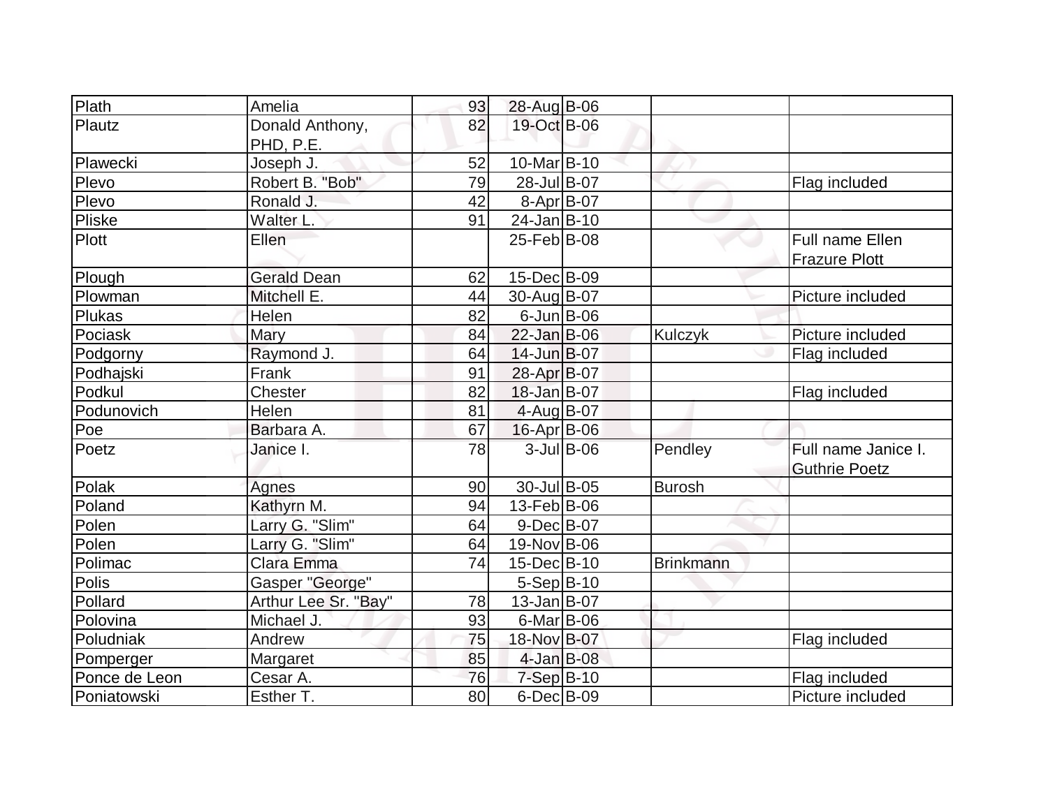| | | | | | | |
|---|---|---|---|---|---|---|
| Plath | Amelia | 93 | 28-Aug | B-06 | | |
| Plautz | Donald Anthony, PHD, P.E. | 82 | 19-Oct | B-06 | | |
| Plawecki | Joseph J. | 52 | 10-Mar | B-10 | | |
| Plevo | Robert B. "Bob" | 79 | 28-Jul | B-07 | | Flag included |
| Plevo | Ronald J. | 42 | 8-Apr | B-07 | | |
| Pliske | Walter L. | 91 | 24-Jan | B-10 | | |
| Plott | Ellen | | 25-Feb | B-08 | | Full name Ellen Frazure Plott |
| Plough | Gerald Dean | 62 | 15-Dec | B-09 | | |
| Plowman | Mitchell E. | 44 | 30-Aug | B-07 | | Picture included |
| Plukas | Helen | 82 | 6-Jun | B-06 | | |
| Pociask | Mary | 84 | 22-Jan | B-06 | Kulczyk | Picture included |
| Podgorny | Raymond J. | 64 | 14-Jun | B-07 | | Flag included |
| Podhajski | Frank | 91 | 28-Apr | B-07 | | |
| Podkul | Chester | 82 | 18-Jan | B-07 | | Flag included |
| Podunovich | Helen | 81 | 4-Aug | B-07 | | |
| Poe | Barbara A. | 67 | 16-Apr | B-06 | | |
| Poetz | Janice I. | 78 | 3-Jul | B-06 | Pendley | Full name Janice I. Guthrie Poetz |
| Polak | Agnes | 90 | 30-Jul | B-05 | Burosh | |
| Poland | Kathyrn M. | 94 | 13-Feb | B-06 | | |
| Polen | Larry G. "Slim" | 64 | 9-Dec | B-07 | | |
| Polen | Larry G. "Slim" | 64 | 19-Nov | B-06 | | |
| Polimac | Clara Emma | 74 | 15-Dec | B-10 | Brinkmann | |
| Polis | Gasper "George" | | 5-Sep | B-10 | | |
| Pollard | Arthur Lee Sr. "Bay" | 78 | 13-Jan | B-07 | | |
| Polovina | Michael J. | 93 | 6-Mar | B-06 | | |
| Poludniak | Andrew | 75 | 18-Nov | B-07 | | Flag included |
| Pomperger | Margaret | 85 | 4-Jan | B-08 | | |
| Ponce de Leon | Cesar A. | 76 | 7-Sep | B-10 | | Flag included |
| Poniatowski | Esther T. | 80 | 6-Dec | B-09 | | Picture included |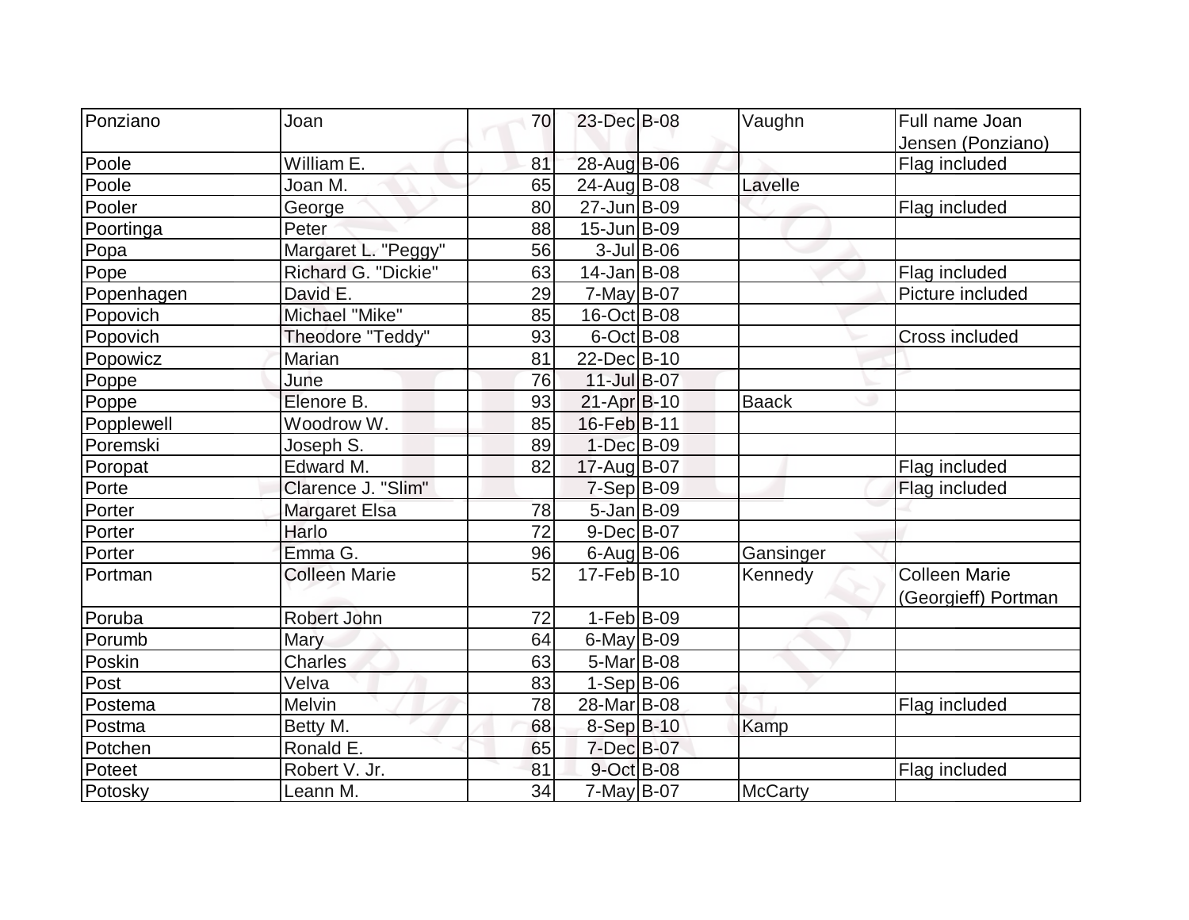| Ponziano | Joan | 70 | 23-Dec | B-08 | Vaughn | Full name Joan Jensen (Ponziano) |
|---|---|---|---|---|---|---|
| Poole | William E. | 81 | 28-Aug | B-06 | | Flag included |
| Poole | Joan M. | 65 | 24-Aug | B-08 | Lavelle | |
| Pooler | George | 80 | 27-Jun | B-09 | | Flag included |
| Poortinga | Peter | 88 | 15-Jun | B-09 | | |
| Popa | Margaret L. "Peggy" | 56 | 3-Jul | B-06 | | |
| Pope | Richard G. "Dickie" | 63 | 14-Jan | B-08 | | Flag included |
| Popenhagen | David E. | 29 | 7-May | B-07 | | Picture included |
| Popovich | Michael "Mike" | 85 | 16-Oct | B-08 | | |
| Popovich | Theodore "Teddy" | 93 | 6-Oct | B-08 | | Cross included |
| Popowicz | Marian | 81 | 22-Dec | B-10 | | |
| Poppe | June | 76 | 11-Jul | B-07 | | |
| Poppe | Elenore B. | 93 | 21-Apr | B-10 | Baack | |
| Popplewell | Woodrow W. | 85 | 16-Feb | B-11 | | |
| Poremski | Joseph S. | 89 | 1-Dec | B-09 | | |
| Poropat | Edward M. | 82 | 17-Aug | B-07 | | Flag included |
| Porte | Clarence J. "Slim" | | 7-Sep | B-09 | | Flag included |
| Porter | Margaret Elsa | 78 | 5-Jan | B-09 | | |
| Porter | Harlo | 72 | 9-Dec | B-07 | | |
| Porter | Emma G. | 96 | 6-Aug | B-06 | Gansinger | |
| Portman | Colleen Marie | 52 | 17-Feb | B-10 | Kennedy | Colleen Marie (Georgieff) Portman |
| Poruba | Robert John | 72 | 1-Feb | B-09 | | |
| Porumb | Mary | 64 | 6-May | B-09 | | |
| Poskin | Charles | 63 | 5-Mar | B-08 | | |
| Post | Velva | 83 | 1-Sep | B-06 | | |
| Postema | Melvin | 78 | 28-Mar | B-08 | | Flag included |
| Postma | Betty M. | 68 | 8-Sep | B-10 | Kamp | |
| Potchen | Ronald E. | 65 | 7-Dec | B-07 | | |
| Poteet | Robert V. Jr. | 81 | 9-Oct | B-08 | | Flag included |
| Potosky | Leann M. | 34 | 7-May | B-07 | McCarty | |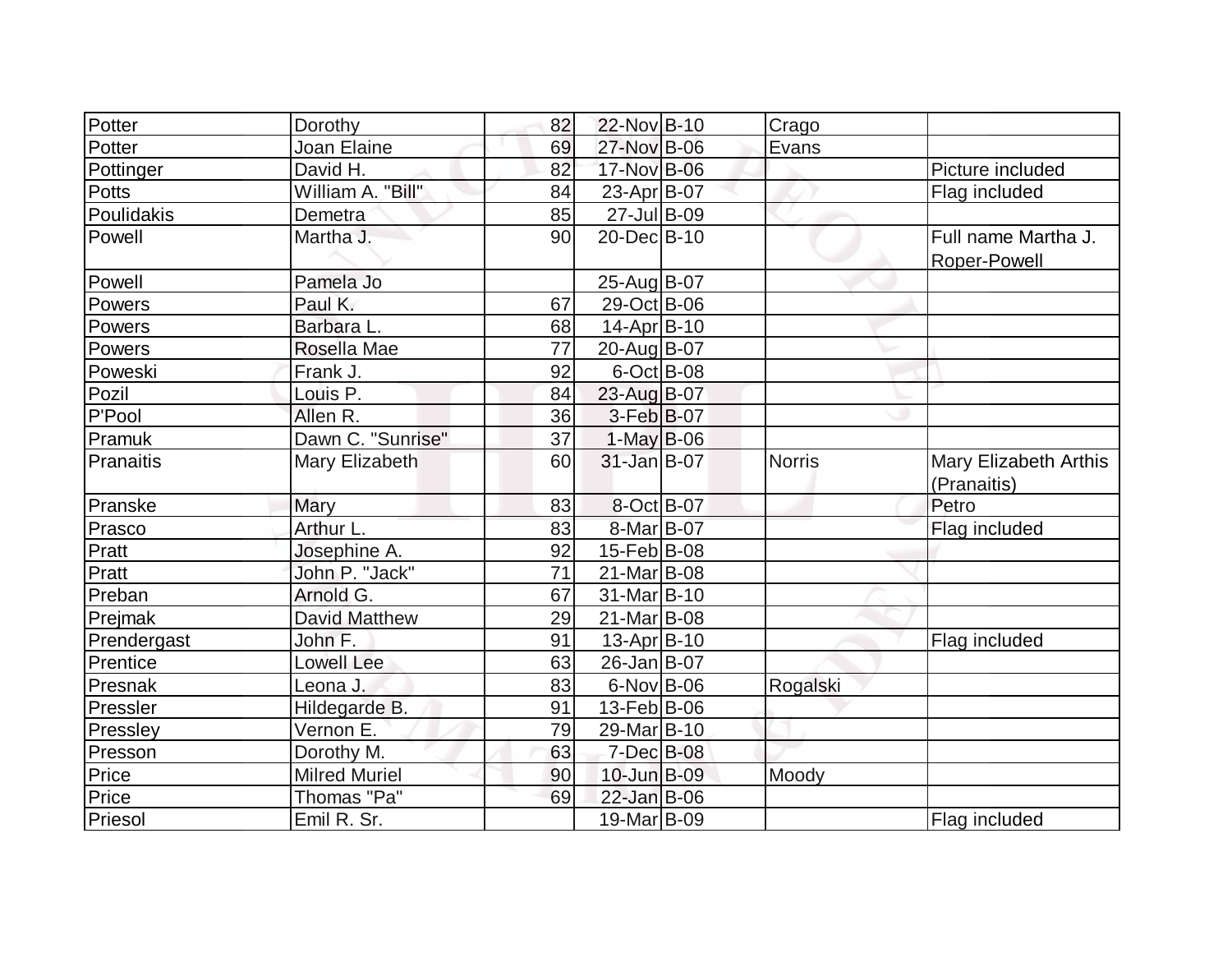| Potter | Dorothy | 82 | 22-Nov | B-10 | Crago | |
|---|---|---|---|---|---|---|
| Potter | Joan Elaine | 69 | 27-Nov | B-06 | Evans | |
| Pottinger | David H. | 82 | 17-Nov | B-06 | | Picture included |
| Potts | William A. "Bill" | 84 | 23-Apr | B-07 | | Flag included |
| Poulidakis | Demetra | 85 | 27-Jul | B-09 | | |
| Powell | Martha J. | 90 | 20-Dec | B-10 | | Full name Martha J. Roper-Powell |
| Powell | Pamela Jo | | 25-Aug | B-07 | | |
| Powers | Paul K. | 67 | 29-Oct | B-06 | | |
| Powers | Barbara L. | 68 | 14-Apr | B-10 | | |
| Powers | Rosella Mae | 77 | 20-Aug | B-07 | | |
| Poweski | Frank J. | 92 | 6-Oct | B-08 | | |
| Pozil | Louis P. | 84 | 23-Aug | B-07 | | |
| P'Pool | Allen R. | 36 | 3-Feb | B-07 | | |
| Pramuk | Dawn C. "Sunrise" | 37 | 1-May | B-06 | | |
| Pranaitis | Mary Elizabeth | 60 | 31-Jan | B-07 | Norris | Mary Elizabeth Arthis (Pranaitis) |
| Pranske | Mary | 83 | 8-Oct | B-07 | | Petro |
| Prasco | Arthur L. | 83 | 8-Mar | B-07 | | Flag included |
| Pratt | Josephine A. | 92 | 15-Feb | B-08 | | |
| Pratt | John P. "Jack" | 71 | 21-Mar | B-08 | | |
| Preban | Arnold G. | 67 | 31-Mar | B-10 | | |
| Prejmak | David Matthew | 29 | 21-Mar | B-08 | | |
| Prendergast | John F. | 91 | 13-Apr | B-10 | | Flag included |
| Prentice | Lowell Lee | 63 | 26-Jan | B-07 | | |
| Presnak | Leona J. | 83 | 6-Nov | B-06 | Rogalski | |
| Pressler | Hildegarde B. | 91 | 13-Feb | B-06 | | |
| Pressley | Vernon E. | 79 | 29-Mar | B-10 | | |
| Presson | Dorothy M. | 63 | 7-Dec | B-08 | | |
| Price | Milred Muriel | 90 | 10-Jun | B-09 | Moody | |
| Price | Thomas "Pa" | 69 | 22-Jan | B-06 | | |
| Priesol | Emil R. Sr. | | 19-Mar | B-09 | | Flag included |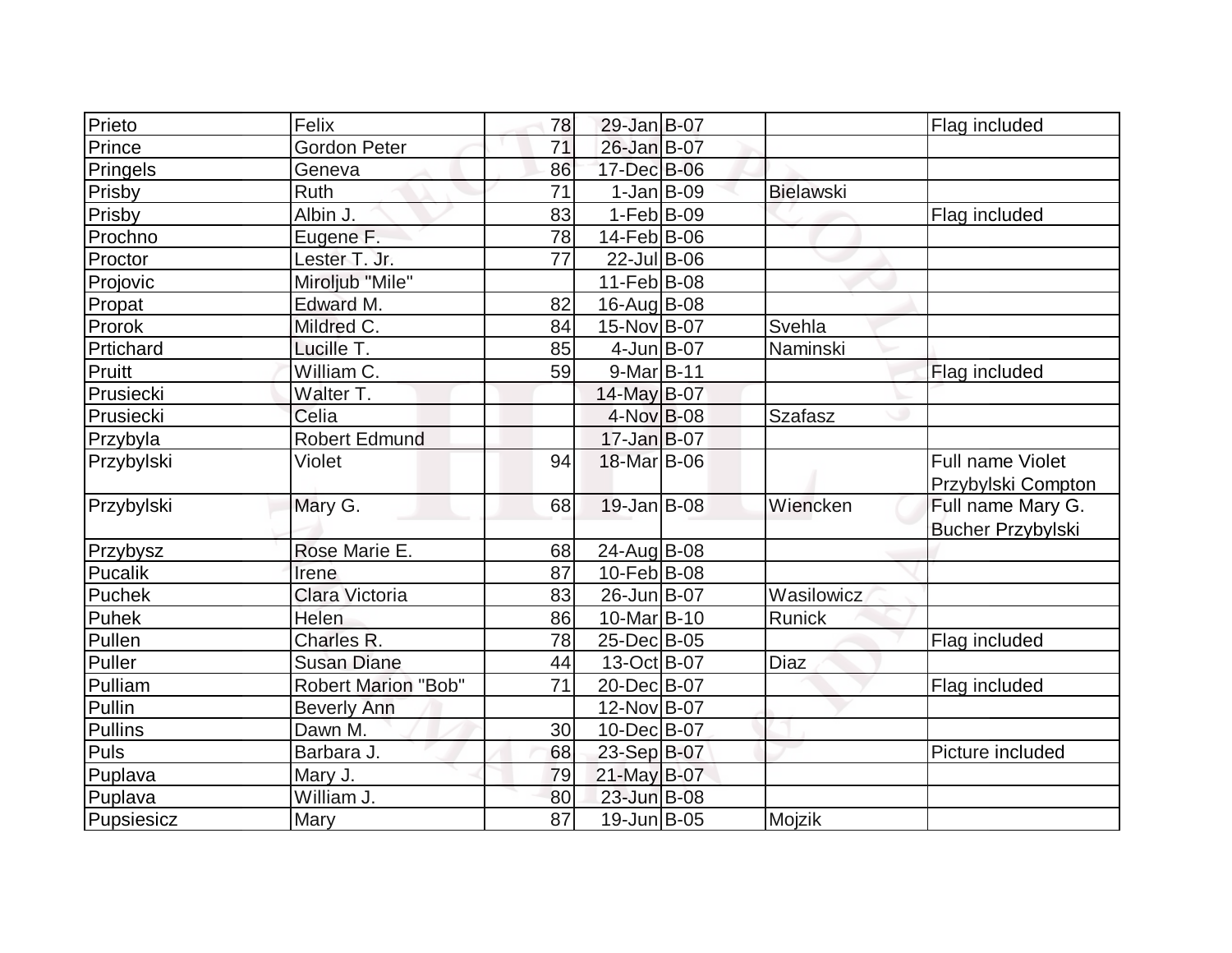| | | | | | | |
|---|---|---|---|---|---|---|
| Prieto | Felix | 78 | 29-Jan | B-07 | | Flag included |
| Prince | Gordon Peter | 71 | 26-Jan | B-07 | | |
| Pringels | Geneva | 86 | 17-Dec | B-06 | | |
| Prisby | Ruth | 71 | 1-Jan | B-09 | Bielawski | |
| Prisby | Albin J. | 83 | 1-Feb | B-09 | | Flag included |
| Prochno | Eugene F. | 78 | 14-Feb | B-06 | | |
| Proctor | Lester T. Jr. | 77 | 22-Jul | B-06 | | |
| Projovic | Miroljub "Mile" | | 11-Feb | B-08 | | |
| Propat | Edward M. | 82 | 16-Aug | B-08 | | |
| Prorok | Mildred C. | 84 | 15-Nov | B-07 | Svehla | |
| Prtichard | Lucille T. | 85 | 4-Jun | B-07 | Naminski | |
| Pruitt | William C. | 59 | 9-Mar | B-11 | | Flag included |
| Prusiecki | Walter T. | | 14-May | B-07 | | |
| Prusiecki | Celia | | 4-Nov | B-08 | Szafasz | |
| Przybyla | Robert Edmund | | 17-Jan | B-07 | | |
| Przybylski | Violet | 94 | 18-Mar | B-06 | | Full name Violet Przybylski Compton |
| Przybylski | Mary G. | 68 | 19-Jan | B-08 | Wiencken | Full name Mary G. Bucher Przybylski |
| Przybysz | Rose Marie E. | 68 | 24-Aug | B-08 | | |
| Pucalik | Irene | 87 | 10-Feb | B-08 | | |
| Puchek | Clara Victoria | 83 | 26-Jun | B-07 | Wasilowicz | |
| Puhek | Helen | 86 | 10-Mar | B-10 | Runick | |
| Pullen | Charles R. | 78 | 25-Dec | B-05 | | Flag included |
| Puller | Susan Diane | 44 | 13-Oct | B-07 | Diaz | |
| Pulliam | Robert Marion "Bob" | 71 | 20-Dec | B-07 | | Flag included |
| Pullin | Beverly Ann | | 12-Nov | B-07 | | |
| Pullins | Dawn M. | 30 | 10-Dec | B-07 | | |
| Puls | Barbara J. | 68 | 23-Sep | B-07 | | Picture included |
| Puplava | Mary J. | 79 | 21-May | B-07 | | |
| Puplava | William J. | 80 | 23-Jun | B-08 | | |
| Pupsiesicz | Mary | 87 | 19-Jun | B-05 | Mojzik | |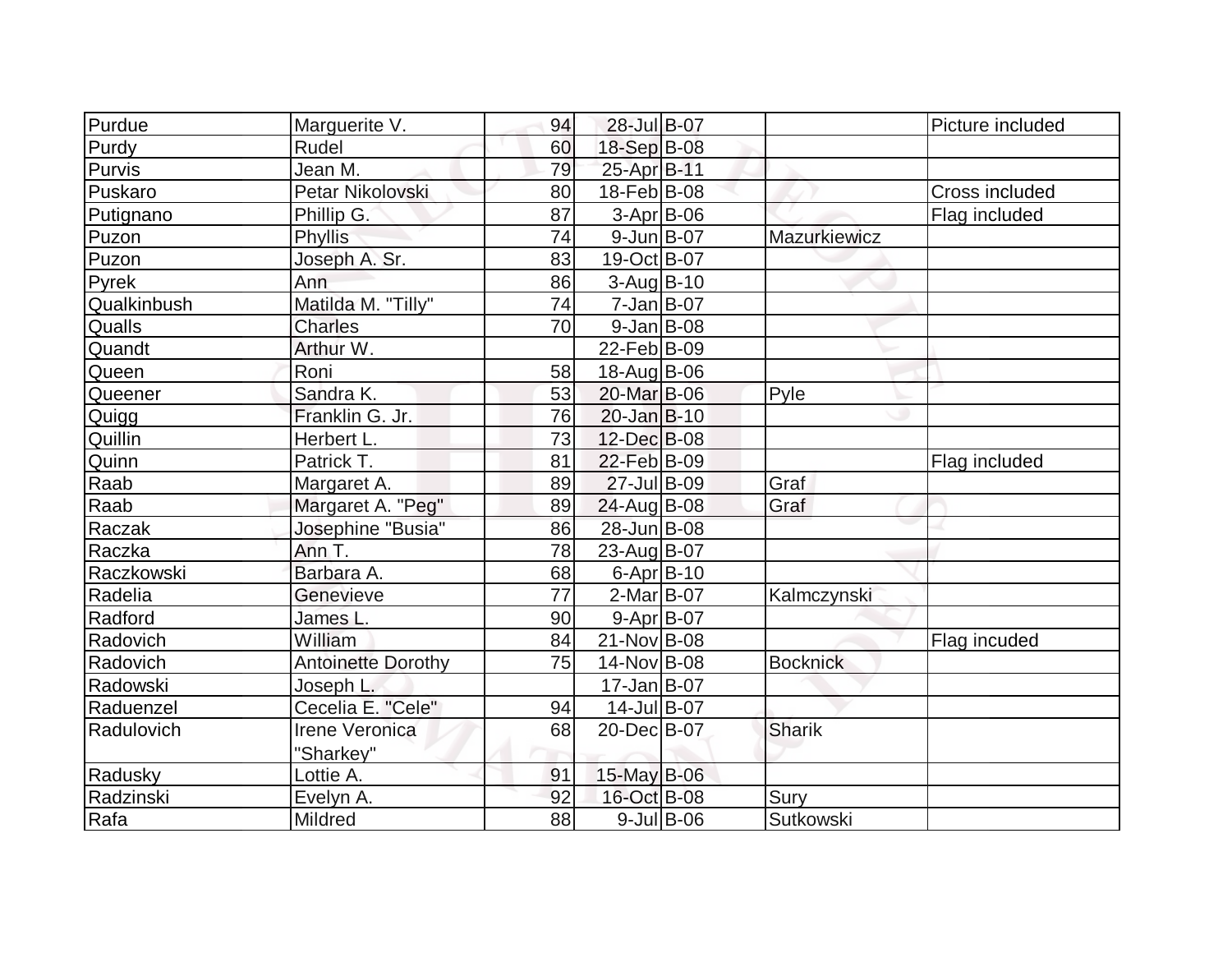| | | | | | | |
|---|---|---|---|---|---|---|
| Purdue | Marguerite V. | 94 | 28-Jul | B-07 | | Picture included |
| Purdy | Rudel | 60 | 18-Sep | B-08 | | |
| Purvis | Jean M. | 79 | 25-Apr | B-11 | | |
| Puskaro | Petar Nikolovski | 80 | 18-Feb | B-08 | | Cross included |
| Putignano | Phillip G. | 87 | 3-Apr | B-06 | | Flag included |
| Puzon | Phyllis | 74 | 9-Jun | B-07 | Mazurkiewicz | |
| Puzon | Joseph A. Sr. | 83 | 19-Oct | B-07 | | |
| Pyrek | Ann | 86 | 3-Aug | B-10 | | |
| Qualkinbush | Matilda M. "Tilly" | 74 | 7-Jan | B-07 | | |
| Qualls | Charles | 70 | 9-Jan | B-08 | | |
| Quandt | Arthur W. | | 22-Feb | B-09 | | |
| Queen | Roni | 58 | 18-Aug | B-06 | | |
| Queener | Sandra K. | 53 | 20-Mar | B-06 | Pyle | |
| Quigg | Franklin G. Jr. | 76 | 20-Jan | B-10 | | |
| Quillin | Herbert L. | 73 | 12-Dec | B-08 | | |
| Quinn | Patrick T. | 81 | 22-Feb | B-09 | | Flag included |
| Raab | Margaret A. | 89 | 27-Jul | B-09 | Graf | |
| Raab | Margaret A. "Peg" | 89 | 24-Aug | B-08 | Graf | |
| Raczak | Josephine "Busia" | 86 | 28-Jun | B-08 | | |
| Raczka | Ann T. | 78 | 23-Aug | B-07 | | |
| Raczkowski | Barbara A. | 68 | 6-Apr | B-10 | | |
| Radelia | Genevieve | 77 | 2-Mar | B-07 | Kalmczynski | |
| Radford | James L. | 90 | 9-Apr | B-07 | | |
| Radovich | William | 84 | 21-Nov | B-08 | | Flag incuded |
| Radovich | Antoinette Dorothy | 75 | 14-Nov | B-08 | Bocknick | |
| Radowski | Joseph L. | | 17-Jan | B-07 | | |
| Raduenzel | Cecelia E. "Cele" | 94 | 14-Jul | B-07 | | |
| Radulovich | Irene Veronica "Sharkey" | 68 | 20-Dec | B-07 | Sharik | |
| Radusky | Lottie A. | 91 | 15-May | B-06 | | |
| Radzinski | Evelyn A. | 92 | 16-Oct | B-08 | Sury | |
| Rafa | Mildred | 88 | 9-Jul | B-06 | Sutkowski | |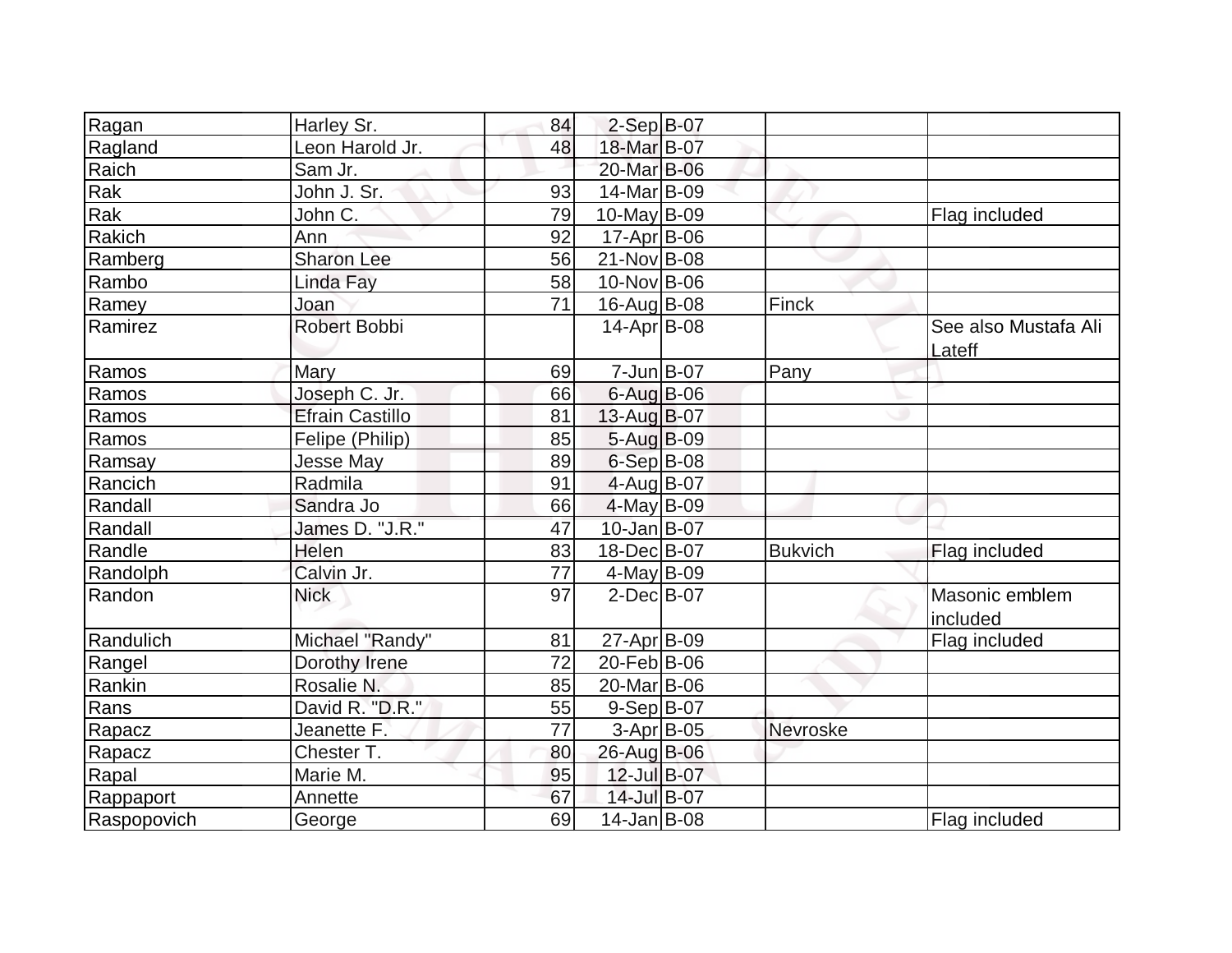| | | | | | | |
|---|---|---|---|---|---|---|
| Ragan | Harley Sr. | 84 | 2-Sep | B-07 | | |
| Ragland | Leon Harold Jr. | 48 | 18-Mar | B-07 | | |
| Raich | Sam Jr. | | 20-Mar | B-06 | | |
| Rak | John J. Sr. | 93 | 14-Mar | B-09 | | |
| Rak | John C. | 79 | 10-May | B-09 | | Flag included |
| Rakich | Ann | 92 | 17-Apr | B-06 | | |
| Ramberg | Sharon Lee | 56 | 21-Nov | B-08 | | |
| Rambo | Linda Fay | 58 | 10-Nov | B-06 | | |
| Ramey | Joan | 71 | 16-Aug | B-08 | Finck | |
| Ramirez | Robert Bobbi | | 14-Apr | B-08 | | See also Mustafa Ali Lateff |
| Ramos | Mary | 69 | 7-Jun | B-07 | Pany | |
| Ramos | Joseph C. Jr. | 66 | 6-Aug | B-06 | | |
| Ramos | Efrain Castillo | 81 | 13-Aug | B-07 | | |
| Ramos | Felipe (Philip) | 85 | 5-Aug | B-09 | | |
| Ramsay | Jesse May | 89 | 6-Sep | B-08 | | |
| Rancich | Radmila | 91 | 4-Aug | B-07 | | |
| Randall | Sandra Jo | 66 | 4-May | B-09 | | |
| Randall | James D. "J.R." | 47 | 10-Jan | B-07 | | |
| Randle | Helen | 83 | 18-Dec | B-07 | Bukvich | Flag included |
| Randolph | Calvin Jr. | 77 | 4-May | B-09 | | |
| Randon | Nick | 97 | 2-Dec | B-07 | | Masonic emblem included |
| Randulich | Michael "Randy" | 81 | 27-Apr | B-09 | | Flag included |
| Rangel | Dorothy Irene | 72 | 20-Feb | B-06 | | |
| Rankin | Rosalie N. | 85 | 20-Mar | B-06 | | |
| Rans | David R. "D.R." | 55 | 9-Sep | B-07 | | |
| Rapacz | Jeanette F. | 77 | 3-Apr | B-05 | Nevroske | |
| Rapacz | Chester T. | 80 | 26-Aug | B-06 | | |
| Rapal | Marie M. | 95 | 12-Jul | B-07 | | |
| Rappaport | Annette | 67 | 14-Jul | B-07 | | |
| Raspopovich | George | 69 | 14-Jan | B-08 | | Flag included |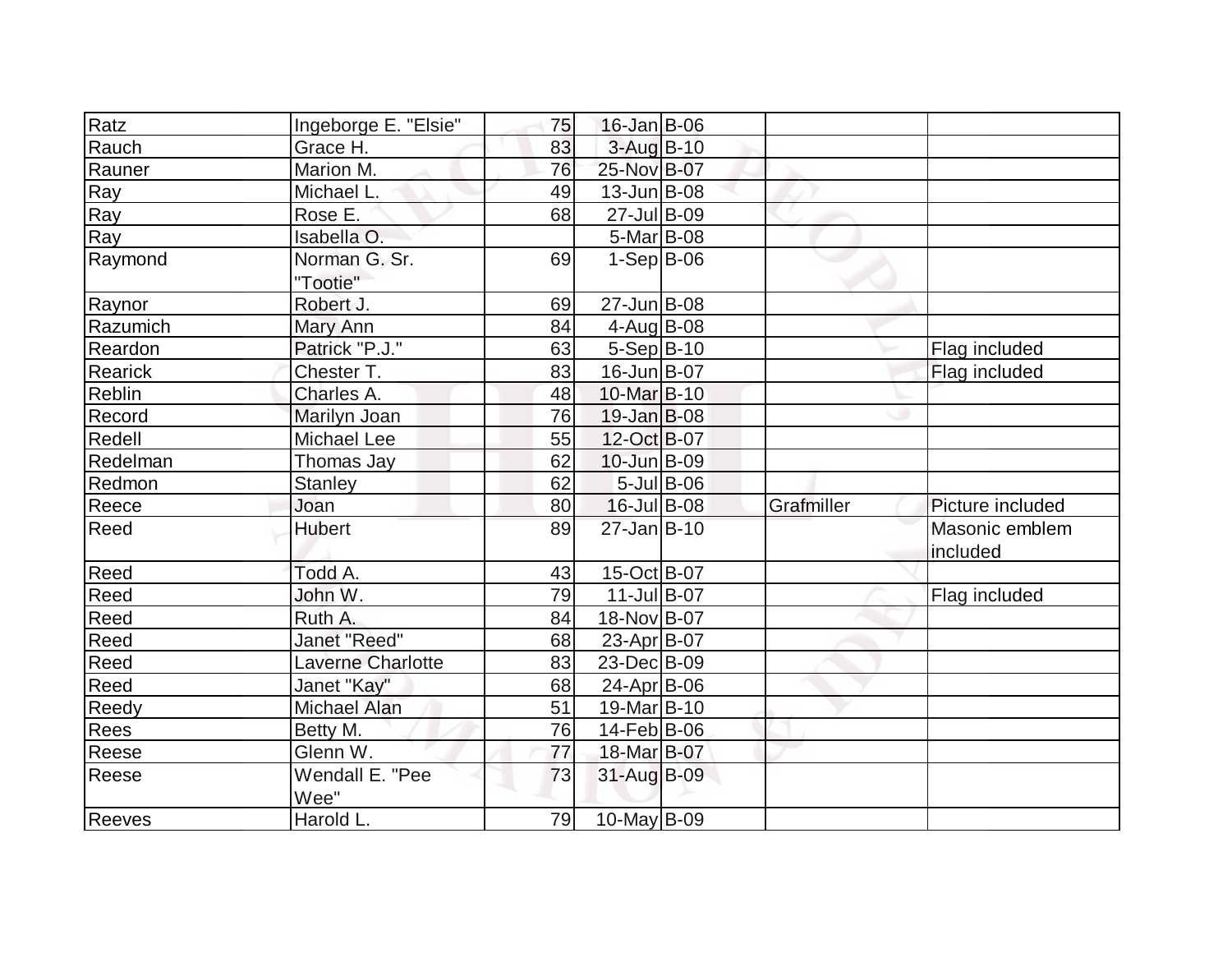| | | | | | | |
|---|---|---|---|---|---|---|
| Ratz | Ingeborge E. "Elsie" | 75 | 16-Jan | B-06 | | |
| Rauch | Grace H. | 83 | 3-Aug | B-10 | | |
| Rauner | Marion M. | 76 | 25-Nov | B-07 | | |
| Ray | Michael L. | 49 | 13-Jun | B-08 | | |
| Ray | Rose E. | 68 | 27-Jul | B-09 | | |
| Ray | Isabella O. | | 5-Mar | B-08 | | |
| Raymond | Norman G. Sr. "Tootie" | 69 | 1-Sep | B-06 | | |
| Raynor | Robert J. | 69 | 27-Jun | B-08 | | |
| Razumich | Mary Ann | 84 | 4-Aug | B-08 | | |
| Reardon | Patrick "P.J." | 63 | 5-Sep | B-10 | | Flag included |
| Rearick | Chester T. | 83 | 16-Jun | B-07 | | Flag included |
| Reblin | Charles A. | 48 | 10-Mar | B-10 | | |
| Record | Marilyn Joan | 76 | 19-Jan | B-08 | | |
| Redell | Michael Lee | 55 | 12-Oct | B-07 | | |
| Redelman | Thomas Jay | 62 | 10-Jun | B-09 | | |
| Redmon | Stanley | 62 | 5-Jul | B-06 | | |
| Reece | Joan | 80 | 16-Jul | B-08 | Grafmiller | Picture included |
| Reed | Hubert | 89 | 27-Jan | B-10 | | Masonic emblem included |
| Reed | Todd A. | 43 | 15-Oct | B-07 | | |
| Reed | John W. | 79 | 11-Jul | B-07 | | Flag included |
| Reed | Ruth A. | 84 | 18-Nov | B-07 | | |
| Reed | Janet "Reed" | 68 | 23-Apr | B-07 | | |
| Reed | Laverne Charlotte | 83 | 23-Dec | B-09 | | |
| Reed | Janet "Kay" | 68 | 24-Apr | B-06 | | |
| Reedy | Michael Alan | 51 | 19-Mar | B-10 | | |
| Rees | Betty M. | 76 | 14-Feb | B-06 | | |
| Reese | Glenn W. | 77 | 18-Mar | B-07 | | |
| Reese | Wendall E. "Pee Wee" | 73 | 31-Aug | B-09 | | |
| Reeves | Harold L. | 79 | 10-May | B-09 | | |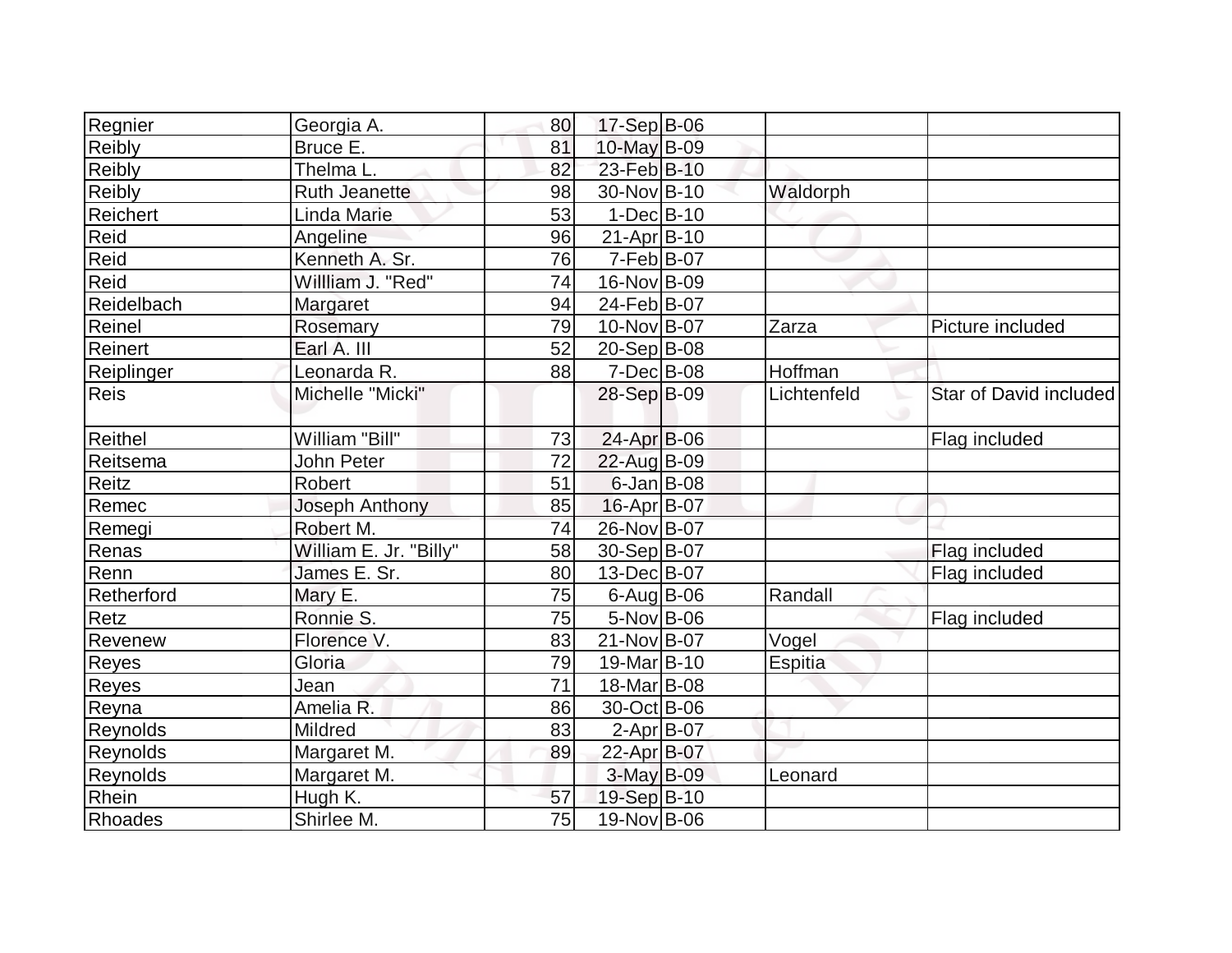| Regnier | Georgia A. | 80 | 17-Sep | B-06 | | |
|---|---|---|---|---|---|---|
| Reibly | Bruce E. | 81 | 10-May | B-09 | | |
| Reibly | Thelma L. | 82 | 23-Feb | B-10 | | |
| Reibly | Ruth Jeanette | 98 | 30-Nov | B-10 | Waldorph | |
| Reichert | Linda Marie | 53 | 1-Dec | B-10 | | |
| Reid | Angeline | 96 | 21-Apr | B-10 | | |
| Reid | Kenneth A. Sr. | 76 | 7-Feb | B-07 | | |
| Reid | Willliam J. "Red" | 74 | 16-Nov | B-09 | | |
| Reidelbach | Margaret | 94 | 24-Feb | B-07 | | |
| Reinel | Rosemary | 79 | 10-Nov | B-07 | Zarza | Picture included |
| Reinert | Earl A. III | 52 | 20-Sep | B-08 | | |
| Reiplinger | Leonarda R. | 88 | 7-Dec | B-08 | Hoffman | |
| Reis | Michelle "Micki" | | 28-Sep | B-09 | Lichtenfeld | Star of David included |
| Reithel | William "Bill" | 73 | 24-Apr | B-06 | | Flag included |
| Reitsema | John Peter | 72 | 22-Aug | B-09 | | |
| Reitz | Robert | 51 | 6-Jan | B-08 | | |
| Remec | Joseph Anthony | 85 | 16-Apr | B-07 | | |
| Remegi | Robert M. | 74 | 26-Nov | B-07 | | |
| Renas | William E. Jr. "Billy" | 58 | 30-Sep | B-07 | | Flag included |
| Renn | James E. Sr. | 80 | 13-Dec | B-07 | | Flag included |
| Retherford | Mary E. | 75 | 6-Aug | B-06 | Randall | |
| Retz | Ronnie S. | 75 | 5-Nov | B-06 | | Flag included |
| Revenew | Florence V. | 83 | 21-Nov | B-07 | Vogel | |
| Reyes | Gloria | 79 | 19-Mar | B-10 | Espitia | |
| Reyes | Jean | 71 | 18-Mar | B-08 | | |
| Reyna | Amelia R. | 86 | 30-Oct | B-06 | | |
| Reynolds | Mildred | 83 | 2-Apr | B-07 | | |
| Reynolds | Margaret M. | 89 | 22-Apr | B-07 | | |
| Reynolds | Margaret M. | | 3-May | B-09 | Leonard | |
| Rhein | Hugh K. | 57 | 19-Sep | B-10 | | |
| Rhoades | Shirlee M. | 75 | 19-Nov | B-06 | | |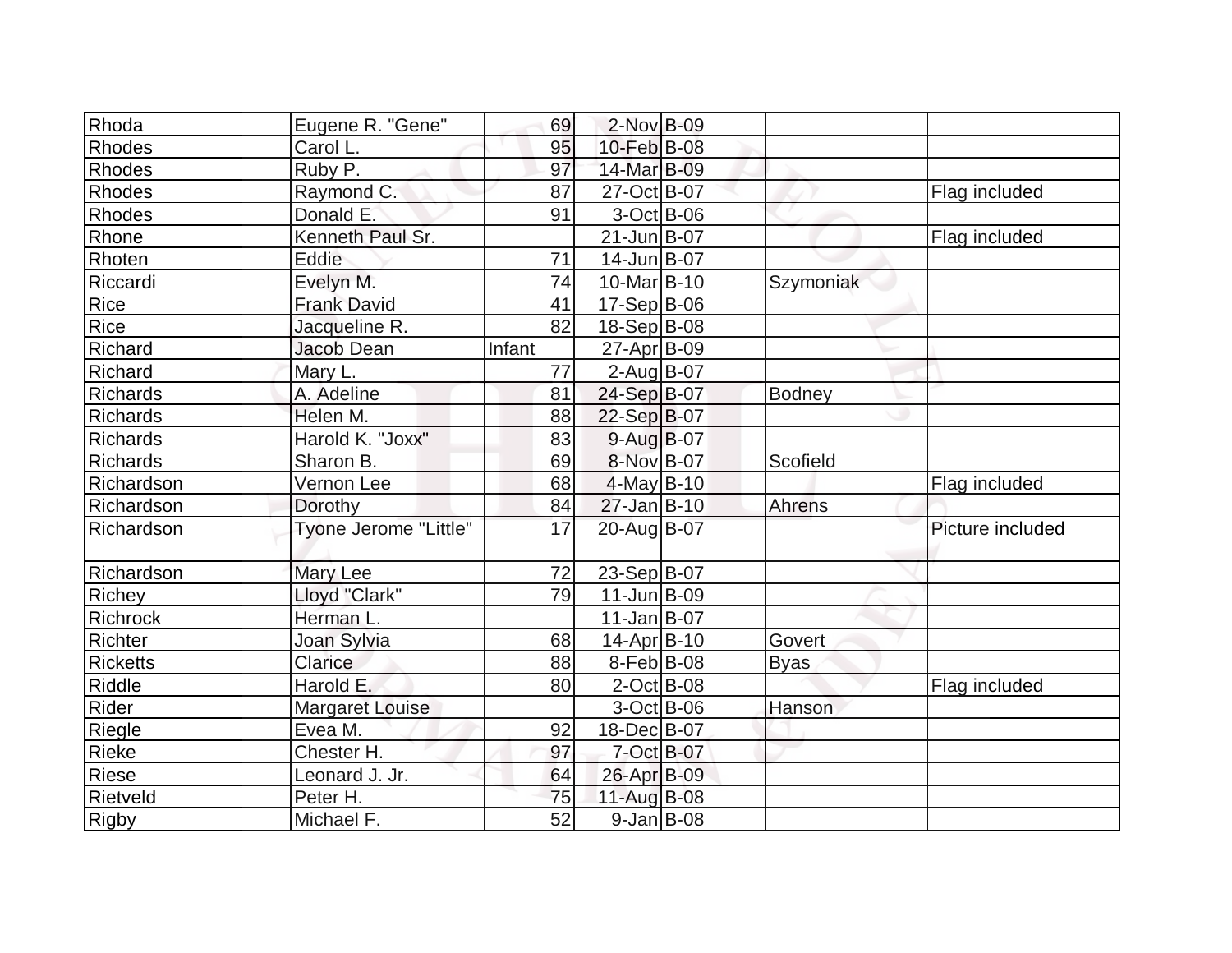| Rhoda | Eugene R. "Gene" | 69 | 2-Nov | B-09 | | |
|---|---|---|---|---|---|---|
| Rhodes | Carol L. | 95 | 10-Feb | B-08 | | |
| Rhodes | Ruby P. | 97 | 14-Mar | B-09 | | |
| Rhodes | Raymond C. | 87 | 27-Oct | B-07 | | Flag included |
| Rhodes | Donald E. | 91 | 3-Oct | B-06 | | |
| Rhone | Kenneth Paul Sr. | | 21-Jun | B-07 | | Flag included |
| Rhoten | Eddie | 71 | 14-Jun | B-07 | | |
| Riccardi | Evelyn M. | 74 | 10-Mar | B-10 | Szymoniak | |
| Rice | Frank David | 41 | 17-Sep | B-06 | | |
| Rice | Jacqueline R. | 82 | 18-Sep | B-08 | | |
| Richard | Jacob Dean | Infant | 27-Apr | B-09 | | |
| Richard | Mary L. | 77 | 2-Aug | B-07 | | |
| Richards | A. Adeline | 81 | 24-Sep | B-07 | Bodney | |
| Richards | Helen M. | 88 | 22-Sep | B-07 | | |
| Richards | Harold K. "Joxx" | 83 | 9-Aug | B-07 | | |
| Richards | Sharon B. | 69 | 8-Nov | B-07 | Scofield | |
| Richardson | Vernon Lee | 68 | 4-May | B-10 | | Flag included |
| Richardson | Dorothy | 84 | 27-Jan | B-10 | Ahrens | |
| Richardson | Tyone Jerome "Little" | 17 | 20-Aug | B-07 | | Picture included |
| Richardson | Mary Lee | 72 | 23-Sep | B-07 | | |
| Richey | Lloyd "Clark" | 79 | 11-Jun | B-09 | | |
| Richrock | Herman L. | | 11-Jan | B-07 | | |
| Richter | Joan Sylvia | 68 | 14-Apr | B-10 | Govert | |
| Ricketts | Clarice | 88 | 8-Feb | B-08 | Byas | |
| Riddle | Harold E. | 80 | 2-Oct | B-08 | | Flag included |
| Rider | Margaret Louise | | 3-Oct | B-06 | Hanson | |
| Riegle | Evea M. | 92 | 18-Dec | B-07 | | |
| Rieke | Chester H. | 97 | 7-Oct | B-07 | | |
| Riese | Leonard J. Jr. | 64 | 26-Apr | B-09 | | |
| Rietveld | Peter H. | 75 | 11-Aug | B-08 | | |
| Rigby | Michael F. | 52 | 9-Jan | B-08 | | |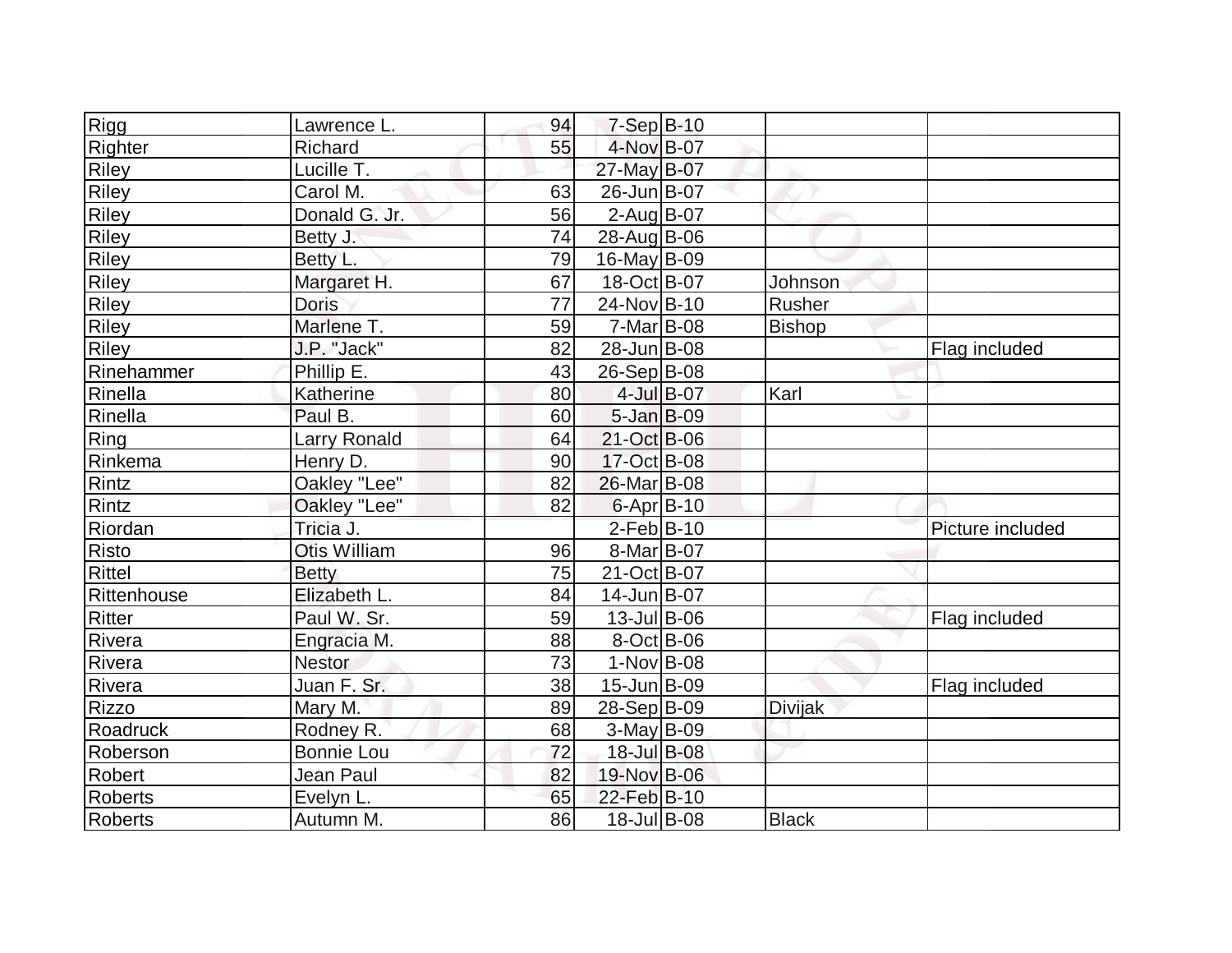| | | | | | | |
|---|---|---|---|---|---|---|
| Rigg | Lawrence L. | 94 | 7-Sep | B-10 | | |
| Righter | Richard | 55 | 4-Nov | B-07 | | |
| Riley | Lucille T. | | 27-May | B-07 | | |
| Riley | Carol M. | 63 | 26-Jun | B-07 | | |
| Riley | Donald G. Jr. | 56 | 2-Aug | B-07 | | |
| Riley | Betty J. | 74 | 28-Aug | B-06 | | |
| Riley | Betty L. | 79 | 16-May | B-09 | | |
| Riley | Margaret H. | 67 | 18-Oct | B-07 | Johnson | |
| Riley | Doris | 77 | 24-Nov | B-10 | Rusher | |
| Riley | Marlene T. | 59 | 7-Mar | B-08 | Bishop | |
| Riley | J.P. "Jack" | 82 | 28-Jun | B-08 | | Flag included |
| Rinehammer | Phillip E. | 43 | 26-Sep | B-08 | | |
| Rinella | Katherine | 80 | 4-Jul | B-07 | Karl | |
| Rinella | Paul B. | 60 | 5-Jan | B-09 | | |
| Ring | Larry Ronald | 64 | 21-Oct | B-06 | | |
| Rinkema | Henry D. | 90 | 17-Oct | B-08 | | |
| Rintz | Oakley "Lee" | 82 | 26-Mar | B-08 | | |
| Rintz | Oakley "Lee" | 82 | 6-Apr | B-10 | | |
| Riordan | Tricia J. | | 2-Feb | B-10 | | Picture included |
| Risto | Otis William | 96 | 8-Mar | B-07 | | |
| Rittel | Betty | 75 | 21-Oct | B-07 | | |
| Rittenhouse | Elizabeth L. | 84 | 14-Jun | B-07 | | |
| Ritter | Paul W. Sr. | 59 | 13-Jul | B-06 | | Flag included |
| Rivera | Engracia M. | 88 | 8-Oct | B-06 | | |
| Rivera | Nestor | 73 | 1-Nov | B-08 | | |
| Rivera | Juan F. Sr. | 38 | 15-Jun | B-09 | | Flag included |
| Rizzo | Mary M. | 89 | 28-Sep | B-09 | Divijak | |
| Roadruck | Rodney R. | 68 | 3-May | B-09 | | |
| Roberson | Bonnie Lou | 72 | 18-Jul | B-08 | | |
| Robert | Jean Paul | 82 | 19-Nov | B-06 | | |
| Roberts | Evelyn L. | 65 | 22-Feb | B-10 | | |
| Roberts | Autumn M. | 86 | 18-Jul | B-08 | Black | |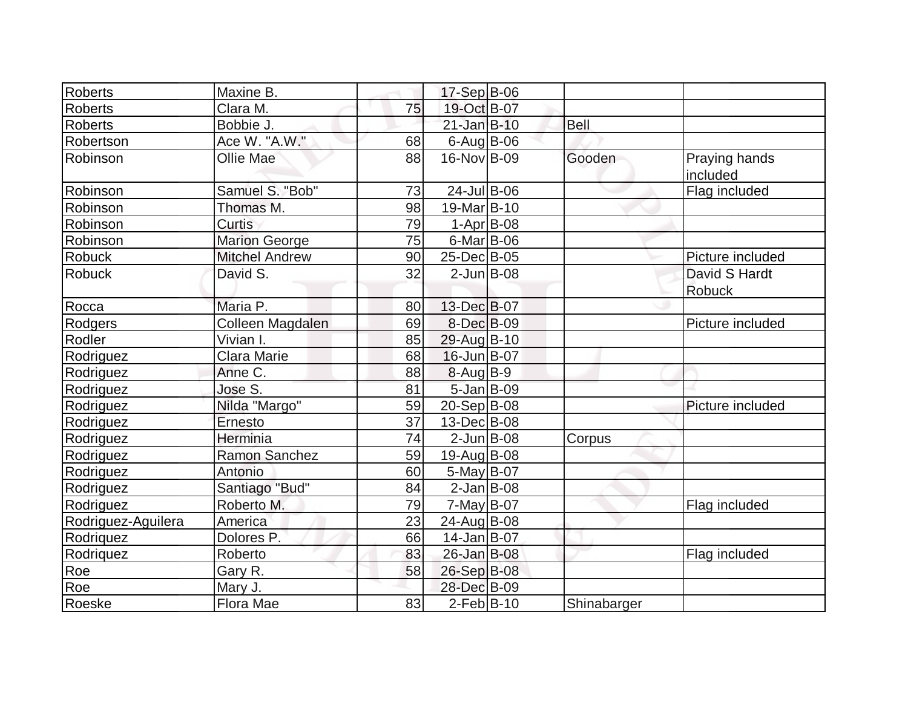| | | | | | | |
|---|---|---|---|---|---|---|
| Roberts | Maxine B. | | 17-Sep | B-06 | | |
| Roberts | Clara M. | 75 | 19-Oct | B-07 | | |
| Roberts | Bobbie J. | | 21-Jan | B-10 | Bell | |
| Robertson | Ace W. "A.W." | 68 | 6-Aug | B-06 | | |
| Robinson | Ollie Mae | 88 | 16-Nov | B-09 | Gooden | Praying hands included |
| Robinson | Samuel S. "Bob" | 73 | 24-Jul | B-06 | | Flag included |
| Robinson | Thomas M. | 98 | 19-Mar | B-10 | | |
| Robinson | Curtis | 79 | 1-Apr | B-08 | | |
| Robinson | Marion George | 75 | 6-Mar | B-06 | | |
| Robuck | Mitchel Andrew | 90 | 25-Dec | B-05 | | Picture included |
| Robuck | David S. | 32 | 2-Jun | B-08 | | David S Hardt Robuck |
| Rocca | Maria P. | 80 | 13-Dec | B-07 | | |
| Rodgers | Colleen Magdalen | 69 | 8-Dec | B-09 | | Picture included |
| Rodler | Vivian I. | 85 | 29-Aug | B-10 | | |
| Rodriguez | Clara Marie | 68 | 16-Jun | B-07 | | |
| Rodriguez | Anne C. | 88 | 8-Aug | B-9 | | |
| Rodriguez | Jose S. | 81 | 5-Jan | B-09 | | |
| Rodriguez | Nilda "Margo" | 59 | 20-Sep | B-08 | | Picture included |
| Rodriguez | Ernesto | 37 | 13-Dec | B-08 | | |
| Rodriguez | Herminia | 74 | 2-Jun | B-08 | Corpus | |
| Rodriguez | Ramon Sanchez | 59 | 19-Aug | B-08 | | |
| Rodriguez | Antonio | 60 | 5-May | B-07 | | |
| Rodriguez | Santiago "Bud" | 84 | 2-Jan | B-08 | | |
| Rodriguez | Roberto M. | 79 | 7-May | B-07 | | Flag included |
| Rodriguez-Aguilera | America | 23 | 24-Aug | B-08 | | |
| Rodriquez | Dolores P. | 66 | 14-Jan | B-07 | | |
| Rodriquez | Roberto | 83 | 26-Jan | B-08 | | Flag included |
| Roe | Gary R. | 58 | 26-Sep | B-08 | | |
| Roe | Mary J. | | 28-Dec | B-09 | | |
| Roeske | Flora Mae | 83 | 2-Feb | B-10 | Shinabarger | |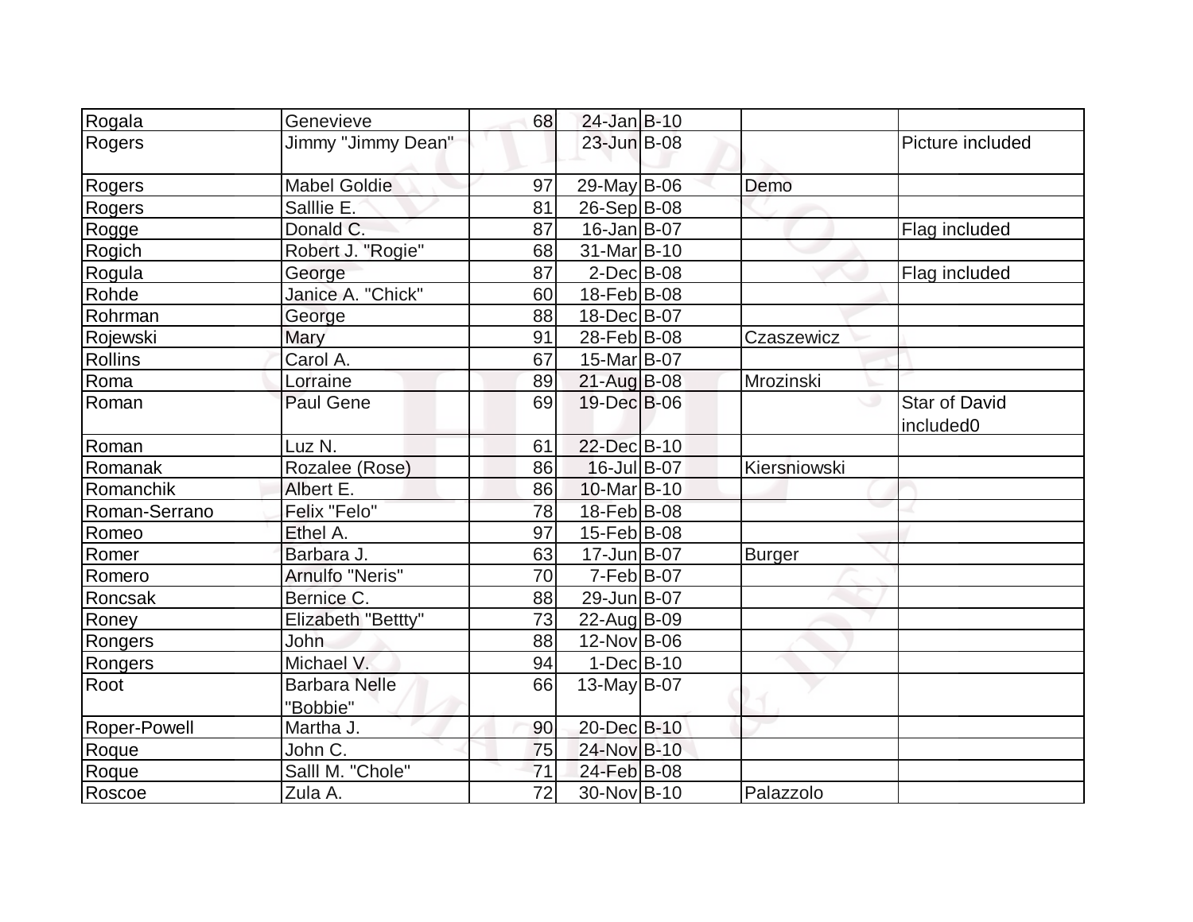| | | | | | | |
|---|---|---|---|---|---|---|
| Rogala | Genevieve | 68 | 24-Jan | B-10 | | |
| Rogers | Jimmy "Jimmy Dean" | | 23-Jun | B-08 | | Picture included |
| Rogers | Mabel Goldie | 97 | 29-May | B-06 | Demo | |
| Rogers | Salllie E. | 81 | 26-Sep | B-08 | | |
| Rogge | Donald C. | 87 | 16-Jan | B-07 | | Flag included |
| Rogich | Robert J. "Rogie" | 68 | 31-Mar | B-10 | | |
| Rogula | George | 87 | 2-Dec | B-08 | | Flag included |
| Rohde | Janice A. "Chick" | 60 | 18-Feb | B-08 | | |
| Rohrman | George | 88 | 18-Dec | B-07 | | |
| Rojewski | Mary | 91 | 28-Feb | B-08 | Czaszewicz | |
| Rollins | Carol A. | 67 | 15-Mar | B-07 | | |
| Roma | Lorraine | 89 | 21-Aug | B-08 | Mrozinski | |
| Roman | Paul Gene | 69 | 19-Dec | B-06 | | Star of David included0 |
| Roman | Luz N. | 61 | 22-Dec | B-10 | | |
| Romanak | Rozalee (Rose) | 86 | 16-Jul | B-07 | Kiersniowski | |
| Romanchik | Albert E. | 86 | 10-Mar | B-10 | | |
| Roman-Serrano | Felix "Felo" | 78 | 18-Feb | B-08 | | |
| Romeo | Ethel A. | 97 | 15-Feb | B-08 | | |
| Romer | Barbara J. | 63 | 17-Jun | B-07 | Burger | |
| Romero | Arnulfo "Neris" | 70 | 7-Feb | B-07 | | |
| Roncsak | Bernice C. | 88 | 29-Jun | B-07 | | |
| Roney | Elizabeth "Bettty" | 73 | 22-Aug | B-09 | | |
| Rongers | John | 88 | 12-Nov | B-06 | | |
| Rongers | Michael V. | 94 | 1-Dec | B-10 | | |
| Root | Barbara Nelle "Bobbie" | 66 | 13-May | B-07 | | |
| Roper-Powell | Martha J. | 90 | 20-Dec | B-10 | | |
| Roque | John C. | 75 | 24-Nov | B-10 | | |
| Roque | Salll M. "Chole" | 71 | 24-Feb | B-08 | | |
| Roscoe | Zula A. | 72 | 30-Nov | B-10 | Palazzolo | |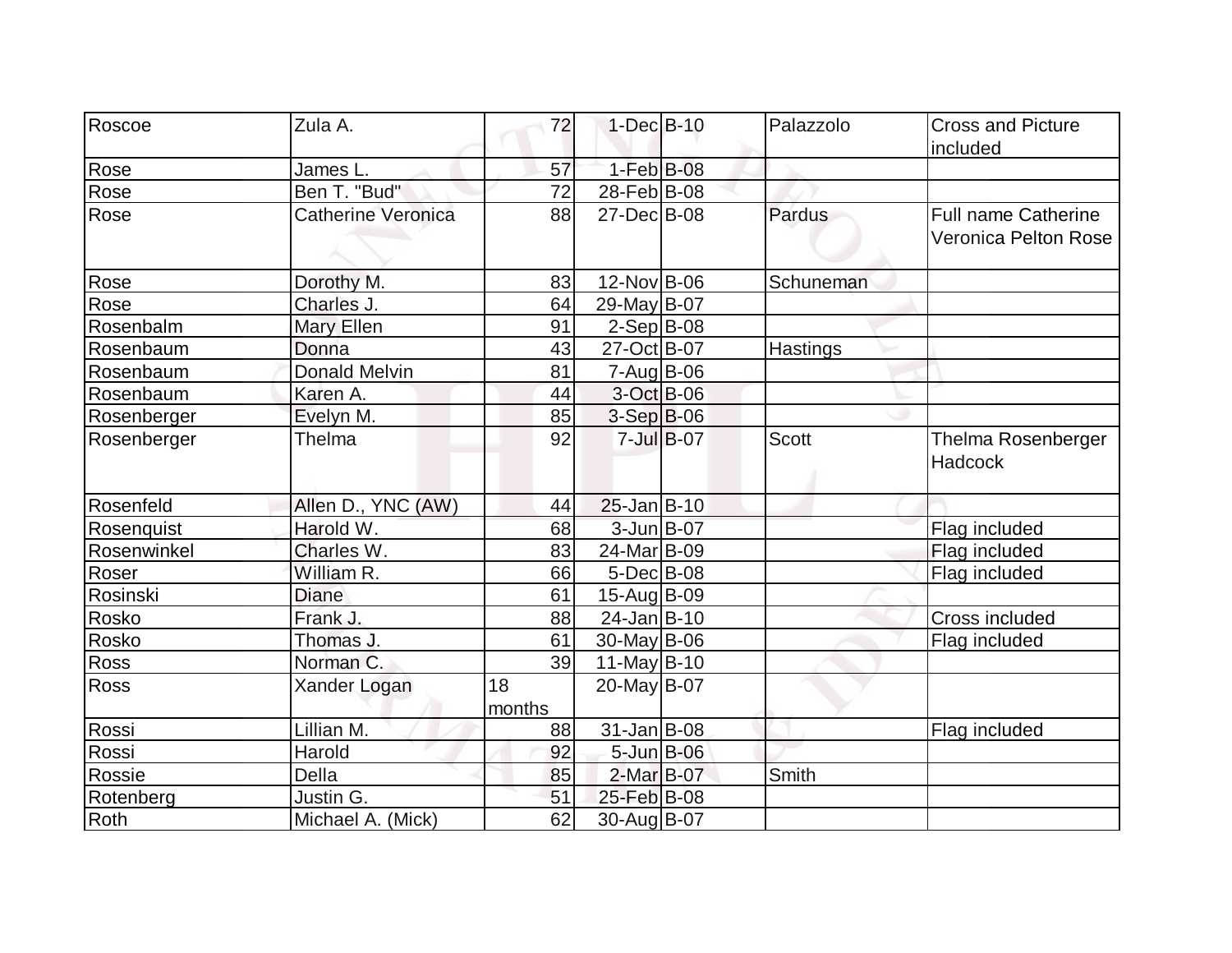| Roscoe | Zula A. | 72 | 1-Dec | B-10 | Palazzolo | Cross and Picture included |
|---|---|---|---|---|---|---|
| Rose | James L. | 57 | 1-Feb | B-08 | | |
| Rose | Ben T. "Bud" | 72 | 28-Feb | B-08 | | |
| Rose | Catherine Veronica | 88 | 27-Dec | B-08 | Pardus | Full name Catherine Veronica Pelton Rose |
| Rose | Dorothy M. | 83 | 12-Nov | B-06 | Schuneman | |
| Rose | Charles J. | 64 | 29-May | B-07 | | |
| Rosenbalm | Mary Ellen | 91 | 2-Sep | B-08 | | |
| Rosenbaum | Donna | 43 | 27-Oct | B-07 | Hastings | |
| Rosenbaum | Donald Melvin | 81 | 7-Aug | B-06 | | |
| Rosenbaum | Karen A. | 44 | 3-Oct | B-06 | | |
| Rosenberger | Evelyn M. | 85 | 3-Sep | B-06 | | |
| Rosenberger | Thelma | 92 | 7-Jul | B-07 | Scott | Thelma Rosenberger Hadcock |
| Rosenfeld | Allen D., YNC (AW) | 44 | 25-Jan | B-10 | | |
| Rosenquist | Harold W. | 68 | 3-Jun | B-07 | | Flag included |
| Rosenwinkel | Charles W. | 83 | 24-Mar | B-09 | | Flag included |
| Roser | William R. | 66 | 5-Dec | B-08 | | Flag included |
| Rosinski | Diane | 61 | 15-Aug | B-09 | | |
| Rosko | Frank J. | 88 | 24-Jan | B-10 | | Cross included |
| Rosko | Thomas J. | 61 | 30-May | B-06 | | Flag included |
| Ross | Norman C. | 39 | 11-May | B-10 | | |
| Ross | Xander Logan | 18 months | 20-May | B-07 | | |
| Rossi | Lillian M. | 88 | 31-Jan | B-08 | | Flag included |
| Rossi | Harold | 92 | 5-Jun | B-06 | | |
| Rossie | Della | 85 | 2-Mar | B-07 | Smith | |
| Rotenberg | Justin G. | 51 | 25-Feb | B-08 | | |
| Roth | Michael A. (Mick) | 62 | 30-Aug | B-07 | | |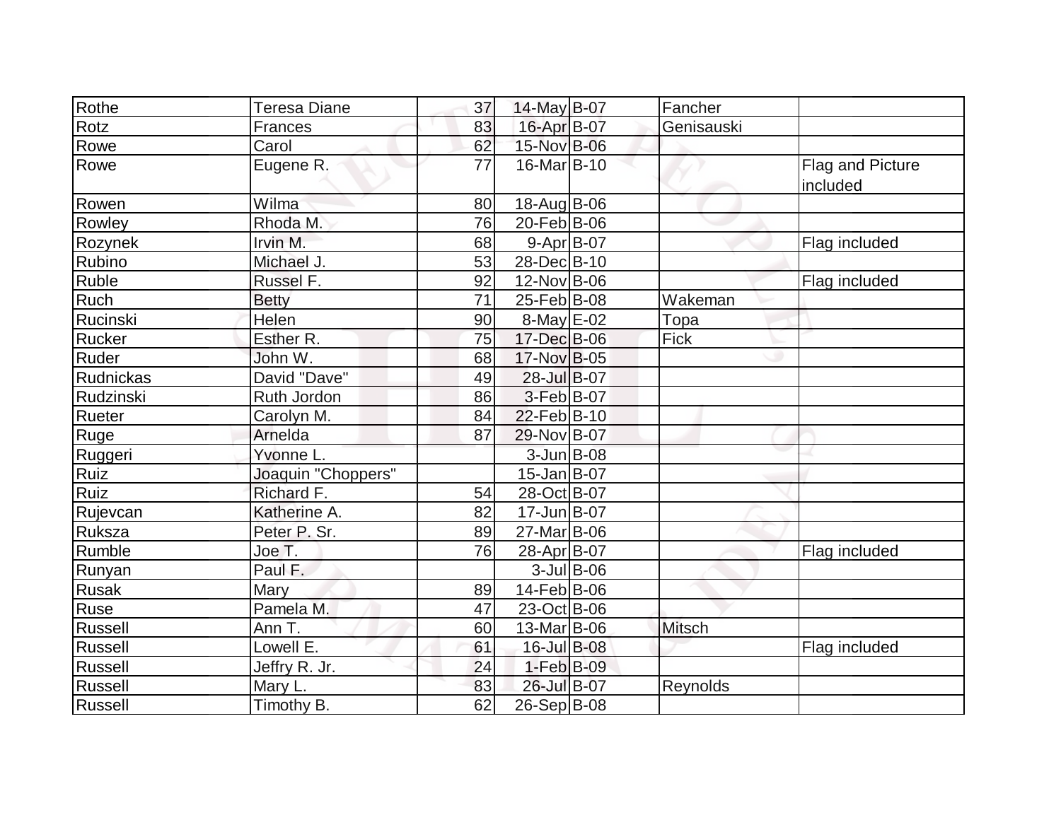| Rothe | Teresa Diane | 37 | 14-May | B-07 | Fancher | |
|---|---|---|---|---|---|---|
| Rotz | Frances | 83 | 16-Apr | B-07 | Genisauski | |
| Rowe | Carol | 62 | 15-Nov | B-06 | | |
| Rowe | Eugene R. | 77 | 16-Mar | B-10 | | Flag and Picture included |
| Rowen | Wilma | 80 | 18-Aug | B-06 | | |
| Rowley | Rhoda M. | 76 | 20-Feb | B-06 | | |
| Rozynek | Irvin M. | 68 | 9-Apr | B-07 | | Flag included |
| Rubino | Michael J. | 53 | 28-Dec | B-10 | | |
| Ruble | Russel F. | 92 | 12-Nov | B-06 | | Flag included |
| Ruch | Betty | 71 | 25-Feb | B-08 | Wakeman | |
| Rucinski | Helen | 90 | 8-May | E-02 | Topa | |
| Rucker | Esther R. | 75 | 17-Dec | B-06 | Fick | |
| Ruder | John W. | 68 | 17-Nov | B-05 | | |
| Rudnickas | David "Dave" | 49 | 28-Jul | B-07 | | |
| Rudzinski | Ruth Jordon | 86 | 3-Feb | B-07 | | |
| Rueter | Carolyn M. | 84 | 22-Feb | B-10 | | |
| Ruge | Arnelda | 87 | 29-Nov | B-07 | | |
| Ruggeri | Yvonne L. | | 3-Jun | B-08 | | |
| Ruiz | Joaquin "Choppers" | | 15-Jan | B-07 | | |
| Ruiz | Richard F. | 54 | 28-Oct | B-07 | | |
| Rujevcan | Katherine A. | 82 | 17-Jun | B-07 | | |
| Ruksza | Peter P. Sr. | 89 | 27-Mar | B-06 | | |
| Rumble | Joe T. | 76 | 28-Apr | B-07 | | Flag included |
| Runyan | Paul F. | | 3-Jul | B-06 | | |
| Rusak | Mary | 89 | 14-Feb | B-06 | | |
| Ruse | Pamela M. | 47 | 23-Oct | B-06 | | |
| Russell | Ann T. | 60 | 13-Mar | B-06 | Mitsch | |
| Russell | Lowell E. | 61 | 16-Jul | B-08 | | Flag included |
| Russell | Jeffry R. Jr. | 24 | 1-Feb | B-09 | | |
| Russell | Mary L. | 83 | 26-Jul | B-07 | Reynolds | |
| Russell | Timothy B. | 62 | 26-Sep | B-08 | | |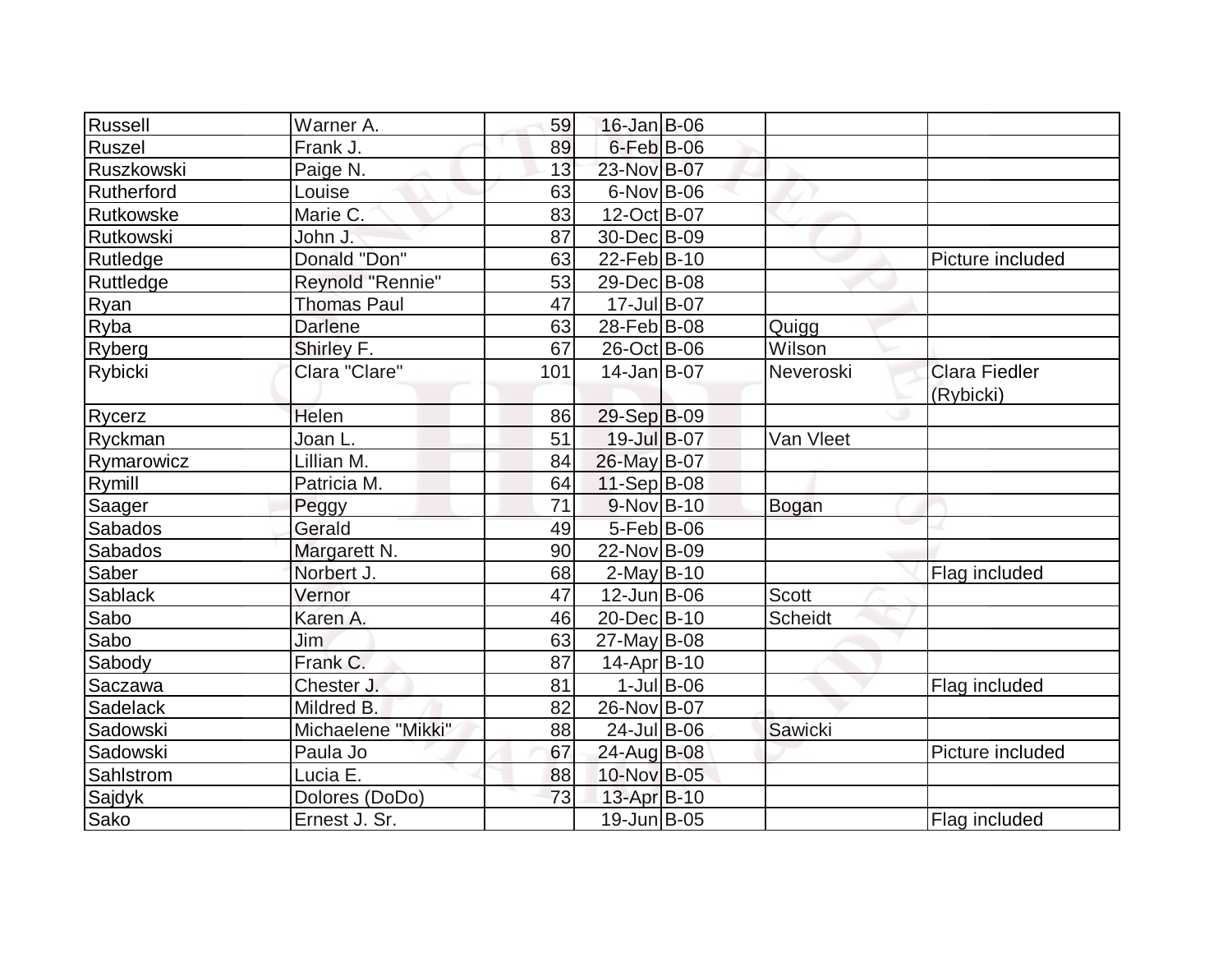| Russell | Warner A. | 59 | 16-Jan | B-06 | | |
|---|---|---|---|---|---|---|
| Ruszel | Frank J. | 89 | 6-Feb | B-06 | | |
| Ruszkowski | Paige N. | 13 | 23-Nov | B-07 | | |
| Rutherford | Louise | 63 | 6-Nov | B-06 | | |
| Rutkowske | Marie C. | 83 | 12-Oct | B-07 | | |
| Rutkowski | John J. | 87 | 30-Dec | B-09 | | |
| Rutledge | Donald "Don" | 63 | 22-Feb | B-10 | | Picture included |
| Ruttledge | Reynold "Rennie" | 53 | 29-Dec | B-08 | | |
| Ryan | Thomas Paul | 47 | 17-Jul | B-07 | | |
| Ryba | Darlene | 63 | 28-Feb | B-08 | Quigg | |
| Ryberg | Shirley F. | 67 | 26-Oct | B-06 | Wilson | |
| Rybicki | Clara "Clare" | 101 | 14-Jan | B-07 | Neveroski | Clara Fiedler (Rybicki) |
| Rycerz | Helen | 86 | 29-Sep | B-09 | | |
| Ryckman | Joan L. | 51 | 19-Jul | B-07 | Van Vleet | |
| Rymarowicz | Lillian M. | 84 | 26-May | B-07 | | |
| Rymill | Patricia M. | 64 | 11-Sep | B-08 | | |
| Saager | Peggy | 71 | 9-Nov | B-10 | Bogan | |
| Sabados | Gerald | 49 | 5-Feb | B-06 | | |
| Sabados | Margarett N. | 90 | 22-Nov | B-09 | | |
| Saber | Norbert J. | 68 | 2-May | B-10 | | Flag included |
| Sablack | Vernor | 47 | 12-Jun | B-06 | Scott | |
| Sabo | Karen A. | 46 | 20-Dec | B-10 | Scheidt | |
| Sabo | Jim | 63 | 27-May | B-08 | | |
| Sabody | Frank C. | 87 | 14-Apr | B-10 | | |
| Saczawa | Chester J. | 81 | 1-Jul | B-06 | | Flag included |
| Sadelack | Mildred B. | 82 | 26-Nov | B-07 | | |
| Sadowski | Michaelene "Mikki" | 88 | 24-Jul | B-06 | Sawicki | |
| Sadowski | Paula Jo | 67 | 24-Aug | B-08 | | Picture included |
| Sahlstrom | Lucia E. | 88 | 10-Nov | B-05 | | |
| Sajdyk | Dolores (DoDo) | 73 | 13-Apr | B-10 | | |
| Sako | Ernest J. Sr. | | 19-Jun | B-05 | | Flag included |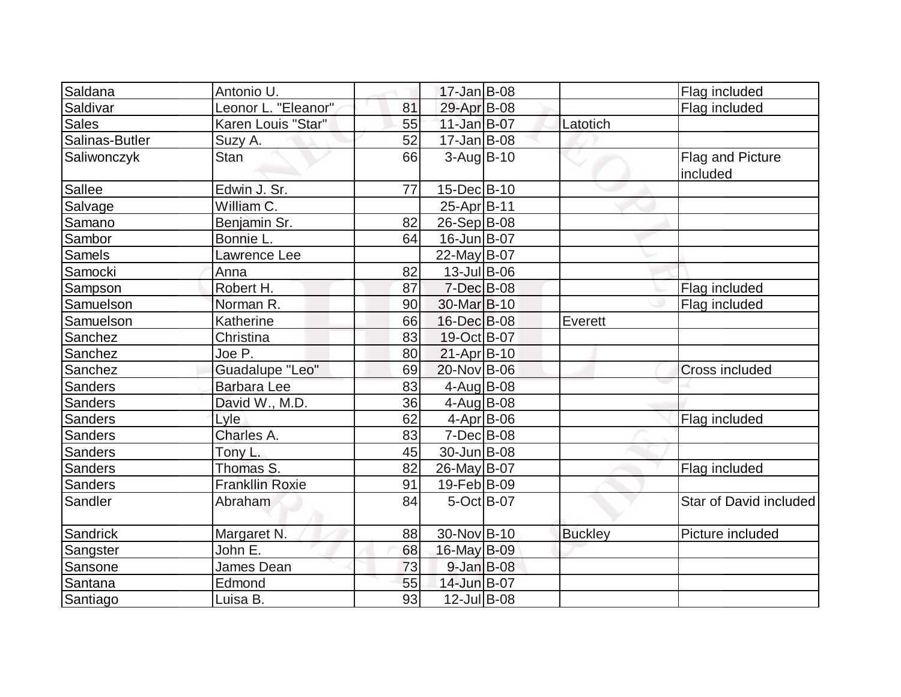| Saldana | Antonio U. | | 17-Jan | B-08 | | Flag included |
|---|---|---|---|---|---|---|
| Saldivar | Leonor L. "Eleanor" | 81 | 29-Apr | B-08 | | Flag included |
| Sales | Karen Louis "Star" | 55 | 11-Jan | B-07 | Latotich | |
| Salinas-Butler | Suzy A. | 52 | 17-Jan | B-08 | | |
| Saliwonczyk | Stan | 66 | 3-Aug | B-10 | | Flag and Picture included |
| Sallee | Edwin J. Sr. | 77 | 15-Dec | B-10 | | |
| Salvage | William C. | | 25-Apr | B-11 | | |
| Samano | Benjamin Sr. | 82 | 26-Sep | B-08 | | |
| Sambor | Bonnie L. | 64 | 16-Jun | B-07 | | |
| Samels | Lawrence Lee | | 22-May | B-07 | | |
| Samocki | Anna | 82 | 13-Jul | B-06 | | |
| Sampson | Robert H. | 87 | 7-Dec | B-08 | | Flag included |
| Samuelson | Norman R. | 90 | 30-Mar | B-10 | | Flag included |
| Samuelson | Katherine | 66 | 16-Dec | B-08 | Everett | |
| Sanchez | Christina | 83 | 19-Oct | B-07 | | |
| Sanchez | Joe P. | 80 | 21-Apr | B-10 | | |
| Sanchez | Guadalupe "Leo" | 69 | 20-Nov | B-06 | | Cross included |
| Sanders | Barbara Lee | 83 | 4-Aug | B-08 | | |
| Sanders | David W., M.D. | 36 | 4-Aug | B-08 | | |
| Sanders | Lyle | 62 | 4-Apr | B-06 | | Flag included |
| Sanders | Charles A. | 83 | 7-Dec | B-08 | | |
| Sanders | Tony L. | 45 | 30-Jun | B-08 | | |
| Sanders | Thomas S. | 82 | 26-May | B-07 | | Flag included |
| Sanders | Frankllin Roxie | 91 | 19-Feb | B-09 | | |
| Sandler | Abraham | 84 | 5-Oct | B-07 | | Star of David included |
| Sandrick | Margaret N. | 88 | 30-Nov | B-10 | Buckley | Picture included |
| Sangster | John E. | 68 | 16-May | B-09 | | |
| Sansone | James Dean | 73 | 9-Jan | B-08 | | |
| Santana | Edmond | 55 | 14-Jun | B-07 | | |
| Santiago | Luisa B. | 93 | 12-Jul | B-08 | | |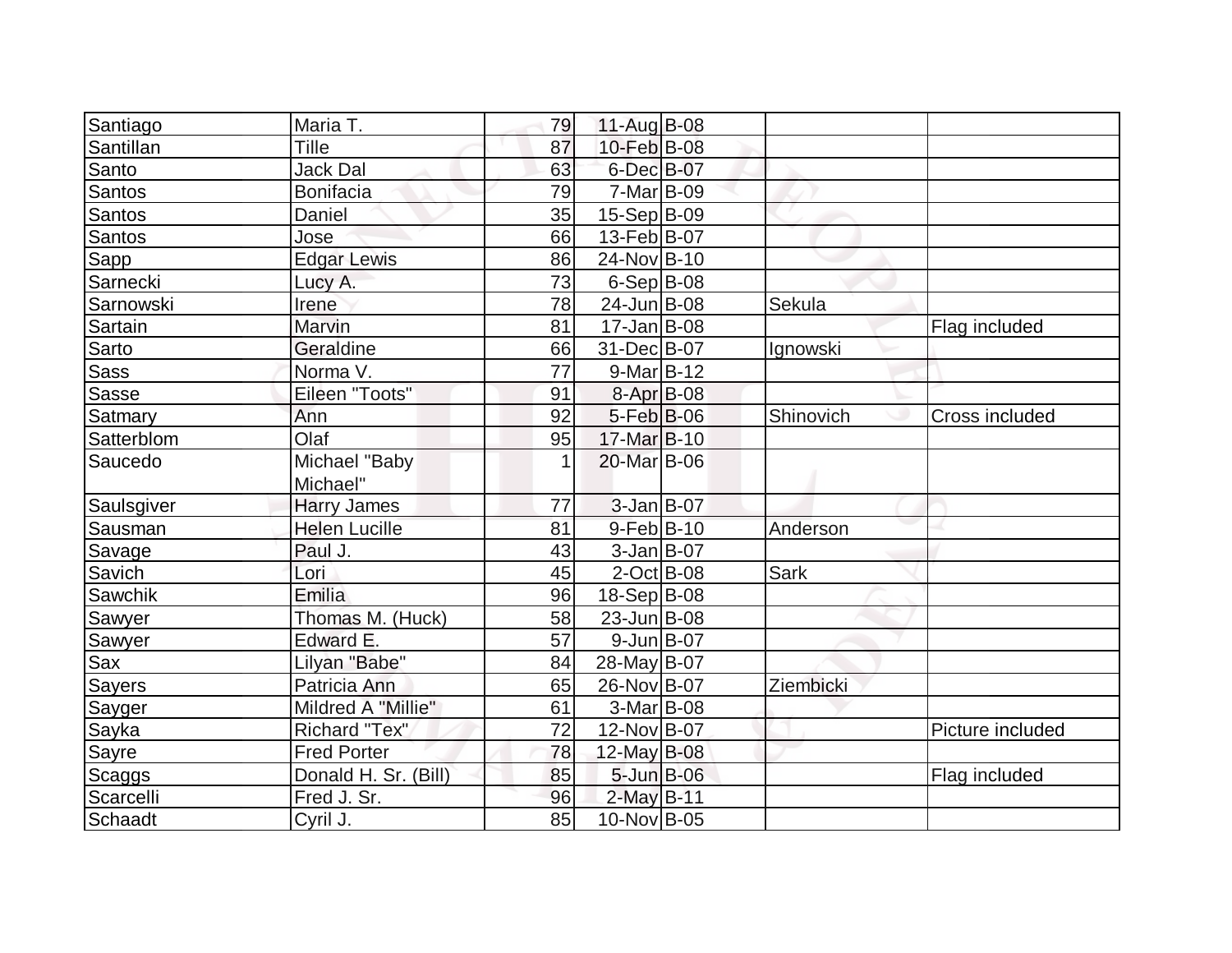| | | | | | | |
|---|---|---|---|---|---|---|
| Santiago | Maria T. | 79 | 11-Aug | B-08 | | |
| Santillan | Tille | 87 | 10-Feb | B-08 | | |
| Santo | Jack Dal | 63 | 6-Dec | B-07 | | |
| Santos | Bonifacia | 79 | 7-Mar | B-09 | | |
| Santos | Daniel | 35 | 15-Sep | B-09 | | |
| Santos | Jose | 66 | 13-Feb | B-07 | | |
| Sapp | Edgar Lewis | 86 | 24-Nov | B-10 | | |
| Sarnecki | Lucy A. | 73 | 6-Sep | B-08 | | |
| Sarnowski | Irene | 78 | 24-Jun | B-08 | Sekula | |
| Sartain | Marvin | 81 | 17-Jan | B-08 | | Flag included |
| Sarto | Geraldine | 66 | 31-Dec | B-07 | Ignowski | |
| Sass | Norma V. | 77 | 9-Mar | B-12 | | |
| Sasse | Eileen "Toots" | 91 | 8-Apr | B-08 | | |
| Satmary | Ann | 92 | 5-Feb | B-06 | Shinovich | Cross included |
| Satterblom | Olaf | 95 | 17-Mar | B-10 | | |
| Saucedo | Michael "Baby Michael" | 1 | 20-Mar | B-06 | | |
| Saulsgiver | Harry James | 77 | 3-Jan | B-07 | | |
| Sausman | Helen Lucille | 81 | 9-Feb | B-10 | Anderson | |
| Savage | Paul J. | 43 | 3-Jan | B-07 | | |
| Savich | Lori | 45 | 2-Oct | B-08 | Sark | |
| Sawchik | Emilia | 96 | 18-Sep | B-08 | | |
| Sawyer | Thomas M. (Huck) | 58 | 23-Jun | B-08 | | |
| Sawyer | Edward E. | 57 | 9-Jun | B-07 | | |
| Sax | Lilyan "Babe" | 84 | 28-May | B-07 | | |
| Sayers | Patricia Ann | 65 | 26-Nov | B-07 | Ziembicki | |
| Sayger | Mildred A "Millie" | 61 | 3-Mar | B-08 | | |
| Sayka | Richard "Tex" | 72 | 12-Nov | B-07 | | Picture included |
| Sayre | Fred Porter | 78 | 12-May | B-08 | | |
| Scaggs | Donald H. Sr. (Bill) | 85 | 5-Jun | B-06 | | Flag included |
| Scarcelli | Fred J. Sr. | 96 | 2-May | B-11 | | |
| Schaadt | Cyril J. | 85 | 10-Nov | B-05 | | |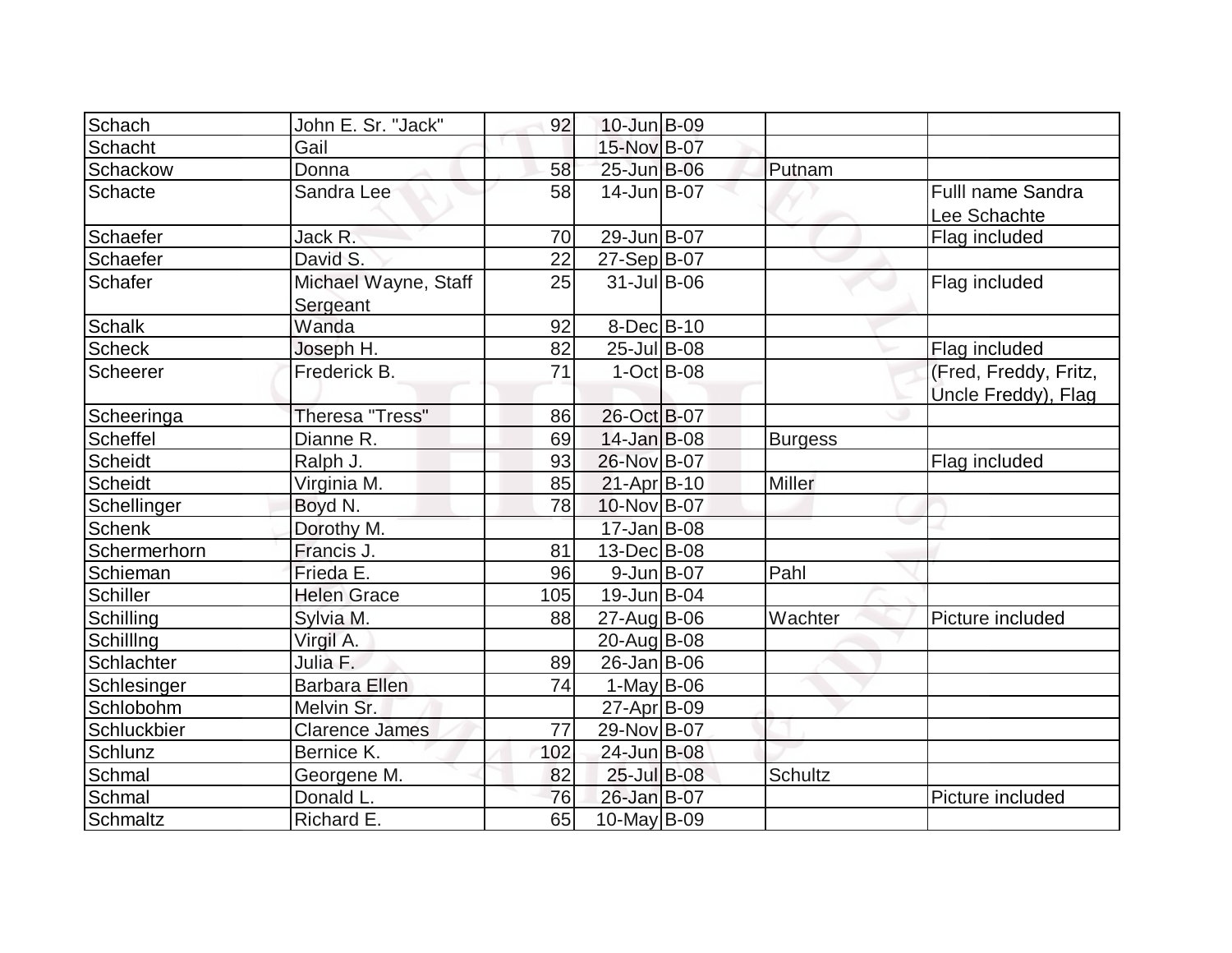| | | | | | | |
|---|---|---|---|---|---|---|
| Schach | John E. Sr. "Jack" | 92 | 10-Jun | B-09 | | |
| Schacht | Gail | | 15-Nov | B-07 | | |
| Schackow | Donna | 58 | 25-Jun | B-06 | Putnam | |
| Schacte | Sandra Lee | 58 | 14-Jun | B-07 | | Fulll name Sandra Lee Schachte |
| Schaefer | Jack R. | 70 | 29-Jun | B-07 | | Flag included |
| Schaefer | David S. | 22 | 27-Sep | B-07 | | |
| Schafer | Michael Wayne, Staff Sergeant | 25 | 31-Jul | B-06 | | Flag included |
| Schalk | Wanda | 92 | 8-Dec | B-10 | | |
| Scheck | Joseph H. | 82 | 25-Jul | B-08 | | Flag included |
| Scheerer | Frederick B. | 71 | 1-Oct | B-08 | | (Fred, Freddy, Fritz, Uncle Freddy), Flag |
| Scheeringa | Theresa "Tress" | 86 | 26-Oct | B-07 | | |
| Scheffel | Dianne R. | 69 | 14-Jan | B-08 | Burgess | |
| Scheidt | Ralph J. | 93 | 26-Nov | B-07 | | Flag included |
| Scheidt | Virginia M. | 85 | 21-Apr | B-10 | Miller | |
| Schellinger | Boyd N. | 78 | 10-Nov | B-07 | | |
| Schenk | Dorothy M. | | 17-Jan | B-08 | | |
| Schermerhorn | Francis J. | 81 | 13-Dec | B-08 | | |
| Schieman | Frieda E. | 96 | 9-Jun | B-07 | Pahl | |
| Schiller | Helen Grace | 105 | 19-Jun | B-04 | | |
| Schilling | Sylvia M. | 88 | 27-Aug | B-06 | Wachter | Picture included |
| Schillng | Virgil A. | | 20-Aug | B-08 | | |
| Schlachter | Julia F. | 89 | 26-Jan | B-06 | | |
| Schlesinger | Barbara Ellen | 74 | 1-May | B-06 | | |
| Schlobohm | Melvin Sr. | | 27-Apr | B-09 | | |
| Schluckbier | Clarence James | 77 | 29-Nov | B-07 | | |
| Schlunz | Bernice K. | 102 | 24-Jun | B-08 | | |
| Schmal | Georgene M. | 82 | 25-Jul | B-08 | Schultz | |
| Schmal | Donald L. | 76 | 26-Jan | B-07 | | Picture included |
| Schmaltz | Richard E. | 65 | 10-May | B-09 | | |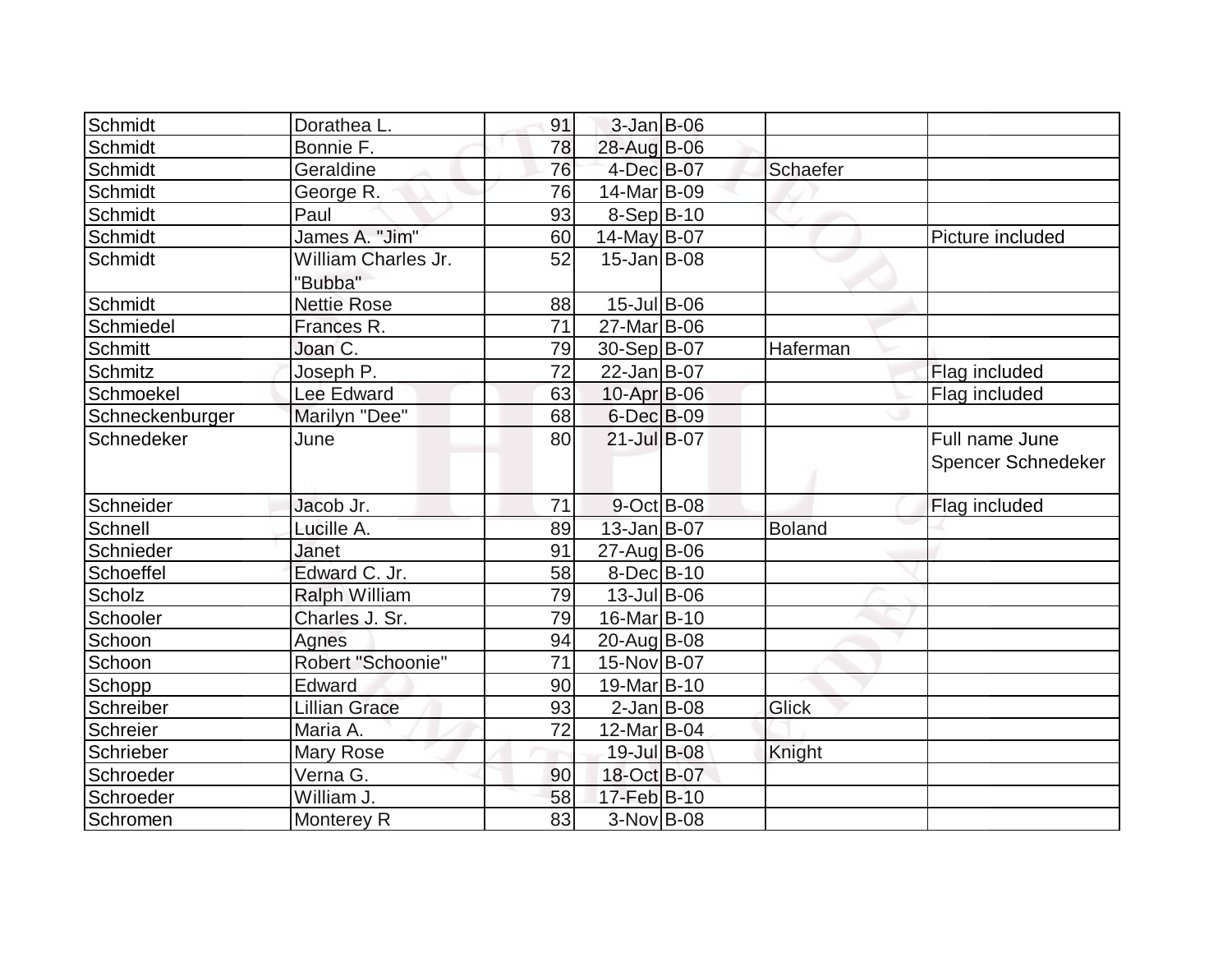| | | | | | | |
|---|---|---|---|---|---|---|
| Schmidt | Dorathea L. | 91 | 3-Jan | B-06 | | |
| Schmidt | Bonnie F. | 78 | 28-Aug | B-06 | | |
| Schmidt | Geraldine | 76 | 4-Dec | B-07 | Schaefer | |
| Schmidt | George R. | 76 | 14-Mar | B-09 | | |
| Schmidt | Paul | 93 | 8-Sep | B-10 | | |
| Schmidt | James A. "Jim" | 60 | 14-May | B-07 | | Picture included |
| Schmidt | William Charles Jr. "Bubba" | 52 | 15-Jan | B-08 | | |
| Schmidt | Nettie Rose | 88 | 15-Jul | B-06 | | |
| Schmiedel | Frances R. | 71 | 27-Mar | B-06 | | |
| Schmitt | Joan C. | 79 | 30-Sep | B-07 | Haferman | |
| Schmitz | Joseph P. | 72 | 22-Jan | B-07 | | Flag included |
| Schmoekel | Lee Edward | 63 | 10-Apr | B-06 | | Flag included |
| Schneckenburger | Marilyn "Dee" | 68 | 6-Dec | B-09 | | |
| Schnedeker | June | 80 | 21-Jul | B-07 | | Full name June Spencer Schnedeker |
| Schneider | Jacob Jr. | 71 | 9-Oct | B-08 | | Flag included |
| Schnell | Lucille A. | 89 | 13-Jan | B-07 | Boland | |
| Schnieder | Janet | 91 | 27-Aug | B-06 | | |
| Schoeffel | Edward C. Jr. | 58 | 8-Dec | B-10 | | |
| Scholz | Ralph William | 79 | 13-Jul | B-06 | | |
| Schooler | Charles J. Sr. | 79 | 16-Mar | B-10 | | |
| Schoon | Agnes | 94 | 20-Aug | B-08 | | |
| Schoon | Robert "Schoonie" | 71 | 15-Nov | B-07 | | |
| Schopp | Edward | 90 | 19-Mar | B-10 | | |
| Schreiber | Lillian Grace | 93 | 2-Jan | B-08 | Glick | |
| Schreier | Maria A. | 72 | 12-Mar | B-04 | | |
| Schrieber | Mary Rose | | 19-Jul | B-08 | Knight | |
| Schroeder | Verna G. | 90 | 18-Oct | B-07 | | |
| Schroeder | William J. | 58 | 17-Feb | B-10 | | |
| Schromen | Monterey R | 83 | 3-Nov | B-08 | | |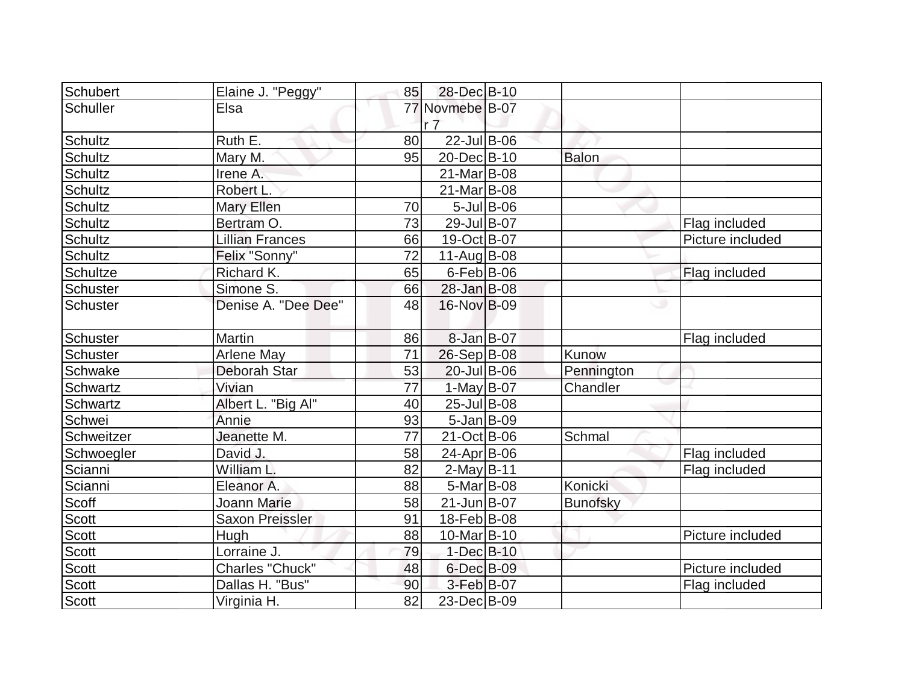| | | | | | | |
|---|---|---|---|---|---|---|
| Schubert | Elaine J. "Peggy" | 85 | 28-Dec | B-10 | | |
| Schuller | Elsa | 77 | Novmeber 7 | B-07 | | |
| Schultz | Ruth E. | 80 | 22-Jul | B-06 | | |
| Schultz | Mary M. | 95 | 20-Dec | B-10 | Balon | |
| Schultz | Irene A. | | 21-Mar | B-08 | | |
| Schultz | Robert L. | | 21-Mar | B-08 | | |
| Schultz | Mary Ellen | 70 | 5-Jul | B-06 | | |
| Schultz | Bertram O. | 73 | 29-Jul | B-07 | | Flag included |
| Schultz | Lillian Frances | 66 | 19-Oct | B-07 | | Picture included |
| Schultz | Felix "Sonny" | 72 | 11-Aug | B-08 | | |
| Schultze | Richard K. | 65 | 6-Feb | B-06 | | Flag included |
| Schuster | Simone S. | 66 | 28-Jan | B-08 | | |
| Schuster | Denise A. "Dee Dee" | 48 | 16-Nov | B-09 | | |
| Schuster | Martin | 86 | 8-Jan | B-07 | | Flag included |
| Schuster | Arlene May | 71 | 26-Sep | B-08 | Kunow | |
| Schwake | Deborah Star | 53 | 20-Jul | B-06 | Pennington | |
| Schwartz | Vivian | 77 | 1-May | B-07 | Chandler | |
| Schwartz | Albert L. "Big Al" | 40 | 25-Jul | B-08 | | |
| Schwei | Annie | 93 | 5-Jan | B-09 | | |
| Schweitzer | Jeanette M. | 77 | 21-Oct | B-06 | Schmal | |
| Schwoegler | David J. | 58 | 24-Apr | B-06 | | Flag included |
| Scianni | William L. | 82 | 2-May | B-11 | | Flag included |
| Scianni | Eleanor A. | 88 | 5-Mar | B-08 | Konicki | |
| Scoff | Joann Marie | 58 | 21-Jun | B-07 | Bunofsky | |
| Scott | Saxon Preissler | 91 | 18-Feb | B-08 | | |
| Scott | Hugh | 88 | 10-Mar | B-10 | | Picture included |
| Scott | Lorraine J. | 79 | 1-Dec | B-10 | | |
| Scott | Charles "Chuck" | 48 | 6-Dec | B-09 | | Picture included |
| Scott | Dallas H. "Bus" | 90 | 3-Feb | B-07 | | Flag included |
| Scott | Virginia H. | 82 | 23-Dec | B-09 | | |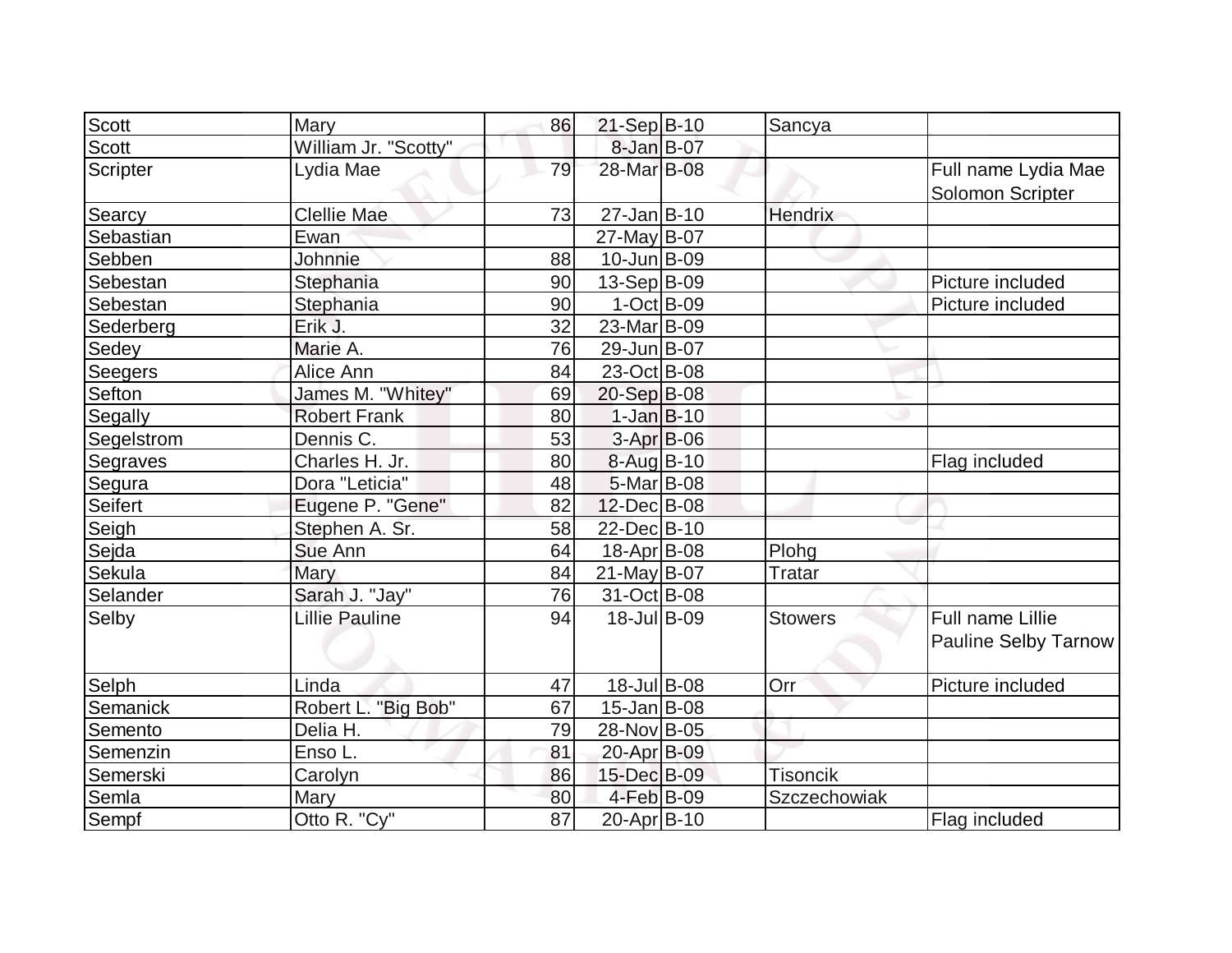| | | | | | | |
|---|---|---|---|---|---|---|
| Scott | Mary | 86 | 21-Sep | B-10 | Sancya | |
| Scott | William Jr. "Scotty" | | 8-Jan | B-07 | | |
| Scripter | Lydia Mae | 79 | 28-Mar | B-08 | | Full name Lydia Mae Solomon Scripter |
| Searcy | Clellie Mae | 73 | 27-Jan | B-10 | Hendrix | |
| Sebastian | Ewan | | 27-May | B-07 | | |
| Sebben | Johnnie | 88 | 10-Jun | B-09 | | |
| Sebestan | Stephania | 90 | 13-Sep | B-09 | | Picture included |
| Sebestan | Stephania | 90 | 1-Oct | B-09 | | Picture included |
| Sederberg | Erik J. | 32 | 23-Mar | B-09 | | |
| Sedey | Marie A. | 76 | 29-Jun | B-07 | | |
| Seegers | Alice Ann | 84 | 23-Oct | B-08 | | |
| Sefton | James M. "Whitey" | 69 | 20-Sep | B-08 | | |
| Segally | Robert Frank | 80 | 1-Jan | B-10 | | |
| Segelstrom | Dennis C. | 53 | 3-Apr | B-06 | | |
| Segraves | Charles H. Jr. | 80 | 8-Aug | B-10 | | Flag included |
| Segura | Dora "Leticia" | 48 | 5-Mar | B-08 | | |
| Seifert | Eugene P. "Gene" | 82 | 12-Dec | B-08 | | |
| Seigh | Stephen A. Sr. | 58 | 22-Dec | B-10 | | |
| Sejda | Sue Ann | 64 | 18-Apr | B-08 | Plohg | |
| Sekula | Mary | 84 | 21-May | B-07 | Tratar | |
| Selander | Sarah J. "Jay" | 76 | 31-Oct | B-08 | | |
| Selby | Lillie Pauline | 94 | 18-Jul | B-09 | Stowers | Full name Lillie Pauline Selby Tarnow |
| Selph | Linda | 47 | 18-Jul | B-08 | Orr | Picture included |
| Semanick | Robert L. "Big Bob" | 67 | 15-Jan | B-08 | | |
| Semento | Delia H. | 79 | 28-Nov | B-05 | | |
| Semenzin | Enso L. | 81 | 20-Apr | B-09 | | |
| Semerski | Carolyn | 86 | 15-Dec | B-09 | Tisoncik | |
| Semla | Mary | 80 | 4-Feb | B-09 | Szczechowiak | |
| Sempf | Otto R. "Cy" | 87 | 20-Apr | B-10 | | Flag included |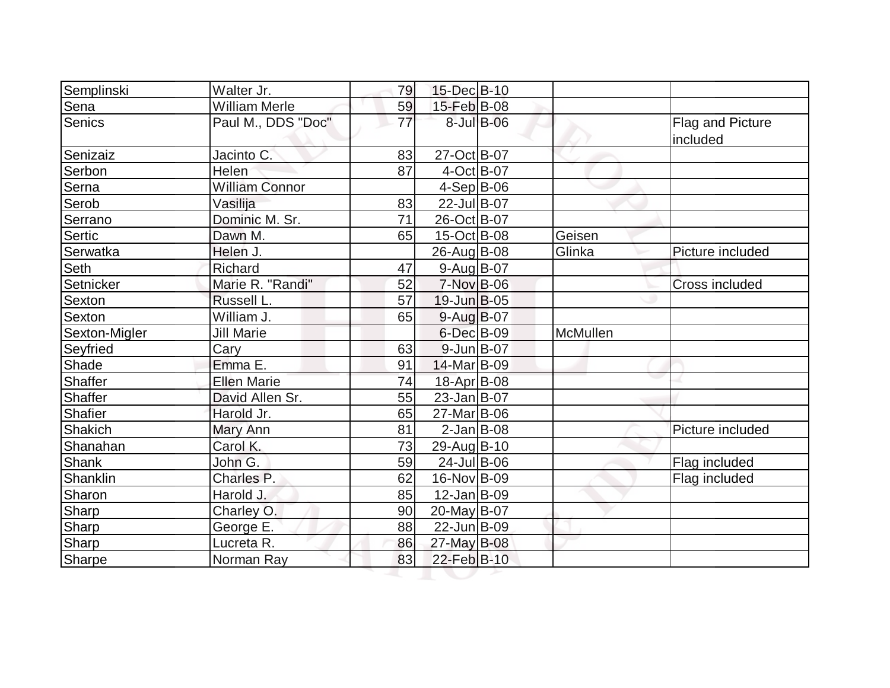| | | | | | | |
|---|---|---|---|---|---|---|
| Semplinski | Walter Jr. | 79 | 15-Dec | B-10 | | |
| Sena | William Merle | 59 | 15-Feb | B-08 | | |
| Senics | Paul M., DDS "Doc" | 77 | 8-Jul | B-06 | | Flag and Picture included |
| Senizaiz | Jacinto C. | 83 | 27-Oct | B-07 | | |
| Serbon | Helen | 87 | 4-Oct | B-07 | | |
| Serna | William Connor | | 4-Sep | B-06 | | |
| Serob | Vasilija | 83 | 22-Jul | B-07 | | |
| Serrano | Dominic M. Sr. | 71 | 26-Oct | B-07 | | |
| Sertic | Dawn M. | 65 | 15-Oct | B-08 | Geisen | |
| Serwatka | Helen J. | | 26-Aug | B-08 | Glinka | Picture included |
| Seth | Richard | 47 | 9-Aug | B-07 | | |
| Setnicker | Marie R. "Randi" | 52 | 7-Nov | B-06 | | Cross included |
| Sexton | Russell L. | 57 | 19-Jun | B-05 | | |
| Sexton | William J. | 65 | 9-Aug | B-07 | | |
| Sexton-Migler | Jill Marie | | 6-Dec | B-09 | McMullen | |
| Seyfried | Cary | 63 | 9-Jun | B-07 | | |
| Shade | Emma E. | 91 | 14-Mar | B-09 | | |
| Shaffer | Ellen Marie | 74 | 18-Apr | B-08 | | |
| Shaffer | David Allen Sr. | 55 | 23-Jan | B-07 | | |
| Shafier | Harold Jr. | 65 | 27-Mar | B-06 | | |
| Shakich | Mary Ann | 81 | 2-Jan | B-08 | | Picture included |
| Shanahan | Carol K. | 73 | 29-Aug | B-10 | | |
| Shank | John G. | 59 | 24-Jul | B-06 | | Flag included |
| Shanklin | Charles P. | 62 | 16-Nov | B-09 | | Flag included |
| Sharon | Harold J. | 85 | 12-Jan | B-09 | | |
| Sharp | Charley O. | 90 | 20-May | B-07 | | |
| Sharp | George E. | 88 | 22-Jun | B-09 | | |
| Sharp | Lucreta R. | 86 | 27-May | B-08 | | |
| Sharpe | Norman Ray | 83 | 22-Feb | B-10 | | |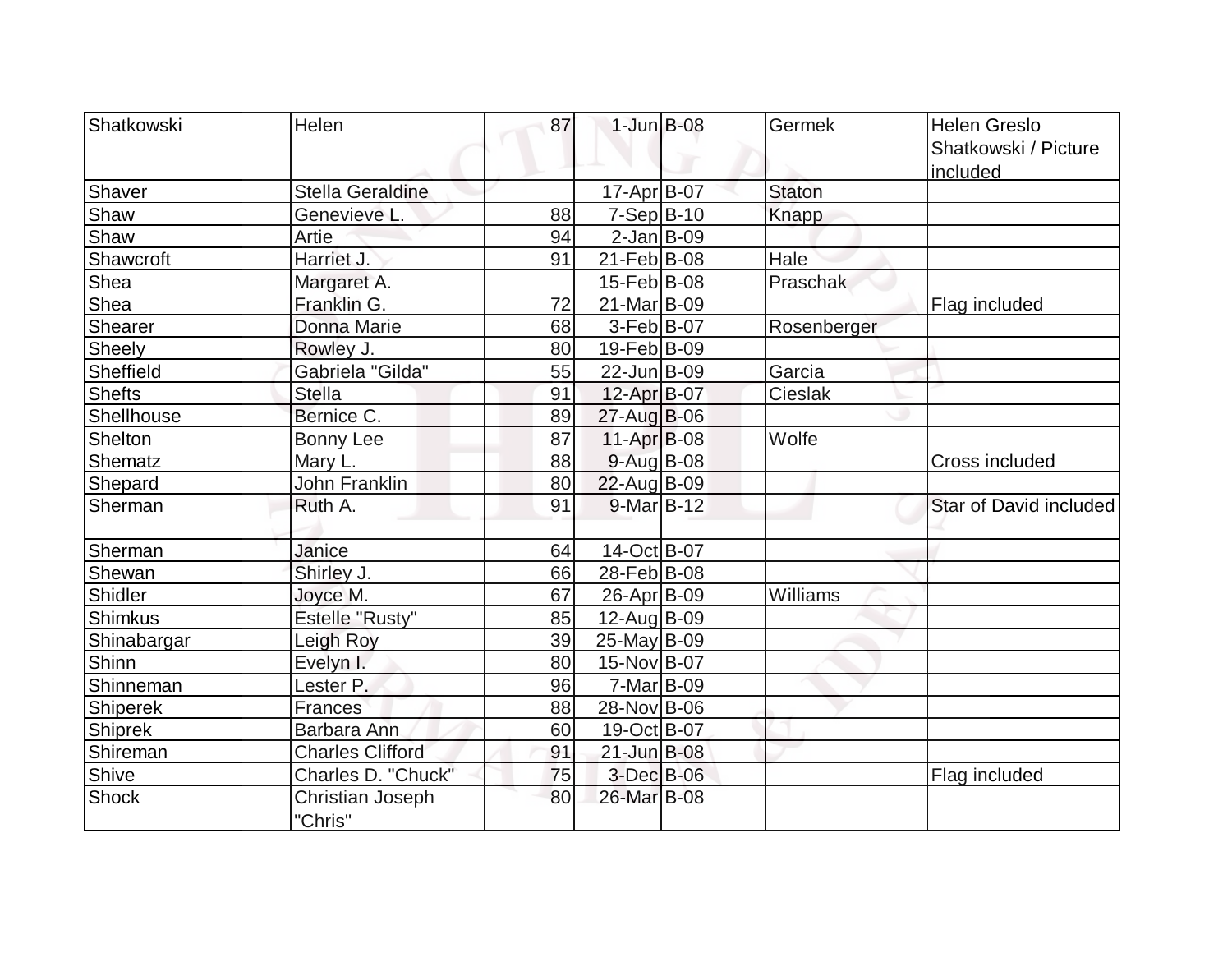| | | | | | | |
|---|---|---|---|---|---|---|
| Shatkowski | Helen | 87 | 1-Jun | B-08 | Germek | Helen Greslo Shatkowski / Picture included |
| Shaver | Stella Geraldine | | 17-Apr | B-07 | Staton | |
| Shaw | Genevieve L. | 88 | 7-Sep | B-10 | Knapp | |
| Shaw | Artie | 94 | 2-Jan | B-09 | | |
| Shawcroft | Harriet J. | 91 | 21-Feb | B-08 | Hale | |
| Shea | Margaret A. | | 15-Feb | B-08 | Praschak | |
| Shea | Franklin G. | 72 | 21-Mar | B-09 | | Flag included |
| Shearer | Donna Marie | 68 | 3-Feb | B-07 | Rosenberger | |
| Sheely | Rowley J. | 80 | 19-Feb | B-09 | | |
| Sheffield | Gabriela "Gilda" | 55 | 22-Jun | B-09 | Garcia | |
| Shefts | Stella | 91 | 12-Apr | B-07 | Cieslak | |
| Shellhouse | Bernice C. | 89 | 27-Aug | B-06 | | |
| Shelton | Bonny Lee | 87 | 11-Apr | B-08 | Wolfe | |
| Shematz | Mary L. | 88 | 9-Aug | B-08 | | Cross included |
| Shepard | John Franklin | 80 | 22-Aug | B-09 | | |
| Sherman | Ruth A. | 91 | 9-Mar | B-12 | | Star of David included |
| Sherman | Janice | 64 | 14-Oct | B-07 | | |
| Shewan | Shirley J. | 66 | 28-Feb | B-08 | | |
| Shidler | Joyce M. | 67 | 26-Apr | B-09 | Williams | |
| Shimkus | Estelle "Rusty" | 85 | 12-Aug | B-09 | | |
| Shinabargar | Leigh Roy | 39 | 25-May | B-09 | | |
| Shinn | Evelyn I. | 80 | 15-Nov | B-07 | | |
| Shinneman | Lester P. | 96 | 7-Mar | B-09 | | |
| Shiperek | Frances | 88 | 28-Nov | B-06 | | |
| Shiprek | Barbara Ann | 60 | 19-Oct | B-07 | | |
| Shireman | Charles Clifford | 91 | 21-Jun | B-08 | | |
| Shive | Charles D. "Chuck" | 75 | 3-Dec | B-06 | | Flag included |
| Shock | Christian Joseph "Chris" | 80 | 26-Mar | B-08 | | |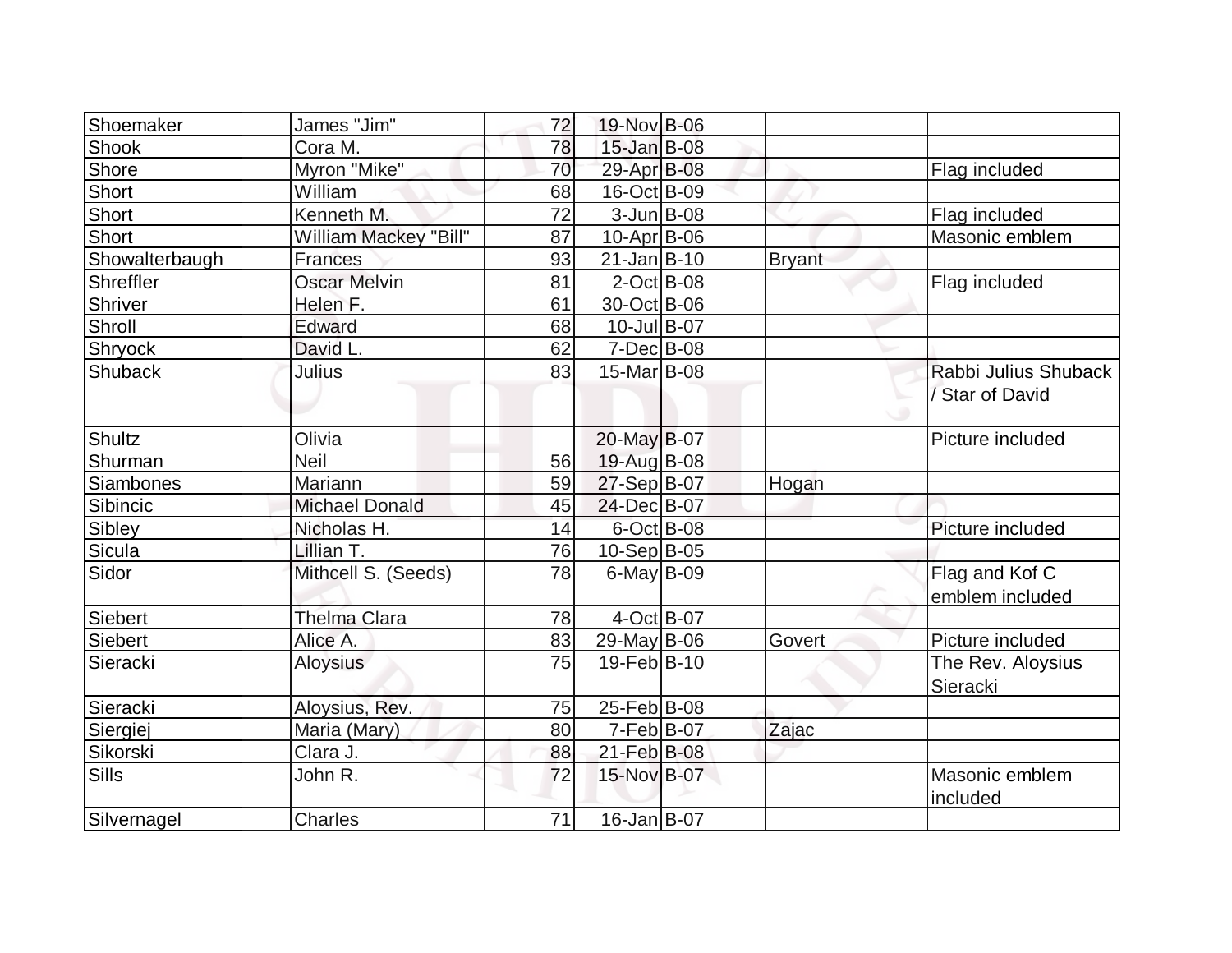| | | | | | | |
|---|---|---|---|---|---|---|
| Shoemaker | James "Jim" | 72 | 19-Nov | B-06 | | |
| Shook | Cora M. | 78 | 15-Jan | B-08 | | |
| Shore | Myron "Mike" | 70 | 29-Apr | B-08 | | Flag included |
| Short | William | 68 | 16-Oct | B-09 | | |
| Short | Kenneth M. | 72 | 3-Jun | B-08 | | Flag included |
| Short | William Mackey "Bill" | 87 | 10-Apr | B-06 | | Masonic emblem |
| Showalterbaugh | Frances | 93 | 21-Jan | B-10 | Bryant | |
| Shreffler | Oscar Melvin | 81 | 2-Oct | B-08 | | Flag included |
| Shriver | Helen F. | 61 | 30-Oct | B-06 | | |
| Shroll | Edward | 68 | 10-Jul | B-07 | | |
| Shryock | David L. | 62 | 7-Dec | B-08 | | |
| Shuback | Julius | 83 | 15-Mar | B-08 | | Rabbi Julius Shuback / Star of David |
| Shultz | Olivia | | 20-May | B-07 | | Picture included |
| Shurman | Neil | 56 | 19-Aug | B-08 | | |
| Siambones | Mariann | 59 | 27-Sep | B-07 | Hogan | |
| Sibincic | Michael Donald | 45 | 24-Dec | B-07 | | |
| Sibley | Nicholas H. | 14 | 6-Oct | B-08 | | Picture included |
| Sicula | Lillian T. | 76 | 10-Sep | B-05 | | |
| Sidor | Mithcell S. (Seeds) | 78 | 6-May | B-09 | | Flag and Kof C emblem included |
| Siebert | Thelma Clara | 78 | 4-Oct | B-07 | | |
| Siebert | Alice A. | 83 | 29-May | B-06 | Govert | Picture included |
| Sieracki | Aloysius | 75 | 19-Feb | B-10 | | The Rev. Aloysius Sieracki |
| Sieracki | Aloysius, Rev. | 75 | 25-Feb | B-08 | | |
| Siergiej | Maria (Mary) | 80 | 7-Feb | B-07 | Zajac | |
| Sikorski | Clara J. | 88 | 21-Feb | B-08 | | |
| Sills | John R. | 72 | 15-Nov | B-07 | | Masonic emblem included |
| Silvernagel | Charles | 71 | 16-Jan | B-07 | | |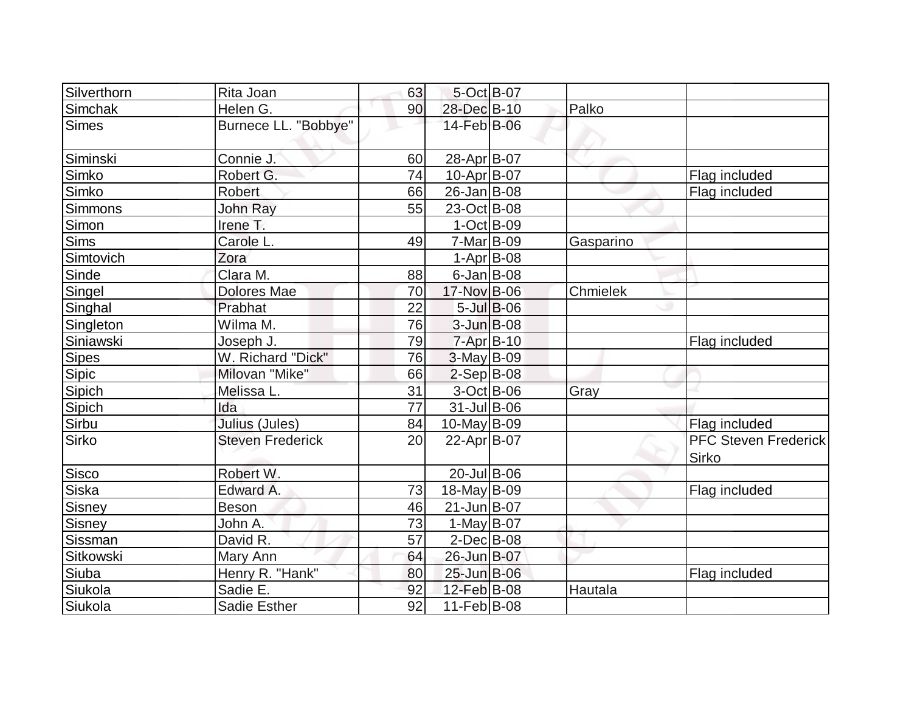| | | | | | | |
|---|---|---|---|---|---|---|
| Silverthorn | Rita Joan | 63 | 5-Oct | B-07 | | |
| Simchak | Helen G. | 90 | 28-Dec | B-10 | Palko | |
| Simes | Burnece LL. "Bobbye" | | 14-Feb | B-06 | | |
| Siminski | Connie J. | 60 | 28-Apr | B-07 | | |
| Simko | Robert G. | 74 | 10-Apr | B-07 | | Flag included |
| Simko | Robert | 66 | 26-Jan | B-08 | | Flag included |
| Simmons | John Ray | 55 | 23-Oct | B-08 | | |
| Simon | Irene T. | | 1-Oct | B-09 | | |
| Sims | Carole L. | 49 | 7-Mar | B-09 | Gasparino | |
| Simtovich | Zora | | 1-Apr | B-08 | | |
| Sinde | Clara M. | 88 | 6-Jan | B-08 | | |
| Singel | Dolores Mae | 70 | 17-Nov | B-06 | Chmielek | |
| Singhal | Prabhat | 22 | 5-Jul | B-06 | | |
| Singleton | Wilma M. | 76 | 3-Jun | B-08 | | |
| Siniawski | Joseph J. | 79 | 7-Apr | B-10 | | Flag included |
| Sipes | W. Richard "Dick" | 76 | 3-May | B-09 | | |
| Sipic | Milovan "Mike" | 66 | 2-Sep | B-08 | | |
| Sipich | Melissa L. | 31 | 3-Oct | B-06 | Gray | |
| Sipich | Ida | 77 | 31-Jul | B-06 | | |
| Sirbu | Julius (Jules) | 84 | 10-May | B-09 | | Flag included |
| Sirko | Steven Frederick | 20 | 22-Apr | B-07 | | PFC Steven Frederick Sirko |
| Sisco | Robert W. | | 20-Jul | B-06 | | |
| Siska | Edward A. | 73 | 18-May | B-09 | | Flag included |
| Sisney | Beson | 46 | 21-Jun | B-07 | | |
| Sisney | John A. | 73 | 1-May | B-07 | | |
| Sissman | David R. | 57 | 2-Dec | B-08 | | |
| Sitkowski | Mary Ann | 64 | 26-Jun | B-07 | | |
| Siuba | Henry R. "Hank" | 80 | 25-Jun | B-06 | | Flag included |
| Siukola | Sadie E. | 92 | 12-Feb | B-08 | Hautala | |
| Siukola | Sadie Esther | 92 | 11-Feb | B-08 | | |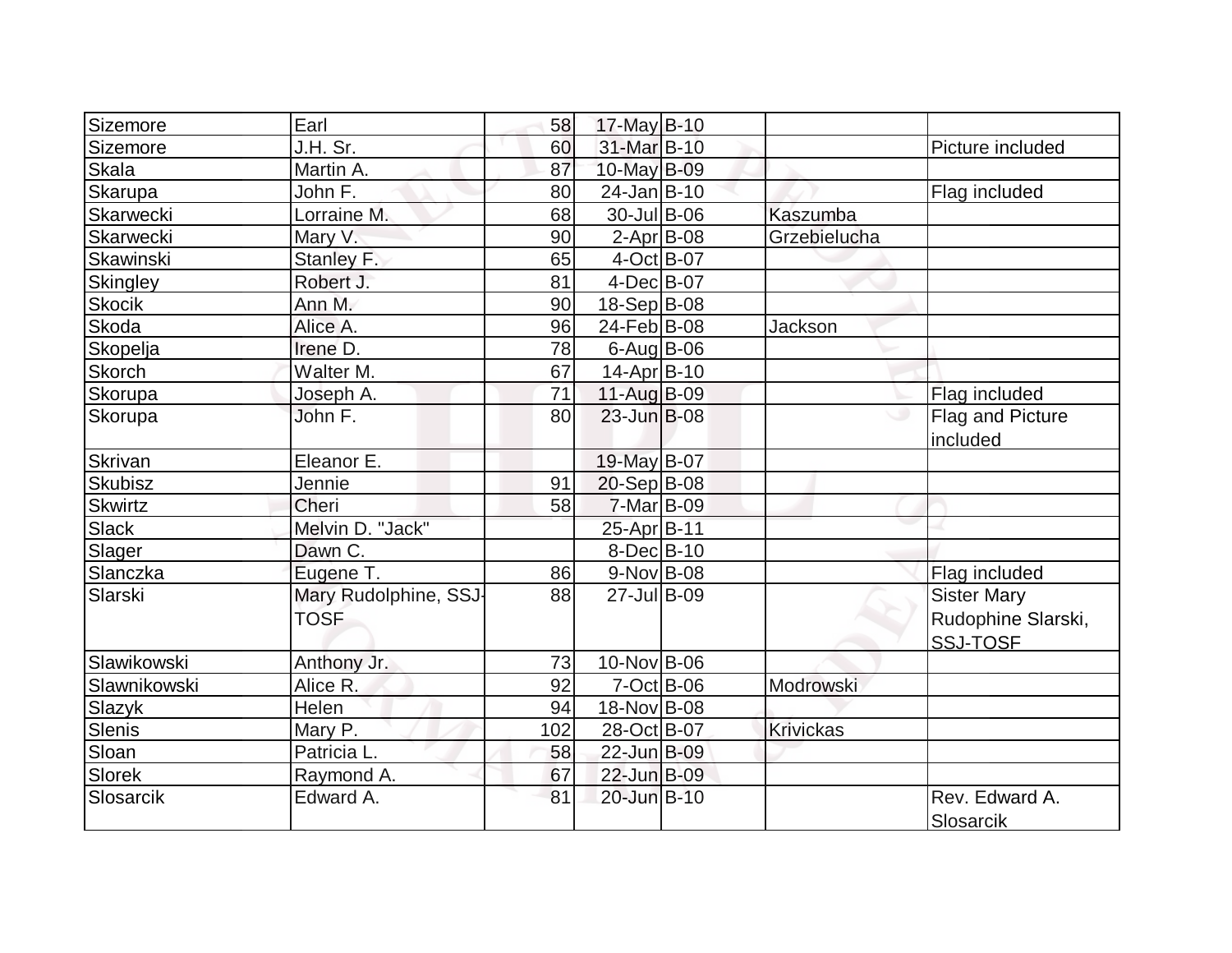| | | | | | | |
|---|---|---|---|---|---|---|
| Sizemore | Earl | 58 | 17-May | B-10 | | |
| Sizemore | J.H. Sr. | 60 | 31-Mar | B-10 | | Picture included |
| Skala | Martin A. | 87 | 10-May | B-09 | | |
| Skarupa | John F. | 80 | 24-Jan | B-10 | | Flag included |
| Skarwecki | Lorraine M. | 68 | 30-Jul | B-06 | Kaszumba | |
| Skarwecki | Mary V. | 90 | 2-Apr | B-08 | Grzebielucha | |
| Skawinski | Stanley F. | 65 | 4-Oct | B-07 | | |
| Skingley | Robert J. | 81 | 4-Dec | B-07 | | |
| Skocik | Ann M. | 90 | 18-Sep | B-08 | | |
| Skoda | Alice A. | 96 | 24-Feb | B-08 | Jackson | |
| Skopelja | Irene D. | 78 | 6-Aug | B-06 | | |
| Skorch | Walter M. | 67 | 14-Apr | B-10 | | |
| Skorupa | Joseph A. | 71 | 11-Aug | B-09 | | Flag included |
| Skorupa | John F. | 80 | 23-Jun | B-08 | | Flag and Picture included |
| Skrivan | Eleanor E. | | 19-May | B-07 | | |
| Skubisz | Jennie | 91 | 20-Sep | B-08 | | |
| Skwirtz | Cheri | 58 | 7-Mar | B-09 | | |
| Slack | Melvin D. "Jack" | | 25-Apr | B-11 | | |
| Slager | Dawn C. | | 8-Dec | B-10 | | |
| Slanczka | Eugene T. | 86 | 9-Nov | B-08 | | Flag included |
| Slarski | Mary Rudolphine, SSJ-TOSF | 88 | 27-Jul | B-09 | | Sister Mary Rudophine Slarski, SSJ-TOSF |
| Slawikowski | Anthony Jr. | 73 | 10-Nov | B-06 | | |
| Slawnikowski | Alice R. | 92 | 7-Oct | B-06 | Modrowski | |
| Slazyk | Helen | 94 | 18-Nov | B-08 | | |
| Slenis | Mary P. | 102 | 28-Oct | B-07 | Krivickas | |
| Sloan | Patricia L. | 58 | 22-Jun | B-09 | | |
| Slorek | Raymond A. | 67 | 22-Jun | B-09 | | |
| Slosarcik | Edward A. | 81 | 20-Jun | B-10 | | Rev. Edward A. Slosarcik |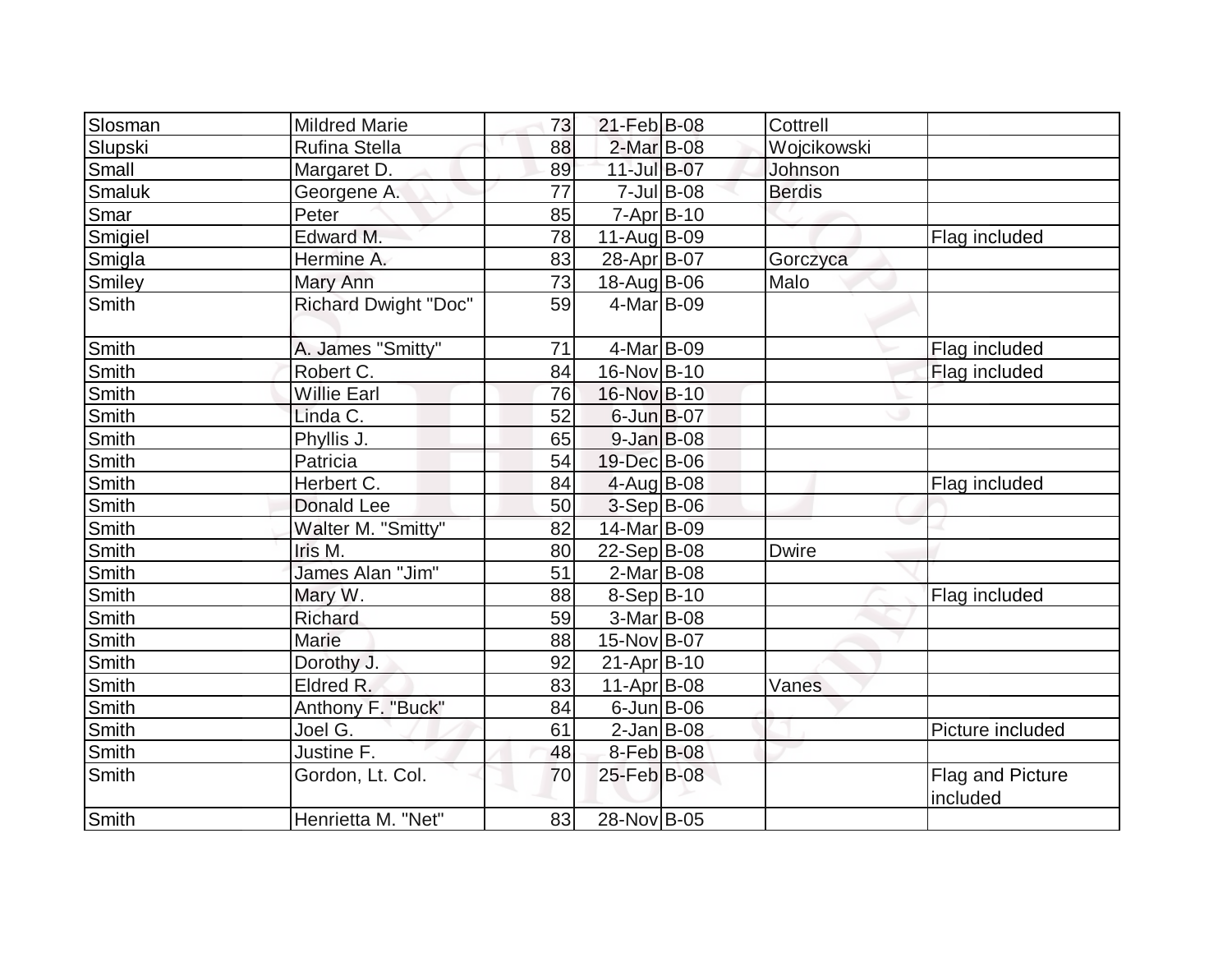| | | | | | | |
|---|---|---|---|---|---|---|
| Slosman | Mildred Marie | 73 | 21-Feb | B-08 | Cottrell | |
| Slupski | Rufina Stella | 88 | 2-Mar | B-08 | Wojcikowski | |
| Small | Margaret D. | 89 | 11-Jul | B-07 | Johnson | |
| Smaluk | Georgene A. | 77 | 7-Jul | B-08 | Berdis | |
| Smar | Peter | 85 | 7-Apr | B-10 | | |
| Smigiel | Edward M. | 78 | 11-Aug | B-09 | | Flag included |
| Smigla | Hermine A. | 83 | 28-Apr | B-07 | Gorczyca | |
| Smiley | Mary Ann | 73 | 18-Aug | B-06 | Malo | |
| Smith | Richard Dwight "Doc" | 59 | 4-Mar | B-09 | | |
| Smith | A. James "Smitty" | 71 | 4-Mar | B-09 | | Flag included |
| Smith | Robert C. | 84 | 16-Nov | B-10 | | Flag included |
| Smith | Willie Earl | 76 | 16-Nov | B-10 | | |
| Smith | Linda C. | 52 | 6-Jun | B-07 | | |
| Smith | Phyllis J. | 65 | 9-Jan | B-08 | | |
| Smith | Patricia | 54 | 19-Dec | B-06 | | |
| Smith | Herbert C. | 84 | 4-Aug | B-08 | | Flag included |
| Smith | Donald Lee | 50 | 3-Sep | B-06 | | |
| Smith | Walter M. "Smitty" | 82 | 14-Mar | B-09 | | |
| Smith | Iris M. | 80 | 22-Sep | B-08 | Dwire | |
| Smith | James Alan "Jim" | 51 | 2-Mar | B-08 | | |
| Smith | Mary W. | 88 | 8-Sep | B-10 | | Flag included |
| Smith | Richard | 59 | 3-Mar | B-08 | | |
| Smith | Marie | 88 | 15-Nov | B-07 | | |
| Smith | Dorothy J. | 92 | 21-Apr | B-10 | | |
| Smith | Eldred R. | 83 | 11-Apr | B-08 | Vanes | |
| Smith | Anthony F. "Buck" | 84 | 6-Jun | B-06 | | |
| Smith | Joel G. | 61 | 2-Jan | B-08 | | Picture included |
| Smith | Justine F. | 48 | 8-Feb | B-08 | | |
| Smith | Gordon, Lt. Col. | 70 | 25-Feb | B-08 | | Flag and Picture included |
| Smith | Henrietta M. "Net" | 83 | 28-Nov | B-05 | | |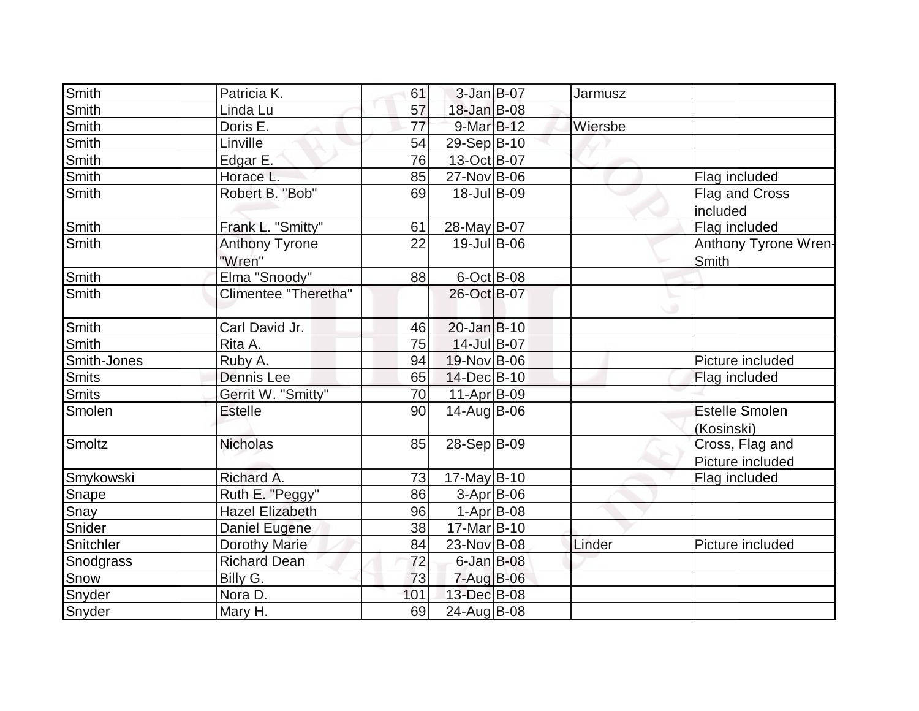| Smith | Patricia K. | 61 | 3-Jan | B-07 | Jarmusz | |
|---|---|---|---|---|---|---|
| Smith | Linda Lu | 57 | 18-Jan | B-08 | | |
| Smith | Doris E. | 77 | 9-Mar | B-12 | Wiersbe | |
| Smith | Linville | 54 | 29-Sep | B-10 | | |
| Smith | Edgar E. | 76 | 13-Oct | B-07 | | |
| Smith | Horace L. | 85 | 27-Nov | B-06 | | Flag included |
| Smith | Robert B. "Bob" | 69 | 18-Jul | B-09 | | Flag and Cross included |
| Smith | Frank L. "Smitty" | 61 | 28-May | B-07 | | Flag included |
| Smith | Anthony Tyrone "Wren" | 22 | 19-Jul | B-06 | | Anthony Tyrone Wren-Smith |
| Smith | Elma "Snoody" | 88 | 6-Oct | B-08 | | |
| Smith | Climentee "Theretha" | | 26-Oct | B-07 | | |
| Smith | Carl David Jr. | 46 | 20-Jan | B-10 | | |
| Smith | Rita A. | 75 | 14-Jul | B-07 | | |
| Smith-Jones | Ruby A. | 94 | 19-Nov | B-06 | | Picture included |
| Smits | Dennis Lee | 65 | 14-Dec | B-10 | | Flag included |
| Smits | Gerrit W. "Smitty" | 70 | 11-Apr | B-09 | | |
| Smolen | Estelle | 90 | 14-Aug | B-06 | | Estelle Smolen (Kosinski) |
| Smoltz | Nicholas | 85 | 28-Sep | B-09 | | Cross, Flag and Picture included |
| Smykowski | Richard A. | 73 | 17-May | B-10 | | Flag included |
| Snape | Ruth E. "Peggy" | 86 | 3-Apr | B-06 | | |
| Snay | Hazel Elizabeth | 96 | 1-Apr | B-08 | | |
| Snider | Daniel Eugene | 38 | 17-Mar | B-10 | | |
| Snitchler | Dorothy Marie | 84 | 23-Nov | B-08 | Linder | Picture included |
| Snodgrass | Richard Dean | 72 | 6-Jan | B-08 | | |
| Snow | Billy G. | 73 | 7-Aug | B-06 | | |
| Snyder | Nora D. | 101 | 13-Dec | B-08 | | |
| Snyder | Mary H. | 69 | 24-Aug | B-08 | | |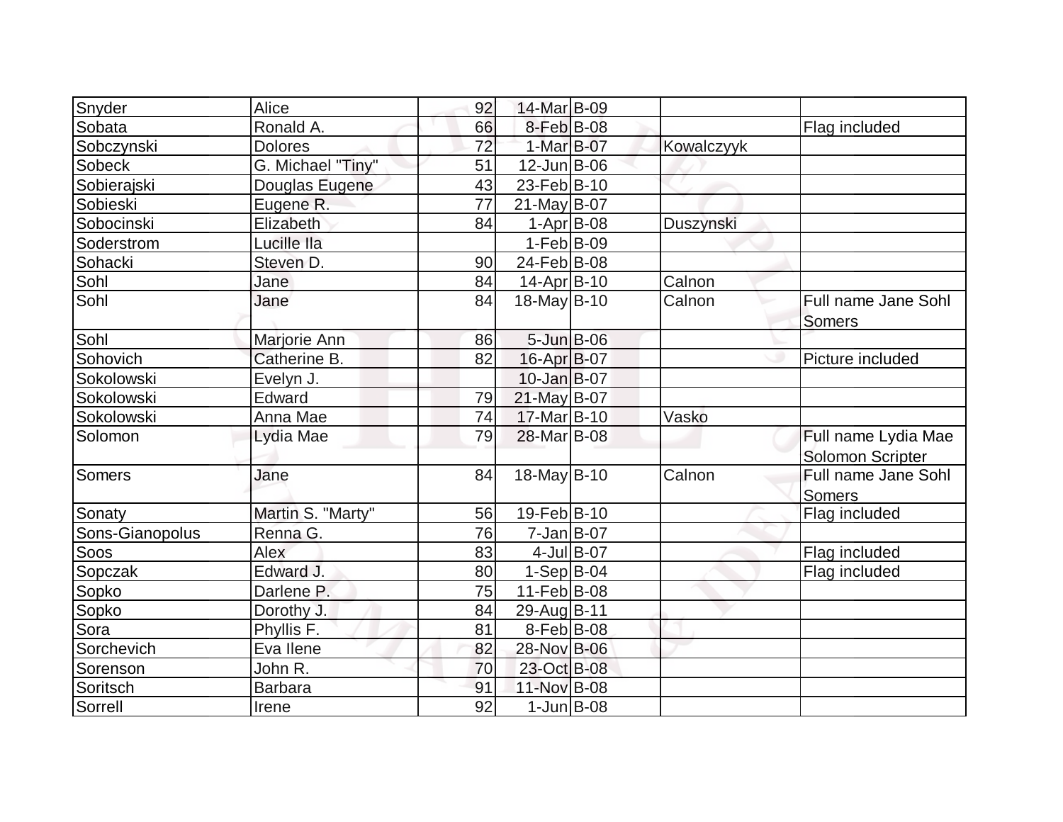| | | | | | | |
|---|---|---|---|---|---|---|
| Snyder | Alice | 92 | 14-Mar | B-09 | | |
| Sobata | Ronald A. | 66 | 8-Feb | B-08 | | Flag included |
| Sobczynski | Dolores | 72 | 1-Mar | B-07 | Kowalczyyk | |
| Sobeck | G. Michael "Tiny" | 51 | 12-Jun | B-06 | | |
| Sobierajski | Douglas Eugene | 43 | 23-Feb | B-10 | | |
| Sobieski | Eugene R. | 77 | 21-May | B-07 | | |
| Sobocinski | Elizabeth | 84 | 1-Apr | B-08 | Duszynski | |
| Soderstrom | Lucille Ila | | 1-Feb | B-09 | | |
| Sohacki | Steven D. | 90 | 24-Feb | B-08 | | |
| Sohl | Jane | 84 | 14-Apr | B-10 | Calnon | |
| Sohl | Jane | 84 | 18-May | B-10 | Calnon | Full name Jane Sohl Somers |
| Sohl | Marjorie Ann | 86 | 5-Jun | B-06 | | |
| Sohovich | Catherine B. | 82 | 16-Apr | B-07 | | Picture included |
| Sokolowski | Evelyn J. | | 10-Jan | B-07 | | |
| Sokolowski | Edward | 79 | 21-May | B-07 | | |
| Sokolowski | Anna Mae | 74 | 17-Mar | B-10 | Vasko | |
| Solomon | Lydia Mae | 79 | 28-Mar | B-08 | | Full name Lydia Mae Solomon Scripter |
| Somers | Jane | 84 | 18-May | B-10 | Calnon | Full name Jane Sohl Somers |
| Sonaty | Martin S. "Marty" | 56 | 19-Feb | B-10 | | Flag included |
| Sons-Gianopolus | Renna G. | 76 | 7-Jan | B-07 | | |
| Soos | Alex | 83 | 4-Jul | B-07 | | Flag included |
| Sopczak | Edward J. | 80 | 1-Sep | B-04 | | Flag included |
| Sopko | Darlene P. | 75 | 11-Feb | B-08 | | |
| Sopko | Dorothy J. | 84 | 29-Aug | B-11 | | |
| Sora | Phyllis F. | 81 | 8-Feb | B-08 | | |
| Sorchevich | Eva Ilene | 82 | 28-Nov | B-06 | | |
| Sorenson | John R. | 70 | 23-Oct | B-08 | | |
| Soritsch | Barbara | 91 | 11-Nov | B-08 | | |
| Sorrell | Irene | 92 | 1-Jun | B-08 | | |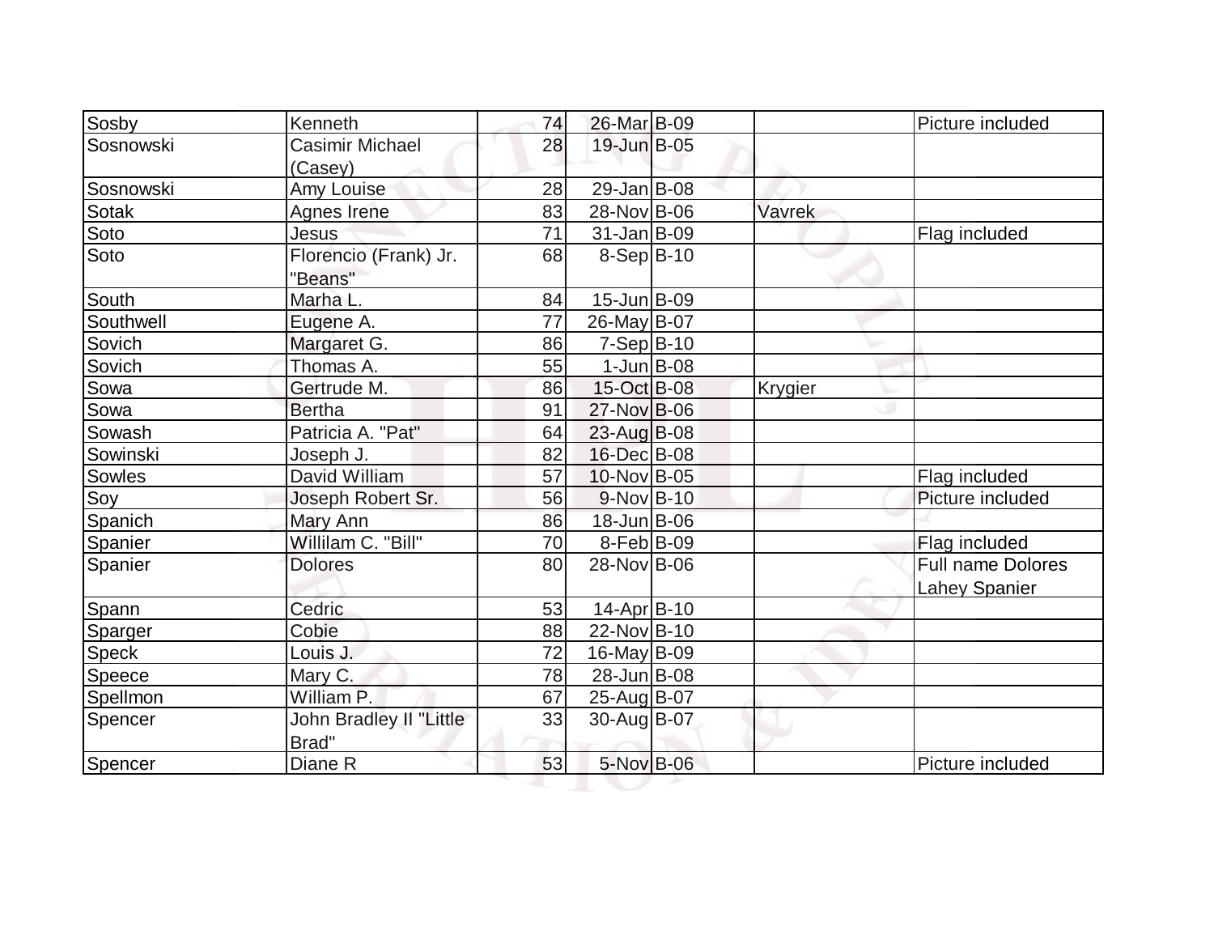| | | | | | | |
|---|---|---|---|---|---|---|
| Sosby | Kenneth | 74 | 26-Mar | B-09 | | Picture included |
| Sosnowski | Casimir Michael (Casey) | 28 | 19-Jun | B-05 | | |
| Sosnowski | Amy Louise | 28 | 29-Jan | B-08 | | |
| Sotak | Agnes Irene | 83 | 28-Nov | B-06 | Vavrek | |
| Soto | Jesus | 71 | 31-Jan | B-09 | | Flag included |
| Soto | Florencio (Frank) Jr. "Beans" | 68 | 8-Sep | B-10 | | |
| South | Marha L. | 84 | 15-Jun | B-09 | | |
| Southwell | Eugene A. | 77 | 26-May | B-07 | | |
| Sovich | Margaret G. | 86 | 7-Sep | B-10 | | |
| Sovich | Thomas A. | 55 | 1-Jun | B-08 | | |
| Sowa | Gertrude M. | 86 | 15-Oct | B-08 | Krygier | |
| Sowa | Bertha | 91 | 27-Nov | B-06 | | |
| Sowash | Patricia A. "Pat" | 64 | 23-Aug | B-08 | | |
| Sowinski | Joseph J. | 82 | 16-Dec | B-08 | | |
| Sowles | David William | 57 | 10-Nov | B-05 | | Flag included |
| Soy | Joseph Robert Sr. | 56 | 9-Nov | B-10 | | Picture included |
| Spanich | Mary Ann | 86 | 18-Jun | B-06 | | |
| Spanier | Willilam C. "Bill" | 70 | 8-Feb | B-09 | | Flag included |
| Spanier | Dolores | 80 | 28-Nov | B-06 | | Full name Dolores Lahey Spanier |
| Spann | Cedric | 53 | 14-Apr | B-10 | | |
| Sparger | Cobie | 88 | 22-Nov | B-10 | | |
| Speck | Louis J. | 72 | 16-May | B-09 | | |
| Speece | Mary C. | 78 | 28-Jun | B-08 | | |
| Spellmon | William P. | 67 | 25-Aug | B-07 | | |
| Spencer | John Bradley II "Little Brad" | 33 | 30-Aug | B-07 | | |
| Spencer | Diane R | 53 | 5-Nov | B-06 | | Picture included |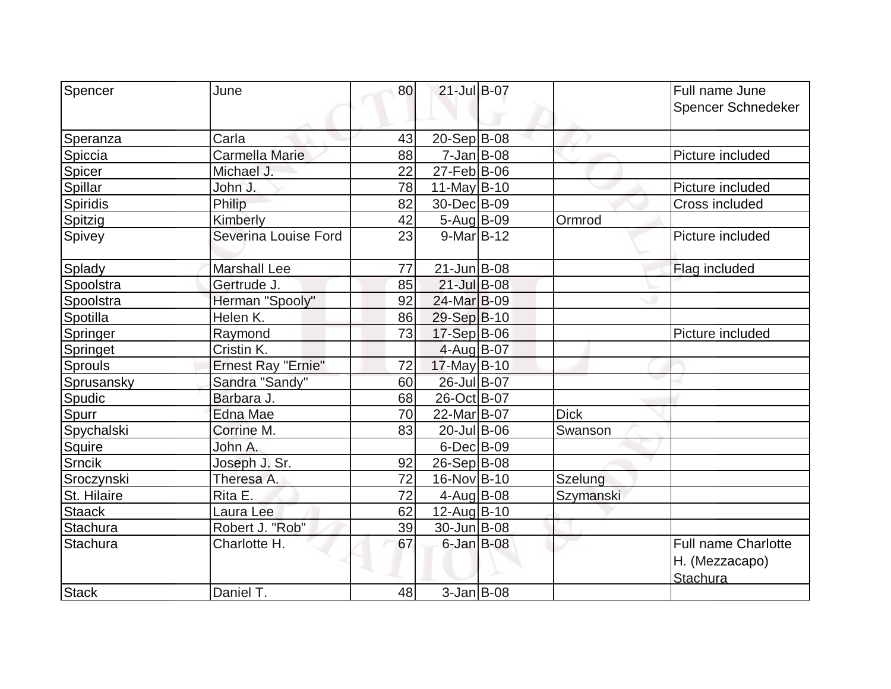| | | | | | | |
|---|---|---|---|---|---|---|
| Spencer | June | 80 | 21-Jul | B-07 | | Full name June Spencer Schnedeker |
| Speranza | Carla | 43 | 20-Sep | B-08 | | |
| Spiccia | Carmella Marie | 88 | 7-Jan | B-08 | | Picture included |
| Spicer | Michael J. | 22 | 27-Feb | B-06 | | |
| Spillar | John J. | 78 | 11-May | B-10 | | Picture included |
| Spiridis | Philip | 82 | 30-Dec | B-09 | | Cross included |
| Spitzig | Kimberly | 42 | 5-Aug | B-09 | Ormrod | |
| Spivey | Severina Louise Ford | 23 | 9-Mar | B-12 | | Picture included |
| Splady | Marshall Lee | 77 | 21-Jun | B-08 | | Flag included |
| Spoolstra | Gertrude J. | 85 | 21-Jul | B-08 | | |
| Spoolstra | Herman "Spooly" | 92 | 24-Mar | B-09 | | |
| Spotilla | Helen K. | 86 | 29-Sep | B-10 | | |
| Springer | Raymond | 73 | 17-Sep | B-06 | | Picture included |
| Springet | Cristin K. | | 4-Aug | B-07 | | |
| Sprouls | Ernest Ray "Ernie" | 72 | 17-May | B-10 | | |
| Sprusansky | Sandra "Sandy" | 60 | 26-Jul | B-07 | | |
| Spudic | Barbara J. | 68 | 26-Oct | B-07 | | |
| Spurr | Edna Mae | 70 | 22-Mar | B-07 | Dick | |
| Spychalski | Corrine M. | 83 | 20-Jul | B-06 | Swanson | |
| Squire | John A. | | 6-Dec | B-09 | | |
| Srncik | Joseph J. Sr. | 92 | 26-Sep | B-08 | | |
| Sroczynski | Theresa A. | 72 | 16-Nov | B-10 | Szelung | |
| St. Hilaire | Rita E. | 72 | 4-Aug | B-08 | Szymanski | |
| Staack | Laura Lee | 62 | 12-Aug | B-10 | | |
| Stachura | Robert J. "Rob" | 39 | 30-Jun | B-08 | | |
| Stachura | Charlotte H. | 67 | 6-Jan | B-08 | | Full name Charlotte H. (Mezzacapo) Stachura |
| Stack | Daniel T. | 48 | 3-Jan | B-08 | | |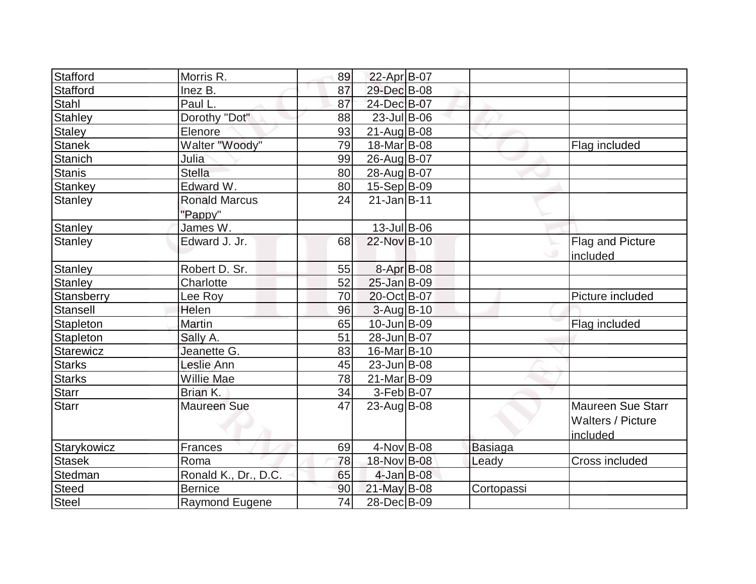| | | | | | | |
|---|---|---|---|---|---|---|
| Stafford | Morris R. | 89 | 22-Apr | B-07 | | |
| Stafford | Inez B. | 87 | 29-Dec | B-08 | | |
| Stahl | Paul L. | 87 | 24-Dec | B-07 | | |
| Stahley | Dorothy "Dot" | 88 | 23-Jul | B-06 | | |
| Staley | Elenore | 93 | 21-Aug | B-08 | | |
| Stanek | Walter "Woody" | 79 | 18-Mar | B-08 | | Flag included |
| Stanich | Julia | 99 | 26-Aug | B-07 | | |
| Stanis | Stella | 80 | 28-Aug | B-07 | | |
| Stankey | Edward W. | 80 | 15-Sep | B-09 | | |
| Stanley | Ronald Marcus "Pappy" | 24 | 21-Jan | B-11 | | |
| Stanley | James W. | | 13-Jul | B-06 | | |
| Stanley | Edward J. Jr. | 68 | 22-Nov | B-10 | | Flag and Picture included |
| Stanley | Robert D. Sr. | 55 | 8-Apr | B-08 | | |
| Stanley | Charlotte | 52 | 25-Jan | B-09 | | |
| Stansberry | Lee Roy | 70 | 20-Oct | B-07 | | Picture included |
| Stansell | Helen | 96 | 3-Aug | B-10 | | |
| Stapleton | Martin | 65 | 10-Jun | B-09 | | Flag included |
| Stapleton | Sally A. | 51 | 28-Jun | B-07 | | |
| Starewicz | Jeanette G. | 83 | 16-Mar | B-10 | | |
| Starks | Leslie Ann | 45 | 23-Jun | B-08 | | |
| Starks | Willie Mae | 78 | 21-Mar | B-09 | | |
| Starr | Brian K. | 34 | 3-Feb | B-07 | | |
| Starr | Maureen Sue | 47 | 23-Aug | B-08 | | Maureen Sue Starr Walters / Picture included |
| Starykowicz | Frances | 69 | 4-Nov | B-08 | Basiaga | |
| Stasek | Roma | 78 | 18-Nov | B-08 | Leady | Cross included |
| Stedman | Ronald K., Dr., D.C. | 65 | 4-Jan | B-08 | | |
| Steed | Bernice | 90 | 21-May | B-08 | Cortopassi | |
| Steel | Raymond Eugene | 74 | 28-Dec | B-09 | | |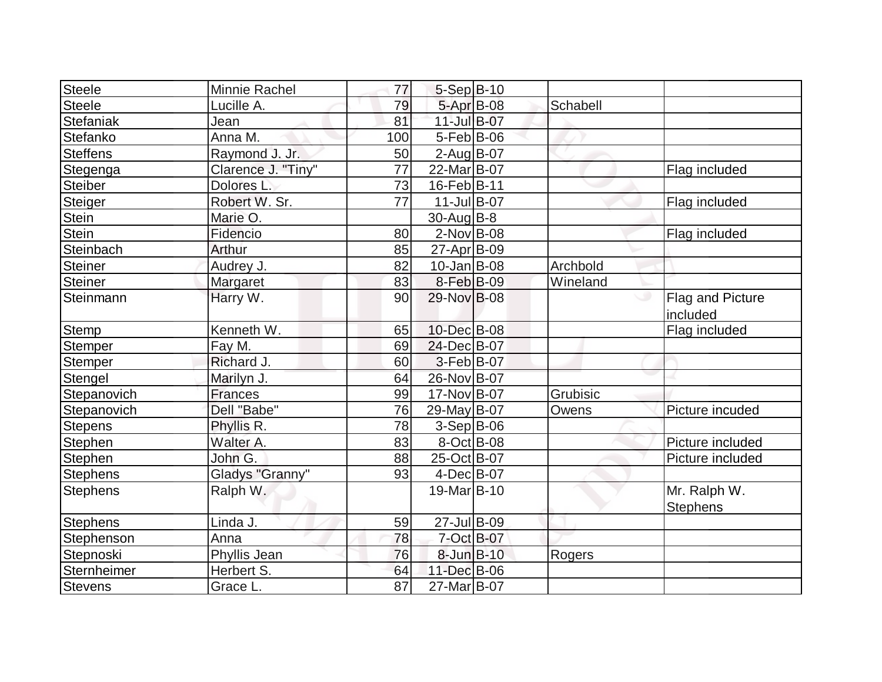| | | | | | | |
|---|---|---|---|---|---|---|
| Steele | Minnie Rachel | 77 | 5-Sep | B-10 | | |
| Steele | Lucille A. | 79 | 5-Apr | B-08 | Schabell | |
| Stefaniak | Jean | 81 | 11-Jul | B-07 | | |
| Stefanko | Anna M. | 100 | 5-Feb | B-06 | | |
| Steffens | Raymond J. Jr. | 50 | 2-Aug | B-07 | | |
| Stegenga | Clarence J. "Tiny" | 77 | 22-Mar | B-07 | | Flag included |
| Steiber | Dolores L. | 73 | 16-Feb | B-11 | | |
| Steiger | Robert W. Sr. | 77 | 11-Jul | B-07 | | Flag included |
| Stein | Marie O. | | 30-Aug | B-8 | | |
| Stein | Fidencio | 80 | 2-Nov | B-08 | | Flag included |
| Steinbach | Arthur | 85 | 27-Apr | B-09 | | |
| Steiner | Audrey J. | 82 | 10-Jan | B-08 | Archbold | |
| Steiner | Margaret | 83 | 8-Feb | B-09 | Wineland | |
| Steinmann | Harry W. | 90 | 29-Nov | B-08 | | Flag and Picture included |
| Stemp | Kenneth W. | 65 | 10-Dec | B-08 | | Flag included |
| Stemper | Fay M. | 69 | 24-Dec | B-07 | | |
| Stemper | Richard J. | 60 | 3-Feb | B-07 | | |
| Stengel | Marilyn J. | 64 | 26-Nov | B-07 | | |
| Stepanovich | Frances | 99 | 17-Nov | B-07 | Grubisic | |
| Stepanovich | Dell "Babe" | 76 | 29-May | B-07 | Owens | Picture incuded |
| Stepens | Phyllis R. | 78 | 3-Sep | B-06 | | |
| Stephen | Walter A. | 83 | 8-Oct | B-08 | | Picture included |
| Stephen | John G. | 88 | 25-Oct | B-07 | | Picture included |
| Stephens | Gladys "Granny" | 93 | 4-Dec | B-07 | | |
| Stephens | Ralph W. | | 19-Mar | B-10 | | Mr. Ralph W. Stephens |
| Stephens | Linda J. | 59 | 27-Jul | B-09 | | |
| Stephenson | Anna | 78 | 7-Oct | B-07 | | |
| Stepnoski | Phyllis Jean | 76 | 8-Jun | B-10 | Rogers | |
| Sternheimer | Herbert S. | 64 | 11-Dec | B-06 | | |
| Stevens | Grace L. | 87 | 27-Mar | B-07 | | |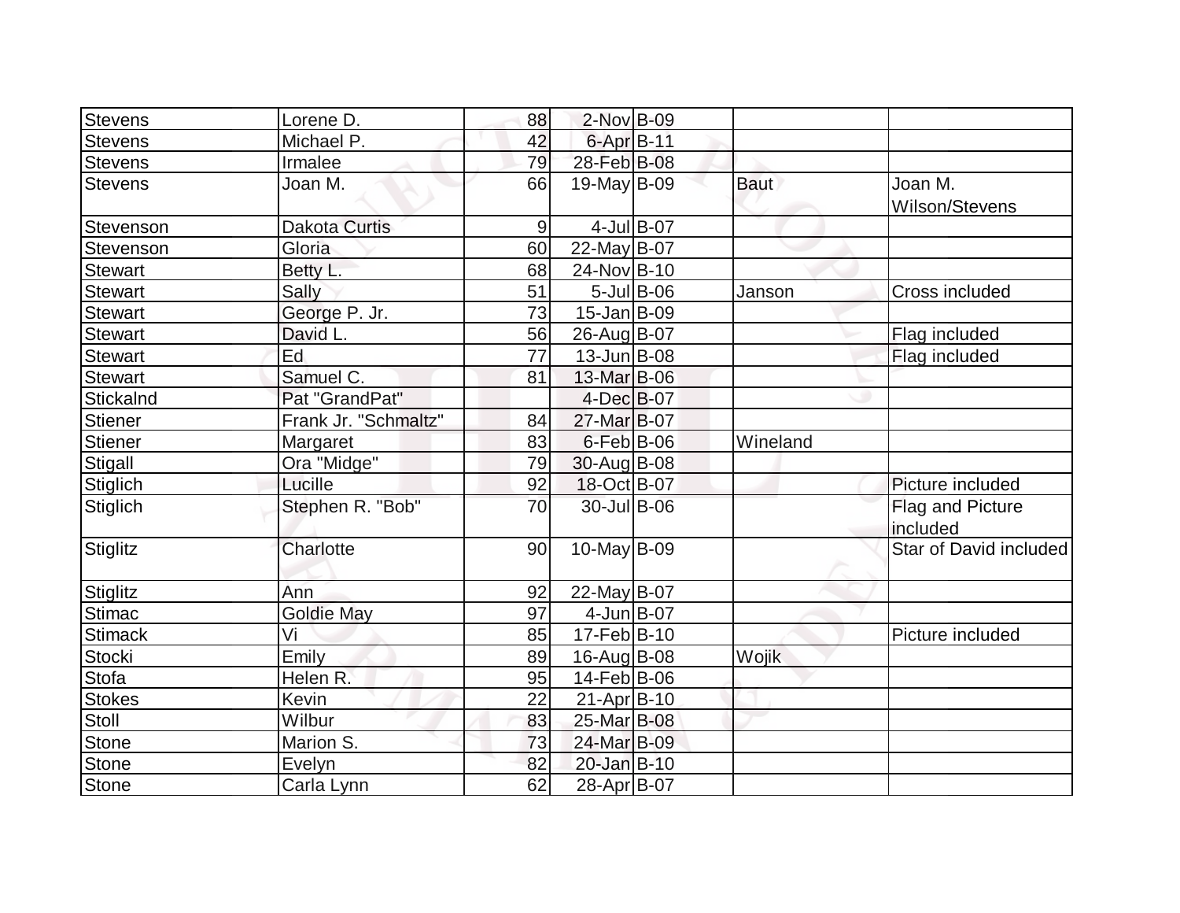| | | | | | | |
|---|---|---|---|---|---|---|
| Stevens | Lorene D. | 88 | 2-Nov | B-09 | | |
| Stevens | Michael P. | 42 | 6-Apr | B-11 | | |
| Stevens | Irmalee | 79 | 28-Feb | B-08 | | |
| Stevens | Joan M. | 66 | 19-May | B-09 | Baut | Joan M. Wilson/Stevens |
| Stevenson | Dakota Curtis | 9 | 4-Jul | B-07 | | |
| Stevenson | Gloria | 60 | 22-May | B-07 | | |
| Stewart | Betty L. | 68 | 24-Nov | B-10 | | |
| Stewart | Sally | 51 | 5-Jul | B-06 | Janson | Cross included |
| Stewart | George P. Jr. | 73 | 15-Jan | B-09 | | |
| Stewart | David L. | 56 | 26-Aug | B-07 | | Flag included |
| Stewart | Ed | 77 | 13-Jun | B-08 | | Flag included |
| Stewart | Samuel C. | 81 | 13-Mar | B-06 | | |
| Stickalnd | Pat "GrandPat" | | 4-Dec | B-07 | | |
| Stiener | Frank Jr. "Schmaltz" | 84 | 27-Mar | B-07 | | |
| Stiener | Margaret | 83 | 6-Feb | B-06 | Wineland | |
| Stigall | Ora "Midge" | 79 | 30-Aug | B-08 | | |
| Stiglich | Lucille | 92 | 18-Oct | B-07 | | Picture included |
| Stiglich | Stephen R. "Bob" | 70 | 30-Jul | B-06 | | Flag and Picture included |
| Stiglitz | Charlotte | 90 | 10-May | B-09 | | Star of David included |
| Stiglitz | Ann | 92 | 22-May | B-07 | | |
| Stimac | Goldie May | 97 | 4-Jun | B-07 | | |
| Stimack | Vi | 85 | 17-Feb | B-10 | | Picture included |
| Stocki | Emily | 89 | 16-Aug | B-08 | Wojik | |
| Stofa | Helen R. | 95 | 14-Feb | B-06 | | |
| Stokes | Kevin | 22 | 21-Apr | B-10 | | |
| Stoll | Wilbur | 83 | 25-Mar | B-08 | | |
| Stone | Marion S. | 73 | 24-Mar | B-09 | | |
| Stone | Evelyn | 82 | 20-Jan | B-10 | | |
| Stone | Carla Lynn | 62 | 28-Apr | B-07 | | |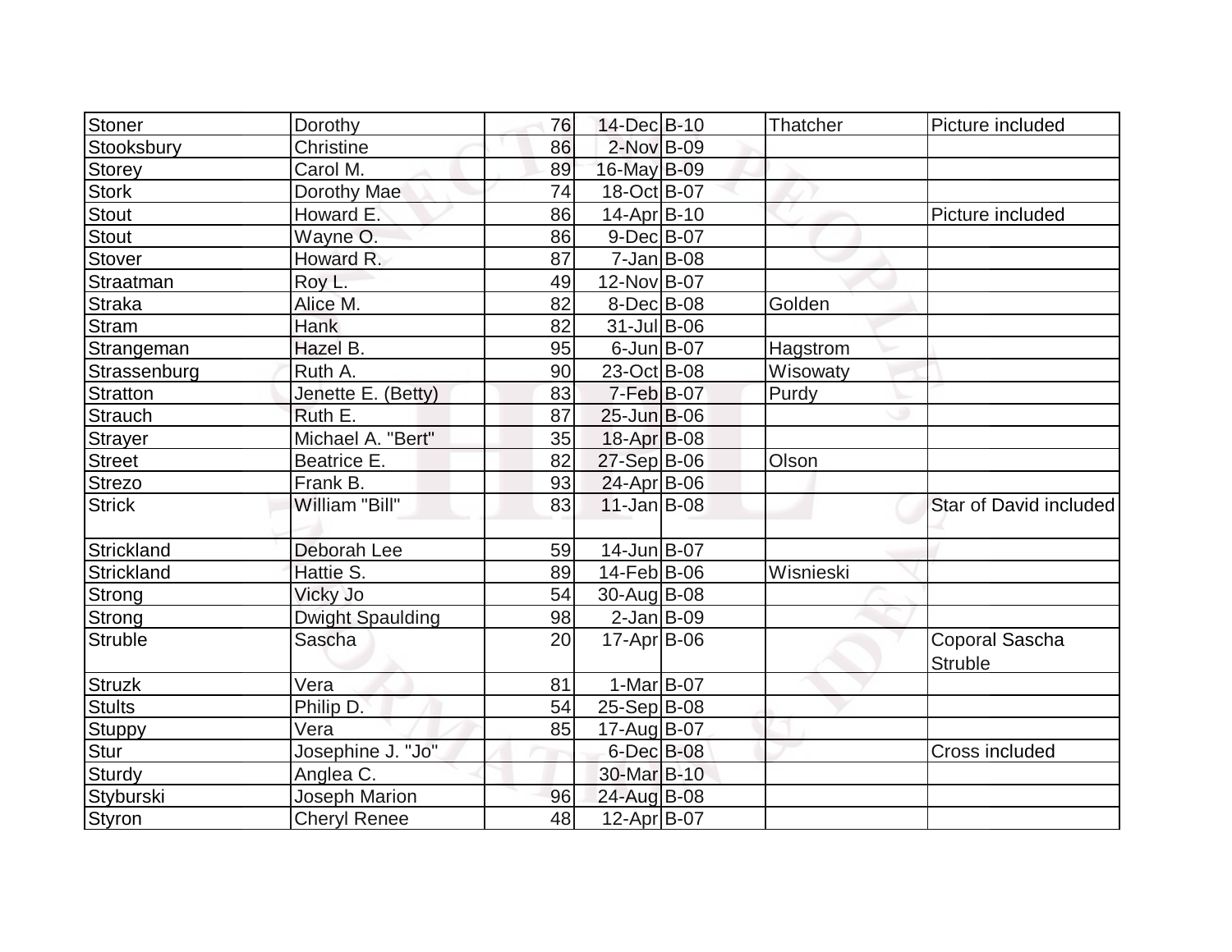| | | | | | | |
|---|---|---|---|---|---|---|
| Stoner | Dorothy | 76 | 14-Dec | B-10 | Thatcher | Picture included |
| Stooksbury | Christine | 86 | 2-Nov | B-09 | | |
| Storey | Carol M. | 89 | 16-May | B-09 | | |
| Stork | Dorothy Mae | 74 | 18-Oct | B-07 | | |
| Stout | Howard E. | 86 | 14-Apr | B-10 | | Picture included |
| Stout | Wayne O. | 86 | 9-Dec | B-07 | | |
| Stover | Howard R. | 87 | 7-Jan | B-08 | | |
| Straatman | Roy L. | 49 | 12-Nov | B-07 | | |
| Straka | Alice M. | 82 | 8-Dec | B-08 | Golden | |
| Stram | Hank | 82 | 31-Jul | B-06 | | |
| Strangeman | Hazel B. | 95 | 6-Jun | B-07 | Hagstrom | |
| Strassenburg | Ruth A. | 90 | 23-Oct | B-08 | Wisowaty | |
| Stratton | Jenette E. (Betty) | 83 | 7-Feb | B-07 | Purdy | |
| Strauch | Ruth E. | 87 | 25-Jun | B-06 | | |
| Strayer | Michael A. "Bert" | 35 | 18-Apr | B-08 | | |
| Street | Beatrice E. | 82 | 27-Sep | B-06 | Olson | |
| Strezo | Frank B. | 93 | 24-Apr | B-06 | | |
| Strick | William "Bill" | 83 | 11-Jan | B-08 | | Star of David included |
| Strickland | Deborah Lee | 59 | 14-Jun | B-07 | | |
| Strickland | Hattie S. | 89 | 14-Feb | B-06 | Wisnieski | |
| Strong | Vicky Jo | 54 | 30-Aug | B-08 | | |
| Strong | Dwight Spaulding | 98 | 2-Jan | B-09 | | |
| Struble | Sascha | 20 | 17-Apr | B-06 | | Coporal Sascha Struble |
| Struzk | Vera | 81 | 1-Mar | B-07 | | |
| Stults | Philip D. | 54 | 25-Sep | B-08 | | |
| Stuppy | Vera | 85 | 17-Aug | B-07 | | |
| Stur | Josephine J. "Jo" | | 6-Dec | B-08 | | Cross included |
| Sturdy | Anglea C. | | 30-Mar | B-10 | | |
| Styburski | Joseph Marion | 96 | 24-Aug | B-08 | | |
| Styron | Cheryl Renee | 48 | 12-Apr | B-07 | | |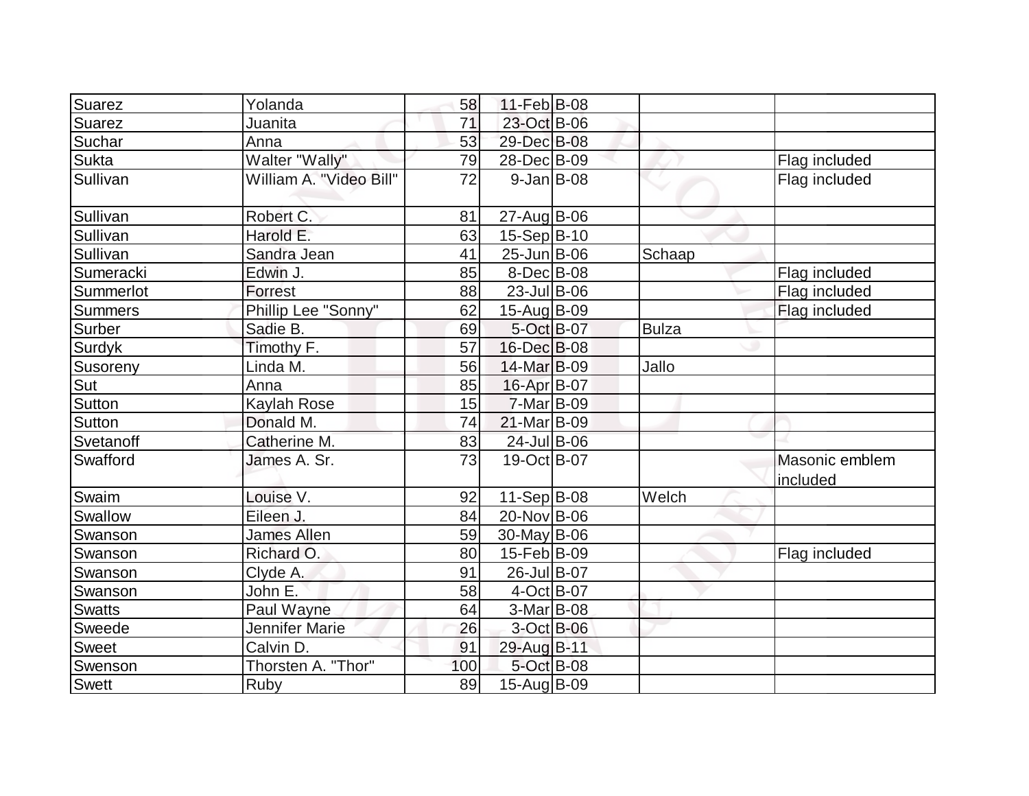| | | | | | | |
|---|---|---|---|---|---|---|
| Suarez | Yolanda | 58 | 11-Feb | B-08 | | |
| Suarez | Juanita | 71 | 23-Oct | B-06 | | |
| Suchar | Anna | 53 | 29-Dec | B-08 | | |
| Sukta | Walter "Wally" | 79 | 28-Dec | B-09 | | Flag included |
| Sullivan | William A. "Video Bill" | 72 | 9-Jan | B-08 | | Flag included |
| Sullivan | Robert C. | 81 | 27-Aug | B-06 | | |
| Sullivan | Harold E. | 63 | 15-Sep | B-10 | | |
| Sullivan | Sandra Jean | 41 | 25-Jun | B-06 | Schaap | |
| Sumeracki | Edwin J. | 85 | 8-Dec | B-08 | | Flag included |
| Summerlot | Forrest | 88 | 23-Jul | B-06 | | Flag included |
| Summers | Phillip Lee "Sonny" | 62 | 15-Aug | B-09 | | Flag included |
| Surber | Sadie B. | 69 | 5-Oct | B-07 | Bulza | |
| Surdyk | Timothy F. | 57 | 16-Dec | B-08 | | |
| Susoreny | Linda M. | 56 | 14-Mar | B-09 | Jallo | |
| Sut | Anna | 85 | 16-Apr | B-07 | | |
| Sutton | Kaylah Rose | 15 | 7-Mar | B-09 | | |
| Sutton | Donald M. | 74 | 21-Mar | B-09 | | |
| Svetanoff | Catherine M. | 83 | 24-Jul | B-06 | | |
| Swafford | James A. Sr. | 73 | 19-Oct | B-07 | | Masonic emblem included |
| Swaim | Louise V. | 92 | 11-Sep | B-08 | Welch | |
| Swallow | Eileen J. | 84 | 20-Nov | B-06 | | |
| Swanson | James Allen | 59 | 30-May | B-06 | | |
| Swanson | Richard O. | 80 | 15-Feb | B-09 | | Flag included |
| Swanson | Clyde A. | 91 | 26-Jul | B-07 | | |
| Swanson | John E. | 58 | 4-Oct | B-07 | | |
| Swatts | Paul Wayne | 64 | 3-Mar | B-08 | | |
| Sweede | Jennifer Marie | 26 | 3-Oct | B-06 | | |
| Sweet | Calvin D. | 91 | 29-Aug | B-11 | | |
| Swenson | Thorsten A. "Thor" | 100 | 5-Oct | B-08 | | |
| Swett | Ruby | 89 | 15-Aug | B-09 | | |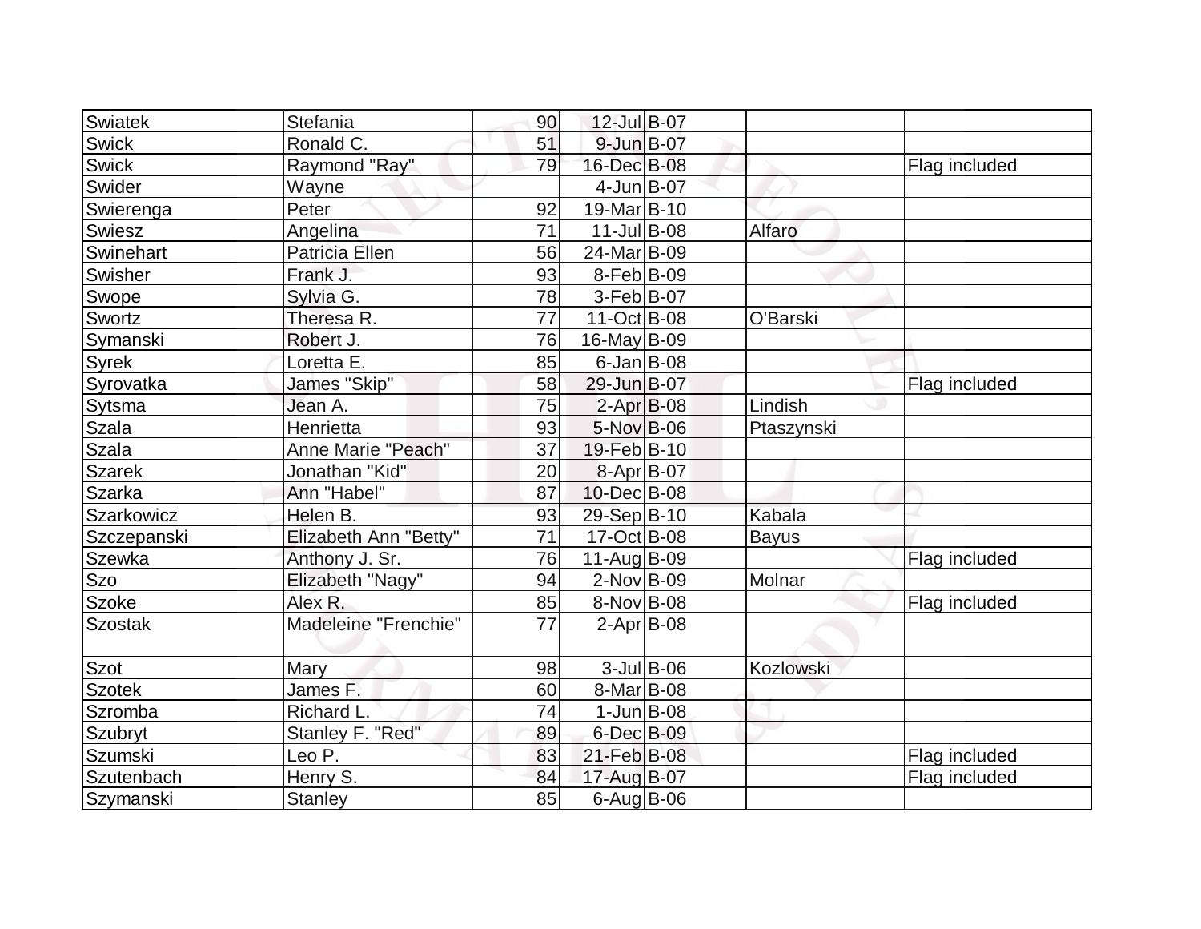| | | | | | | |
|---|---|---|---|---|---|---|
| Swiatek | Stefania | 90 | 12-Jul | B-07 | | |
| Swick | Ronald C. | 51 | 9-Jun | B-07 | | |
| Swick | Raymond "Ray" | 79 | 16-Dec | B-08 | | Flag included |
| Swider | Wayne | | 4-Jun | B-07 | | |
| Swierenga | Peter | 92 | 19-Mar | B-10 | | |
| Swiesz | Angelina | 71 | 11-Jul | B-08 | Alfaro | |
| Swinehart | Patricia Ellen | 56 | 24-Mar | B-09 | | |
| Swisher | Frank J. | 93 | 8-Feb | B-09 | | |
| Swope | Sylvia G. | 78 | 3-Feb | B-07 | | |
| Swortz | Theresa R. | 77 | 11-Oct | B-08 | O'Barski | |
| Symanski | Robert J. | 76 | 16-May | B-09 | | |
| Syrek | Loretta E. | 85 | 6-Jan | B-08 | | |
| Syrovatka | James "Skip" | 58 | 29-Jun | B-07 | | Flag included |
| Sytsma | Jean A. | 75 | 2-Apr | B-08 | Lindish | |
| Szala | Henrietta | 93 | 5-Nov | B-06 | Ptaszynski | |
| Szala | Anne Marie "Peach" | 37 | 19-Feb | B-10 | | |
| Szarek | Jonathan "Kid" | 20 | 8-Apr | B-07 | | |
| Szarka | Ann "Habel" | 87 | 10-Dec | B-08 | | |
| Szarkowicz | Helen B. | 93 | 29-Sep | B-10 | Kabala | |
| Szczepanski | Elizabeth Ann "Betty" | 71 | 17-Oct | B-08 | Bayus | |
| Szewka | Anthony J. Sr. | 76 | 11-Aug | B-09 | | Flag included |
| Szo | Elizabeth "Nagy" | 94 | 2-Nov | B-09 | Molnar | |
| Szoke | Alex R. | 85 | 8-Nov | B-08 | | Flag included |
| Szostak | Madeleine "Frenchie" | 77 | 2-Apr | B-08 | | |
| Szot | Mary | 98 | 3-Jul | B-06 | Kozlowski | |
| Szotek | James F. | 60 | 8-Mar | B-08 | | |
| Szromba | Richard L. | 74 | 1-Jun | B-08 | | |
| Szubryt | Stanley F. "Red" | 89 | 6-Dec | B-09 | | |
| Szumski | Leo P. | 83 | 21-Feb | B-08 | | Flag included |
| Szutenbach | Henry S. | 84 | 17-Aug | B-07 | | Flag included |
| Szymanski | Stanley | 85 | 6-Aug | B-06 | | |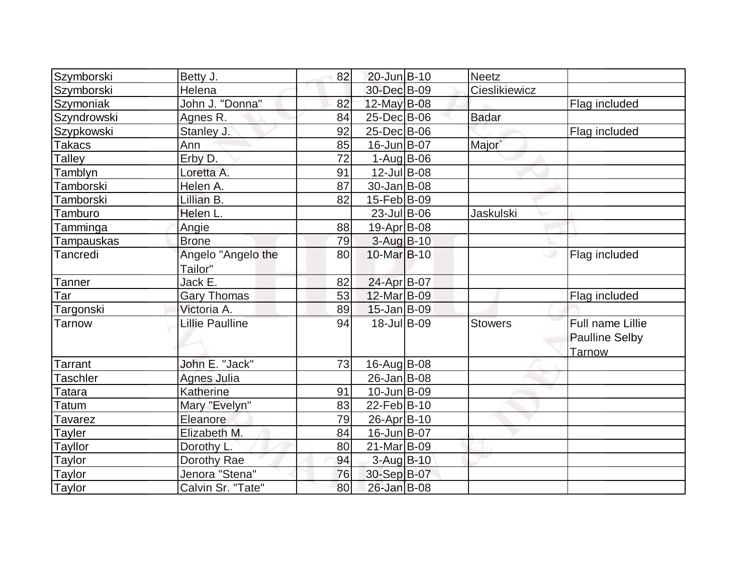| | | | | | | |
|---|---|---|---|---|---|---|
| Szymborski | Betty J. | 82 | 20-Jun | B-10 | Neetz | |
| Szymborski | Helena | | 30-Dec | B-09 | Cieslikiewicz | |
| Szymoniak | John J. "Donna" | 82 | 12-May | B-08 | | Flag included |
| Szyndrowski | Agnes R. | 84 | 25-Dec | B-06 | Badar | |
| Szypkowski | Stanley J. | 92 | 25-Dec | B-06 | | Flag included |
| Takacs | Ann | 85 | 16-Jun | B-07 | Major` | |
| Talley | Erby D. | 72 | 1-Aug | B-06 | | |
| Tamblyn | Loretta A. | 91 | 12-Jul | B-08 | | |
| Tamborski | Helen A. | 87 | 30-Jan | B-08 | | |
| Tamborski | Lillian B. | 82 | 15-Feb | B-09 | | |
| Tamburo | Helen L. | | 23-Jul | B-06 | Jaskulski | |
| Tamminga | Angie | 88 | 19-Apr | B-08 | | |
| Tampauskas | Brone | 79 | 3-Aug | B-10 | | |
| Tancredi | Angelo "Angelo the Tailor" | 80 | 10-Mar | B-10 | | Flag included |
| Tanner | Jack E. | 82 | 24-Apr | B-07 | | |
| Tar | Gary Thomas | 53 | 12-Mar | B-09 | | Flag included |
| Targonski | Victoria A. | 89 | 15-Jan | B-09 | | |
| Tarnow | Lillie Paulline | 94 | 18-Jul | B-09 | Stowers | Full name Lillie Paulline Selby Tarnow |
| Tarrant | John E. "Jack" | 73 | 16-Aug | B-08 | | |
| Taschler | Agnes Julia | | 26-Jan | B-08 | | |
| Tatara | Katherine | 91 | 10-Jun | B-09 | | |
| Tatum | Mary "Evelyn" | 83 | 22-Feb | B-10 | | |
| Tavarez | Eleanore | 79 | 26-Apr | B-10 | | |
| Tayler | Elizabeth M. | 84 | 16-Jun | B-07 | | |
| Tayllor | Dorothy L. | 80 | 21-Mar | B-09 | | |
| Taylor | Dorothy Rae | 94 | 3-Aug | B-10 | | |
| Taylor | Jenora "Stena" | 76 | 30-Sep | B-07 | | |
| Taylor | Calvin Sr. "Tate" | 80 | 26-Jan | B-08 | | |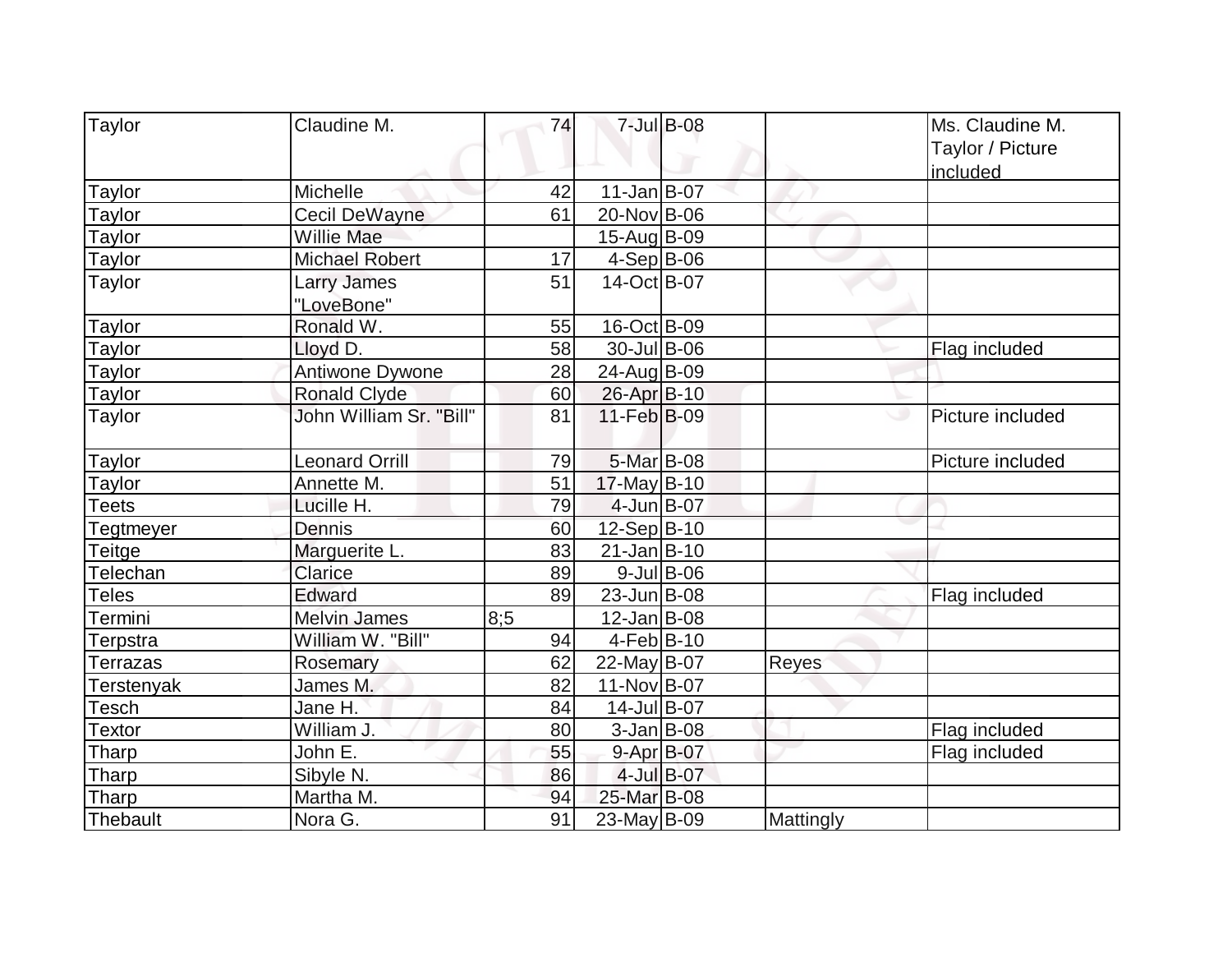| | | | | | | |
|---|---|---|---|---|---|---|
| Taylor | Claudine M. | 74 | 7-Jul | B-08 | | Ms. Claudine M. Taylor / Picture included |
| Taylor | Michelle | 42 | 11-Jan | B-07 | | |
| Taylor | Cecil DeWayne | 61 | 20-Nov | B-06 | | |
| Taylor | Willie Mae | | 15-Aug | B-09 | | |
| Taylor | Michael Robert | 17 | 4-Sep | B-06 | | |
| Taylor | Larry James "LoveBone" | 51 | 14-Oct | B-07 | | |
| Taylor | Ronald W. | 55 | 16-Oct | B-09 | | |
| Taylor | Lloyd D. | 58 | 30-Jul | B-06 | | Flag included |
| Taylor | Antiwone Dywone | 28 | 24-Aug | B-09 | | |
| Taylor | Ronald Clyde | 60 | 26-Apr | B-10 | | |
| Taylor | John William Sr. "Bill" | 81 | 11-Feb | B-09 | | Picture included |
| Taylor | Leonard Orrill | 79 | 5-Mar | B-08 | | Picture included |
| Taylor | Annette M. | 51 | 17-May | B-10 | | |
| Teets | Lucille H. | 79 | 4-Jun | B-07 | | |
| Tegtmeyer | Dennis | 60 | 12-Sep | B-10 | | |
| Teitge | Marguerite L. | 83 | 21-Jan | B-10 | | |
| Telechan | Clarice | 89 | 9-Jul | B-06 | | |
| Teles | Edward | 89 | 23-Jun | B-08 | | Flag included |
| Termini | Melvin James | 8;5 | 12-Jan | B-08 | | |
| Terpstra | William W. "Bill" | 94 | 4-Feb | B-10 | | |
| Terrazas | Rosemary | 62 | 22-May | B-07 | Reyes | |
| Terstenyak | James M. | 82 | 11-Nov | B-07 | | |
| Tesch | Jane H. | 84 | 14-Jul | B-07 | | |
| Textor | William J. | 80 | 3-Jan | B-08 | | Flag included |
| Tharp | John E. | 55 | 9-Apr | B-07 | | Flag included |
| Tharp | Sibyle N. | 86 | 4-Jul | B-07 | | |
| Tharp | Martha M. | 94 | 25-Mar | B-08 | | |
| Thebault | Nora G. | 91 | 23-May | B-09 | Mattingly | |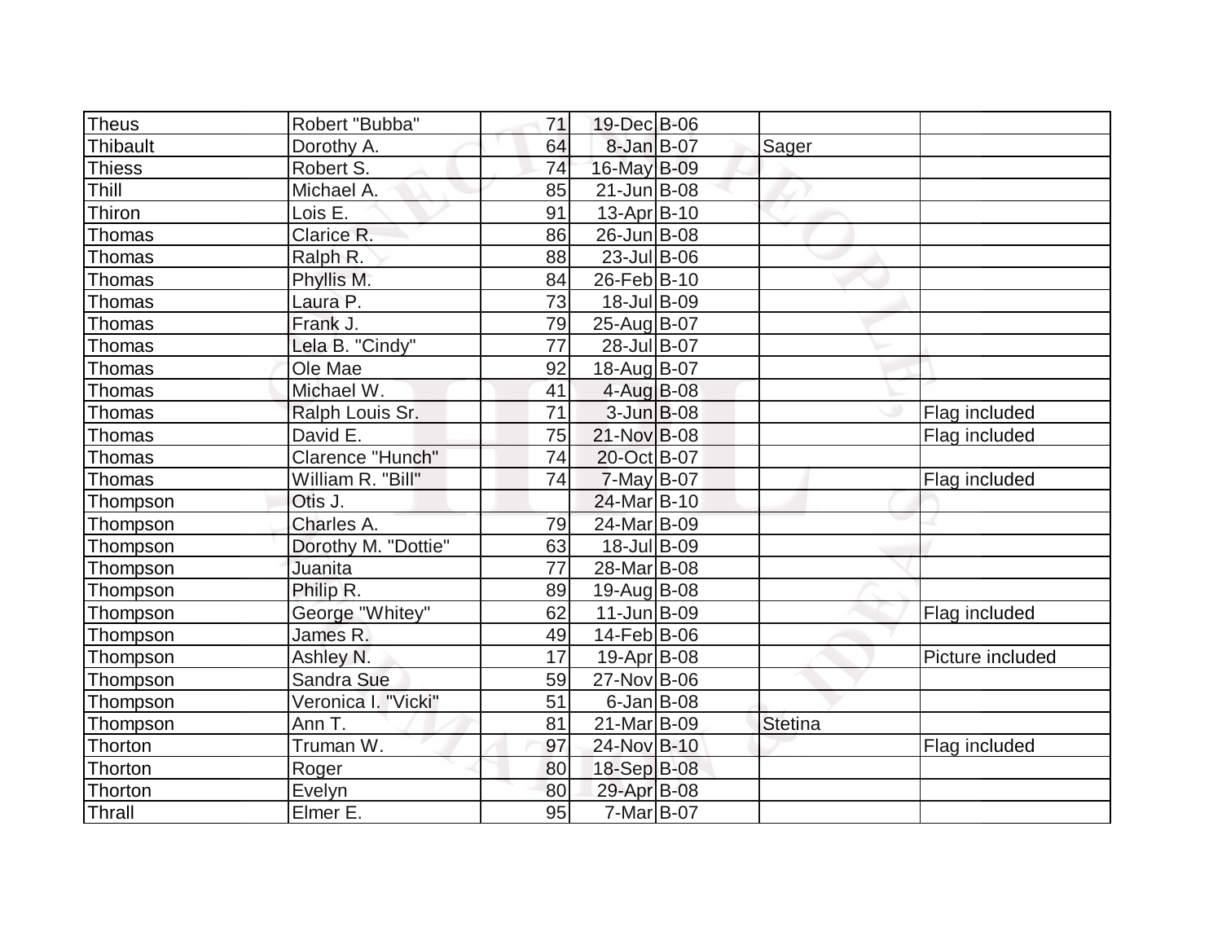| | | | | | | |
|---|---|---|---|---|---|---|
| Theus | Robert "Bubba" | 71 | 19-Dec | B-06 | | |
| Thibault | Dorothy A. | 64 | 8-Jan | B-07 | Sager | |
| Thiess | Robert S. | 74 | 16-May | B-09 | | |
| Thill | Michael A. | 85 | 21-Jun | B-08 | | |
| Thiron | Lois E. | 91 | 13-Apr | B-10 | | |
| Thomas | Clarice R. | 86 | 26-Jun | B-08 | | |
| Thomas | Ralph R. | 88 | 23-Jul | B-06 | | |
| Thomas | Phyllis M. | 84 | 26-Feb | B-10 | | |
| Thomas | Laura P. | 73 | 18-Jul | B-09 | | |
| Thomas | Frank J. | 79 | 25-Aug | B-07 | | |
| Thomas | Lela B. "Cindy" | 77 | 28-Jul | B-07 | | |
| Thomas | Ole Mae | 92 | 18-Aug | B-07 | | |
| Thomas | Michael W. | 41 | 4-Aug | B-08 | | |
| Thomas | Ralph Louis Sr. | 71 | 3-Jun | B-08 | | Flag included |
| Thomas | David E. | 75 | 21-Nov | B-08 | | Flag included |
| Thomas | Clarence "Hunch" | 74 | 20-Oct | B-07 | | |
| Thomas | William R. "Bill" | 74 | 7-May | B-07 | | Flag included |
| Thompson | Otis J. | | 24-Mar | B-10 | | |
| Thompson | Charles A. | 79 | 24-Mar | B-09 | | |
| Thompson | Dorothy M. "Dottie" | 63 | 18-Jul | B-09 | | |
| Thompson | Juanita | 77 | 28-Mar | B-08 | | |
| Thompson | Philip R. | 89 | 19-Aug | B-08 | | |
| Thompson | George "Whitey" | 62 | 11-Jun | B-09 | | Flag included |
| Thompson | James R. | 49 | 14-Feb | B-06 | | |
| Thompson | Ashley N. | 17 | 19-Apr | B-08 | | Picture included |
| Thompson | Sandra Sue | 59 | 27-Nov | B-06 | | |
| Thompson | Veronica I. "Vicki" | 51 | 6-Jan | B-08 | | |
| Thompson | Ann T. | 81 | 21-Mar | B-09 | Stetina | |
| Thorton | Truman W. | 97 | 24-Nov | B-10 | | Flag included |
| Thorton | Roger | 80 | 18-Sep | B-08 | | |
| Thorton | Evelyn | 80 | 29-Apr | B-08 | | |
| Thrall | Elmer E. | 95 | 7-Mar | B-07 | | |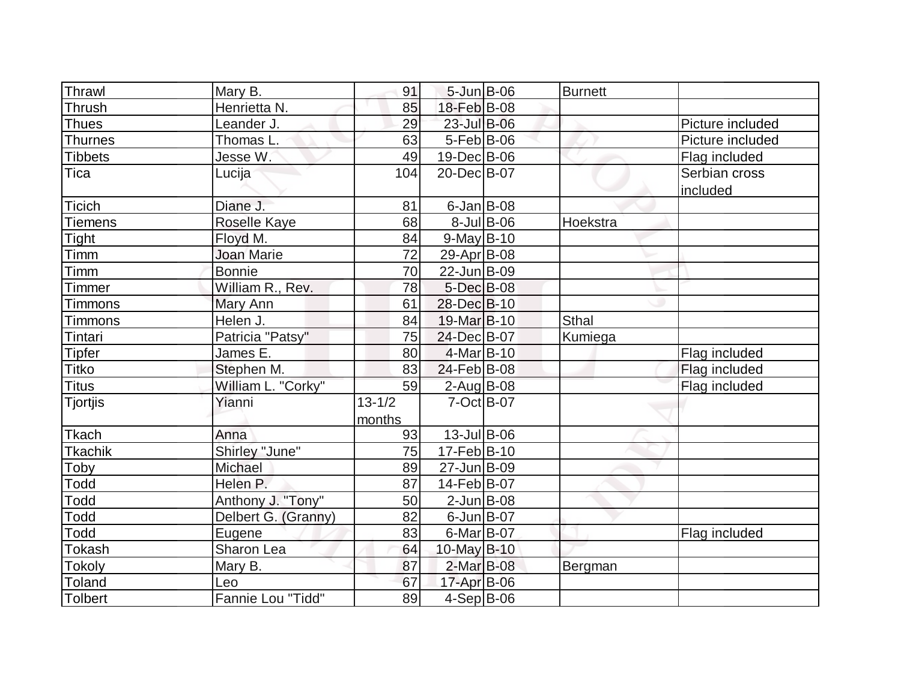| Thrawl | Mary B. | 91 | 5-Jun | B-06 | Burnett | |
|---|---|---|---|---|---|---|
| Thrush | Henrietta N. | 85 | 18-Feb | B-08 | | |
| Thues | Leander J. | 29 | 23-Jul | B-06 | | Picture included |
| Thurnes | Thomas L. | 63 | 5-Feb | B-06 | | Picture included |
| Tibbets | Jesse W. | 49 | 19-Dec | B-06 | | Flag included |
| Tica | Lucija | 104 | 20-Dec | B-07 | | Serbian cross included |
| Ticich | Diane J. | 81 | 6-Jan | B-08 | | |
| Tiemens | Roselle Kaye | 68 | 8-Jul | B-06 | Hoekstra | |
| Tight | Floyd M. | 84 | 9-May | B-10 | | |
| Timm | Joan Marie | 72 | 29-Apr | B-08 | | |
| Timm | Bonnie | 70 | 22-Jun | B-09 | | |
| Timmer | William R., Rev. | 78 | 5-Dec | B-08 | | |
| Timmons | Mary Ann | 61 | 28-Dec | B-10 | | |
| Timmons | Helen J. | 84 | 19-Mar | B-10 | Sthal | |
| Tintari | Patricia "Patsy" | 75 | 24-Dec | B-07 | Kumiega | |
| Tipfer | James E. | 80 | 4-Mar | B-10 | | Flag included |
| Titko | Stephen M. | 83 | 24-Feb | B-08 | | Flag included |
| Titus | William L. "Corky" | 59 | 2-Aug | B-08 | | Flag included |
| Tjortjis | Yianni | 13-1/2 months | 7-Oct | B-07 | | |
| Tkach | Anna | 93 | 13-Jul | B-06 | | |
| Tkachik | Shirley "June" | 75 | 17-Feb | B-10 | | |
| Toby | Michael | 89 | 27-Jun | B-09 | | |
| Todd | Helen P. | 87 | 14-Feb | B-07 | | |
| Todd | Anthony J. "Tony" | 50 | 2-Jun | B-08 | | |
| Todd | Delbert G. (Granny) | 82 | 6-Jun | B-07 | | |
| Todd | Eugene | 83 | 6-Mar | B-07 | | Flag included |
| Tokash | Sharon Lea | 64 | 10-May | B-10 | | |
| Tokoly | Mary B. | 87 | 2-Mar | B-08 | Bergman | |
| Toland | Leo | 67 | 17-Apr | B-06 | | |
| Tolbert | Fannie Lou "Tidd" | 89 | 4-Sep | B-06 | | |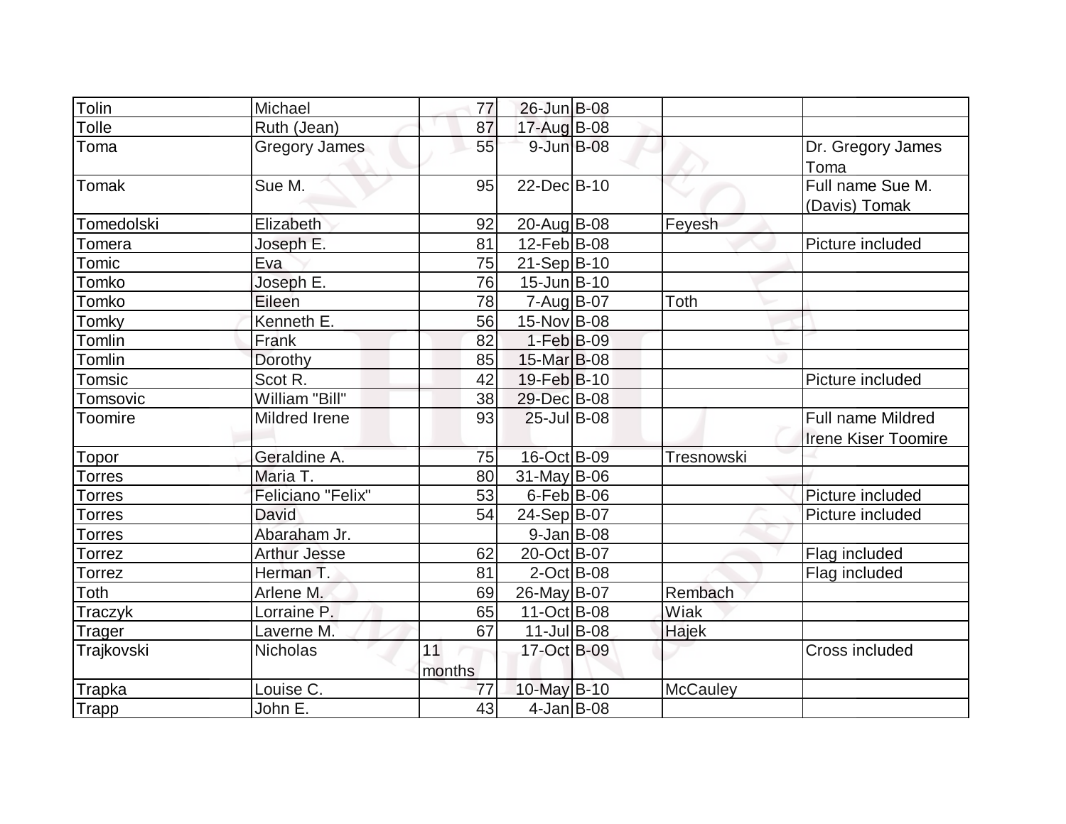| Tolin | Michael | 77 | 26-Jun | B-08 | | |
|---|---|---|---|---|---|---|
| Tolle | Ruth (Jean) | 87 | 17-Aug | B-08 | | |
| Toma | Gregory James | 55 | 9-Jun | B-08 | | Dr. Gregory James Toma |
| Tomak | Sue M. | 95 | 22-Dec | B-10 | | Full name Sue M. (Davis) Tomak |
| Tomedolski | Elizabeth | 92 | 20-Aug | B-08 | Feyesh | |
| Tomera | Joseph E. | 81 | 12-Feb | B-08 | | Picture included |
| Tomic | Eva | 75 | 21-Sep | B-10 | | |
| Tomko | Joseph E. | 76 | 15-Jun | B-10 | | |
| Tomko | Eileen | 78 | 7-Aug | B-07 | Toth | |
| Tomky | Kenneth E. | 56 | 15-Nov | B-08 | | |
| Tomlin | Frank | 82 | 1-Feb | B-09 | | |
| Tomlin | Dorothy | 85 | 15-Mar | B-08 | | |
| Tomsic | Scot R. | 42 | 19-Feb | B-10 | | Picture included |
| Tomsovic | William "Bill" | 38 | 29-Dec | B-08 | | |
| Toomire | Mildred Irene | 93 | 25-Jul | B-08 | | Full name Mildred Irene Kiser Toomire |
| Topor | Geraldine A. | 75 | 16-Oct | B-09 | Tresnowski | |
| Torres | Maria T. | 80 | 31-May | B-06 | | |
| Torres | Feliciano "Felix" | 53 | 6-Feb | B-06 | | Picture included |
| Torres | David | 54 | 24-Sep | B-07 | | Picture included |
| Torres | Abaraham Jr. | | 9-Jan | B-08 | | |
| Torrez | Arthur Jesse | 62 | 20-Oct | B-07 | | Flag included |
| Torrez | Herman T. | 81 | 2-Oct | B-08 | | Flag included |
| Toth | Arlene M. | 69 | 26-May | B-07 | Rembach | |
| Traczyk | Lorraine P. | 65 | 11-Oct | B-08 | Wiak | |
| Trager | Laverne M. | 67 | 11-Jul | B-08 | Hajek | |
| Trajkovski | Nicholas | 11 months | 17-Oct | B-09 | | Cross included |
| Trapka | Louise C. | 77 | 10-May | B-10 | McCauley | |
| Trapp | John E. | 43 | 4-Jan | B-08 | | |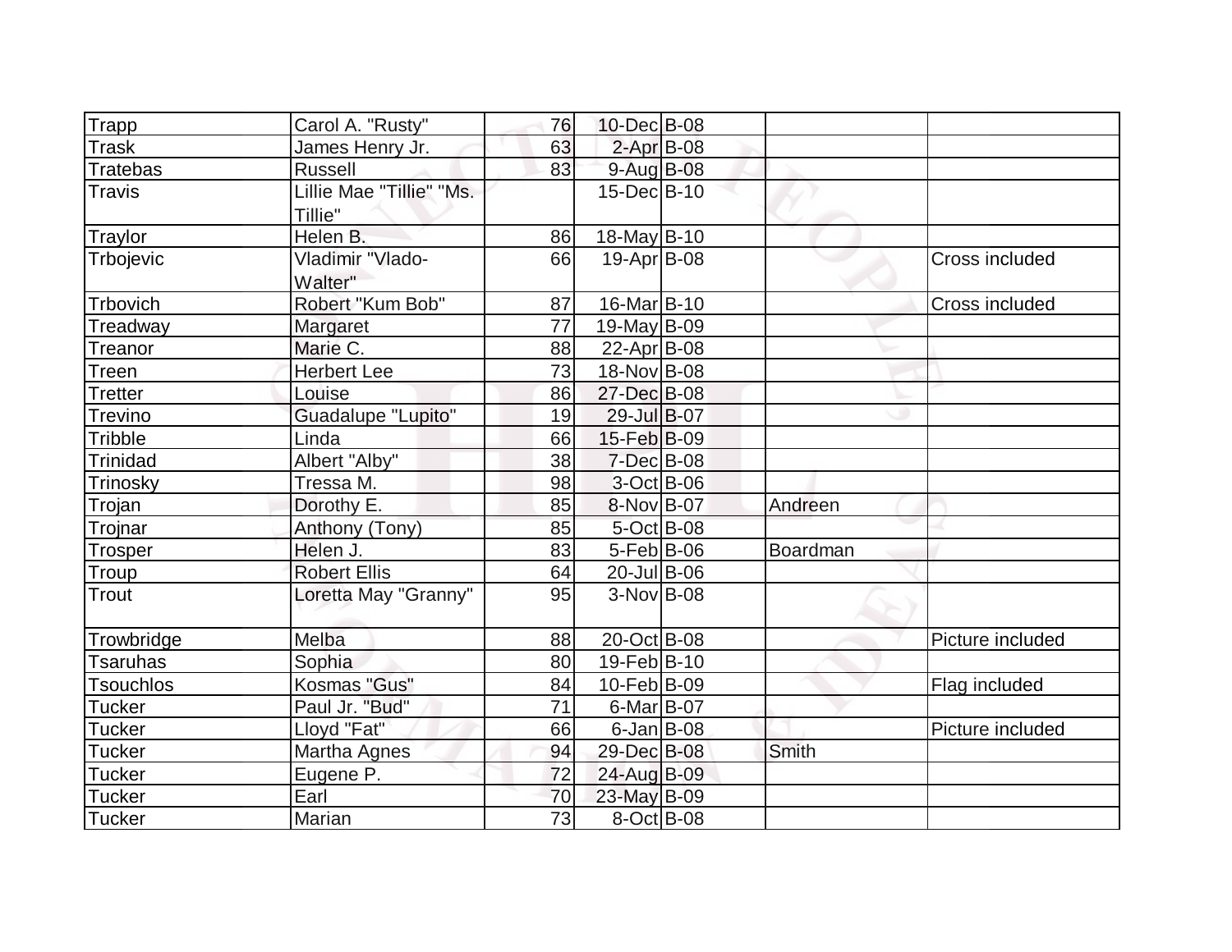| Trapp | Carol A. "Rusty" | 76 | 10-Dec | B-08 | | |
|---|---|---|---|---|---|---|
| Trask | James Henry Jr. | 63 | 2-Apr | B-08 | | |
| Tratebas | Russell | 83 | 9-Aug | B-08 | | |
| Travis | Lillie Mae "Tillie" "Ms. Tillie" | | 15-Dec | B-10 | | |
| Traylor | Helen B. | 86 | 18-May | B-10 | | |
| Trbojevic | Vladimir "Vlado-Walter" | 66 | 19-Apr | B-08 | | Cross included |
| Trbovich | Robert "Kum Bob" | 87 | 16-Mar | B-10 | | Cross included |
| Treadway | Margaret | 77 | 19-May | B-09 | | |
| Treanor | Marie C. | 88 | 22-Apr | B-08 | | |
| Treen | Herbert Lee | 73 | 18-Nov | B-08 | | |
| Tretter | Louise | 86 | 27-Dec | B-08 | | |
| Trevino | Guadalupe "Lupito" | 19 | 29-Jul | B-07 | | |
| Tribble | Linda | 66 | 15-Feb | B-09 | | |
| Trinidad | Albert "Alby" | 38 | 7-Dec | B-08 | | |
| Trinosky | Tressa M. | 98 | 3-Oct | B-06 | | |
| Trojan | Dorothy E. | 85 | 8-Nov | B-07 | Andreen | |
| Trojnar | Anthony (Tony) | 85 | 5-Oct | B-08 | | |
| Trosper | Helen J. | 83 | 5-Feb | B-06 | Boardman | |
| Troup | Robert Ellis | 64 | 20-Jul | B-06 | | |
| Trout | Loretta May "Granny" | 95 | 3-Nov | B-08 | | |
| Trowbridge | Melba | 88 | 20-Oct | B-08 | | Picture included |
| Tsaruhas | Sophia | 80 | 19-Feb | B-10 | | |
| Tsouchlos | Kosmas "Gus" | 84 | 10-Feb | B-09 | | Flag included |
| Tucker | Paul Jr. "Bud" | 71 | 6-Mar | B-07 | | |
| Tucker | Lloyd "Fat" | 66 | 6-Jan | B-08 | | Picture included |
| Tucker | Martha Agnes | 94 | 29-Dec | B-08 | Smith | |
| Tucker | Eugene P. | 72 | 24-Aug | B-09 | | |
| Tucker | Earl | 70 | 23-May | B-09 | | |
| Tucker | Marian | 73 | 8-Oct | B-08 | | |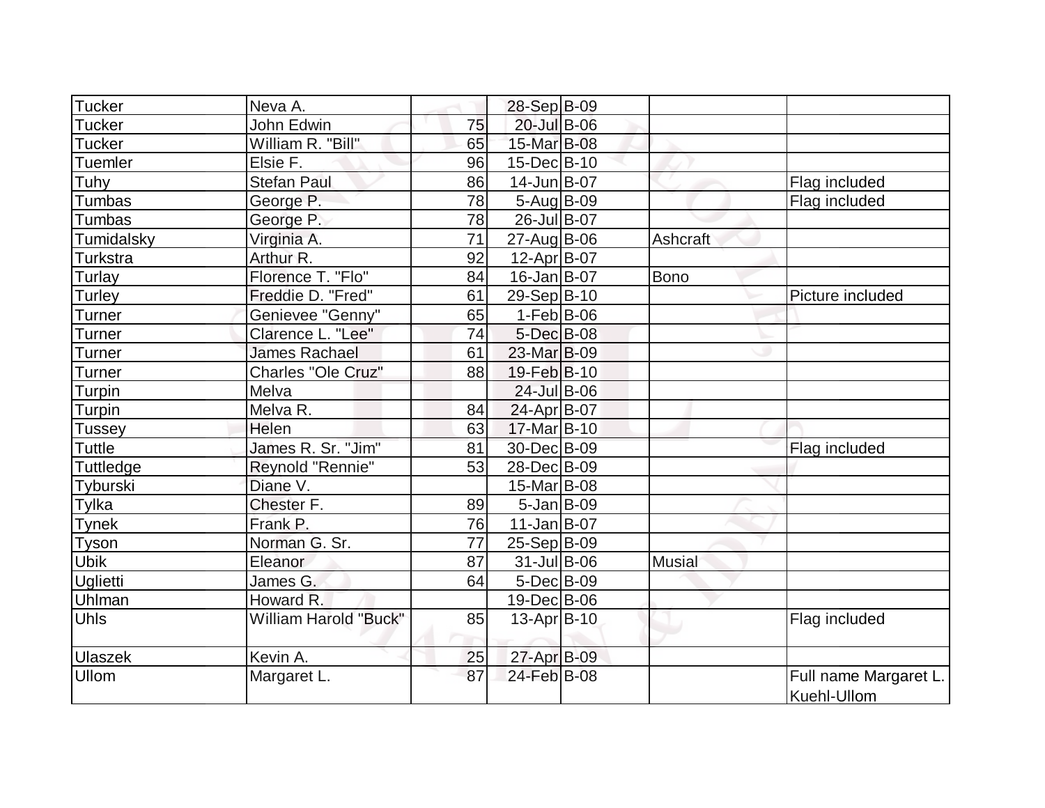| | | | | | | |
|---|---|---|---|---|---|---|
| Tucker | Neva A. | | 28-Sep | B-09 | | |
| Tucker | John Edwin | 75 | 20-Jul | B-06 | | |
| Tucker | William R. "Bill" | 65 | 15-Mar | B-08 | | |
| Tuemler | Elsie F. | 96 | 15-Dec | B-10 | | |
| Tuhy | Stefan Paul | 86 | 14-Jun | B-07 | | Flag included |
| Tumbas | George P. | 78 | 5-Aug | B-09 | | Flag included |
| Tumbas | George P. | 78 | 26-Jul | B-07 | | |
| Tumidalsky | Virginia A. | 71 | 27-Aug | B-06 | Ashcraft | |
| Turkstra | Arthur R. | 92 | 12-Apr | B-07 | | |
| Turlay | Florence T. "Flo" | 84 | 16-Jan | B-07 | Bono | |
| Turley | Freddie D. "Fred" | 61 | 29-Sep | B-10 | | Picture included |
| Turner | Genievee "Genny" | 65 | 1-Feb | B-06 | | |
| Turner | Clarence L. "Lee" | 74 | 5-Dec | B-08 | | |
| Turner | James Rachael | 61 | 23-Mar | B-09 | | |
| Turner | Charles "Ole Cruz" | 88 | 19-Feb | B-10 | | |
| Turpin | Melva | | 24-Jul | B-06 | | |
| Turpin | Melva R. | 84 | 24-Apr | B-07 | | |
| Tussey | Helen | 63 | 17-Mar | B-10 | | |
| Tuttle | James R. Sr. "Jim" | 81 | 30-Dec | B-09 | | Flag included |
| Tuttledge | Reynold "Rennie" | 53 | 28-Dec | B-09 | | |
| Tyburski | Diane V. | | 15-Mar | B-08 | | |
| Tylka | Chester F. | 89 | 5-Jan | B-09 | | |
| Tynek | Frank P. | 76 | 11-Jan | B-07 | | |
| Tyson | Norman G. Sr. | 77 | 25-Sep | B-09 | | |
| Ubik | Eleanor | 87 | 31-Jul | B-06 | Musial | |
| Uglietti | James G. | 64 | 5-Dec | B-09 | | |
| Uhlman | Howard R. | | 19-Dec | B-06 | | |
| Uhls | William Harold "Buck" | 85 | 13-Apr | B-10 | | Flag included |
| Ulaszek | Kevin A. | 25 | 27-Apr | B-09 | | |
| Ullom | Margaret L. | 87 | 24-Feb | B-08 | | Full name Margaret L. Kuehl-Ullom |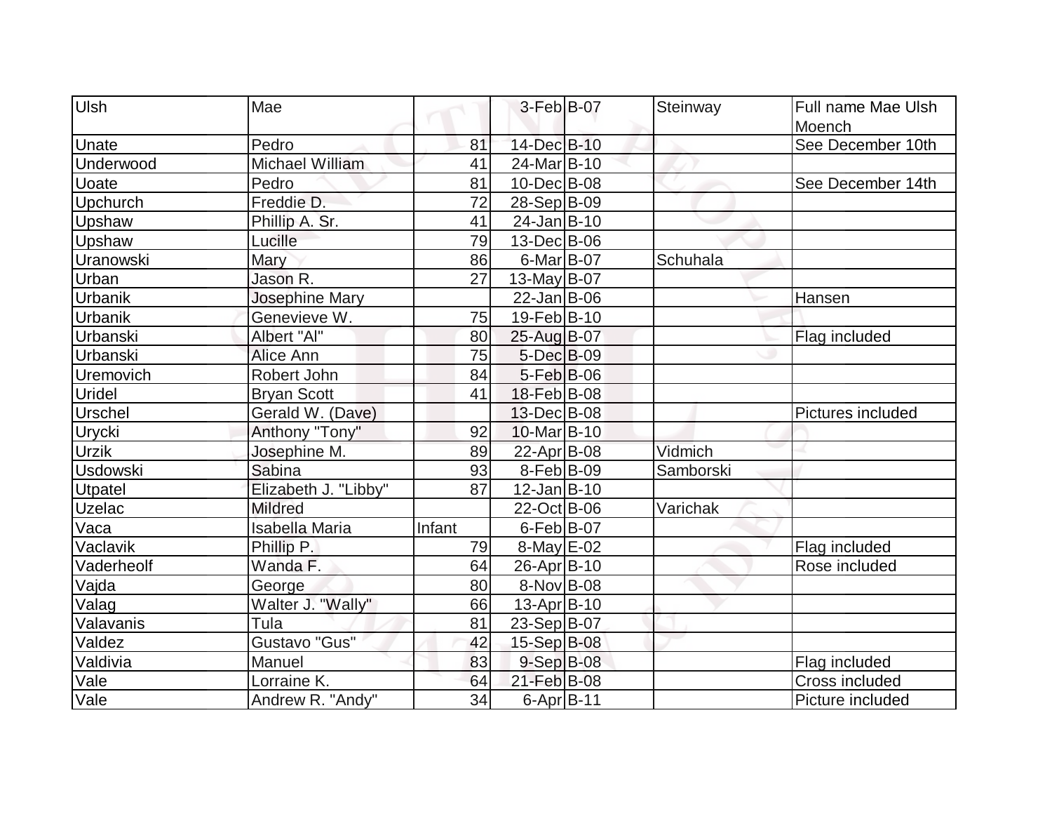| Ulsh | Mae | | 3-Feb | B-07 | Steinway | Full name Mae Ulsh Moench |
|---|---|---|---|---|---|---|
| Unate | Pedro | 81 | 14-Dec | B-10 | | See December 10th |
| Underwood | Michael William | 41 | 24-Mar | B-10 | | |
| Uoate | Pedro | 81 | 10-Dec | B-08 | | See December 14th |
| Upchurch | Freddie D. | 72 | 28-Sep | B-09 | | |
| Upshaw | Phillip A. Sr. | 41 | 24-Jan | B-10 | | |
| Upshaw | Lucille | 79 | 13-Dec | B-06 | | |
| Uranowski | Mary | 86 | 6-Mar | B-07 | Schuhala | |
| Urban | Jason R. | 27 | 13-May | B-07 | | |
| Urbanik | Josephine Mary | | 22-Jan | B-06 | | Hansen |
| Urbanik | Genevieve W. | 75 | 19-Feb | B-10 | | |
| Urbanski | Albert "Al" | 80 | 25-Aug | B-07 | | Flag included |
| Urbanski | Alice Ann | 75 | 5-Dec | B-09 | | |
| Uremovich | Robert John | 84 | 5-Feb | B-06 | | |
| Uridel | Bryan Scott | 41 | 18-Feb | B-08 | | |
| Urschel | Gerald W. (Dave) | | 13-Dec | B-08 | | Pictures included |
| Urycki | Anthony "Tony" | 92 | 10-Mar | B-10 | | |
| Urzik | Josephine M. | 89 | 22-Apr | B-08 | Vidmich | |
| Usdowski | Sabina | 93 | 8-Feb | B-09 | Samborski | |
| Utpatel | Elizabeth J. "Libby" | 87 | 12-Jan | B-10 | | |
| Uzelac | Mildred | | 22-Oct | B-06 | Varichak | |
| Vaca | Isabella Maria | Infant | 6-Feb | B-07 | | |
| Vaclavik | Phillip P. | 79 | 8-May | E-02 | | Flag included |
| Vaderheolf | Wanda F. | 64 | 26-Apr | B-10 | | Rose included |
| Vajda | George | 80 | 8-Nov | B-08 | | |
| Valag | Walter J. "Wally" | 66 | 13-Apr | B-10 | | |
| Valavanis | Tula | 81 | 23-Sep | B-07 | | |
| Valdez | Gustavo "Gus" | 42 | 15-Sep | B-08 | | |
| Valdivia | Manuel | 83 | 9-Sep | B-08 | | Flag included |
| Vale | Lorraine K. | 64 | 21-Feb | B-08 | | Cross included |
| Vale | Andrew R. "Andy" | 34 | 6-Apr | B-11 | | Picture included |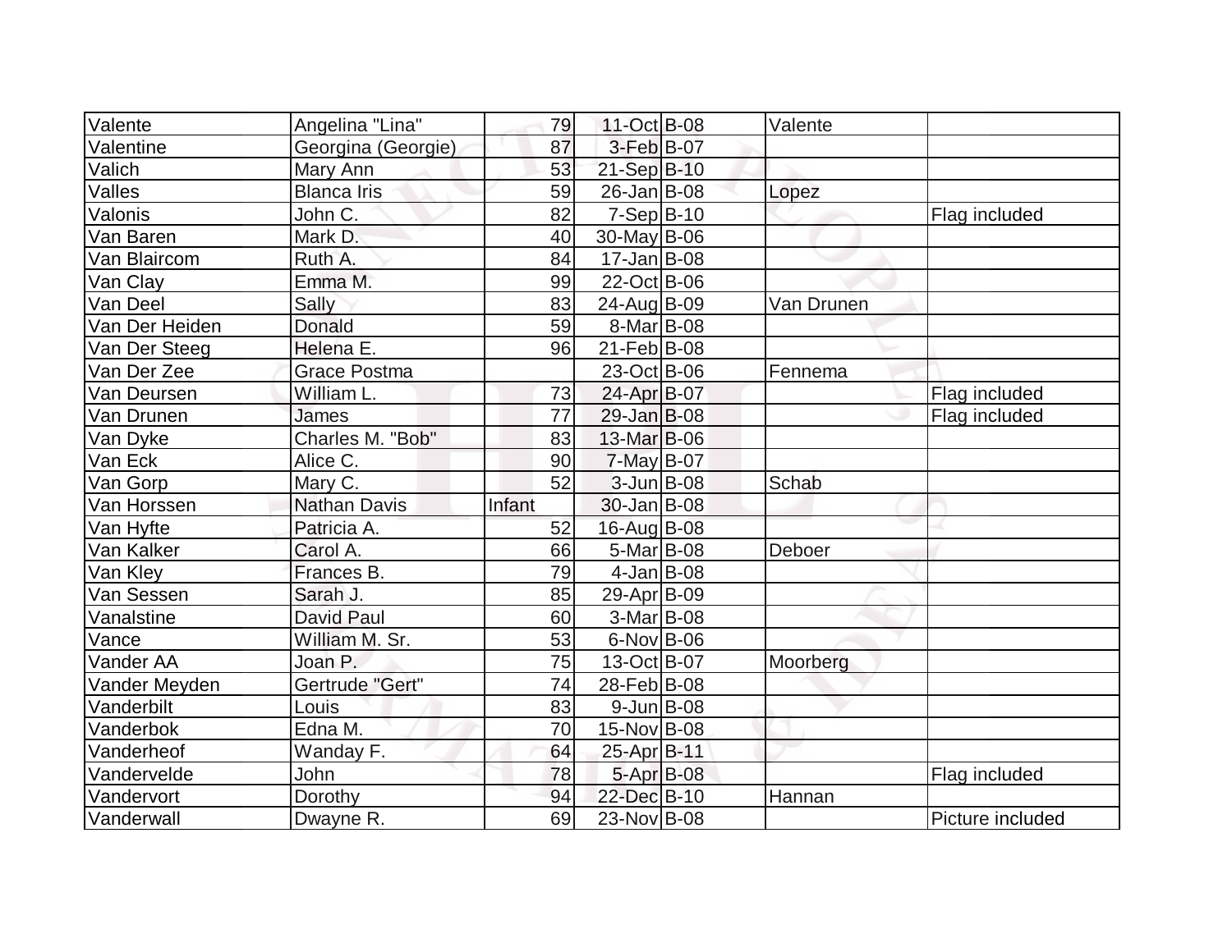| Valente | Angelina "Lina" | 79 | 11-Oct | B-08 | Valente | |
|---|---|---|---|---|---|---|
| Valentine | Georgina (Georgie) | 87 | 3-Feb | B-07 | | |
| Valich | Mary Ann | 53 | 21-Sep | B-10 | | |
| Valles | Blanca Iris | 59 | 26-Jan | B-08 | Lopez | |
| Valonis | John C. | 82 | 7-Sep | B-10 | | Flag included |
| Van Baren | Mark D. | 40 | 30-May | B-06 | | |
| Van Blaircom | Ruth A. | 84 | 17-Jan | B-08 | | |
| Van Clay | Emma M. | 99 | 22-Oct | B-06 | | |
| Van Deel | Sally | 83 | 24-Aug | B-09 | Van Drunen | |
| Van Der Heiden | Donald | 59 | 8-Mar | B-08 | | |
| Van Der Steeg | Helena E. | 96 | 21-Feb | B-08 | | |
| Van Der Zee | Grace Postma | | 23-Oct | B-06 | Fennema | |
| Van Deursen | William L. | 73 | 24-Apr | B-07 | | Flag included |
| Van Drunen | James | 77 | 29-Jan | B-08 | | Flag included |
| Van Dyke | Charles M. "Bob" | 83 | 13-Mar | B-06 | | |
| Van Eck | Alice C. | 90 | 7-May | B-07 | | |
| Van Gorp | Mary C. | 52 | 3-Jun | B-08 | Schab | |
| Van Horssen | Nathan Davis | Infant | 30-Jan | B-08 | | |
| Van Hyfte | Patricia A. | 52 | 16-Aug | B-08 | | |
| Van Kalker | Carol A. | 66 | 5-Mar | B-08 | Deboer | |
| Van Kley | Frances B. | 79 | 4-Jan | B-08 | | |
| Van Sessen | Sarah J. | 85 | 29-Apr | B-09 | | |
| Vanalstine | David Paul | 60 | 3-Mar | B-08 | | |
| Vance | William M. Sr. | 53 | 6-Nov | B-06 | | |
| Vander AA | Joan P. | 75 | 13-Oct | B-07 | Moorberg | |
| Vander Meyden | Gertrude "Gert" | 74 | 28-Feb | B-08 | | |
| Vanderbilt | Louis | 83 | 9-Jun | B-08 | | |
| Vanderbok | Edna M. | 70 | 15-Nov | B-08 | | |
| Vanderheof | Wanday F. | 64 | 25-Apr | B-11 | | |
| Vandervelde | John | 78 | 5-Apr | B-08 | | Flag included |
| Vandervort | Dorothy | 94 | 22-Dec | B-10 | Hannan | |
| Vanderwall | Dwayne R. | 69 | 23-Nov | B-08 | | Picture included |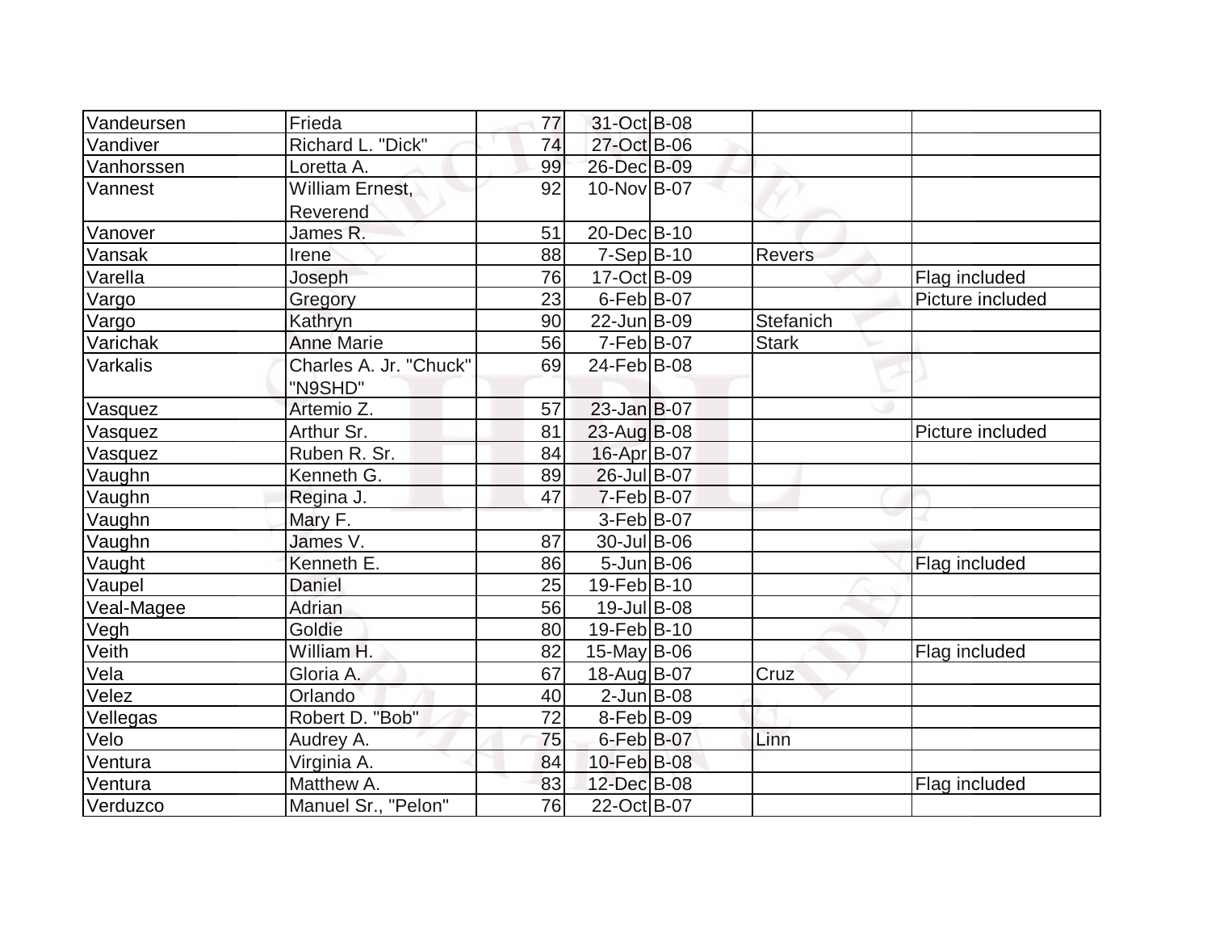| | | | | | | |
|---|---|---|---|---|---|---|
| Vandeursen | Frieda | 77 | 31-Oct | B-08 | | |
| Vandiver | Richard L. "Dick" | 74 | 27-Oct | B-06 | | |
| Vanhorssen | Loretta A. | 99 | 26-Dec | B-09 | | |
| Vannest | William Ernest, Reverend | 92 | 10-Nov | B-07 | | |
| Vanover | James R. | 51 | 20-Dec | B-10 | | |
| Vansak | Irene | 88 | 7-Sep | B-10 | Revers | |
| Varella | Joseph | 76 | 17-Oct | B-09 | | Flag included |
| Vargo | Gregory | 23 | 6-Feb | B-07 | | Picture included |
| Vargo | Kathryn | 90 | 22-Jun | B-09 | Stefanich | |
| Varichak | Anne Marie | 56 | 7-Feb | B-07 | Stark | |
| Varkalis | Charles A. Jr. "Chuck" "N9SHD" | 69 | 24-Feb | B-08 | | |
| Vasquez | Artemio Z. | 57 | 23-Jan | B-07 | | |
| Vasquez | Arthur Sr. | 81 | 23-Aug | B-08 | | Picture included |
| Vasquez | Ruben R. Sr. | 84 | 16-Apr | B-07 | | |
| Vaughn | Kenneth G. | 89 | 26-Jul | B-07 | | |
| Vaughn | Regina J. | 47 | 7-Feb | B-07 | | |
| Vaughn | Mary F. | | 3-Feb | B-07 | | |
| Vaughn | James V. | 87 | 30-Jul | B-06 | | |
| Vaught | Kenneth E. | 86 | 5-Jun | B-06 | | Flag included |
| Vaupel | Daniel | 25 | 19-Feb | B-10 | | |
| Veal-Magee | Adrian | 56 | 19-Jul | B-08 | | |
| Vegh | Goldie | 80 | 19-Feb | B-10 | | |
| Veith | William H. | 82 | 15-May | B-06 | | Flag included |
| Vela | Gloria A. | 67 | 18-Aug | B-07 | Cruz | |
| Velez | Orlando | 40 | 2-Jun | B-08 | | |
| Vellegas | Robert D. "Bob" | 72 | 8-Feb | B-09 | | |
| Velo | Audrey A. | 75 | 6-Feb | B-07 | Linn | |
| Ventura | Virginia A. | 84 | 10-Feb | B-08 | | |
| Ventura | Matthew A. | 83 | 12-Dec | B-08 | | Flag included |
| Verduzco | Manuel Sr., "Pelon" | 76 | 22-Oct | B-07 | | |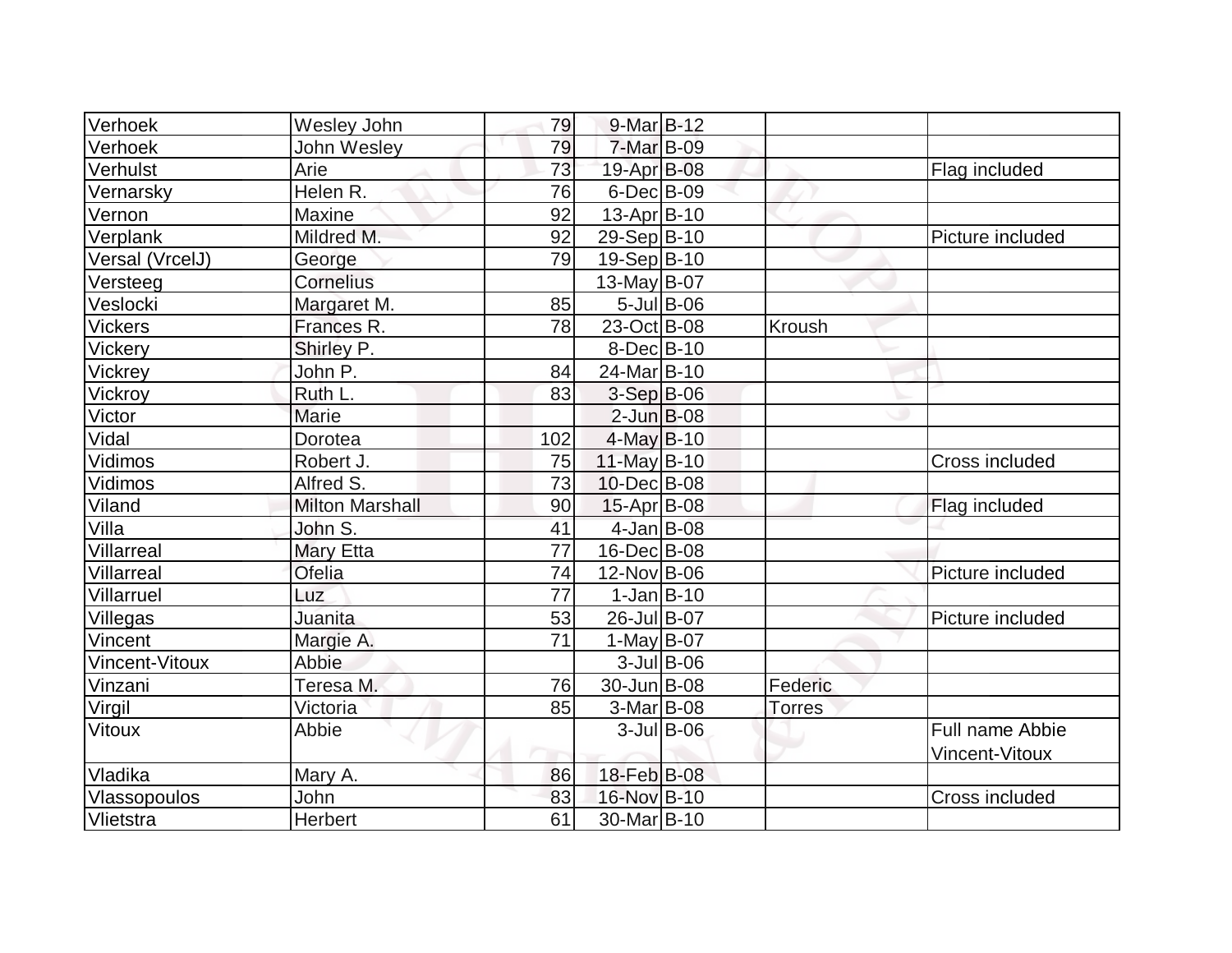| | | | | | | |
|---|---|---|---|---|---|---|
| Verhoek | Wesley John | 79 | 9-Mar | B-12 | | |
| Verhoek | John Wesley | 79 | 7-Mar | B-09 | | |
| Verhulst | Arie | 73 | 19-Apr | B-08 | | Flag included |
| Vernarsky | Helen R. | 76 | 6-Dec | B-09 | | |
| Vernon | Maxine | 92 | 13-Apr | B-10 | | |
| Verplank | Mildred M. | 92 | 29-Sep | B-10 | | Picture included |
| Versal (VrcelJ) | George | 79 | 19-Sep | B-10 | | |
| Versteeg | Cornelius | | 13-May | B-07 | | |
| Veslocki | Margaret M. | 85 | 5-Jul | B-06 | | |
| Vickers | Frances R. | 78 | 23-Oct | B-08 | Kroush | |
| Vickery | Shirley P. | | 8-Dec | B-10 | | |
| Vickrey | John P. | 84 | 24-Mar | B-10 | | |
| Vickroy | Ruth L. | 83 | 3-Sep | B-06 | | |
| Victor | Marie | | 2-Jun | B-08 | | |
| Vidal | Dorotea | 102 | 4-May | B-10 | | |
| Vidimos | Robert J. | 75 | 11-May | B-10 | | Cross included |
| Vidimos | Alfred S. | 73 | 10-Dec | B-08 | | |
| Viland | Milton Marshall | 90 | 15-Apr | B-08 | | Flag included |
| Villa | John S. | 41 | 4-Jan | B-08 | | |
| Villarreal | Mary Etta | 77 | 16-Dec | B-08 | | |
| Villarreal | Ofelia | 74 | 12-Nov | B-06 | | Picture included |
| Villarruel | Luz | 77 | 1-Jan | B-10 | | |
| Villegas | Juanita | 53 | 26-Jul | B-07 | | Picture included |
| Vincent | Margie A. | 71 | 1-May | B-07 | | |
| Vincent-Vitoux | Abbie | | 3-Jul | B-06 | | |
| Vinzani | Teresa M. | 76 | 30-Jun | B-08 | Federic | |
| Virgil | Victoria | 85 | 3-Mar | B-08 | Torres | |
| Vitoux | Abbie | | 3-Jul | B-06 | | Full name Abbie Vincent-Vitoux |
| Vladika | Mary A. | 86 | 18-Feb | B-08 | | |
| Vlassopoulos | John | 83 | 16-Nov | B-10 | | Cross included |
| Vlietstra | Herbert | 61 | 30-Mar | B-10 | | |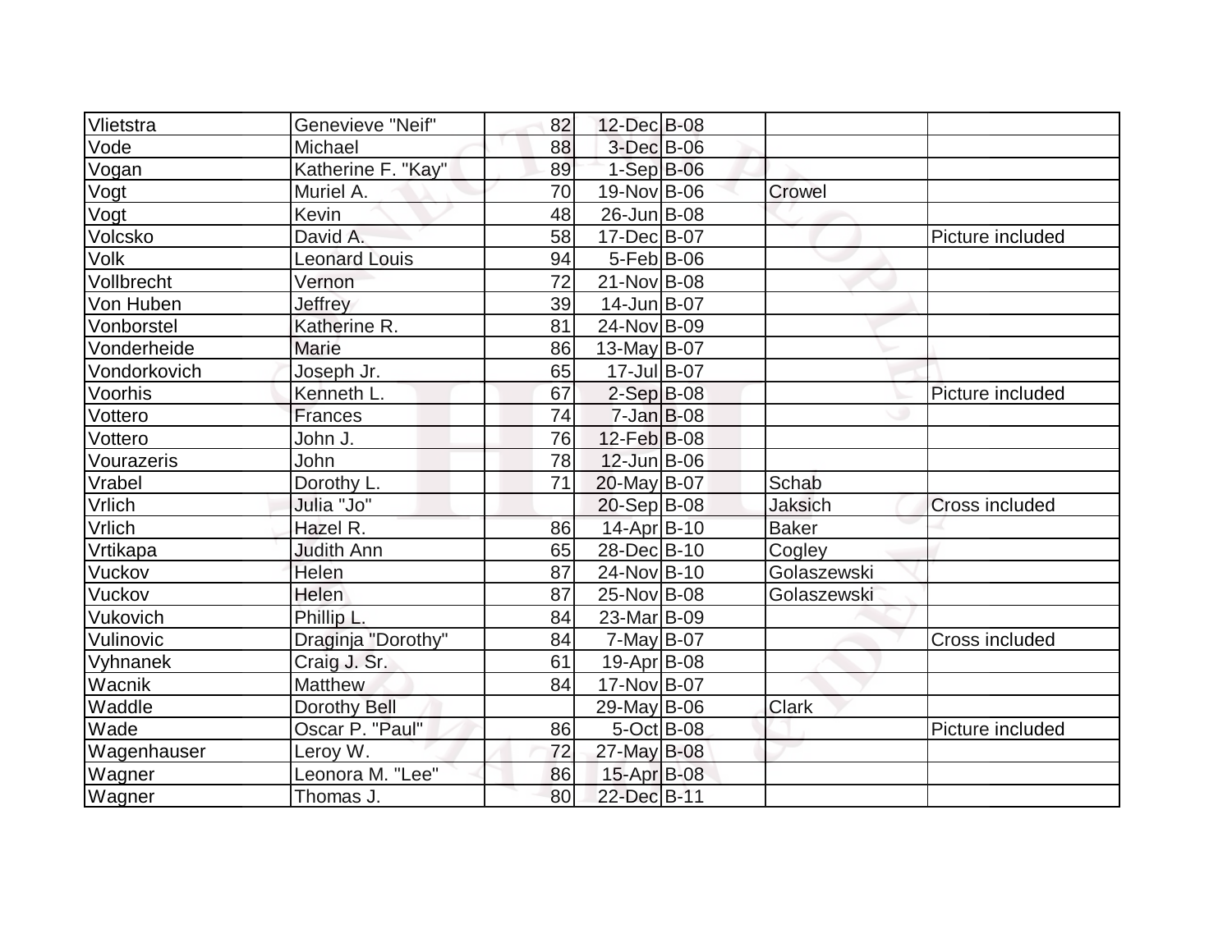| | | | | | | |
|---|---|---|---|---|---|---|
| Vlietstra | Genevieve "Neif" | 82 | 12-Dec | B-08 | | |
| Vode | Michael | 88 | 3-Dec | B-06 | | |
| Vogan | Katherine F. "Kay" | 89 | 1-Sep | B-06 | | |
| Vogt | Muriel A. | 70 | 19-Nov | B-06 | Crowel | |
| Vogt | Kevin | 48 | 26-Jun | B-08 | | |
| Volcsko | David A. | 58 | 17-Dec | B-07 | | Picture included |
| Volk | Leonard Louis | 94 | 5-Feb | B-06 | | |
| Vollbrecht | Vernon | 72 | 21-Nov | B-08 | | |
| Von Huben | Jeffrey | 39 | 14-Jun | B-07 | | |
| Vonborstel | Katherine R. | 81 | 24-Nov | B-09 | | |
| Vonderheide | Marie | 86 | 13-May | B-07 | | |
| Vondorkovich | Joseph Jr. | 65 | 17-Jul | B-07 | | |
| Voorhis | Kenneth L. | 67 | 2-Sep | B-08 | | Picture included |
| Vottero | Frances | 74 | 7-Jan | B-08 | | |
| Vottero | John J. | 76 | 12-Feb | B-08 | | |
| Vourazeris | John | 78 | 12-Jun | B-06 | | |
| Vrabel | Dorothy L. | 71 | 20-May | B-07 | Schab | |
| Vrlich | Julia "Jo" | | 20-Sep | B-08 | Jaksich | Cross included |
| Vrlich | Hazel R. | 86 | 14-Apr | B-10 | Baker | |
| Vrtikapa | Judith Ann | 65 | 28-Dec | B-10 | Cogley | |
| Vuckov | Helen | 87 | 24-Nov | B-10 | Golaszewski | |
| Vuckov | Helen | 87 | 25-Nov | B-08 | Golaszewski | |
| Vukovich | Phillip L. | 84 | 23-Mar | B-09 | | |
| Vulinovic | Draginja "Dorothy" | 84 | 7-May | B-07 | | Cross included |
| Vyhnanek | Craig J. Sr. | 61 | 19-Apr | B-08 | | |
| Wacnik | Matthew | 84 | 17-Nov | B-07 | | |
| Waddle | Dorothy Bell | | 29-May | B-06 | Clark | |
| Wade | Oscar P. "Paul" | 86 | 5-Oct | B-08 | | Picture included |
| Wagenhauser | Leroy W. | 72 | 27-May | B-08 | | |
| Wagner | Leonora M. "Lee" | 86 | 15-Apr | B-08 | | |
| Wagner | Thomas J. | 80 | 22-Dec | B-11 | | |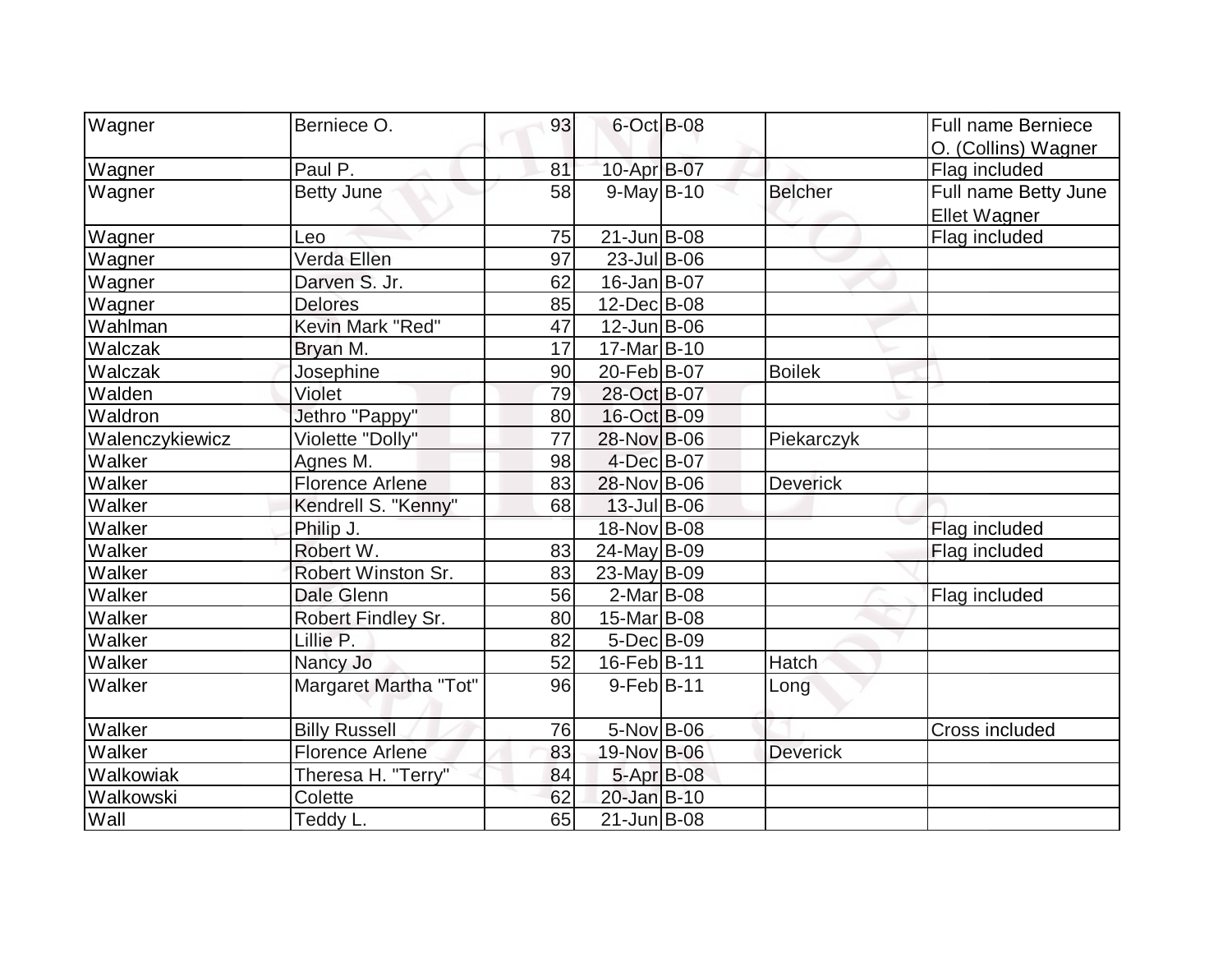| Wagner | Berniece O. | 93 | 6-Oct | B-08 | | Full name Berniece O. (Collins) Wagner |
|---|---|---|---|---|---|---|
| Wagner | Paul P. | 81 | 10-Apr | B-07 | | Flag included |
| Wagner | Betty June | 58 | 9-May | B-10 | Belcher | Full name Betty June Ellet Wagner |
| Wagner | Leo | 75 | 21-Jun | B-08 | | Flag included |
| Wagner | Verda Ellen | 97 | 23-Jul | B-06 | | |
| Wagner | Darven S. Jr. | 62 | 16-Jan | B-07 | | |
| Wagner | Delores | 85 | 12-Dec | B-08 | | |
| Wahlman | Kevin Mark "Red" | 47 | 12-Jun | B-06 | | |
| Walczak | Bryan M. | 17 | 17-Mar | B-10 | | |
| Walczak | Josephine | 90 | 20-Feb | B-07 | Boilek | |
| Walden | Violet | 79 | 28-Oct | B-07 | | |
| Waldron | Jethro "Pappy" | 80 | 16-Oct | B-09 | | |
| Walenczykiewicz | Violette "Dolly" | 77 | 28-Nov | B-06 | Piekarczyk | |
| Walker | Agnes M. | 98 | 4-Dec | B-07 | | |
| Walker | Florence Arlene | 83 | 28-Nov | B-06 | Deverick | |
| Walker | Kendrell S. "Kenny" | 68 | 13-Jul | B-06 | | |
| Walker | Philip J. | | 18-Nov | B-08 | | Flag included |
| Walker | Robert W. | 83 | 24-May | B-09 | | Flag included |
| Walker | Robert Winston Sr. | 83 | 23-May | B-09 | | |
| Walker | Dale Glenn | 56 | 2-Mar | B-08 | | Flag included |
| Walker | Robert Findley Sr. | 80 | 15-Mar | B-08 | | |
| Walker | Lillie P. | 82 | 5-Dec | B-09 | | |
| Walker | Nancy Jo | 52 | 16-Feb | B-11 | Hatch | |
| Walker | Margaret Martha "Tot" | 96 | 9-Feb | B-11 | Long | |
| Walker | Billy Russell | 76 | 5-Nov | B-06 | | Cross included |
| Walker | Florence Arlene | 83 | 19-Nov | B-06 | Deverick | |
| Walkowiak | Theresa H. "Terry" | 84 | 5-Apr | B-08 | | |
| Walkowski | Colette | 62 | 20-Jan | B-10 | | |
| Wall | Teddy L. | 65 | 21-Jun | B-08 | | |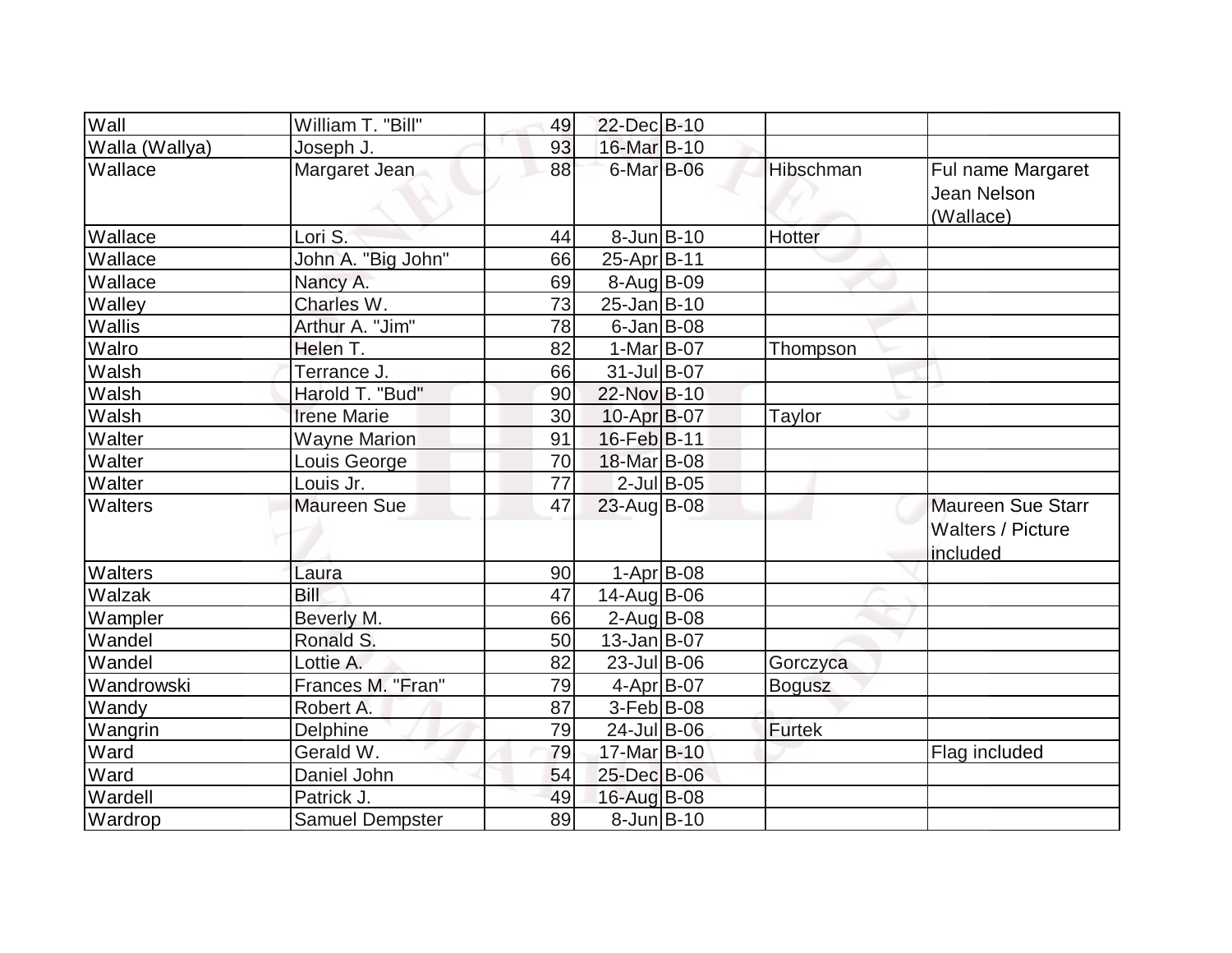| Wall | William T. "Bill" | 49 | 22-Dec | B-10 | | |
|---|---|---|---|---|---|---|
| Walla (Wallya) | Joseph J. | 93 | 16-Mar | B-10 | | |
| Wallace | Margaret Jean | 88 | 6-Mar | B-06 | Hibschman | Ful name Margaret Jean Nelson (Wallace) |
| Wallace | Lori S. | 44 | 8-Jun | B-10 | Hotter | |
| Wallace | John A. "Big John" | 66 | 25-Apr | B-11 | | |
| Wallace | Nancy A. | 69 | 8-Aug | B-09 | | |
| Walley | Charles W. | 73 | 25-Jan | B-10 | | |
| Wallis | Arthur A. "Jim" | 78 | 6-Jan | B-08 | | |
| Walro | Helen T. | 82 | 1-Mar | B-07 | Thompson | |
| Walsh | Terrance J. | 66 | 31-Jul | B-07 | | |
| Walsh | Harold T. "Bud" | 90 | 22-Nov | B-10 | | |
| Walsh | Irene Marie | 30 | 10-Apr | B-07 | Taylor | |
| Walter | Wayne Marion | 91 | 16-Feb | B-11 | | |
| Walter | Louis George | 70 | 18-Mar | B-08 | | |
| Walter | Louis Jr. | 77 | 2-Jul | B-05 | | |
| Walters | Maureen Sue | 47 | 23-Aug | B-08 | | Maureen Sue Starr Walters / Picture included |
| Walters | Laura | 90 | 1-Apr | B-08 | | |
| Walzak | Bill | 47 | 14-Aug | B-06 | | |
| Wampler | Beverly M. | 66 | 2-Aug | B-08 | | |
| Wandel | Ronald S. | 50 | 13-Jan | B-07 | | |
| Wandel | Lottie A. | 82 | 23-Jul | B-06 | Gorczyca | |
| Wandrowski | Frances M. "Fran" | 79 | 4-Apr | B-07 | Bogusz | |
| Wandy | Robert A. | 87 | 3-Feb | B-08 | | |
| Wangrin | Delphine | 79 | 24-Jul | B-06 | Furtek | |
| Ward | Gerald W. | 79 | 17-Mar | B-10 | | Flag included |
| Ward | Daniel John | 54 | 25-Dec | B-06 | | |
| Wardell | Patrick J. | 49 | 16-Aug | B-08 | | |
| Wardrop | Samuel Dempster | 89 | 8-Jun | B-10 | | |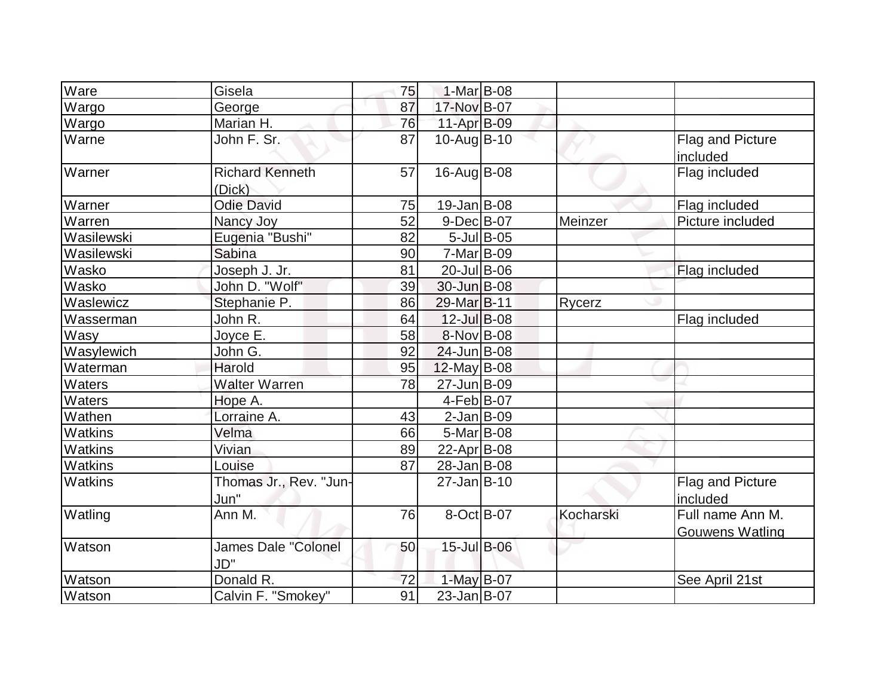| | | | | | | |
|---|---|---|---|---|---|---|
| Ware | Gisela | 75 | 1-Mar | B-08 | | |
| Wargo | George | 87 | 17-Nov | B-07 | | |
| Wargo | Marian H. | 76 | 11-Apr | B-09 | | |
| Warne | John F. Sr. | 87 | 10-Aug | B-10 | | Flag and Picture included |
| Warner | Richard Kenneth (Dick) | 57 | 16-Aug | B-08 | | Flag included |
| Warner | Odie David | 75 | 19-Jan | B-08 | | Flag included |
| Warren | Nancy Joy | 52 | 9-Dec | B-07 | Meinzer | Picture included |
| Wasilewski | Eugenia "Bushi" | 82 | 5-Jul | B-05 | | |
| Wasilewski | Sabina | 90 | 7-Mar | B-09 | | |
| Wasko | Joseph J. Jr. | 81 | 20-Jul | B-06 | | Flag included |
| Wasko | John D. "Wolf" | 39 | 30-Jun | B-08 | | |
| Waslewicz | Stephanie P. | 86 | 29-Mar | B-11 | Rycerz | |
| Wasserman | John R. | 64 | 12-Jul | B-08 | | Flag included |
| Wasy | Joyce E. | 58 | 8-Nov | B-08 | | |
| Wasylewich | John G. | 92 | 24-Jun | B-08 | | |
| Waterman | Harold | 95 | 12-May | B-08 | | |
| Waters | Walter Warren | 78 | 27-Jun | B-09 | | |
| Waters | Hope A. | | 4-Feb | B-07 | | |
| Wathen | Lorraine A. | 43 | 2-Jan | B-09 | | |
| Watkins | Velma | 66 | 5-Mar | B-08 | | |
| Watkins | Vivian | 89 | 22-Apr | B-08 | | |
| Watkins | Louise | 87 | 28-Jan | B-08 | | |
| Watkins | Thomas Jr., Rev. "Jun-Jun" | | 27-Jan | B-10 | | Flag and Picture included |
| Watling | Ann M. | 76 | 8-Oct | B-07 | Kocharski | Full name Ann M. Gouwens Watling |
| Watson | James Dale "Colonel JD" | 50 | 15-Jul | B-06 | | |
| Watson | Donald R. | 72 | 1-May | B-07 | | See April 21st |
| Watson | Calvin F. "Smokey" | 91 | 23-Jan | B-07 | | |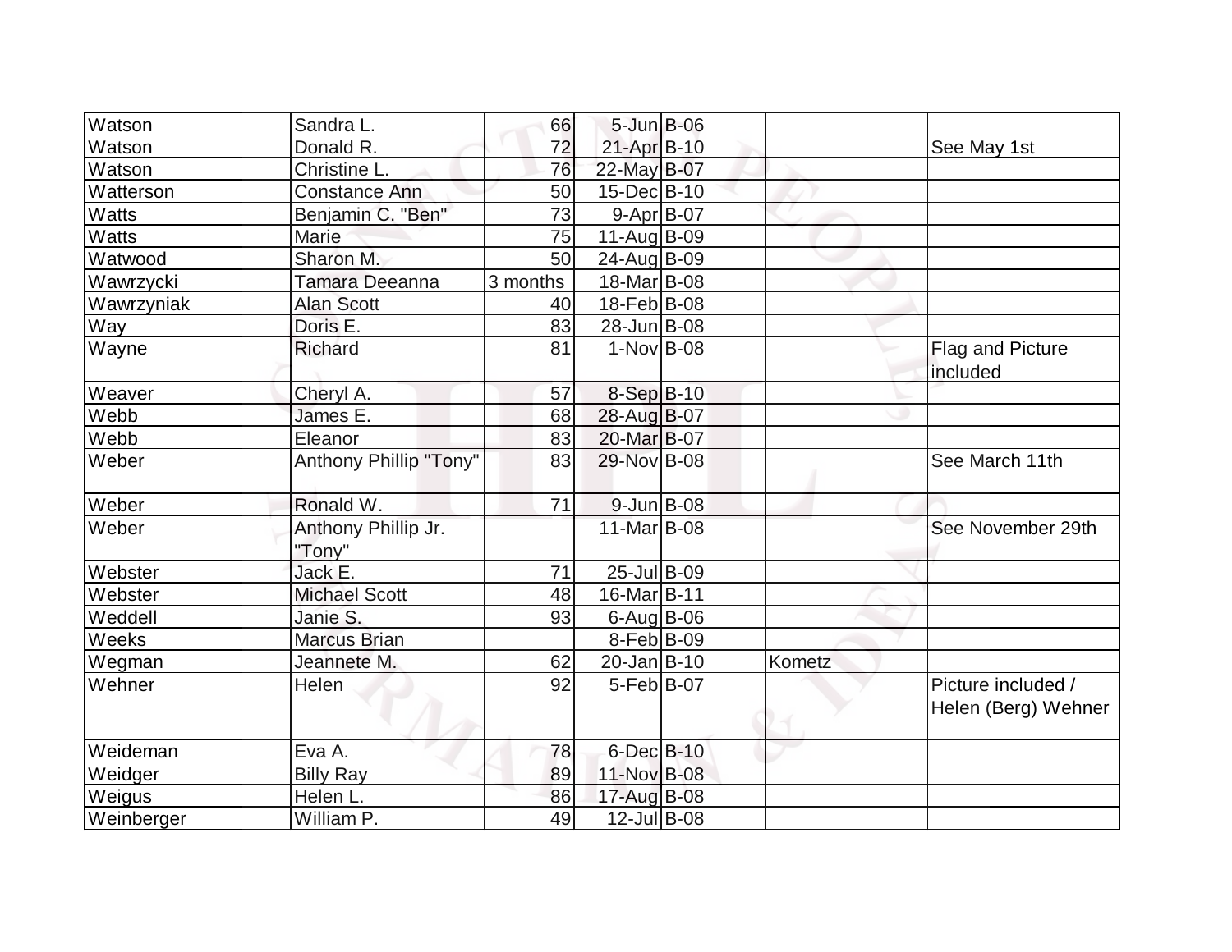| Watson | Sandra L. | 66 | 5-Jun | B-06 | | |
|---|---|---|---|---|---|---|
| Watson | Donald R. | 72 | 21-Apr | B-10 | | See May 1st |
| Watson | Christine L. | 76 | 22-May | B-07 | | |
| Watterson | Constance Ann | 50 | 15-Dec | B-10 | | |
| Watts | Benjamin C. "Ben" | 73 | 9-Apr | B-07 | | |
| Watts | Marie | 75 | 11-Aug | B-09 | | |
| Watwood | Sharon M. | 50 | 24-Aug | B-09 | | |
| Wawrzycki | Tamara Deeanna | 3 months | 18-Mar | B-08 | | |
| Wawrzyniak | Alan Scott | 40 | 18-Feb | B-08 | | |
| Way | Doris E. | 83 | 28-Jun | B-08 | | |
| Wayne | Richard | 81 | 1-Nov | B-08 | | Flag and Picture included |
| Weaver | Cheryl A. | 57 | 8-Sep | B-10 | | |
| Webb | James E. | 68 | 28-Aug | B-07 | | |
| Webb | Eleanor | 83 | 20-Mar | B-07 | | |
| Weber | Anthony Phillip "Tony" | 83 | 29-Nov | B-08 | | See March 11th |
| Weber | Ronald W. | 71 | 9-Jun | B-08 | | |
| Weber | Anthony Phillip Jr. "Tony" | | 11-Mar | B-08 | | See November 29th |
| Webster | Jack E. | 71 | 25-Jul | B-09 | | |
| Webster | Michael Scott | 48 | 16-Mar | B-11 | | |
| Weddell | Janie S. | 93 | 6-Aug | B-06 | | |
| Weeks | Marcus Brian | | 8-Feb | B-09 | | |
| Wegman | Jeannete M. | 62 | 20-Jan | B-10 | Kometz | |
| Wehner | Helen | 92 | 5-Feb | B-07 | | Picture included / Helen (Berg) Wehner |
| Weideman | Eva A. | 78 | 6-Dec | B-10 | | |
| Weidger | Billy Ray | 89 | 11-Nov | B-08 | | |
| Weigus | Helen L. | 86 | 17-Aug | B-08 | | |
| Weinberger | William P. | 49 | 12-Jul | B-08 | | |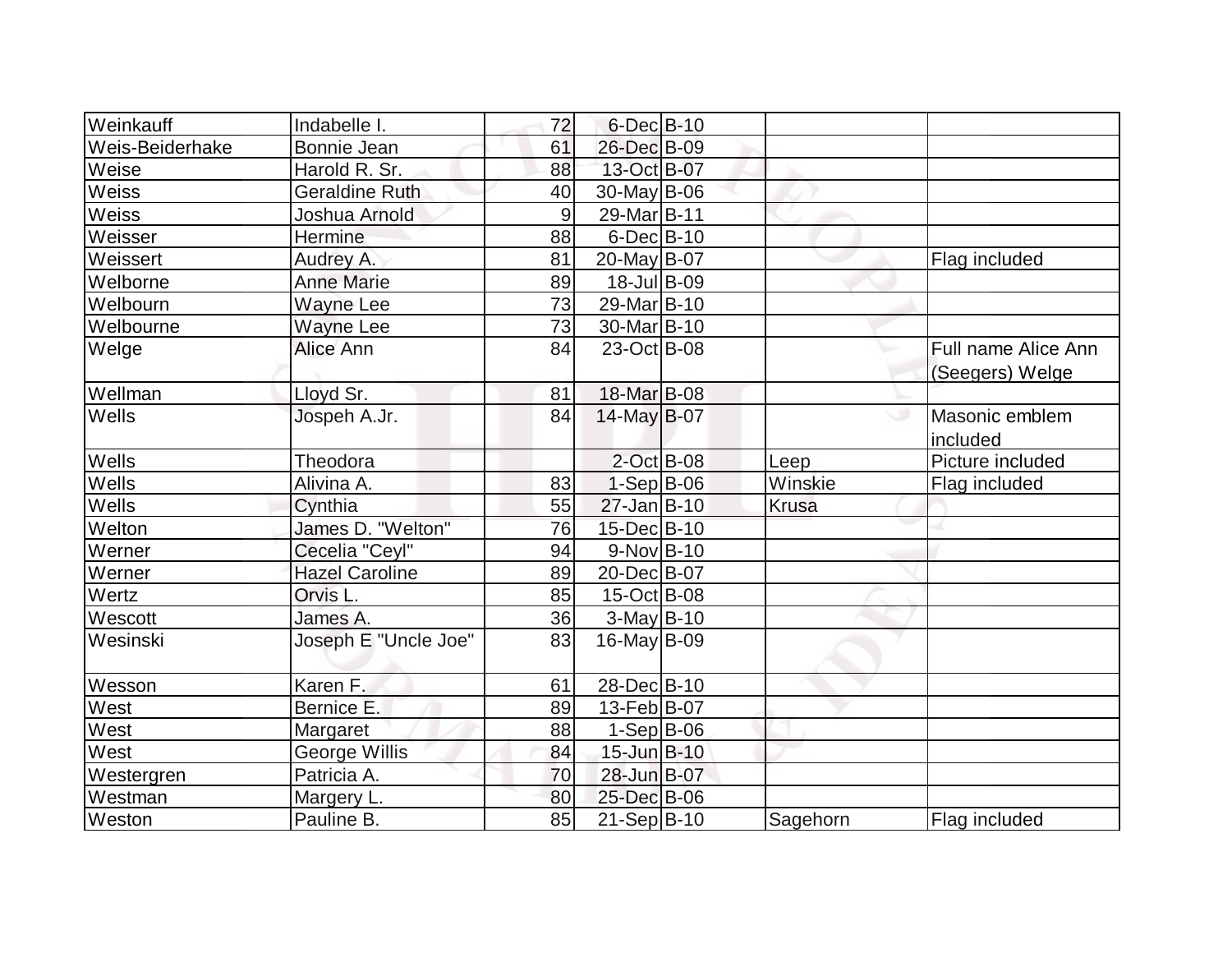| | | | | | | |
|---|---|---|---|---|---|---|
| Weinkauff | Indabelle I. | 72 | 6-Dec | B-10 | | |
| Weis-Beiderhake | Bonnie Jean | 61 | 26-Dec | B-09 | | |
| Weise | Harold R. Sr. | 88 | 13-Oct | B-07 | | |
| Weiss | Geraldine Ruth | 40 | 30-May | B-06 | | |
| Weiss | Joshua Arnold | 9 | 29-Mar | B-11 | | |
| Weisser | Hermine | 88 | 6-Dec | B-10 | | |
| Weissert | Audrey A. | 81 | 20-May | B-07 | | Flag included |
| Welborne | Anne Marie | 89 | 18-Jul | B-09 | | |
| Welbourn | Wayne Lee | 73 | 29-Mar | B-10 | | |
| Welbourne | Wayne Lee | 73 | 30-Mar | B-10 | | |
| Welge | Alice Ann | 84 | 23-Oct | B-08 | | Full name Alice Ann (Seegers) Welge |
| Wellman | Lloyd Sr. | 81 | 18-Mar | B-08 | | |
| Wells | Jospeh A.Jr. | 84 | 14-May | B-07 | | Masonic emblem included |
| Wells | Theodora | | 2-Oct | B-08 | Leep | Picture included |
| Wells | Alivina A. | 83 | 1-Sep | B-06 | Winskie | Flag included |
| Wells | Cynthia | 55 | 27-Jan | B-10 | Krusa | |
| Welton | James D. "Welton" | 76 | 15-Dec | B-10 | | |
| Werner | Cecelia "Ceyl" | 94 | 9-Nov | B-10 | | |
| Werner | Hazel Caroline | 89 | 20-Dec | B-07 | | |
| Wertz | Orvis L. | 85 | 15-Oct | B-08 | | |
| Wescott | James A. | 36 | 3-May | B-10 | | |
| Wesinski | Joseph E "Uncle Joe" | 83 | 16-May | B-09 | | |
| Wesson | Karen F. | 61 | 28-Dec | B-10 | | |
| West | Bernice E. | 89 | 13-Feb | B-07 | | |
| West | Margaret | 88 | 1-Sep | B-06 | | |
| West | George Willis | 84 | 15-Jun | B-10 | | |
| Westergren | Patricia A. | 70 | 28-Jun | B-07 | | |
| Westman | Margery L. | 80 | 25-Dec | B-06 | | |
| Weston | Pauline B. | 85 | 21-Sep | B-10 | Sagehorn | Flag included |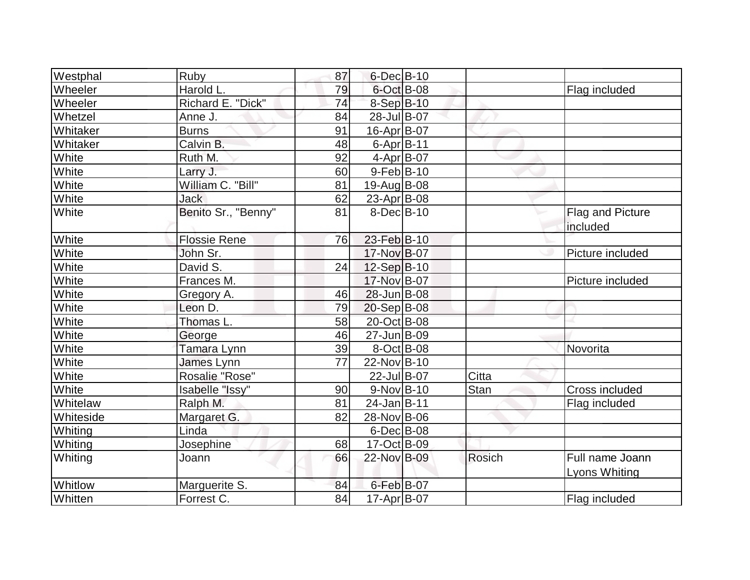| | | | | | | |
|---|---|---|---|---|---|---|
| Westphal | Ruby | 87 | 6-Dec | B-10 | | |
| Wheeler | Harold L. | 79 | 6-Oct | B-08 | | Flag included |
| Wheeler | Richard E. "Dick" | 74 | 8-Sep | B-10 | | |
| Whetzel | Anne J. | 84 | 28-Jul | B-07 | | |
| Whitaker | Burns | 91 | 16-Apr | B-07 | | |
| Whitaker | Calvin B. | 48 | 6-Apr | B-11 | | |
| White | Ruth M. | 92 | 4-Apr | B-07 | | |
| White | Larry J. | 60 | 9-Feb | B-10 | | |
| White | William C. "Bill" | 81 | 19-Aug | B-08 | | |
| White | Jack | 62 | 23-Apr | B-08 | | |
| White | Benito Sr., "Benny" | 81 | 8-Dec | B-10 | | Flag and Picture included |
| White | Flossie Rene | 76 | 23-Feb | B-10 | | |
| White | John Sr. | | 17-Nov | B-07 | | Picture included |
| White | David S. | 24 | 12-Sep | B-10 | | |
| White | Frances M. | | 17-Nov | B-07 | | Picture included |
| White | Gregory A. | 46 | 28-Jun | B-08 | | |
| White | Leon D. | 79 | 20-Sep | B-08 | | |
| White | Thomas L. | 58 | 20-Oct | B-08 | | |
| White | George | 46 | 27-Jun | B-09 | | |
| White | Tamara Lynn | 39 | 8-Oct | B-08 | | Novorita |
| White | James Lynn | 77 | 22-Nov | B-10 | | |
| White | Rosalie "Rose" | | 22-Jul | B-07 | Citta | |
| White | Isabelle "Issy" | 90 | 9-Nov | B-10 | Stan | Cross included |
| Whitelaw | Ralph M. | 81 | 24-Jan | B-11 | | Flag included |
| Whiteside | Margaret G. | 82 | 28-Nov | B-06 | | |
| Whiting | Linda | | 6-Dec | B-08 | | |
| Whiting | Josephine | 68 | 17-Oct | B-09 | | |
| Whiting | Joann | 66 | 22-Nov | B-09 | Rosich | Full name Joann Lyons Whiting |
| Whitlow | Marguerite S. | 84 | 6-Feb | B-07 | | |
| Whitten | Forrest C. | 84 | 17-Apr | B-07 | | Flag included |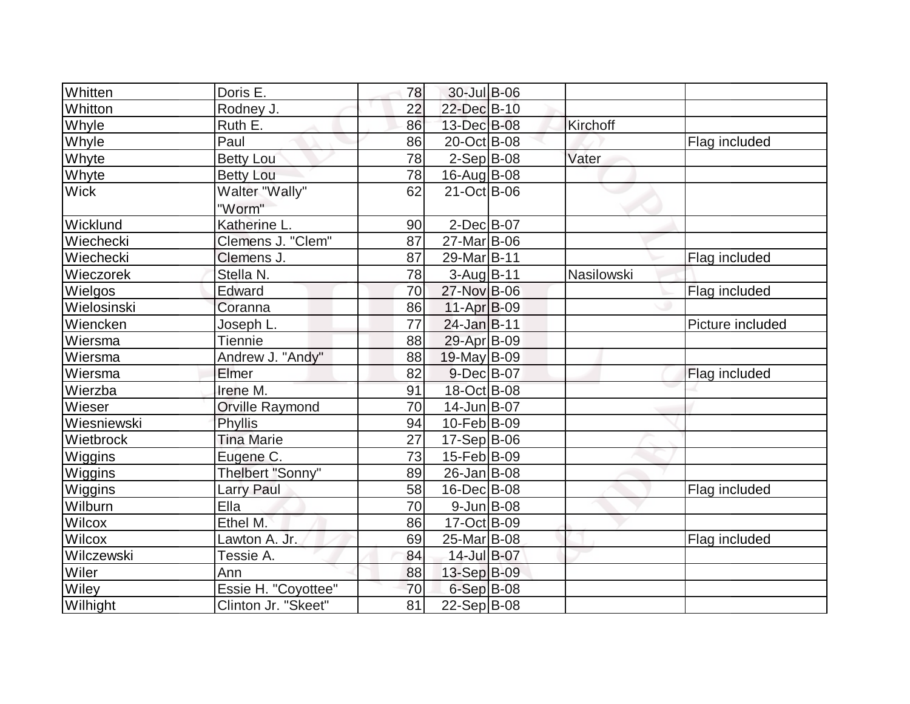| | | | | | | |
|---|---|---|---|---|---|---|
| Whitten | Doris E. | 78 | 30-Jul | B-06 | | |
| Whitton | Rodney J. | 22 | 22-Dec | B-10 | | |
| Whyle | Ruth E. | 86 | 13-Dec | B-08 | Kirchoff | |
| Whyle | Paul | 86 | 20-Oct | B-08 | | Flag included |
| Whyte | Betty Lou | 78 | 2-Sep | B-08 | Vater | |
| Whyte | Betty Lou | 78 | 16-Aug | B-08 | | |
| Wick | Walter "Wally" "Worm" | 62 | 21-Oct | B-06 | | |
| Wicklund | Katherine L. | 90 | 2-Dec | B-07 | | |
| Wiechecki | Clemens J. "Clem" | 87 | 27-Mar | B-06 | | |
| Wiechecki | Clemens J. | 87 | 29-Mar | B-11 | | Flag included |
| Wieczorek | Stella N. | 78 | 3-Aug | B-11 | Nasilowski | |
| Wielgos | Edward | 70 | 27-Nov | B-06 | | Flag included |
| Wielosinski | Coranna | 86 | 11-Apr | B-09 | | |
| Wiencken | Joseph L. | 77 | 24-Jan | B-11 | | Picture included |
| Wiersma | Tiennie | 88 | 29-Apr | B-09 | | |
| Wiersma | Andrew J. "Andy" | 88 | 19-May | B-09 | | |
| Wiersma | Elmer | 82 | 9-Dec | B-07 | | Flag included |
| Wierzba | Irene M. | 91 | 18-Oct | B-08 | | |
| Wieser | Orville Raymond | 70 | 14-Jun | B-07 | | |
| Wiesniewski | Phyllis | 94 | 10-Feb | B-09 | | |
| Wietbrock | Tina Marie | 27 | 17-Sep | B-06 | | |
| Wiggins | Eugene C. | 73 | 15-Feb | B-09 | | |
| Wiggins | Thelbert "Sonny" | 89 | 26-Jan | B-08 | | |
| Wiggins | Larry Paul | 58 | 16-Dec | B-08 | | Flag included |
| Wilburn | Ella | 70 | 9-Jun | B-08 | | |
| Wilcox | Ethel M. | 86 | 17-Oct | B-09 | | |
| Wilcox | Lawton A. Jr. | 69 | 25-Mar | B-08 | | Flag included |
| Wilczewski | Tessie A. | 84 | 14-Jul | B-07 | | |
| Wiler | Ann | 88 | 13-Sep | B-09 | | |
| Wiley | Essie H. "Coyottee" | 70 | 6-Sep | B-08 | | |
| Wilhight | Clinton Jr. "Skeet" | 81 | 22-Sep | B-08 | | |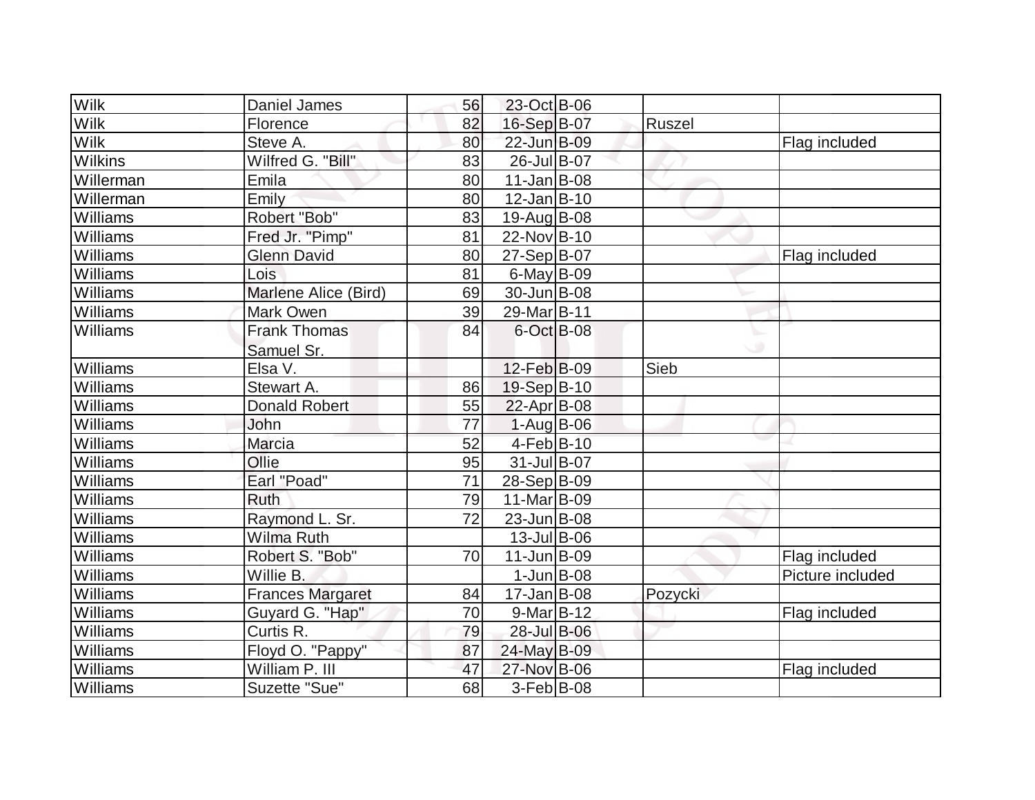| | | | | | | |
|---|---|---|---|---|---|---|
| Wilk | Daniel James | 56 | 23-Oct | B-06 | | |
| Wilk | Florence | 82 | 16-Sep | B-07 | Ruszel | |
| Wilk | Steve A. | 80 | 22-Jun | B-09 | | Flag included |
| Wilkins | Wilfred G. "Bill" | 83 | 26-Jul | B-07 | | |
| Willerman | Emila | 80 | 11-Jan | B-08 | | |
| Willerman | Emily | 80 | 12-Jan | B-10 | | |
| Williams | Robert "Bob" | 83 | 19-Aug | B-08 | | |
| Williams | Fred Jr. "Pimp" | 81 | 22-Nov | B-10 | | |
| Williams | Glenn David | 80 | 27-Sep | B-07 | | Flag included |
| Williams | Lois | 81 | 6-May | B-09 | | |
| Williams | Marlene Alice (Bird) | 69 | 30-Jun | B-08 | | |
| Williams | Mark Owen | 39 | 29-Mar | B-11 | | |
| Williams | Frank Thomas Samuel Sr. | 84 | 6-Oct | B-08 | | |
| Williams | Elsa V. | | 12-Feb | B-09 | Sieb | |
| Williams | Stewart A. | 86 | 19-Sep | B-10 | | |
| Williams | Donald Robert | 55 | 22-Apr | B-08 | | |
| Williams | John | 77 | 1-Aug | B-06 | | |
| Williams | Marcia | 52 | 4-Feb | B-10 | | |
| Williams | Ollie | 95 | 31-Jul | B-07 | | |
| Williams | Earl "Poad" | 71 | 28-Sep | B-09 | | |
| Williams | Ruth | 79 | 11-Mar | B-09 | | |
| Williams | Raymond L. Sr. | 72 | 23-Jun | B-08 | | |
| Williams | Wilma Ruth | | 13-Jul | B-06 | | |
| Williams | Robert S. "Bob" | 70 | 11-Jun | B-09 | | Flag included |
| Williams | Willie B. | | 1-Jun | B-08 | | Picture included |
| Williams | Frances Margaret | 84 | 17-Jan | B-08 | Pozycki | |
| Williams | Guyard G. "Hap" | 70 | 9-Mar | B-12 | | Flag included |
| Williams | Curtis R. | 79 | 28-Jul | B-06 | | |
| Williams | Floyd O. "Pappy" | 87 | 24-May | B-09 | | |
| Williams | William P. III | 47 | 27-Nov | B-06 | | Flag included |
| Williams | Suzette "Sue" | 68 | 3-Feb | B-08 | | |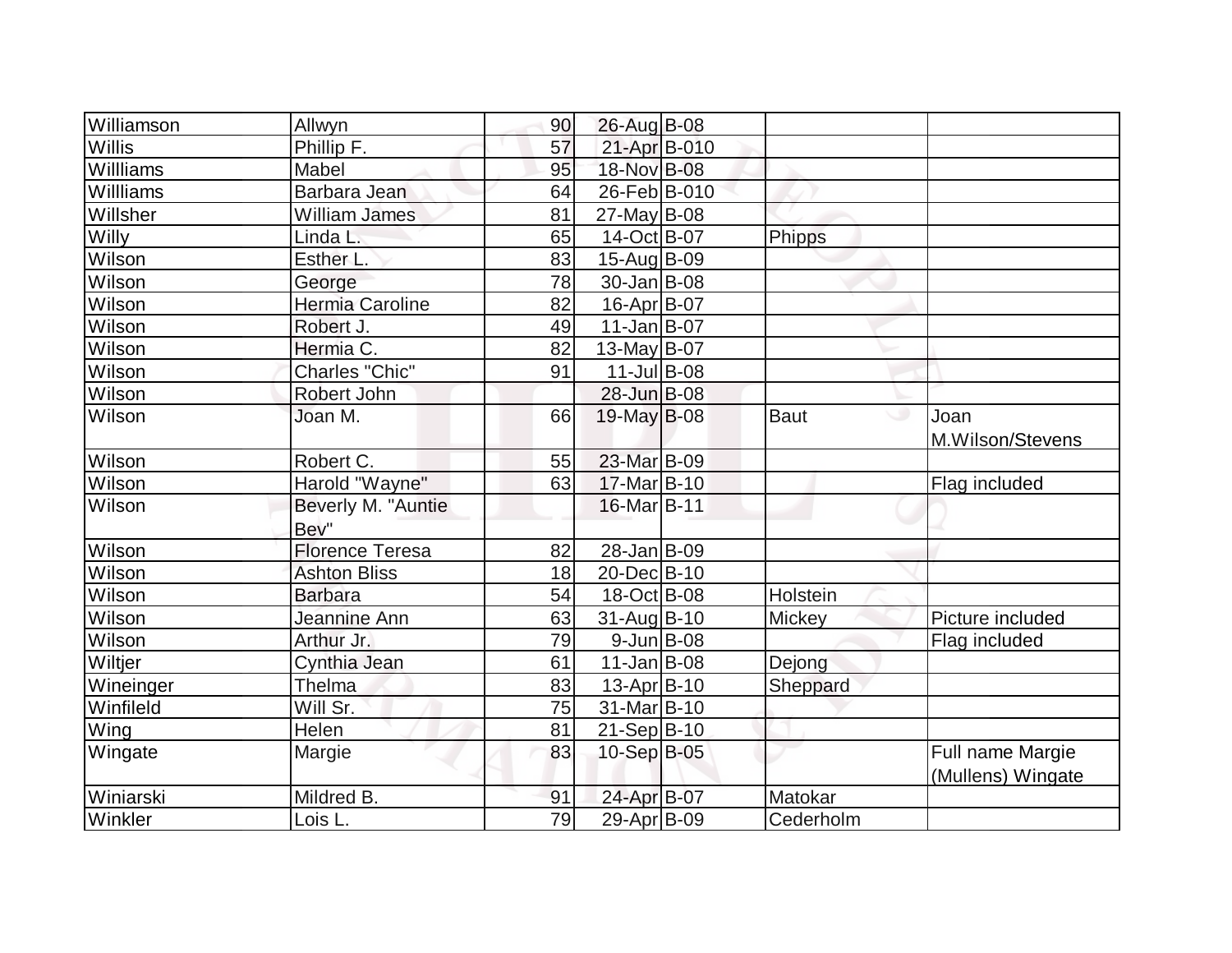| | | | | | | |
|---|---|---|---|---|---|---|
| Williamson | Allwyn | 90 | 26-Aug | B-08 | | |
| Willis | Phillip F. | 57 | 21-Apr | B-010 | | |
| Willliams | Mabel | 95 | 18-Nov | B-08 | | |
| Willliams | Barbara Jean | 64 | 26-Feb | B-010 | | |
| Willsher | William James | 81 | 27-May | B-08 | | |
| Willy | Linda L. | 65 | 14-Oct | B-07 | Phipps | |
| Wilson | Esther L. | 83 | 15-Aug | B-09 | | |
| Wilson | George | 78 | 30-Jan | B-08 | | |
| Wilson | Hermia Caroline | 82 | 16-Apr | B-07 | | |
| Wilson | Robert J. | 49 | 11-Jan | B-07 | | |
| Wilson | Hermia C. | 82 | 13-May | B-07 | | |
| Wilson | Charles "Chic" | 91 | 11-Jul | B-08 | | |
| Wilson | Robert John | | 28-Jun | B-08 | | |
| Wilson | Joan M. | 66 | 19-May | B-08 | Baut | Joan M.Wilson/Stevens |
| Wilson | Robert C. | 55 | 23-Mar | B-09 | | |
| Wilson | Harold "Wayne" | 63 | 17-Mar | B-10 | | Flag included |
| Wilson | Beverly M. "Auntie Bev" | | 16-Mar | B-11 | | |
| Wilson | Florence Teresa | 82 | 28-Jan | B-09 | | |
| Wilson | Ashton Bliss | 18 | 20-Dec | B-10 | | |
| Wilson | Barbara | 54 | 18-Oct | B-08 | Holstein | |
| Wilson | Jeannine Ann | 63 | 31-Aug | B-10 | Mickey | Picture included |
| Wilson | Arthur Jr. | 79 | 9-Jun | B-08 | | Flag included |
| Wiltjer | Cynthia Jean | 61 | 11-Jan | B-08 | Dejong | |
| Wineinger | Thelma | 83 | 13-Apr | B-10 | Sheppard | |
| Winfileld | Will Sr. | 75 | 31-Mar | B-10 | | |
| Wing | Helen | 81 | 21-Sep | B-10 | | |
| Wingate | Margie | 83 | 10-Sep | B-05 | | Full name Margie (Mullens) Wingate |
| Winiarski | Mildred B. | 91 | 24-Apr | B-07 | Matokar | |
| Winkler | Lois L. | 79 | 29-Apr | B-09 | Cederholm | |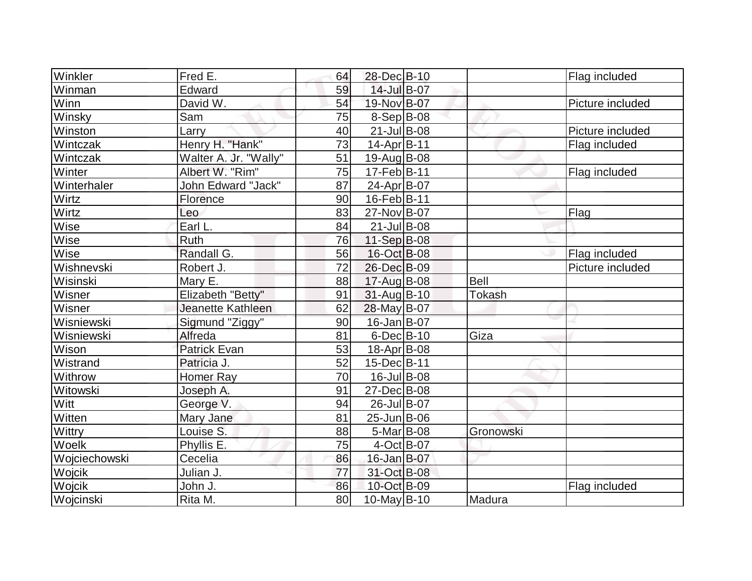| | | | | | | |
|---|---|---|---|---|---|---|
| Winkler | Fred E. | 64 | 28-Dec | B-10 | | Flag included |
| Winman | Edward | 59 | 14-Jul | B-07 | | |
| Winn | David W. | 54 | 19-Nov | B-07 | | Picture included |
| Winsky | Sam | 75 | 8-Sep | B-08 | | |
| Winston | Larry | 40 | 21-Jul | B-08 | | Picture included |
| Wintczak | Henry H. "Hank" | 73 | 14-Apr | B-11 | | Flag included |
| Wintczak | Walter A. Jr. "Wally" | 51 | 19-Aug | B-08 | | |
| Winter | Albert W. "Rim" | 75 | 17-Feb | B-11 | | Flag included |
| Winterhaler | John Edward "Jack" | 87 | 24-Apr | B-07 | | |
| Wirtz | Florence | 90 | 16-Feb | B-11 | | |
| Wirtz | Leo | 83 | 27-Nov | B-07 | | Flag |
| Wise | Earl L. | 84 | 21-Jul | B-08 | | |
| Wise | Ruth | 76 | 11-Sep | B-08 | | |
| Wise | Randall G. | 56 | 16-Oct | B-08 | | Flag included |
| Wishnevski | Robert J. | 72 | 26-Dec | B-09 | | Picture included |
| Wisinski | Mary E. | 88 | 17-Aug | B-08 | Bell | |
| Wisner | Elizabeth "Betty" | 91 | 31-Aug | B-10 | Tokash | |
| Wisner | Jeanette Kathleen | 62 | 28-May | B-07 | | |
| Wisniewski | Sigmund "Ziggy" | 90 | 16-Jan | B-07 | | |
| Wisniewski | Alfreda | 81 | 6-Dec | B-10 | Giza | |
| Wison | Patrick Evan | 53 | 18-Apr | B-08 | | |
| Wistrand | Patricia J. | 52 | 15-Dec | B-11 | | |
| Withrow | Homer Ray | 70 | 16-Jul | B-08 | | |
| Witowski | Joseph A. | 91 | 27-Dec | B-08 | | |
| Witt | George V. | 94 | 26-Jul | B-07 | | |
| Witten | Mary Jane | 81 | 25-Jun | B-06 | | |
| Wittry | Louise S. | 88 | 5-Mar | B-08 | Gronowski | |
| Woelk | Phyllis E. | 75 | 4-Oct | B-07 | | |
| Wojciechowski | Cecelia | 86 | 16-Jan | B-07 | | |
| Wojcik | Julian J. | 77 | 31-Oct | B-08 | | |
| Wojcik | John J. | 86 | 10-Oct | B-09 | | Flag included |
| Wojcinski | Rita M. | 80 | 10-May | B-10 | Madura | |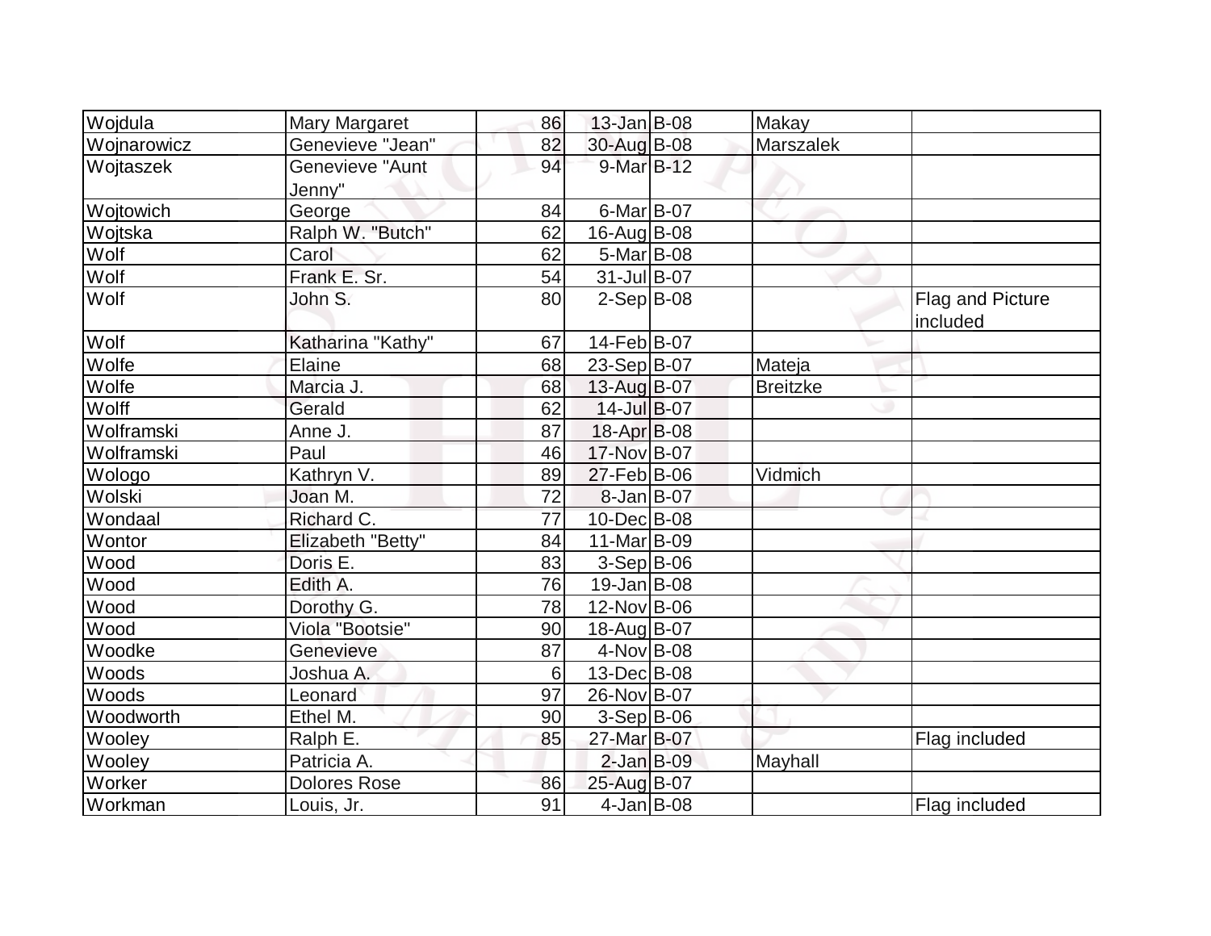| | | | | | | |
|---|---|---|---|---|---|---|
| Wojdula | Mary Margaret | 86 | 13-Jan | B-08 | Makay | |
| Wojnarowicz | Genevieve "Jean" | 82 | 30-Aug | B-08 | Marszalek | |
| Wojtaszek | Genevieve "Aunt Jenny" | 94 | 9-Mar | B-12 | | |
| Wojtowich | George | 84 | 6-Mar | B-07 | | |
| Wojtska | Ralph W. "Butch" | 62 | 16-Aug | B-08 | | |
| Wolf | Carol | 62 | 5-Mar | B-08 | | |
| Wolf | Frank E. Sr. | 54 | 31-Jul | B-07 | | |
| Wolf | John S. | 80 | 2-Sep | B-08 | | Flag and Picture included |
| Wolf | Katharina "Kathy" | 67 | 14-Feb | B-07 | | |
| Wolfe | Elaine | 68 | 23-Sep | B-07 | Mateja | |
| Wolfe | Marcia J. | 68 | 13-Aug | B-07 | Breitzke | |
| Wolff | Gerald | 62 | 14-Jul | B-07 | | |
| Wolframski | Anne J. | 87 | 18-Apr | B-08 | | |
| Wolframski | Paul | 46 | 17-Nov | B-07 | | |
| Wologo | Kathryn V. | 89 | 27-Feb | B-06 | Vidmich | |
| Wolski | Joan M. | 72 | 8-Jan | B-07 | | |
| Wondaal | Richard C. | 77 | 10-Dec | B-08 | | |
| Wontor | Elizabeth "Betty" | 84 | 11-Mar | B-09 | | |
| Wood | Doris E. | 83 | 3-Sep | B-06 | | |
| Wood | Edith A. | 76 | 19-Jan | B-08 | | |
| Wood | Dorothy G. | 78 | 12-Nov | B-06 | | |
| Wood | Viola "Bootsie" | 90 | 18-Aug | B-07 | | |
| Woodke | Genevieve | 87 | 4-Nov | B-08 | | |
| Woods | Joshua A. | 6 | 13-Dec | B-08 | | |
| Woods | Leonard | 97 | 26-Nov | B-07 | | |
| Woodworth | Ethel M. | 90 | 3-Sep | B-06 | | |
| Wooley | Ralph E. | 85 | 27-Mar | B-07 | | Flag included |
| Wooley | Patricia A. | | 2-Jan | B-09 | Mayhall | |
| Worker | Dolores Rose | 86 | 25-Aug | B-07 | | |
| Workman | Louis, Jr. | 91 | 4-Jan | B-08 | | Flag included |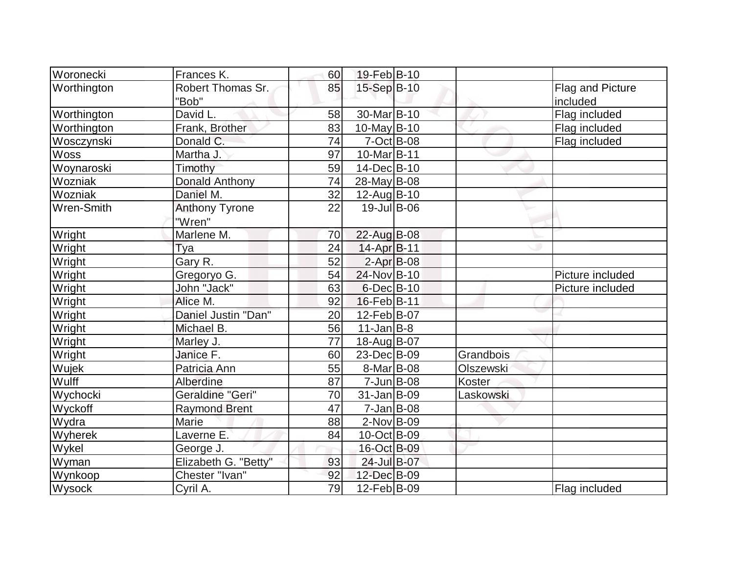| Woronecki | Frances K. | 60 | 19-Feb | B-10 | | |
|---|---|---|---|---|---|---|
| Worthington | Robert Thomas Sr. "Bob" | 85 | 15-Sep | B-10 | | Flag and Picture included |
| Worthington | David L. | 58 | 30-Mar | B-10 | | Flag included |
| Worthington | Frank, Brother | 83 | 10-May | B-10 | | Flag included |
| Wosczynski | Donald C. | 74 | 7-Oct | B-08 | | Flag included |
| Woss | Martha J. | 97 | 10-Mar | B-11 | | |
| Woynaroski | Timothy | 59 | 14-Dec | B-10 | | |
| Wozniak | Donald Anthony | 74 | 28-May | B-08 | | |
| Wozniak | Daniel M. | 32 | 12-Aug | B-10 | | |
| Wren-Smith | Anthony Tyrone "Wren" | 22 | 19-Jul | B-06 | | |
| Wright | Marlene M. | 70 | 22-Aug | B-08 | | |
| Wright | Tya | 24 | 14-Apr | B-11 | | |
| Wright | Gary R. | 52 | 2-Apr | B-08 | | |
| Wright | Gregoryo G. | 54 | 24-Nov | B-10 | | Picture included |
| Wright | John "Jack" | 63 | 6-Dec | B-10 | | Picture included |
| Wright | Alice M. | 92 | 16-Feb | B-11 | | |
| Wright | Daniel Justin "Dan" | 20 | 12-Feb | B-07 | | |
| Wright | Michael B. | 56 | 11-Jan | B-8 | | |
| Wright | Marley J. | 77 | 18-Aug | B-07 | | |
| Wright | Janice F. | 60 | 23-Dec | B-09 | Grandbois | |
| Wujek | Patricia Ann | 55 | 8-Mar | B-08 | Olszewski | |
| Wulff | Alberdine | 87 | 7-Jun | B-08 | Koster | |
| Wychocki | Geraldine "Geri" | 70 | 31-Jan | B-09 | Laskowski | |
| Wyckoff | Raymond Brent | 47 | 7-Jan | B-08 | | |
| Wydra | Marie | 88 | 2-Nov | B-09 | | |
| Wyherek | Laverne E. | 84 | 10-Oct | B-09 | | |
| Wykel | George J. | | 16-Oct | B-09 | | |
| Wyman | Elizabeth G. "Betty" | 93 | 24-Jul | B-07 | | |
| Wynkoop | Chester "Ivan" | 92 | 12-Dec | B-09 | | |
| Wysock | Cyril A. | 79 | 12-Feb | B-09 | | Flag included |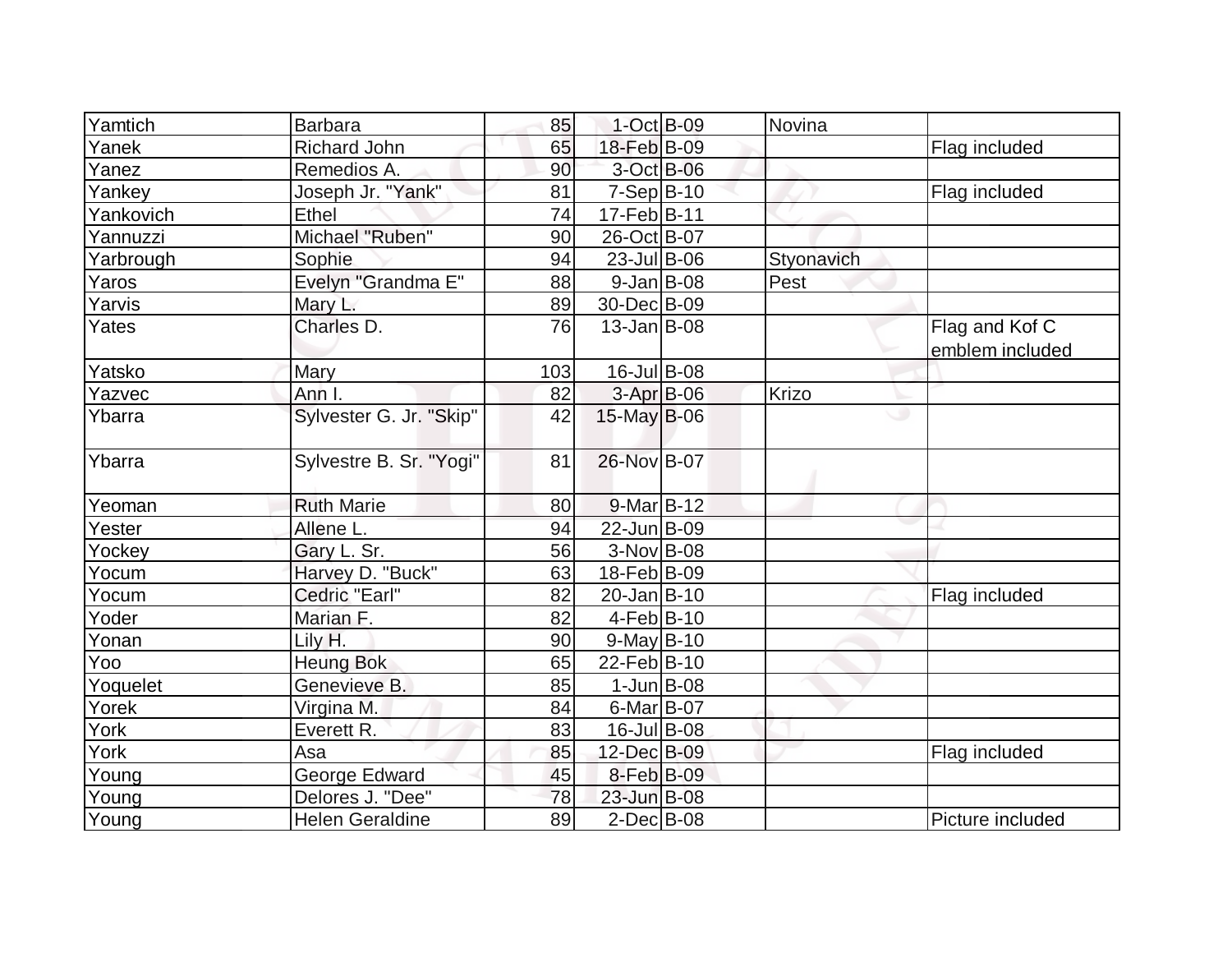| | | | | | | |
|---|---|---|---|---|---|---|
| Yamtich | Barbara | 85 | 1-Oct | B-09 | Novina | |
| Yanek | Richard John | 65 | 18-Feb | B-09 | | Flag included |
| Yanez | Remedios A. | 90 | 3-Oct | B-06 | | |
| Yankey | Joseph Jr. "Yank" | 81 | 7-Sep | B-10 | | Flag included |
| Yankovich | Ethel | 74 | 17-Feb | B-11 | | |
| Yannuzzi | Michael "Ruben" | 90 | 26-Oct | B-07 | | |
| Yarbrough | Sophie | 94 | 23-Jul | B-06 | Styonavich | |
| Yaros | Evelyn "Grandma E" | 88 | 9-Jan | B-08 | Pest | |
| Yarvis | Mary L. | 89 | 30-Dec | B-09 | | |
| Yates | Charles D. | 76 | 13-Jan | B-08 | | Flag and Kof C emblem included |
| Yatsko | Mary | 103 | 16-Jul | B-08 | | |
| Yazvec | Ann I. | 82 | 3-Apr | B-06 | Krizo | |
| Ybarra | Sylvester G. Jr. "Skip" | 42 | 15-May | B-06 | | |
| Ybarra | Sylvestre B. Sr. "Yogi" | 81 | 26-Nov | B-07 | | |
| Yeoman | Ruth Marie | 80 | 9-Mar | B-12 | | |
| Yester | Allene L. | 94 | 22-Jun | B-09 | | |
| Yockey | Gary L. Sr. | 56 | 3-Nov | B-08 | | |
| Yocum | Harvey D. "Buck" | 63 | 18-Feb | B-09 | | |
| Yocum | Cedric "Earl" | 82 | 20-Jan | B-10 | | Flag included |
| Yoder | Marian F. | 82 | 4-Feb | B-10 | | |
| Yonan | Lily H. | 90 | 9-May | B-10 | | |
| Yoo | Heung Bok | 65 | 22-Feb | B-10 | | |
| Yoquelet | Genevieve B. | 85 | 1-Jun | B-08 | | |
| Yorek | Virgina M. | 84 | 6-Mar | B-07 | | |
| York | Everett R. | 83 | 16-Jul | B-08 | | |
| York | Asa | 85 | 12-Dec | B-09 | | Flag included |
| Young | George Edward | 45 | 8-Feb | B-09 | | |
| Young | Delores J. "Dee" | 78 | 23-Jun | B-08 | | |
| Young | Helen Geraldine | 89 | 2-Dec | B-08 | | Picture included |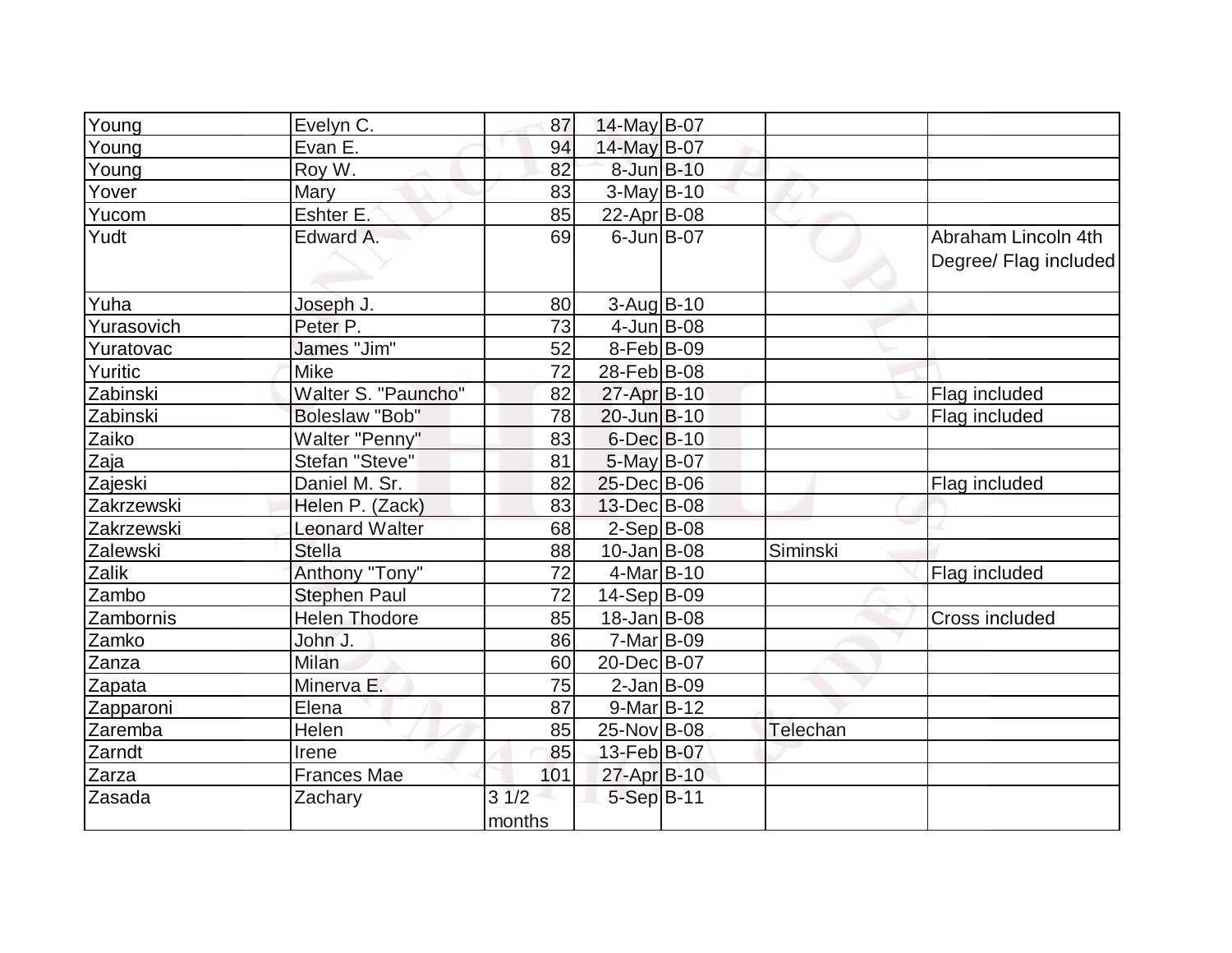| Young | Evelyn C. | 87 | 14-May | B-07 | | |
|---|---|---|---|---|---|---|
| Young | Evan E. | 94 | 14-May | B-07 | | |
| Young | Roy W. | 82 | 8-Jun | B-10 | | |
| Yover | Mary | 83 | 3-May | B-10 | | |
| Yucom | Eshter E. | 85 | 22-Apr | B-08 | | |
| Yudt | Edward A. | 69 | 6-Jun | B-07 | | Abraham Lincoln 4th Degree/ Flag included |
| Yuha | Joseph J. | 80 | 3-Aug | B-10 | | |
| Yurasovich | Peter P. | 73 | 4-Jun | B-08 | | |
| Yuratovac | James "Jim" | 52 | 8-Feb | B-09 | | |
| Yuritic | Mike | 72 | 28-Feb | B-08 | | |
| Zabinski | Walter S. "Pauncho" | 82 | 27-Apr | B-10 | | Flag included |
| Zabinski | Boleslaw "Bob" | 78 | 20-Jun | B-10 | | Flag included |
| Zaiko | Walter "Penny" | 83 | 6-Dec | B-10 | | |
| Zaja | Stefan "Steve" | 81 | 5-May | B-07 | | |
| Zajeski | Daniel M. Sr. | 82 | 25-Dec | B-06 | | Flag included |
| Zakrzewski | Helen P. (Zack) | 83 | 13-Dec | B-08 | | |
| Zakrzewski | Leonard Walter | 68 | 2-Sep | B-08 | | |
| Zalewski | Stella | 88 | 10-Jan | B-08 | Siminski | |
| Zalik | Anthony "Tony" | 72 | 4-Mar | B-10 | | Flag included |
| Zambo | Stephen Paul | 72 | 14-Sep | B-09 | | |
| Zambornis | Helen Thodore | 85 | 18-Jan | B-08 | | Cross included |
| Zamko | John J. | 86 | 7-Mar | B-09 | | |
| Zanza | Milan | 60 | 20-Dec | B-07 | | |
| Zapata | Minerva E. | 75 | 2-Jan | B-09 | | |
| Zapparoni | Elena | 87 | 9-Mar | B-12 | | |
| Zaremba | Helen | 85 | 25-Nov | B-08 | Telechan | |
| Zarndt | Irene | 85 | 13-Feb | B-07 | | |
| Zarza | Frances Mae | 101 | 27-Apr | B-10 | | |
| Zasada | Zachary | 3 1/2 months | 5-Sep | B-11 | | |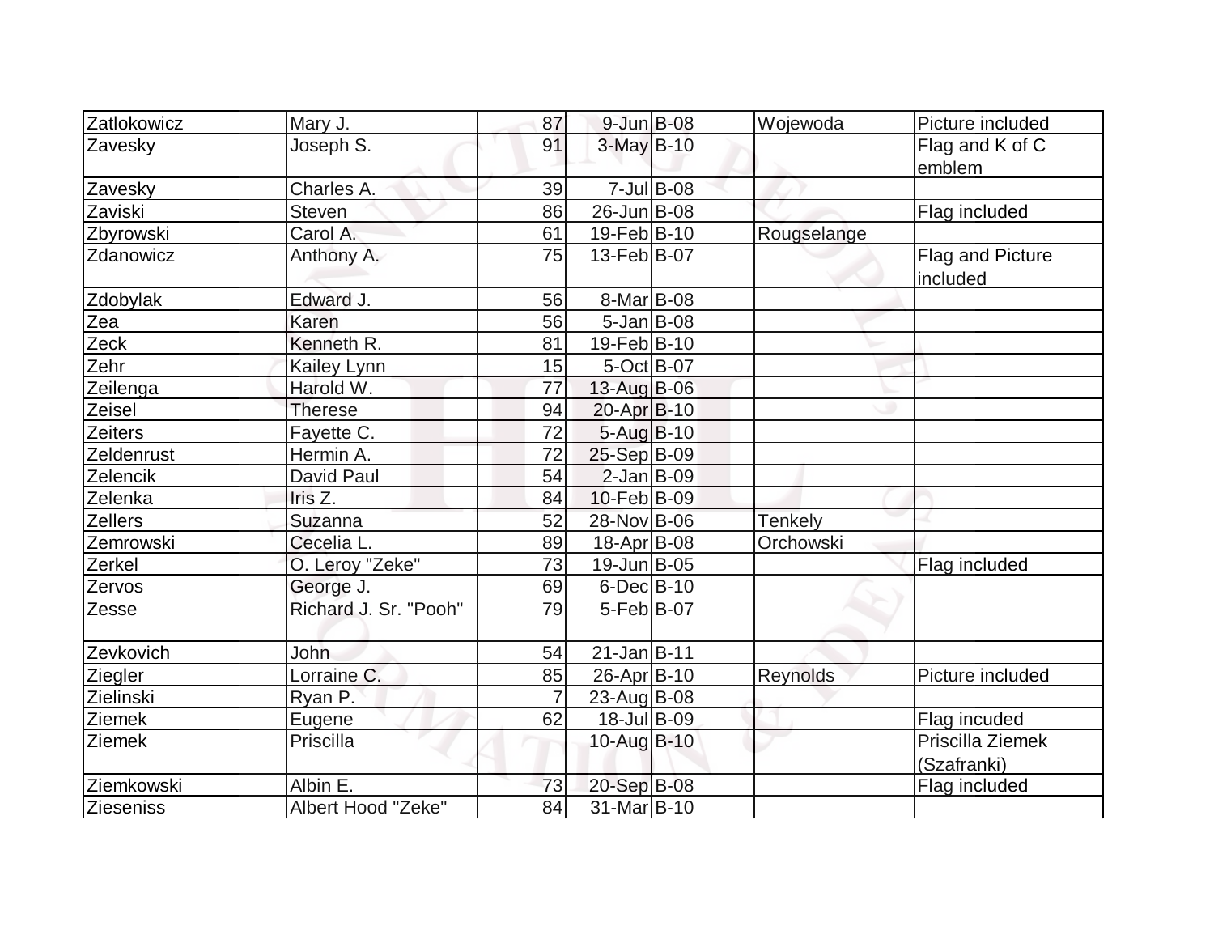| | | | | | | |
|---|---|---|---|---|---|---|
| Zatlokowicz | Mary J. | 87 | 9-Jun | B-08 | Wojewoda | Picture included |
| Zavesky | Joseph S. | 91 | 3-May | B-10 | | Flag and K of C emblem |
| Zavesky | Charles A. | 39 | 7-Jul | B-08 | | |
| Zaviski | Steven | 86 | 26-Jun | B-08 | | Flag included |
| Zbyrowski | Carol A. | 61 | 19-Feb | B-10 | Rougselange | |
| Zdanowicz | Anthony A. | 75 | 13-Feb | B-07 | | Flag and Picture included |
| Zdobylak | Edward J. | 56 | 8-Mar | B-08 | | |
| Zea | Karen | 56 | 5-Jan | B-08 | | |
| Zeck | Kenneth R. | 81 | 19-Feb | B-10 | | |
| Zehr | Kailey Lynn | 15 | 5-Oct | B-07 | | |
| Zeilenga | Harold W. | 77 | 13-Aug | B-06 | | |
| Zeisel | Therese | 94 | 20-Apr | B-10 | | |
| Zeiters | Fayette C. | 72 | 5-Aug | B-10 | | |
| Zeldenrust | Hermin A. | 72 | 25-Sep | B-09 | | |
| Zelencik | David Paul | 54 | 2-Jan | B-09 | | |
| Zelenka | Iris Z. | 84 | 10-Feb | B-09 | | |
| Zellers | Suzanna | 52 | 28-Nov | B-06 | Tenkely | |
| Zemrowski | Cecelia L. | 89 | 18-Apr | B-08 | Orchowski | |
| Zerkel | O. Leroy "Zeke" | 73 | 19-Jun | B-05 | | Flag included |
| Zervos | George J. | 69 | 6-Dec | B-10 | | |
| Zesse | Richard J. Sr. "Pooh" | 79 | 5-Feb | B-07 | | |
| Zevkovich | John | 54 | 21-Jan | B-11 | | |
| Ziegler | Lorraine C. | 85 | 26-Apr | B-10 | Reynolds | Picture included |
| Zielinski | Ryan P. | 7 | 23-Aug | B-08 | | |
| Ziemek | Eugene | 62 | 18-Jul | B-09 | | Flag incuded |
| Ziemek | Priscilla | | 10-Aug | B-10 | | Priscilla Ziemek (Szafranki) |
| Ziemkowski | Albin E. | 73 | 20-Sep | B-08 | | Flag included |
| Zieseniss | Albert Hood "Zeke" | 84 | 31-Mar | B-10 | | |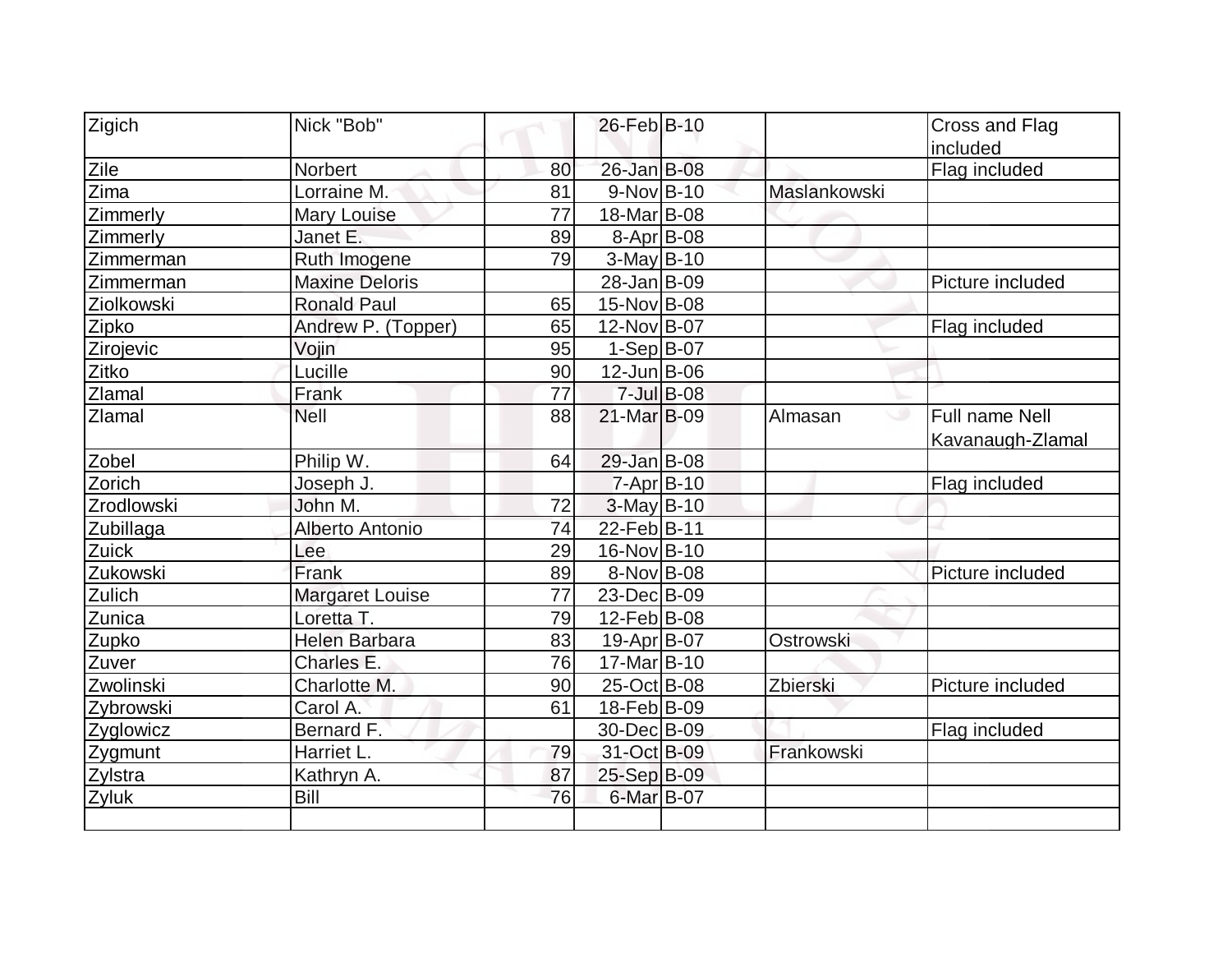| | | | | | | |
|---|---|---|---|---|---|---|
| Zigich | Nick "Bob" | | 26-Feb | B-10 | | Cross and Flag included |
| Zile | Norbert | 80 | 26-Jan | B-08 | | Flag included |
| Zima | Lorraine M. | 81 | 9-Nov | B-10 | Maslankowski | |
| Zimmerly | Mary Louise | 77 | 18-Mar | B-08 | | |
| Zimmerly | Janet E. | 89 | 8-Apr | B-08 | | |
| Zimmerman | Ruth Imogene | 79 | 3-May | B-10 | | |
| Zimmerman | Maxine Deloris | | 28-Jan | B-09 | | Picture included |
| Ziolkowski | Ronald Paul | 65 | 15-Nov | B-08 | | |
| Zipko | Andrew P. (Topper) | 65 | 12-Nov | B-07 | | Flag included |
| Zirojevic | Vojin | 95 | 1-Sep | B-07 | | |
| Zitko | Lucille | 90 | 12-Jun | B-06 | | |
| Zlamal | Frank | 77 | 7-Jul | B-08 | | |
| Zlamal | Nell | 88 | 21-Mar | B-09 | Almasan | Full name Nell Kavanaugh-Zlamal |
| Zobel | Philip W. | 64 | 29-Jan | B-08 | | |
| Zorich | Joseph J. | | 7-Apr | B-10 | | Flag included |
| Zrodlowski | John M. | 72 | 3-May | B-10 | | |
| Zubillaga | Alberto Antonio | 74 | 22-Feb | B-11 | | |
| Zuick | Lee | 29 | 16-Nov | B-10 | | |
| Zukowski | Frank | 89 | 8-Nov | B-08 | | Picture included |
| Zulich | Margaret Louise | 77 | 23-Dec | B-09 | | |
| Zunica | Loretta T. | 79 | 12-Feb | B-08 | | |
| Zupko | Helen Barbara | 83 | 19-Apr | B-07 | Ostrowski | |
| Zuver | Charles E. | 76 | 17-Mar | B-10 | | |
| Zwolinski | Charlotte M. | 90 | 25-Oct | B-08 | Zbierski | Picture included |
| Zybrowski | Carol A. | 61 | 18-Feb | B-09 | | |
| Zyglowicz | Bernard F. | | 30-Dec | B-09 | | Flag included |
| Zygmunt | Harriet L. | 79 | 31-Oct | B-09 | Frankowski | |
| Zylstra | Kathryn A. | 87 | 25-Sep | B-09 | | |
| Zyluk | Bill | 76 | 6-Mar | B-07 | | |
| | | | | | | |